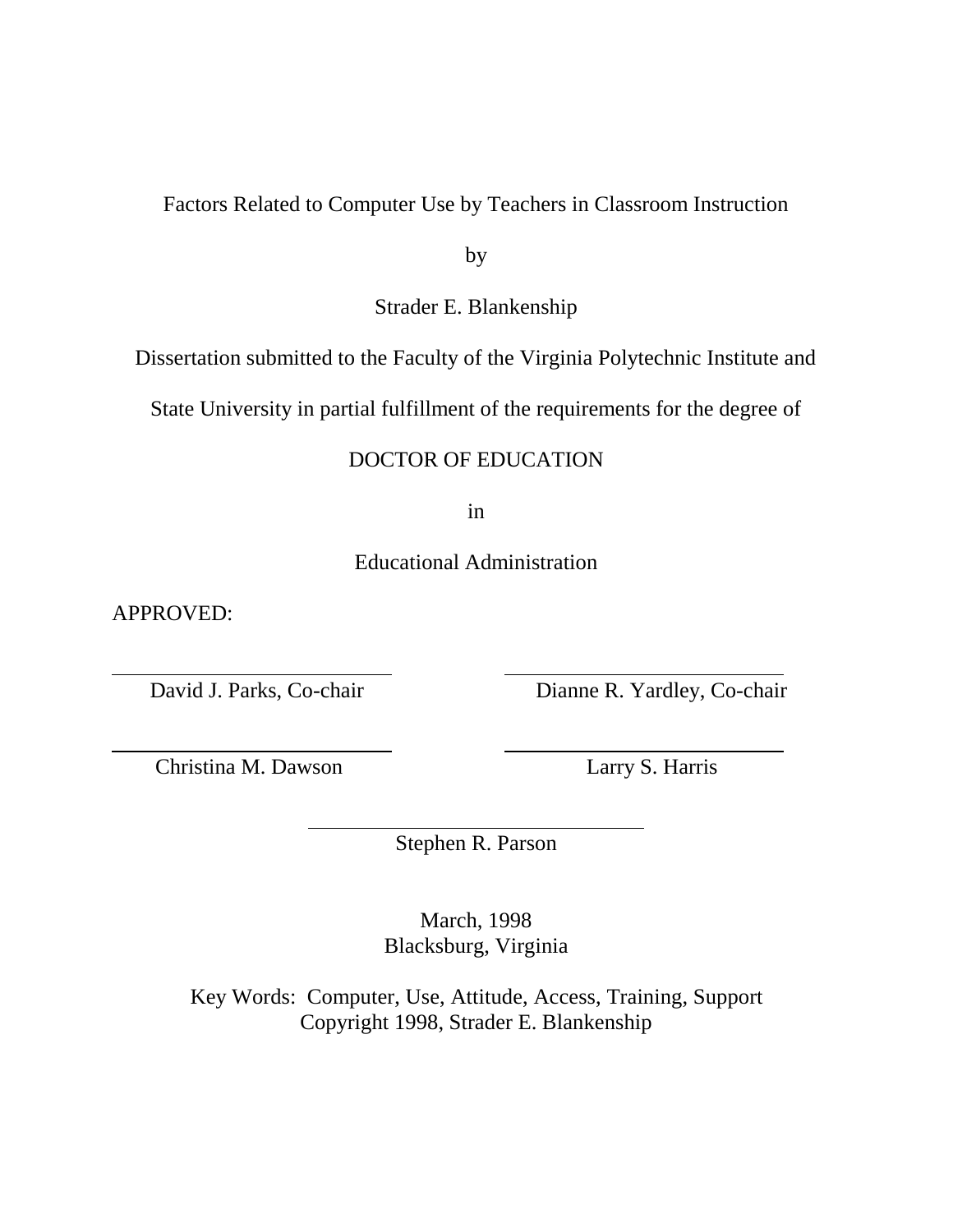# Factors Related to Computer Use by Teachers in Classroom Instruction

by

Strader E. Blankenship

Dissertation submitted to the Faculty of the Virginia Polytechnic Institute and

State University in partial fulfillment of the requirements for the degree of

DOCTOR OF EDUCATION

in

Educational Administration

APPROVED:

David J. Parks, Co-chair

Dianne R. Yardley, Co-chair

Christina M. Dawson

Larry S. Harris

Stephen R. Parson

March, 1998
Blacksburg, Virginia

Key Words: Computer, Use, Attitude, Access, Training, Support
Copyright 1998, Strader E. Blankenship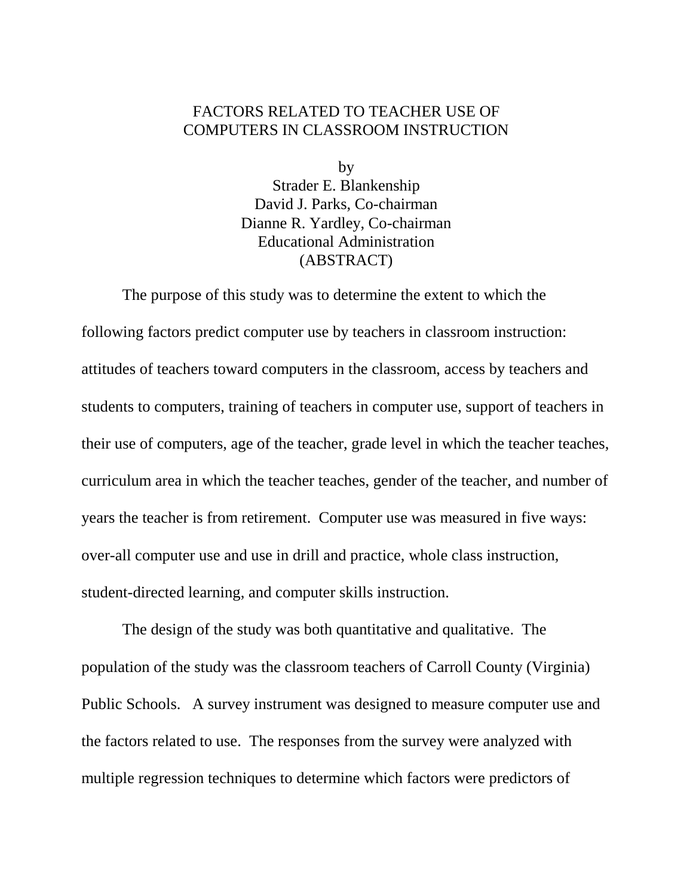# FACTORS RELATED TO TEACHER USE OF COMPUTERS IN CLASSROOM INSTRUCTION

by
Strader E. Blankenship
David J. Parks, Co-chairman
Dianne R. Yardley, Co-chairman
Educational Administration
(ABSTRACT)

The purpose of this study was to determine the extent to which the following factors predict computer use by teachers in classroom instruction: attitudes of teachers toward computers in the classroom, access by teachers and students to computers, training of teachers in computer use, support of teachers in their use of computers, age of the teacher, grade level in which the teacher teaches, curriculum area in which the teacher teaches, gender of the teacher, and number of years the teacher is from retirement. Computer use was measured in five ways: over-all computer use and use in drill and practice, whole class instruction, student-directed learning, and computer skills instruction.

The design of the study was both quantitative and qualitative. The population of the study was the classroom teachers of Carroll County (Virginia) Public Schools. A survey instrument was designed to measure computer use and the factors related to use. The responses from the survey were analyzed with multiple regression techniques to determine which factors were predictors of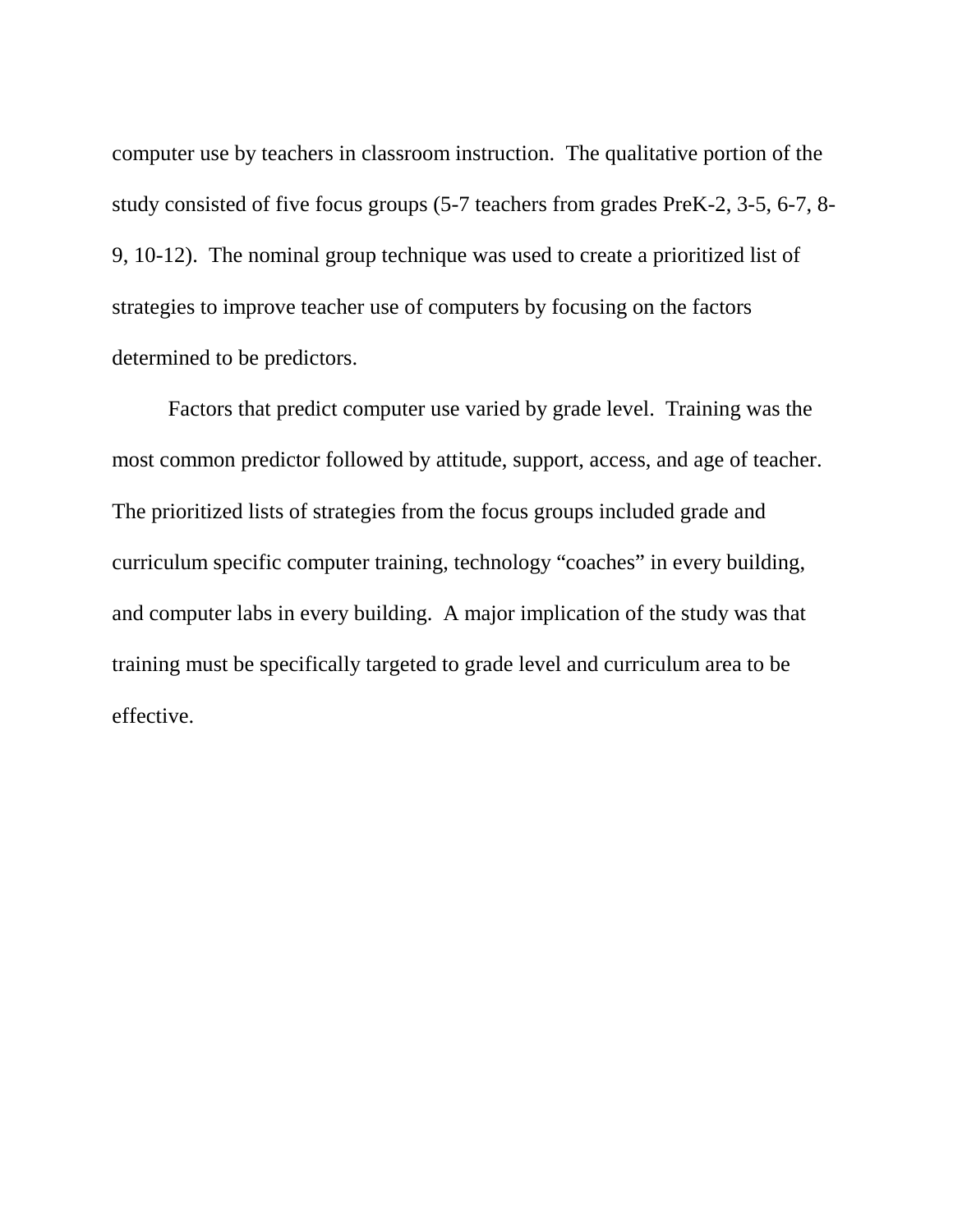computer use by teachers in classroom instruction. The qualitative portion of the study consisted of five focus groups (5-7 teachers from grades PreK-2, 3-5, 6-7, 8-9, 10-12). The nominal group technique was used to create a prioritized list of strategies to improve teacher use of computers by focusing on the factors determined to be predictors.

Factors that predict computer use varied by grade level. Training was the most common predictor followed by attitude, support, access, and age of teacher. The prioritized lists of strategies from the focus groups included grade and curriculum specific computer training, technology "coaches" in every building, and computer labs in every building. A major implication of the study was that training must be specifically targeted to grade level and curriculum area to be effective.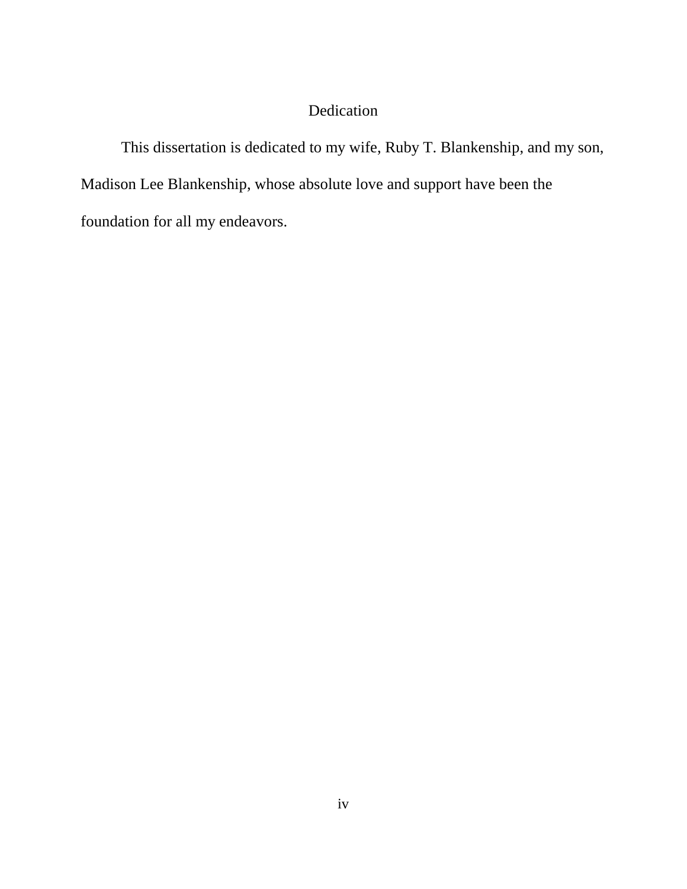# Dedication

This dissertation is dedicated to my wife, Ruby T. Blankenship, and my son, Madison Lee Blankenship, whose absolute love and support have been the foundation for all my endeavors.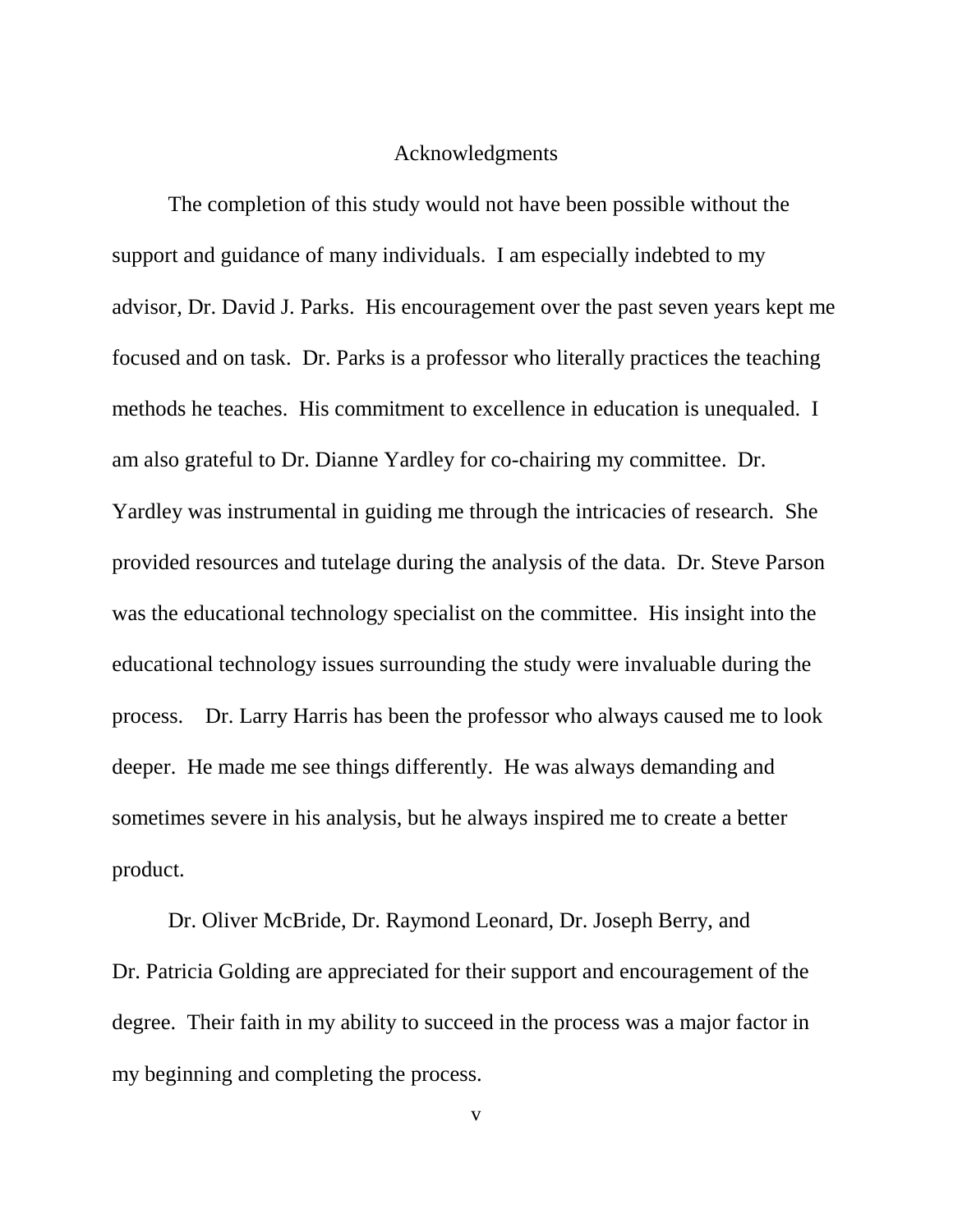# Acknowledgments

The completion of this study would not have been possible without the support and guidance of many individuals. I am especially indebted to my advisor, Dr. David J. Parks. His encouragement over the past seven years kept me focused and on task. Dr. Parks is a professor who literally practices the teaching methods he teaches. His commitment to excellence in education is unequaled. I am also grateful to Dr. Dianne Yardley for co-chairing my committee. Dr. Yardley was instrumental in guiding me through the intricacies of research. She provided resources and tutelage during the analysis of the data. Dr. Steve Parson was the educational technology specialist on the committee. His insight into the educational technology issues surrounding the study were invaluable during the process. Dr. Larry Harris has been the professor who always caused me to look deeper. He made me see things differently. He was always demanding and sometimes severe in his analysis, but he always inspired me to create a better product.

Dr. Oliver McBride, Dr. Raymond Leonard, Dr. Joseph Berry, and Dr. Patricia Golding are appreciated for their support and encouragement of the degree. Their faith in my ability to succeed in the process was a major factor in my beginning and completing the process.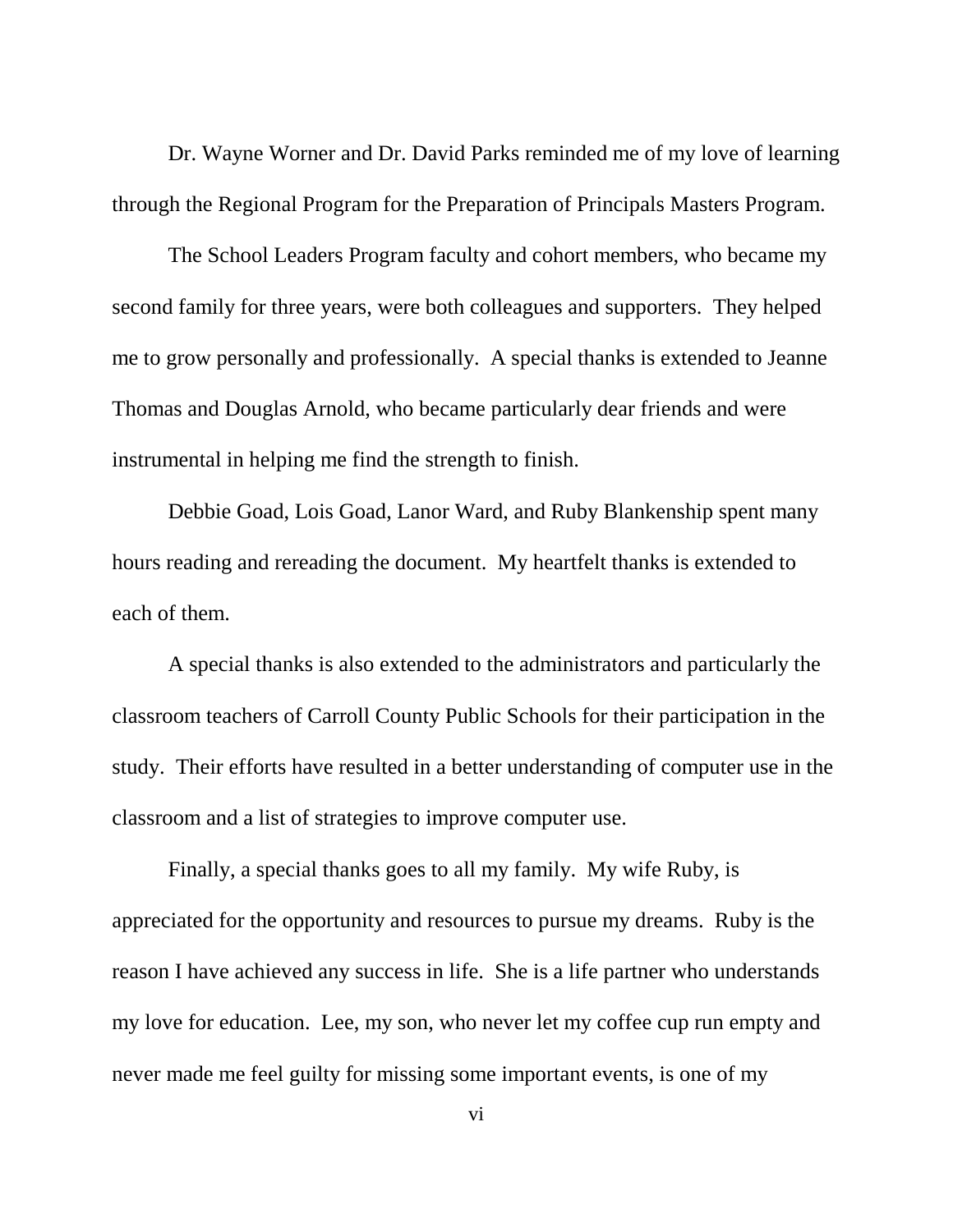Dr. Wayne Worner and Dr. David Parks reminded me of my love of learning through the Regional Program for the Preparation of Principals Masters Program.

The School Leaders Program faculty and cohort members, who became my second family for three years, were both colleagues and supporters. They helped me to grow personally and professionally. A special thanks is extended to Jeanne Thomas and Douglas Arnold, who became particularly dear friends and were instrumental in helping me find the strength to finish.

Debbie Goad, Lois Goad, Lanor Ward, and Ruby Blankenship spent many hours reading and rereading the document. My heartfelt thanks is extended to each of them.

A special thanks is also extended to the administrators and particularly the classroom teachers of Carroll County Public Schools for their participation in the study. Their efforts have resulted in a better understanding of computer use in the classroom and a list of strategies to improve computer use.

Finally, a special thanks goes to all my family. My wife Ruby, is appreciated for the opportunity and resources to pursue my dreams. Ruby is the reason I have achieved any success in life. She is a life partner who understands my love for education. Lee, my son, who never let my coffee cup run empty and never made me feel guilty for missing some important events, is one of my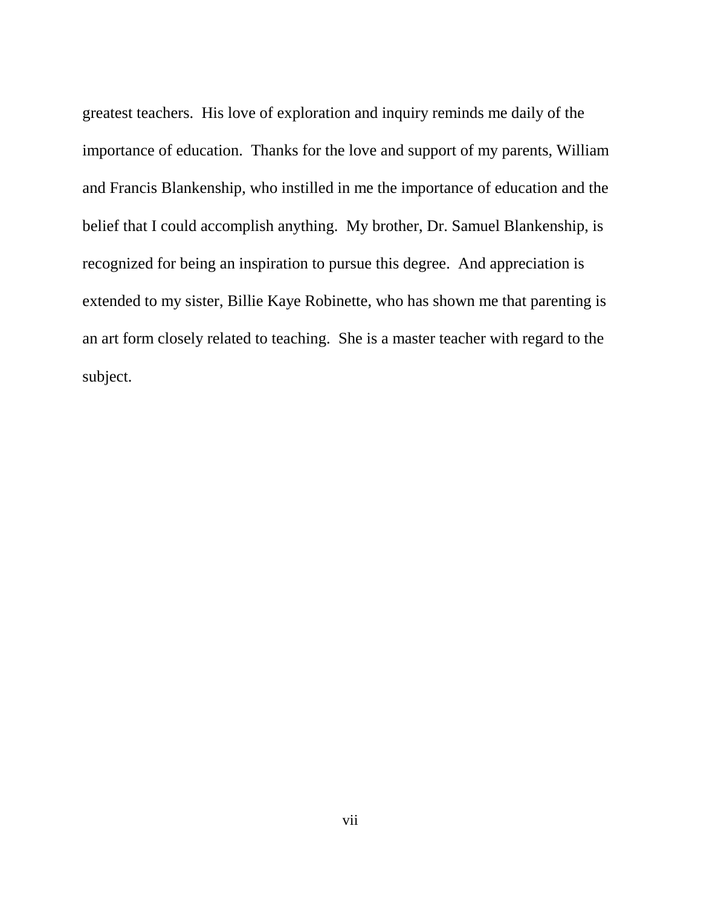greatest teachers. His love of exploration and inquiry reminds me daily of the importance of education. Thanks for the love and support of my parents, William and Francis Blankenship, who instilled in me the importance of education and the belief that I could accomplish anything. My brother, Dr. Samuel Blankenship, is recognized for being an inspiration to pursue this degree. And appreciation is extended to my sister, Billie Kaye Robinette, who has shown me that parenting is an art form closely related to teaching. She is a master teacher with regard to the subject.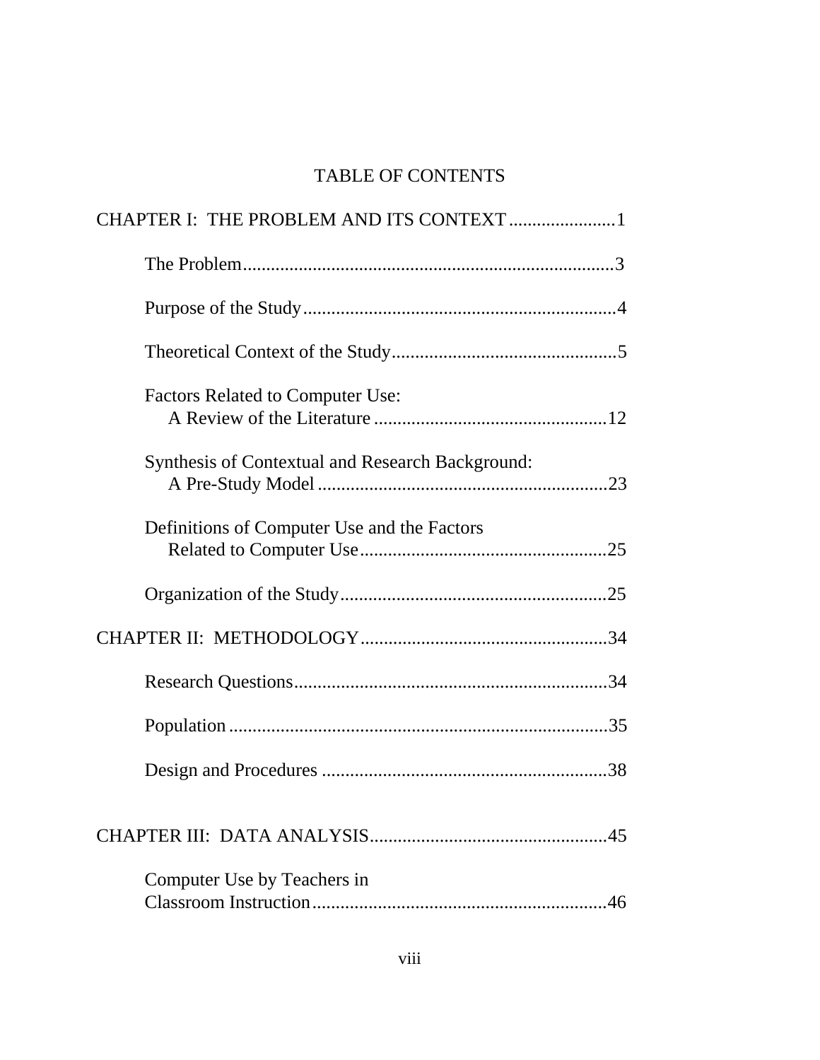# TABLE OF CONTENTS

CHAPTER I: THE PROBLEM AND ITS CONTEXT .......................1

- The Problem...............................................................................3
- Purpose of the Study...................................................................4
- Theoretical Context of the Study................................................5
- Factors Related to Computer Use: A Review of the Literature ..................................................12
- Synthesis of Contextual and Research Background: A Pre-Study Model .............................................................23
- Definitions of Computer Use and the Factors Related to Computer Use.....................................................25
- Organization of the Study.........................................................25

CHAPTER II: METHODOLOGY.....................................................34

- Research Questions...................................................................34
- Population .................................................................................35
- Design and Procedures .............................................................38

CHAPTER III: DATA ANALYSIS...................................................45

- Computer Use by Teachers in Classroom Instruction...............................................................46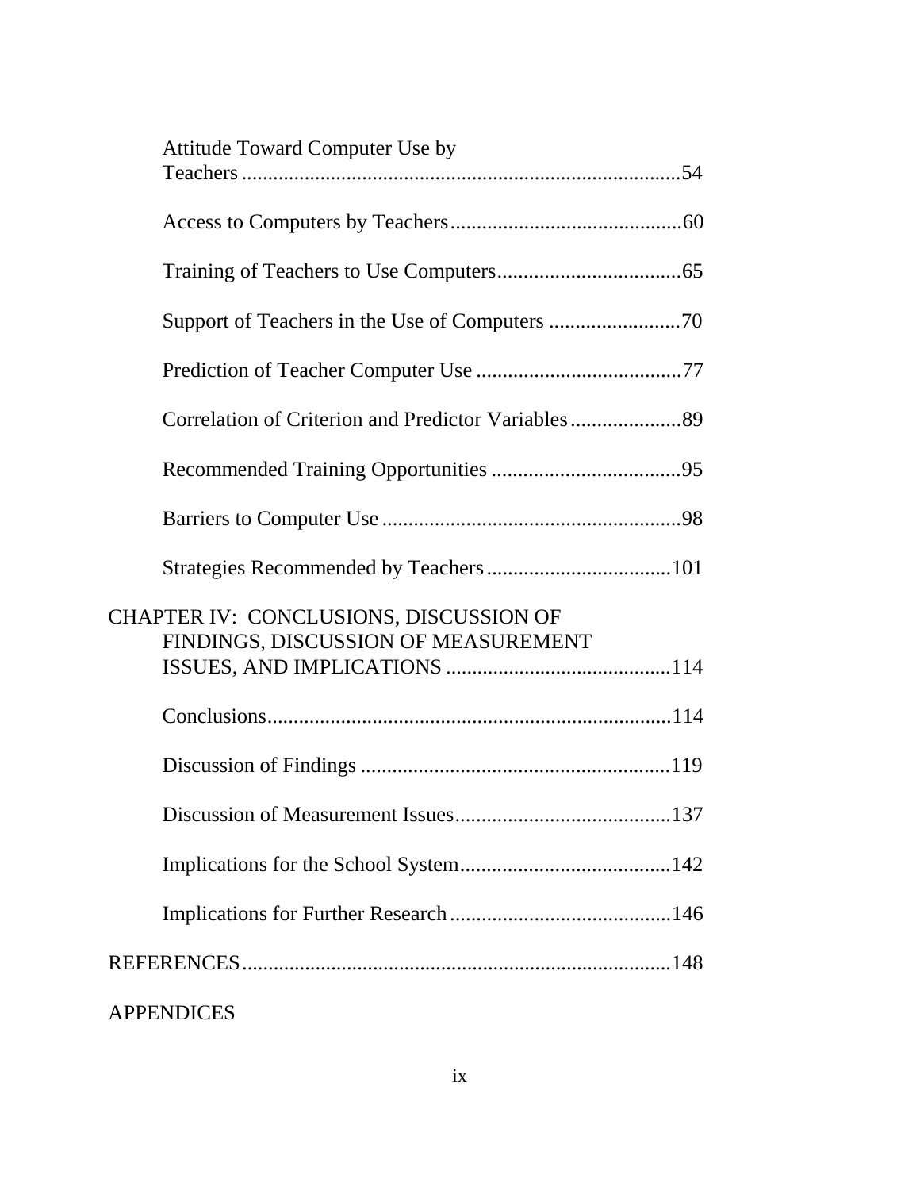Attitude Toward Computer Use by Teachers ....................................................................54

Access to Computers by Teachers............................................60

Training of Teachers to Use Computers...................................65

Support of Teachers in the Use of Computers .........................70

Prediction of Teacher Computer Use .......................................77

Correlation of Criterion and Predictor Variables.....................89

Recommended Training Opportunities ....................................95

Barriers to Computer Use .........................................................98

Strategies Recommended by Teachers...................................101

CHAPTER IV: CONCLUSIONS, DISCUSSION OF FINDINGS, DISCUSSION OF MEASUREMENT ISSUES, AND IMPLICATIONS ...........................................114

Conclusions.............................................................................114

Discussion of Findings ...........................................................119

Discussion of Measurement Issues.........................................137

Implications for the School System........................................142

Implications for Further Research..........................................146

REFERENCES.................................................................................148

APPENDICES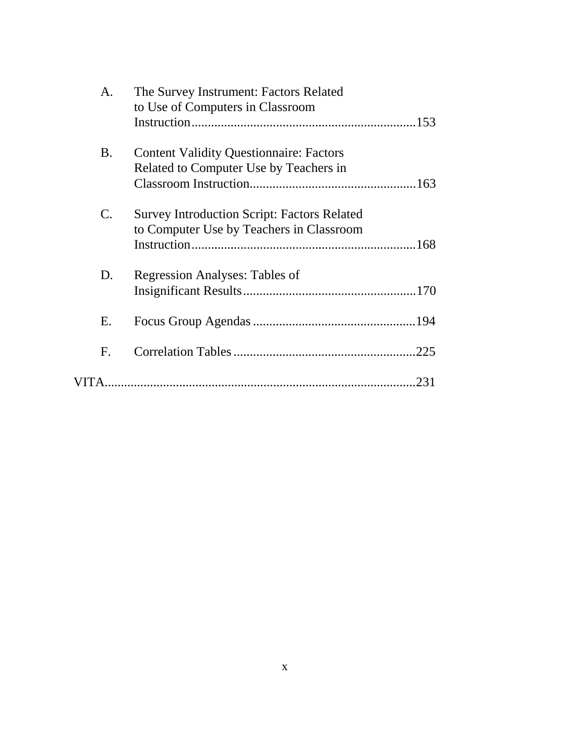A. The Survey Instrument: Factors Related to Use of Computers in Classroom Instruction....................................................................153

B. Content Validity Questionnaire: Factors Related to Computer Use by Teachers in Classroom Instruction..................................................163

C. Survey Introduction Script: Factors Related to Computer Use by Teachers in Classroom Instruction....................................................................168

D. Regression Analyses: Tables of Insignificant Results.....................................................170

E. Focus Group Agendas ..................................................194

F. Correlation Tables ........................................................225

VITA...............................................................................................231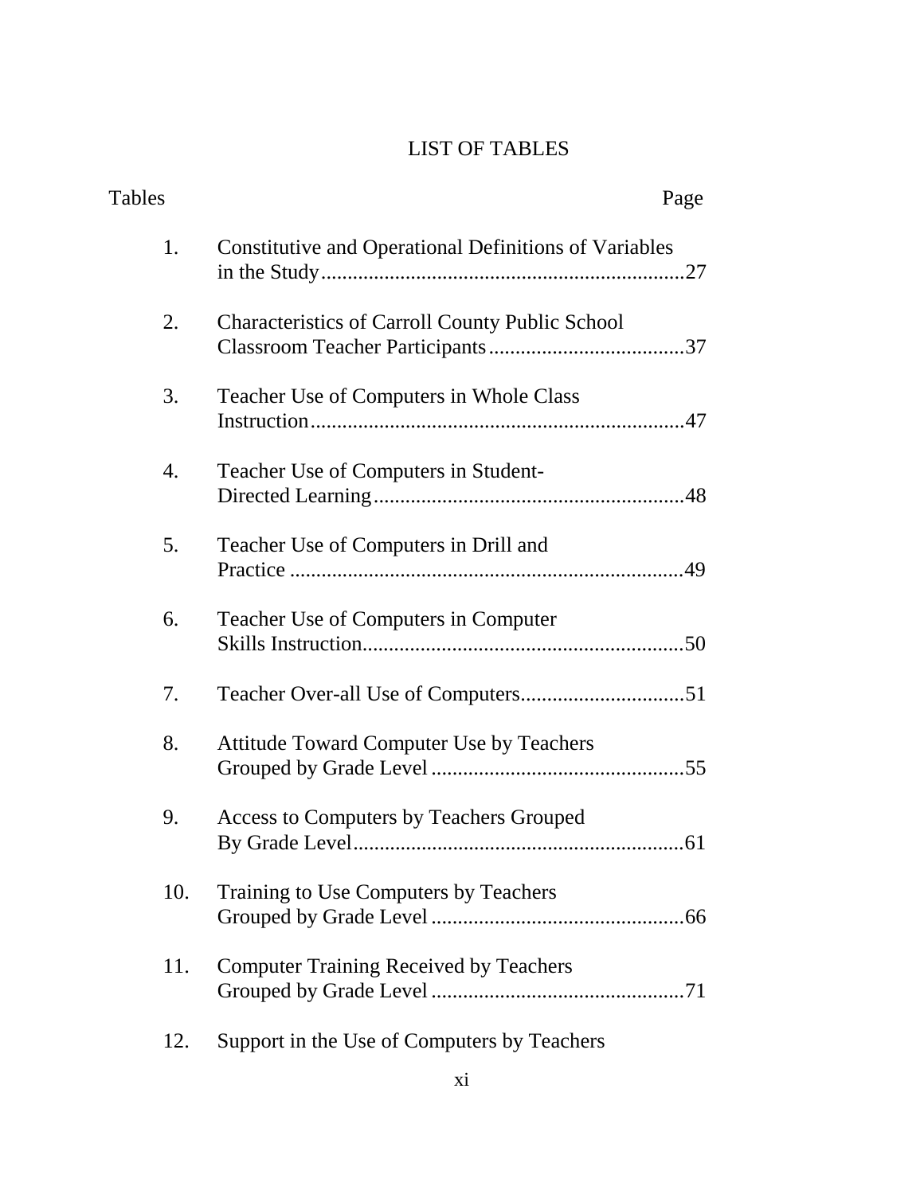# LIST OF TABLES

| Tables | | Page |
|---|---|---|
| 1. | Constitutive and Operational Definitions of Variables in the Study | 27 |
| 2. | Characteristics of Carroll County Public School Classroom Teacher Participants | 37 |
| 3. | Teacher Use of Computers in Whole Class Instruction | 47 |
| 4. | Teacher Use of Computers in Student-Directed Learning | 48 |
| 5. | Teacher Use of Computers in Drill and Practice | 49 |
| 6. | Teacher Use of Computers in Computer Skills Instruction | 50 |
| 7. | Teacher Over-all Use of Computers | 51 |
| 8. | Attitude Toward Computer Use by Teachers Grouped by Grade Level | 55 |
| 9. | Access to Computers by Teachers Grouped By Grade Level | 61 |
| 10. | Training to Use Computers by Teachers Grouped by Grade Level | 66 |
| 11. | Computer Training Received by Teachers Grouped by Grade Level | 71 |
| 12. | Support in the Use of Computers by Teachers | |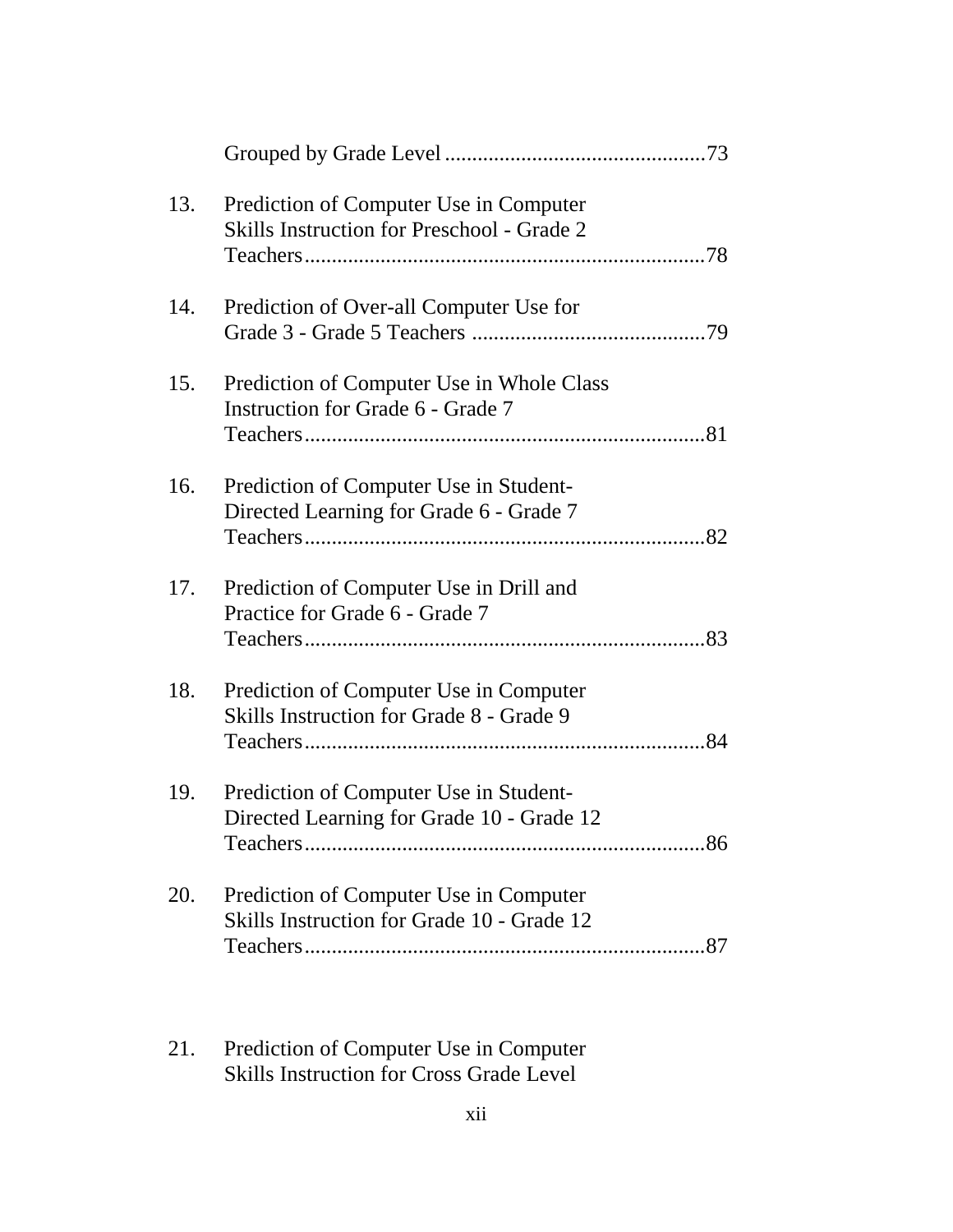Grouped by Grade Level ................................................73

13. Prediction of Computer Use in Computer Skills Instruction for Preschool - Grade 2 Teachers..........................................................................78

14. Prediction of Over-all Computer Use for Grade 3 - Grade 5 Teachers ...........................................79

15. Prediction of Computer Use in Whole Class Instruction for Grade 6 - Grade 7 Teachers..........................................................................81

16. Prediction of Computer Use in Student-Directed Learning for Grade 6 - Grade 7 Teachers..........................................................................82

17. Prediction of Computer Use in Drill and Practice for Grade 6 - Grade 7 Teachers..........................................................................83

18. Prediction of Computer Use in Computer Skills Instruction for Grade 8 - Grade 9 Teachers..........................................................................84

19. Prediction of Computer Use in Student-Directed Learning for Grade 10 - Grade 12 Teachers..........................................................................86

20. Prediction of Computer Use in Computer Skills Instruction for Grade 10 - Grade 12 Teachers..........................................................................87

21. Prediction of Computer Use in Computer Skills Instruction for Cross Grade Level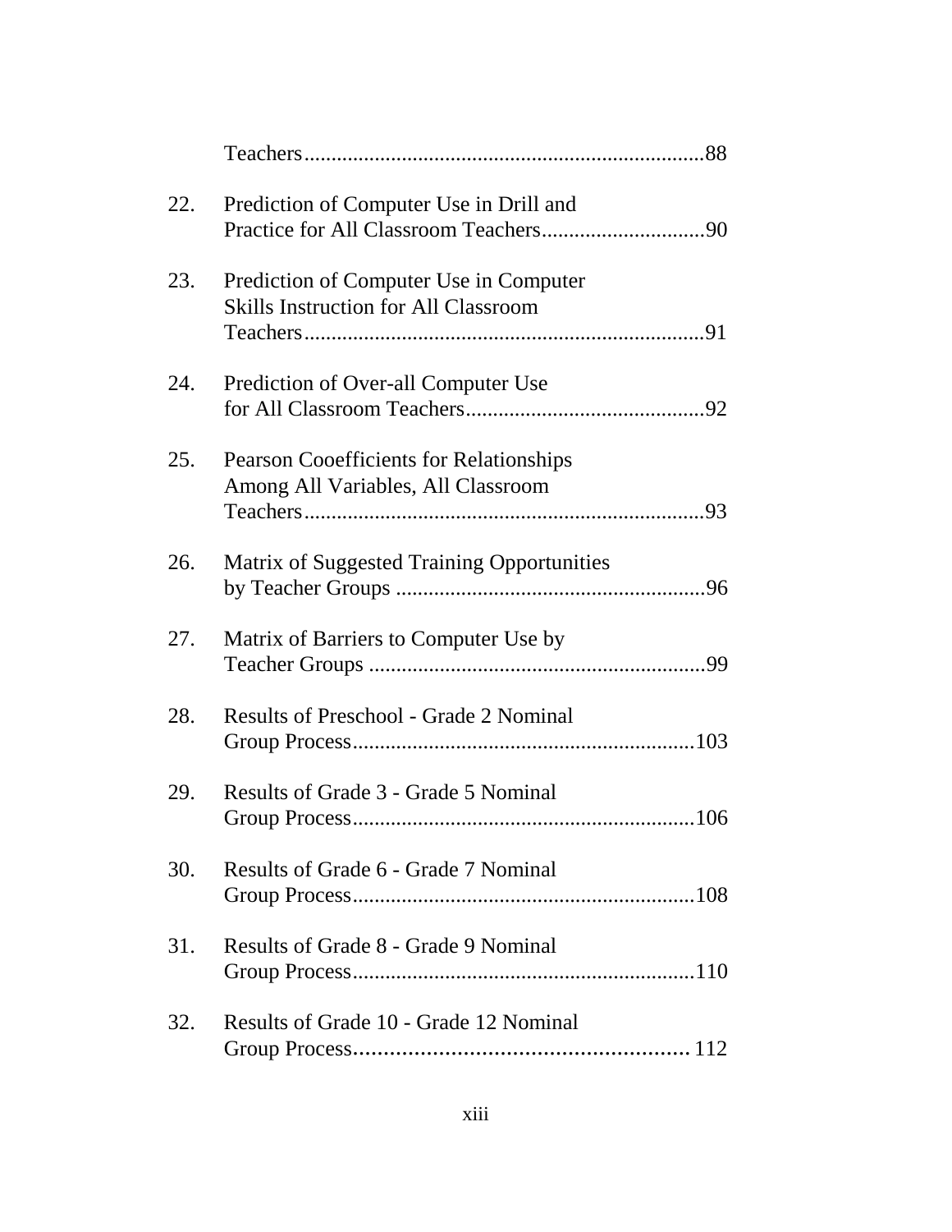Teachers.........................................................................88

22. Prediction of Computer Use in Drill and Practice for All Classroom Teachers..............................90

23. Prediction of Computer Use in Computer Skills Instruction for All Classroom Teachers.........................................................................91

24. Prediction of Over-all Computer Use for All Classroom Teachers............................................92

25. Pearson Cooefficients for Relationships Among All Variables, All Classroom Teachers.........................................................................93

26. Matrix of Suggested Training Opportunities by Teacher Groups .........................................................96

27. Matrix of Barriers to Computer Use by Teacher Groups .............................................................99

28. Results of Preschool - Grade 2 Nominal Group Process..............................................................103

29. Results of Grade 3 - Grade 5 Nominal Group Process..............................................................106

30. Results of Grade 6 - Grade 7 Nominal Group Process..............................................................108

31. Results of Grade 8 - Grade 9 Nominal Group Process..............................................................110

32. Results of Grade 10 - Grade 12 Nominal Group Process....................................................... 112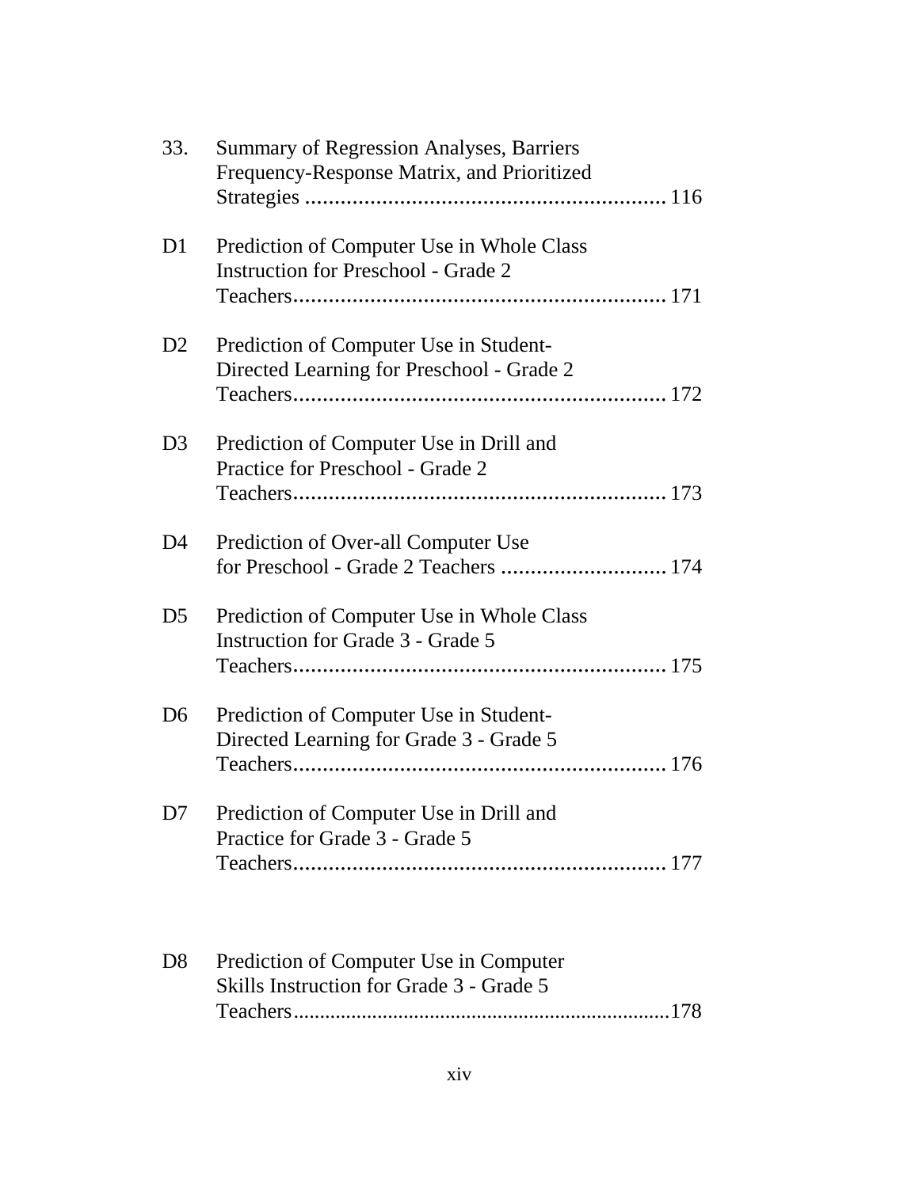| | | |
|---|---|---|
| 33. | Summary of Regression Analyses, Barriers Frequency-Response Matrix, and Prioritized Strategies | 116 |
| D1 | Prediction of Computer Use in Whole Class Instruction for Preschool - Grade 2 Teachers | 171 |
| D2 | Prediction of Computer Use in Student-Directed Learning for Preschool - Grade 2 Teachers | 172 |
| D3 | Prediction of Computer Use in Drill and Practice for Preschool - Grade 2 Teachers | 173 |
| D4 | Prediction of Over-all Computer Use for Preschool - Grade 2 Teachers | 174 |
| D5 | Prediction of Computer Use in Whole Class Instruction for Grade 3 - Grade 5 Teachers | 175 |
| D6 | Prediction of Computer Use in Student-Directed Learning for Grade 3 - Grade 5 Teachers | 176 |
| D7 | Prediction of Computer Use in Drill and Practice for Grade 3 - Grade 5 Teachers | 177 |
| D8 | Prediction of Computer Use in Computer Skills Instruction for Grade 3 - Grade 5 Teachers | 178 |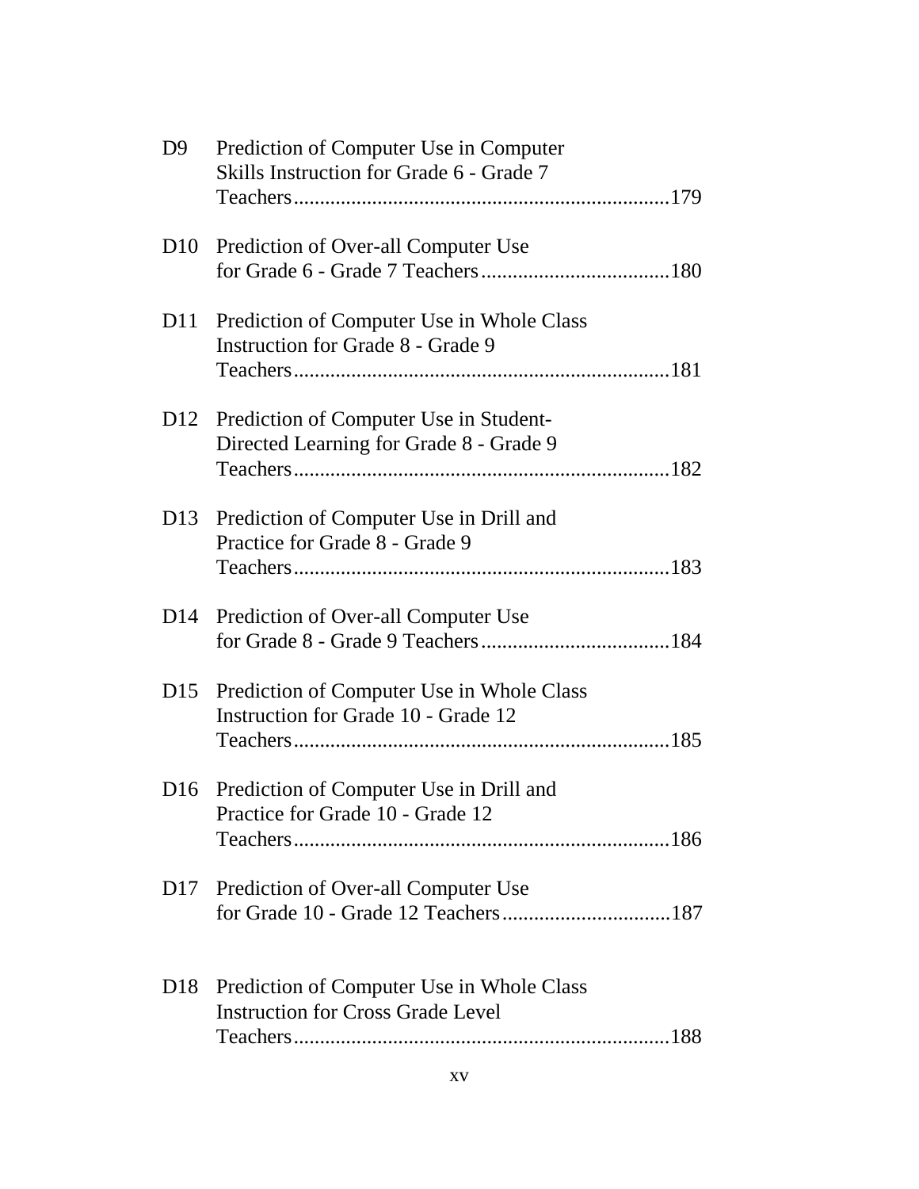D9 Prediction of Computer Use in Computer Skills Instruction for Grade 6 - Grade 7 Teachers........................................................................179

D10 Prediction of Over-all Computer Use for Grade 6 - Grade 7 Teachers....................................180

D11 Prediction of Computer Use in Whole Class Instruction for Grade 8 - Grade 9 Teachers........................................................................181

D12 Prediction of Computer Use in Student-Directed Learning for Grade 8 - Grade 9 Teachers........................................................................182

D13 Prediction of Computer Use in Drill and Practice for Grade 8 - Grade 9 Teachers........................................................................183

D14 Prediction of Over-all Computer Use for Grade 8 - Grade 9 Teachers....................................184

D15 Prediction of Computer Use in Whole Class Instruction for Grade 10 - Grade 12 Teachers........................................................................185

D16 Prediction of Computer Use in Drill and Practice for Grade 10 - Grade 12 Teachers........................................................................186

D17 Prediction of Over-all Computer Use for Grade 10 - Grade 12 Teachers................................187

D18 Prediction of Computer Use in Whole Class Instruction for Cross Grade Level Teachers........................................................................188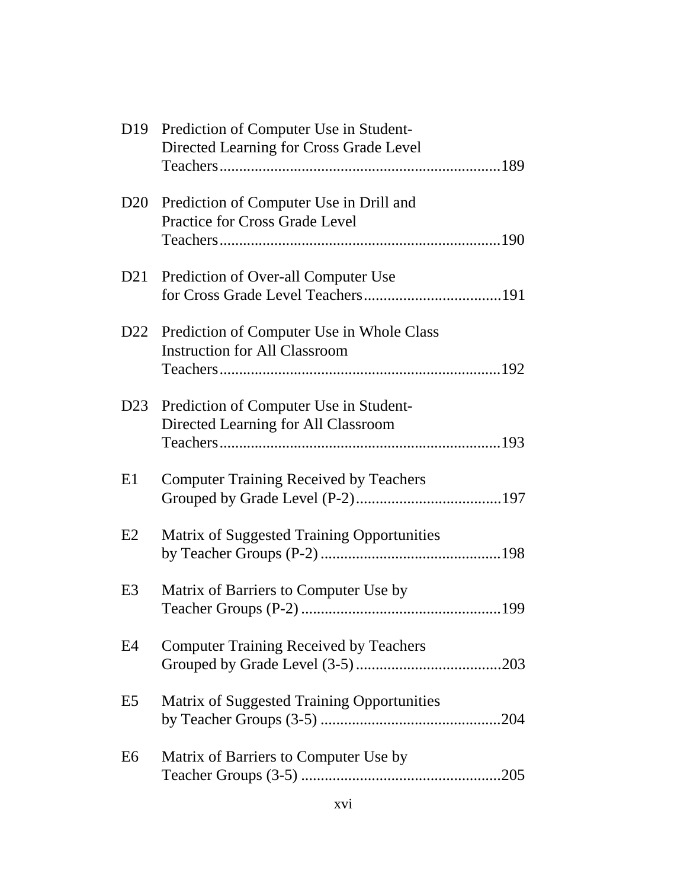| | | |
|---|---|---|
| D19 | Prediction of Computer Use in Student-Directed Learning for Cross Grade Level Teachers | 189 |
| D20 | Prediction of Computer Use in Drill and Practice for Cross Grade Level Teachers | 190 |
| D21 | Prediction of Over-all Computer Use for Cross Grade Level Teachers | 191 |
| D22 | Prediction of Computer Use in Whole Class Instruction for All Classroom Teachers | 192 |
| D23 | Prediction of Computer Use in Student-Directed Learning for All Classroom Teachers | 193 |
| E1 | Computer Training Received by Teachers Grouped by Grade Level (P-2) | 197 |
| E2 | Matrix of Suggested Training Opportunities by Teacher Groups (P-2) | 198 |
| E3 | Matrix of Barriers to Computer Use by Teacher Groups (P-2) | 199 |
| E4 | Computer Training Received by Teachers Grouped by Grade Level (3-5) | 203 |
| E5 | Matrix of Suggested Training Opportunities by Teacher Groups (3-5) | 204 |
| E6 | Matrix of Barriers to Computer Use by Teacher Groups (3-5) | 205 |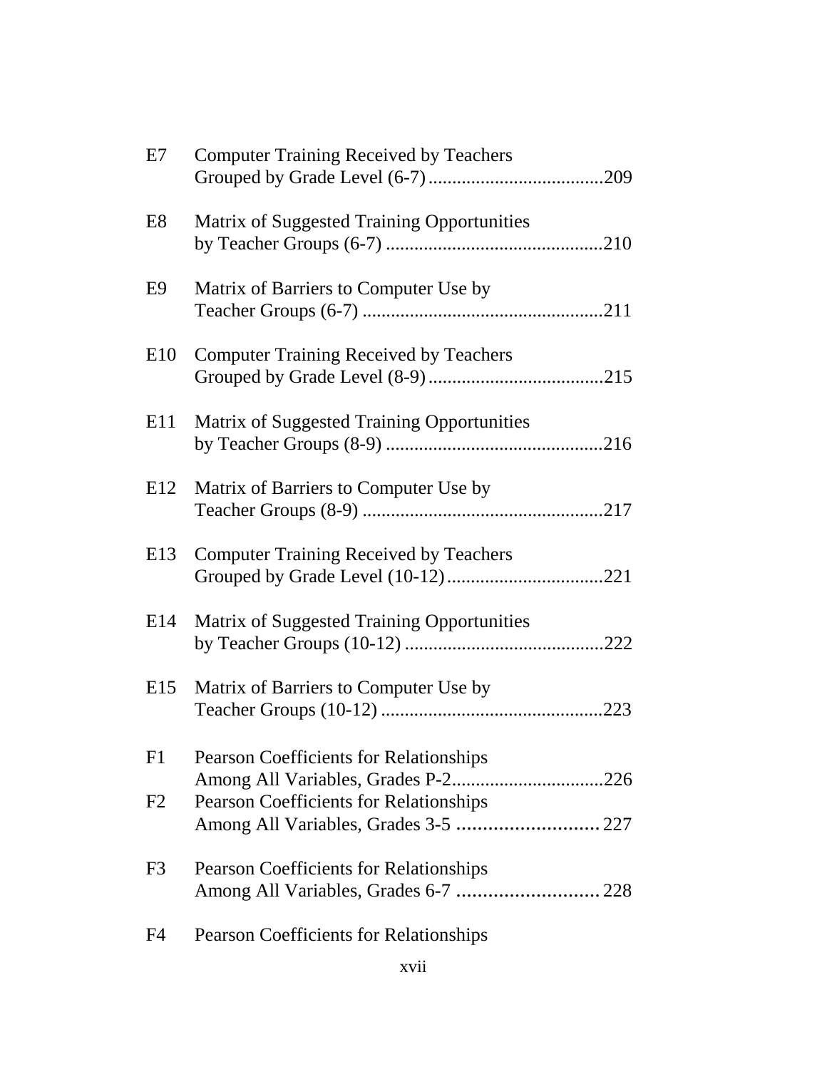| | | |
|---|---|---|
| E7 | Computer Training Received by Teachers Grouped by Grade Level (6-7) | 209 |
| E8 | Matrix of Suggested Training Opportunities by Teacher Groups (6-7) | 210 |
| E9 | Matrix of Barriers to Computer Use by Teacher Groups (6-7) | 211 |
| E10 | Computer Training Received by Teachers Grouped by Grade Level (8-9) | 215 |
| E11 | Matrix of Suggested Training Opportunities by Teacher Groups (8-9) | 216 |
| E12 | Matrix of Barriers to Computer Use by Teacher Groups (8-9) | 217 |
| E13 | Computer Training Received by Teachers Grouped by Grade Level (10-12) | 221 |
| E14 | Matrix of Suggested Training Opportunities by Teacher Groups (10-12) | 222 |
| E15 | Matrix of Barriers to Computer Use by Teacher Groups (10-12) | 223 |
| F1 | Pearson Coefficients for Relationships Among All Variables, Grades P-2 | 226 |
| F2 | Pearson Coefficients for Relationships Among All Variables, Grades 3-5 | 227 |
| F3 | Pearson Coefficients for Relationships Among All Variables, Grades 6-7 | 228 |
| F4 | Pearson Coefficients for Relationships | |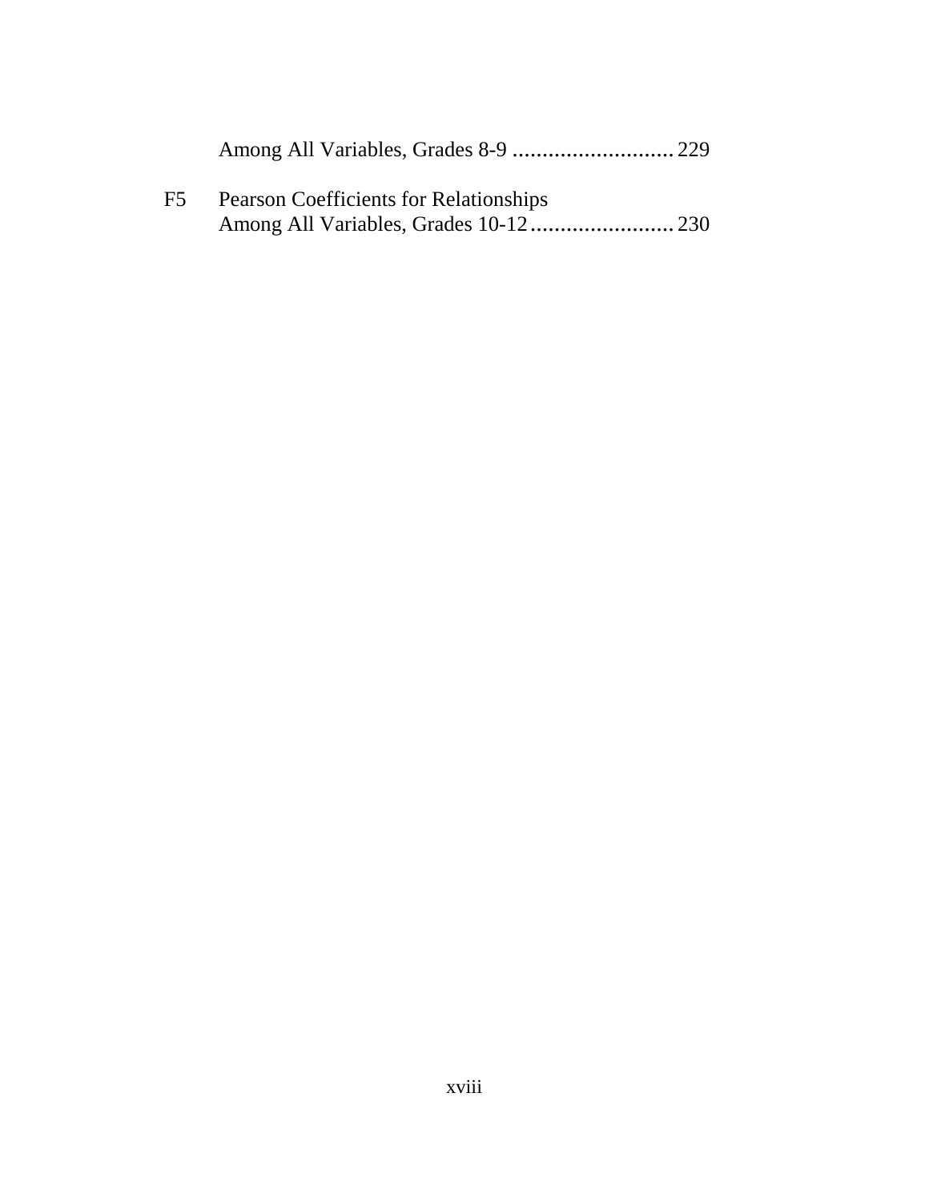Among All Variables, Grades 8-9 ........................... 229

F5 Pearson Coefficients for Relationships
Among All Variables, Grades 10-12........................ 230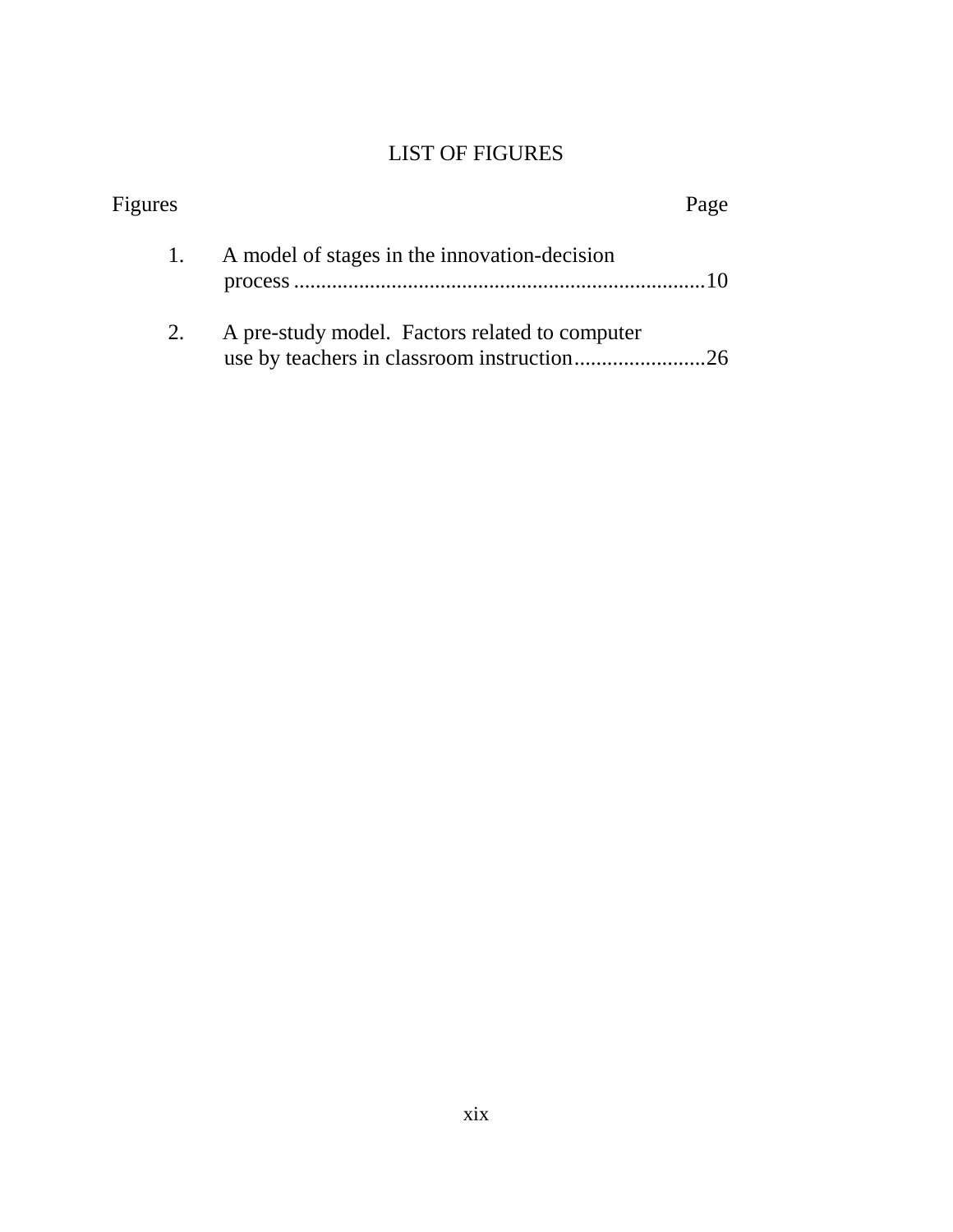# LIST OF FIGURES

| Figures | Page |
|---|---|
| 1. A model of stages in the innovation-decision process | 10 |
| 2. A pre-study model. Factors related to computer use by teachers in classroom instruction | 26 |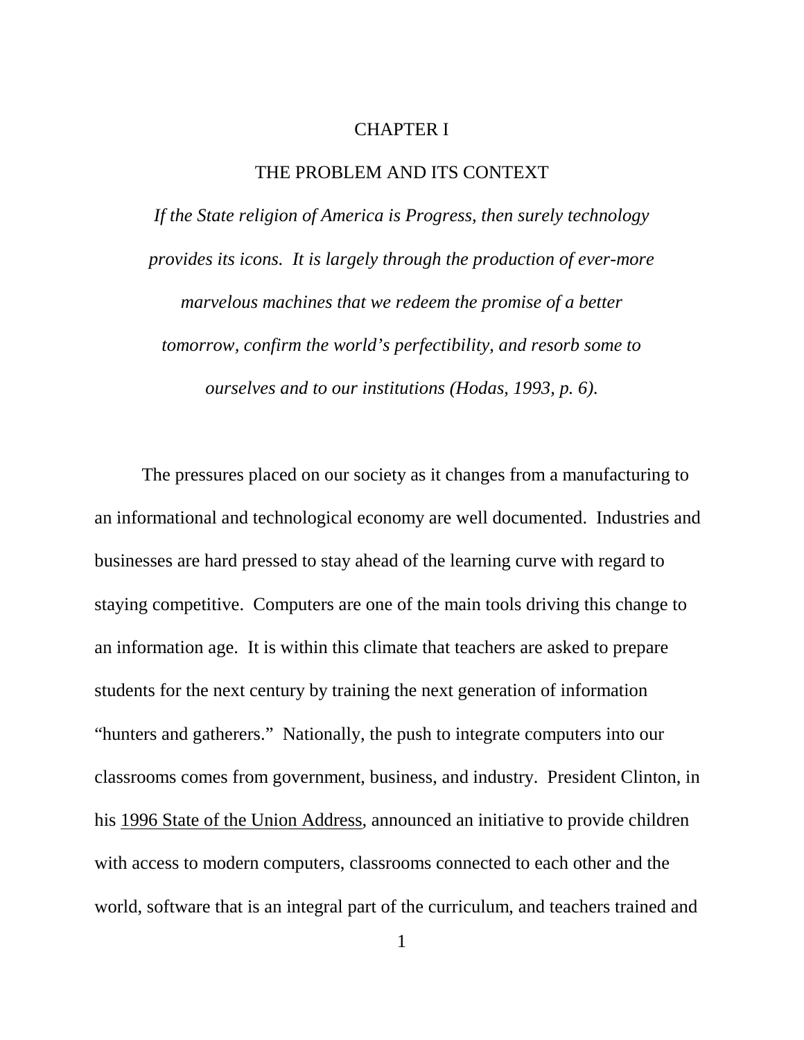# CHAPTER I

## THE PROBLEM AND ITS CONTEXT

*If the State religion of America is Progress, then surely technology provides its icons. It is largely through the production of ever-more marvelous machines that we redeem the promise of a better tomorrow, confirm the world's perfectibility, and resorb some to ourselves and to our institutions (Hodas, 1993, p. 6).*

The pressures placed on our society as it changes from a manufacturing to an informational and technological economy are well documented. Industries and businesses are hard pressed to stay ahead of the learning curve with regard to staying competitive. Computers are one of the main tools driving this change to an information age. It is within this climate that teachers are asked to prepare students for the next century by training the next generation of information "hunters and gatherers." Nationally, the push to integrate computers into our classrooms comes from government, business, and industry. President Clinton, in his 1996 State of the Union Address, announced an initiative to provide children with access to modern computers, classrooms connected to each other and the world, software that is an integral part of the curriculum, and teachers trained and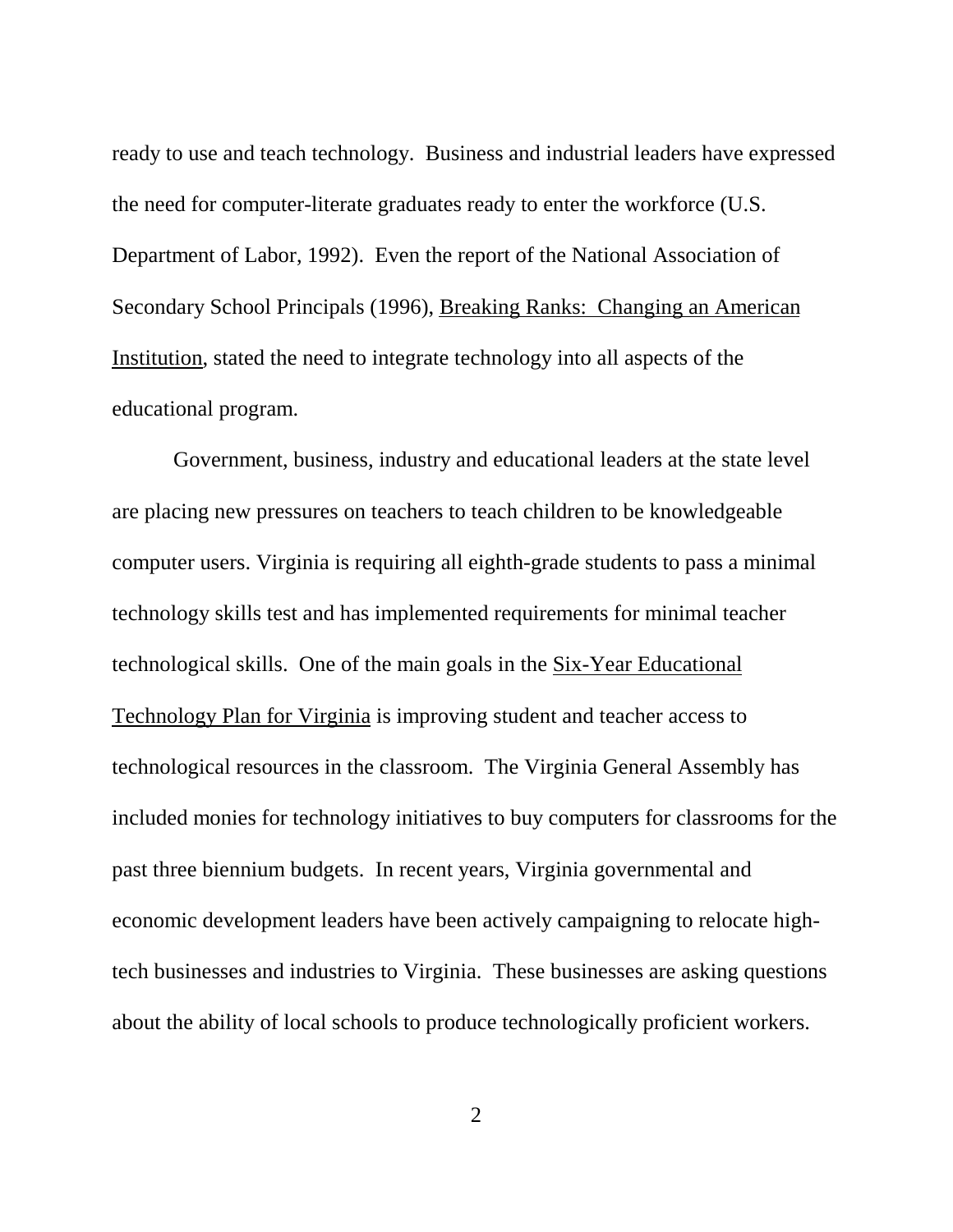ready to use and teach technology. Business and industrial leaders have expressed the need for computer-literate graduates ready to enter the workforce (U.S. Department of Labor, 1992). Even the report of the National Association of Secondary School Principals (1996), Breaking Ranks: Changing an American Institution, stated the need to integrate technology into all aspects of the educational program.

Government, business, industry and educational leaders at the state level are placing new pressures on teachers to teach children to be knowledgeable computer users. Virginia is requiring all eighth-grade students to pass a minimal technology skills test and has implemented requirements for minimal teacher technological skills. One of the main goals in the Six-Year Educational Technology Plan for Virginia is improving student and teacher access to technological resources in the classroom. The Virginia General Assembly has included monies for technology initiatives to buy computers for classrooms for the past three biennium budgets. In recent years, Virginia governmental and economic development leaders have been actively campaigning to relocate high-tech businesses and industries to Virginia. These businesses are asking questions about the ability of local schools to produce technologically proficient workers.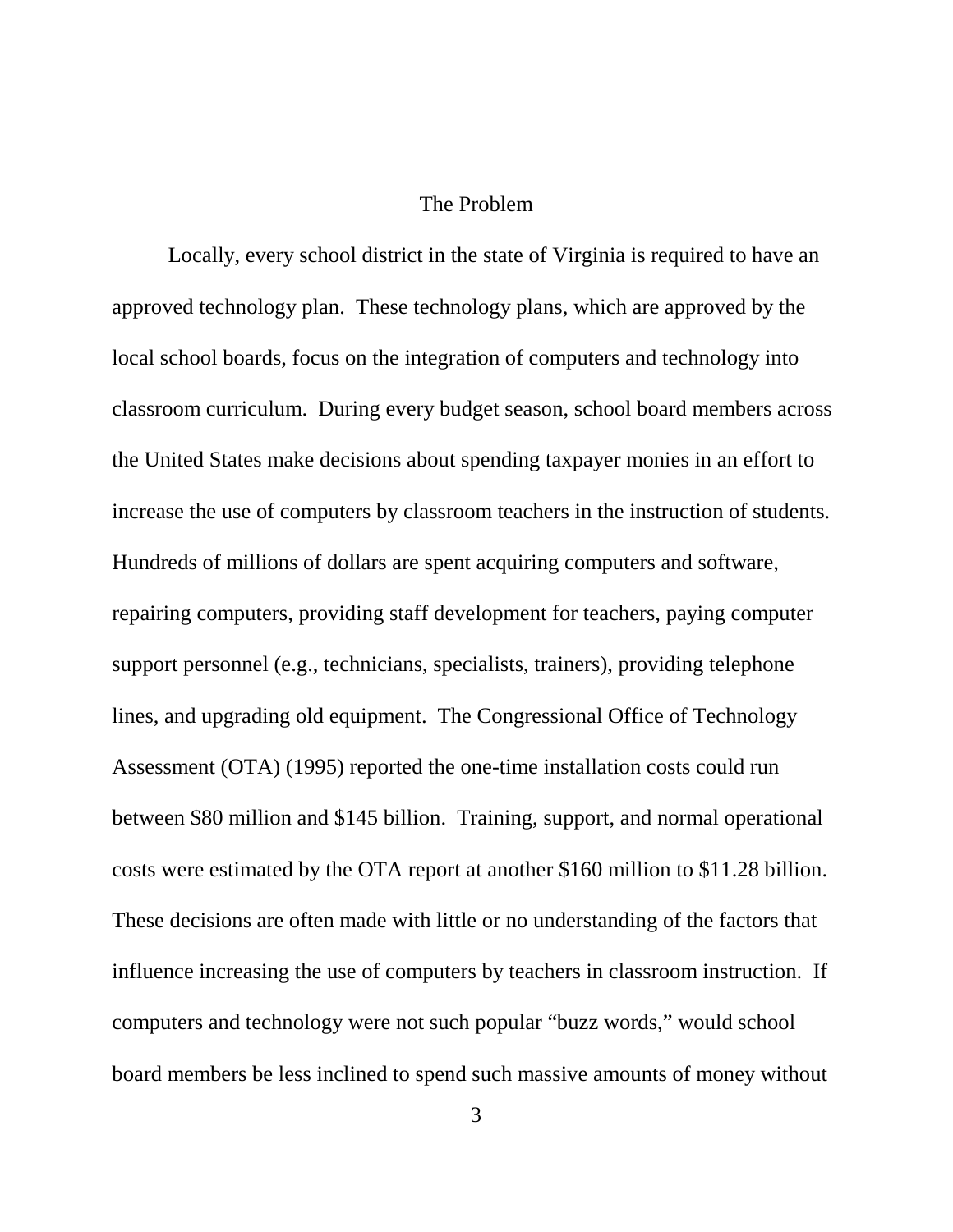# The Problem

Locally, every school district in the state of Virginia is required to have an approved technology plan. These technology plans, which are approved by the local school boards, focus on the integration of computers and technology into classroom curriculum. During every budget season, school board members across the United States make decisions about spending taxpayer monies in an effort to increase the use of computers by classroom teachers in the instruction of students. Hundreds of millions of dollars are spent acquiring computers and software, repairing computers, providing staff development for teachers, paying computer support personnel (e.g., technicians, specialists, trainers), providing telephone lines, and upgrading old equipment. The Congressional Office of Technology Assessment (OTA) (1995) reported the one-time installation costs could run between $80 million and $145 billion. Training, support, and normal operational costs were estimated by the OTA report at another $160 million to $11.28 billion. These decisions are often made with little or no understanding of the factors that influence increasing the use of computers by teachers in classroom instruction. If computers and technology were not such popular "buzz words," would school board members be less inclined to spend such massive amounts of money without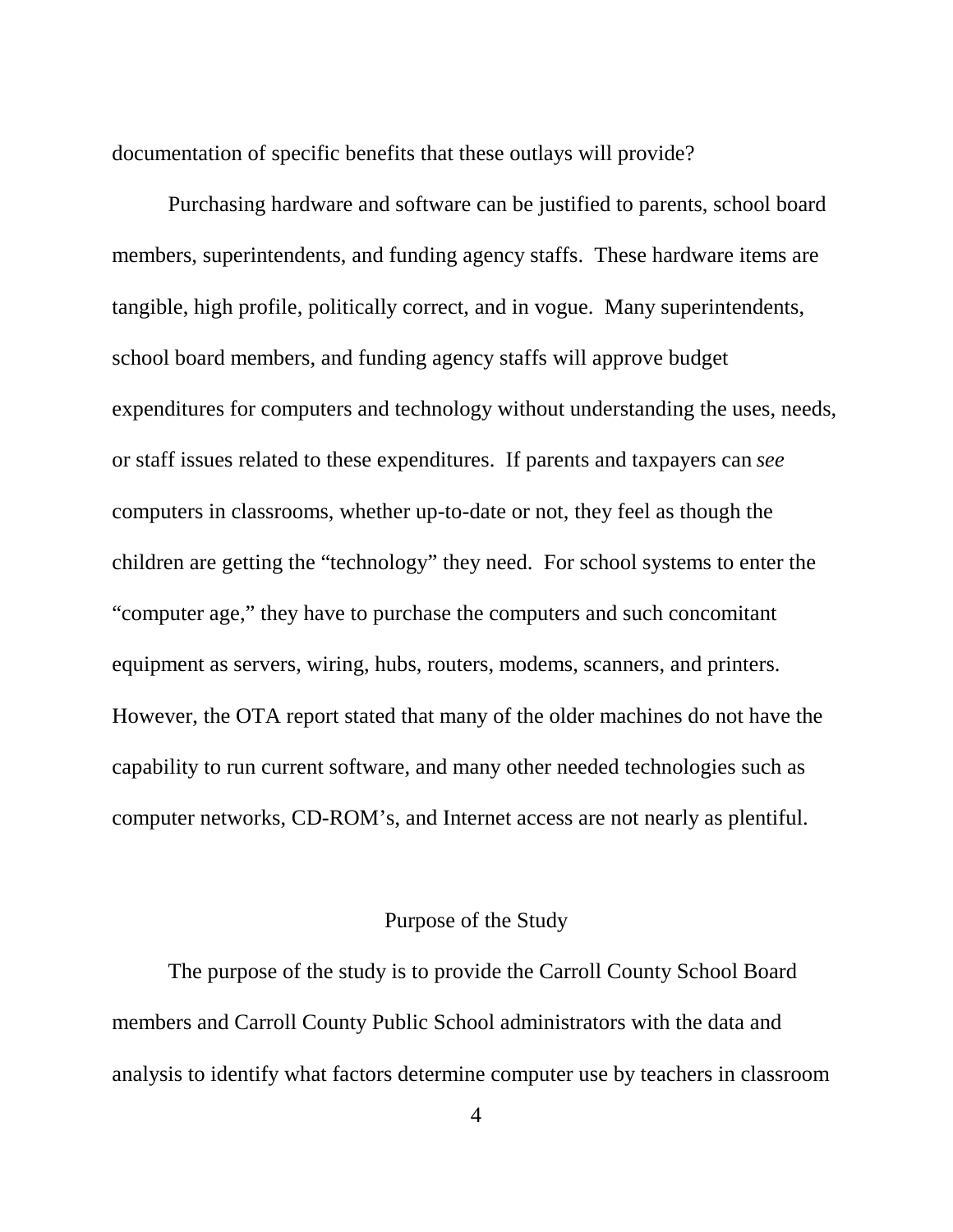documentation of specific benefits that these outlays will provide?

Purchasing hardware and software can be justified to parents, school board members, superintendents, and funding agency staffs. These hardware items are tangible, high profile, politically correct, and in vogue. Many superintendents, school board members, and funding agency staffs will approve budget expenditures for computers and technology without understanding the uses, needs, or staff issues related to these expenditures. If parents and taxpayers can *see* computers in classrooms, whether up-to-date or not, they feel as though the children are getting the "technology" they need. For school systems to enter the "computer age," they have to purchase the computers and such concomitant equipment as servers, wiring, hubs, routers, modems, scanners, and printers. However, the OTA report stated that many of the older machines do not have the capability to run current software, and many other needed technologies such as computer networks, CD-ROM's, and Internet access are not nearly as plentiful.

## Purpose of the Study

The purpose of the study is to provide the Carroll County School Board members and Carroll County Public School administrators with the data and analysis to identify what factors determine computer use by teachers in classroom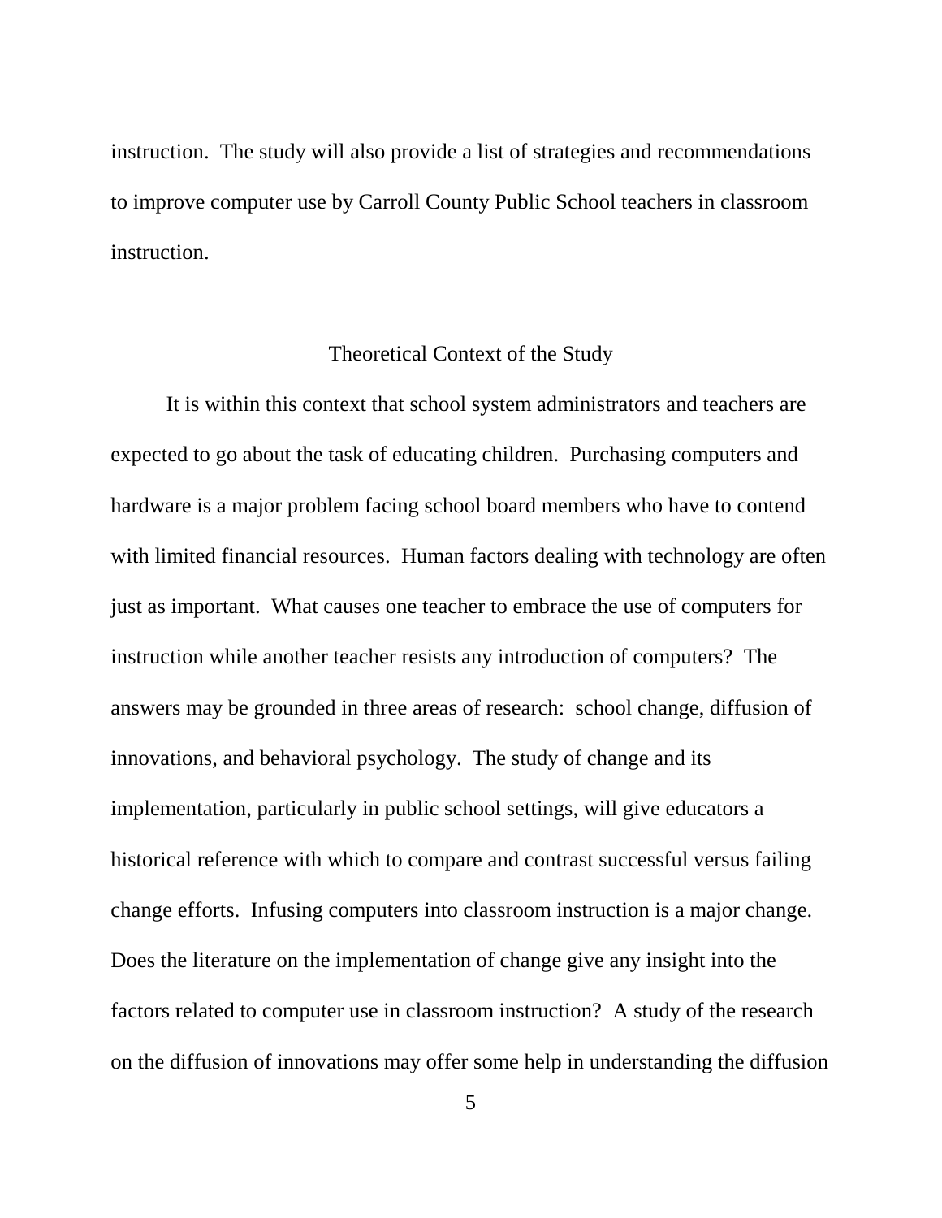instruction. The study will also provide a list of strategies and recommendations to improve computer use by Carroll County Public School teachers in classroom instruction.

## Theoretical Context of the Study

It is within this context that school system administrators and teachers are expected to go about the task of educating children. Purchasing computers and hardware is a major problem facing school board members who have to contend with limited financial resources. Human factors dealing with technology are often just as important. What causes one teacher to embrace the use of computers for instruction while another teacher resists any introduction of computers? The answers may be grounded in three areas of research: school change, diffusion of innovations, and behavioral psychology. The study of change and its implementation, particularly in public school settings, will give educators a historical reference with which to compare and contrast successful versus failing change efforts. Infusing computers into classroom instruction is a major change. Does the literature on the implementation of change give any insight into the factors related to computer use in classroom instruction? A study of the research on the diffusion of innovations may offer some help in understanding the diffusion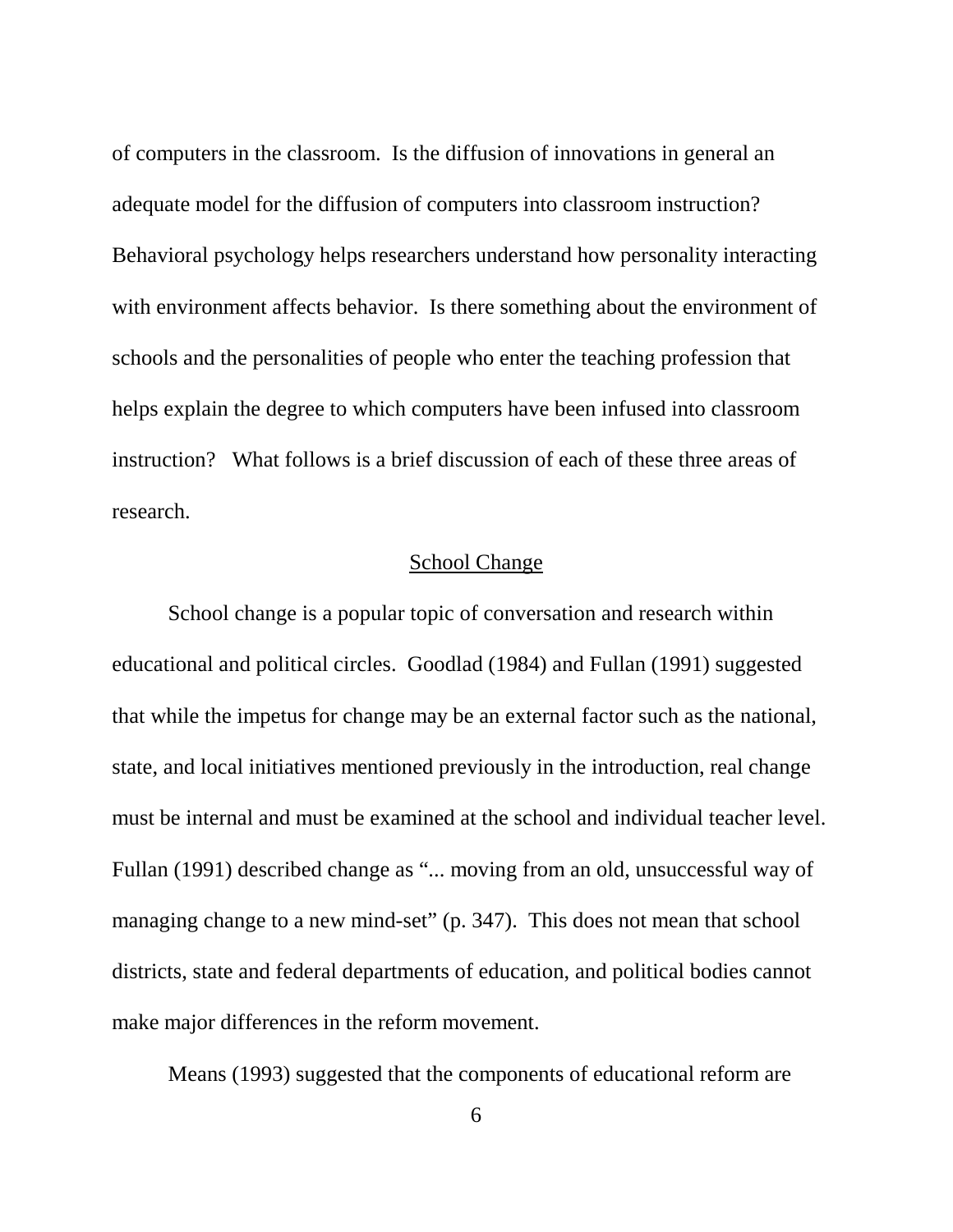of computers in the classroom. Is the diffusion of innovations in general an adequate model for the diffusion of computers into classroom instruction? Behavioral psychology helps researchers understand how personality interacting with environment affects behavior. Is there something about the environment of schools and the personalities of people who enter the teaching profession that helps explain the degree to which computers have been infused into classroom instruction? What follows is a brief discussion of each of these three areas of research.

## School Change

School change is a popular topic of conversation and research within educational and political circles. Goodlad (1984) and Fullan (1991) suggested that while the impetus for change may be an external factor such as the national, state, and local initiatives mentioned previously in the introduction, real change must be internal and must be examined at the school and individual teacher level. Fullan (1991) described change as "... moving from an old, unsuccessful way of managing change to a new mind-set" (p. 347). This does not mean that school districts, state and federal departments of education, and political bodies cannot make major differences in the reform movement.

Means (1993) suggested that the components of educational reform are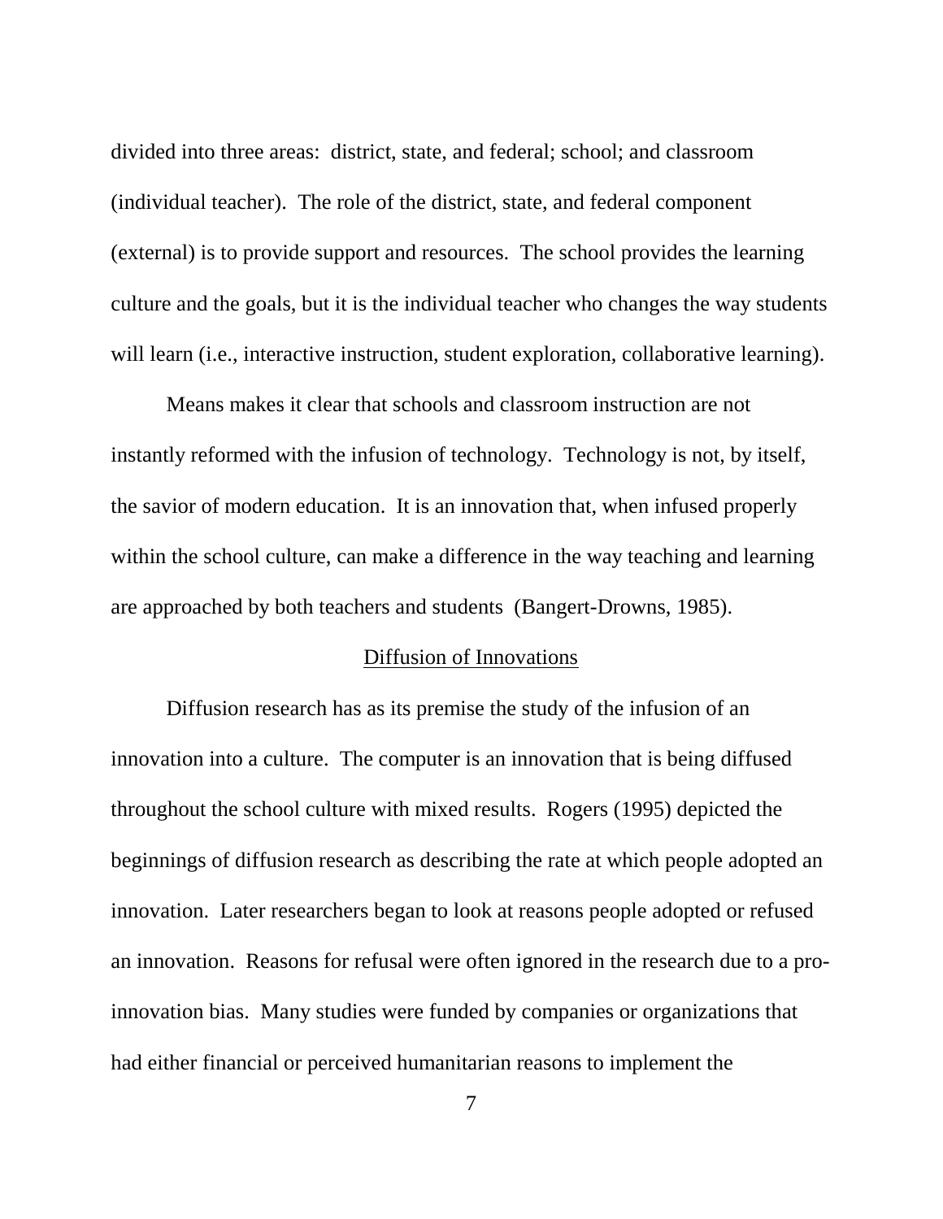divided into three areas: district, state, and federal; school; and classroom (individual teacher). The role of the district, state, and federal component (external) is to provide support and resources. The school provides the learning culture and the goals, but it is the individual teacher who changes the way students will learn (i.e., interactive instruction, student exploration, collaborative learning).

Means makes it clear that schools and classroom instruction are not instantly reformed with the infusion of technology. Technology is not, by itself, the savior of modern education. It is an innovation that, when infused properly within the school culture, can make a difference in the way teaching and learning are approached by both teachers and students (Bangert-Drowns, 1985).

## Diffusion of Innovations

Diffusion research has as its premise the study of the infusion of an innovation into a culture. The computer is an innovation that is being diffused throughout the school culture with mixed results. Rogers (1995) depicted the beginnings of diffusion research as describing the rate at which people adopted an innovation. Later researchers began to look at reasons people adopted or refused an innovation. Reasons for refusal were often ignored in the research due to a pro-innovation bias. Many studies were funded by companies or organizations that had either financial or perceived humanitarian reasons to implement the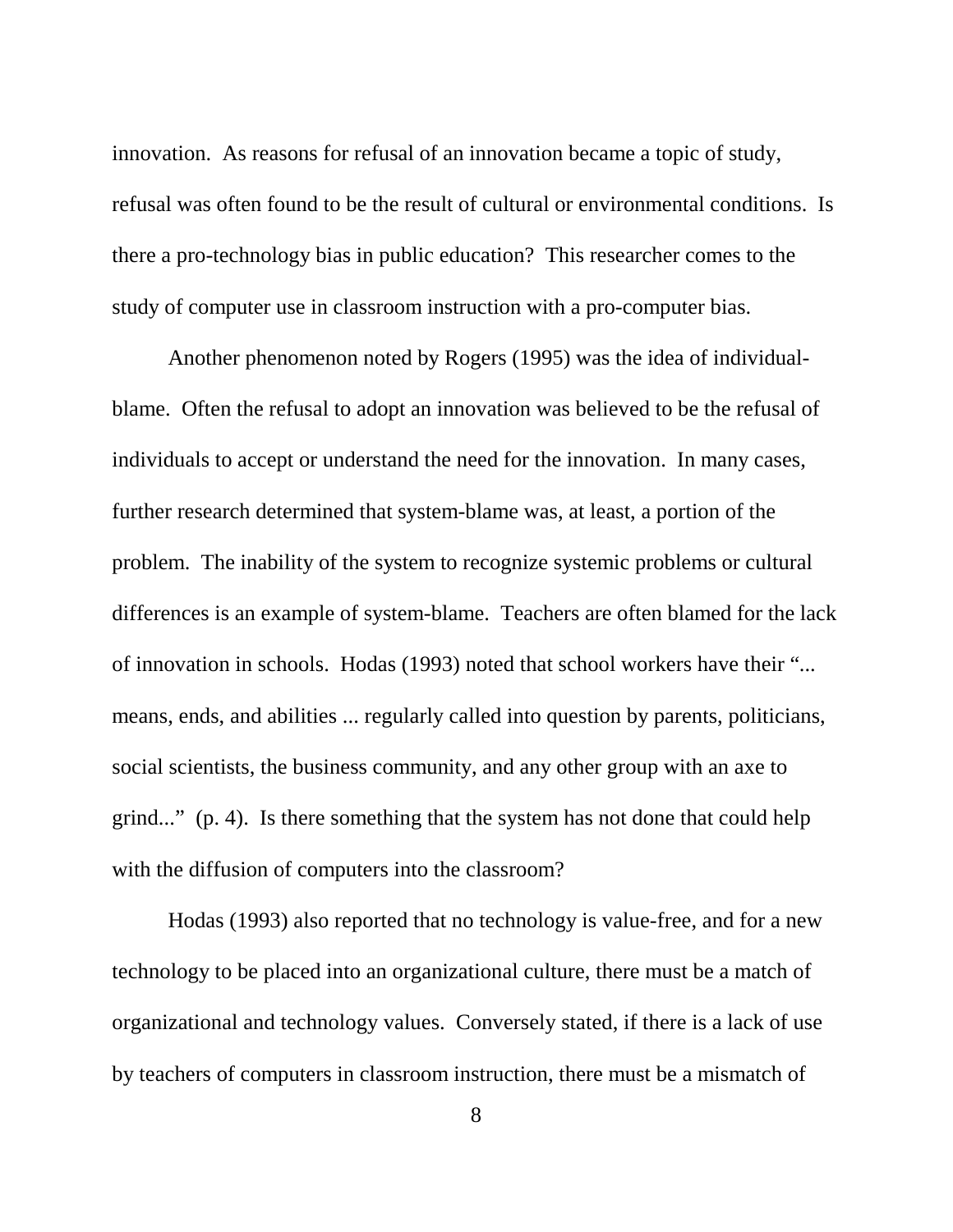innovation. As reasons for refusal of an innovation became a topic of study, refusal was often found to be the result of cultural or environmental conditions. Is there a pro-technology bias in public education? This researcher comes to the study of computer use in classroom instruction with a pro-computer bias.

Another phenomenon noted by Rogers (1995) was the idea of individual-blame. Often the refusal to adopt an innovation was believed to be the refusal of individuals to accept or understand the need for the innovation. In many cases, further research determined that system-blame was, at least, a portion of the problem. The inability of the system to recognize systemic problems or cultural differences is an example of system-blame. Teachers are often blamed for the lack of innovation in schools. Hodas (1993) noted that school workers have their "... means, ends, and abilities ... regularly called into question by parents, politicians, social scientists, the business community, and any other group with an axe to grind..." (p. 4). Is there something that the system has not done that could help with the diffusion of computers into the classroom?

Hodas (1993) also reported that no technology is value-free, and for a new technology to be placed into an organizational culture, there must be a match of organizational and technology values. Conversely stated, if there is a lack of use by teachers of computers in classroom instruction, there must be a mismatch of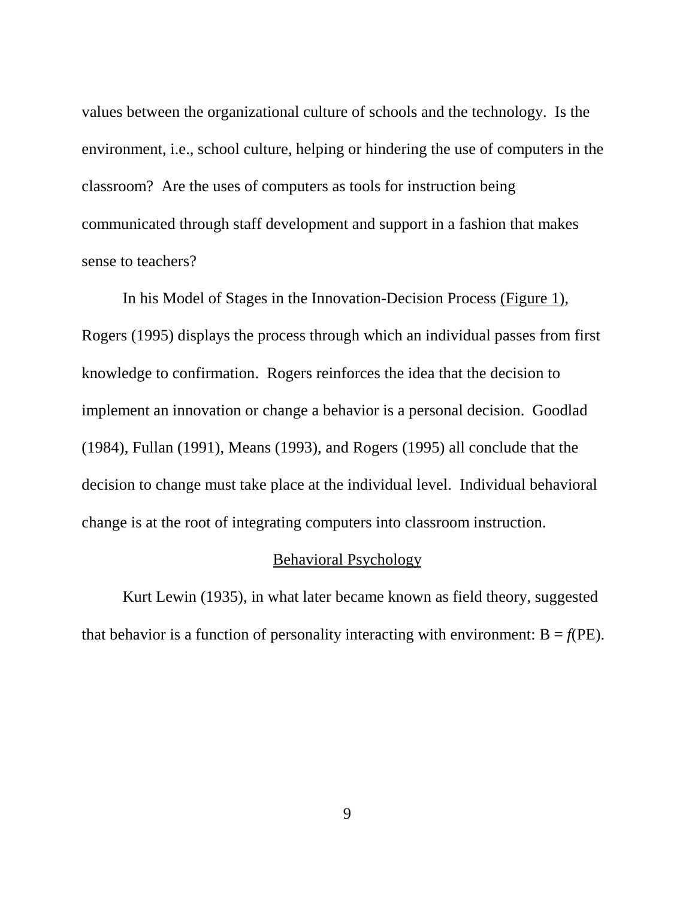values between the organizational culture of schools and the technology. Is the environment, i.e., school culture, helping or hindering the use of computers in the classroom? Are the uses of computers as tools for instruction being communicated through staff development and support in a fashion that makes sense to teachers?

In his Model of Stages in the Innovation-Decision Process (Figure 1), Rogers (1995) displays the process through which an individual passes from first knowledge to confirmation. Rogers reinforces the idea that the decision to implement an innovation or change a behavior is a personal decision. Goodlad (1984), Fullan (1991), Means (1993), and Rogers (1995) all conclude that the decision to change must take place at the individual level. Individual behavioral change is at the root of integrating computers into classroom instruction.

## Behavioral Psychology

Kurt Lewin (1935), in what later became known as field theory, suggested that behavior is a function of personality interacting with environment: $B = f(PE)$.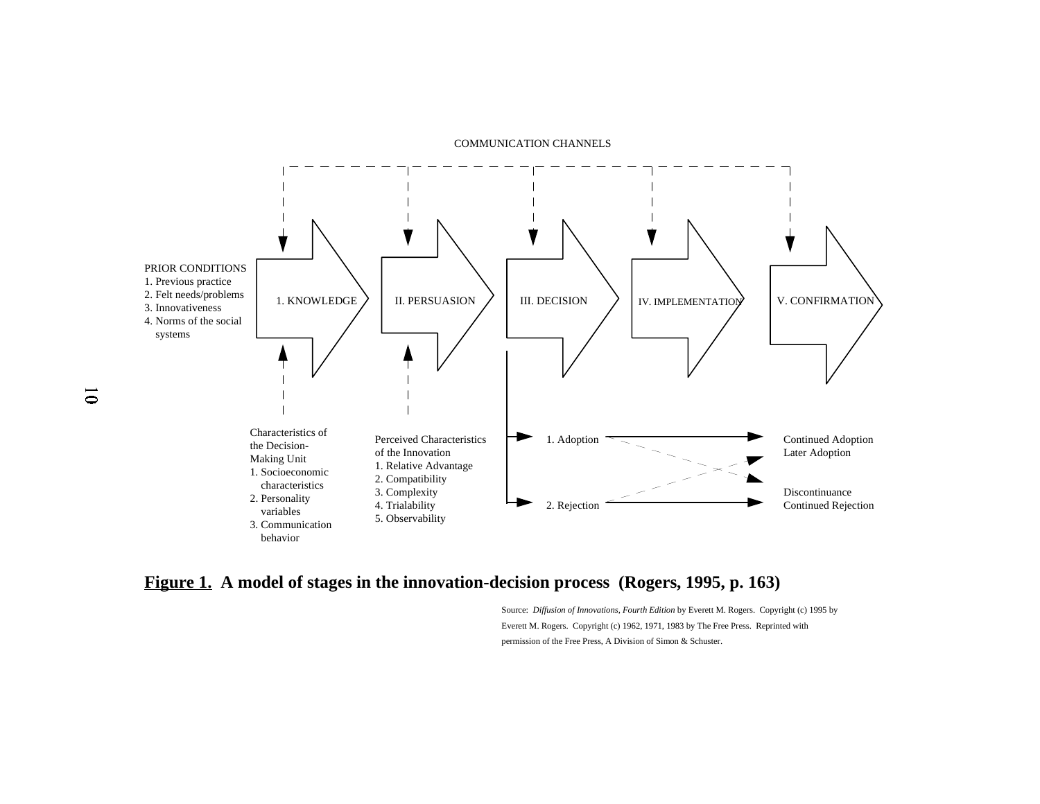COMMUNICATION CHANNELS

PRIOR CONDITIONS
1. Previous practice
2. Felt needs/problems
3. Innovativeness
4. Norms of the social systems

1. KNOWLEDGE

II. PERSUASION

III. DECISION

IV. IMPLEMENTATION

V. CONFIRMATION

Characteristics of the Decision-Making Unit
1. Socioeconomic characteristics
2. Personality variables
3. Communication behavior

Perceived Characteristics of the Innovation
1. Relative Advantage
2. Compatibility
3. Complexity
4. Trialability
5. Observability

1. Adoption

2. Rejection

Continued Adoption
Later Adoption

Discontinuance
Continued Rejection

**Figure 1. A model of stages in the innovation-decision process (Rogers, 1995, p. 163)**

Source: *Diffusion of Innovations, Fourth Edition* by Everett M. Rogers. Copyright (c) 1995 by Everett M. Rogers. Copyright (c) 1962, 1971, 1983 by The Free Press. Reprinted with permission of the Free Press, A Division of Simon & Schuster.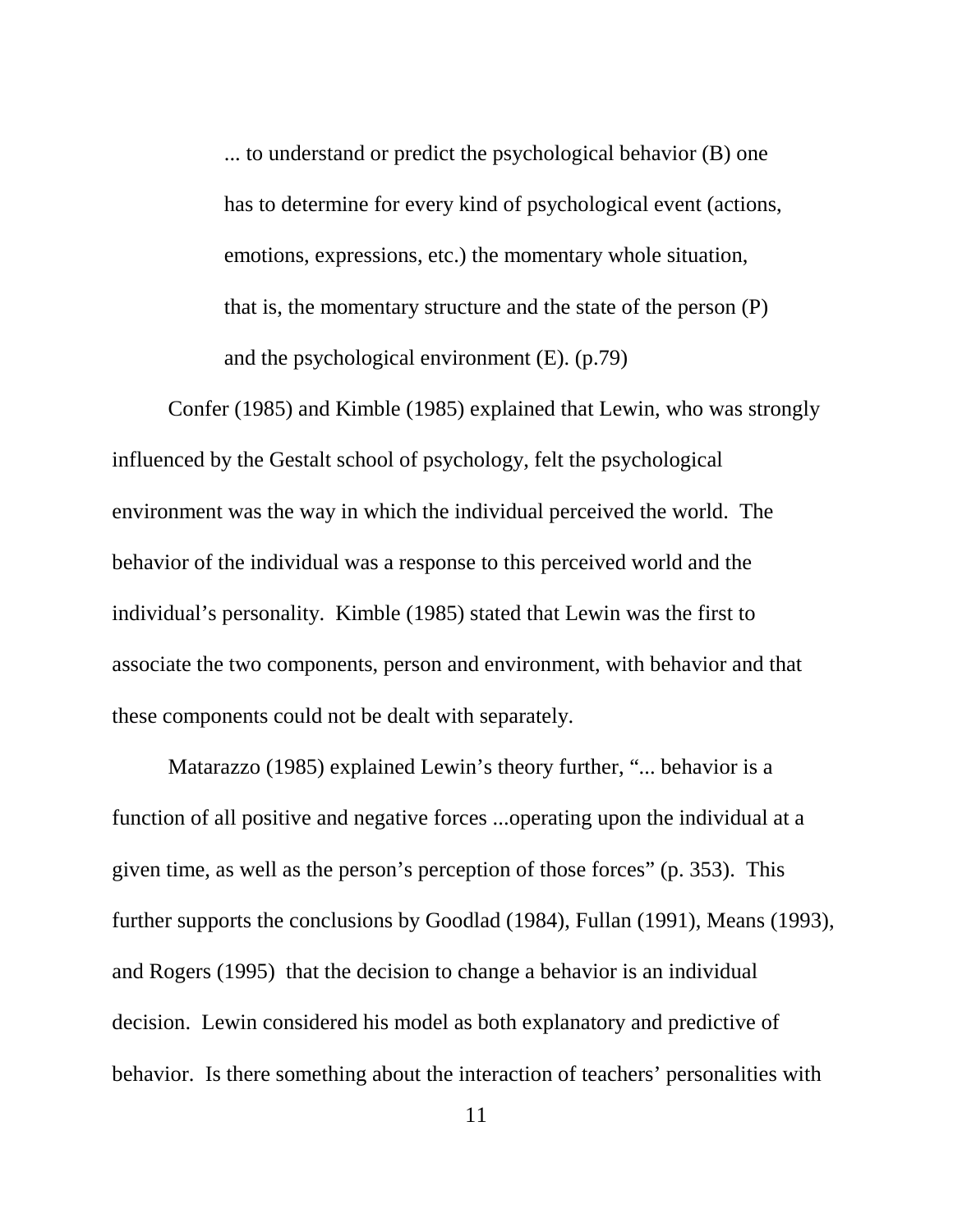> ... to understand or predict the psychological behavior (B) one has to determine for every kind of psychological event (actions, emotions, expressions, etc.) the momentary whole situation, that is, the momentary structure and the state of the person (P) and the psychological environment (E). (p.79)

Confer (1985) and Kimble (1985) explained that Lewin, who was strongly influenced by the Gestalt school of psychology, felt the psychological environment was the way in which the individual perceived the world. The behavior of the individual was a response to this perceived world and the individual's personality. Kimble (1985) stated that Lewin was the first to associate the two components, person and environment, with behavior and that these components could not be dealt with separately.

Matarazzo (1985) explained Lewin's theory further, "... behavior is a function of all positive and negative forces ...operating upon the individual at a given time, as well as the person's perception of those forces" (p. 353). This further supports the conclusions by Goodlad (1984), Fullan (1991), Means (1993), and Rogers (1995) that the decision to change a behavior is an individual decision. Lewin considered his model as both explanatory and predictive of behavior. Is there something about the interaction of teachers' personalities with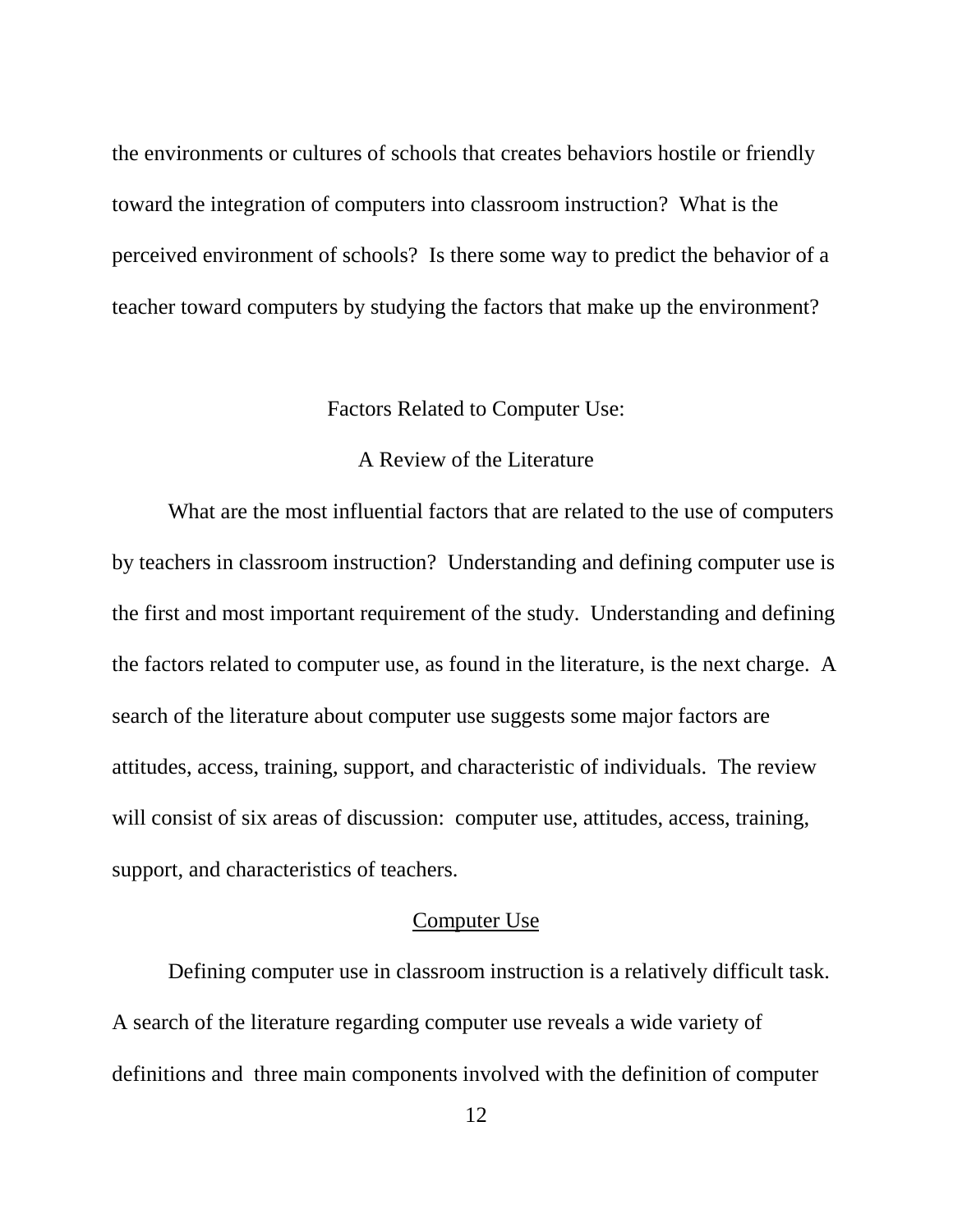the environments or cultures of schools that creates behaviors hostile or friendly toward the integration of computers into classroom instruction? What is the perceived environment of schools? Is there some way to predict the behavior of a teacher toward computers by studying the factors that make up the environment?

## Factors Related to Computer Use:

## A Review of the Literature

What are the most influential factors that are related to the use of computers by teachers in classroom instruction? Understanding and defining computer use is the first and most important requirement of the study. Understanding and defining the factors related to computer use, as found in the literature, is the next charge. A search of the literature about computer use suggests some major factors are attitudes, access, training, support, and characteristic of individuals. The review will consist of six areas of discussion: computer use, attitudes, access, training, support, and characteristics of teachers.

### Computer Use

Defining computer use in classroom instruction is a relatively difficult task. A search of the literature regarding computer use reveals a wide variety of definitions and three main components involved with the definition of computer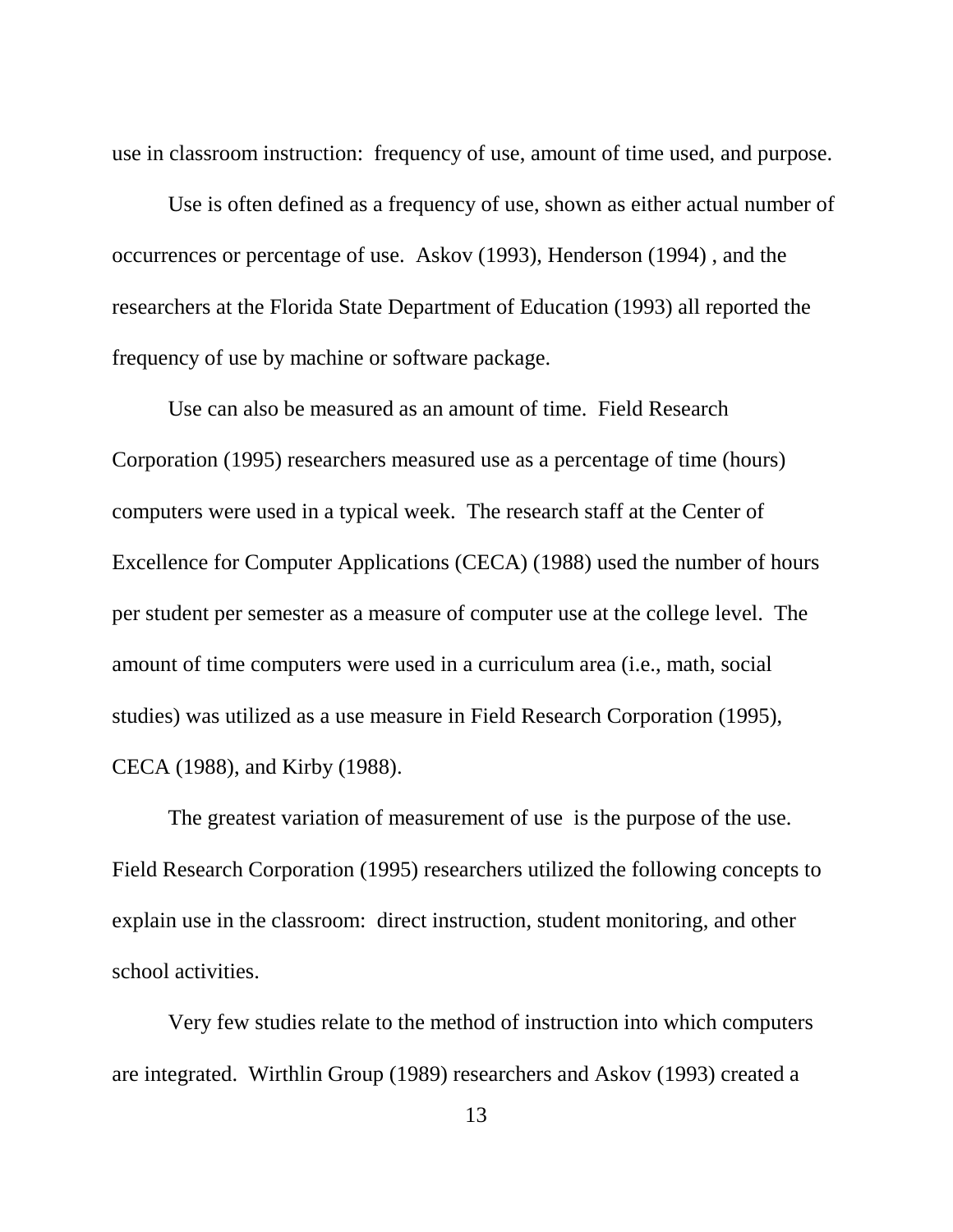use in classroom instruction: frequency of use, amount of time used, and purpose.

Use is often defined as a frequency of use, shown as either actual number of occurrences or percentage of use. Askov (1993), Henderson (1994) , and the researchers at the Florida State Department of Education (1993) all reported the frequency of use by machine or software package.

Use can also be measured as an amount of time. Field Research Corporation (1995) researchers measured use as a percentage of time (hours) computers were used in a typical week. The research staff at the Center of Excellence for Computer Applications (CECA) (1988) used the number of hours per student per semester as a measure of computer use at the college level. The amount of time computers were used in a curriculum area (i.e., math, social studies) was utilized as a use measure in Field Research Corporation (1995), CECA (1988), and Kirby (1988).

The greatest variation of measurement of use is the purpose of the use. Field Research Corporation (1995) researchers utilized the following concepts to explain use in the classroom: direct instruction, student monitoring, and other school activities.

Very few studies relate to the method of instruction into which computers are integrated. Wirthlin Group (1989) researchers and Askov (1993) created a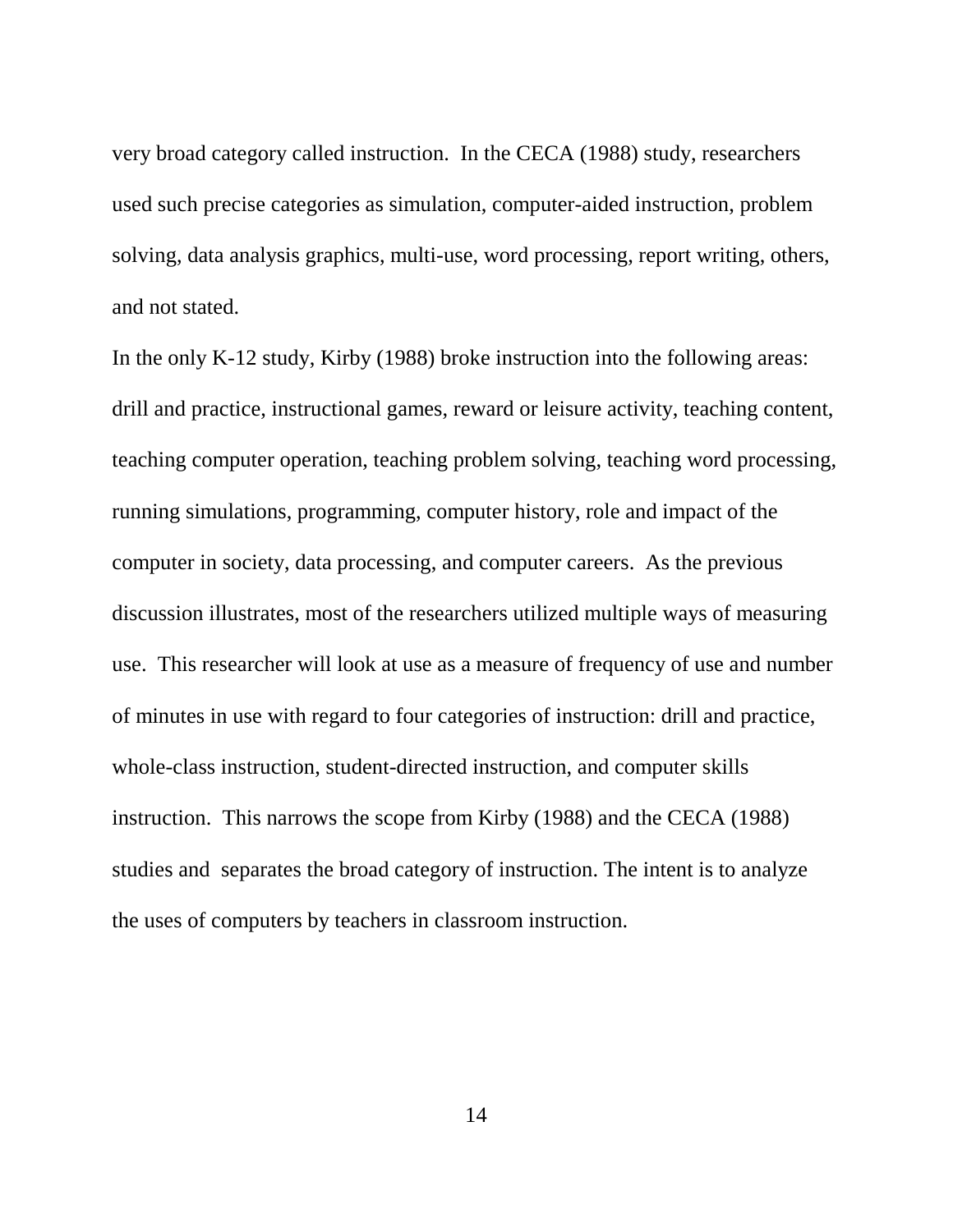very broad category called instruction. In the CECA (1988) study, researchers used such precise categories as simulation, computer-aided instruction, problem solving, data analysis graphics, multi-use, word processing, report writing, others, and not stated.

In the only K-12 study, Kirby (1988) broke instruction into the following areas: drill and practice, instructional games, reward or leisure activity, teaching content, teaching computer operation, teaching problem solving, teaching word processing, running simulations, programming, computer history, role and impact of the computer in society, data processing, and computer careers. As the previous discussion illustrates, most of the researchers utilized multiple ways of measuring use. This researcher will look at use as a measure of frequency of use and number of minutes in use with regard to four categories of instruction: drill and practice, whole-class instruction, student-directed instruction, and computer skills instruction. This narrows the scope from Kirby (1988) and the CECA (1988) studies and separates the broad category of instruction. The intent is to analyze the uses of computers by teachers in classroom instruction.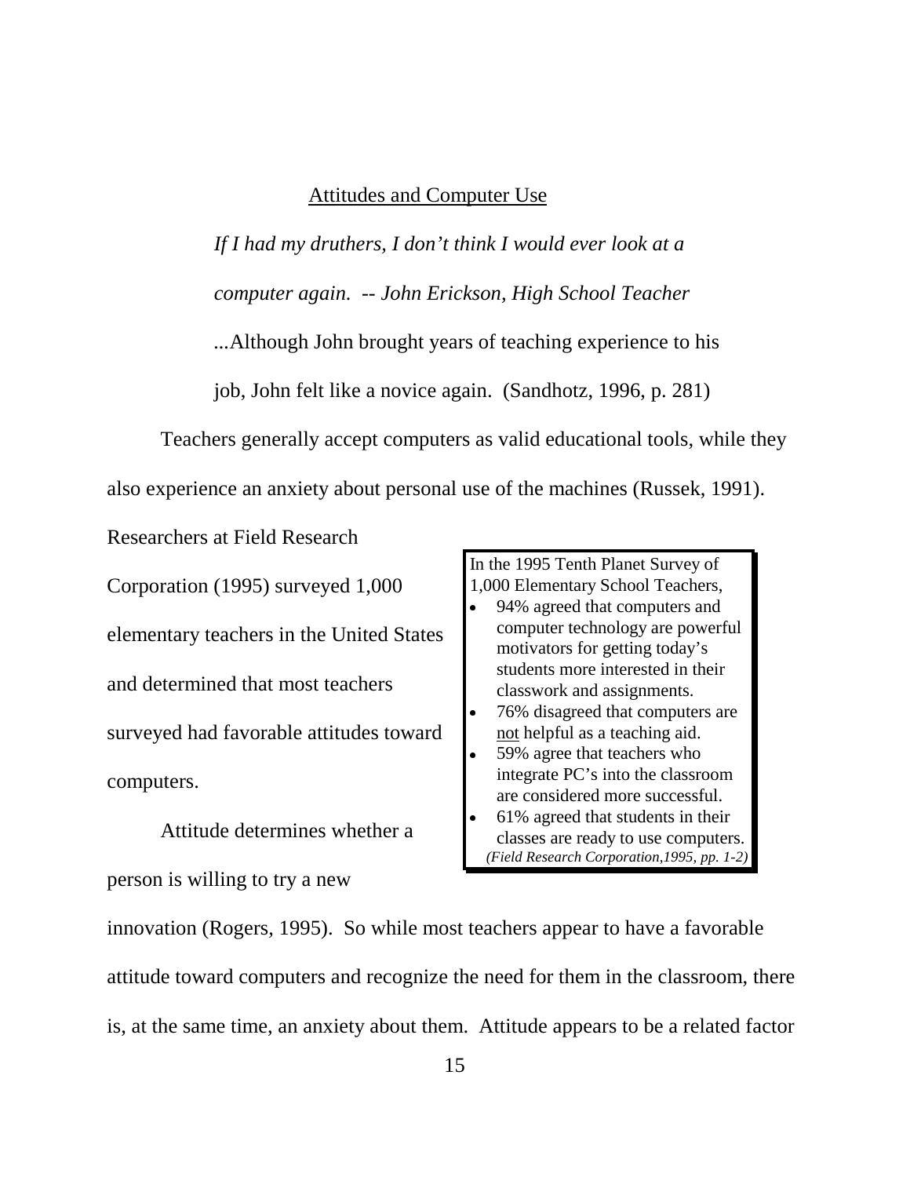## Attitudes and Computer Use

> *If I had my druthers, I don't think I would ever look at a computer again. -- John Erickson, High School Teacher*
>
> ...Although John brought years of teaching experience to his job, John felt like a novice again. (Sandhotz, 1996, p. 281)

Teachers generally accept computers as valid educational tools, while they also experience an anxiety about personal use of the machines (Russek, 1991). Researchers at Field Research Corporation (1995) surveyed 1,000 elementary teachers in the United States and determined that most teachers surveyed had favorable attitudes toward computers.

> In the 1995 Tenth Planet Survey of 1,000 Elementary School Teachers,
>
> - 94% agreed that computers and computer technology are powerful motivators for getting today's students more interested in their classwork and assignments.
> - 76% disagreed that computers are <u>not</u> helpful as a teaching aid.
> - 59% agree that teachers who integrate PC's into the classroom are considered more successful.
> - 61% agreed that students in their classes are ready to use computers.
>
> *(Field Research Corporation,1995, pp. 1-2)*

Attitude determines whether a person is willing to try a new innovation (Rogers, 1995). So while most teachers appear to have a favorable attitude toward computers and recognize the need for them in the classroom, there is, at the same time, an anxiety about them. Attitude appears to be a related factor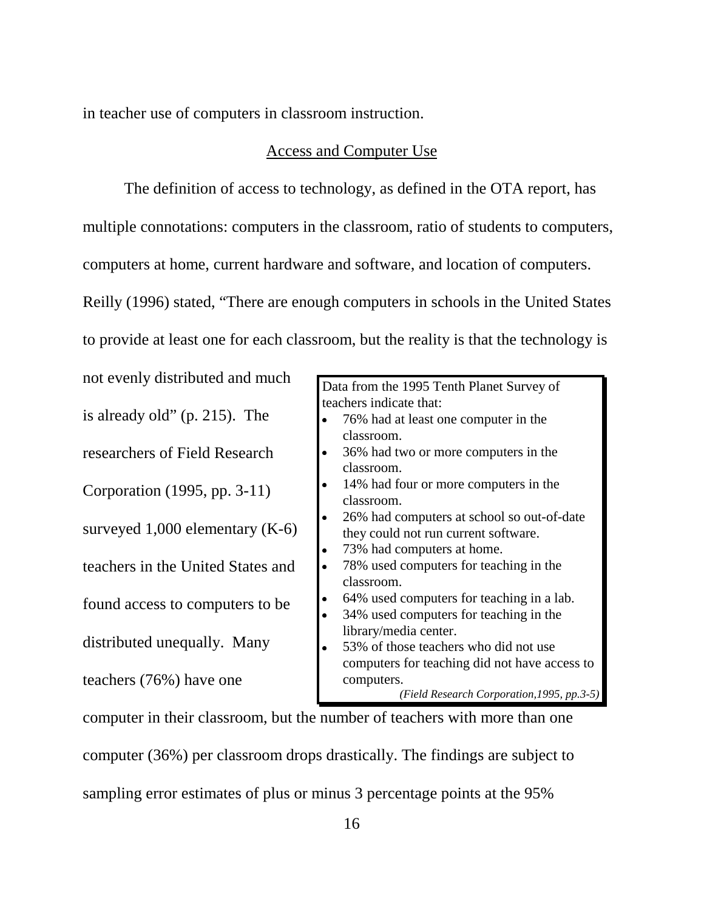in teacher use of computers in classroom instruction.

## Access and Computer Use

The definition of access to technology, as defined in the OTA report, has multiple connotations: computers in the classroom, ratio of students to computers, computers at home, current hardware and software, and location of computers. Reilly (1996) stated, "There are enough computers in schools in the United States to provide at least one for each classroom, but the reality is that the technology is not evenly distributed and much is already old" (p. 215). The researchers of Field Research Corporation (1995, pp. 3-11) surveyed 1,000 elementary (K-6) teachers in the United States and found access to computers to be distributed unequally. Many teachers (76%) have one computer in their classroom, but the number of teachers with more than one computer (36%) per classroom drops drastically. The findings are subject to sampling error estimates of plus or minus 3 percentage points at the 95%

> Data from the 1995 Tenth Planet Survey of teachers indicate that:
>
> - 76% had at least one computer in the classroom.
> - 36% had two or more computers in the classroom.
> - 14% had four or more computers in the classroom.
> - 26% had computers at school so out-of-date they could not run current software.
> - 73% had computers at home.
> - 78% used computers for teaching in the classroom.
> - 64% used computers for teaching in a lab.
> - 34% used computers for teaching in the library/media center.
> - 53% of those teachers who did not use computers for teaching did not have access to computers.
>
> *(Field Research Corporation,1995, pp.3-5)*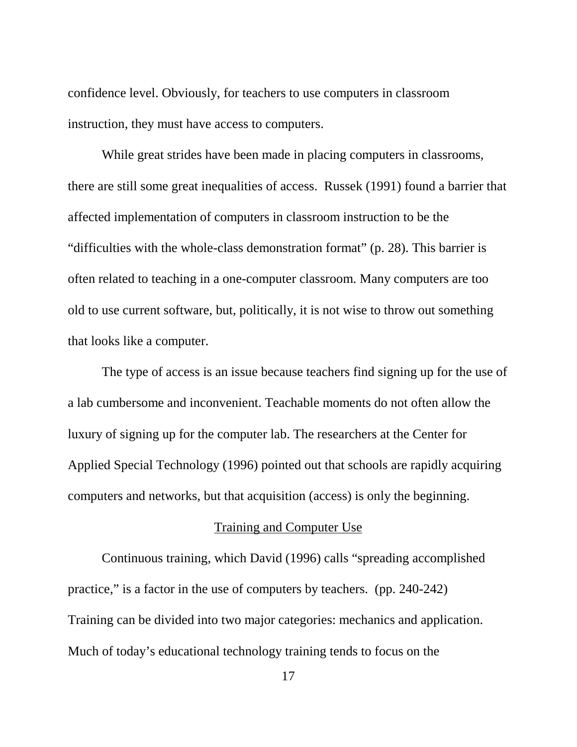confidence level. Obviously, for teachers to use computers in classroom instruction, they must have access to computers.

While great strides have been made in placing computers in classrooms, there are still some great inequalities of access. Russek (1991) found a barrier that affected implementation of computers in classroom instruction to be the “difficulties with the whole-class demonstration format” (p. 28). This barrier is often related to teaching in a one-computer classroom. Many computers are too old to use current software, but, politically, it is not wise to throw out something that looks like a computer.

The type of access is an issue because teachers find signing up for the use of a lab cumbersome and inconvenient. Teachable moments do not often allow the luxury of signing up for the computer lab. The researchers at the Center for Applied Special Technology (1996) pointed out that schools are rapidly acquiring computers and networks, but that acquisition (access) is only the beginning.

<u>Training and Computer Use</u>

Continuous training, which David (1996) calls “spreading accomplished practice,” is a factor in the use of computers by teachers. (pp. 240-242) Training can be divided into two major categories: mechanics and application. Much of today’s educational technology training tends to focus on the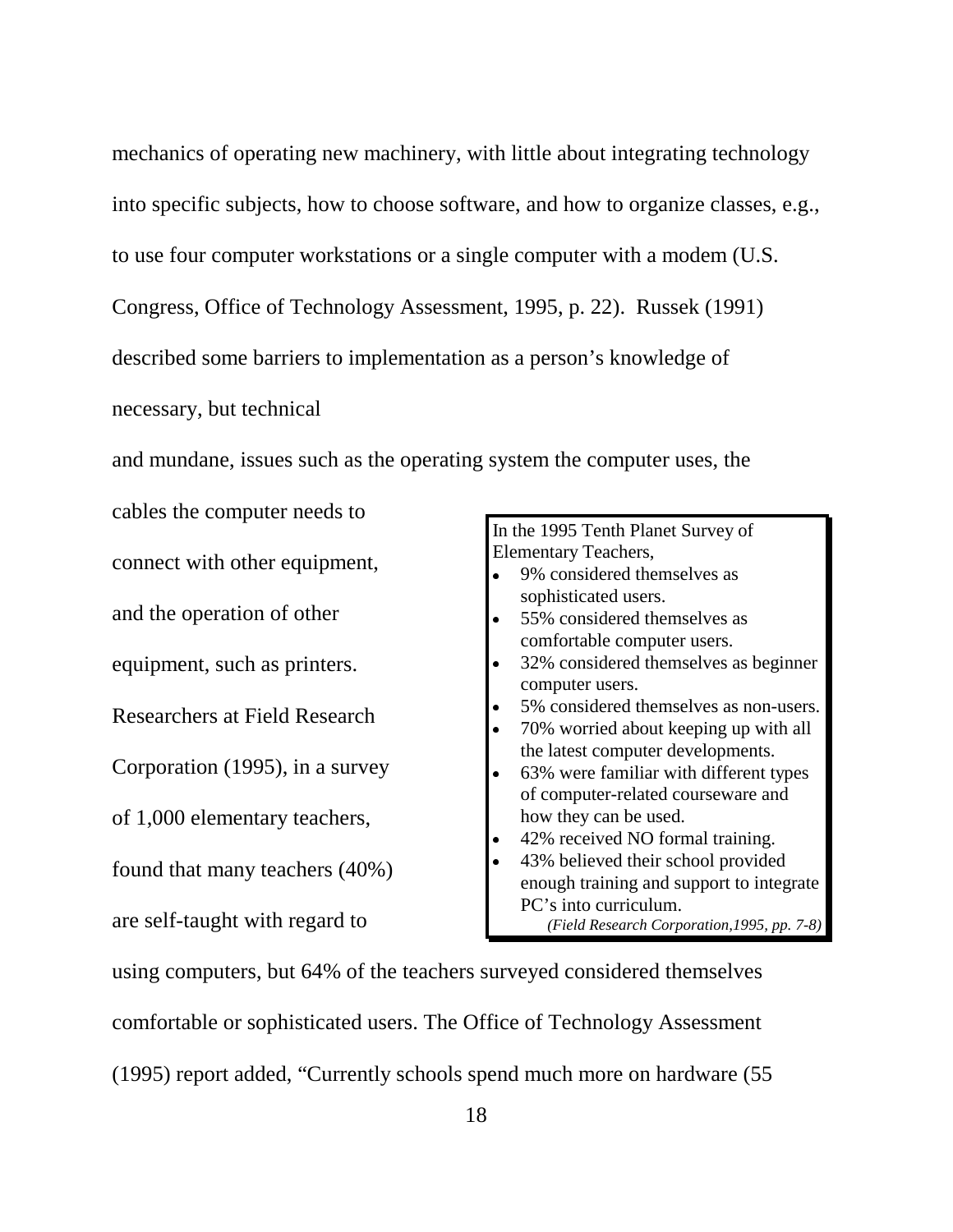mechanics of operating new machinery, with little about integrating technology into specific subjects, how to choose software, and how to organize classes, e.g., to use four computer workstations or a single computer with a modem (U.S. Congress, Office of Technology Assessment, 1995, p. 22). Russek (1991) described some barriers to implementation as a person's knowledge of necessary, but technical and mundane, issues such as the operating system the computer uses, the cables the computer needs to connect with other equipment, and the operation of other equipment, such as printers. Researchers at Field Research Corporation (1995), in a survey of 1,000 elementary teachers, found that many teachers (40%) are self-taught with regard to using computers, but 64% of the teachers surveyed considered themselves comfortable or sophisticated users. The Office of Technology Assessment (1995) report added, "Currently schools spend much more on hardware (55

> In the 1995 Tenth Planet Survey of Elementary Teachers,
>
> - 9% considered themselves as sophisticated users.
> - 55% considered themselves as comfortable computer users.
> - 32% considered themselves as beginner computer users.
> - 5% considered themselves as non-users.
> - 70% worried about keeping up with all the latest computer developments.
> - 63% were familiar with different types of computer-related courseware and how they can be used.
> - 42% received NO formal training.
> - 43% believed their school provided enough training and support to integrate PC's into curriculum.
>
> *(Field Research Corporation,1995, pp. 7-8)*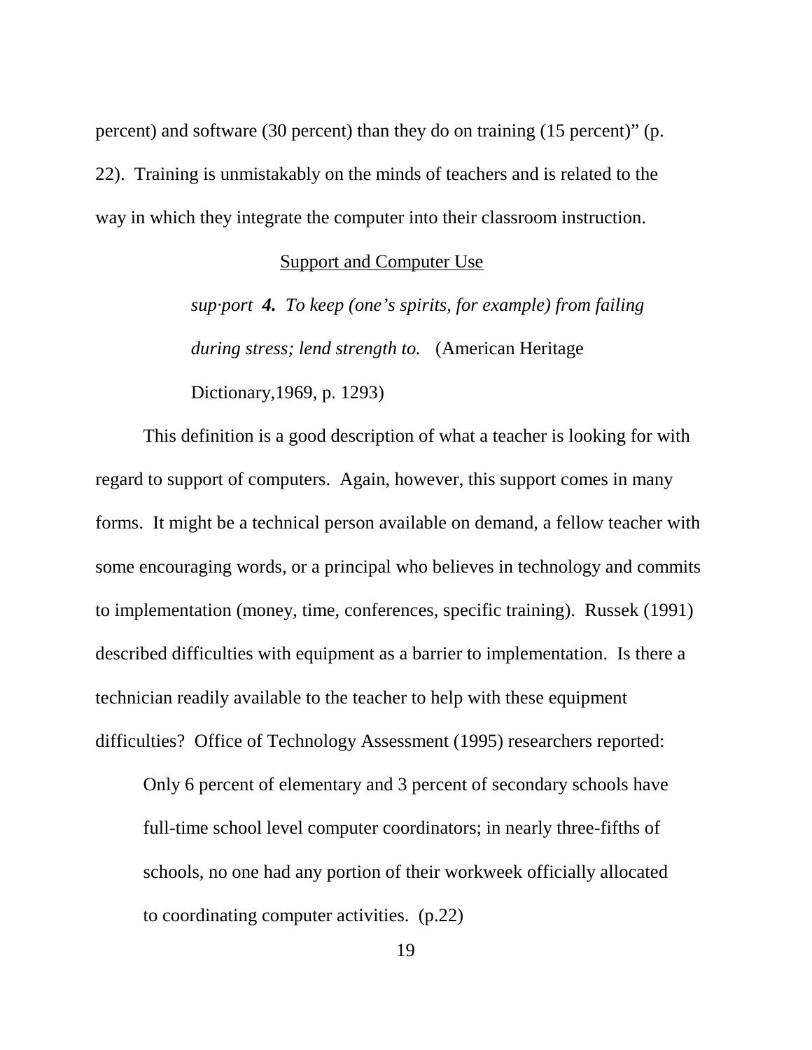percent) and software (30 percent) than they do on training (15 percent)" (p. 22). Training is unmistakably on the minds of teachers and is related to the way in which they integrate the computer into their classroom instruction.

## Support and Computer Use

> *sup·port* ***4.*** *To keep (one's spirits, for example) from failing during stress; lend strength to.* (American Heritage Dictionary,1969, p. 1293)

This definition is a good description of what a teacher is looking for with regard to support of computers. Again, however, this support comes in many forms. It might be a technical person available on demand, a fellow teacher with some encouraging words, or a principal who believes in technology and commits to implementation (money, time, conferences, specific training). Russek (1991) described difficulties with equipment as a barrier to implementation. Is there a technician readily available to the teacher to help with these equipment difficulties? Office of Technology Assessment (1995) researchers reported:

> Only 6 percent of elementary and 3 percent of secondary schools have full-time school level computer coordinators; in nearly three-fifths of schools, no one had any portion of their workweek officially allocated to coordinating computer activities. (p.22)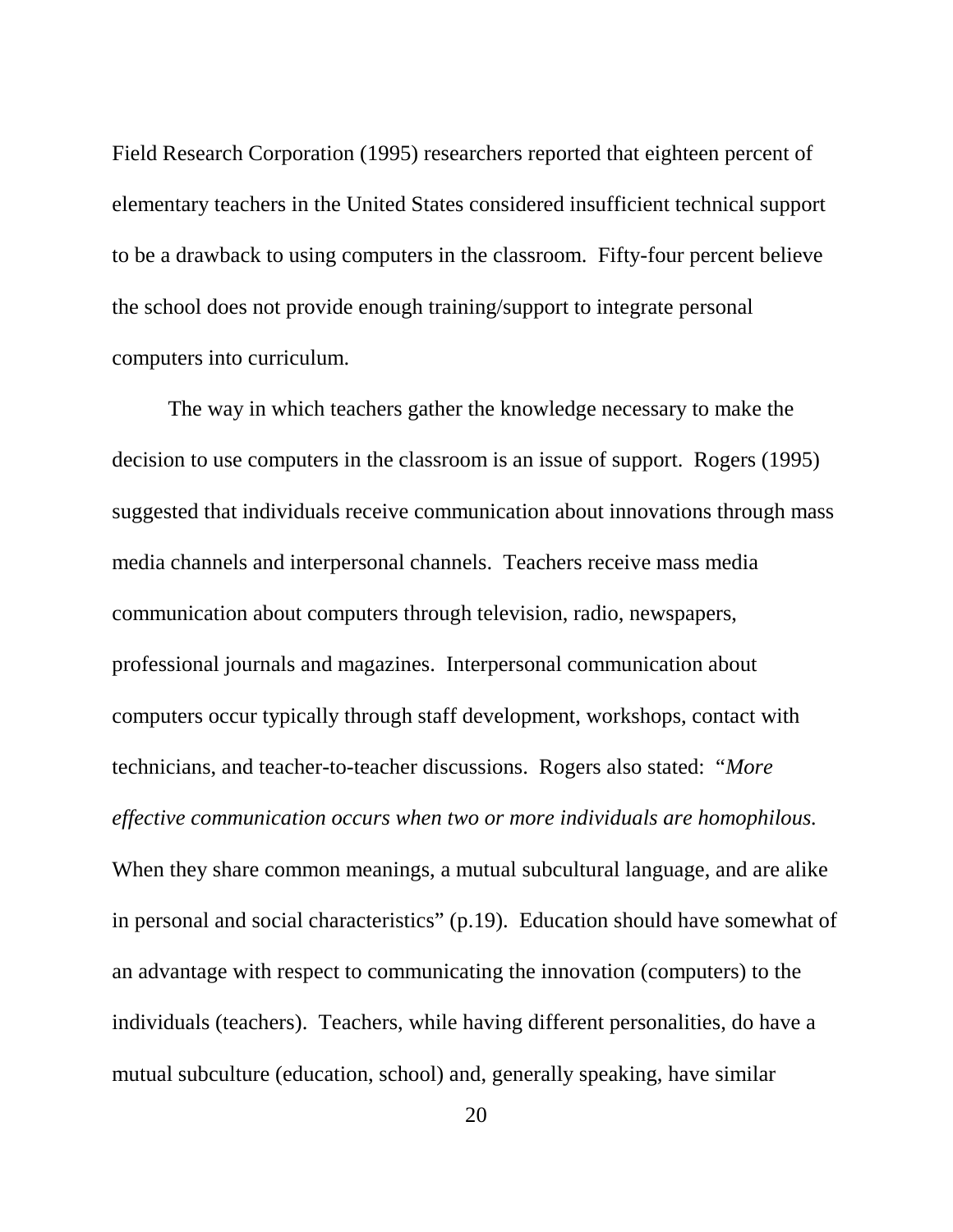Field Research Corporation (1995) researchers reported that eighteen percent of elementary teachers in the United States considered insufficient technical support to be a drawback to using computers in the classroom. Fifty-four percent believe the school does not provide enough training/support to integrate personal computers into curriculum.

The way in which teachers gather the knowledge necessary to make the decision to use computers in the classroom is an issue of support. Rogers (1995) suggested that individuals receive communication about innovations through mass media channels and interpersonal channels. Teachers receive mass media communication about computers through television, radio, newspapers, professional journals and magazines. Interpersonal communication about computers occur typically through staff development, workshops, contact with technicians, and teacher-to-teacher discussions. Rogers also stated: "*More effective communication occurs when two or more individuals are homophilous.* When they share common meanings, a mutual subcultural language, and are alike in personal and social characteristics" (p.19). Education should have somewhat of an advantage with respect to communicating the innovation (computers) to the individuals (teachers). Teachers, while having different personalities, do have a mutual subculture (education, school) and, generally speaking, have similar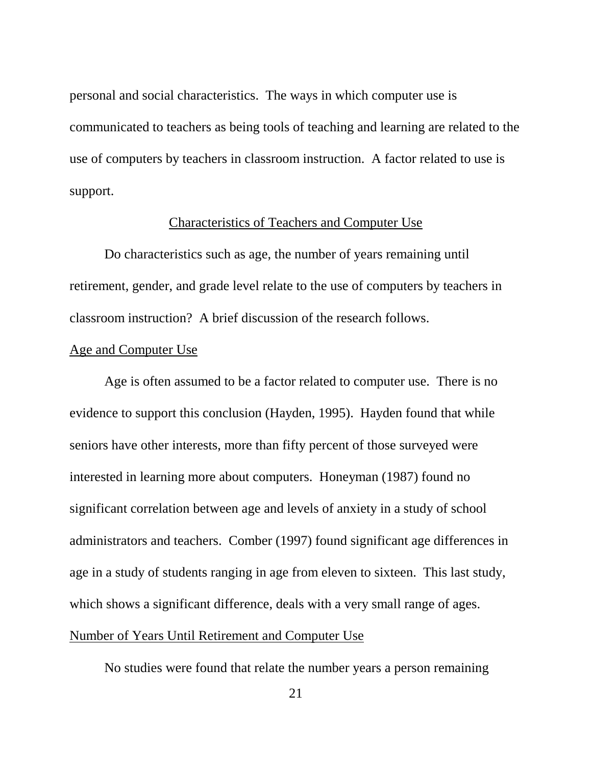personal and social characteristics. The ways in which computer use is communicated to teachers as being tools of teaching and learning are related to the use of computers by teachers in classroom instruction. A factor related to use is support.

## Characteristics of Teachers and Computer Use

Do characteristics such as age, the number of years remaining until retirement, gender, and grade level relate to the use of computers by teachers in classroom instruction? A brief discussion of the research follows.

### Age and Computer Use

Age is often assumed to be a factor related to computer use. There is no evidence to support this conclusion (Hayden, 1995). Hayden found that while seniors have other interests, more than fifty percent of those surveyed were interested in learning more about computers. Honeyman (1987) found no significant correlation between age and levels of anxiety in a study of school administrators and teachers. Comber (1997) found significant age differences in age in a study of students ranging in age from eleven to sixteen. This last study, which shows a significant difference, deals with a very small range of ages.

### Number of Years Until Retirement and Computer Use

No studies were found that relate the number years a person remaining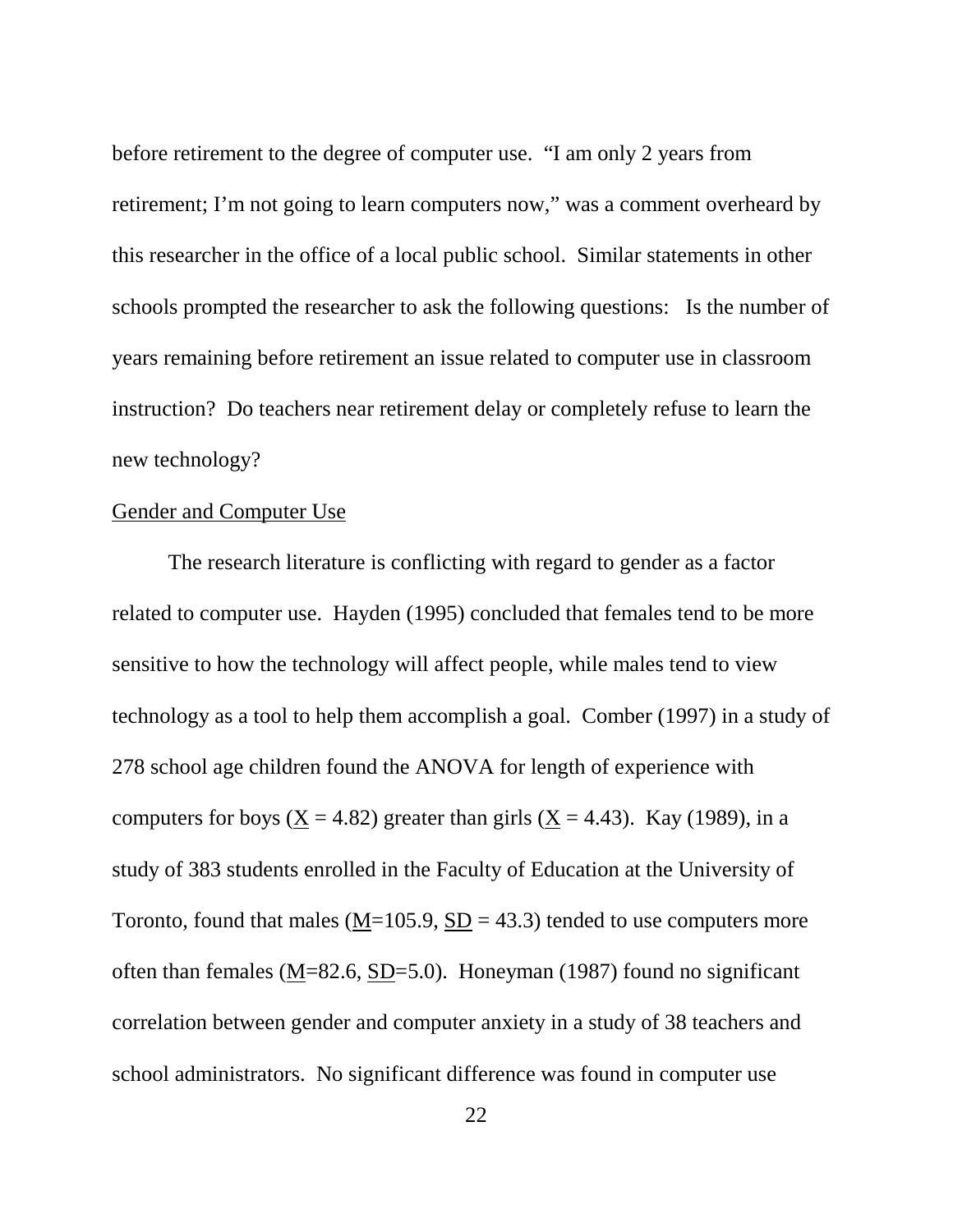before retirement to the degree of computer use. “I am only 2 years from retirement; I’m not going to learn computers now,” was a comment overheard by this researcher in the office of a local public school. Similar statements in other schools prompted the researcher to ask the following questions: Is the number of years remaining before retirement an issue related to computer use in classroom instruction? Do teachers near retirement delay or completely refuse to learn the new technology?

## Gender and Computer Use

The research literature is conflicting with regard to gender as a factor related to computer use. Hayden (1995) concluded that females tend to be more sensitive to how the technology will affect people, while males tend to view technology as a tool to help them accomplish a goal. Comber (1997) in a study of 278 school age children found the ANOVA for length of experience with computers for boys ($\underline{X} = 4.82$) greater than girls ($\underline{X} = 4.43$). Kay (1989), in a study of 383 students enrolled in the Faculty of Education at the University of Toronto, found that males ($\underline{M}=105.9$, $\underline{SD} = 43.3$) tended to use computers more often than females ($\underline{M}=82.6$, $\underline{SD}=5.0$). Honeyman (1987) found no significant correlation between gender and computer anxiety in a study of 38 teachers and school administrators. No significant difference was found in computer use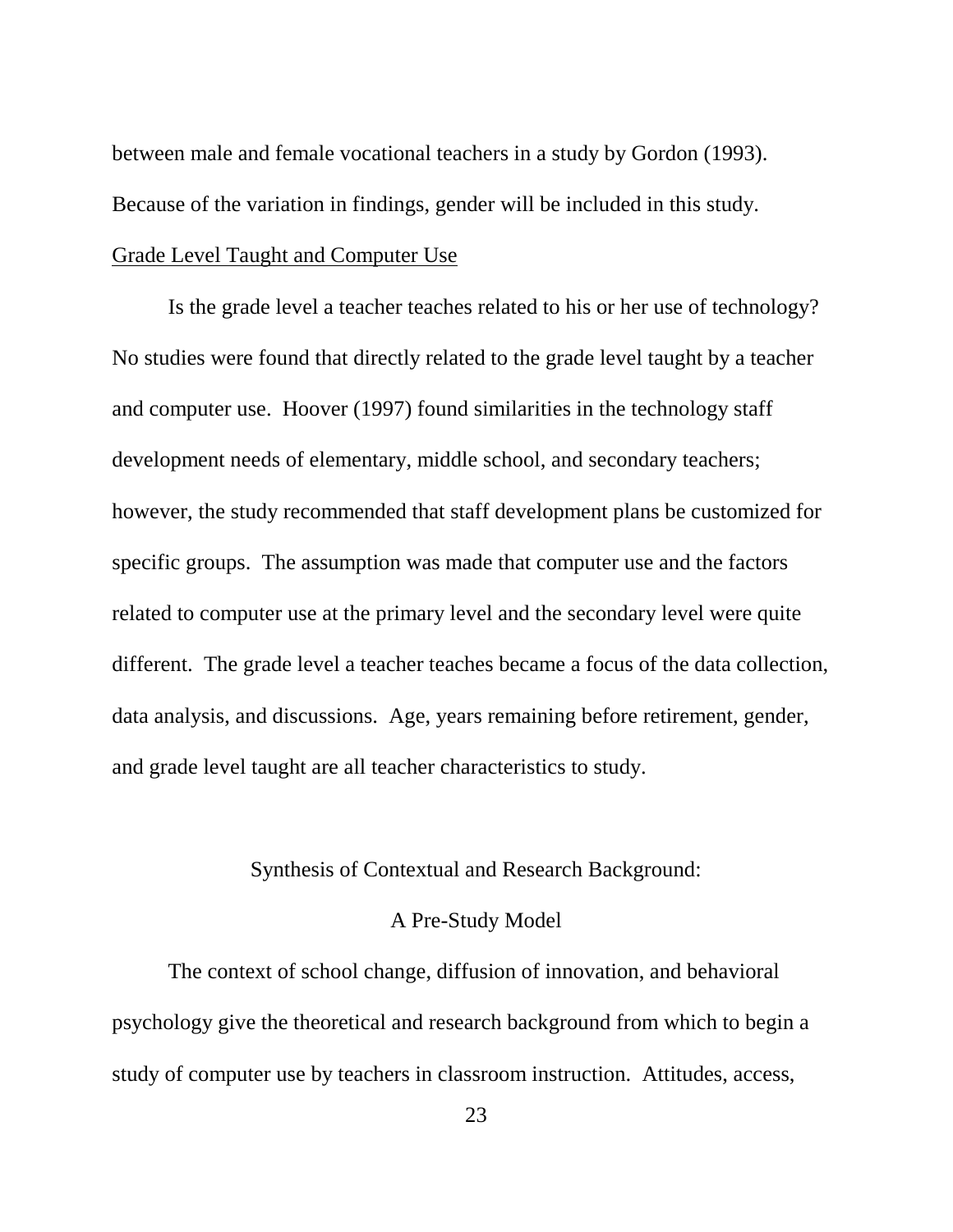between male and female vocational teachers in a study by Gordon (1993). Because of the variation in findings, gender will be included in this study.

### Grade Level Taught and Computer Use

Is the grade level a teacher teaches related to his or her use of technology? No studies were found that directly related to the grade level taught by a teacher and computer use. Hoover (1997) found similarities in the technology staff development needs of elementary, middle school, and secondary teachers; however, the study recommended that staff development plans be customized for specific groups. The assumption was made that computer use and the factors related to computer use at the primary level and the secondary level were quite different. The grade level a teacher teaches became a focus of the data collection, data analysis, and discussions. Age, years remaining before retirement, gender, and grade level taught are all teacher characteristics to study.

## Synthesis of Contextual and Research Background: A Pre-Study Model

The context of school change, diffusion of innovation, and behavioral psychology give the theoretical and research background from which to begin a study of computer use by teachers in classroom instruction. Attitudes, access,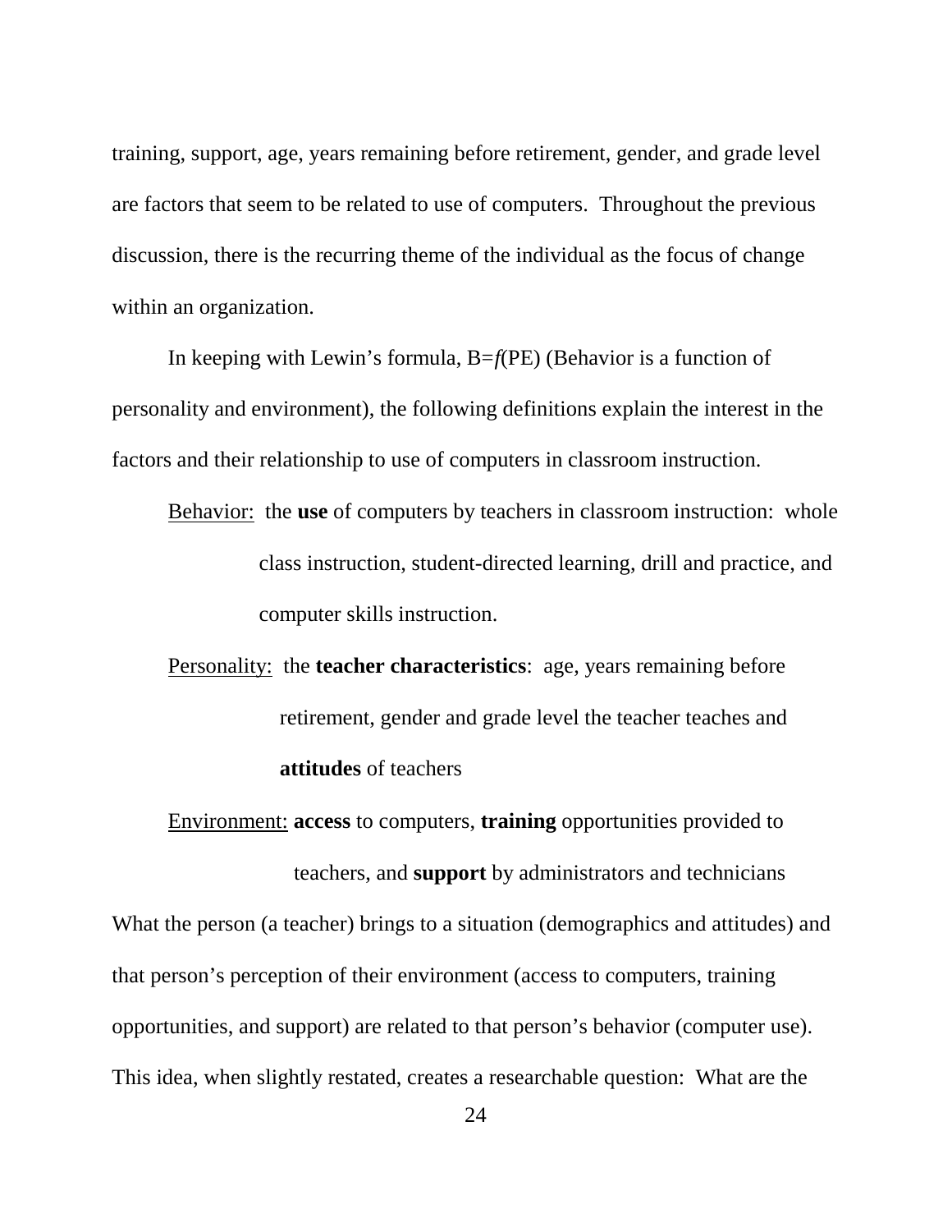training, support, age, years remaining before retirement, gender, and grade level are factors that seem to be related to use of computers. Throughout the previous discussion, there is the recurring theme of the individual as the focus of change within an organization.

In keeping with Lewin's formula, B=*f*(PE) (Behavior is a function of personality and environment), the following definitions explain the interest in the factors and their relationship to use of computers in classroom instruction.

<u>Behavior:</u> the **use** of computers by teachers in classroom instruction: whole class instruction, student-directed learning, drill and practice, and computer skills instruction.

<u>Personality:</u> the **teacher characteristics**: age, years remaining before retirement, gender and grade level the teacher teaches and **attitudes** of teachers

<u>Environment:</u> **access** to computers, **training** opportunities provided to teachers, and **support** by administrators and technicians

What the person (a teacher) brings to a situation (demographics and attitudes) and that person's perception of their environment (access to computers, training opportunities, and support) are related to that person's behavior (computer use). This idea, when slightly restated, creates a researchable question: What are the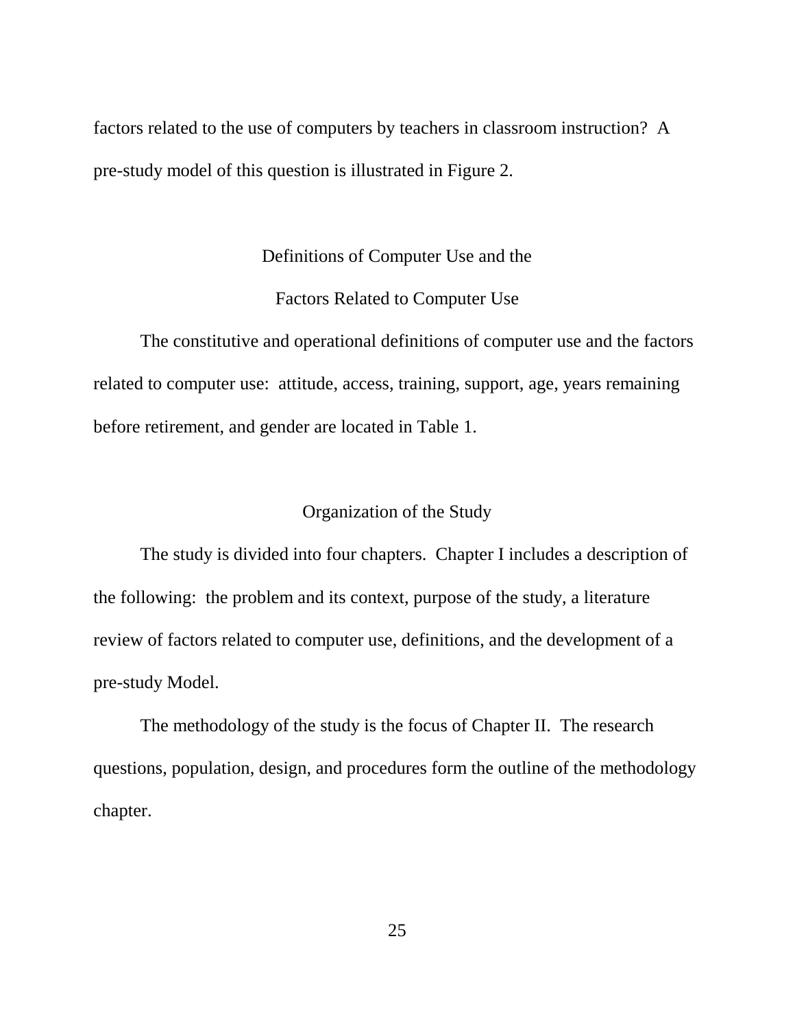factors related to the use of computers by teachers in classroom instruction? A pre-study model of this question is illustrated in Figure 2.

## Definitions of Computer Use and the Factors Related to Computer Use

The constitutive and operational definitions of computer use and the factors related to computer use: attitude, access, training, support, age, years remaining before retirement, and gender are located in Table 1.

## Organization of the Study

The study is divided into four chapters. Chapter I includes a description of the following: the problem and its context, purpose of the study, a literature review of factors related to computer use, definitions, and the development of a pre-study Model.

The methodology of the study is the focus of Chapter II. The research questions, population, design, and procedures form the outline of the methodology chapter.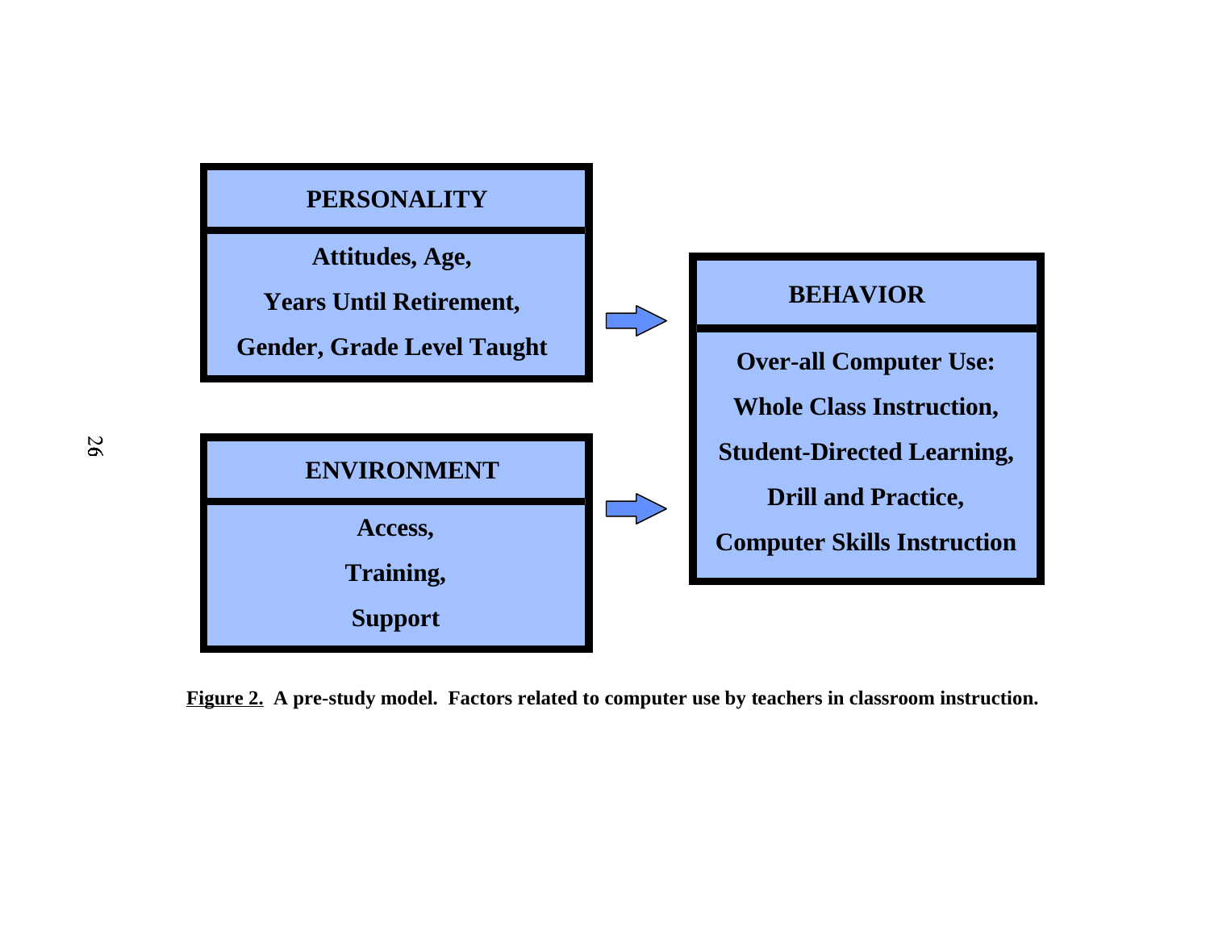**PERSONALITY**

Attitudes, Age,

Years Until Retirement,

Gender, Grade Level Taught

**ENVIRONMENT**

Access,

Training,

Support

**BEHAVIOR**

Over-all Computer Use:

Whole Class Instruction,

Student-Directed Learning,

Drill and Practice,

Computer Skills Instruction

**Figure 2.** **A pre-study model. Factors related to computer use by teachers in classroom instruction.**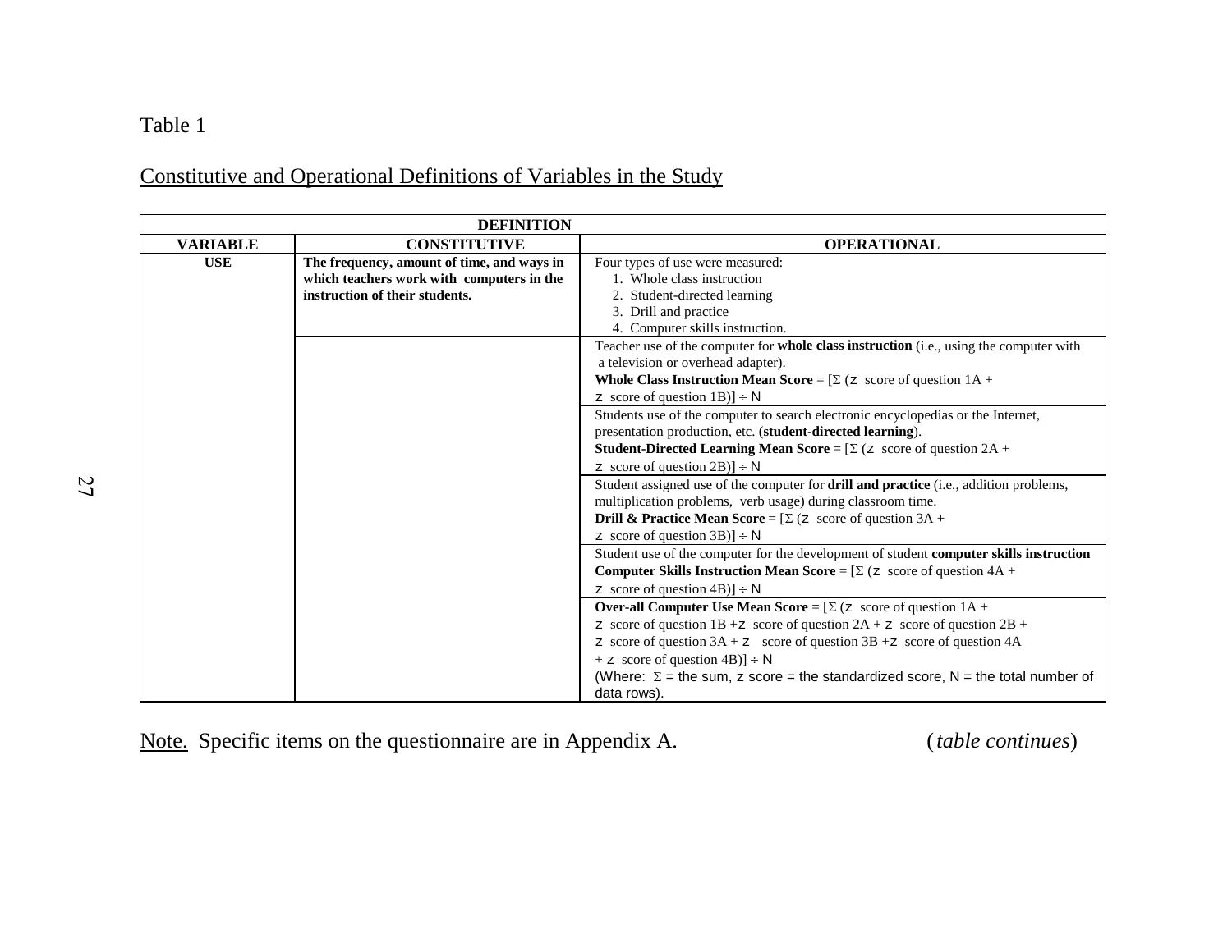Table 1

Constitutive and Operational Definitions of Variables in the Study

| DEFINITION | | |
|---|---|---|
| **VARIABLE** | **CONSTITUTIVE** | **OPERATIONAL** |
| **USE** | **The frequency, amount of time, and ways in which teachers work with computers in the instruction of their students.** | Four types of use were measured: 1. Whole class instruction 2. Student-directed learning 3. Drill and practice 4. Computer skills instruction. |
| | | Teacher use of the computer for **whole class instruction** (i.e., using the computer with a television or overhead adapter). **Whole Class Instruction Mean Score** = [Σ (z score of question 1A + z score of question 1B)] ÷ N |
| | | Students use of the computer to search electronic encyclopedias or the Internet, presentation production, etc. (**student-directed learning**). **Student-Directed Learning Mean Score** = [Σ (z score of question 2A + z score of question 2B)] ÷ N |
| | | Student assigned use of the computer for **drill and practice** (i.e., addition problems, multiplication problems, verb usage) during classroom time. **Drill & Practice Mean Score** = [Σ (z score of question 3A + z score of question 3B)] ÷ N |
| | | Student use of the computer for the development of student **computer skills instruction** **Computer Skills Instruction Mean Score** = [Σ (z score of question 4A + z score of question 4B)] ÷ N |
| | | **Over-all Computer Use Mean Score** = [Σ (z score of question 1A + z score of question 1B + z score of question 2A + z score of question 2B + z score of question 3A + z score of question 3B + z score of question 4A + z score of question 4B)] ÷ N (Where: Σ = the sum, z score = the standardized score, N = the total number of data rows). |

Note. Specific items on the questionnaire are in Appendix A. (*table continues*)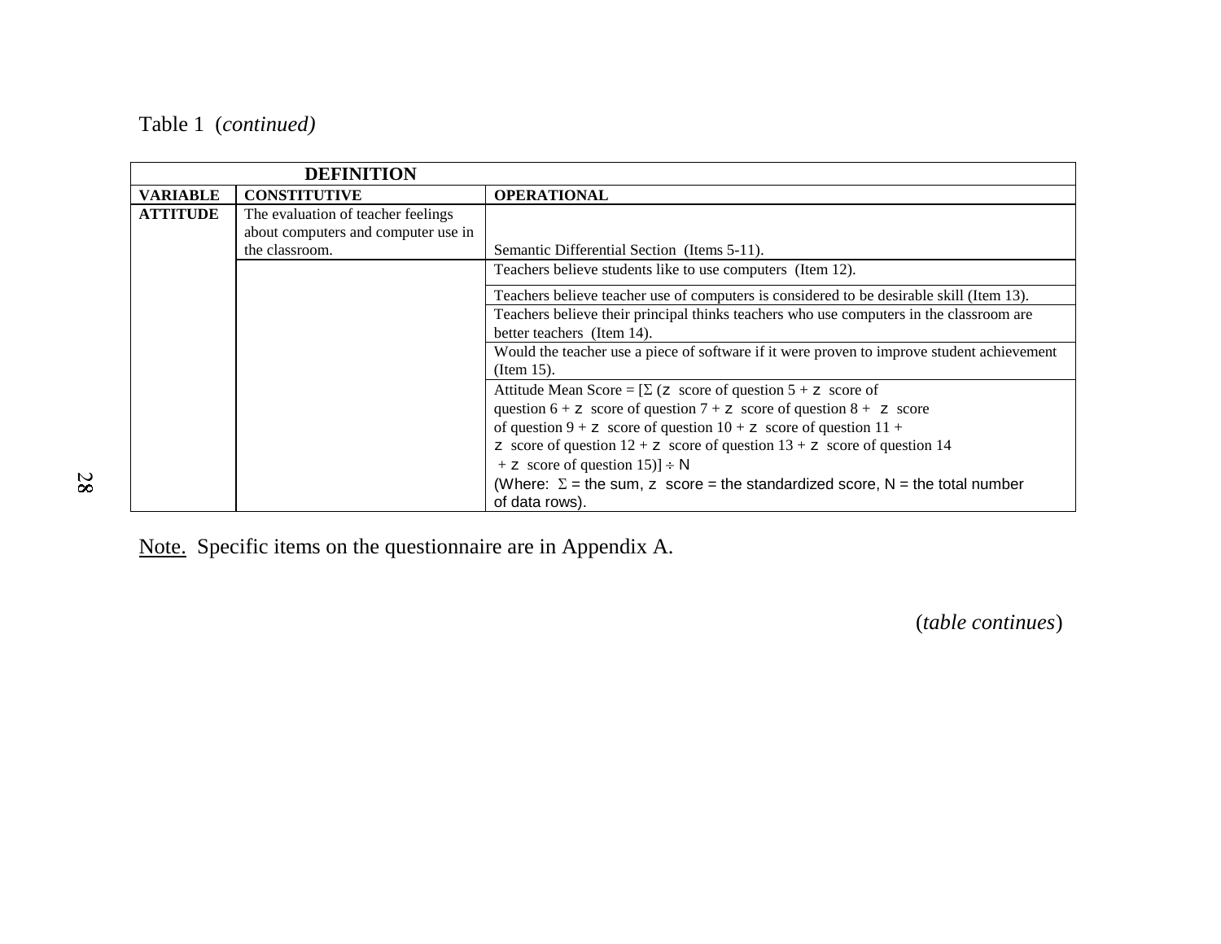Table 1 (*continued*)

| DEFINITION | | |
|---|---|---|
| **VARIABLE** | **CONSTITUTIVE** | **OPERATIONAL** |
| **ATTITUDE** | The evaluation of teacher feelings about computers and computer use in the classroom. | Semantic Differential Section (Items 5-11). |
| | | Teachers believe students like to use computers (Item 12). |
| | | Teachers believe teacher use of computers is considered to be desirable skill (Item 13). |
| | | Teachers believe their principal thinks teachers who use computers in the classroom are better teachers (Item 14). |
| | | Would the teacher use a piece of software if it were proven to improve student achievement (Item 15). |
| | | Attitude Mean Score = [Σ (z score of question 5 + z score of question 6 + z score of question 7 + z score of question 8 + z score of question 9 + z score of question 10 + z score of question 11 + z score of question 12 + z score of question 13 + z score of question 14 + z score of question 15)] ÷ N (Where: Σ = the sum, z score = the standardized score, N = the total number of data rows). |

Note. Specific items on the questionnaire are in Appendix A.

(*table continues*)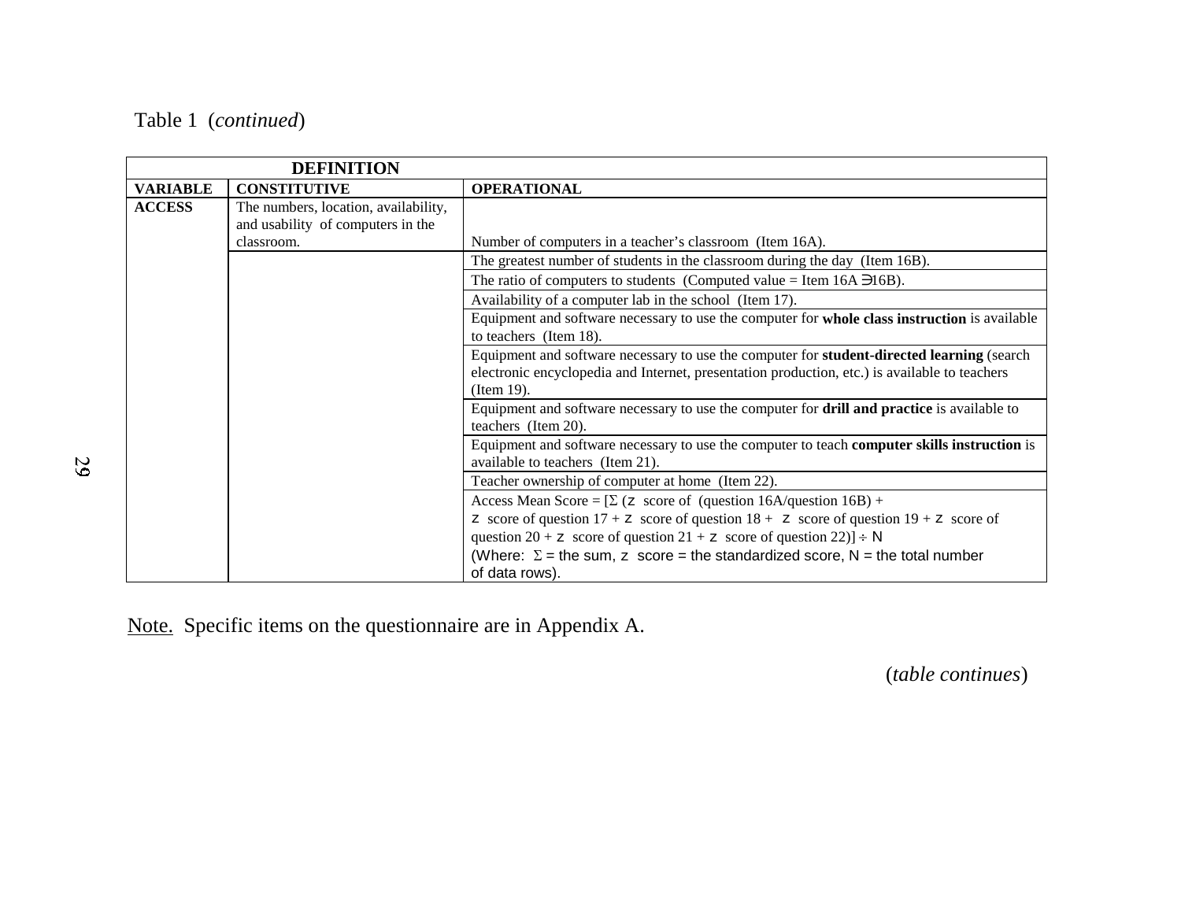Table 1 (*continued*)

| DEFINITION | | |
|---|---|---|
| **VARIABLE** | **CONSTITUTIVE** | **OPERATIONAL** |
| **ACCESS** | The numbers, location, availability, and usability of computers in the classroom. | Number of computers in a teacher's classroom (Item 16A). |
| | | The greatest number of students in the classroom during the day (Item 16B). |
| | | The ratio of computers to students (Computed value = Item 16A ∋16B). |
| | | Availability of a computer lab in the school (Item 17). |
| | | Equipment and software necessary to use the computer for **whole class instruction** is available to teachers (Item 18). |
| | | Equipment and software necessary to use the computer for **student-directed learning** (search electronic encyclopedia and Internet, presentation production, etc.) is available to teachers (Item 19). |
| | | Equipment and software necessary to use the computer for **drill and practice** is available to teachers (Item 20). |
| | | Equipment and software necessary to use the computer to teach **computer skills instruction** is available to teachers (Item 21). |
| | | Teacher ownership of computer at home (Item 22). |
| | | Access Mean Score = [Σ (z score of (question 16A/question 16B) + z score of question 17 + z score of question 18 + z score of question 19 + z score of question 20 + z score of question 21 + z score of question 22)] ÷ N (Where: Σ = the sum, z score = the standardized score, N = the total number of data rows). |

Note. Specific items on the questionnaire are in Appendix A.

(*table continues*)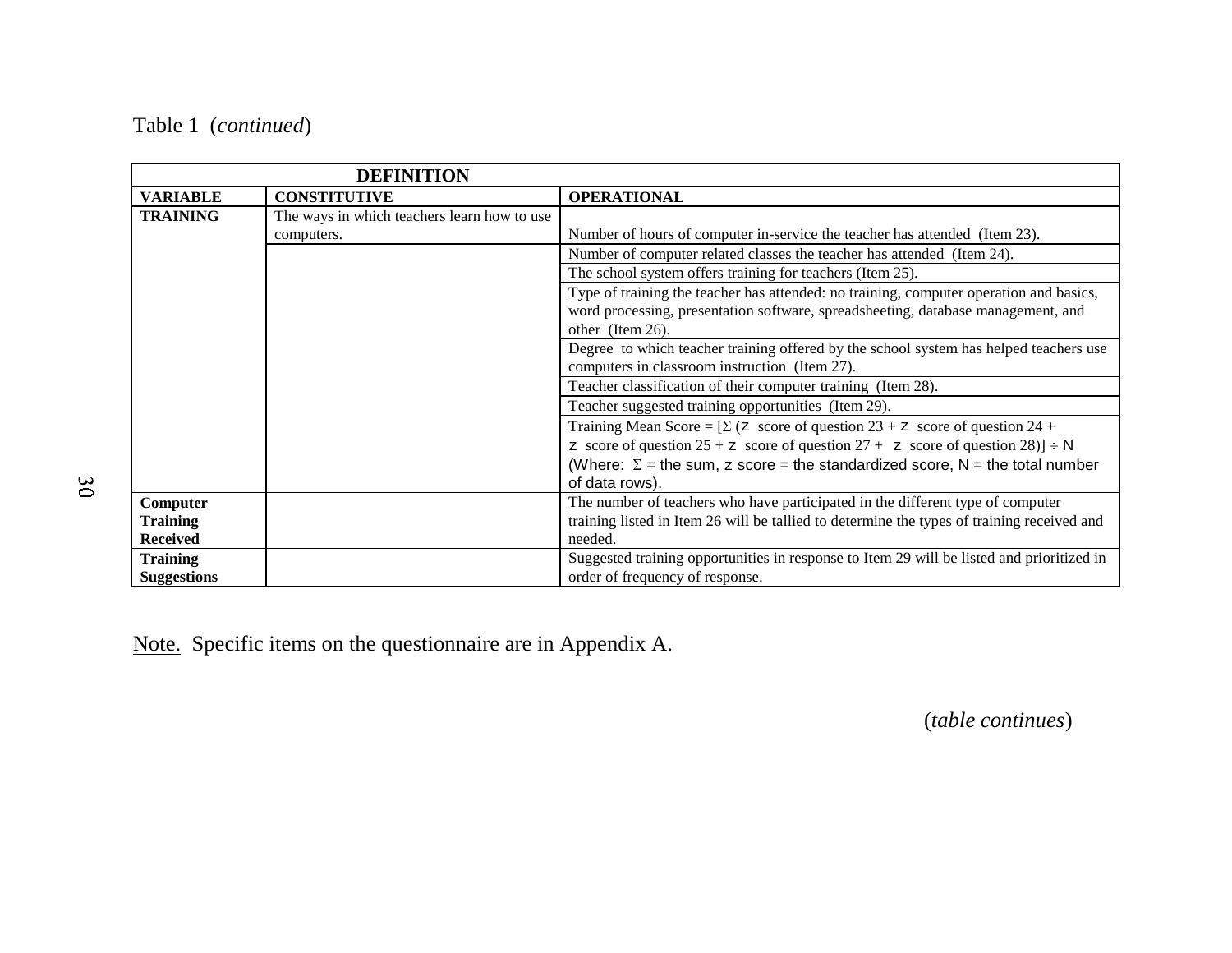Table 1 (*continued*)

| DEFINITION | | |
|---|---|---|
| **VARIABLE** | **CONSTITUTIVE** | **OPERATIONAL** |
| **TRAINING** | The ways in which teachers learn how to use computers. | Number of hours of computer in-service the teacher has attended (Item 23). |
| | | Number of computer related classes the teacher has attended (Item 24). |
| | | The school system offers training for teachers (Item 25). |
| | | Type of training the teacher has attended: no training, computer operation and basics, word processing, presentation software, spreadsheeting, database management, and other (Item 26). |
| | | Degree to which teacher training offered by the school system has helped teachers use computers in classroom instruction (Item 27). |
| | | Teacher classification of their computer training (Item 28). |
| | | Teacher suggested training opportunities (Item 29). |
| | | Training Mean Score = [Σ ($z$ score of question 23 + $z$ score of question 24 + $z$ score of question 25 + $z$ score of question 27 + $z$ score of question 28)] ÷ N (Where: Σ = the sum, z score = the standardized score, N = the total number of data rows). |
| **Computer Training Received** | | The number of teachers who have participated in the different type of computer training listed in Item 26 will be tallied to determine the types of training received and needed. |
| **Training Suggestions** | | Suggested training opportunities in response to Item 29 will be listed and prioritized in order of frequency of response. |

Note. Specific items on the questionnaire are in Appendix A.

(*table continues*)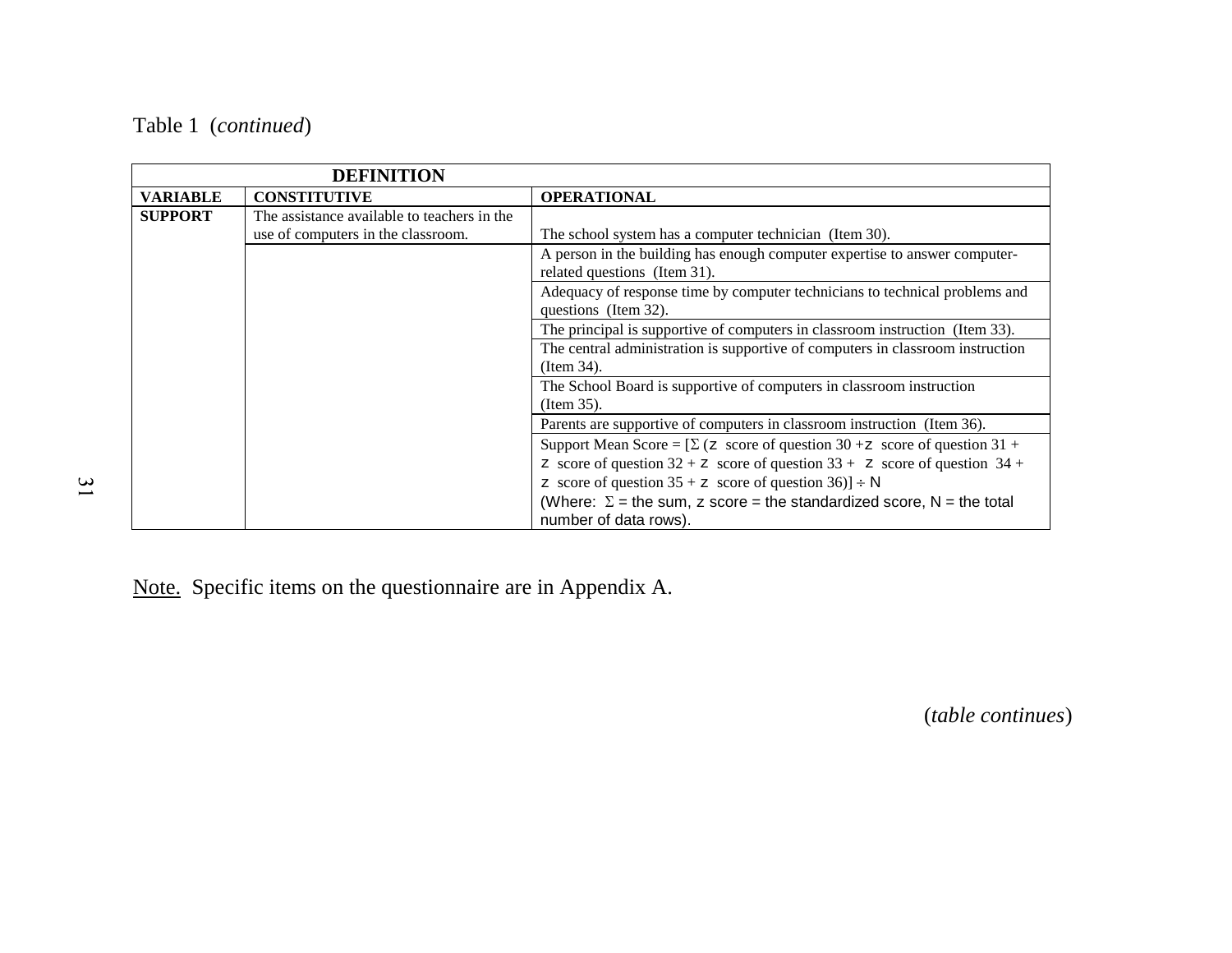Table 1 (*continued*)

| DEFINITION | | |
|---|---|---|
| **VARIABLE** | **CONSTITUTIVE** | **OPERATIONAL** |
| **SUPPORT** | The assistance available to teachers in the use of computers in the classroom. | The school system has a computer technician (Item 30). |
| | | A person in the building has enough computer expertise to answer computer-related questions (Item 31). |
| | | Adequacy of response time by computer technicians to technical problems and questions (Item 32). |
| | | The principal is supportive of computers in classroom instruction (Item 33). |
| | | The central administration is supportive of computers in classroom instruction (Item 34). |
| | | The School Board is supportive of computers in classroom instruction (Item 35). |
| | | Parents are supportive of computers in classroom instruction (Item 36). |
| | | Support Mean Score = [$\Sigma$ ($z$ score of question 30 + $z$ score of question 31 + $z$ score of question 32 + $z$ score of question 33 + $z$ score of question 34 + $z$ score of question 35 + $z$ score of question 36)] $\div$ N (Where: $\Sigma$ = the sum, $z$ score = the standardized score, N = the total number of data rows). |

Note. Specific items on the questionnaire are in Appendix A.

(*table continues*)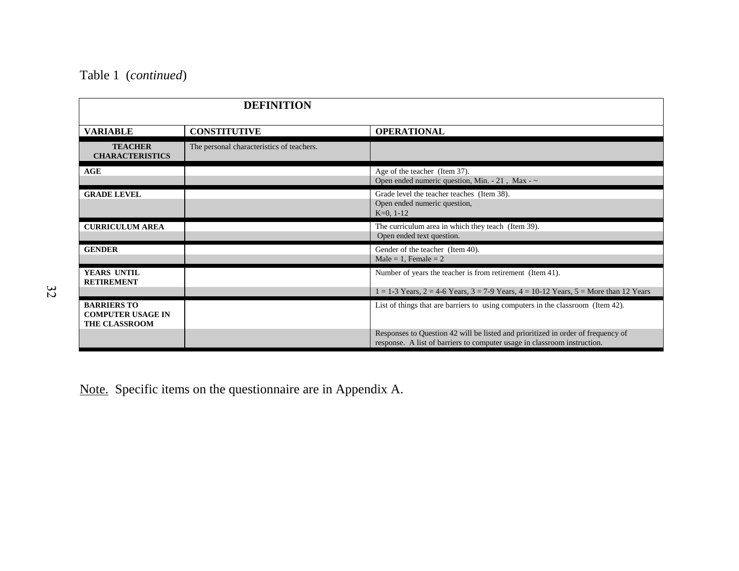Table 1 (*continued*)

| DEFINITION | | |
|---|---|---|
| **VARIABLE** | **CONSTITUTIVE** | **OPERATIONAL** |
| **TEACHER CHARACTERISTICS** | The personal characteristics of teachers. | |
| **AGE** | | Age of the teacher (Item 37). |
| | | Open ended numeric question, Min. - 21 , Max - ~ |
| **GRADE LEVEL** | | Grade level the teacher teaches (Item 38). |
| | | Open ended numeric question, K=0, 1-12 |
| **CURRICULUM AREA** | | The curriculum area in which they teach (Item 39). |
| | | Open ended text question. |
| **GENDER** | | Gender of the teacher (Item 40). |
| | | Male = 1, Female = 2 |
| **YEARS UNTIL RETIREMENT** | | Number of years the teacher is from retirement (Item 41). |
| | | 1 = 1-3 Years, 2 = 4-6 Years, 3 = 7-9 Years, 4 = 10-12 Years, 5 = More than 12 Years |
| **BARRIERS TO COMPUTER USAGE IN THE CLASSROOM** | | List of things that are barriers to using computers in the classroom (Item 42). |
| | | Responses to Question 42 will be listed and prioritized in order of frequency of response. A list of barriers to computer usage in classroom instruction. |

Note. Specific items on the questionnaire are in Appendix A.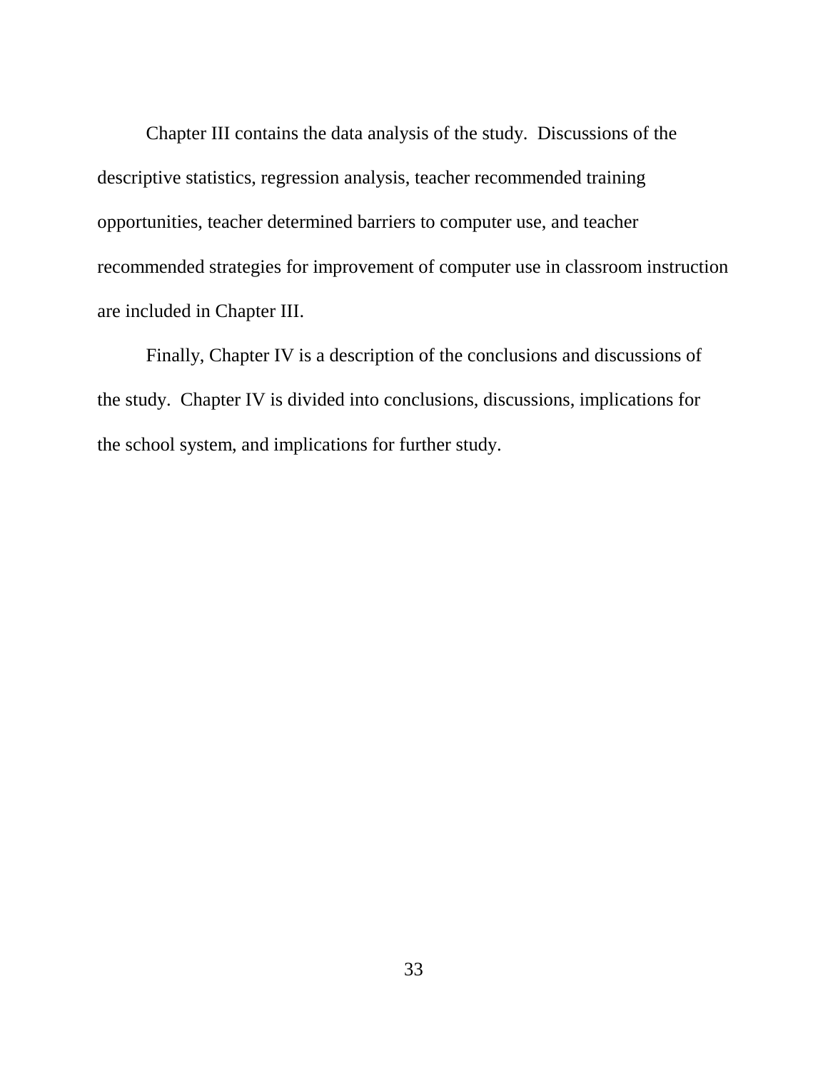Chapter III contains the data analysis of the study.  Discussions of the descriptive statistics, regression analysis, teacher recommended training opportunities, teacher determined barriers to computer use, and teacher recommended strategies for improvement of computer use in classroom instruction are included in Chapter III.

Finally, Chapter IV is a description of the conclusions and discussions of the study.  Chapter IV is divided into conclusions, discussions, implications for the school system, and implications for further study.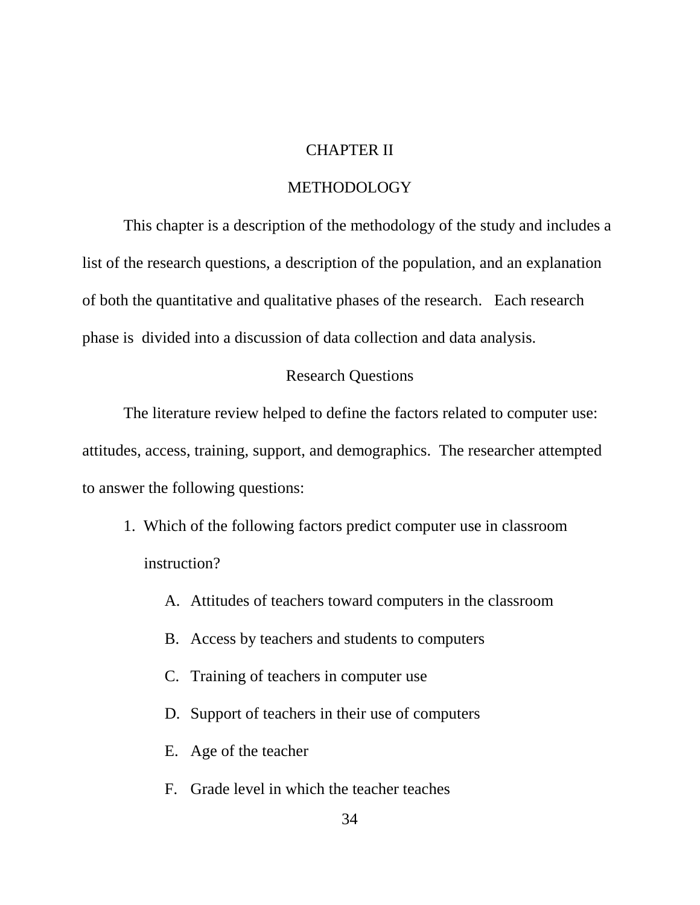# CHAPTER II

# METHODOLOGY

This chapter is a description of the methodology of the study and includes a list of the research questions, a description of the population, and an explanation of both the quantitative and qualitative phases of the research. Each research phase is divided into a discussion of data collection and data analysis.

## Research Questions

The literature review helped to define the factors related to computer use: attitudes, access, training, support, and demographics. The researcher attempted to answer the following questions:

1. Which of the following factors predict computer use in classroom instruction?
   A. Attitudes of teachers toward computers in the classroom
   B. Access by teachers and students to computers
   C. Training of teachers in computer use
   D. Support of teachers in their use of computers
   E. Age of the teacher
   F. Grade level in which the teacher teaches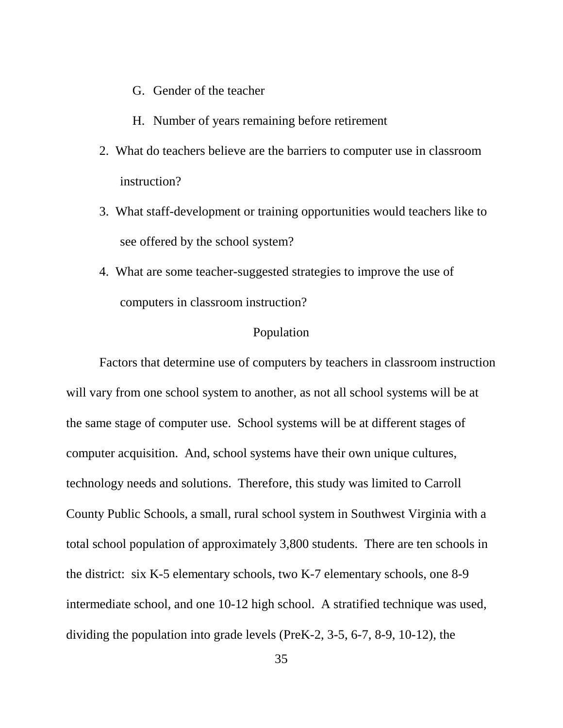G. Gender of the teacher

   H. Number of years remaining before retirement

2. What do teachers believe are the barriers to computer use in classroom instruction?

3. What staff-development or training opportunities would teachers like to see offered by the school system?

4. What are some teacher-suggested strategies to improve the use of computers in classroom instruction?

## Population

Factors that determine use of computers by teachers in classroom instruction will vary from one school system to another, as not all school systems will be at the same stage of computer use. School systems will be at different stages of computer acquisition. And, school systems have their own unique cultures, technology needs and solutions. Therefore, this study was limited to Carroll County Public Schools, a small, rural school system in Southwest Virginia with a total school population of approximately 3,800 students. There are ten schools in the district: six K-5 elementary schools, two K-7 elementary schools, one 8-9 intermediate school, and one 10-12 high school. A stratified technique was used, dividing the population into grade levels (PreK-2, 3-5, 6-7, 8-9, 10-12), the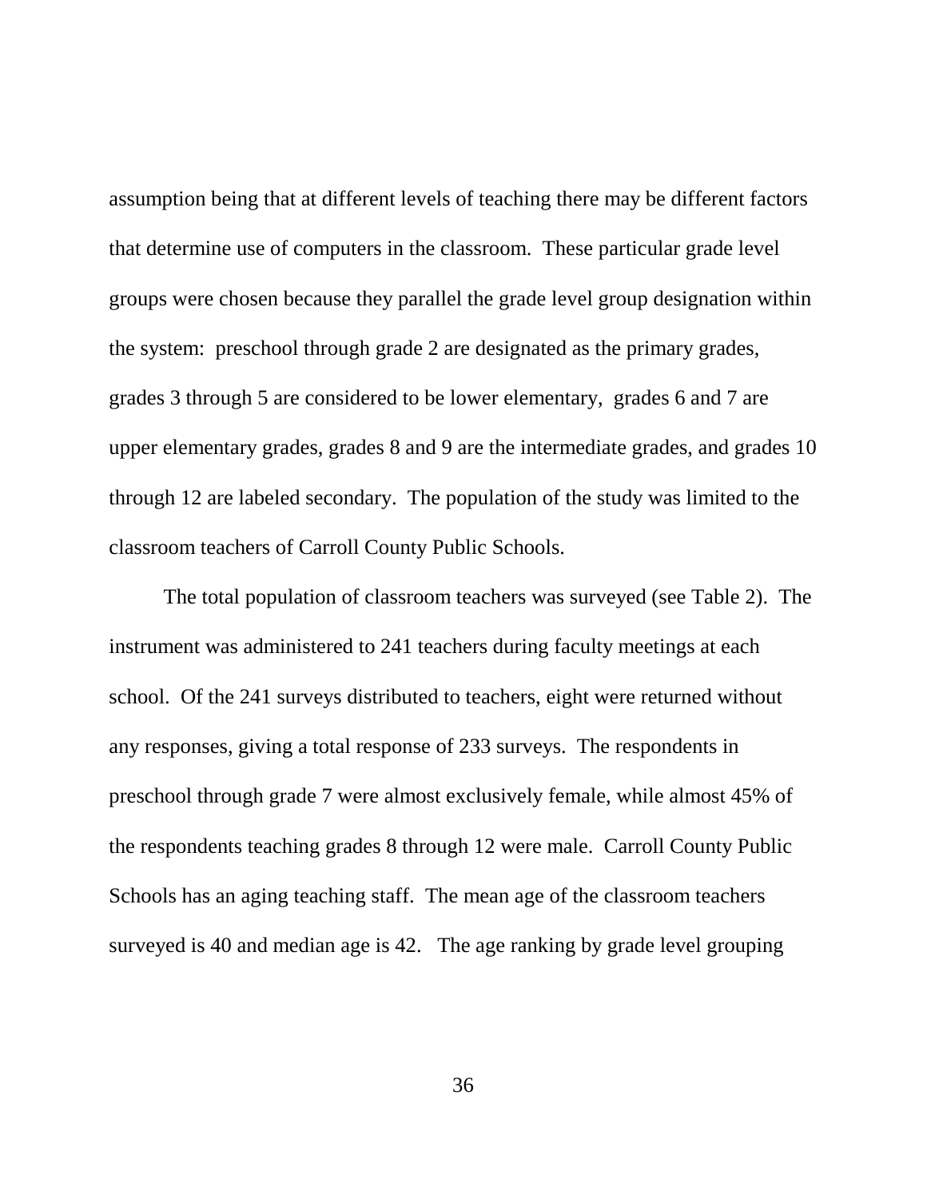assumption being that at different levels of teaching there may be different factors that determine use of computers in the classroom. These particular grade level groups were chosen because they parallel the grade level group designation within the system: preschool through grade 2 are designated as the primary grades, grades 3 through 5 are considered to be lower elementary, grades 6 and 7 are upper elementary grades, grades 8 and 9 are the intermediate grades, and grades 10 through 12 are labeled secondary. The population of the study was limited to the classroom teachers of Carroll County Public Schools.

The total population of classroom teachers was surveyed (see Table 2). The instrument was administered to 241 teachers during faculty meetings at each school. Of the 241 surveys distributed to teachers, eight were returned without any responses, giving a total response of 233 surveys. The respondents in preschool through grade 7 were almost exclusively female, while almost 45% of the respondents teaching grades 8 through 12 were male. Carroll County Public Schools has an aging teaching staff. The mean age of the classroom teachers surveyed is 40 and median age is 42. The age ranking by grade level grouping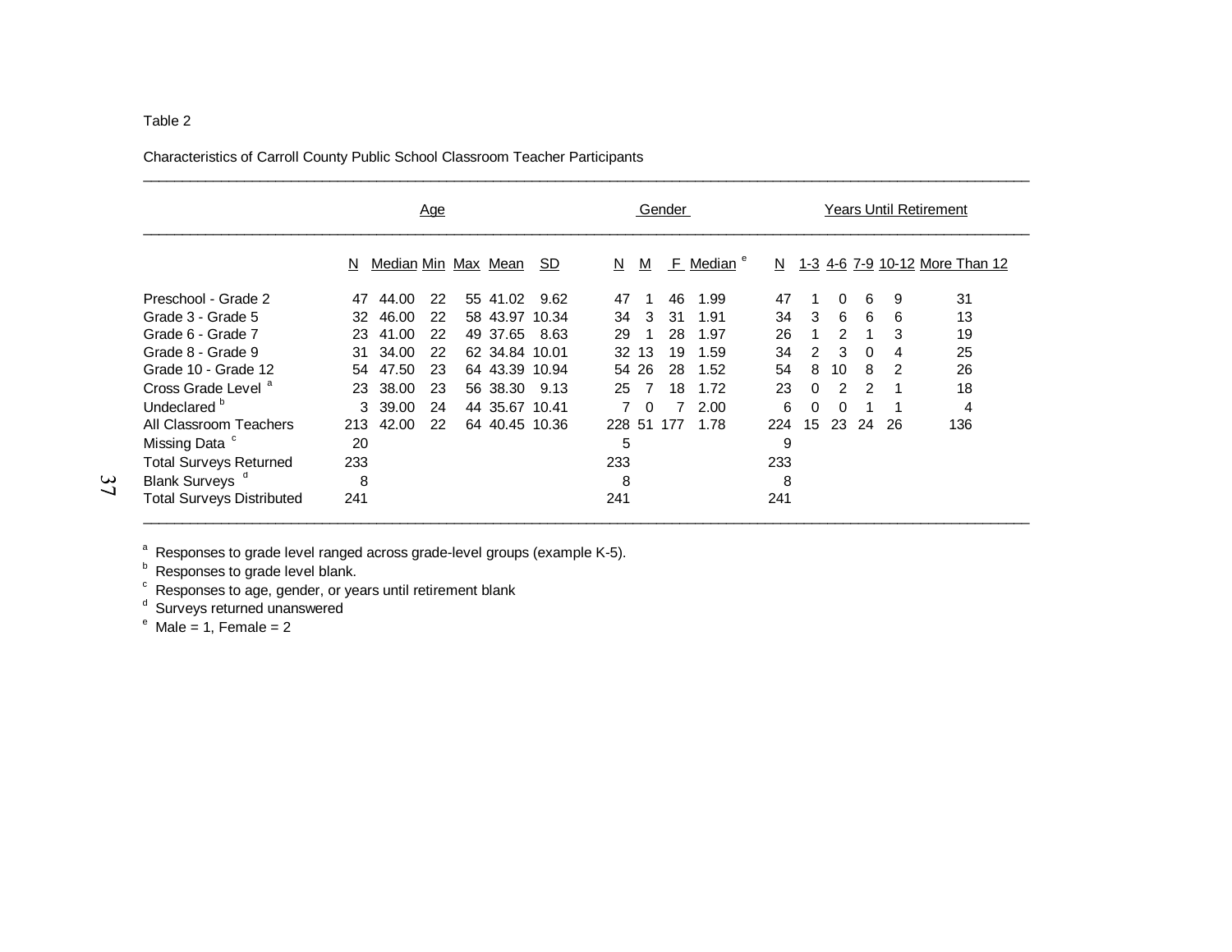Table 2

Characteristics of Carroll County Public School Classroom Teacher Participants

| | Age | | | | | | Gender | | | | Years Until Retirement | | | | | |
|---|---|---|---|---|---|---|---|---|---|---|---|---|---|---|---|---|
| | N | Median | Min | Max | Mean | SD | N | M | F | Median [e] | N | 1-3 | 4-6 | 7-9 | 10-12 | More Than 12 |
| Preschool - Grade 2 | 47 | 44.00 | 22 | 55 | 41.02 | 9.62 | 47 | 1 | 46 | 1.99 | 47 | 1 | 0 | 6 | 9 | 31 |
| Grade 3 - Grade 5 | 32 | 46.00 | 22 | 58 | 43.97 | 10.34 | 34 | 3 | 31 | 1.91 | 34 | 3 | 6 | 6 | 6 | 13 |
| Grade 6 - Grade 7 | 23 | 41.00 | 22 | 49 | 37.65 | 8.63 | 29 | 1 | 28 | 1.97 | 26 | 1 | 2 | 1 | 3 | 19 |
| Grade 8 - Grade 9 | 31 | 34.00 | 22 | 62 | 34.84 | 10.01 | 32 | 13 | 19 | 1.59 | 34 | 2 | 3 | 0 | 4 | 25 |
| Grade 10 - Grade 12 | 54 | 47.50 | 23 | 64 | 43.39 | 10.94 | 54 | 26 | 28 | 1.52 | 54 | 8 | 10 | 8 | 2 | 26 |
| Cross Grade Level [a] | 23 | 38.00 | 23 | 56 | 38.30 | 9.13 | 25 | 7 | 18 | 1.72 | 23 | 0 | 2 | 2 | 1 | 18 |
| Undeclared [b] | 3 | 39.00 | 24 | 44 | 35.67 | 10.41 | 7 | 0 | 7 | 2.00 | 6 | 0 | 0 | 1 | 1 | 4 |
| All Classroom Teachers | 213 | 42.00 | 22 | 64 | 40.45 | 10.36 | 228 | 51 | 177 | 1.78 | 224 | 15 | 23 | 24 | 26 | 136 |
| Missing Data [c] | 20 | | | | | | 5 | | | | 9 | | | | | |
| Total Surveys Returned | 233 | | | | | | 233 | | | | 233 | | | | | |
| Blank Surveys [d] | 8 | | | | | | 8 | | | | 8 | | | | | |
| Total Surveys Distributed | 241 | | | | | | 241 | | | | 241 | | | | | |

[a] Responses to grade level ranged across grade-level groups (example K-5).
[b] Responses to grade level blank.
[c] Responses to age, gender, or years until retirement blank
[d] Surveys returned unanswered
[e] Male = 1, Female = 2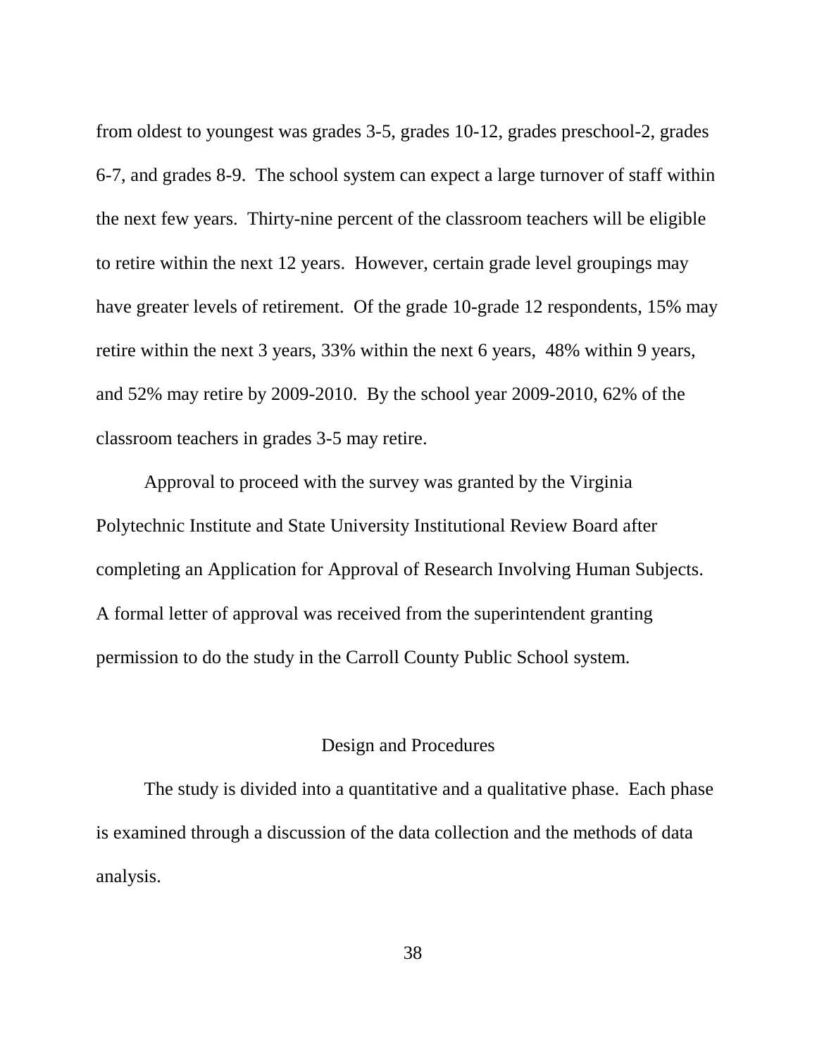from oldest to youngest was grades 3-5, grades 10-12, grades preschool-2, grades 6-7, and grades 8-9. The school system can expect a large turnover of staff within the next few years. Thirty-nine percent of the classroom teachers will be eligible to retire within the next 12 years. However, certain grade level groupings may have greater levels of retirement. Of the grade 10-grade 12 respondents, 15% may retire within the next 3 years, 33% within the next 6 years, 48% within 9 years, and 52% may retire by 2009-2010. By the school year 2009-2010, 62% of the classroom teachers in grades 3-5 may retire.

Approval to proceed with the survey was granted by the Virginia Polytechnic Institute and State University Institutional Review Board after completing an Application for Approval of Research Involving Human Subjects. A formal letter of approval was received from the superintendent granting permission to do the study in the Carroll County Public School system.

## Design and Procedures

The study is divided into a quantitative and a qualitative phase. Each phase is examined through a discussion of the data collection and the methods of data analysis.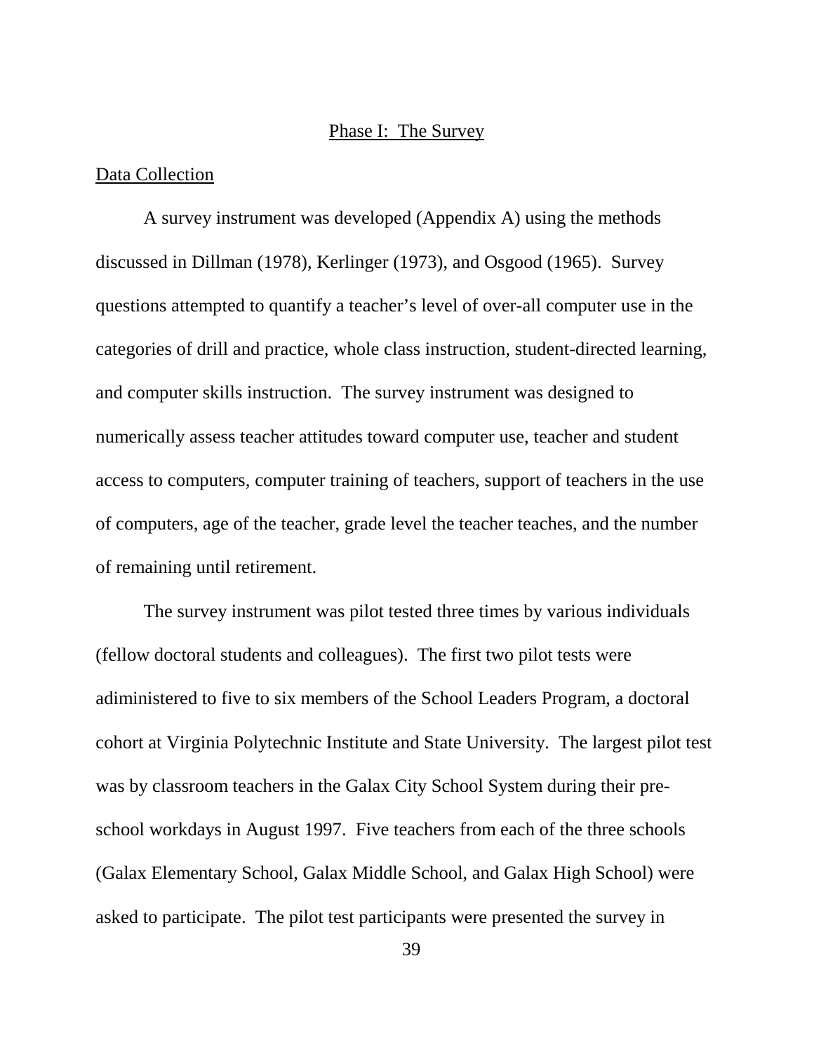## Phase I: The Survey

### Data Collection

A survey instrument was developed (Appendix A) using the methods discussed in Dillman (1978), Kerlinger (1973), and Osgood (1965). Survey questions attempted to quantify a teacher's level of over-all computer use in the categories of drill and practice, whole class instruction, student-directed learning, and computer skills instruction. The survey instrument was designed to numerically assess teacher attitudes toward computer use, teacher and student access to computers, computer training of teachers, support of teachers in the use of computers, age of the teacher, grade level the teacher teaches, and the number of remaining until retirement.

The survey instrument was pilot tested three times by various individuals (fellow doctoral students and colleagues). The first two pilot tests were adiministered to five to six members of the School Leaders Program, a doctoral cohort at Virginia Polytechnic Institute and State University. The largest pilot test was by classroom teachers in the Galax City School System during their pre-school workdays in August 1997. Five teachers from each of the three schools (Galax Elementary School, Galax Middle School, and Galax High School) were asked to participate. The pilot test participants were presented the survey in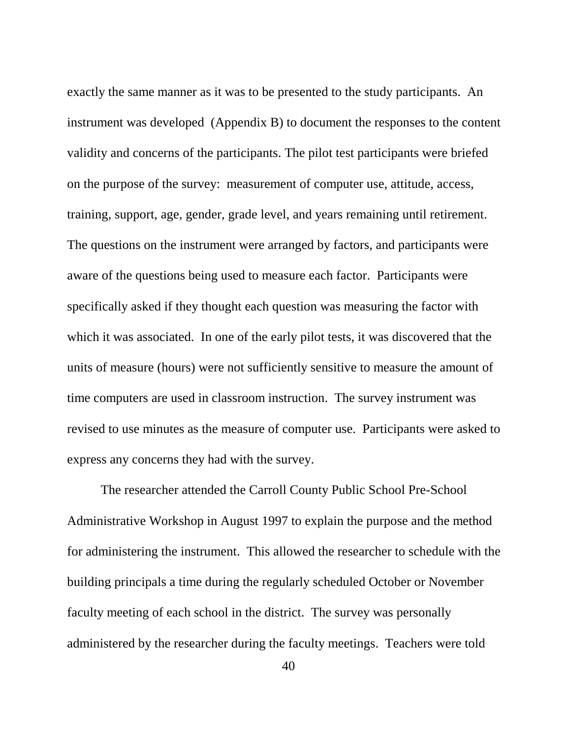exactly the same manner as it was to be presented to the study participants. An instrument was developed (Appendix B) to document the responses to the content validity and concerns of the participants. The pilot test participants were briefed on the purpose of the survey: measurement of computer use, attitude, access, training, support, age, gender, grade level, and years remaining until retirement. The questions on the instrument were arranged by factors, and participants were aware of the questions being used to measure each factor. Participants were specifically asked if they thought each question was measuring the factor with which it was associated. In one of the early pilot tests, it was discovered that the units of measure (hours) were not sufficiently sensitive to measure the amount of time computers are used in classroom instruction. The survey instrument was revised to use minutes as the measure of computer use. Participants were asked to express any concerns they had with the survey.

The researcher attended the Carroll County Public School Pre-School Administrative Workshop in August 1997 to explain the purpose and the method for administering the instrument. This allowed the researcher to schedule with the building principals a time during the regularly scheduled October or November faculty meeting of each school in the district. The survey was personally administered by the researcher during the faculty meetings. Teachers were told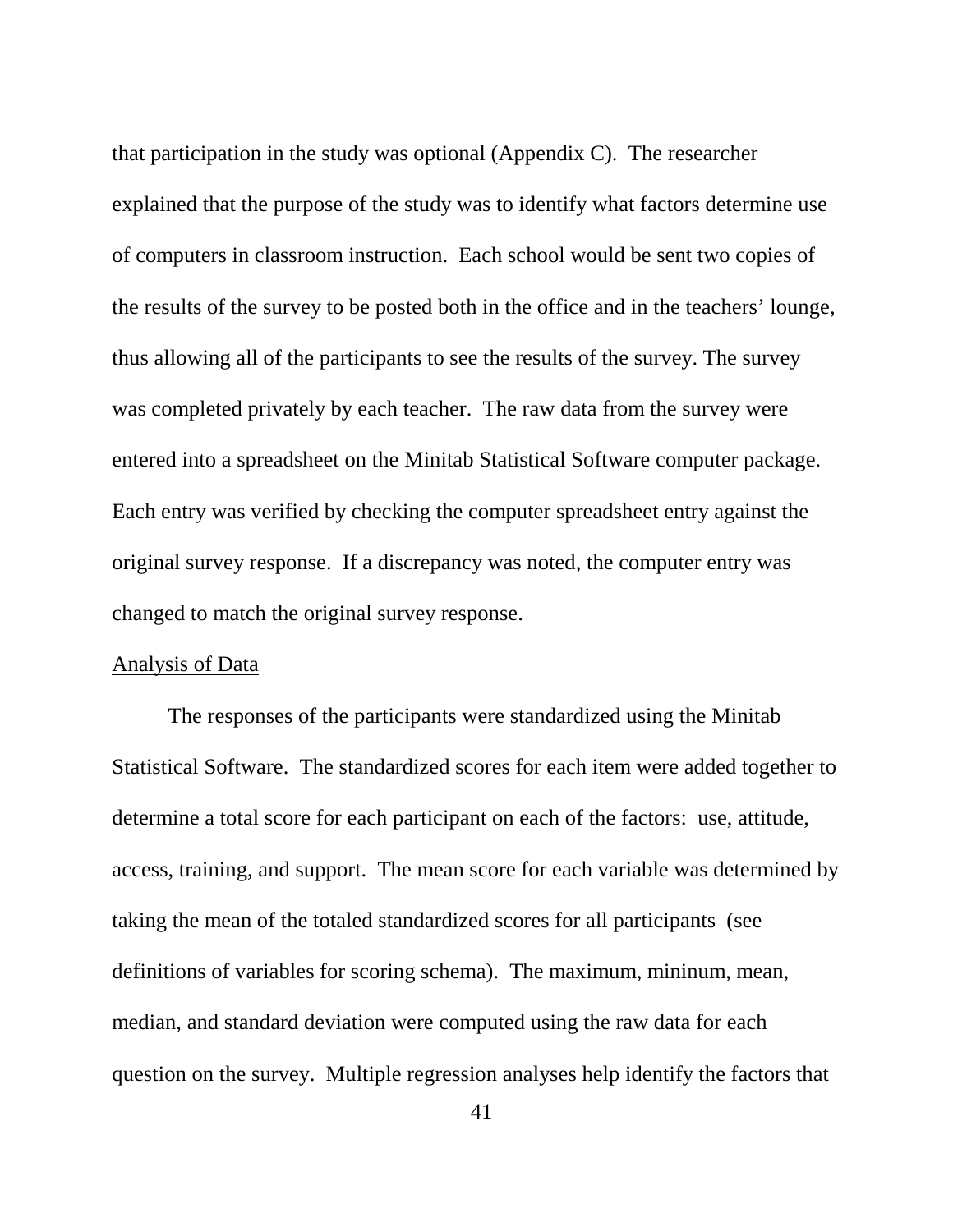that participation in the study was optional (Appendix C). The researcher explained that the purpose of the study was to identify what factors determine use of computers in classroom instruction. Each school would be sent two copies of the results of the survey to be posted both in the office and in the teachers' lounge, thus allowing all of the participants to see the results of the survey. The survey was completed privately by each teacher. The raw data from the survey were entered into a spreadsheet on the Minitab Statistical Software computer package. Each entry was verified by checking the computer spreadsheet entry against the original survey response. If a discrepancy was noted, the computer entry was changed to match the original survey response.

## Analysis of Data

The responses of the participants were standardized using the Minitab Statistical Software. The standardized scores for each item were added together to determine a total score for each participant on each of the factors: use, attitude, access, training, and support. The mean score for each variable was determined by taking the mean of the totaled standardized scores for all participants (see definitions of variables for scoring schema). The maximum, mininum, mean, median, and standard deviation were computed using the raw data for each question on the survey. Multiple regression analyses help identify the factors that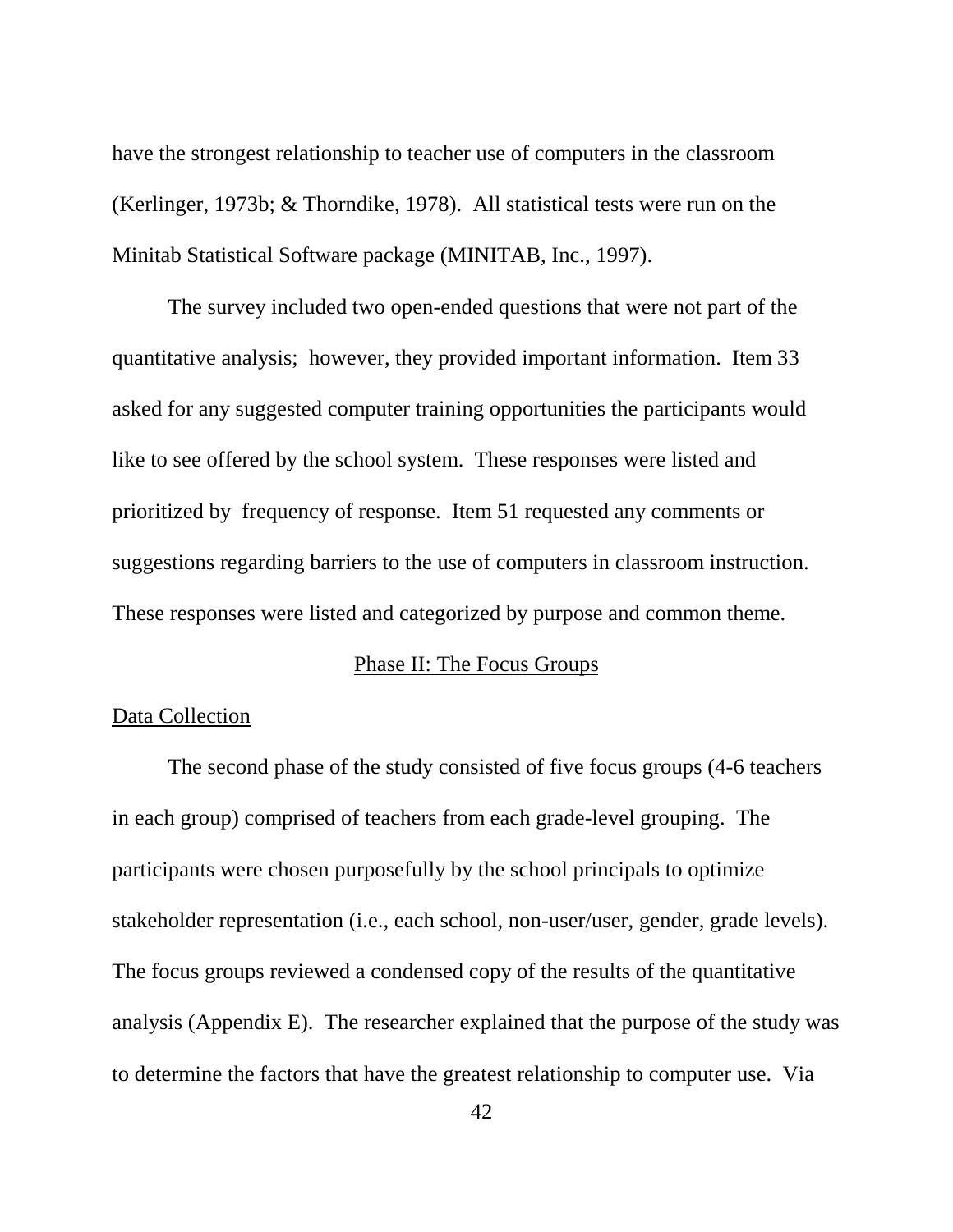have the strongest relationship to teacher use of computers in the classroom (Kerlinger, 1973b; & Thorndike, 1978). All statistical tests were run on the Minitab Statistical Software package (MINITAB, Inc., 1997).

The survey included two open-ended questions that were not part of the quantitative analysis; however, they provided important information. Item 33 asked for any suggested computer training opportunities the participants would like to see offered by the school system. These responses were listed and prioritized by frequency of response. Item 51 requested any comments or suggestions regarding barriers to the use of computers in classroom instruction. These responses were listed and categorized by purpose and common theme.

## Phase II: The Focus Groups

### Data Collection

The second phase of the study consisted of five focus groups (4-6 teachers in each group) comprised of teachers from each grade-level grouping. The participants were chosen purposefully by the school principals to optimize stakeholder representation (i.e., each school, non-user/user, gender, grade levels). The focus groups reviewed a condensed copy of the results of the quantitative analysis (Appendix E). The researcher explained that the purpose of the study was to determine the factors that have the greatest relationship to computer use. Via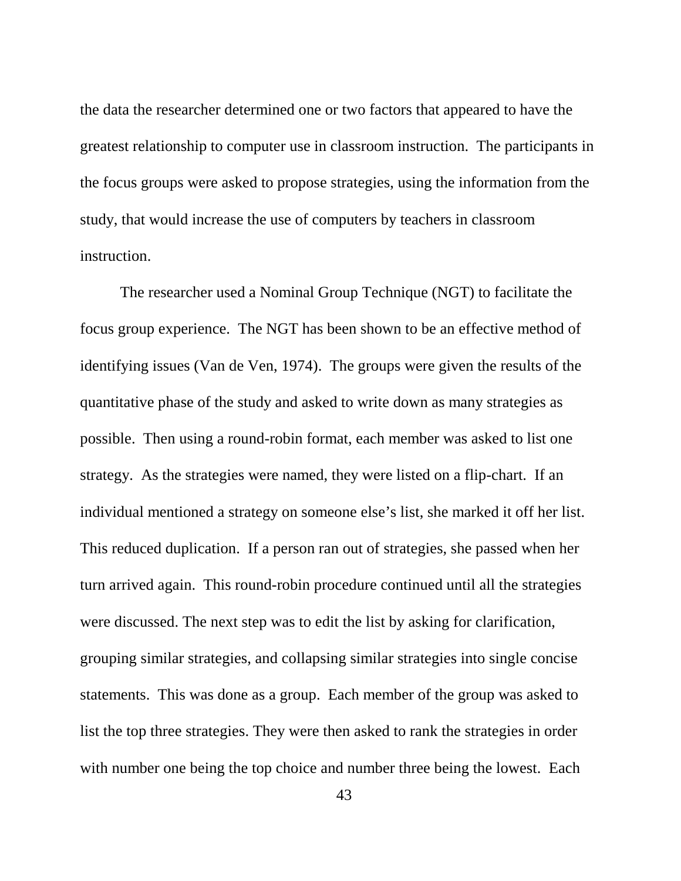the data the researcher determined one or two factors that appeared to have the greatest relationship to computer use in classroom instruction. The participants in the focus groups were asked to propose strategies, using the information from the study, that would increase the use of computers by teachers in classroom instruction.

The researcher used a Nominal Group Technique (NGT) to facilitate the focus group experience. The NGT has been shown to be an effective method of identifying issues (Van de Ven, 1974). The groups were given the results of the quantitative phase of the study and asked to write down as many strategies as possible. Then using a round-robin format, each member was asked to list one strategy. As the strategies were named, they were listed on a flip-chart. If an individual mentioned a strategy on someone else's list, she marked it off her list. This reduced duplication. If a person ran out of strategies, she passed when her turn arrived again. This round-robin procedure continued until all the strategies were discussed. The next step was to edit the list by asking for clarification, grouping similar strategies, and collapsing similar strategies into single concise statements. This was done as a group. Each member of the group was asked to list the top three strategies. They were then asked to rank the strategies in order with number one being the top choice and number three being the lowest. Each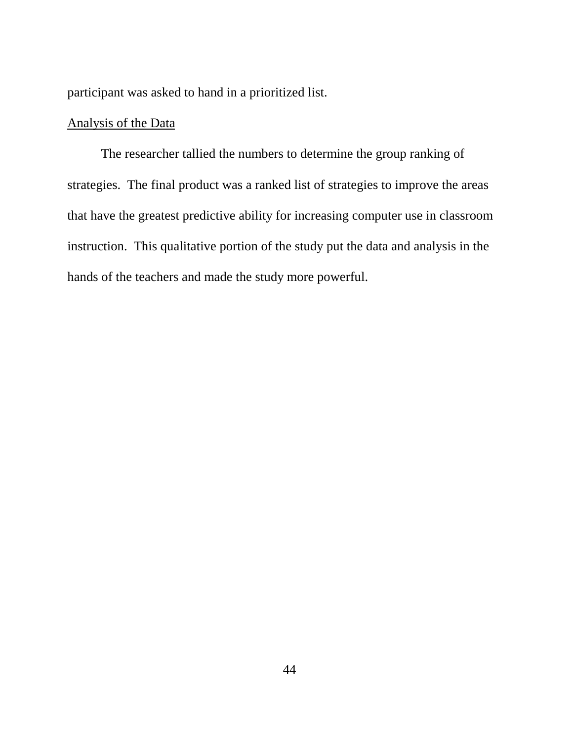participant was asked to hand in a prioritized list.

Analysis of the Data

The researcher tallied the numbers to determine the group ranking of strategies. The final product was a ranked list of strategies to improve the areas that have the greatest predictive ability for increasing computer use in classroom instruction. This qualitative portion of the study put the data and analysis in the hands of the teachers and made the study more powerful.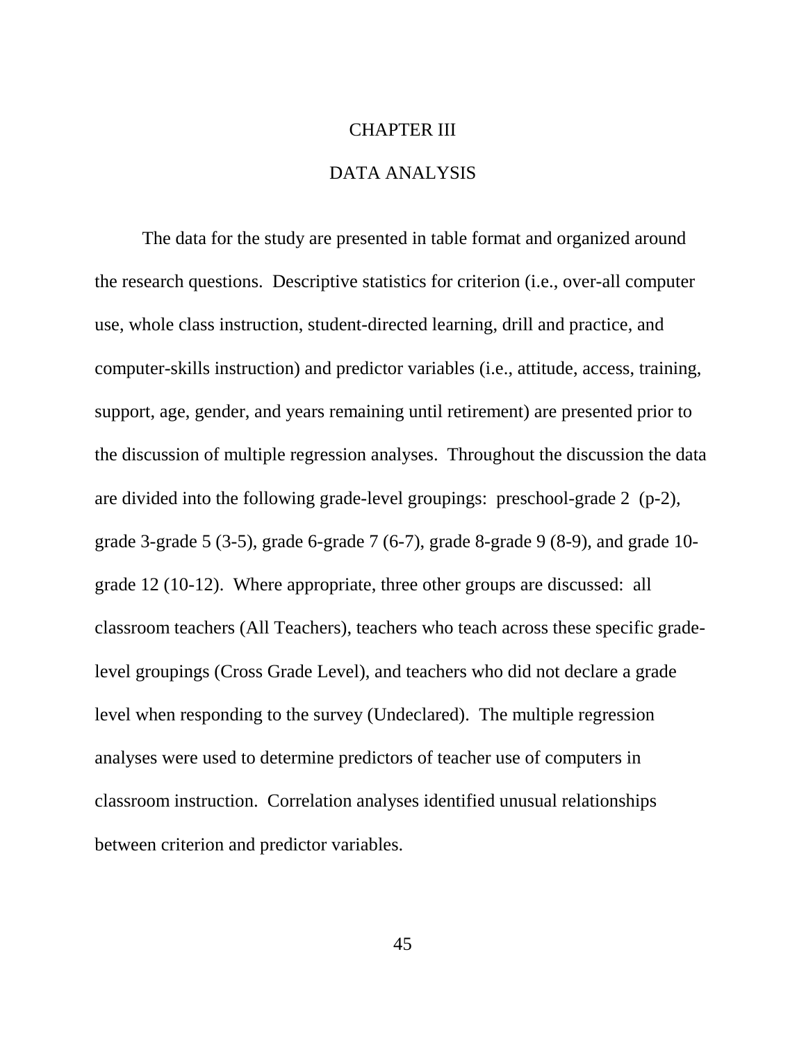# CHAPTER III

# DATA ANALYSIS

The data for the study are presented in table format and organized around the research questions. Descriptive statistics for criterion (i.e., over-all computer use, whole class instruction, student-directed learning, drill and practice, and computer-skills instruction) and predictor variables (i.e., attitude, access, training, support, age, gender, and years remaining until retirement) are presented prior to the discussion of multiple regression analyses. Throughout the discussion the data are divided into the following grade-level groupings: preschool-grade 2 (p-2), grade 3-grade 5 (3-5), grade 6-grade 7 (6-7), grade 8-grade 9 (8-9), and grade 10-grade 12 (10-12). Where appropriate, three other groups are discussed: all classroom teachers (All Teachers), teachers who teach across these specific grade-level groupings (Cross Grade Level), and teachers who did not declare a grade level when responding to the survey (Undeclared). The multiple regression analyses were used to determine predictors of teacher use of computers in classroom instruction. Correlation analyses identified unusual relationships between criterion and predictor variables.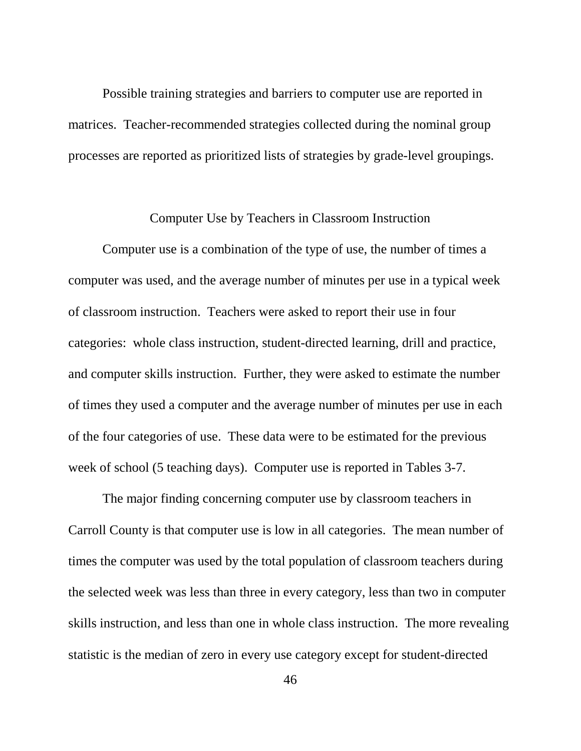Possible training strategies and barriers to computer use are reported in matrices. Teacher-recommended strategies collected during the nominal group processes are reported as prioritized lists of strategies by grade-level groupings.

## Computer Use by Teachers in Classroom Instruction

Computer use is a combination of the type of use, the number of times a computer was used, and the average number of minutes per use in a typical week of classroom instruction. Teachers were asked to report their use in four categories: whole class instruction, student-directed learning, drill and practice, and computer skills instruction. Further, they were asked to estimate the number of times they used a computer and the average number of minutes per use in each of the four categories of use. These data were to be estimated for the previous week of school (5 teaching days). Computer use is reported in Tables 3-7.

The major finding concerning computer use by classroom teachers in Carroll County is that computer use is low in all categories. The mean number of times the computer was used by the total population of classroom teachers during the selected week was less than three in every category, less than two in computer skills instruction, and less than one in whole class instruction. The more revealing statistic is the median of zero in every use category except for student-directed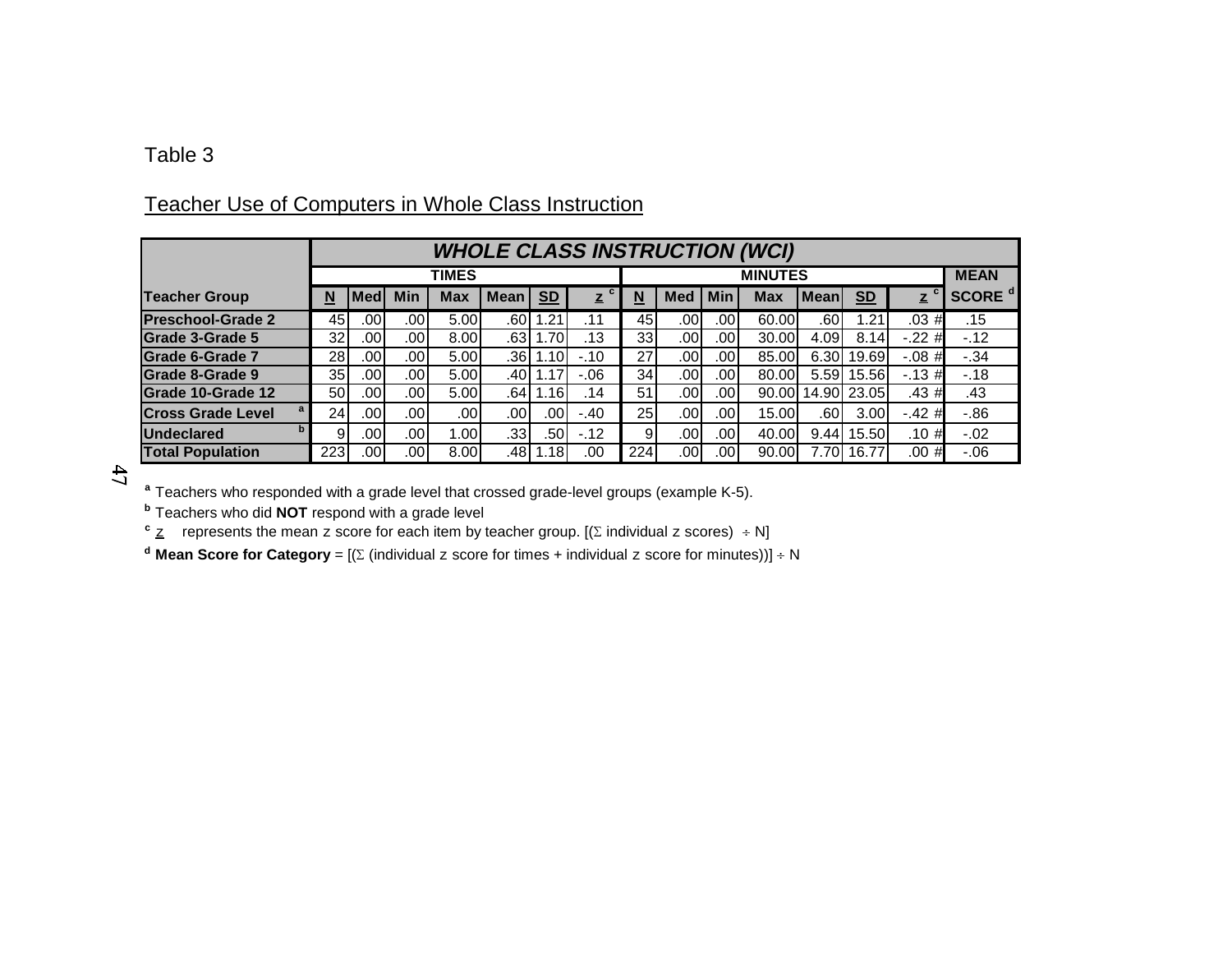Table 3

Teacher Use of Computers in Whole Class Instruction

| | WHOLE CLASS INSTRUCTION (WCI) | | | | | | | | | | | | | | | |
|---|---|---|---|---|---|---|---|---|---|---|---|---|---|---|---|
| | TIMES | | | | | | | MINUTES | | | | | | | | MEAN |
| Teacher Group | N | Med | Min | Max | Mean | SD | z [c] | N | Med | Min | Max | Mean | SD | z [c] | | SCORE [d] |
| Preschool-Grade 2 | 45 | .00 | .00 | 5.00 | .60 | 1.21 | .11 | 45 | .00 | .00 | 60.00 | .60 | 1.21 | .03 | # | .15 |
| Grade 3-Grade 5 | 32 | .00 | .00 | 8.00 | .63 | 1.70 | .13 | 33 | .00 | .00 | 30.00 | 4.09 | 8.14 | -.22 | # | -.12 |
| Grade 6-Grade 7 | 28 | .00 | .00 | 5.00 | .36 | 1.10 | -.10 | 27 | .00 | .00 | 85.00 | 6.30 | 19.69 | -.08 | # | -.34 |
| Grade 8-Grade 9 | 35 | .00 | .00 | 5.00 | .40 | 1.17 | -.06 | 34 | .00 | .00 | 80.00 | 5.59 | 15.56 | -.13 | # | -.18 |
| Grade 10-Grade 12 | 50 | .00 | .00 | 5.00 | .64 | 1.16 | .14 | 51 | .00 | .00 | 90.00 | 14.90 | 23.05 | .43 | # | .43 |
| Cross Grade Level [a] | 24 | .00 | .00 | .00 | .00 | .00 | -.40 | 25 | .00 | .00 | 15.00 | .60 | 3.00 | -.42 | # | -.86 |
| Undeclared [b] | 9 | .00 | .00 | 1.00 | .33 | .50 | -.12 | 9 | .00 | .00 | 40.00 | 9.44 | 15.50 | .10 | # | -.02 |
| Total Population | 223 | .00 | .00 | 8.00 | .48 | 1.18 | .00 | 224 | .00 | .00 | 90.00 | 7.70 | 16.77 | .00 | # | -.06 |

[a] Teachers who responded with a grade level that crossed grade-level groups (example K-5).

[b] Teachers who did **NOT** respond with a grade level

[c] z represents the mean z score for each item by teacher group. [(Σ individual z scores) ÷ N]

[d] **Mean Score for Category** = [(Σ (individual z score for times + individual z score for minutes))] ÷ N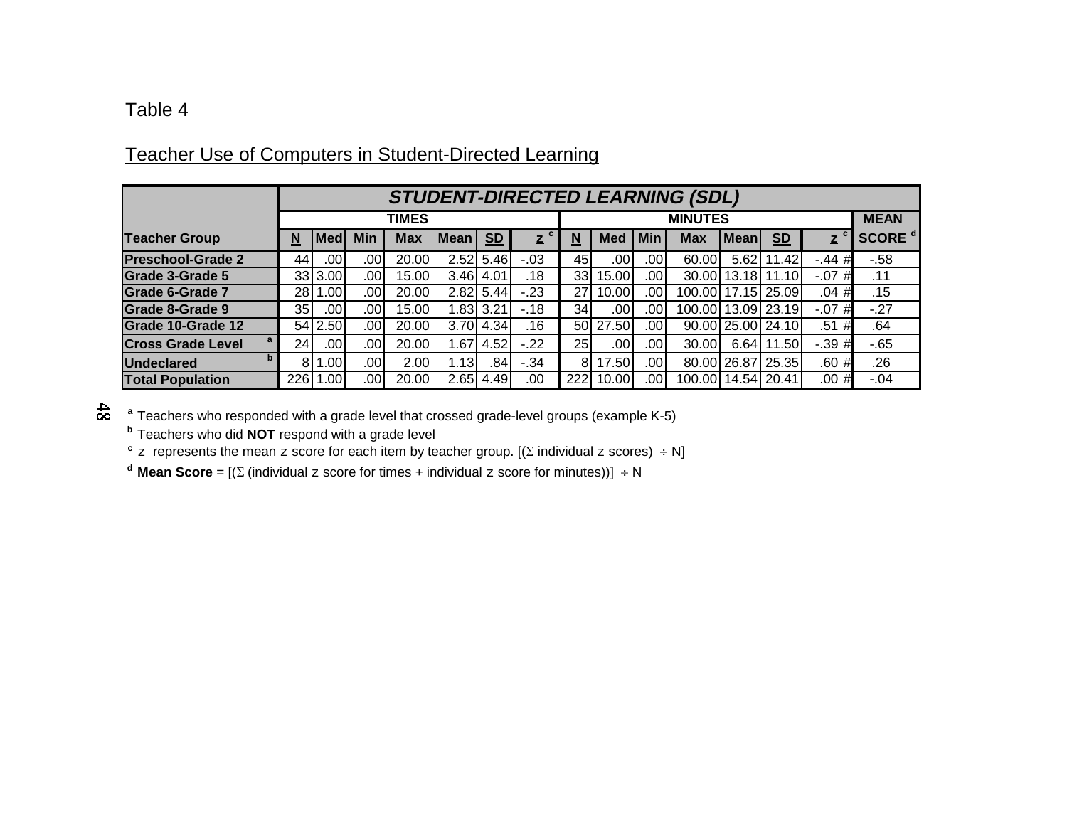Table 4

Teacher Use of Computers in Student-Directed Learning

| | STUDENT-DIRECTED LEARNING (SDL) | | | | | | | | | | | | | | |
|---|---|---|---|---|---|---|---|---|---|---|---|---|---|---|---|
| | TIMES | | | | | | | MINUTES | | | | | | | MEAN |
| Teacher Group | N | Med | Min | Max | Mean | SD | z [c] | N | Med | Min | Max | Mean | SD | z [c] | SCORE [d] |
| Preschool-Grade 2 | 44 | .00 | .00 | 20.00 | 2.52 | 5.46 | -.03 | 45 | .00 | .00 | 60.00 | 5.62 | 11.42 | -.44 # | -.58 |
| Grade 3-Grade 5 | 33 | 3.00 | .00 | 15.00 | 3.46 | 4.01 | .18 | 33 | 15.00 | .00 | 30.00 | 13.18 | 11.10 | -.07 # | .11 |
| Grade 6-Grade 7 | 28 | 1.00 | .00 | 20.00 | 2.82 | 5.44 | -.23 | 27 | 10.00 | .00 | 100.00 | 17.15 | 25.09 | .04 # | .15 |
| Grade 8-Grade 9 | 35 | .00 | .00 | 15.00 | 1.83 | 3.21 | -.18 | 34 | .00 | .00 | 100.00 | 13.09 | 23.19 | -.07 # | -.27 |
| Grade 10-Grade 12 | 54 | 2.50 | .00 | 20.00 | 3.70 | 4.34 | .16 | 50 | 27.50 | .00 | 90.00 | 25.00 | 24.10 | .51 # | .64 |
| Cross Grade Level [a] | 24 | .00 | .00 | 20.00 | 1.67 | 4.52 | -.22 | 25 | .00 | .00 | 30.00 | 6.64 | 11.50 | -.39 # | -.65 |
| Undeclared [b] | 8 | 1.00 | .00 | 2.00 | 1.13 | .84 | -.34 | 8 | 17.50 | .00 | 80.00 | 26.87 | 25.35 | .60 # | .26 |
| Total Population | 226 | 1.00 | .00 | 20.00 | 2.65 | 4.49 | .00 | 222 | 10.00 | .00 | 100.00 | 14.54 | 20.41 | .00 # | -.04 |

[a] Teachers who responded with a grade level that crossed grade-level groups (example K-5)

[b] Teachers who did **NOT** respond with a grade level

[c] z represents the mean z score for each item by teacher group. [($\Sigma$ individual z scores) $\div$ N]

[d] **Mean Score** = [($\Sigma$ (individual z score for times + individual z score for minutes))] $\div$ N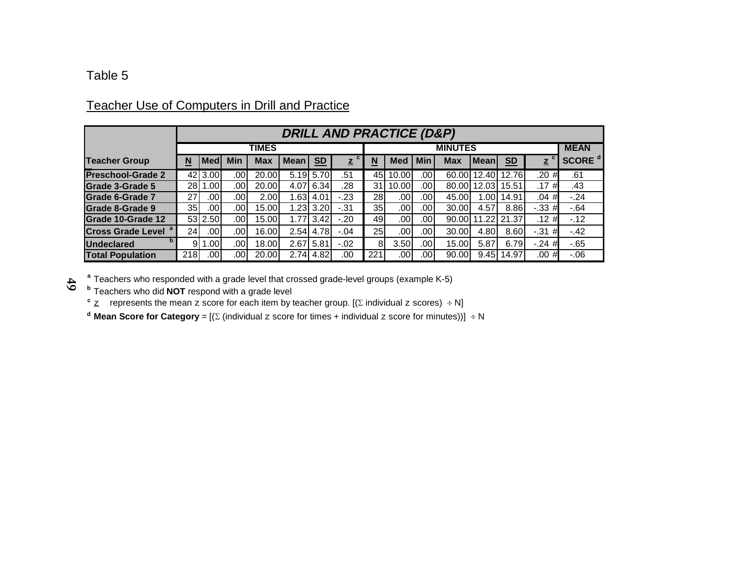Table 5

Teacher Use of Computers in Drill and Practice

| | DRILL AND PRACTICE (D&P) | | | | | | | | | | | | | | | |
|---|---|---|---|---|---|---|---|---|---|---|---|---|---|---|---|
| | TIMES | | | | | | | MINUTES | | | | | | | | MEAN |
| Teacher Group | N | Med | Min | Max | Mean | SD | z [c] | N | Med | Min | Max | Mean | SD | z [c] | | SCORE [d] |
| Preschool-Grade 2 | 42 | 3.00 | .00 | 20.00 | 5.19 | 5.70 | .51 | 45 | 10.00 | .00 | 60.00 | 12.40 | 12.76 | .20 | # | .61 |
| Grade 3-Grade 5 | 28 | 1.00 | .00 | 20.00 | 4.07 | 6.34 | .28 | 31 | 10.00 | .00 | 80.00 | 12.03 | 15.51 | .17 | # | .43 |
| Grade 6-Grade 7 | 27 | .00 | .00 | 2.00 | 1.63 | 4.01 | -.23 | 28 | .00 | .00 | 45.00 | 1.00 | 14.91 | .04 | # | -.24 |
| Grade 8-Grade 9 | 35 | .00 | .00 | 15.00 | 1.23 | 3.20 | -.31 | 35 | .00 | .00 | 30.00 | 4.57 | 8.86 | -.33 | # | -.64 |
| Grade 10-Grade 12 | 53 | 2.50 | .00 | 15.00 | 1.77 | 3.42 | -.20 | 49 | .00 | .00 | 90.00 | 11.22 | 21.37 | .12 | # | -.12 |
| Cross Grade Level [a] | 24 | .00 | .00 | 16.00 | 2.54 | 4.78 | -.04 | 25 | .00 | .00 | 30.00 | 4.80 | 8.60 | -.31 | # | -.42 |
| Undeclared [b] | 9 | 1.00 | .00 | 18.00 | 2.67 | 5.81 | -.02 | 8 | 3.50 | .00 | 15.00 | 5.87 | 6.79 | -.24 | # | -.65 |
| Total Population | 218 | .00 | .00 | 20.00 | 2.74 | 4.82 | .00 | 221 | .00 | .00 | 90.00 | 9.45 | 14.97 | .00 | # | -.06 |

[a] Teachers who responded with a grade level that crossed grade-level groups (example K-5)

[b] Teachers who did **NOT** respond with a grade level

[c] z represents the mean z score for each item by teacher group. [(Σ individual z scores) ÷ N]

[d] **Mean Score for Category** = [(Σ (individual z score for times + individual z score for minutes))] ÷ N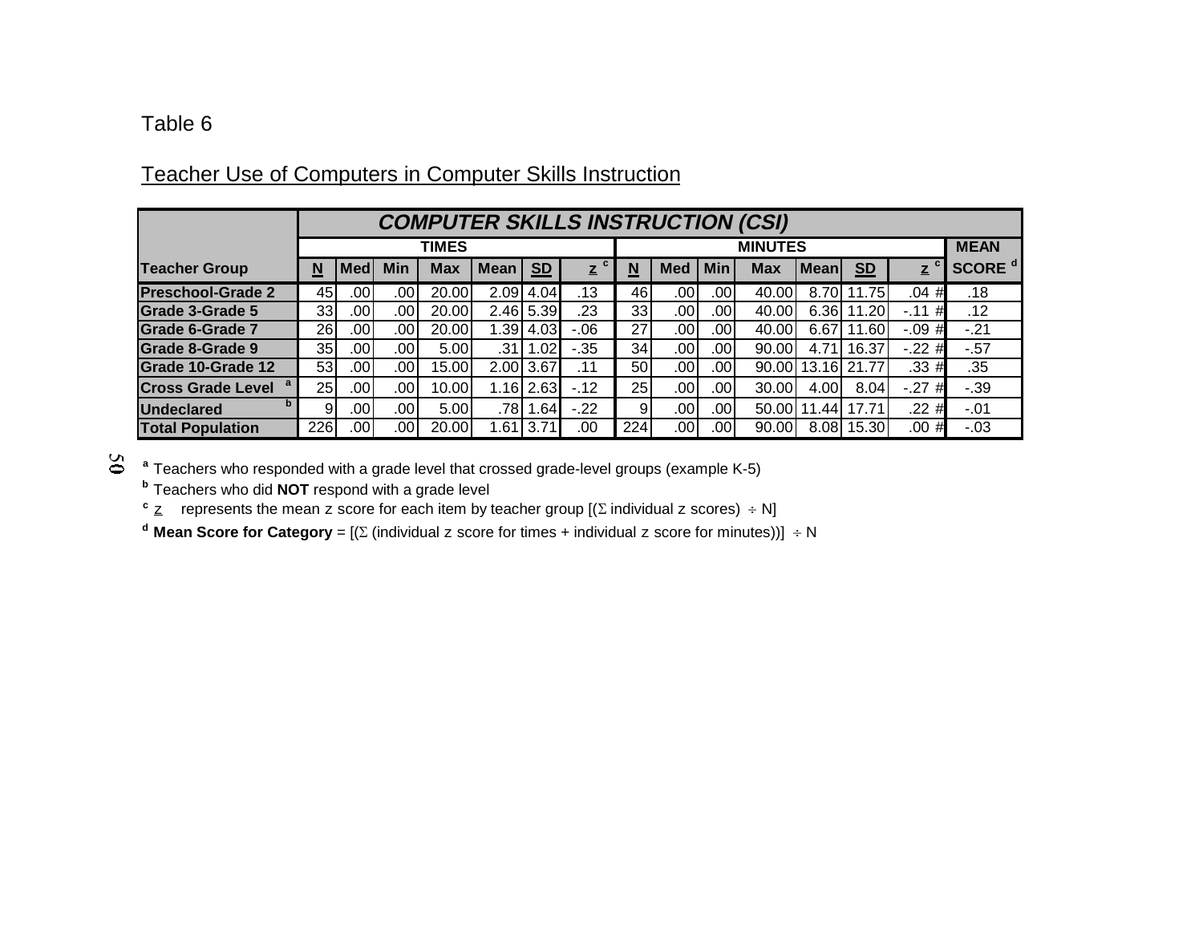Table 6

Teacher Use of Computers in Computer Skills Instruction

| | COMPUTER SKILLS INSTRUCTION (CSI) | | | | | | | | | | | | | | |
|---|---|---|---|---|---|---|---|---|---|---|---|---|---|---|---|
| | TIMES | | | | | | | MINUTES | | | | | | | MEAN |
| Teacher Group | N | Med | Min | Max | Mean | SD | z [c] | N | Med | Min | Max | Mean | SD | z [c] | SCORE [d] |
| Preschool-Grade 2 | 45 | .00 | .00 | 20.00 | 2.09 | 4.04 | .13 | 46 | .00 | .00 | 40.00 | 8.70 | 11.75 | .04 # | .18 |
| Grade 3-Grade 5 | 33 | .00 | .00 | 20.00 | 2.46 | 5.39 | .23 | 33 | .00 | .00 | 40.00 | 6.36 | 11.20 | -.11 # | .12 |
| Grade 6-Grade 7 | 26 | .00 | .00 | 20.00 | 1.39 | 4.03 | -.06 | 27 | .00 | .00 | 40.00 | 6.67 | 11.60 | -.09 # | -.21 |
| Grade 8-Grade 9 | 35 | .00 | .00 | 5.00 | .31 | 1.02 | -.35 | 34 | .00 | .00 | 90.00 | 4.71 | 16.37 | -.22 # | -.57 |
| Grade 10-Grade 12 | 53 | .00 | .00 | 15.00 | 2.00 | 3.67 | .11 | 50 | .00 | .00 | 90.00 | 13.16 | 21.77 | .33 # | .35 |
| Cross Grade Level [a] | 25 | .00 | .00 | 10.00 | 1.16 | 2.63 | -.12 | 25 | .00 | .00 | 30.00 | 4.00 | 8.04 | -.27 # | -.39 |
| Undeclared [b] | 9 | .00 | .00 | 5.00 | .78 | 1.64 | -.22 | 9 | .00 | .00 | 50.00 | 11.44 | 17.71 | .22 # | -.01 |
| Total Population | 226 | .00 | .00 | 20.00 | 1.61 | 3.71 | .00 | 224 | .00 | .00 | 90.00 | 8.08 | 15.30 | .00 # | -.03 |

[a] Teachers who responded with a grade level that crossed grade-level groups (example K-5)

[b] Teachers who did **NOT** respond with a grade level

[c] z represents the mean z score for each item by teacher group [($\Sigma$ individual z scores) $\div$ N]

[d] **Mean Score for Category** = [($\Sigma$ (individual z score for times + individual z score for minutes))] $\div$ N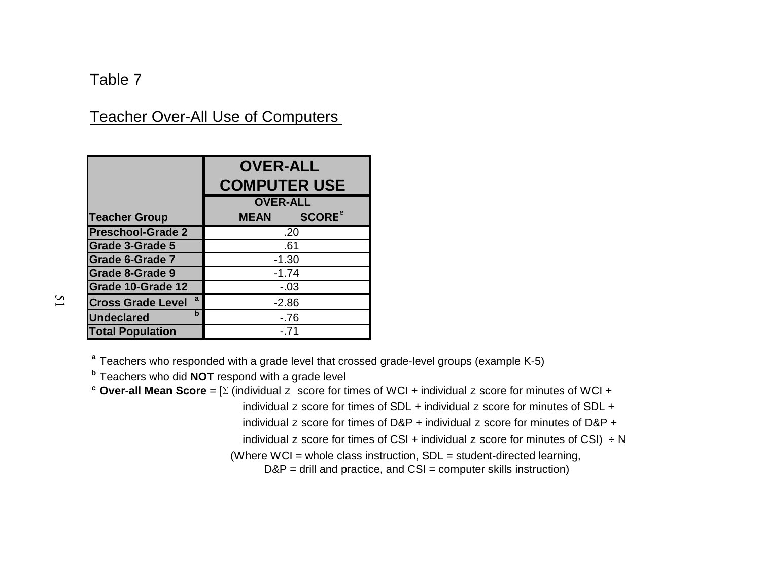Table 7

Teacher Over-All Use of Computers

| Teacher Group | OVER-ALL COMPUTER USE |
|---|---|
| | OVER-ALL MEAN SCORE[e] |
| Preschool-Grade 2 | .20 |
| Grade 3-Grade 5 | .61 |
| Grade 6-Grade 7 | -1.30 |
| Grade 8-Grade 9 | -1.74 |
| Grade 10-Grade 12 | -.03 |
| Cross Grade Level [a] | -2.86 |
| Undeclared [b] | -.76 |
| Total Population | -.71 |

[a] Teachers who responded with a grade level that crossed grade-level groups (example K-5)

[b] Teachers who did **NOT** respond with a grade level

[c] **Over-all Mean Score** = [$\Sigma$ (individual z score for times of WCI + individual z score for minutes of WCI + individual z score for times of SDL + individual z score for minutes of SDL + individual z score for times of D&P + individual z score for minutes of D&P + individual z score for times of CSI + individual z score for minutes of CSI) $\div$ N

(Where WCI = whole class instruction, SDL = student-directed learning, D&P = drill and practice, and CSI = computer skills instruction)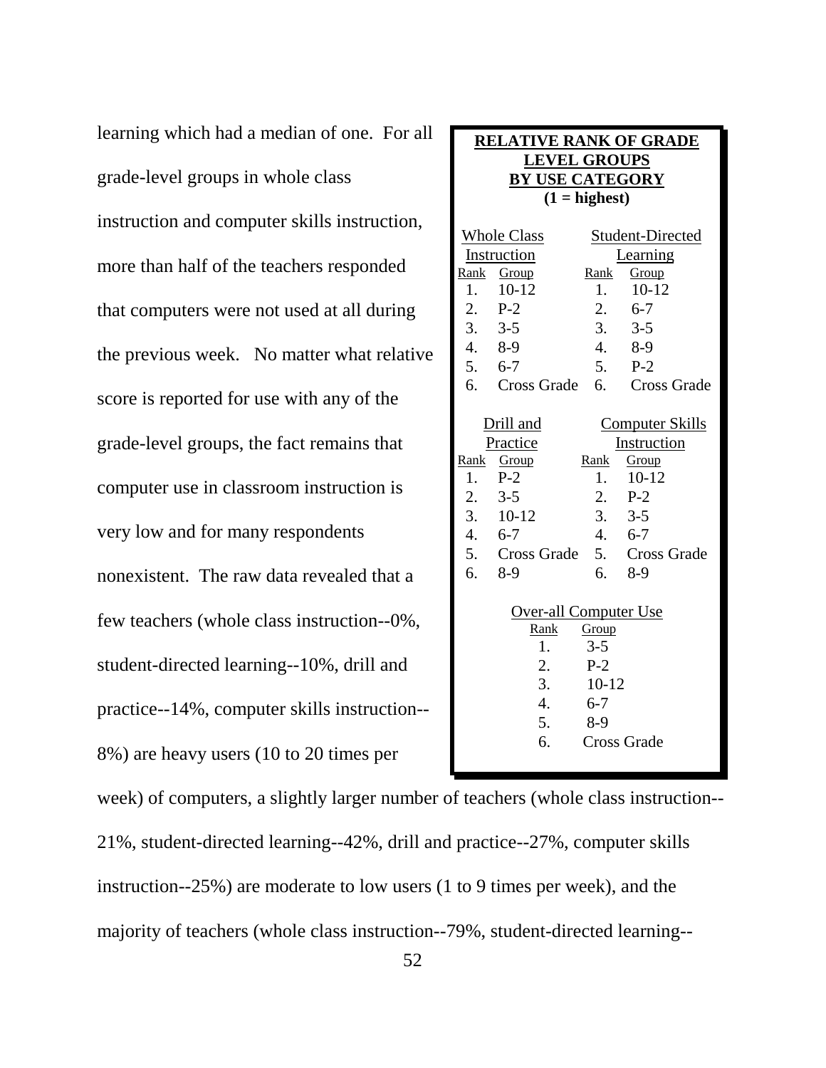learning which had a median of one. For all grade-level groups in whole class instruction and computer skills instruction, more than half of the teachers responded that computers were not used at all during the previous week. No matter what relative score is reported for use with any of the grade-level groups, the fact remains that computer use in classroom instruction is very low and for many respondents nonexistent. The raw data revealed that a few teachers (whole class instruction--0%, student-directed learning--10%, drill and practice--14%, computer skills instruction--8%) are heavy users (10 to 20 times per week) of computers, a slightly larger number of teachers (whole class instruction--21%, student-directed learning--42%, drill and practice--27%, computer skills instruction--25%) are moderate to low users (1 to 9 times per week), and the majority of teachers (whole class instruction--79%, student-directed learning--

**RELATIVE RANK OF GRADE LEVEL GROUPS BY USE CATEGORY**
**(1 = highest)**

| Whole Class Instruction | | Student-Directed Learning | |
|---|---|---|---|
| Rank | Group | Rank | Group |
| 1. | 10-12 | 1. | 10-12 |
| 2. | P-2 | 2. | 6-7 |
| 3. | 3-5 | 3. | 3-5 |
| 4. | 8-9 | 4. | 8-9 |
| 5. | 6-7 | 5. | P-2 |
| 6. | Cross Grade | 6. | Cross Grade |

| Drill and Practice | | Computer Skills Instruction | |
|---|---|---|---|
| Rank | Group | Rank | Group |
| 1. | P-2 | 1. | 10-12 |
| 2. | 3-5 | 2. | P-2 |
| 3. | 10-12 | 3. | 3-5 |
| 4. | 6-7 | 4. | 6-7 |
| 5. | Cross Grade | 5. | Cross Grade |
| 6. | 8-9 | 6. | 8-9 |

| Over-all Computer Use | |
|---|---|
| Rank | Group |
| 1. | 3-5 |
| 2. | P-2 |
| 3. | 10-12 |
| 4. | 6-7 |
| 5. | 8-9 |
| 6. | Cross Grade |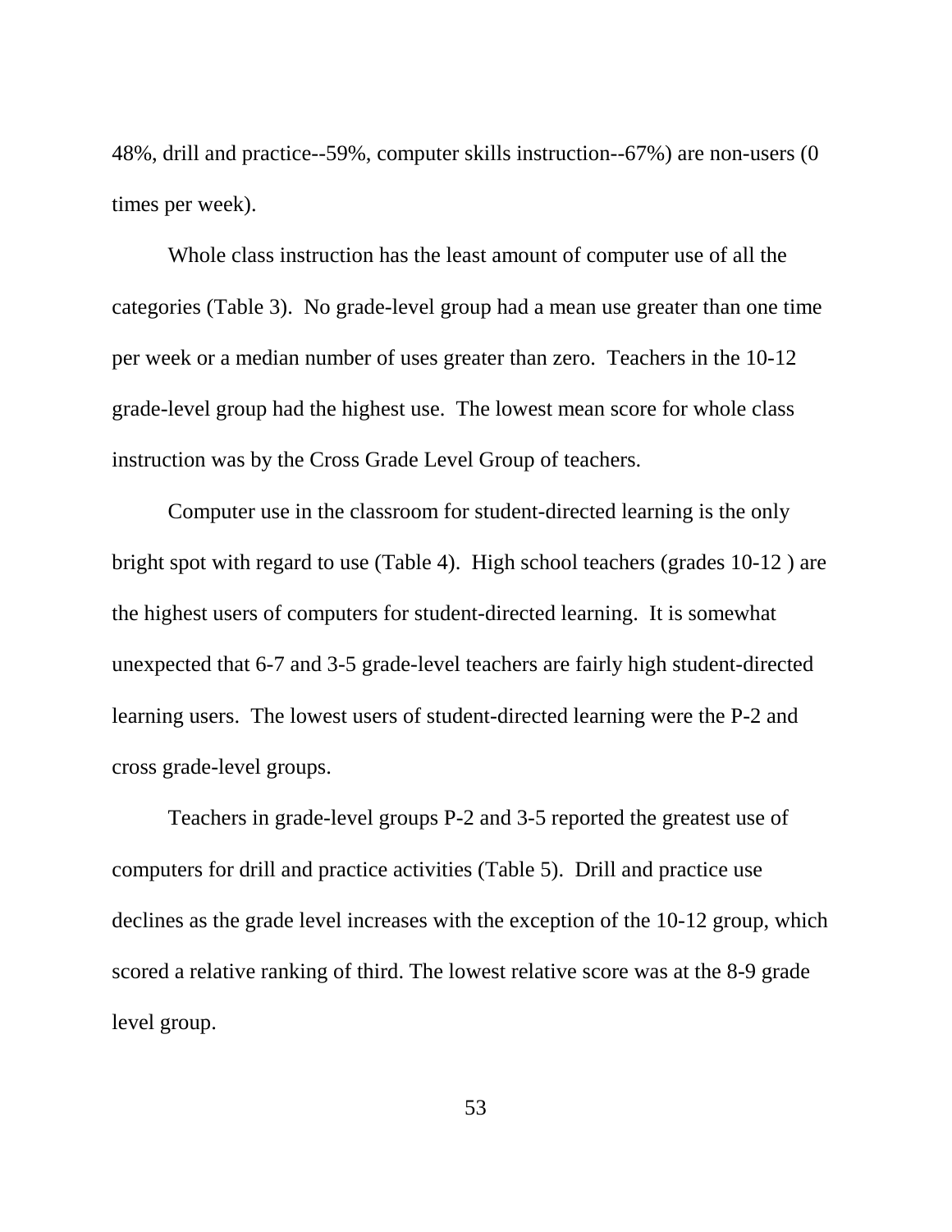48%, drill and practice--59%, computer skills instruction--67%) are non-users (0 times per week).

Whole class instruction has the least amount of computer use of all the categories (Table 3). No grade-level group had a mean use greater than one time per week or a median number of uses greater than zero. Teachers in the 10-12 grade-level group had the highest use. The lowest mean score for whole class instruction was by the Cross Grade Level Group of teachers.

Computer use in the classroom for student-directed learning is the only bright spot with regard to use (Table 4). High school teachers (grades 10-12 ) are the highest users of computers for student-directed learning. It is somewhat unexpected that 6-7 and 3-5 grade-level teachers are fairly high student-directed learning users. The lowest users of student-directed learning were the P-2 and cross grade-level groups.

Teachers in grade-level groups P-2 and 3-5 reported the greatest use of computers for drill and practice activities (Table 5). Drill and practice use declines as the grade level increases with the exception of the 10-12 group, which scored a relative ranking of third. The lowest relative score was at the 8-9 grade level group.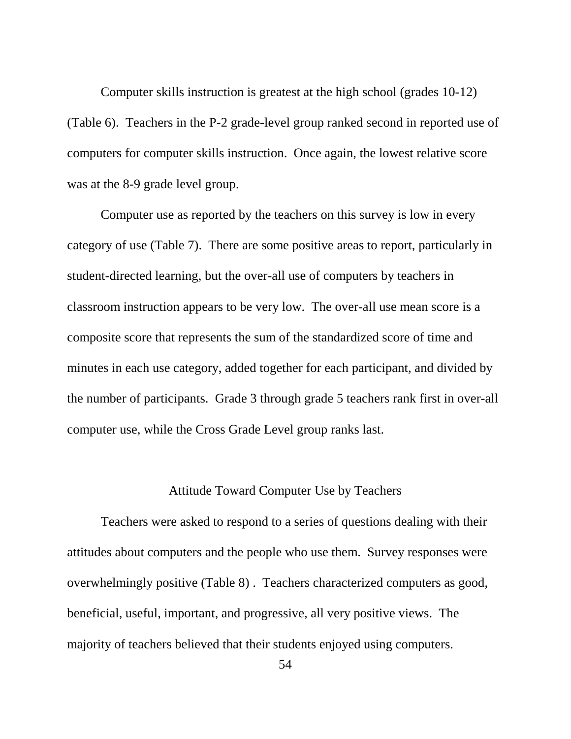Computer skills instruction is greatest at the high school (grades 10-12) (Table 6). Teachers in the P-2 grade-level group ranked second in reported use of computers for computer skills instruction. Once again, the lowest relative score was at the 8-9 grade level group.

Computer use as reported by the teachers on this survey is low in every category of use (Table 7). There are some positive areas to report, particularly in student-directed learning, but the over-all use of computers by teachers in classroom instruction appears to be very low. The over-all use mean score is a composite score that represents the sum of the standardized score of time and minutes in each use category, added together for each participant, and divided by the number of participants. Grade 3 through grade 5 teachers rank first in over-all computer use, while the Cross Grade Level group ranks last.

## Attitude Toward Computer Use by Teachers

Teachers were asked to respond to a series of questions dealing with their attitudes about computers and the people who use them. Survey responses were overwhelmingly positive (Table 8) . Teachers characterized computers as good, beneficial, useful, important, and progressive, all very positive views. The majority of teachers believed that their students enjoyed using computers.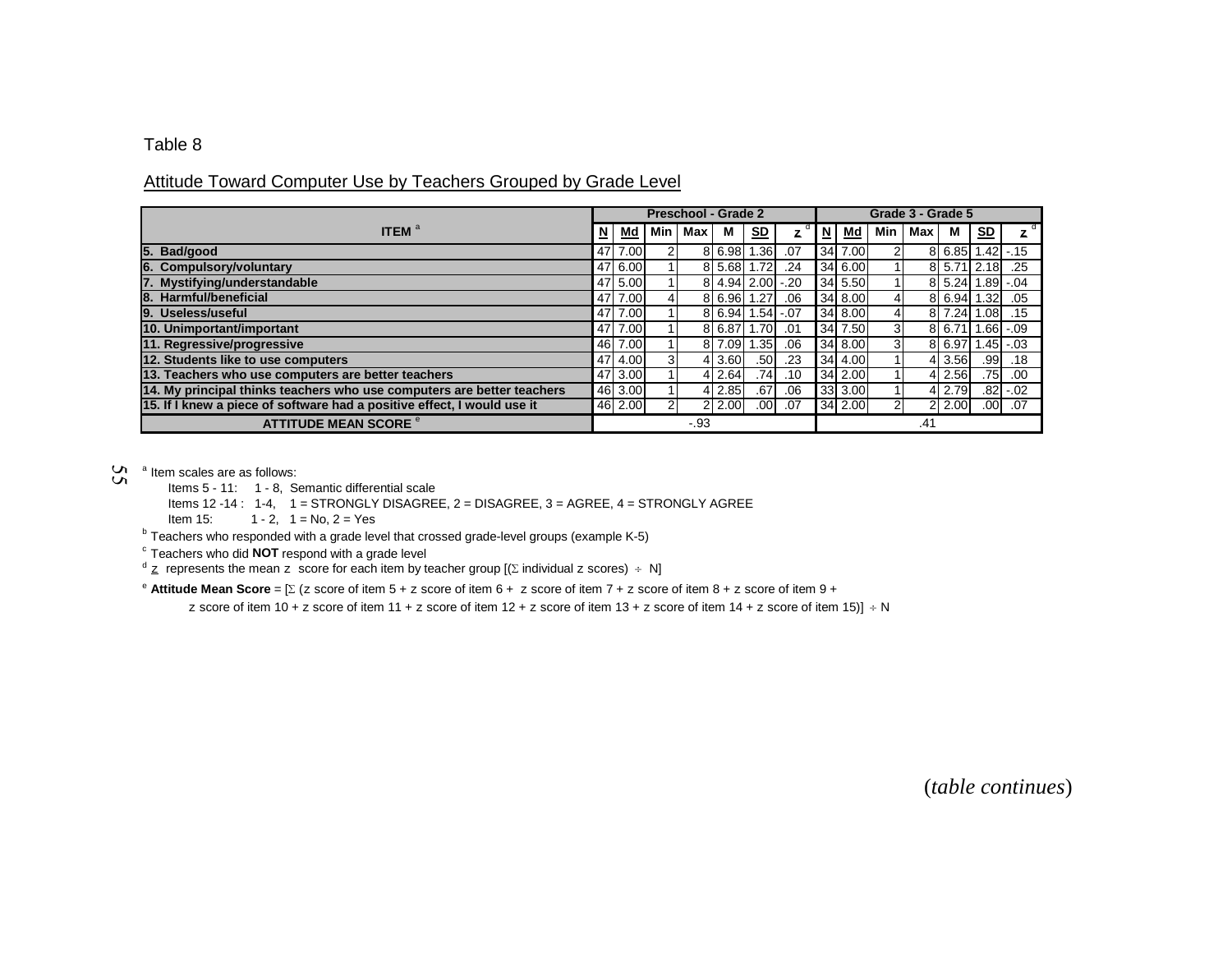Table 8

Attitude Toward Computer Use by Teachers Grouped by Grade Level

| ITEM [a] | Preschool - Grade 2 | | | | | | | Grade 3 - Grade 5 | | | | | | |
|---|---|---|---|---|---|---|---|---|---|---|---|---|---|---|
| | N | Md | Min | Max | M | SD | z [d] | N | Md | Min | Max | M | SD | z [d] |
| 5. Bad/good | 47 | 7.00 | 2 | 8 | 6.98 | 1.36 | .07 | 34 | 7.00 | 2 | 8 | 6.85 | 1.42 | -.15 |
| 6. Compulsory/voluntary | 47 | 6.00 | 1 | 8 | 5.68 | 1.72 | .24 | 34 | 6.00 | 1 | 8 | 5.71 | 2.18 | .25 |
| 7. Mystifying/understandable | 47 | 5.00 | 1 | 8 | 4.94 | 2.00 | -.20 | 34 | 5.50 | 1 | 8 | 5.24 | 1.89 | -.04 |
| 8. Harmful/beneficial | 47 | 7.00 | 4 | 8 | 6.96 | 1.27 | .06 | 34 | 8.00 | 4 | 8 | 6.94 | 1.32 | .05 |
| 9. Useless/useful | 47 | 7.00 | 1 | 8 | 6.94 | 1.54 | -.07 | 34 | 8.00 | 4 | 8 | 7.24 | 1.08 | .15 |
| 10. Unimportant/important | 47 | 7.00 | 1 | 8 | 6.87 | 1.70 | .01 | 34 | 7.50 | 3 | 8 | 6.71 | 1.66 | -.09 |
| 11. Regressive/progressive | 46 | 7.00 | 1 | 8 | 7.09 | 1.35 | .06 | 34 | 8.00 | 3 | 8 | 6.97 | 1.45 | -.03 |
| 12. Students like to use computers | 47 | 4.00 | 3 | 4 | 3.60 | .50 | .23 | 34 | 4.00 | 1 | 4 | 3.56 | .99 | .18 |
| 13. Teachers who use computers are better teachers | 47 | 3.00 | 1 | 4 | 2.64 | .74 | .10 | 34 | 2.00 | 1 | 4 | 2.56 | .75 | .00 |
| 14. My principal thinks teachers who use computers are better teachers | 46 | 3.00 | 1 | 4 | 2.85 | .67 | .06 | 33 | 3.00 | 1 | 4 | 2.79 | .82 | -.02 |
| 15. If I knew a piece of software had a positive effect, I would use it | 46 | 2.00 | 2 | 2 | 2.00 | .00 | .07 | 34 | 2.00 | 2 | 2 | 2.00 | .00 | .07 |
| ATTITUDE MEAN SCORE [e] | -.93 | | | | | | | .41 | | | | | | |

[a] Item scales are as follows:

Items 5 - 11: 1 - 8, Semantic differential scale

Items 12 -14 : 1-4, 1 = STRONGLY DISAGREE, 2 = DISAGREE, 3 = AGREE, 4 = STRONGLY AGREE

Item 15: 1 - 2, 1 = No, 2 = Yes

[b] Teachers who responded with a grade level that crossed grade-level groups (example K-5)

[c] Teachers who did **NOT** respond with a grade level

[d] $\underline{z}$ represents the mean z score for each item by teacher group [($\Sigma$ individual z scores) $\div$ N]

[e] **Attitude Mean Score** = [$\Sigma$ (z score of item 5 + z score of item 6 + z score of item 7 + z score of item 8 + z score of item 9 + z score of item 10 + z score of item 11 + z score of item 12 + z score of item 13 + z score of item 14 + z score of item 15)] $\div$ N

(*table continues*)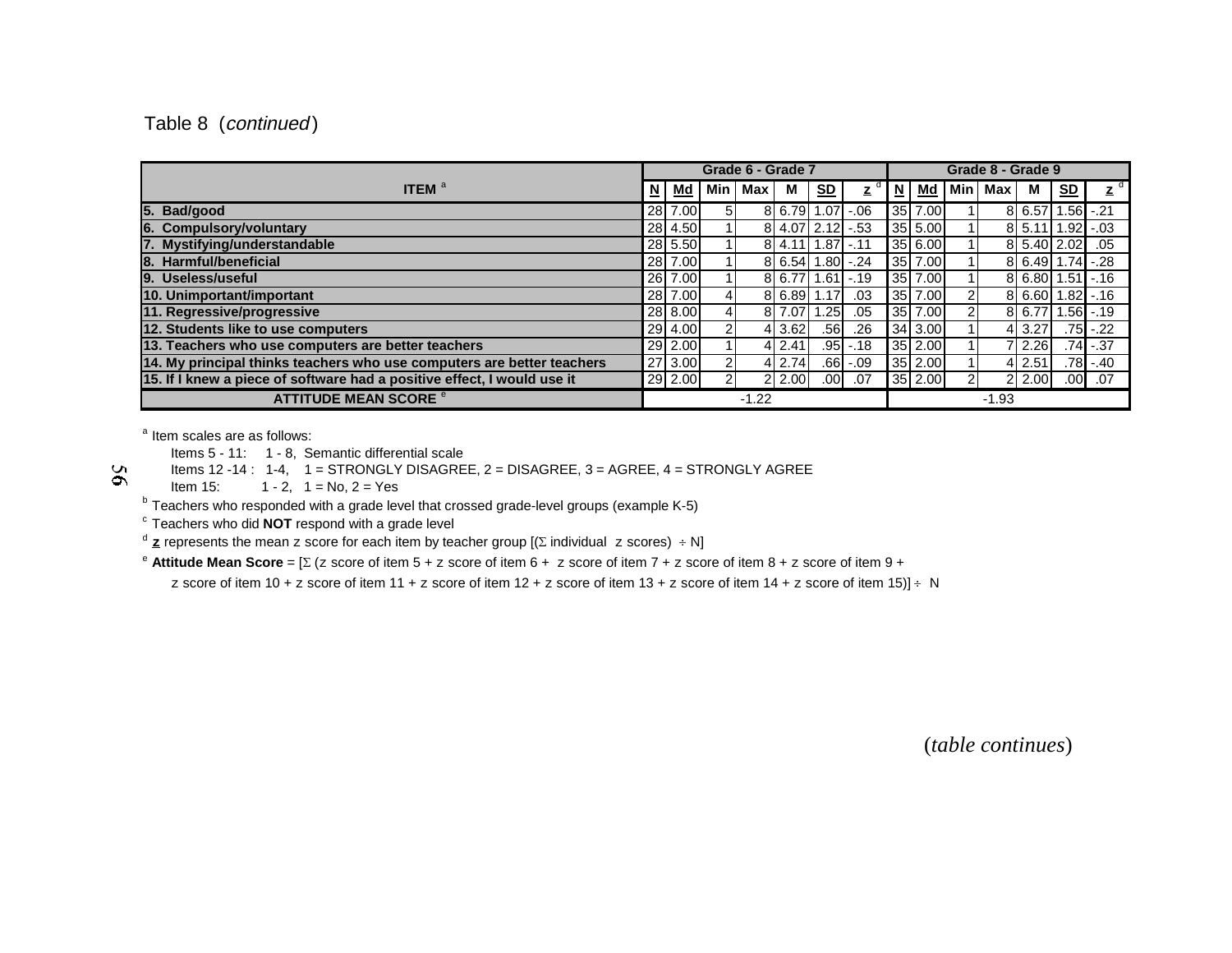Table 8 (*continued*)

| ITEM [a] | Grade 6 - Grade 7 | | | | | | | Grade 8 - Grade 9 | | | | | | |
|---|---|---|---|---|---|---|---|---|---|---|---|---|---|---|
| | N | Md | Min | Max | M | SD | z [d] | N | Md | Min | Max | M | SD | z [d] |
| 5. Bad/good | 28 | 7.00 | 5 | 8 | 6.79 | 1.07 | -.06 | 35 | 7.00 | 1 | 8 | 6.57 | 1.56 | -.21 |
| 6. Compulsory/voluntary | 28 | 4.50 | 1 | 8 | 4.07 | 2.12 | -.53 | 35 | 5.00 | 1 | 8 | 5.11 | 1.92 | -.03 |
| 7. Mystifying/understandable | 28 | 5.50 | 1 | 8 | 4.11 | 1.87 | -.11 | 35 | 6.00 | 1 | 8 | 5.40 | 2.02 | .05 |
| 8. Harmful/beneficial | 28 | 7.00 | 1 | 8 | 6.54 | 1.80 | -.24 | 35 | 7.00 | 1 | 8 | 6.49 | 1.74 | -.28 |
| 9. Useless/useful | 26 | 7.00 | 1 | 8 | 6.77 | 1.61 | -.19 | 35 | 7.00 | 1 | 8 | 6.80 | 1.51 | -.16 |
| 10. Unimportant/important | 28 | 7.00 | 4 | 8 | 6.89 | 1.17 | .03 | 35 | 7.00 | 2 | 8 | 6.60 | 1.82 | -.16 |
| 11. Regressive/progressive | 28 | 8.00 | 4 | 8 | 7.07 | 1.25 | .05 | 35 | 7.00 | 2 | 8 | 6.77 | 1.56 | -.19 |
| 12. Students like to use computers | 29 | 4.00 | 2 | 4 | 3.62 | .56 | .26 | 34 | 3.00 | 1 | 4 | 3.27 | .75 | -.22 |
| 13. Teachers who use computers are better teachers | 29 | 2.00 | 1 | 4 | 2.41 | .95 | -.18 | 35 | 2.00 | 1 | 7 | 2.26 | .74 | -.37 |
| 14. My principal thinks teachers who use computers are better teachers | 27 | 3.00 | 2 | 4 | 2.74 | .66 | -.09 | 35 | 2.00 | 1 | 4 | 2.51 | .78 | -.40 |
| 15. If I knew a piece of software had a positive effect, I would use it | 29 | 2.00 | 2 | 2 | 2.00 | .00 | .07 | 35 | 2.00 | 2 | 2 | 2.00 | .00 | .07 |
| ATTITUDE MEAN SCORE [e] | -1.22 | | | | | | | -1.93 | | | | | | |

[a] Item scales are as follows:

Items 5 - 11: 1 - 8, Semantic differential scale

Items 12 -14 : 1-4, 1 = STRONGLY DISAGREE, 2 = DISAGREE, 3 = AGREE, 4 = STRONGLY AGREE

Item 15: 1 - 2, 1 = No, 2 = Yes

[b] Teachers who responded with a grade level that crossed grade-level groups (example K-5)

[c] Teachers who did **NOT** respond with a grade level

[d] **z** represents the mean z score for each item by teacher group [($\Sigma$ individual z scores) $\div$ N]

[e] **Attitude Mean Score** = [$\Sigma$ (z score of item 5 + z score of item 6 + z score of item 7 + z score of item 8 + z score of item 9 + z score of item 10 + z score of item 11 + z score of item 12 + z score of item 13 + z score of item 14 + z score of item 15)] $\div$ N

(*table continues*)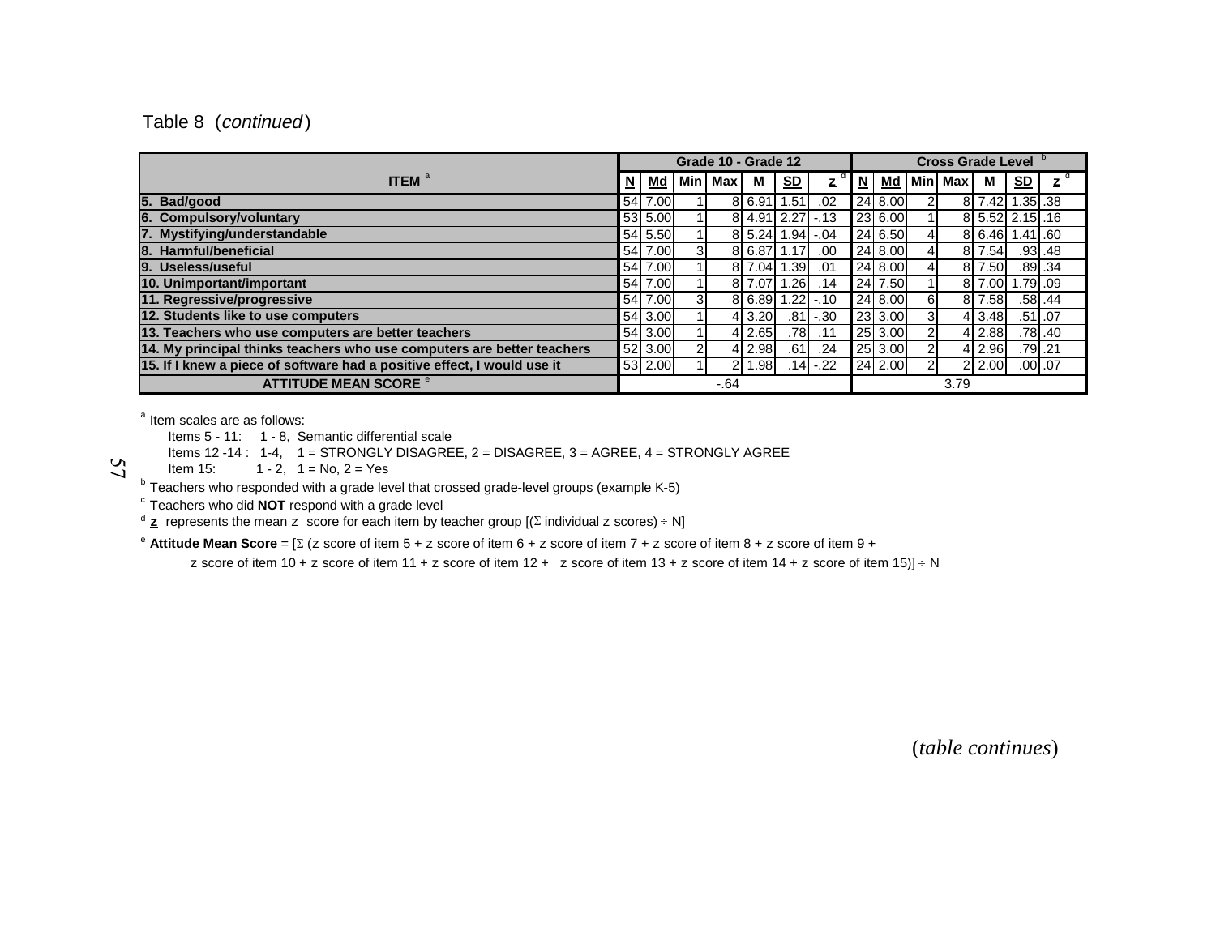Table 8 (*continued*)

| ITEM [a] | Grade 10 - Grade 12 | | | | | | | Cross Grade Level [b] | | | | | | |
|---|---|---|---|---|---|---|---|---|---|---|---|---|---|---|
| | N | Md | Min | Max | M | SD | z [d] | N | Md | Min | Max | M | SD | z [d] |
| 5. Bad/good | 54 | 7.00 | 1 | 8 | 6.91 | 1.51 | .02 | 24 | 8.00 | 2 | 8 | 7.42 | 1.35 | .38 |
| 6. Compulsory/voluntary | 53 | 5.00 | 1 | 8 | 4.91 | 2.27 | -.13 | 23 | 6.00 | 1 | 8 | 5.52 | 2.15 | .16 |
| 7. Mystifying/understandable | 54 | 5.50 | 1 | 8 | 5.24 | 1.94 | -.04 | 24 | 6.50 | 4 | 8 | 6.46 | 1.41 | .60 |
| 8. Harmful/beneficial | 54 | 7.00 | 3 | 8 | 6.87 | 1.17 | .00 | 24 | 8.00 | 4 | 8 | 7.54 | .93 | .48 |
| 9. Useless/useful | 54 | 7.00 | 1 | 8 | 7.04 | 1.39 | .01 | 24 | 8.00 | 4 | 8 | 7.50 | .89 | .34 |
| 10. Unimportant/important | 54 | 7.00 | 1 | 8 | 7.07 | 1.26 | .14 | 24 | 7.50 | 1 | 8 | 7.00 | 1.79 | .09 |
| 11. Regressive/progressive | 54 | 7.00 | 3 | 8 | 6.89 | 1.22 | -.10 | 24 | 8.00 | 6 | 8 | 7.58 | .58 | .44 |
| 12. Students like to use computers | 54 | 3.00 | 1 | 4 | 3.20 | .81 | -.30 | 23 | 3.00 | 3 | 4 | 3.48 | .51 | .07 |
| 13. Teachers who use computers are better teachers | 54 | 3.00 | 1 | 4 | 2.65 | .78 | .11 | 25 | 3.00 | 2 | 4 | 2.88 | .78 | .40 |
| 14. My principal thinks teachers who use computers are better teachers | 52 | 3.00 | 2 | 4 | 2.98 | .61 | .24 | 25 | 3.00 | 2 | 4 | 2.96 | .79 | .21 |
| 15. If I knew a piece of software had a positive effect, I would use it | 53 | 2.00 | 1 | 2 | 1.98 | .14 | -.22 | 24 | 2.00 | 2 | 2 | 2.00 | .00 | .07 |
| ATTITUDE MEAN SCORE [e] | -.64 | | | | | | | 3.79 | | | | | | |

[a] Item scales are as follows:

Items 5 - 11: 1 - 8, Semantic differential scale

Items 12 -14 : 1-4, 1 = STRONGLY DISAGREE, 2 = DISAGREE, 3 = AGREE, 4 = STRONGLY AGREE

Item 15: 1 - 2, 1 = No, 2 = Yes

[b] Teachers who responded with a grade level that crossed grade-level groups (example K-5)

[c] Teachers who did **NOT** respond with a grade level

[d] **z** represents the mean z score for each item by teacher group [($\Sigma$ individual z scores) $\div$ N]

[e] **Attitude Mean Score** = [$\Sigma$ (z score of item 5 + z score of item 6 + z score of item 7 + z score of item 8 + z score of item 9 + z score of item 10 + z score of item 11 + z score of item 12 + z score of item 13 + z score of item 14 + z score of item 15)] $\div$ N

(*table continues*)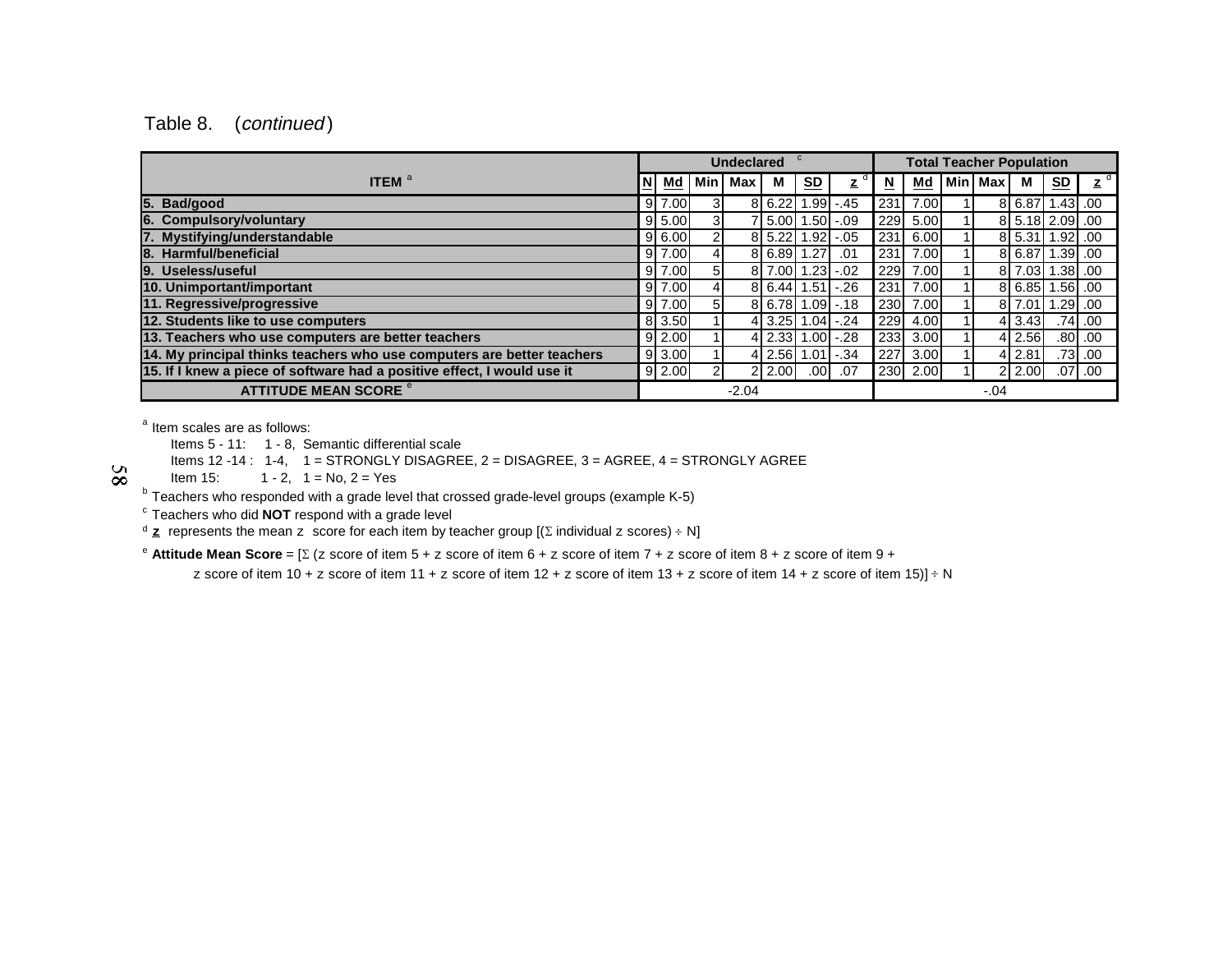Table 8. (*continued*)

| ITEM [a] | Undeclared [c] | | | | | | | Total Teacher Population | | | | | | |
|---|---|---|---|---|---|---|---|---|---|---|---|---|---|---|
| | N | Md | Min | Max | M | SD | z [d] | N | Md | Min | Max | M | SD | z [d] |
| 5. Bad/good | 9 | 7.00 | 3 | 8 | 6.22 | 1.99 | -.45 | 231 | 7.00 | 1 | 8 | 6.87 | 1.43 | .00 |
| 6. Compulsory/voluntary | 9 | 5.00 | 3 | 7 | 5.00 | 1.50 | -.09 | 229 | 5.00 | 1 | 8 | 5.18 | 2.09 | .00 |
| 7. Mystifying/understandable | 9 | 6.00 | 2 | 8 | 5.22 | 1.92 | -.05 | 231 | 6.00 | 1 | 8 | 5.31 | 1.92 | .00 |
| 8. Harmful/beneficial | 9 | 7.00 | 4 | 8 | 6.89 | 1.27 | .01 | 231 | 7.00 | 1 | 8 | 6.87 | 1.39 | .00 |
| 9. Useless/useful | 9 | 7.00 | 5 | 8 | 7.00 | 1.23 | -.02 | 229 | 7.00 | 1 | 8 | 7.03 | 1.38 | .00 |
| 10. Unimportant/important | 9 | 7.00 | 4 | 8 | 6.44 | 1.51 | -.26 | 231 | 7.00 | 1 | 8 | 6.85 | 1.56 | .00 |
| 11. Regressive/progressive | 9 | 7.00 | 5 | 8 | 6.78 | 1.09 | -.18 | 230 | 7.00 | 1 | 8 | 7.01 | 1.29 | .00 |
| 12. Students like to use computers | 8 | 3.50 | 1 | 4 | 3.25 | 1.04 | -.24 | 229 | 4.00 | 1 | 4 | 3.43 | .74 | .00 |
| 13. Teachers who use computers are better teachers | 9 | 2.00 | 1 | 4 | 2.33 | 1.00 | -.28 | 233 | 3.00 | 1 | 4 | 2.56 | .80 | .00 |
| 14. My principal thinks teachers who use computers are better teachers | 9 | 3.00 | 1 | 4 | 2.56 | 1.01 | -.34 | 227 | 3.00 | 1 | 4 | 2.81 | .73 | .00 |
| 15. If I knew a piece of software had a positive effect, I would use it | 9 | 2.00 | 2 | 2 | 2.00 | .00 | .07 | 230 | 2.00 | 1 | 2 | 2.00 | .07 | .00 |
| ATTITUDE MEAN SCORE [e] | -2.04 | | | | | | | -.04 | | | | | | |

[a] Item scales are as follows:
Items 5 - 11: 1 - 8, Semantic differential scale
Items 12 -14 : 1-4, 1 = STRONGLY DISAGREE, 2 = DISAGREE, 3 = AGREE, 4 = STRONGLY AGREE
Item 15: 1 - 2, 1 = No, 2 = Yes

[b] Teachers who responded with a grade level that crossed grade-level groups (example K-5)

[c] Teachers who did **NOT** respond with a grade level

[d] **z** represents the mean z score for each item by teacher group [($\Sigma$ individual z scores) $\div$ N]

[e] **Attitude Mean Score** = [$\Sigma$ (z score of item 5 + z score of item 6 + z score of item 7 + z score of item 8 + z score of item 9 + z score of item 10 + z score of item 11 + z score of item 12 + z score of item 13 + z score of item 14 + z score of item 15)] $\div$ N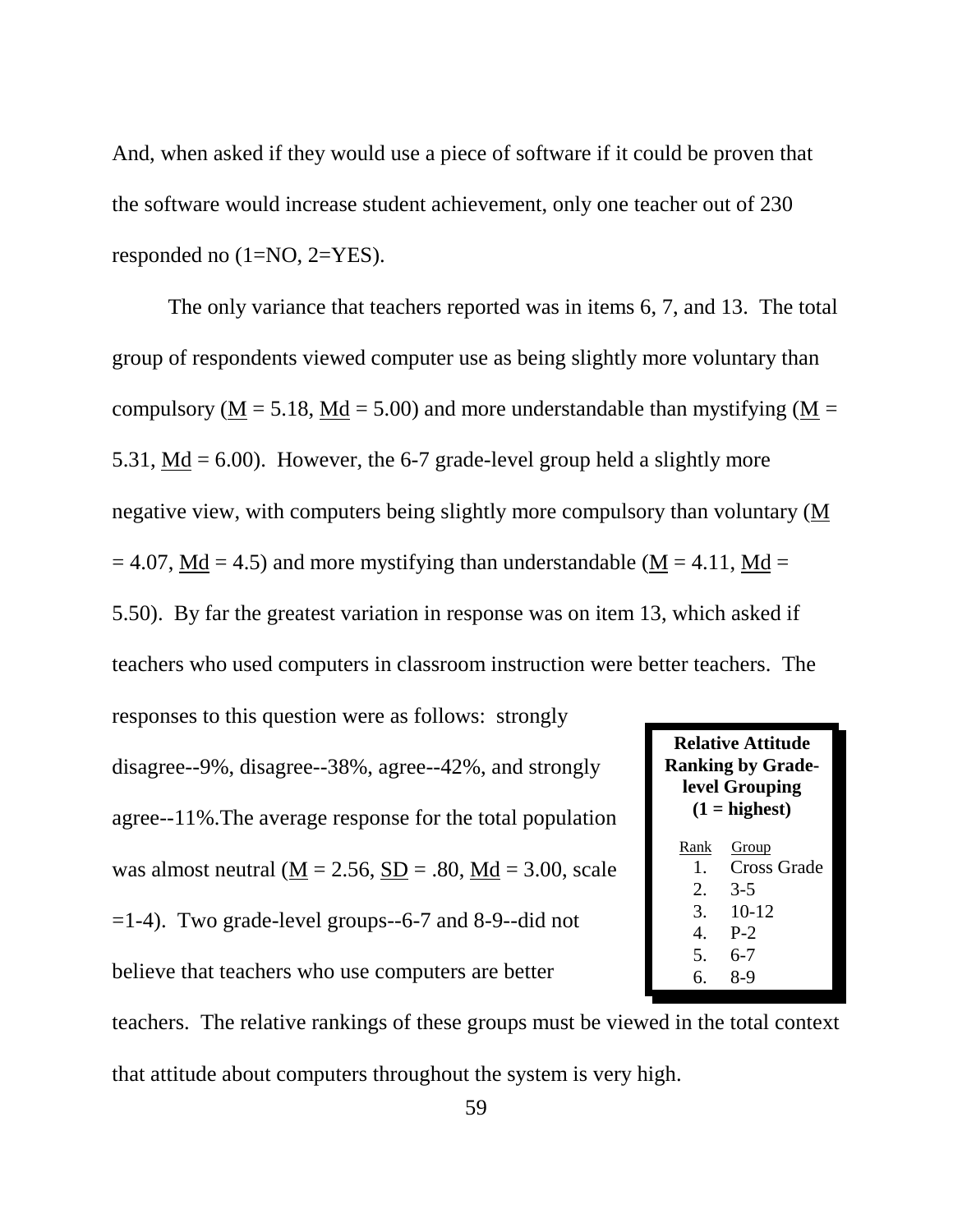And, when asked if they would use a piece of software if it could be proven that the software would increase student achievement, only one teacher out of 230 responded no (1=NO, 2=YES).

The only variance that teachers reported was in items 6, 7, and 13. The total group of respondents viewed computer use as being slightly more voluntary than compulsory (M = 5.18, Md = 5.00) and more understandable than mystifying (M = 5.31, Md = 6.00). However, the 6-7 grade-level group held a slightly more negative view, with computers being slightly more compulsory than voluntary (M = 4.07, Md = 4.5) and more mystifying than understandable (M = 4.11, Md = 5.50). By far the greatest variation in response was on item 13, which asked if teachers who used computers in classroom instruction were better teachers. The responses to this question were as follows: strongly disagree--9%, disagree--38%, agree--42%, and strongly agree--11%.The average response for the total population was almost neutral (M = 2.56, SD = .80, Md = 3.00, scale =1-4). Two grade-level groups--6-7 and 8-9--did not believe that teachers who use computers are better teachers. The relative rankings of these groups must be viewed in the total context that attitude about computers throughout the system is very high.

**Relative Attitude Ranking by Grade-level Grouping (1 = highest)**

| Rank | Group |
|---|---|
| 1. | Cross Grade |
| 2. | 3-5 |
| 3. | 10-12 |
| 4. | P-2 |
| 5. | 6-7 |
| 6. | 8-9 |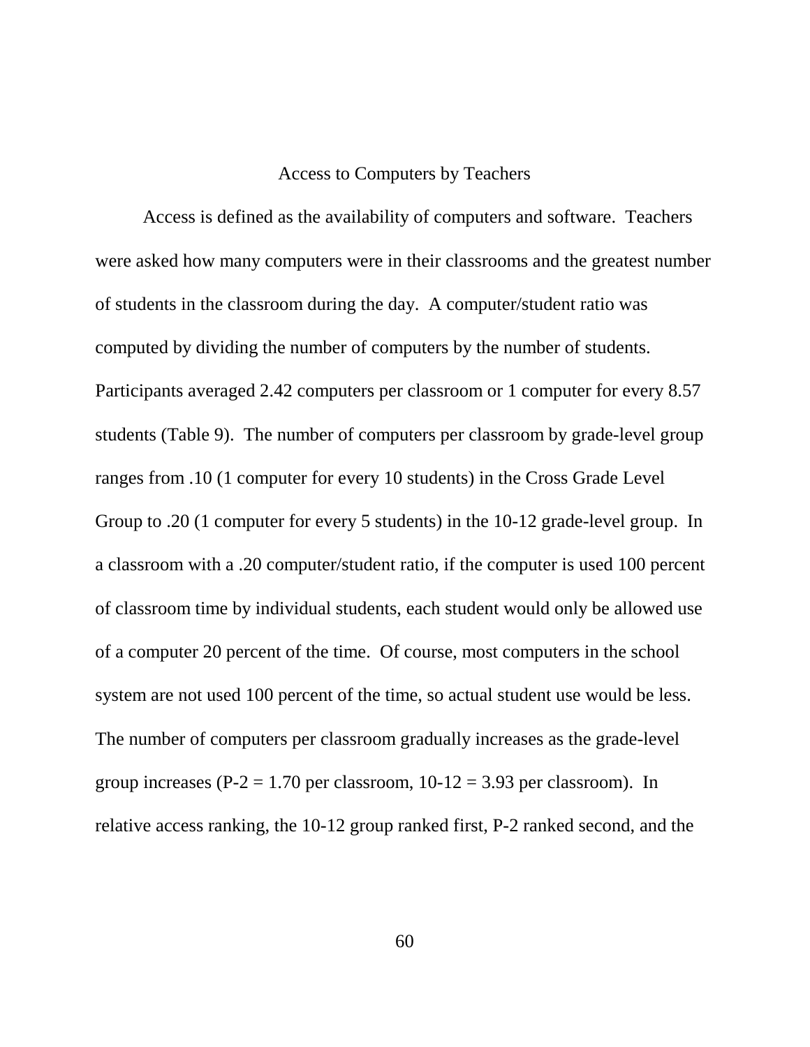## Access to Computers by Teachers

Access is defined as the availability of computers and software. Teachers were asked how many computers were in their classrooms and the greatest number of students in the classroom during the day. A computer/student ratio was computed by dividing the number of computers by the number of students. Participants averaged 2.42 computers per classroom or 1 computer for every 8.57 students (Table 9). The number of computers per classroom by grade-level group ranges from .10 (1 computer for every 10 students) in the Cross Grade Level Group to .20 (1 computer for every 5 students) in the 10-12 grade-level group. In a classroom with a .20 computer/student ratio, if the computer is used 100 percent of classroom time by individual students, each student would only be allowed use of a computer 20 percent of the time. Of course, most computers in the school system are not used 100 percent of the time, so actual student use would be less. The number of computers per classroom gradually increases as the grade-level group increases (P-2 = 1.70 per classroom, 10-12 = 3.93 per classroom). In relative access ranking, the 10-12 group ranked first, P-2 ranked second, and the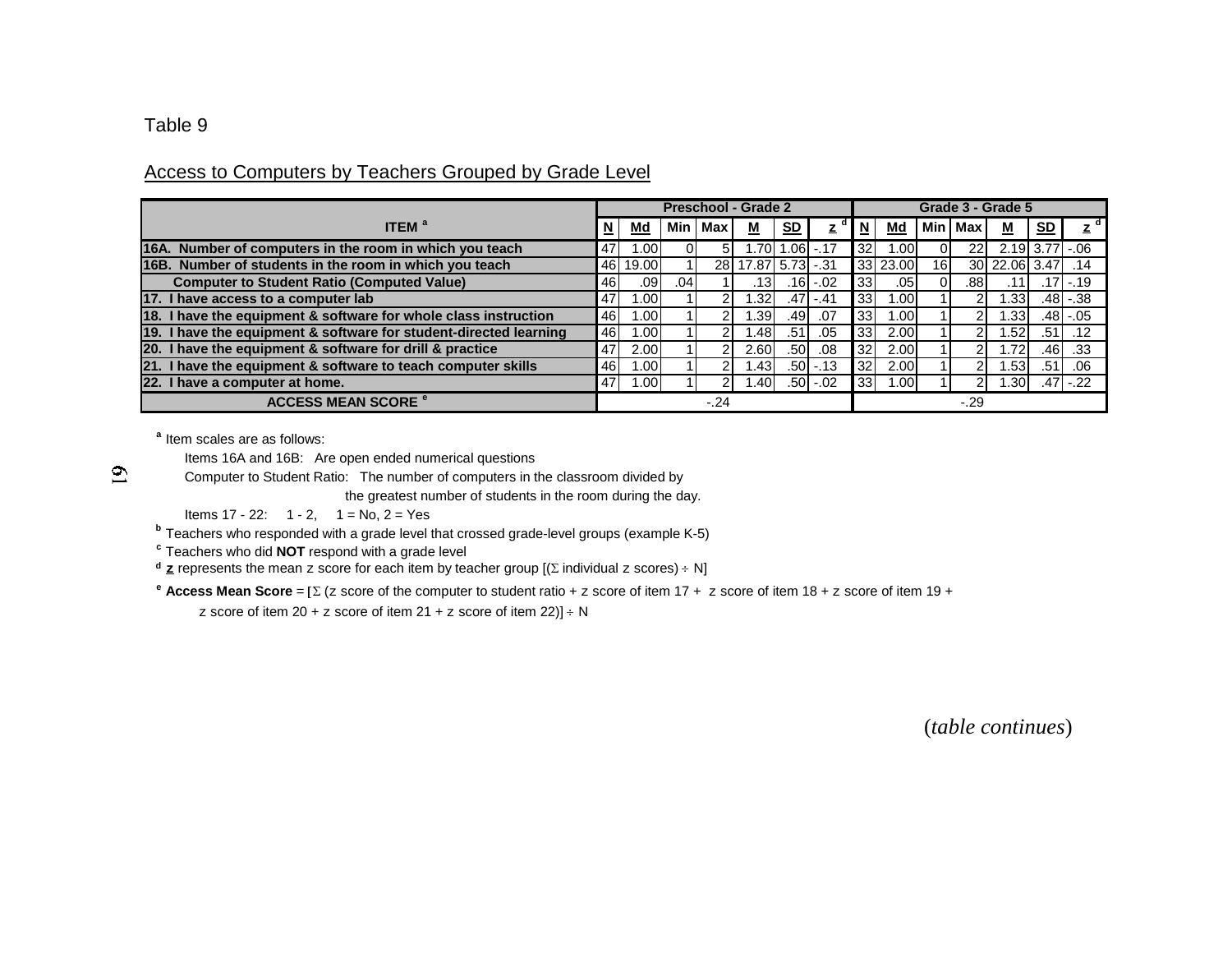Table 9

Access to Computers by Teachers Grouped by Grade Level

| ITEM [a] | Preschool - Grade 2 | | | | | | | Grade 3 - Grade 5 | | | | | | |
|---|---|---|---|---|---|---|---|---|---|---|---|---|---|---|
| | N | Md | Min | Max | M | SD | z [d] | N | Md | Min | Max | M | SD | z [d] |
| **16A. Number of computers in the room in which you teach** | 47 | 1.00 | 0 | 5 | 1.70 | 1.06 | -.17 | 32 | 1.00 | 0 | 22 | 2.19 | 3.77 | -.06 |
| **16B. Number of students in the room in which you teach** | 46 | 19.00 | 1 | 28 | 17.87 | 5.73 | -.31 | 33 | 23.00 | 16 | 30 | 22.06 | 3.47 | .14 |
| **Computer to Student Ratio (Computed Value)** | 46 | .09 | .04 | 1 | .13 | .16 | -.02 | 33 | .05 | 0 | .88 | .11 | .17 | -.19 |
| **17. I have access to a computer lab** | 47 | 1.00 | 1 | 2 | 1.32 | .47 | -.41 | 33 | 1.00 | 1 | 2 | 1.33 | .48 | -.38 |
| **18. I have the equipment & software for whole class instruction** | 46 | 1.00 | 1 | 2 | 1.39 | .49 | .07 | 33 | 1.00 | 1 | 2 | 1.33 | .48 | -.05 |
| **19. I have the equipment & software for student-directed learning** | 46 | 1.00 | 1 | 2 | 1.48 | .51 | .05 | 33 | 2.00 | 1 | 2 | 1.52 | .51 | .12 |
| **20. I have the equipment & software for drill & practice** | 47 | 2.00 | 1 | 2 | 2.60 | .50 | .08 | 32 | 2.00 | 1 | 2 | 1.72 | .46 | .33 |
| **21. I have the equipment & software to teach computer skills** | 46 | 1.00 | 1 | 2 | 1.43 | .50 | -.13 | 32 | 2.00 | 1 | 2 | 1.53 | .51 | .06 |
| **22. I have a computer at home.** | 47 | 1.00 | 1 | 2 | 1.40 | .50 | -.02 | 33 | 1.00 | 1 | 2 | 1.30 | .47 | -.22 |
| **ACCESS MEAN SCORE [e]** | -.24 | | | | | | | -.29 | | | | | | |

[a] Item scales are as follows:

Items 16A and 16B: Are open ended numerical questions

Computer to Student Ratio: The number of computers in the classroom divided by the greatest number of students in the room during the day.

Items 17 - 22: 1 - 2, 1 = No, 2 = Yes

[b] Teachers who responded with a grade level that crossed grade-level groups (example K-5)

[c] Teachers who did **NOT** respond with a grade level

[d] **z** represents the mean z score for each item by teacher group [($\Sigma$ individual z scores) $\div$ N]

[e] **Access Mean Score** = [$\Sigma$ (z score of the computer to student ratio + z score of item 17 + z score of item 18 + z score of item 19 + z score of item 20 + z score of item 21 + z score of item 22)] $\div$ N

(*table continues*)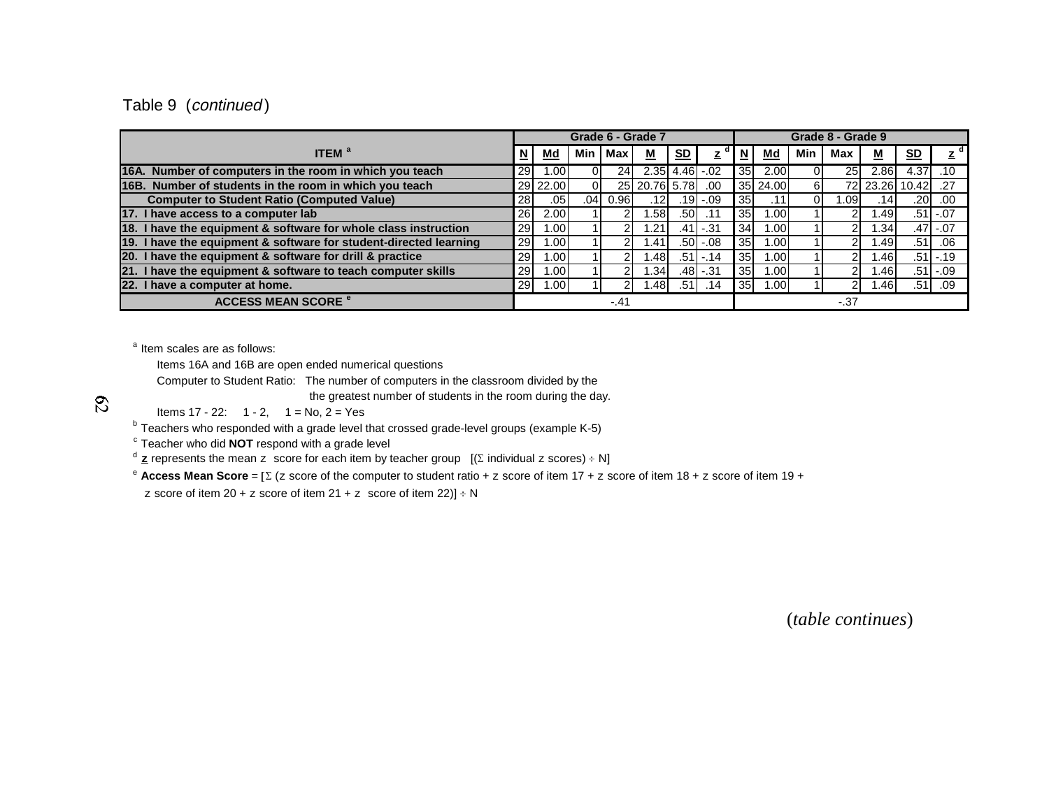Table 9 (*continued*)

| ITEM [a] | Grade 6 - Grade 7 | | | | | | | Grade 8 - Grade 9 | | | | | | |
|---|---|---|---|---|---|---|---|---|---|---|---|---|---|---|
| | N | Md | Min | Max | M | SD | z [d] | N | Md | Min | Max | M | SD | z [d] |
| 16A. Number of computers in the room in which you teach | 29 | 1.00 | 0 | 24 | 2.35 | 4.46 | -.02 | 35 | 2.00 | 0 | 25 | 2.86 | 4.37 | .10 |
| 16B. Number of students in the room in which you teach | 29 | 22.00 | 0 | 25 | 20.76 | 5.78 | .00 | 35 | 24.00 | 6 | 72 | 23.26 | 10.42 | .27 |
| Computer to Student Ratio (Computed Value) | 28 | .05 | .04 | 0.96 | .12 | .19 | -.09 | 35 | .11 | 0 | 1.09 | .14 | .20 | .00 |
| 17. I have access to a computer lab | 26 | 2.00 | 1 | 2 | 1.58 | .50 | .11 | 35 | 1.00 | 1 | 2 | 1.49 | .51 | -.07 |
| 18. I have the equipment & software for whole class instruction | 29 | 1.00 | 1 | 2 | 1.21 | .41 | -.31 | 34 | 1.00 | 1 | 2 | 1.34 | .47 | -.07 |
| 19. I have the equipment & software for student-directed learning | 29 | 1.00 | 1 | 2 | 1.41 | .50 | -.08 | 35 | 1.00 | 1 | 2 | 1.49 | .51 | .06 |
| 20. I have the equipment & software for drill & practice | 29 | 1.00 | 1 | 2 | 1.48 | .51 | -.14 | 35 | 1.00 | 1 | 2 | 1.46 | .51 | -.19 |
| 21. I have the equipment & software to teach computer skills | 29 | 1.00 | 1 | 2 | 1.34 | .48 | -.31 | 35 | 1.00 | 1 | 2 | 1.46 | .51 | -.09 |
| 22. I have a computer at home. | 29 | 1.00 | 1 | 2 | 1.48 | .51 | .14 | 35 | 1.00 | 1 | 2 | 1.46 | .51 | .09 |
| ACCESS MEAN SCORE [e] | -.41 | | | | | | | -.37 | | | | | | |

[a] Item scales are as follows:

Items 16A and 16B are open ended numerical questions

Computer to Student Ratio: The number of computers in the classroom divided by the the greatest number of students in the room during the day.

Items 17 - 22: 1 - 2, 1 = No, 2 = Yes

[b] Teachers who responded with a grade level that crossed grade-level groups (example K-5)

[c] Teacher who did **NOT** respond with a grade level

[d] **z** represents the mean z score for each item by teacher group [(Σ individual z scores) ÷ N]

[e] **Access Mean Score** = [Σ (z score of the computer to student ratio + z score of item 17 + z score of item 18 + z score of item 19 + z score of item 20 + z score of item 21 + z score of item 22)] ÷ N

(*table continues*)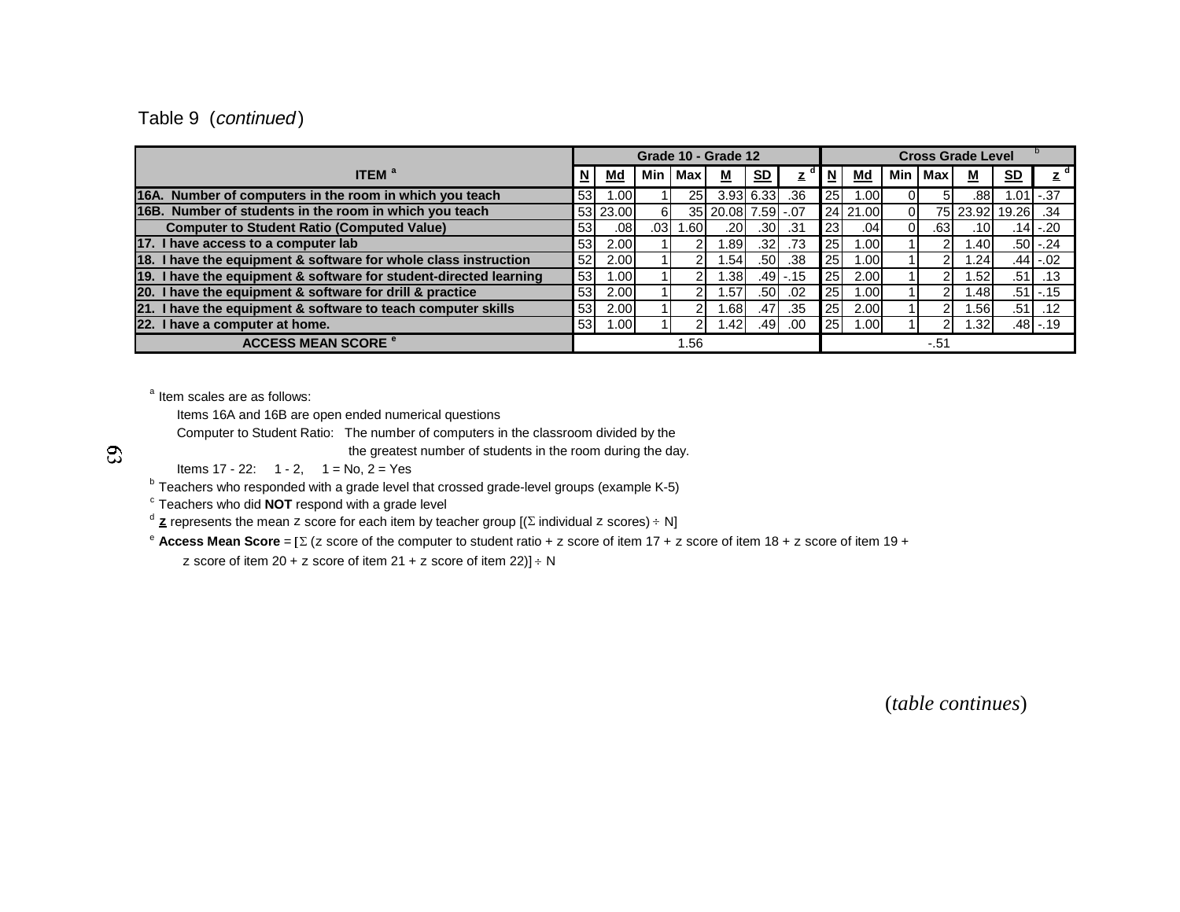Table 9 (*continued*)

| ITEM [a] | Grade 10 - Grade 12 | | | | | | | Cross Grade Level [b] | | | | | | |
|---|---|---|---|---|---|---|---|---|---|---|---|---|---|---|
| | N | Md | Min | Max | M | SD | z [d] | N | Md | Min | Max | M | SD | z [d] |
| 16A. Number of computers in the room in which you teach | 53 | 1.00 | 1 | 25 | 3.93 | 6.33 | .36 | 25 | 1.00 | 0 | 5 | .88 | 1.01 | -.37 |
| 16B. Number of students in the room in which you teach | 53 | 23.00 | 6 | 35 | 20.08 | 7.59 | -.07 | 24 | 21.00 | 0 | 75 | 23.92 | 19.26 | .34 |
| Computer to Student Ratio (Computed Value) | 53 | .08 | .03 | 1.60 | .20 | .30 | .31 | 23 | .04 | 0 | .63 | .10 | .14 | -.20 |
| 17. I have access to a computer lab | 53 | 2.00 | 1 | 2 | 1.89 | .32 | .73 | 25 | 1.00 | 1 | 2 | 1.40 | .50 | -.24 |
| 18. I have the equipment & software for whole class instruction | 52 | 2.00 | 1 | 2 | 1.54 | .50 | .38 | 25 | 1.00 | 1 | 2 | 1.24 | .44 | -.02 |
| 19. I have the equipment & software for student-directed learning | 53 | 1.00 | 1 | 2 | 1.38 | .49 | -.15 | 25 | 2.00 | 1 | 2 | 1.52 | .51 | .13 |
| 20. I have the equipment & software for drill & practice | 53 | 2.00 | 1 | 2 | 1.57 | .50 | .02 | 25 | 1.00 | 1 | 2 | 1.48 | .51 | -.15 |
| 21. I have the equipment & software to teach computer skills | 53 | 2.00 | 1 | 2 | 1.68 | .47 | .35 | 25 | 2.00 | 1 | 2 | 1.56 | .51 | .12 |
| 22. I have a computer at home. | 53 | 1.00 | 1 | 2 | 1.42 | .49 | .00 | 25 | 1.00 | 1 | 2 | 1.32 | .48 | -.19 |
| ACCESS MEAN SCORE [e] | 1.56 | | | | | | | -.51 | | | | | | |

[a] Item scales are as follows:

Items 16A and 16B are open ended numerical questions

Computer to Student Ratio: The number of computers in the classroom divided by the greatest number of students in the room during the day.

Items 17 - 22: 1 - 2, 1 = No, 2 = Yes

[b] Teachers who responded with a grade level that crossed grade-level groups (example K-5)

[c] Teachers who did **NOT** respond with a grade level

[d] **z** represents the mean z score for each item by teacher group [($\Sigma$ individual z scores) $\div$ N]

[e] **Access Mean Score** = [$\Sigma$ (z score of the computer to student ratio + z score of item 17 + z score of item 18 + z score of item 19 + z score of item 20 + z score of item 21 + z score of item 22)] $\div$ N

(*table continues*)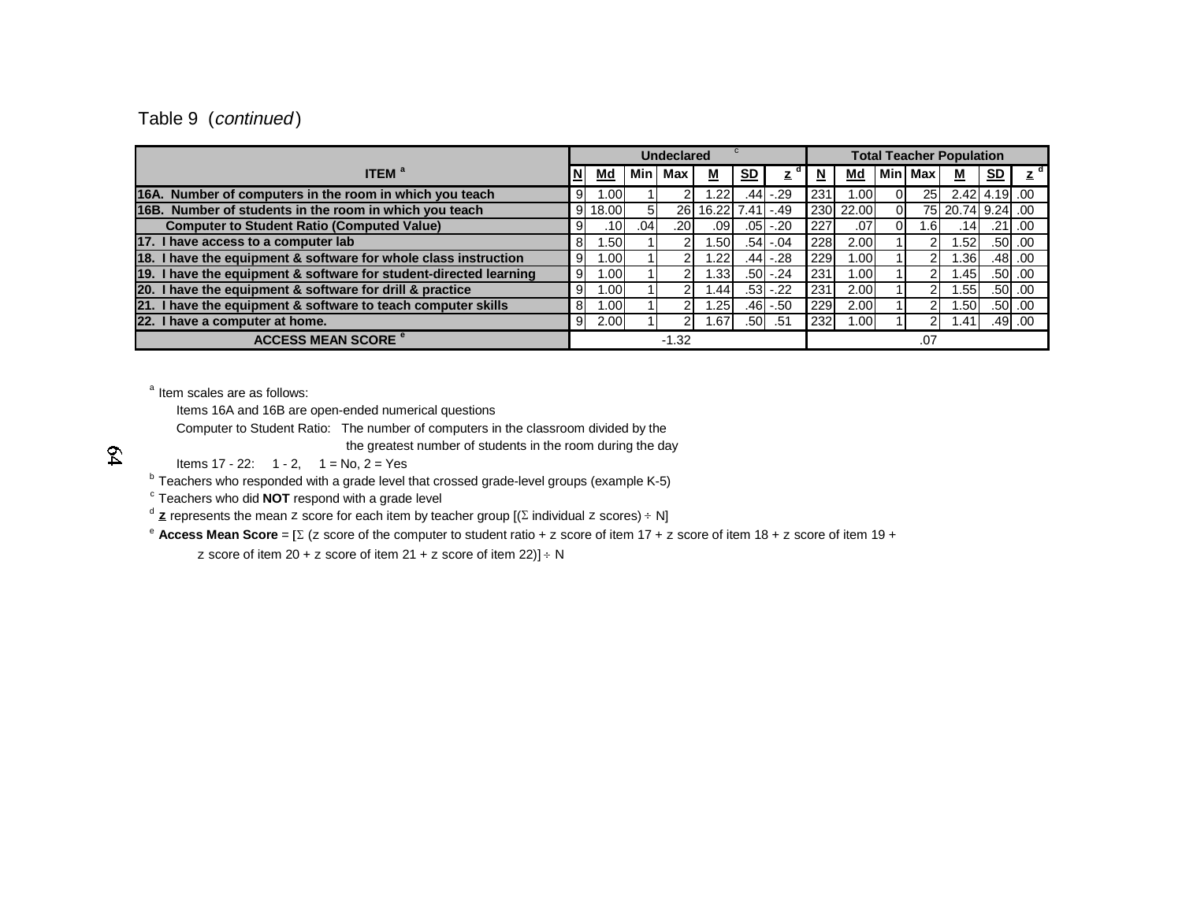Table 9 (*continued*)

| ITEM [a] | Undeclared [c] | | | | | | | Total Teacher Population | | | | | | |
|---|---|---|---|---|---|---|---|---|---|---|---|---|---|---|
| | N | Md | Min | Max | M | SD | z [d] | N | Md | Min | Max | M | SD | z [d] |
| **16A. Number of computers in the room in which you teach** | 9 | 1.00 | 1 | 2 | 1.22 | .44 | -.29 | 231 | 1.00 | 0 | 25 | 2.42 | 4.19 | .00 |
| **16B. Number of students in the room in which you teach** | 9 | 18.00 | 5 | 26 | 16.22 | 7.41 | -.49 | 230 | 22.00 | 0 | 75 | 20.74 | 9.24 | .00 |
| **Computer to Student Ratio (Computed Value)** | 9 | .10 | .04 | .20 | .09 | .05 | -.20 | 227 | .07 | 0 | 1.6 | .14 | .21 | .00 |
| **17. I have access to a computer lab** | 8 | 1.50 | 1 | 2 | 1.50 | .54 | -.04 | 228 | 2.00 | 1 | 2 | 1.52 | .50 | .00 |
| **18. I have the equipment & software for whole class instruction** | 9 | 1.00 | 1 | 2 | 1.22 | .44 | -.28 | 229 | 1.00 | 1 | 2 | 1.36 | .48 | .00 |
| **19. I have the equipment & software for student-directed learning** | 9 | 1.00 | 1 | 2 | 1.33 | .50 | -.24 | 231 | 1.00 | 1 | 2 | 1.45 | .50 | .00 |
| **20. I have the equipment & software for drill & practice** | 9 | 1.00 | 1 | 2 | 1.44 | .53 | -.22 | 231 | 2.00 | 1 | 2 | 1.55 | .50 | .00 |
| **21. I have the equipment & software to teach computer skills** | 8 | 1.00 | 1 | 2 | 1.25 | .46 | -.50 | 229 | 2.00 | 1 | 2 | 1.50 | .50 | .00 |
| **22. I have a computer at home.** | 9 | 2.00 | 1 | 2 | 1.67 | .50 | .51 | 232 | 1.00 | 1 | 2 | 1.41 | .49 | .00 |
| **ACCESS MEAN SCORE [e]** | -1.32 | | | | | | | .07 | | | | | | |

[a] Item scales are as follows:

Items 16A and 16B are open-ended numerical questions

Computer to Student Ratio: The number of computers in the classroom divided by the greatest number of students in the room during the day

Items 17 - 22: 1 - 2, 1 = No, 2 = Yes

[b] Teachers who responded with a grade level that crossed grade-level groups (example K-5)

[c] Teachers who did **NOT** respond with a grade level

[d] **z** represents the mean z score for each item by teacher group [($\Sigma$ individual z scores) $\div$ N]

[e] **Access Mean Score** = [$\Sigma$ (z score of the computer to student ratio + z score of item 17 + z score of item 18 + z score of item 19 + z score of item 20 + z score of item 21 + z score of item 22)] $\div$ N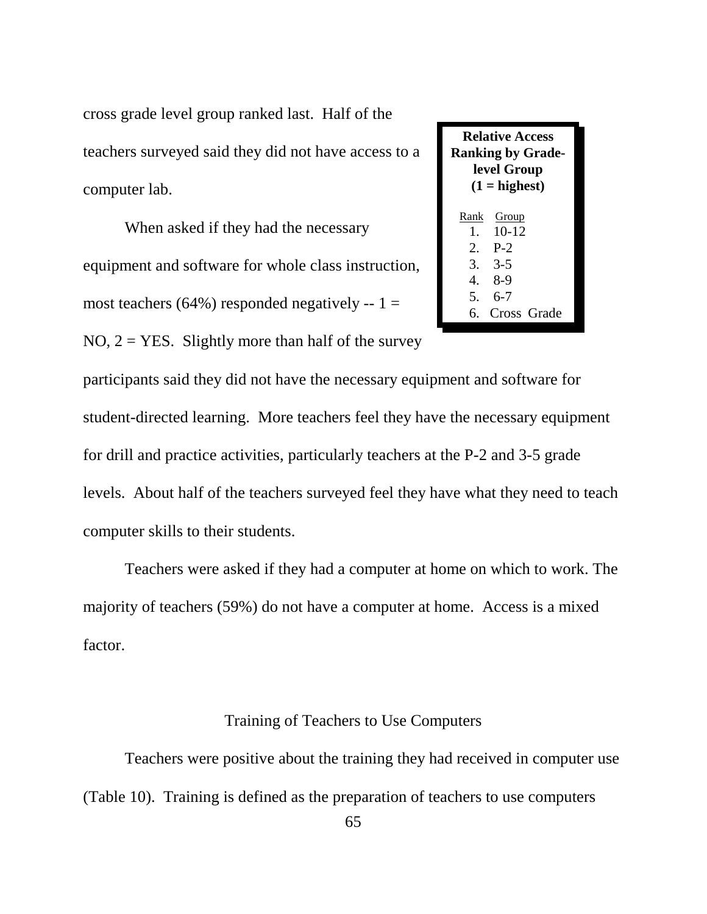cross grade level group ranked last. Half of the teachers surveyed said they did not have access to a computer lab.

**Relative Access Ranking by Grade-level Group (1 = highest)**

| Rank | Group |
|---|---|
| 1. | 10-12 |
| 2. | P-2 |
| 3. | 3-5 |
| 4. | 8-9 |
| 5. | 6-7 |
| 6. | Cross Grade |

When asked if they had the necessary equipment and software for whole class instruction, most teachers (64%) responded negatively -- 1 = NO, 2 = YES. Slightly more than half of the survey participants said they did not have the necessary equipment and software for student-directed learning. More teachers feel they have the necessary equipment for drill and practice activities, particularly teachers at the P-2 and 3-5 grade levels. About half of the teachers surveyed feel they have what they need to teach computer skills to their students.

Teachers were asked if they had a computer at home on which to work. The majority of teachers (59%) do not have a computer at home. Access is a mixed factor.

## Training of Teachers to Use Computers

Teachers were positive about the training they had received in computer use (Table 10). Training is defined as the preparation of teachers to use computers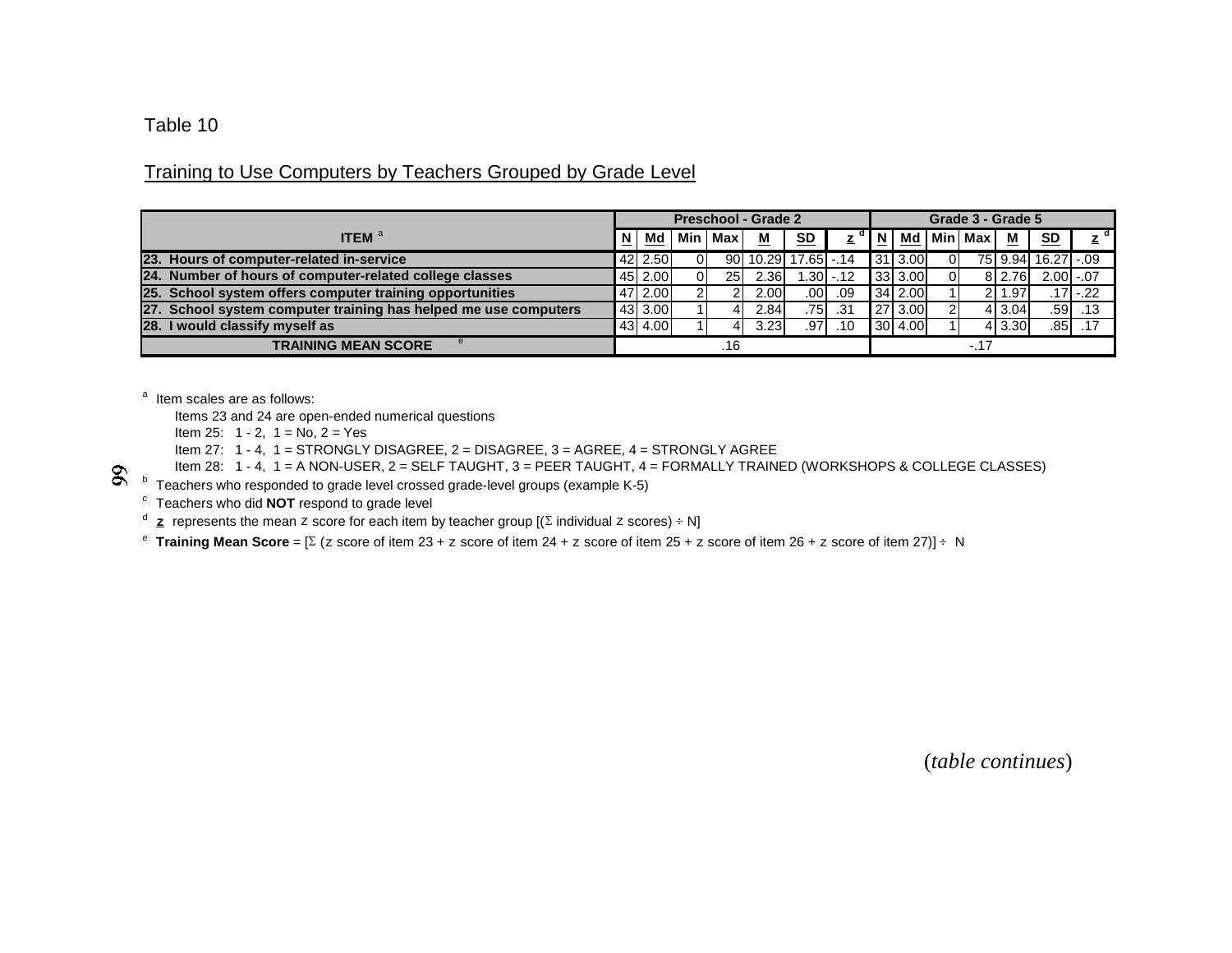Table 10

Training to Use Computers by Teachers Grouped by Grade Level

| ITEM [a] | Preschool - Grade 2 | | | | | | | Grade 3 - Grade 5 | | | | | | |
|---|---|---|---|---|---|---|---|---|---|---|---|---|---|---|
| | N | Md | Min | Max | M | SD | z [d] | N | Md | Min | Max | M | SD | z [d] |
| **23. Hours of computer-related in-service** | 42 | 2.50 | 0 | 90 | 10.29 | 17.65 | -.14 | 31 | 3.00 | 0 | 75 | 9.94 | 16.27 | -.09 |
| **24. Number of hours of computer-related college classes** | 45 | 2.00 | 0 | 25 | 2.36 | 1.30 | -.12 | 33 | 3.00 | 0 | 8 | 2.76 | 2.00 | -.07 |
| **25. School system offers computer training opportunities** | 47 | 2.00 | 2 | 2 | 2.00 | .00 | .09 | 34 | 2.00 | 1 | 2 | 1.97 | .17 | -.22 |
| **27. School system computer training has helped me use computers** | 43 | 3.00 | 1 | 4 | 2.84 | .75 | .31 | 27 | 3.00 | 2 | 4 | 3.04 | .59 | .13 |
| **28. I would classify myself as** | 43 | 4.00 | 1 | 4 | 3.23 | .97 | .10 | 30 | 4.00 | 1 | 4 | 3.30 | .85 | .17 |
| **TRAINING MEAN SCORE** [e] | .16 | | | | | | | -.17 | | | | | | |

[a] Item scales are as follows:

Items 23 and 24 are open-ended numerical questions

Item 25: 1 - 2, 1 = No, 2 = Yes

Item 27: 1 - 4, 1 = STRONGLY DISAGREE, 2 = DISAGREE, 3 = AGREE, 4 = STRONGLY AGREE

Item 28: 1 - 4, 1 = A NON-USER, 2 = SELF TAUGHT, 3 = PEER TAUGHT, 4 = FORMALLY TRAINED (WORKSHOPS & COLLEGE CLASSES)

[b] Teachers who responded to grade level crossed grade-level groups (example K-5)

[c] Teachers who did **NOT** respond to grade level

[d] **z** represents the mean z score for each item by teacher group [($\Sigma$ individual z scores) $\div$ N]

[e] **Training Mean Score** = [$\Sigma$ (z score of item 23 + z score of item 24 + z score of item 25 + z score of item 26 + z score of item 27)] $\div$ N

(*table continues*)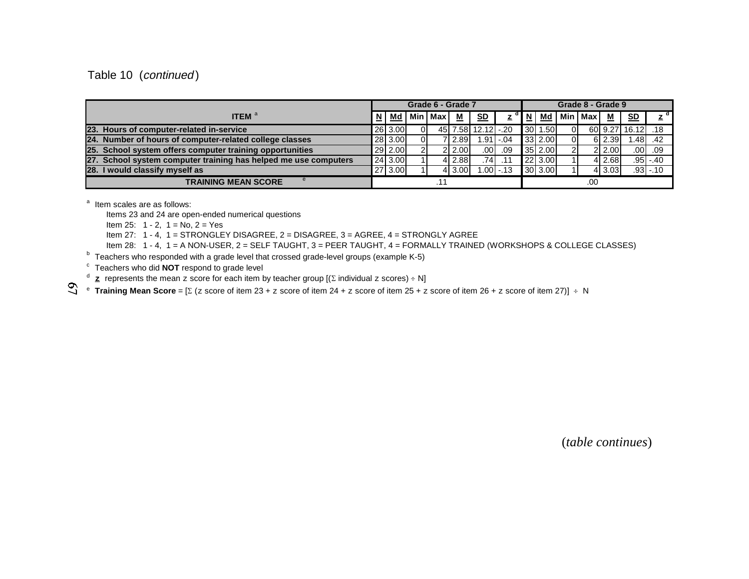Table 10 (*continued*)

| ITEM [a] | Grade 6 - Grade 7 | | | | | | | Grade 8 - Grade 9 | | | | | | |
|---|---|---|---|---|---|---|---|---|---|---|---|---|---|---|
| | N | Md | Min | Max | M | SD | z [d] | N | Md | Min | Max | M | SD | z [d] |
| **23. Hours of computer-related in-service** | 26 | 3.00 | 0 | 45 | 7.58 | 12.12 | -.20 | 30 | 1.50 | 0 | 60 | 9.27 | 16.12 | .18 |
| **24. Number of hours of computer-related college classes** | 28 | 3.00 | 0 | 7 | 2.89 | 1.91 | -.04 | 33 | 2.00 | 0 | 6 | 2.39 | 1.48 | .42 |
| **25. School system offers computer training opportunities** | 29 | 2.00 | 2 | 2 | 2.00 | .00 | .09 | 35 | 2.00 | 2 | 2 | 2.00 | .00 | .09 |
| **27. School system computer training has helped me use computers** | 24 | 3.00 | 1 | 4 | 2.88 | .74 | .11 | 22 | 3.00 | 1 | 4 | 2.68 | .95 | -.40 |
| **28. I would classify myself as** | 27 | 3.00 | 1 | 4 | 3.00 | 1.00 | -.13 | 30 | 3.00 | 1 | 4 | 3.03 | .93 | -.10 |
| **TRAINING MEAN SCORE** [e] | .11 | | | | | | | .00 | | | | | | |

[a] Item scales are as follows:

Items 23 and 24 are open-ended numerical questions

Item 25: 1 - 2, 1 = No, 2 = Yes

Item 27: 1 - 4, 1 = STRONGLEY DISAGREE, 2 = DISAGREE, 3 = AGREE, 4 = STRONGLY AGREE

Item 28: 1 - 4, 1 = A NON-USER, 2 = SELF TAUGHT, 3 = PEER TAUGHT, 4 = FORMALLY TRAINED (WORKSHOPS & COLLEGE CLASSES)

[b] Teachers who responded with a grade level that crossed grade-level groups (example K-5)

[c] Teachers who did **NOT** respond to grade level

[d] **z** represents the mean z score for each item by teacher group [($\Sigma$ individual z scores) $\div$ N]

[e] **Training Mean Score** = [$\Sigma$ (z score of item 23 + z score of item 24 + z score of item 25 + z score of item 26 + z score of item 27)] $\div$ N

(*table continues*)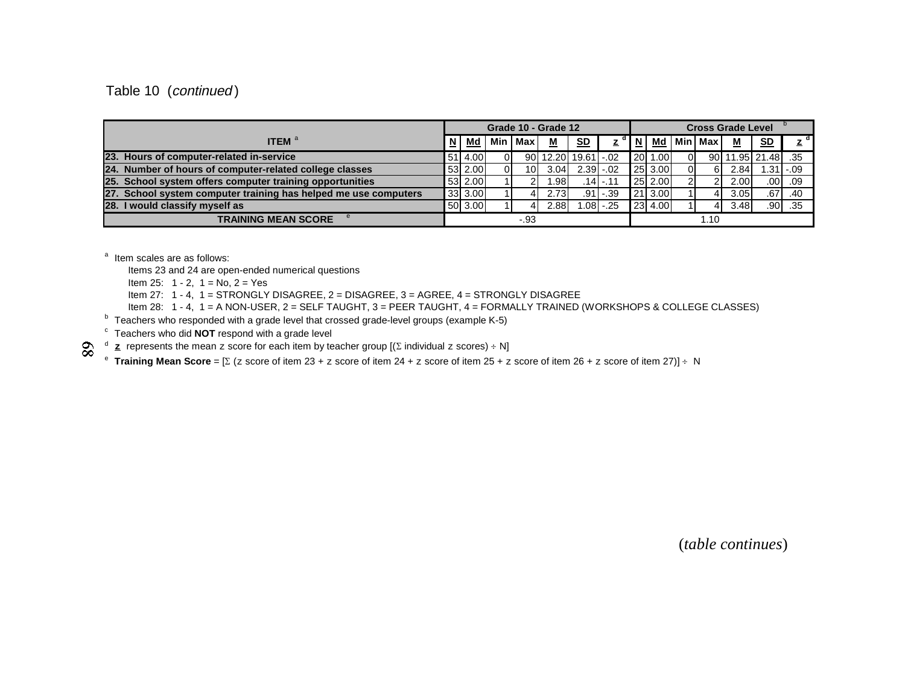Table 10 (*continued*)

| ITEM [a] | Grade 10 - Grade 12 | | | | | | | Cross Grade Level [b] | | | | | | |
|---|---|---|---|---|---|---|---|---|---|---|---|---|---|---|
| | N | Md | Min | Max | M | SD | z [d] | N | Md | Min | Max | M | SD | z [d] |
| 23. Hours of computer-related in-service | 51 | 4.00 | 0 | 90 | 12.20 | 19.61 | -.02 | 20 | 1.00 | 0 | 90 | 11.95 | 21.48 | .35 |
| 24. Number of hours of computer-related college classes | 53 | 2.00 | 0 | 10 | 3.04 | 2.39 | -.02 | 25 | 3.00 | 0 | 6 | 2.84 | 1.31 | -.09 |
| 25. School system offers computer training opportunities | 53 | 2.00 | 1 | 2 | 1.98 | .14 | -.11 | 25 | 2.00 | 2 | 2 | 2.00 | .00 | .09 |
| 27. School system computer training has helped me use computers | 33 | 3.00 | 1 | 4 | 2.73 | .91 | -.39 | 21 | 3.00 | 1 | 4 | 3.05 | .67 | .40 |
| 28. I would classify myself as | 50 | 3.00 | 1 | 4 | 2.88 | 1.08 | -.25 | 23 | 4.00 | 1 | 4 | 3.48 | .90 | .35 |
| TRAINING MEAN SCORE [e] | -.93 | | | | | | | 1.10 | | | | | | |

[a] Item scales are as follows:

Items 23 and 24 are open-ended numerical questions

Item 25: 1 - 2, 1 = No, 2 = Yes

Item 27: 1 - 4, 1 = STRONGLY DISAGREE, 2 = DISAGREE, 3 = AGREE, 4 = STRONGLY DISAGREE

Item 28: 1 - 4, 1 = A NON-USER, 2 = SELF TAUGHT, 3 = PEER TAUGHT, 4 = FORMALLY TRAINED (WORKSHOPS & COLLEGE CLASSES)

[b] Teachers who responded with a grade level that crossed grade-level groups (example K-5)

[c] Teachers who did **NOT** respond with a grade level

[d] **z** represents the mean z score for each item by teacher group [(Σ individual z scores) ÷ N]

[e] **Training Mean Score** = [Σ (z score of item 23 + z score of item 24 + z score of item 25 + z score of item 26 + z score of item 27)] ÷ N

(*table continues*)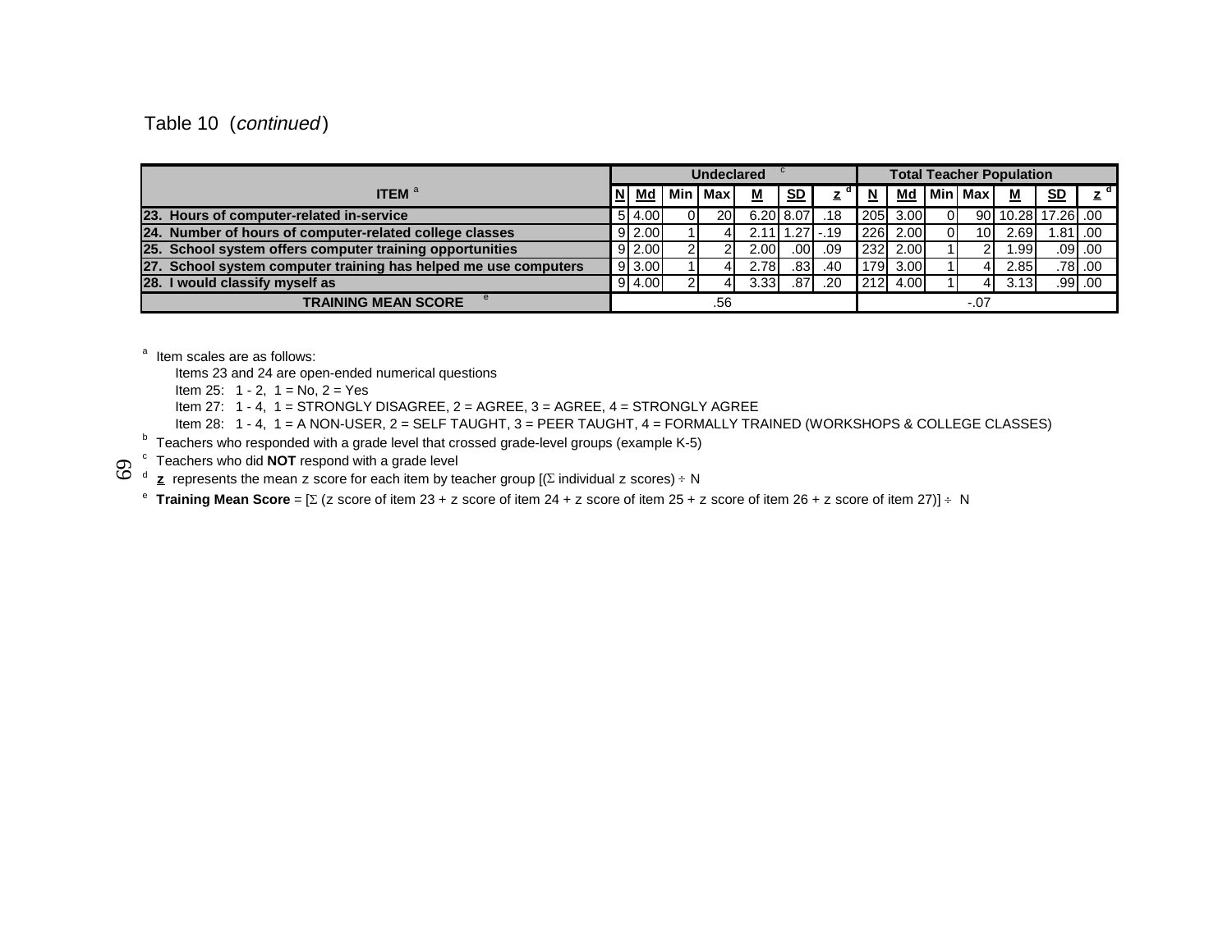Table 10 (*continued*)

| ITEM [a] | Undeclared [c] | | | | | | | Total Teacher Population | | | | | | |
|---|---|---|---|---|---|---|---|---|---|---|---|---|---|---|
| | N | Md | Min | Max | M | SD | z [d] | N | Md | Min | Max | M | SD | z [d] |
| 23. Hours of computer-related in-service | 5 | 4.00 | 0 | 20 | 6.20 | 8.07 | .18 | 205 | 3.00 | 0 | 90 | 10.28 | 17.26 | .00 |
| 24. Number of hours of computer-related college classes | 9 | 2.00 | 1 | 4 | 2.11 | 1.27 | -.19 | 226 | 2.00 | 0 | 10 | 2.69 | 1.81 | .00 |
| 25. School system offers computer training opportunities | 9 | 2.00 | 2 | 2 | 2.00 | .00 | .09 | 232 | 2.00 | 1 | 2 | 1.99 | .09 | .00 |
| 27. School system computer training has helped me use computers | 9 | 3.00 | 1 | 4 | 2.78 | .83 | .40 | 179 | 3.00 | 1 | 4 | 2.85 | .78 | .00 |
| 28. I would classify myself as | 9 | 4.00 | 2 | 4 | 3.33 | .87 | .20 | 212 | 4.00 | 1 | 4 | 3.13 | .99 | .00 |
| TRAINING MEAN SCORE [e] | .56 | | | | | | | -.07 | | | | | | |

[a] Item scales are as follows:

Items 23 and 24 are open-ended numerical questions

Item 25: 1 - 2, 1 = No, 2 = Yes

Item 27: 1 - 4, 1 = STRONGLY DISAGREE, 2 = AGREE, 3 = AGREE, 4 = STRONGLY AGREE

Item 28: 1 - 4, 1 = A NON-USER, 2 = SELF TAUGHT, 3 = PEER TAUGHT, 4 = FORMALLY TRAINED (WORKSHOPS & COLLEGE CLASSES)

[b] Teachers who responded with a grade level that crossed grade-level groups (example K-5)

[c] Teachers who did **NOT** respond with a grade level

[d] **z** represents the mean z score for each item by teacher group [($\Sigma$ individual z scores) $\div$ N

[e] **Training Mean Score** = [$\Sigma$ (z score of item 23 + z score of item 24 + z score of item 25 + z score of item 26 + z score of item 27)] $\div$ N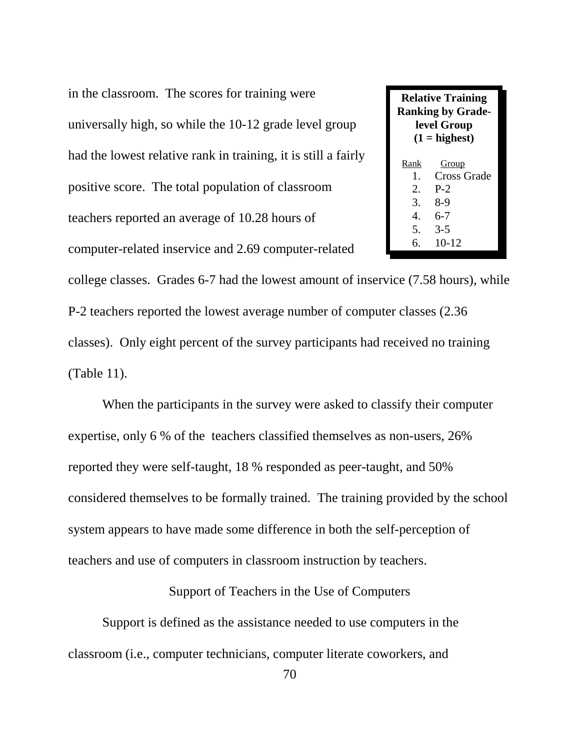in the classroom. The scores for training were universally high, so while the 10-12 grade level group had the lowest relative rank in training, it is still a fairly positive score. The total population of classroom teachers reported an average of 10.28 hours of computer-related inservice and 2.69 computer-related college classes. Grades 6-7 had the lowest amount of inservice (7.58 hours), while P-2 teachers reported the lowest average number of computer classes (2.36 classes). Only eight percent of the survey participants had received no training (Table 11).

**Relative Training Ranking by Grade-level Group (1 = highest)**

| Rank | Group |
|---|---|
| 1. | Cross Grade |
| 2. | P-2 |
| 3. | 8-9 |
| 4. | 6-7 |
| 5. | 3-5 |
| 6. | 10-12 |

When the participants in the survey were asked to classify their computer expertise, only 6 % of the teachers classified themselves as non-users, 26% reported they were self-taught, 18 % responded as peer-taught, and 50% considered themselves to be formally trained. The training provided by the school system appears to have made some difference in both the self-perception of teachers and use of computers in classroom instruction by teachers.

## Support of Teachers in the Use of Computers

Support is defined as the assistance needed to use computers in the classroom (i.e., computer technicians, computer literate coworkers, and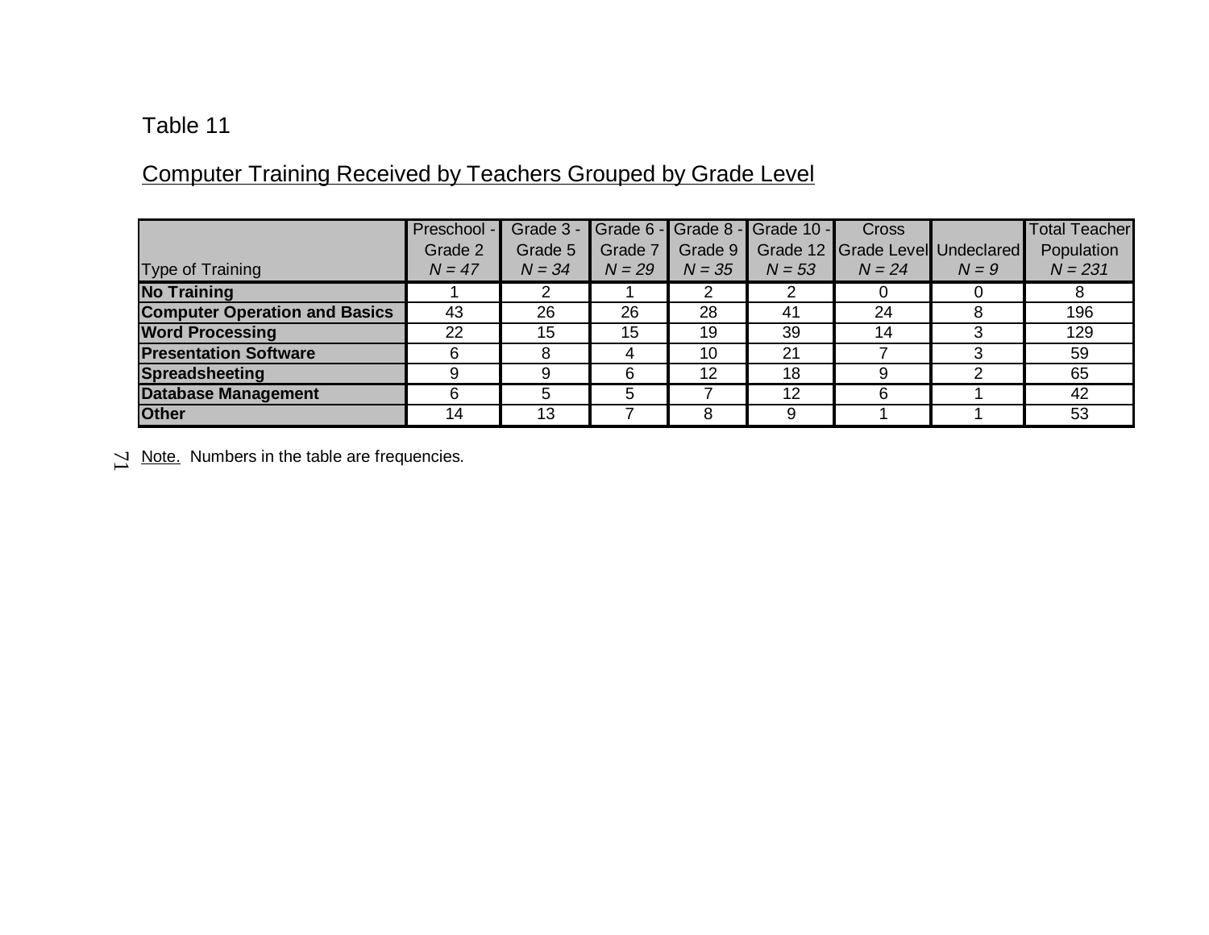Table 11

Computer Training Received by Teachers Grouped by Grade Level

| Type of Training | Preschool - Grade 2 *N = 47* | Grade 3 - Grade 5 *N = 34* | Grade 6 - Grade 7 *N = 29* | Grade 8 - Grade 9 *N = 35* | Grade 10 - Grade 12 *N = 53* | Cross Grade Level *N = 24* | Undeclared *N = 9* | Total Teacher Population *N = 231* |
|---|---|---|---|---|---|---|---|---|
| **No Training** | 1 | 2 | 1 | 2 | 2 | 0 | 0 | 8 |
| **Computer Operation and Basics** | 43 | 26 | 26 | 28 | 41 | 24 | 8 | 196 |
| **Word Processing** | 22 | 15 | 15 | 19 | 39 | 14 | 3 | 129 |
| **Presentation Software** | 6 | 8 | 4 | 10 | 21 | 7 | 3 | 59 |
| **Spreadsheeting** | 9 | 9 | 6 | 12 | 18 | 9 | 2 | 65 |
| **Database Management** | 6 | 5 | 5 | 7 | 12 | 6 | 1 | 42 |
| **Other** | 14 | 13 | 7 | 8 | 9 | 1 | 1 | 53 |

Note. Numbers in the table are frequencies.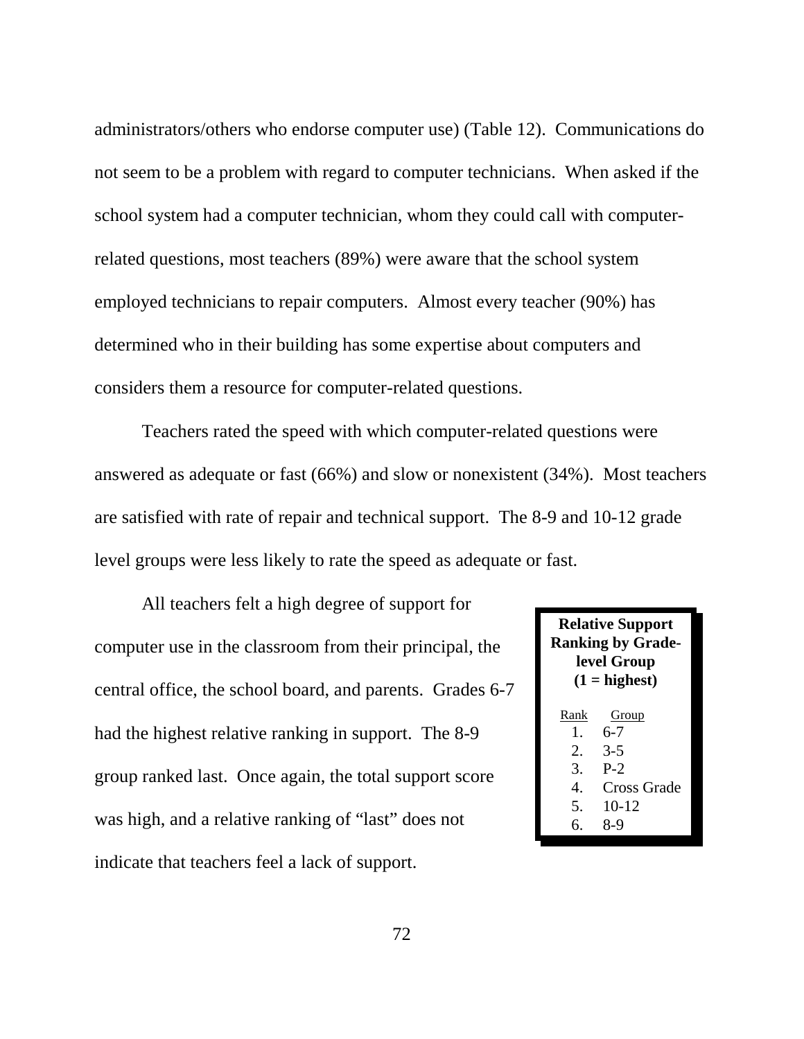administrators/others who endorse computer use) (Table 12). Communications do not seem to be a problem with regard to computer technicians. When asked if the school system had a computer technician, whom they could call with computer-related questions, most teachers (89%) were aware that the school system employed technicians to repair computers. Almost every teacher (90%) has determined who in their building has some expertise about computers and considers them a resource for computer-related questions.

Teachers rated the speed with which computer-related questions were answered as adequate or fast (66%) and slow or nonexistent (34%). Most teachers are satisfied with rate of repair and technical support. The 8-9 and 10-12 grade level groups were less likely to rate the speed as adequate or fast.

All teachers felt a high degree of support for computer use in the classroom from their principal, the central office, the school board, and parents. Grades 6-7 had the highest relative ranking in support. The 8-9 group ranked last. Once again, the total support score was high, and a relative ranking of "last" does not indicate that teachers feel a lack of support.

**Relative Support Ranking by Grade-level Group (1 = highest)**

| Rank | Group |
|---|---|
| 1. | 6-7 |
| 2. | 3-5 |
| 3. | P-2 |
| 4. | Cross Grade |
| 5. | 10-12 |
| 6. | 8-9 |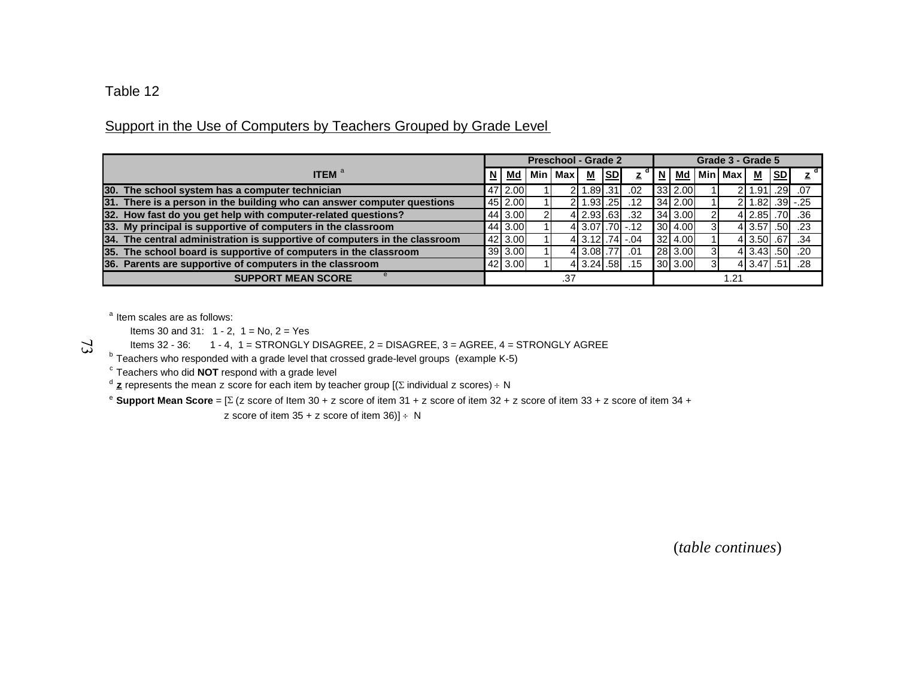Table 12

Support in the Use of Computers by Teachers Grouped by Grade Level

| ITEM [a] | Preschool - Grade 2 | | | | | | | Grade 3 - Grade 5 | | | | | | |
|---|---|---|---|---|---|---|---|---|---|---|---|---|---|---|
| | N | Md | Min | Max | M | SD | z [d] | N | Md | Min | Max | M | SD | z [d] |
| 30. The school system has a computer technician | 47 | 2.00 | 1 | 2 | 1.89 | .31 | .02 | 33 | 2.00 | 1 | 2 | 1.91 | .29 | .07 |
| 31. There is a person in the building who can answer computer questions | 45 | 2.00 | 1 | 2 | 1.93 | .25 | .12 | 34 | 2.00 | 1 | 2 | 1.82 | .39 | -.25 |
| 32. How fast do you get help with computer-related questions? | 44 | 3.00 | 2 | 4 | 2.93 | .63 | .32 | 34 | 3.00 | 2 | 4 | 2.85 | .70 | .36 |
| 33. My principal is supportive of computers in the classroom | 44 | 3.00 | 1 | 4 | 3.07 | .70 | -.12 | 30 | 4.00 | 3 | 4 | 3.57 | .50 | .23 |
| 34. The central administration is supportive of computers in the classroom | 42 | 3.00 | 1 | 4 | 3.12 | .74 | -.04 | 32 | 4.00 | 1 | 4 | 3.50 | .67 | .34 |
| 35. The school board is supportive of computers in the classroom | 39 | 3.00 | 1 | 4 | 3.08 | .77 | .01 | 28 | 3.00 | 3 | 4 | 3.43 | .50 | .20 |
| 36. Parents are supportive of computers in the classroom | 42 | 3.00 | 1 | 4 | 3.24 | .58 | .15 | 30 | 3.00 | 3 | 4 | 3.47 | .51 | .28 |
| SUPPORT MEAN SCORE [e] | .37 | | | | | | | 1.21 | | | | | | |

[a] Item scales are as follows:

Items 30 and 31: 1 - 2, 1 = No, 2 = Yes

Items 32 - 36: 1 - 4, 1 = STRONGLY DISAGREE, 2 = DISAGREE, 3 = AGREE, 4 = STRONGLY AGREE

[b] Teachers who responded with a grade level that crossed grade-level groups (example K-5)

[c] Teachers who did **NOT** respond with a grade level

[d] **z** represents the mean z score for each item by teacher group [($\Sigma$ individual z scores) $\div$ N

[e] **Support Mean Score** = [$\Sigma$ (z score of Item 30 + z score of item 31 + z score of item 32 + z score of item 33 + z score of item 34 + z score of item 35 + z score of item 36)] $\div$ N

(*table continues*)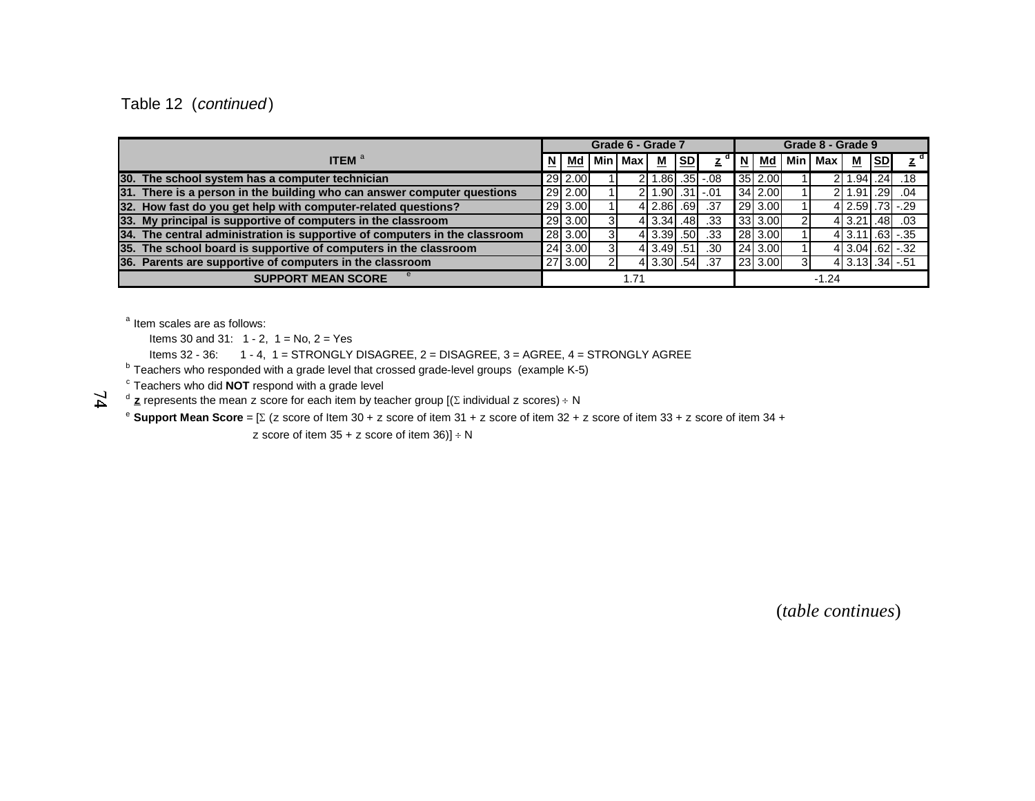Table 12 (*continued*)

| ITEM [a] | Grade 6 - Grade 7 | | | | | | | Grade 8 - Grade 9 | | | | | | |
|---|---|---|---|---|---|---|---|---|---|---|---|---|---|---|
| | N | Md | Min | Max | M | SD | z [d] | N | Md | Min | Max | M | SD | z [d] |
| **30. The school system has a computer technician** | 29 | 2.00 | 1 | 2 | 1.86 | .35 | -.08 | 35 | 2.00 | 1 | 2 | 1.94 | .24 | .18 |
| **31. There is a person in the building who can answer computer questions** | 29 | 2.00 | 1 | 2 | 1.90 | .31 | -.01 | 34 | 2.00 | 1 | 2 | 1.91 | .29 | .04 |
| **32. How fast do you get help with computer-related questions?** | 29 | 3.00 | 1 | 4 | 2.86 | .69 | .37 | 29 | 3.00 | 1 | 4 | 2.59 | .73 | -.29 |
| **33. My principal is supportive of computers in the classroom** | 29 | 3.00 | 3 | 4 | 3.34 | .48 | .33 | 33 | 3.00 | 2 | 4 | 3.21 | .48 | .03 |
| **34. The central administration is supportive of computers in the classroom** | 28 | 3.00 | 3 | 4 | 3.39 | .50 | .33 | 28 | 3.00 | 1 | 4 | 3.11 | .63 | -.35 |
| **35. The school board is supportive of computers in the classroom** | 24 | 3.00 | 3 | 4 | 3.49 | .51 | .30 | 24 | 3.00 | 1 | 4 | 3.04 | .62 | -.32 |
| **36. Parents are supportive of computers in the classroom** | 27 | 3.00 | 2 | 4 | 3.30 | .54 | .37 | 23 | 3.00 | 3 | 4 | 3.13 | .34 | -.51 |
| **SUPPORT MEAN SCORE** [e] | 1.71 | | | | | | | -1.24 | | | | | | |

[a] Item scales are as follows:

Items 30 and 31: 1 - 2, 1 = No, 2 = Yes

Items 32 - 36: 1 - 4, 1 = STRONGLY DISAGREE, 2 = DISAGREE, 3 = AGREE, 4 = STRONGLY AGREE

[b] Teachers who responded with a grade level that crossed grade-level groups (example K-5)

[c] Teachers who did **NOT** respond with a grade level

[d] **z** represents the mean z score for each item by teacher group [($\Sigma$ individual z scores) $\div$ N

[e] **Support Mean Score** = [$\Sigma$ (z score of Item 30 + z score of item 31 + z score of item 32 + z score of item 33 + z score of item 34 + z score of item 35 + z score of item 36)] $\div$ N

(*table continues*)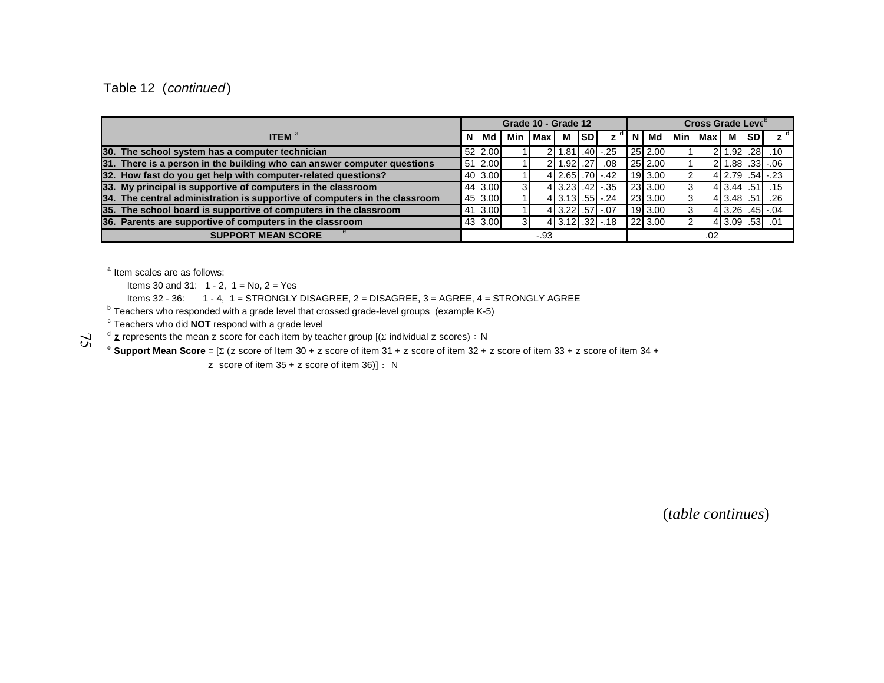Table 12 (*continued*)

| ITEM [a] | Grade 10 - Grade 12 | | | | | | | Cross Grade Level [b] | | | | | | |
|---|---|---|---|---|---|---|---|---|---|---|---|---|---|---|
| | **N** | **Md** | **Min** | **Max** | **M** | **SD** | **z** [d] | **N** | **Md** | **Min** | **Max** | **M** | **SD** | **z** [d] |
| **30. The school system has a computer technician** | 52 | 2.00 | 1 | 2 | 1.81 | .40 | -.25 | 25 | 2.00 | 1 | 2 | 1.92 | .28 | .10 |
| **31. There is a person in the building who can answer computer questions** | 51 | 2.00 | 1 | 2 | 1.92 | .27 | .08 | 25 | 2.00 | 1 | 2 | 1.88 | .33 | -.06 |
| **32. How fast do you get help with computer-related questions?** | 40 | 3.00 | 1 | 4 | 2.65 | .70 | -.42 | 19 | 3.00 | 2 | 4 | 2.79 | .54 | -.23 |
| **33. My principal is supportive of computers in the classroom** | 44 | 3.00 | 3 | 4 | 3.23 | .42 | -.35 | 23 | 3.00 | 3 | 4 | 3.44 | .51 | .15 |
| **34. The central administration is supportive of computers in the classroom** | 45 | 3.00 | 1 | 4 | 3.13 | .55 | -.24 | 23 | 3.00 | 3 | 4 | 3.48 | .51 | .26 |
| **35. The school board is supportive of computers in the classroom** | 41 | 3.00 | 1 | 4 | 3.22 | .57 | -.07 | 19 | 3.00 | 3 | 4 | 3.26 | .45 | -.04 |
| **36. Parents are supportive of computers in the classroom** | 43 | 3.00 | 3 | 4 | 3.12 | .32 | -.18 | 22 | 3.00 | 2 | 4 | 3.09 | .53 | .01 |
| **SUPPORT MEAN SCORE** [e] | -.93 | | | | | | | .02 | | | | | | |

[a] Item scales are as follows:

Items 30 and 31: 1 - 2, 1 = No, 2 = Yes

Items 32 - 36: 1 - 4, 1 = STRONGLY DISAGREE, 2 = DISAGREE, 3 = AGREE, 4 = STRONGLY AGREE

[b] Teachers who responded with a grade level that crossed grade-level groups (example K-5)

[c] Teachers who did **NOT** respond with a grade level

[d] **z** represents the mean z score for each item by teacher group [($\Sigma$ individual z scores) $\div$ N

[e] **Support Mean Score** = [$\Sigma$ (z score of Item 30 + z score of item 31 + z score of item 32 + z score of item 33 + z score of item 34 + z score of item 35 + z score of item 36)] $\div$ N

(*table continues*)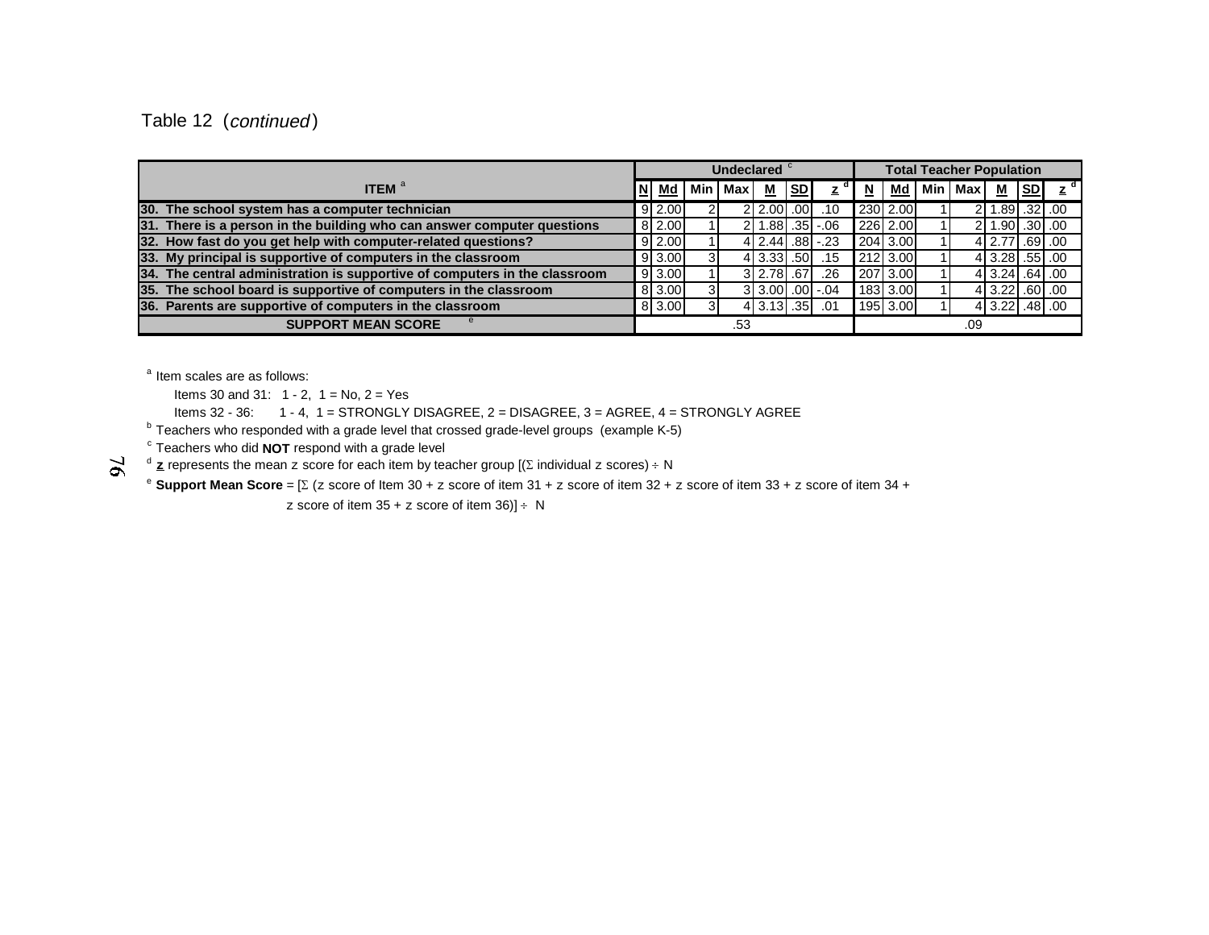Table 12 (*continued*)

| ITEM [a] | Undeclared [c] | | | | | | | Total Teacher Population | | | | | | |
|---|---|---|---|---|---|---|---|---|---|---|---|---|---|---|
| | N | Md | Min | Max | M | SD | z [d] | N | Md | Min | Max | M | SD | z [d] |
| 30. The school system has a computer technician | 9 | 2.00 | 2 | 2 | 2.00 | .00 | .10 | 230 | 2.00 | 1 | 2 | 1.89 | .32 | .00 |
| 31. There is a person in the building who can answer computer questions | 8 | 2.00 | 1 | 2 | 1.88 | .35 | -.06 | 226 | 2.00 | 1 | 2 | 1.90 | .30 | .00 |
| 32. How fast do you get help with computer-related questions? | 9 | 2.00 | 1 | 4 | 2.44 | .88 | -.23 | 204 | 3.00 | 1 | 4 | 2.77 | .69 | .00 |
| 33. My principal is supportive of computers in the classroom | 9 | 3.00 | 3 | 4 | 3.33 | .50 | .15 | 212 | 3.00 | 1 | 4 | 3.28 | .55 | .00 |
| 34. The central administration is supportive of computers in the classroom | 9 | 3.00 | 1 | 3 | 2.78 | .67 | .26 | 207 | 3.00 | 1 | 4 | 3.24 | .64 | .00 |
| 35. The school board is supportive of computers in the classroom | 8 | 3.00 | 3 | 3 | 3.00 | .00 | -.04 | 183 | 3.00 | 1 | 4 | 3.22 | .60 | .00 |
| 36. Parents are supportive of computers in the classroom | 8 | 3.00 | 3 | 4 | 3.13 | .35 | .01 | 195 | 3.00 | 1 | 4 | 3.22 | .48 | .00 |
| SUPPORT MEAN SCORE [e] | .53 | | | | | | | .09 | | | | | | |

[a] Item scales are as follows:

Items 30 and 31: 1 - 2, 1 = No, 2 = Yes

Items 32 - 36: 1 - 4, 1 = STRONGLY DISAGREE, 2 = DISAGREE, 3 = AGREE, 4 = STRONGLY AGREE

[b] Teachers who responded with a grade level that crossed grade-level groups (example K-5)

[c] Teachers who did **NOT** respond with a grade level

[d] **z** represents the mean z score for each item by teacher group [($\Sigma$ individual z scores) $\div$ N

[e] **Support Mean Score** = [$\Sigma$ (z score of Item 30 + z score of item 31 + z score of item 32 + z score of item 33 + z score of item 34 + z score of item 35 + z score of item 36)] $\div$ N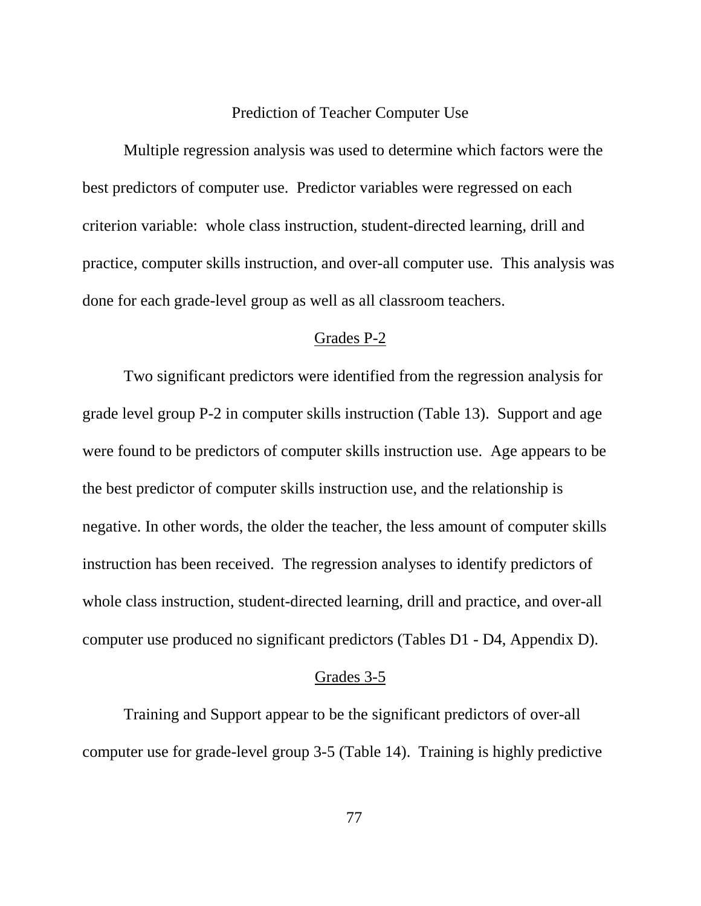## Prediction of Teacher Computer Use

Multiple regression analysis was used to determine which factors were the best predictors of computer use. Predictor variables were regressed on each criterion variable: whole class instruction, student-directed learning, drill and practice, computer skills instruction, and over-all computer use. This analysis was done for each grade-level group as well as all classroom teachers.

### Grades P-2

Two significant predictors were identified from the regression analysis for grade level group P-2 in computer skills instruction (Table 13). Support and age were found to be predictors of computer skills instruction use. Age appears to be the best predictor of computer skills instruction use, and the relationship is negative. In other words, the older the teacher, the less amount of computer skills instruction has been received. The regression analyses to identify predictors of whole class instruction, student-directed learning, drill and practice, and over-all computer use produced no significant predictors (Tables D1 - D4, Appendix D).

### Grades 3-5

Training and Support appear to be the significant predictors of over-all computer use for grade-level group 3-5 (Table 14). Training is highly predictive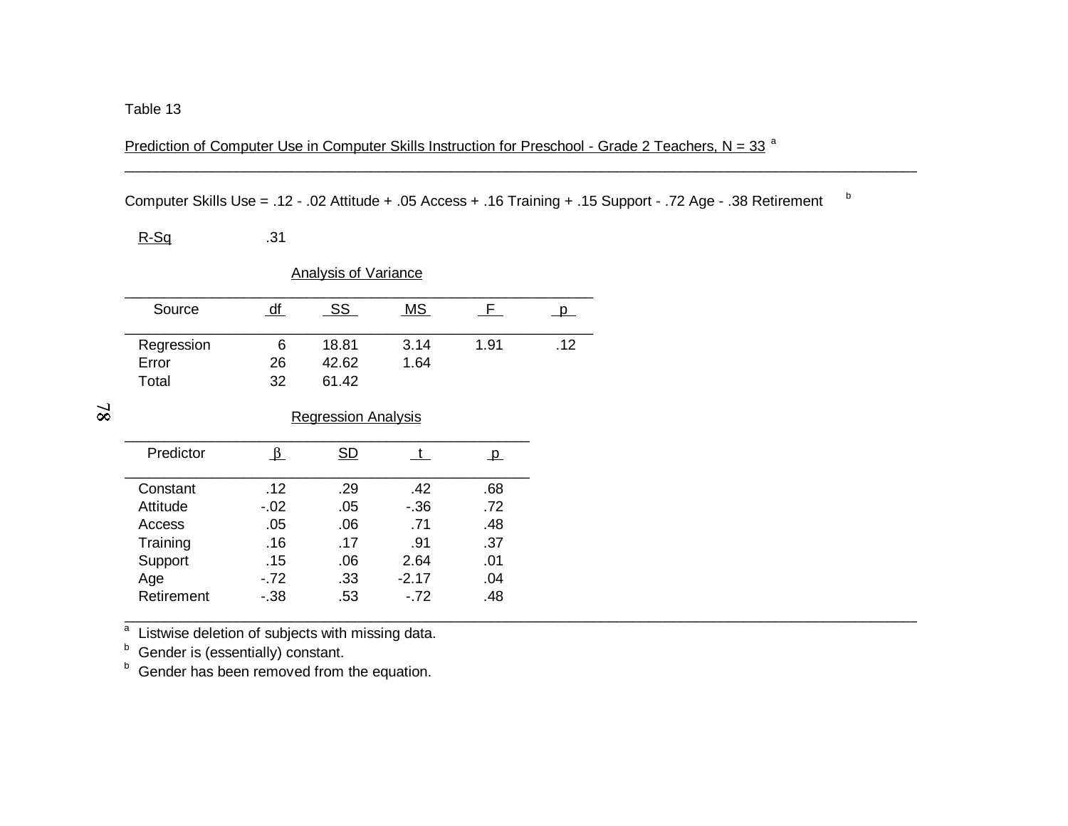Table 13

Prediction of Computer Use in Computer Skills Instruction for Preschool - Grade 2 Teachers, N = 33 [a]

Computer Skills Use = .12 - .02 Attitude + .05 Access + .16 Training + .15 Support - .72 Age - .38 Retirement [b]

R-Sq .31

Analysis of Variance

| Source | df | SS | MS | F | p |
|---|---|---|---|---|---|
| Regression | 6 | 18.81 | 3.14 | 1.91 | .12 |
| Error | 26 | 42.62 | 1.64 | | |
| Total | 32 | 61.42 | | | |

Regression Analysis

| Predictor | β | SD | t | p |
|---|---|---|---|---|
| Constant | .12 | .29 | .42 | .68 |
| Attitude | -.02 | .05 | -.36 | .72 |
| Access | .05 | .06 | .71 | .48 |
| Training | .16 | .17 | .91 | .37 |
| Support | .15 | .06 | 2.64 | .01 |
| Age | -.72 | .33 | -2.17 | .04 |
| Retirement | -.38 | .53 | -.72 | .48 |

[a] Listwise deletion of subjects with missing data.
[b] Gender is (essentially) constant.
[b] Gender has been removed from the equation.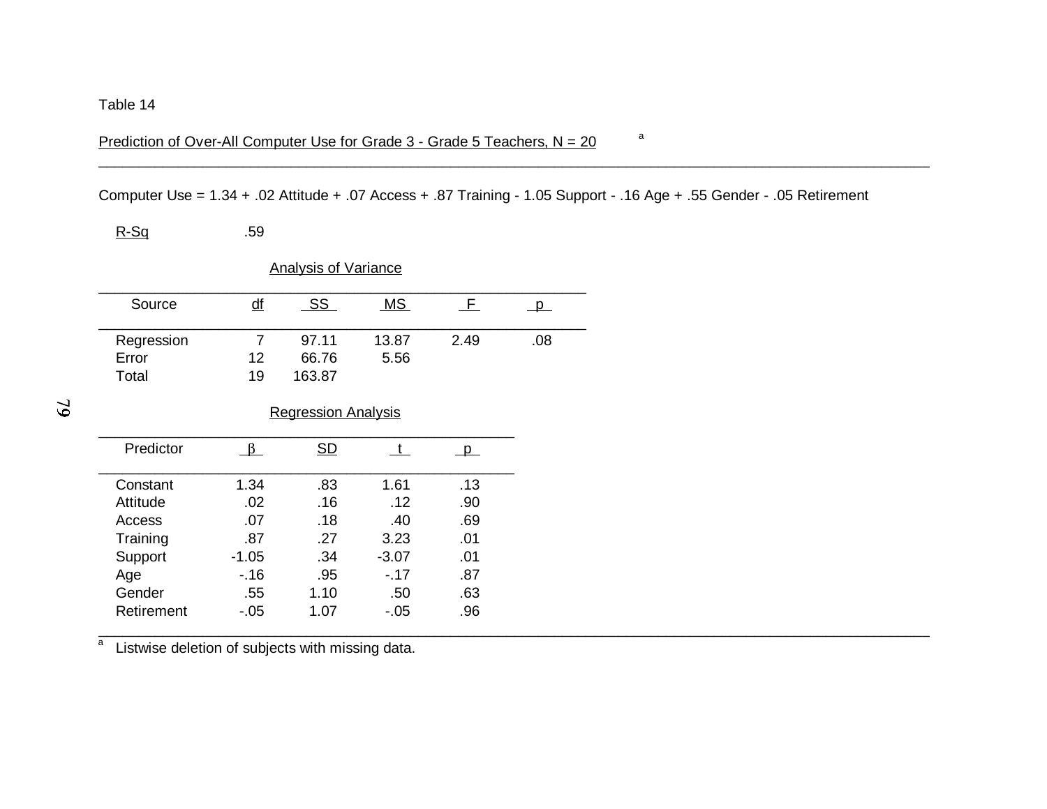Table 14

Prediction of Over-All Computer Use for Grade 3 - Grade 5 Teachers, N = 20 [a]

Computer Use = 1.34 + .02 Attitude + .07 Access + .87 Training - 1.05 Support - .16 Age + .55 Gender - .05 Retirement

R-Sq .59

Analysis of Variance

| Source | df | SS | MS | F | p |
|---|---|---|---|---|---|
| Regression | 7 | 97.11 | 13.87 | 2.49 | .08 |
| Error | 12 | 66.76 | 5.56 | | |
| Total | 19 | 163.87 | | | |

Regression Analysis

| Predictor | β | SD | t | p |
|---|---|---|---|---|
| Constant | 1.34 | .83 | 1.61 | .13 |
| Attitude | .02 | .16 | .12 | .90 |
| Access | .07 | .18 | .40 | .69 |
| Training | .87 | .27 | 3.23 | .01 |
| Support | -1.05 | .34 | -3.07 | .01 |
| Age | -.16 | .95 | -.17 | .87 |
| Gender | .55 | 1.10 | .50 | .63 |
| Retirement | -.05 | 1.07 | -.05 | .96 |

[a] Listwise deletion of subjects with missing data.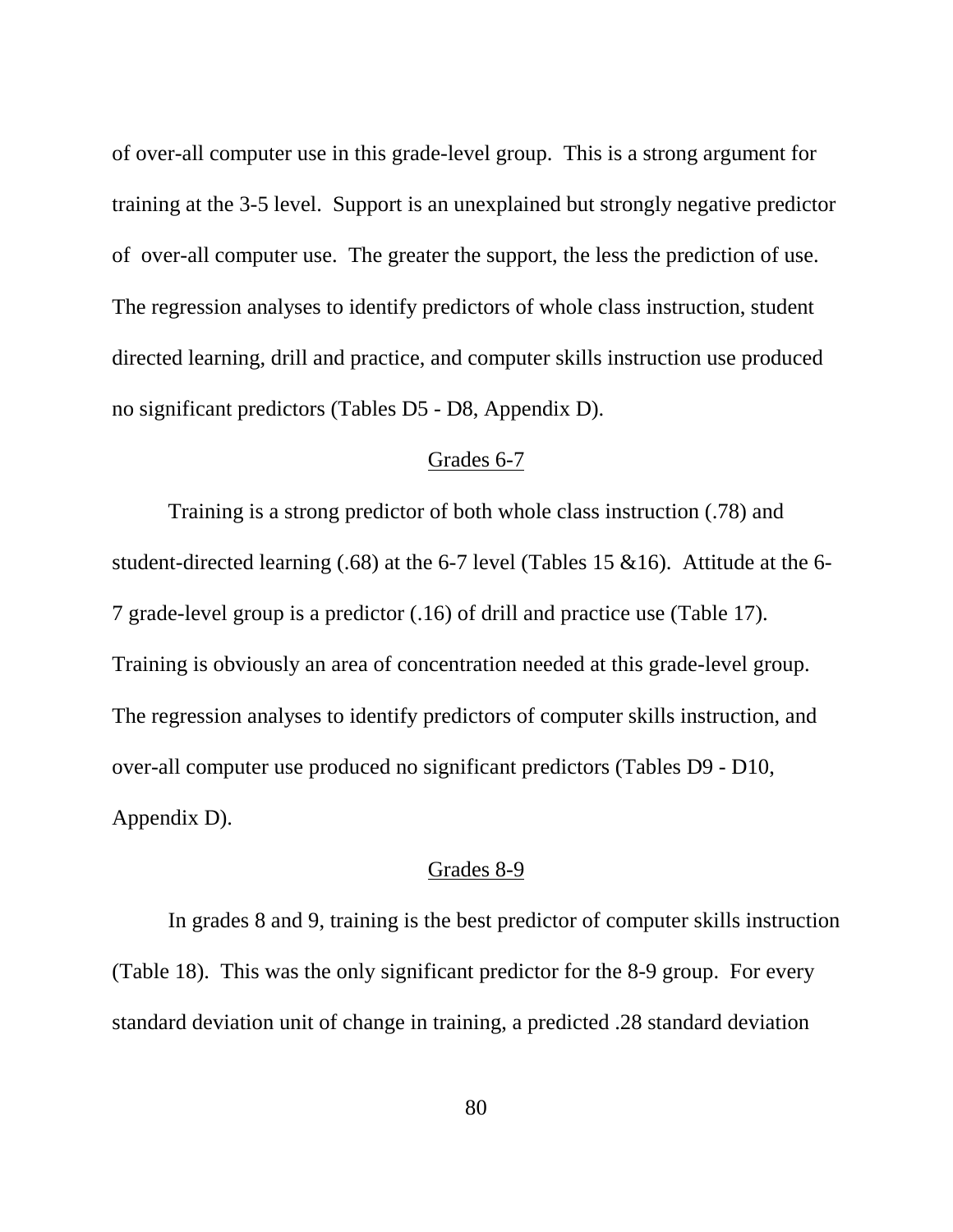of over-all computer use in this grade-level group. This is a strong argument for training at the 3-5 level. Support is an unexplained but strongly negative predictor of over-all computer use. The greater the support, the less the prediction of use. The regression analyses to identify predictors of whole class instruction, student directed learning, drill and practice, and computer skills instruction use produced no significant predictors (Tables D5 - D8, Appendix D).

<u>Grades 6-7</u>

Training is a strong predictor of both whole class instruction (.78) and student-directed learning (.68) at the 6-7 level (Tables 15 &16). Attitude at the 6-7 grade-level group is a predictor (.16) of drill and practice use (Table 17). Training is obviously an area of concentration needed at this grade-level group. The regression analyses to identify predictors of computer skills instruction, and over-all computer use produced no significant predictors (Tables D9 - D10, Appendix D).

<u>Grades 8-9</u>

In grades 8 and 9, training is the best predictor of computer skills instruction (Table 18). This was the only significant predictor for the 8-9 group. For every standard deviation unit of change in training, a predicted .28 standard deviation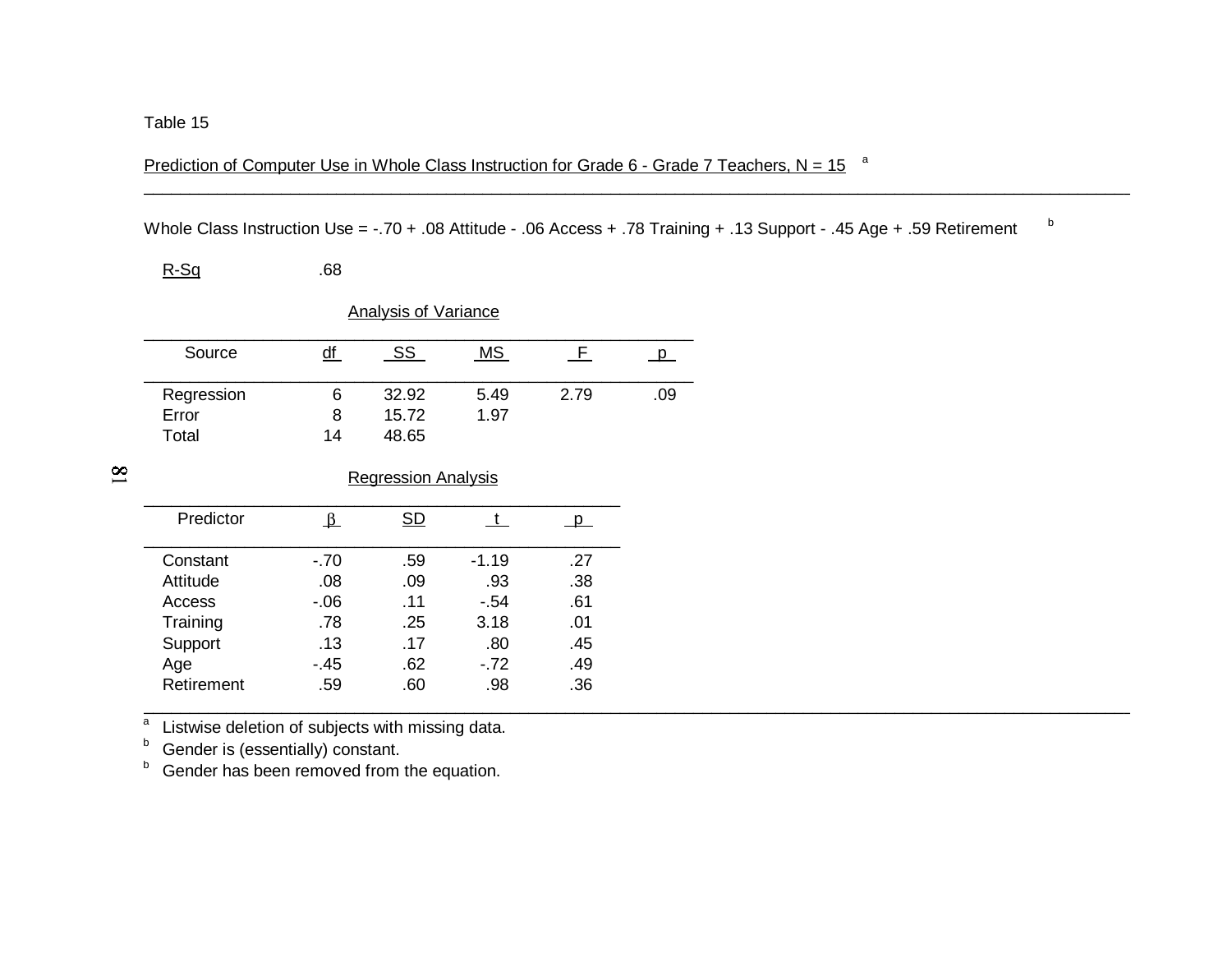Table 15

Prediction of Computer Use in Whole Class Instruction for Grade 6 - Grade 7 Teachers, N = 15 [a]

Whole Class Instruction Use = -.70 + .08 Attitude - .06 Access + .78 Training + .13 Support - .45 Age + .59 Retirement [b]

R-Sq .68

Analysis of Variance

| Source | df | SS | MS | F | p |
|---|---|---|---|---|---|
| Regression | 6 | 32.92 | 5.49 | 2.79 | .09 |
| Error | 8 | 15.72 | 1.97 | | |
| Total | 14 | 48.65 | | | |

Regression Analysis

| Predictor | β | SD | t | p |
|---|---|---|---|---|
| Constant | -.70 | .59 | -1.19 | .27 |
| Attitude | .08 | .09 | .93 | .38 |
| Access | -.06 | .11 | -.54 | .61 |
| Training | .78 | .25 | 3.18 | .01 |
| Support | .13 | .17 | .80 | .45 |
| Age | -.45 | .62 | -.72 | .49 |
| Retirement | .59 | .60 | .98 | .36 |

[a] Listwise deletion of subjects with missing data.
[b] Gender is (essentially) constant.
[b] Gender has been removed from the equation.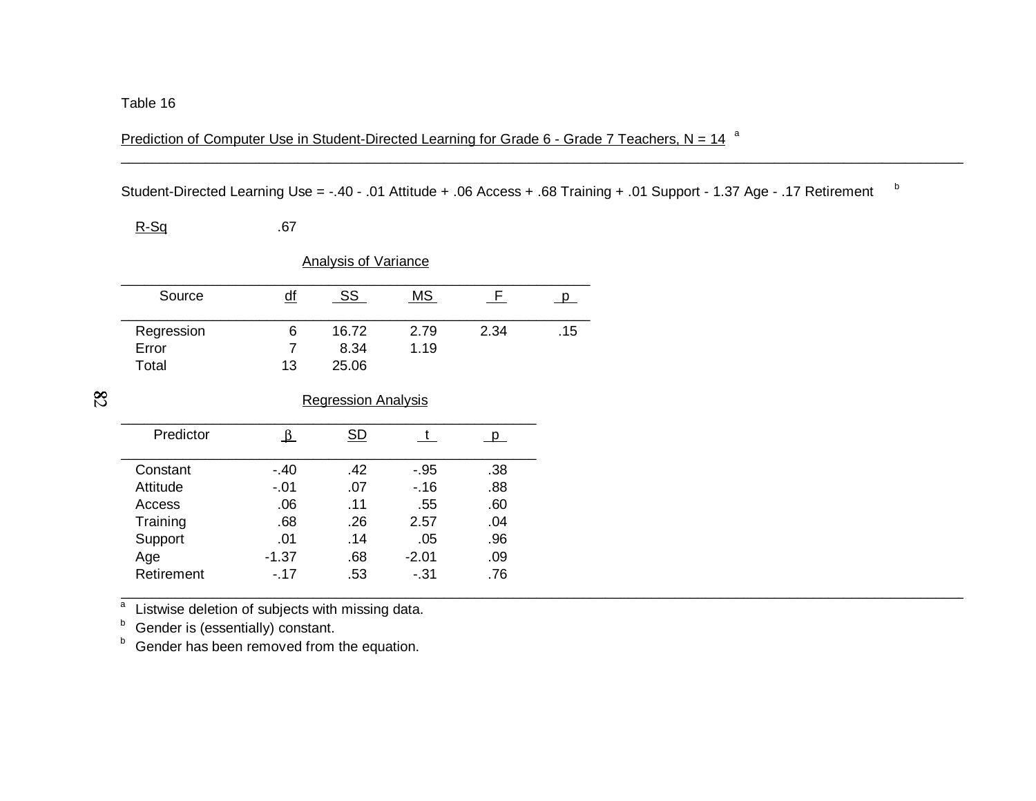Table 16

Prediction of Computer Use in Student-Directed Learning for Grade 6 - Grade 7 Teachers, N = 14 [a]

Student-Directed Learning Use = -.40 - .01 Attitude + .06 Access + .68 Training + .01 Support - 1.37 Age - .17 Retirement [b]

$R$-Sq .67

Analysis of Variance

| Source | df | SS | MS | F | p |
|---|---|---|---|---|---|
| Regression | 6 | 16.72 | 2.79 | 2.34 | .15 |
| Error | 7 | 8.34 | 1.19 | | |
| Total | 13 | 25.06 | | | |

Regression Analysis

| Predictor | $\beta$ | SD | t | p |
|---|---|---|---|---|
| Constant | -.40 | .42 | -.95 | .38 |
| Attitude | -.01 | .07 | -.16 | .88 |
| Access | .06 | .11 | .55 | .60 |
| Training | .68 | .26 | 2.57 | .04 |
| Support | .01 | .14 | .05 | .96 |
| Age | -1.37 | .68 | -2.01 | .09 |
| Retirement | -.17 | .53 | -.31 | .76 |

[a] Listwise deletion of subjects with missing data.

[b] Gender is (essentially) constant.

[b] Gender has been removed from the equation.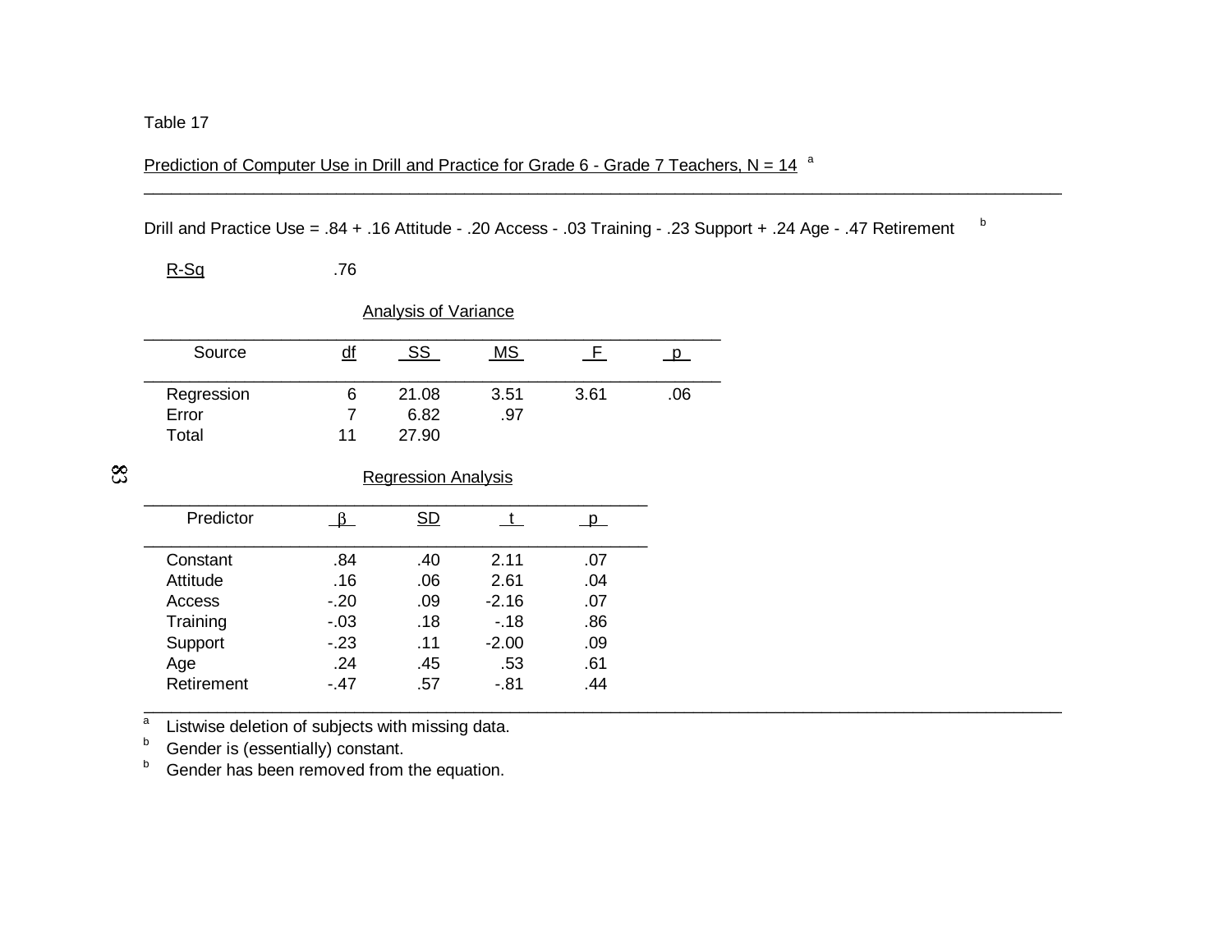Table 17

Prediction of Computer Use in Drill and Practice for Grade 6 - Grade 7 Teachers, N = 14 [a]

Drill and Practice Use = .84 + .16 Attitude - .20 Access - .03 Training - .23 Support + .24 Age - .47 Retirement [b]

R-Sq .76

Analysis of Variance

| Source | df | SS | MS | F | p |
|---|---|---|---|---|---|
| Regression | 6 | 21.08 | 3.51 | 3.61 | .06 |
| Error | 7 | 6.82 | .97 | | |
| Total | 11 | 27.90 | | | |

Regression Analysis

| Predictor | $\beta$ | SD | t | p |
|---|---|---|---|---|
| Constant | .84 | .40 | 2.11 | .07 |
| Attitude | .16 | .06 | 2.61 | .04 |
| Access | -.20 | .09 | -2.16 | .07 |
| Training | -.03 | .18 | -.18 | .86 |
| Support | -.23 | .11 | -2.00 | .09 |
| Age | .24 | .45 | .53 | .61 |
| Retirement | -.47 | .57 | -.81 | .44 |

[a] Listwise deletion of subjects with missing data.
[b] Gender is (essentially) constant.
[b] Gender has been removed from the equation.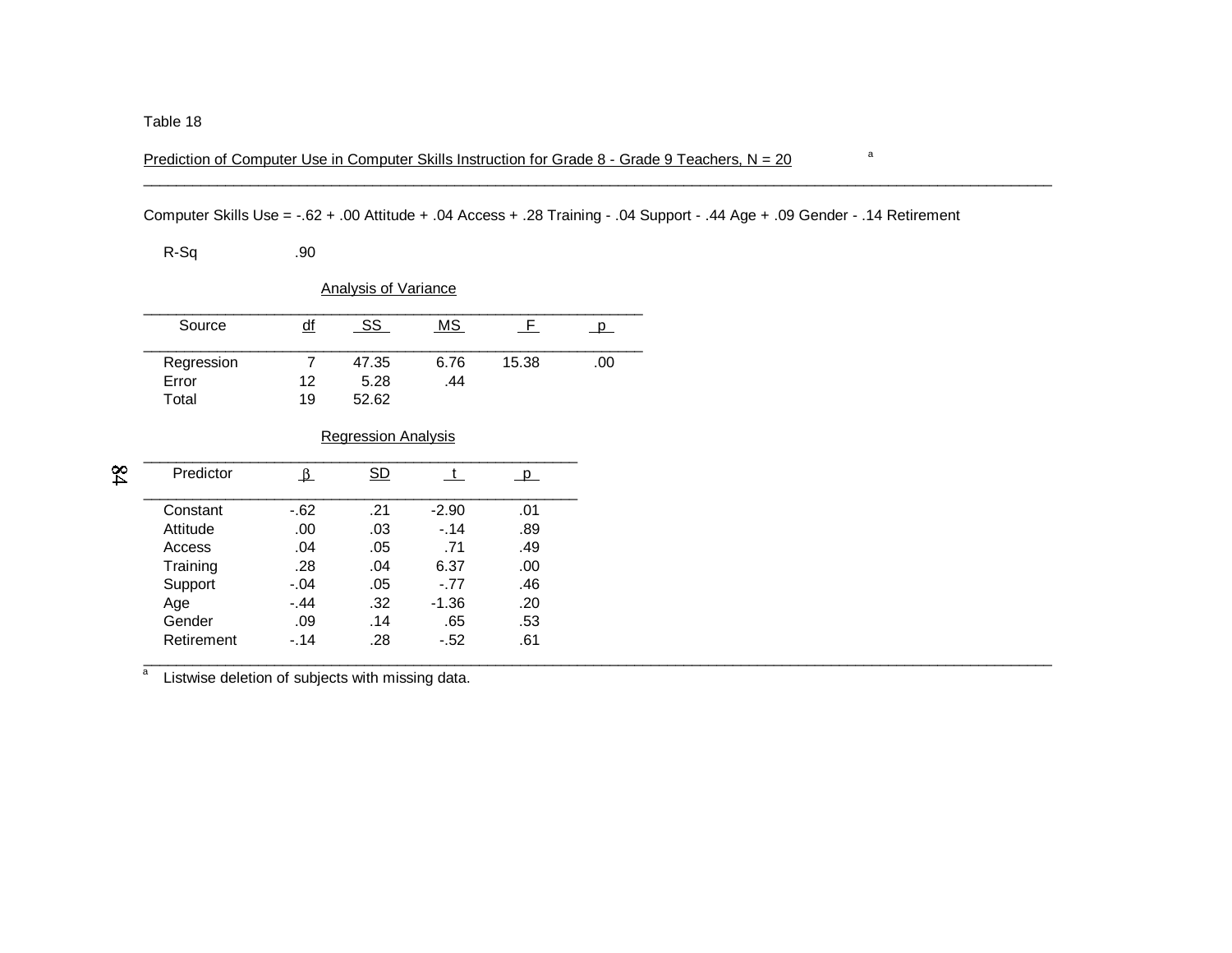Table 18

Prediction of Computer Use in Computer Skills Instruction for Grade 8 - Grade 9 Teachers, N = 20 [a]

Computer Skills Use = -.62 + .00 Attitude + .04 Access + .28 Training - .04 Support - .44 Age + .09 Gender - .14 Retirement

R-Sq .90

Analysis of Variance

| Source | df | SS | MS | F | p |
|---|---|---|---|---|---|
| Regression | 7 | 47.35 | 6.76 | 15.38 | .00 |
| Error | 12 | 5.28 | .44 | | |
| Total | 19 | 52.62 | | | |

Regression Analysis

| Predictor | $\beta$ | SD | t | p |
|---|---|---|---|---|
| Constant | -.62 | .21 | -2.90 | .01 |
| Attitude | .00 | .03 | -.14 | .89 |
| Access | .04 | .05 | .71 | .49 |
| Training | .28 | .04 | 6.37 | .00 |
| Support | -.04 | .05 | -.77 | .46 |
| Age | -.44 | .32 | -1.36 | .20 |
| Gender | .09 | .14 | .65 | .53 |
| Retirement | -.14 | .28 | -.52 | .61 |

[a] Listwise deletion of subjects with missing data.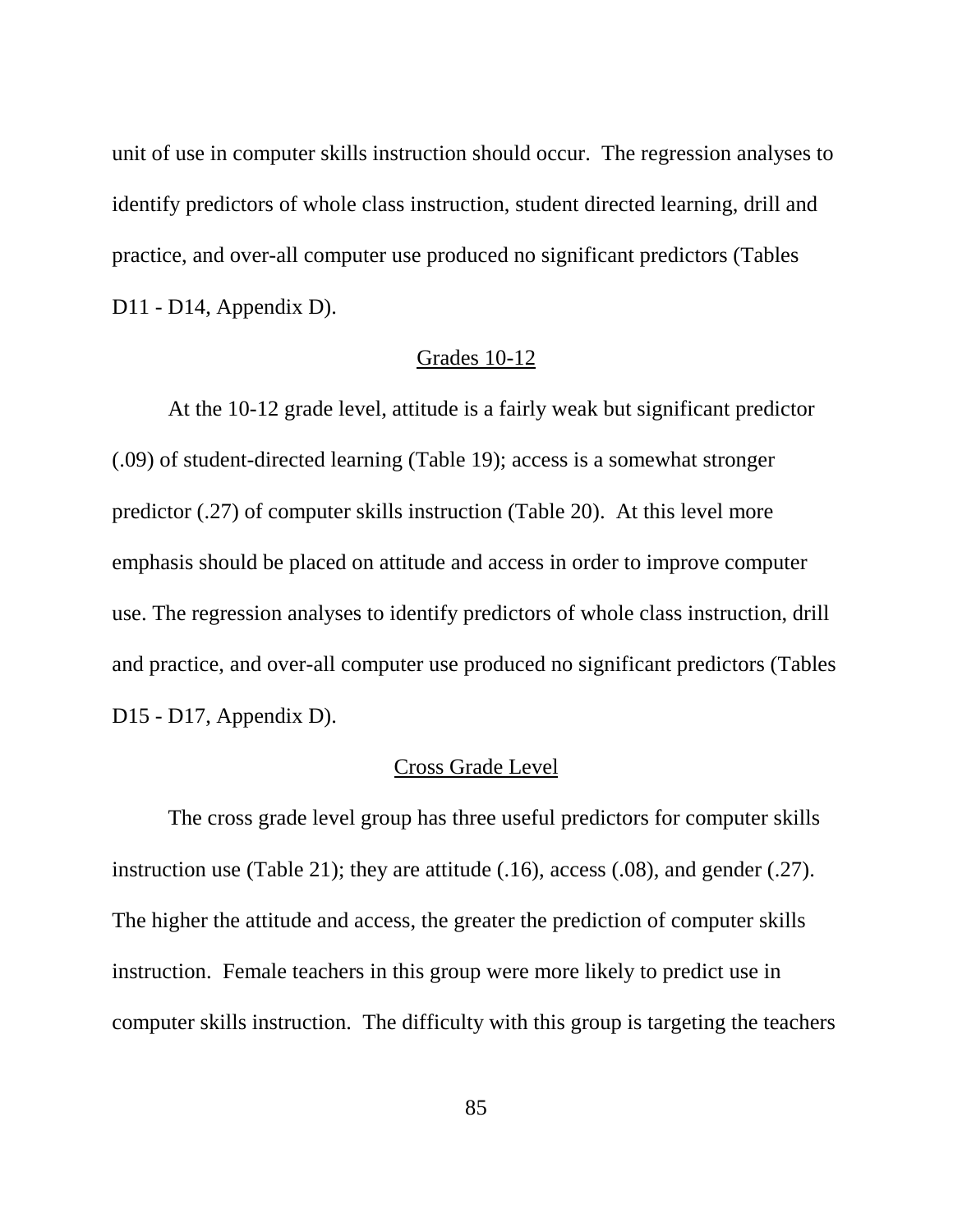unit of use in computer skills instruction should occur. The regression analyses to identify predictors of whole class instruction, student directed learning, drill and practice, and over-all computer use produced no significant predictors (Tables D11 - D14, Appendix D).

### Grades 10-12

At the 10-12 grade level, attitude is a fairly weak but significant predictor (.09) of student-directed learning (Table 19); access is a somewhat stronger predictor (.27) of computer skills instruction (Table 20). At this level more emphasis should be placed on attitude and access in order to improve computer use. The regression analyses to identify predictors of whole class instruction, drill and practice, and over-all computer use produced no significant predictors (Tables D15 - D17, Appendix D).

### Cross Grade Level

The cross grade level group has three useful predictors for computer skills instruction use (Table 21); they are attitude (.16), access (.08), and gender (.27). The higher the attitude and access, the greater the prediction of computer skills instruction. Female teachers in this group were more likely to predict use in computer skills instruction. The difficulty with this group is targeting the teachers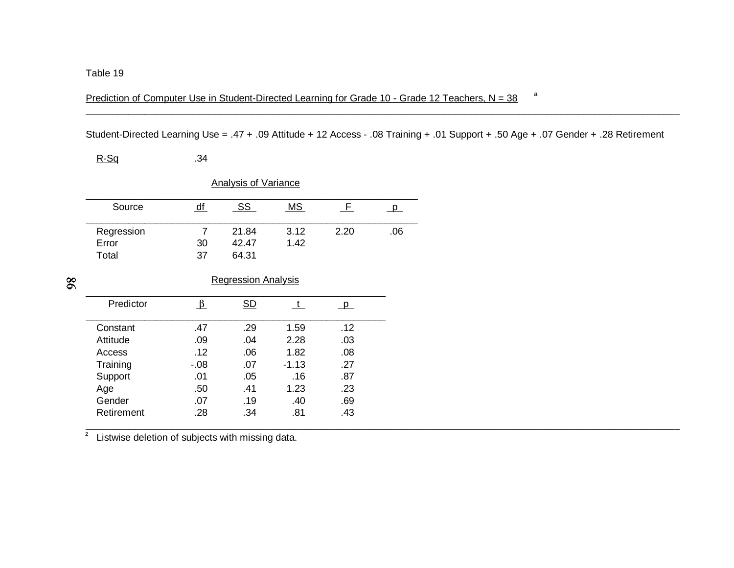Table 19

Prediction of Computer Use in Student-Directed Learning for Grade 10 - Grade 12 Teachers, N = 38 [a]

Student-Directed Learning Use = .47 + .09 Attitude + 12 Access - .08 Training + .01 Support + .50 Age + .07 Gender + .28 Retirement

R-Sq .34

Analysis of Variance

| Source | df | SS | MS | F | p |
|---|---|---|---|---|---|
| Regression | 7 | 21.84 | 3.12 | 2.20 | .06 |
| Error | 30 | 42.47 | 1.42 | | |
| Total | 37 | 64.31 | | | |

Regression Analysis

| Predictor | β | SD | t | p |
|---|---|---|---|---|
| Constant | .47 | .29 | 1.59 | .12 |
| Attitude | .09 | .04 | 2.28 | .03 |
| Access | .12 | .06 | 1.82 | .08 |
| Training | -.08 | .07 | -1.13 | .27 |
| Support | .01 | .05 | .16 | .87 |
| Age | .50 | .41 | 1.23 | .23 |
| Gender | .07 | .19 | .40 | .69 |
| Retirement | .28 | .34 | .81 | .43 |

[z] Listwise deletion of subjects with missing data.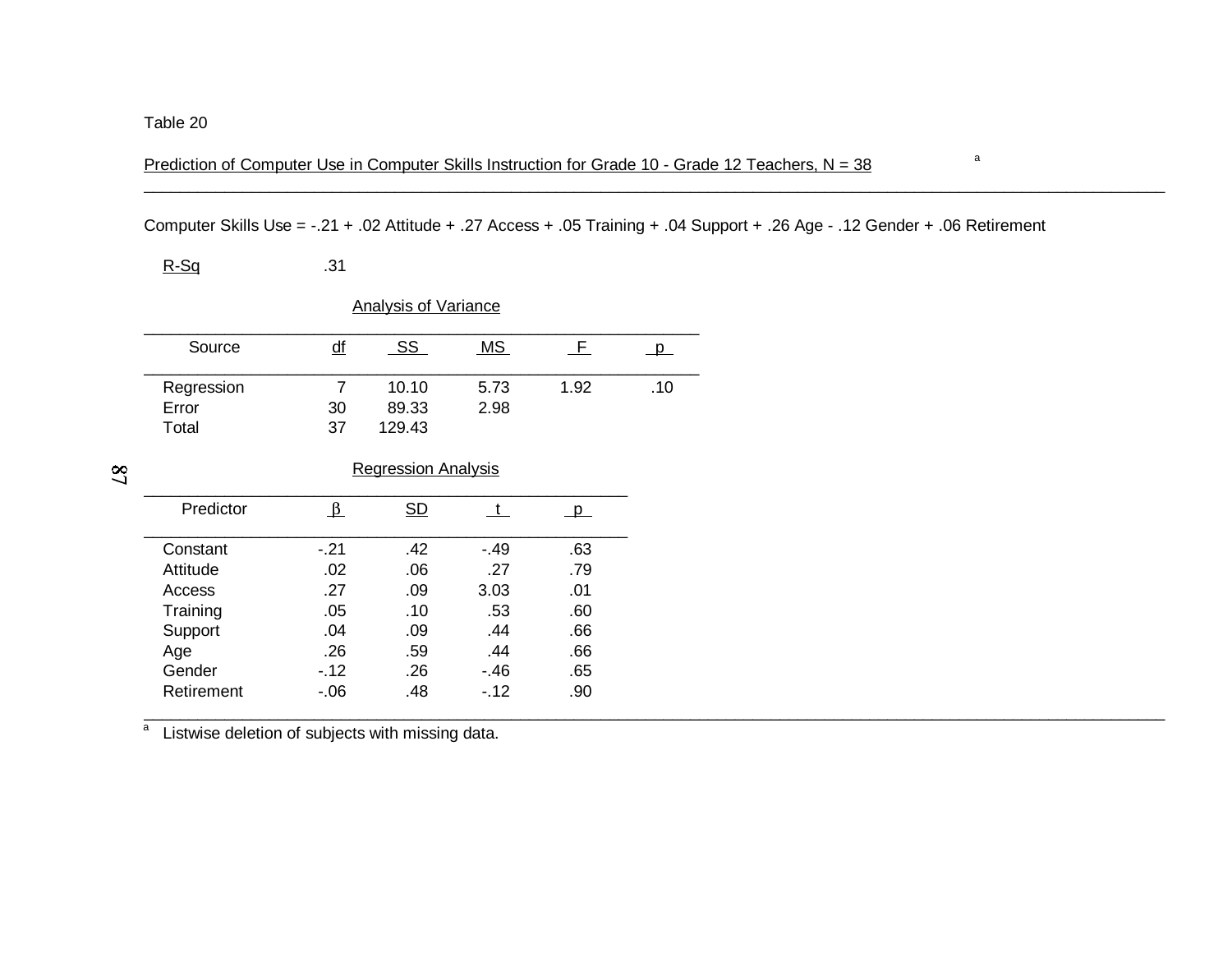Table 20

Prediction of Computer Use in Computer Skills Instruction for Grade 10 - Grade 12 Teachers, N = 38[a]

Computer Skills Use = -.21 + .02 Attitude + .27 Access + .05 Training + .04 Support + .26 Age - .12 Gender + .06 Retirement

R-Sq .31

Analysis of Variance

| Source | df | SS | MS | F | p |
|---|---|---|---|---|---|
| Regression | 7 | 10.10 | 5.73 | 1.92 | .10 |
| Error | 30 | 89.33 | 2.98 | | |
| Total | 37 | 129.43 | | | |

Regression Analysis

| Predictor | β | SD | t | p |
|---|---|---|---|---|
| Constant | -.21 | .42 | -.49 | .63 |
| Attitude | .02 | .06 | .27 | .79 |
| Access | .27 | .09 | 3.03 | .01 |
| Training | .05 | .10 | .53 | .60 |
| Support | .04 | .09 | .44 | .66 |
| Age | .26 | .59 | .44 | .66 |
| Gender | -.12 | .26 | -.46 | .65 |
| Retirement | -.06 | .48 | -.12 | .90 |

[a] Listwise deletion of subjects with missing data.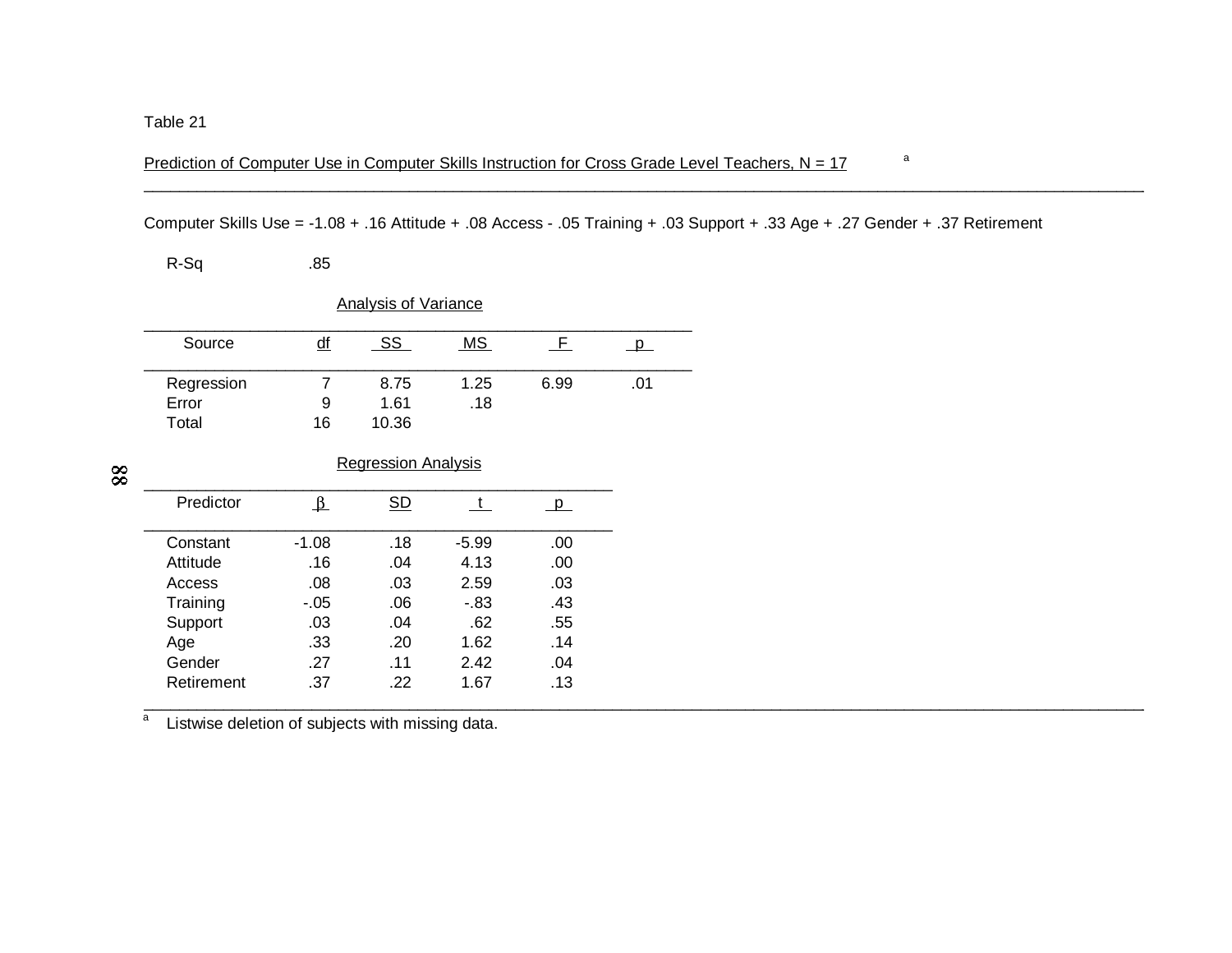Table 21

Prediction of Computer Use in Computer Skills Instruction for Cross Grade Level Teachers, N = 17 [a]

Computer Skills Use = -1.08 + .16 Attitude + .08 Access - .05 Training + .03 Support + .33 Age + .27 Gender + .37 Retirement

R-Sq .85

Analysis of Variance

| Source | df | SS | MS | F | p |
|---|---|---|---|---|---|
| Regression | 7 | 8.75 | 1.25 | 6.99 | .01 |
| Error | 9 | 1.61 | .18 | | |
| Total | 16 | 10.36 | | | |

Regression Analysis

| Predictor | $\beta$ | SD | t | p |
|---|---|---|---|---|
| Constant | -1.08 | .18 | -5.99 | .00 |
| Attitude | .16 | .04 | 4.13 | .00 |
| Access | .08 | .03 | 2.59 | .03 |
| Training | -.05 | .06 | -.83 | .43 |
| Support | .03 | .04 | .62 | .55 |
| Age | .33 | .20 | 1.62 | .14 |
| Gender | .27 | .11 | 2.42 | .04 |
| Retirement | .37 | .22 | 1.67 | .13 |

[a] Listwise deletion of subjects with missing data.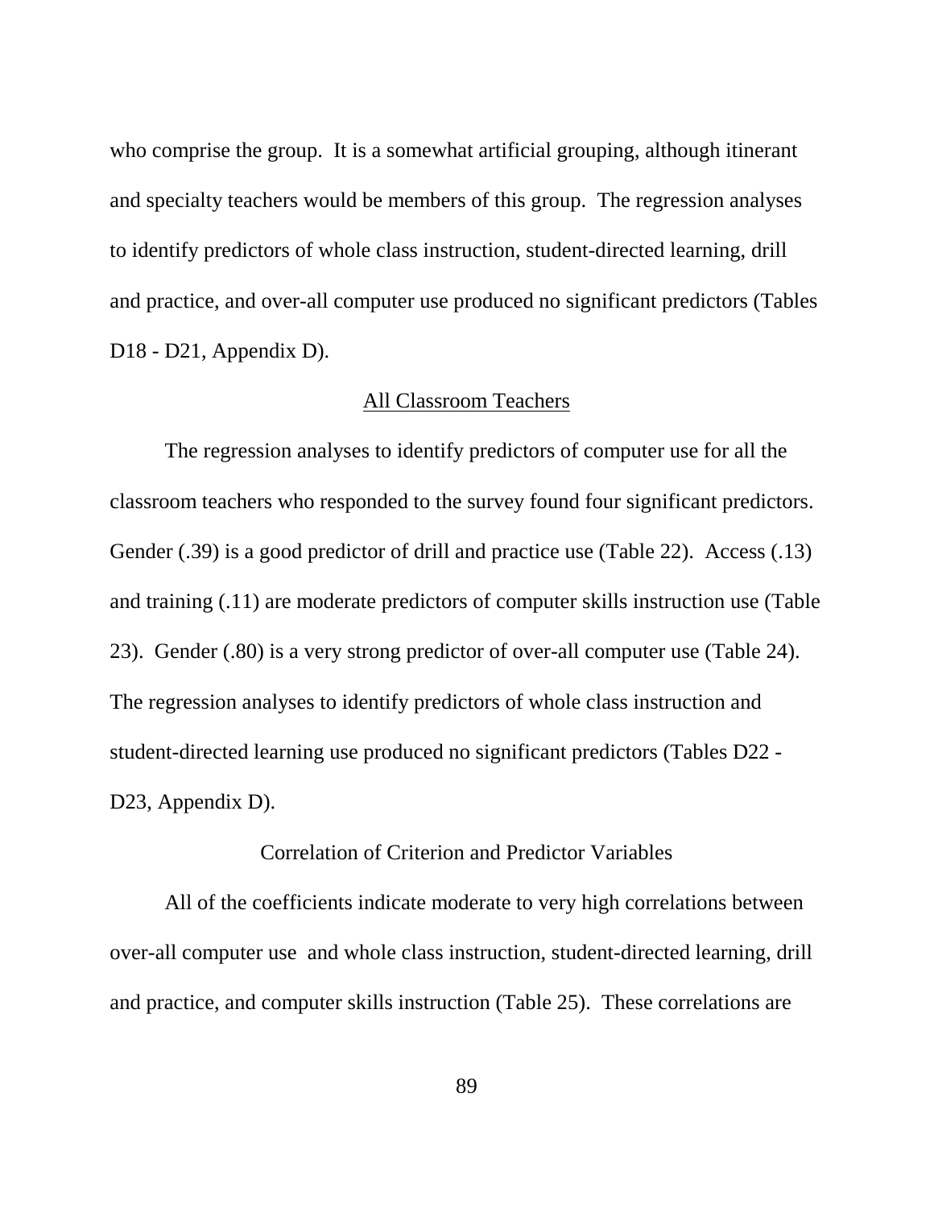who comprise the group. It is a somewhat artificial grouping, although itinerant and specialty teachers would be members of this group. The regression analyses to identify predictors of whole class instruction, student-directed learning, drill and practice, and over-all computer use produced no significant predictors (Tables D18 - D21, Appendix D).

## All Classroom Teachers

The regression analyses to identify predictors of computer use for all the classroom teachers who responded to the survey found four significant predictors. Gender (.39) is a good predictor of drill and practice use (Table 22). Access (.13) and training (.11) are moderate predictors of computer skills instruction use (Table 23). Gender (.80) is a very strong predictor of over-all computer use (Table 24). The regression analyses to identify predictors of whole class instruction and student-directed learning use produced no significant predictors (Tables D22 - D23, Appendix D).

## Correlation of Criterion and Predictor Variables

All of the coefficients indicate moderate to very high correlations between over-all computer use and whole class instruction, student-directed learning, drill and practice, and computer skills instruction (Table 25). These correlations are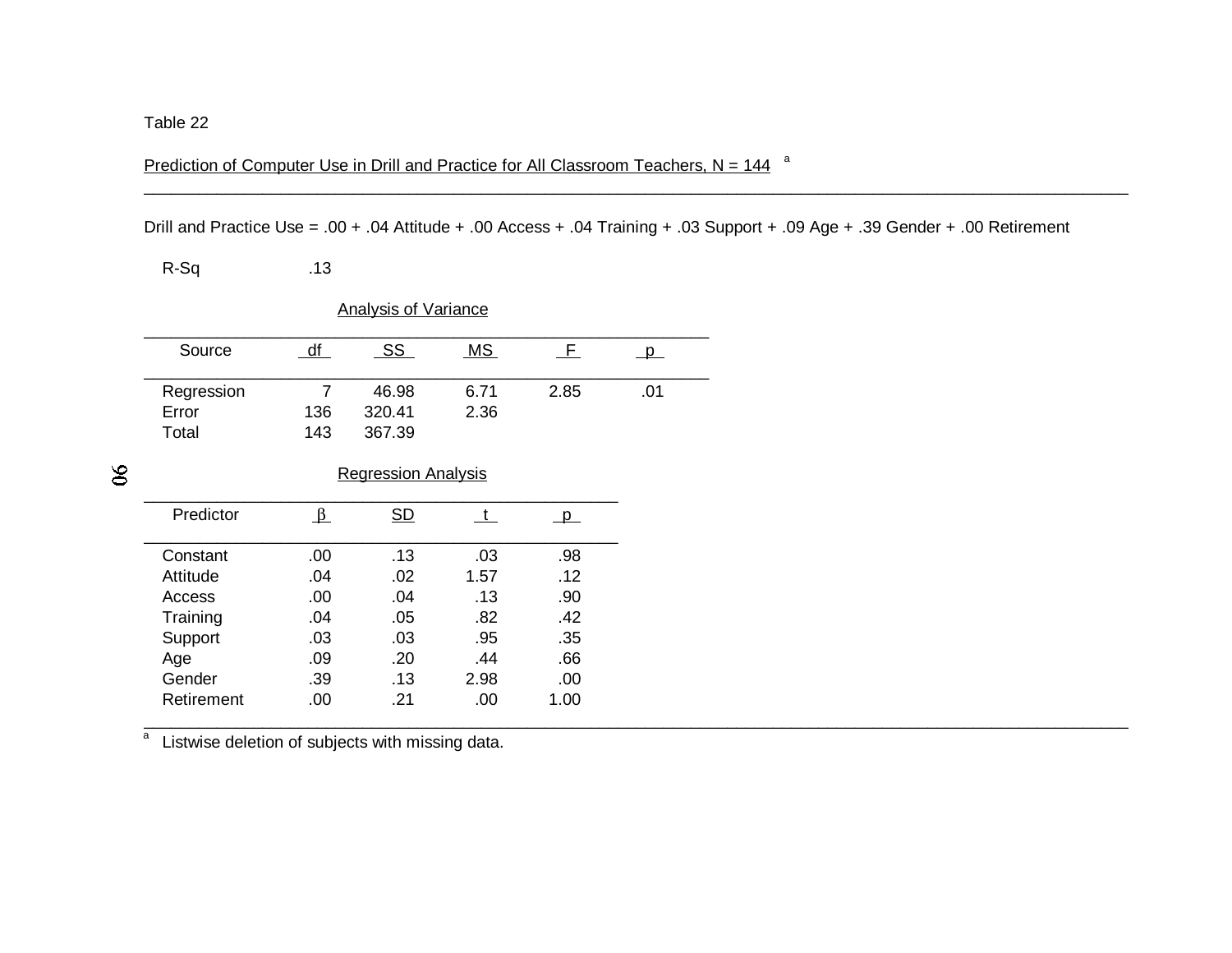Table 22

Prediction of Computer Use in Drill and Practice for All Classroom Teachers, N = 144 [a]

Drill and Practice Use = .00 + .04 Attitude + .00 Access + .04 Training + .03 Support + .09 Age + .39 Gender + .00 Retirement

R-Sq .13

Analysis of Variance

| Source | df | SS | MS | F | p |
|---|---|---|---|---|---|
| Regression | 7 | 46.98 | 6.71 | 2.85 | .01 |
| Error | 136 | 320.41 | 2.36 | | |
| Total | 143 | 367.39 | | | |

Regression Analysis

| Predictor | β | SD | t | p |
|---|---|---|---|---|
| Constant | .00 | .13 | .03 | .98 |
| Attitude | .04 | .02 | 1.57 | .12 |
| Access | .00 | .04 | .13 | .90 |
| Training | .04 | .05 | .82 | .42 |
| Support | .03 | .03 | .95 | .35 |
| Age | .09 | .20 | .44 | .66 |
| Gender | .39 | .13 | 2.98 | .00 |
| Retirement | .00 | .21 | .00 | 1.00 |

[a] Listwise deletion of subjects with missing data.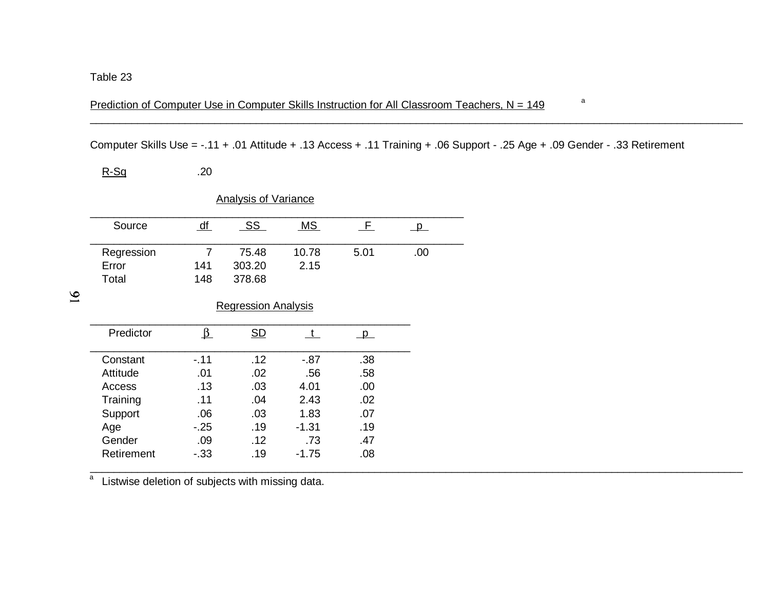Table 23

Prediction of Computer Use in Computer Skills Instruction for All Classroom Teachers, N = 149 [a]

Computer Skills Use = -.11 + .01 Attitude + .13 Access + .11 Training + .06 Support - .25 Age + .09 Gender - .33 Retirement

R-Sq .20

Analysis of Variance

| Source | df | SS | MS | F | p |
|---|---|---|---|---|---|
| Regression | 7 | 75.48 | 10.78 | 5.01 | .00 |
| Error | 141 | 303.20 | 2.15 | | |
| Total | 148 | 378.68 | | | |

Regression Analysis

| Predictor | $\beta$ | SD | t | p |
|---|---|---|---|---|
| Constant | -.11 | .12 | -.87 | .38 |
| Attitude | .01 | .02 | .56 | .58 |
| Access | .13 | .03 | 4.01 | .00 |
| Training | .11 | .04 | 2.43 | .02 |
| Support | .06 | .03 | 1.83 | .07 |
| Age | -.25 | .19 | -1.31 | .19 |
| Gender | .09 | .12 | .73 | .47 |
| Retirement | -.33 | .19 | -1.75 | .08 |

[a] Listwise deletion of subjects with missing data.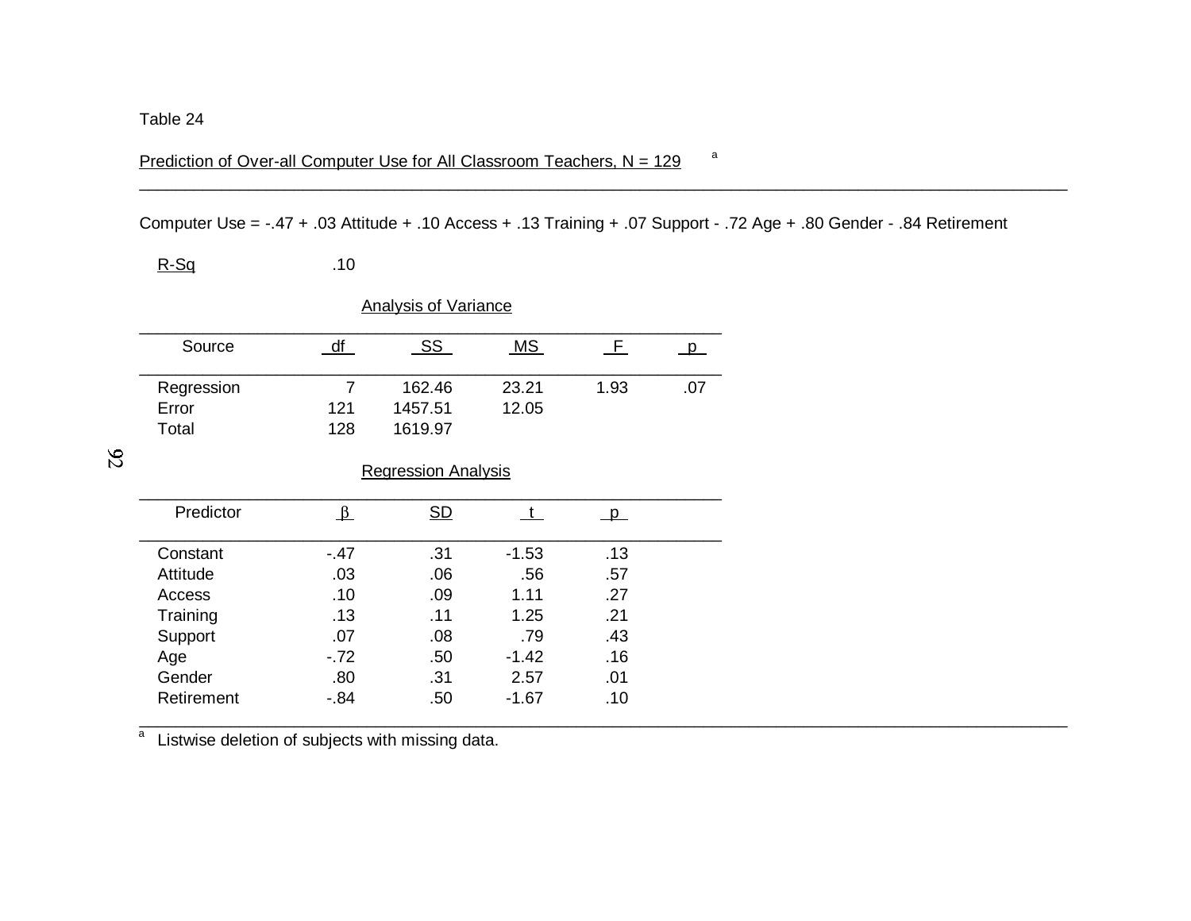Table 24

Prediction of Over-all Computer Use for All Classroom Teachers, N = 129 [a]

Computer Use = -.47 + .03 Attitude + .10 Access + .13 Training + .07 Support - .72 Age + .80 Gender - .84 Retirement

R-Sq .10

Analysis of Variance

| Source | df | SS | MS | F | p |
|---|---|---|---|---|---|
| Regression | 7 | 162.46 | 23.21 | 1.93 | .07 |
| Error | 121 | 1457.51 | 12.05 | | |
| Total | 128 | 1619.97 | | | |

Regression Analysis

| Predictor | β | SD | t | p |
|---|---|---|---|---|
| Constant | -.47 | .31 | -1.53 | .13 |
| Attitude | .03 | .06 | .56 | .57 |
| Access | .10 | .09 | 1.11 | .27 |
| Training | .13 | .11 | 1.25 | .21 |
| Support | .07 | .08 | .79 | .43 |
| Age | -.72 | .50 | -1.42 | .16 |
| Gender | .80 | .31 | 2.57 | .01 |
| Retirement | -.84 | .50 | -1.67 | .10 |

[a] Listwise deletion of subjects with missing data.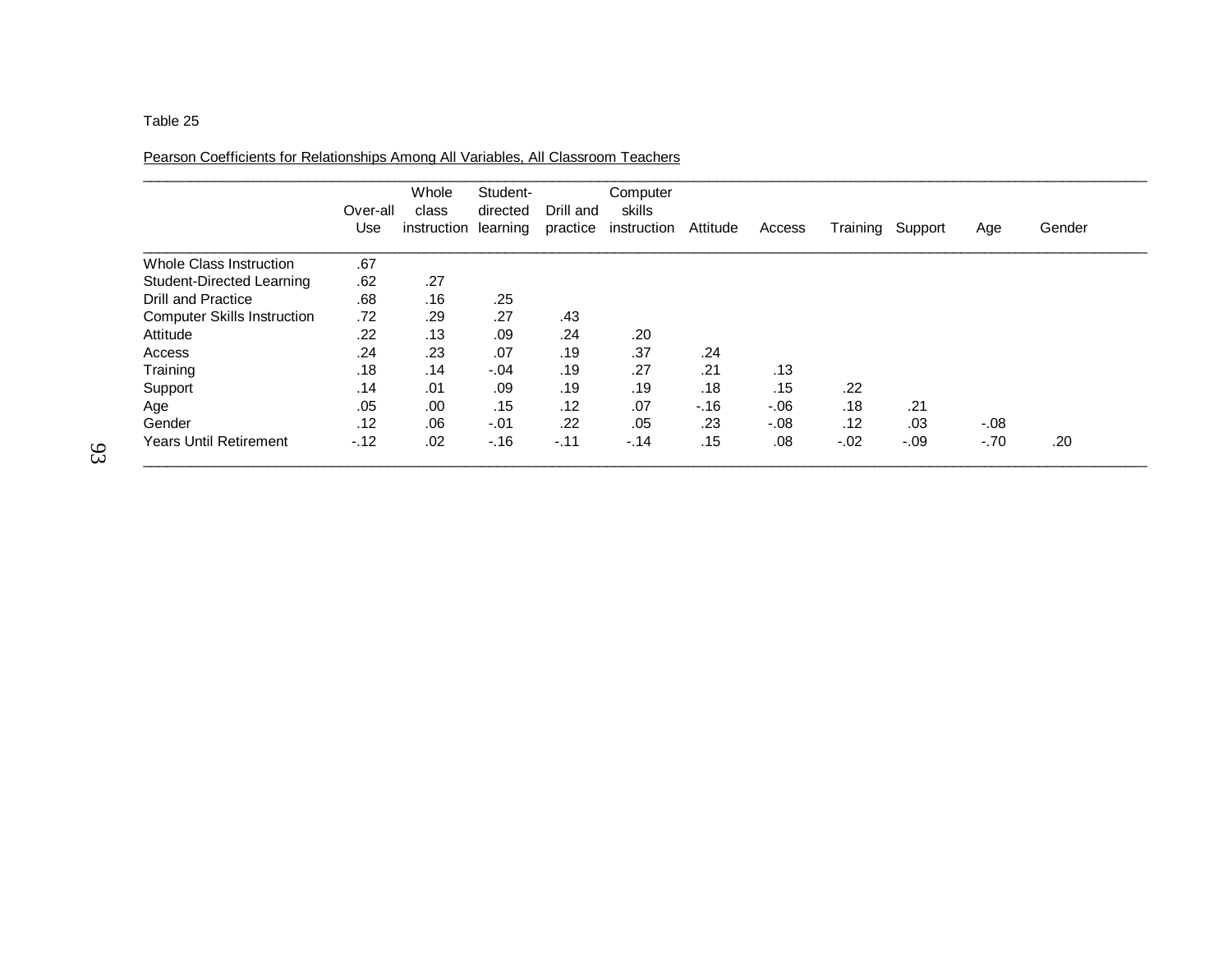Table 25

Pearson Coefficients for Relationships Among All Variables, All Classroom Teachers

| | Over-all Use | Whole class instruction | Student-directed learning | Drill and practice | Computer skills instruction | Attitude | Access | Training | Support | Age | Gender |
|---|---|---|---|---|---|---|---|---|---|---|---|
| Whole Class Instruction | .67 | | | | | | | | | | |
| Student-Directed Learning | .62 | .27 | | | | | | | | | |
| Drill and Practice | .68 | .16 | .25 | | | | | | | | |
| Computer Skills Instruction | .72 | .29 | .27 | .43 | | | | | | | |
| Attitude | .22 | .13 | .09 | .24 | .20 | | | | | | |
| Access | .24 | .23 | .07 | .19 | .37 | .24 | | | | | |
| Training | .18 | .14 | -.04 | .19 | .27 | .21 | .13 | | | | |
| Support | .14 | .01 | .09 | .19 | .19 | .18 | .15 | .22 | | | |
| Age | .05 | .00 | .15 | .12 | .07 | -.16 | -.06 | .18 | .21 | | |
| Gender | .12 | .06 | -.01 | .22 | .05 | .23 | -.08 | .12 | .03 | -.08 | |
| Years Until Retirement | -.12 | .02 | -.16 | -.11 | -.14 | .15 | .08 | -.02 | -.09 | -.70 | .20 |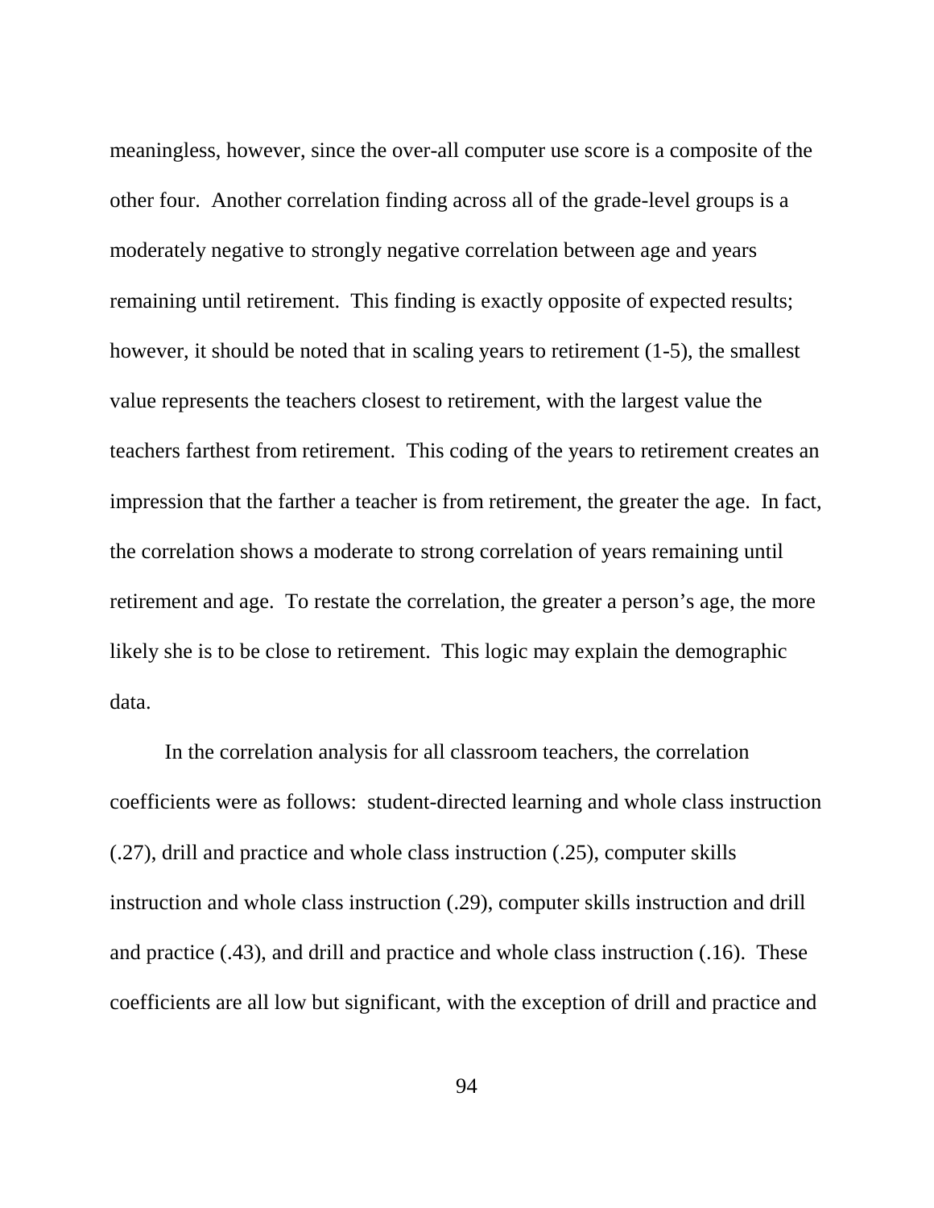meaningless, however, since the over-all computer use score is a composite of the other four. Another correlation finding across all of the grade-level groups is a moderately negative to strongly negative correlation between age and years remaining until retirement. This finding is exactly opposite of expected results; however, it should be noted that in scaling years to retirement (1-5), the smallest value represents the teachers closest to retirement, with the largest value the teachers farthest from retirement. This coding of the years to retirement creates an impression that the farther a teacher is from retirement, the greater the age. In fact, the correlation shows a moderate to strong correlation of years remaining until retirement and age. To restate the correlation, the greater a person's age, the more likely she is to be close to retirement. This logic may explain the demographic data.

In the correlation analysis for all classroom teachers, the correlation coefficients were as follows: student-directed learning and whole class instruction (.27), drill and practice and whole class instruction (.25), computer skills instruction and whole class instruction (.29), computer skills instruction and drill and practice (.43), and drill and practice and whole class instruction (.16). These coefficients are all low but significant, with the exception of drill and practice and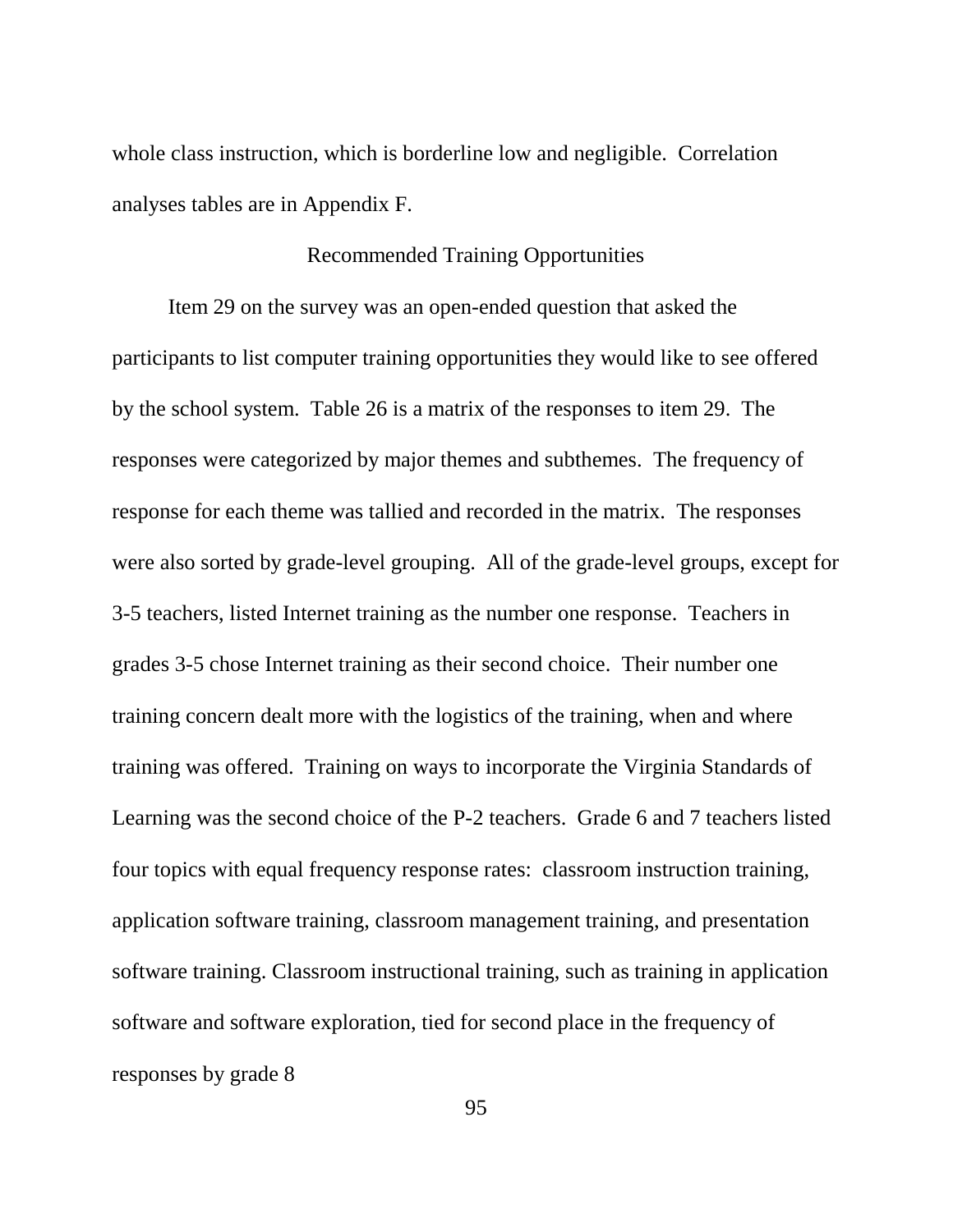whole class instruction, which is borderline low and negligible. Correlation analyses tables are in Appendix F.

## Recommended Training Opportunities

Item 29 on the survey was an open-ended question that asked the participants to list computer training opportunities they would like to see offered by the school system. Table 26 is a matrix of the responses to item 29. The responses were categorized by major themes and subthemes. The frequency of response for each theme was tallied and recorded in the matrix. The responses were also sorted by grade-level grouping. All of the grade-level groups, except for 3-5 teachers, listed Internet training as the number one response. Teachers in grades 3-5 chose Internet training as their second choice. Their number one training concern dealt more with the logistics of the training, when and where training was offered. Training on ways to incorporate the Virginia Standards of Learning was the second choice of the P-2 teachers. Grade 6 and 7 teachers listed four topics with equal frequency response rates: classroom instruction training, application software training, classroom management training, and presentation software training. Classroom instructional training, such as training in application software and software exploration, tied for second place in the frequency of responses by grade 8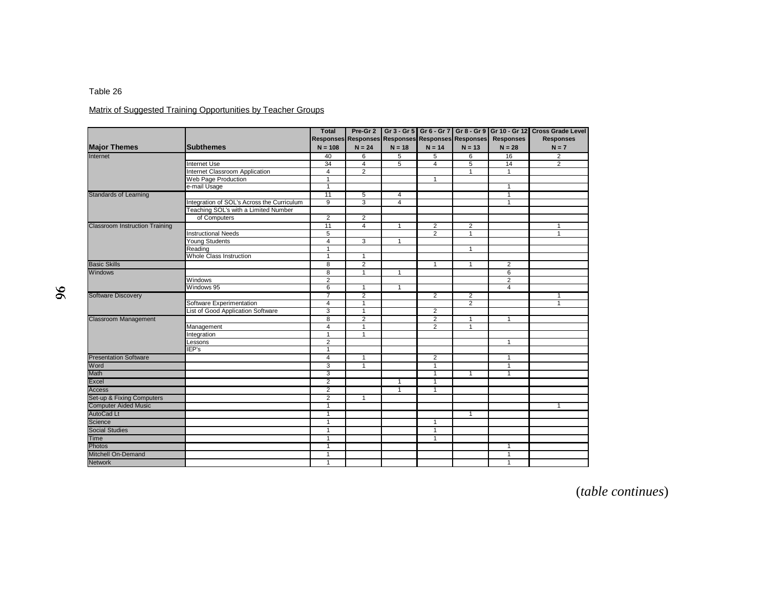Table 26

Matrix of Suggested Training Opportunities by Teacher Groups

| Major Themes | Subthemes | Total Responses N = 108 | Pre-Gr 2 Responses N = 24 | Gr 3 - Gr 5 Responses N = 18 | Gr 6 - Gr 7 Responses N = 14 | Gr 8 - Gr 9 Responses N = 13 | Gr 10 - Gr 12 Responses N = 28 | Cross Grade Level Responses N = 7 |
|---|---|---|---|---|---|---|---|---|
| Internet | | 40 | 6 | 5 | 5 | 6 | 16 | 2 |
| | Internet Use | 34 | 4 | 5 | 4 | 5 | 14 | 2 |
| | Internet Classroom Application | 4 | 2 | | | 1 | 1 | |
| | Web Page Production | 1 | | | 1 | | | |
| | e-mail Usage | 1 | | | | | 1 | |
| Standards of Learning | | 11 | 5 | 4 | | | 1 | |
| | Integration of SOL's Across the Curriculum | 9 | 3 | 4 | | | 1 | |
| | Teaching SOL's with a Limited Number of Computers | 2 | 2 | | | | | |
| Classroom Instruction Training | | 11 | 4 | 1 | 2 | 2 | | 1 |
| | Instructional Needs | 5 | | | 2 | 1 | | 1 |
| | Young Students | 4 | 3 | 1 | | | | |
| | Reading | 1 | | | | 1 | | |
| | Whole Class Instruction | 1 | 1 | | | | | |
| Basic Skills | | 8 | 2 | | 1 | 1 | 2 | |
| Windows | | 8 | 1 | 1 | | | 6 | |
| | Windows | 2 | | | | | 2 | |
| | Windows 95 | 6 | 1 | 1 | | | 4 | |
| Software Discovery | | 7 | 2 | | 2 | 2 | | 1 |
| | Software Experimentation | 4 | 1 | | | 2 | | 1 |
| | List of Good Application Software | 3 | 1 | | 2 | | | |
| Classroom Management | | 8 | 2 | | 2 | 1 | 1 | |
| | Management | 4 | 1 | | 2 | 1 | | |
| | Integration | 1 | 1 | | | | | |
| | Lessons | 2 | | | | | 1 | |
| | IEP's | 1 | | | | | | |
| Presentation Software | | 4 | 1 | | 2 | | 1 | |
| Word | | 3 | 1 | | 1 | | 1 | |
| Math | | 3 | | | 1 | 1 | 1 | |
| Excel | | 2 | | 1 | 1 | | | |
| Access | | 2 | | 1 | 1 | | | |
| Set-up & Fixing Computers | | 2 | 1 | | | | | |
| Computer Aided Music | | 1 | | | | | | 1 |
| AutoCad Lt | | 1 | | | | 1 | | |
| Science | | 1 | | | 1 | | | |
| Social Studies | | 1 | | | 1 | | | |
| Time | | 1 | | | 1 | | | |
| Photos | | 1 | | | | | 1 | |
| Mitchell On-Demand | | 1 | | | | | 1 | |
| Network | | 1 | | | | | 1 | |

(*table continues*)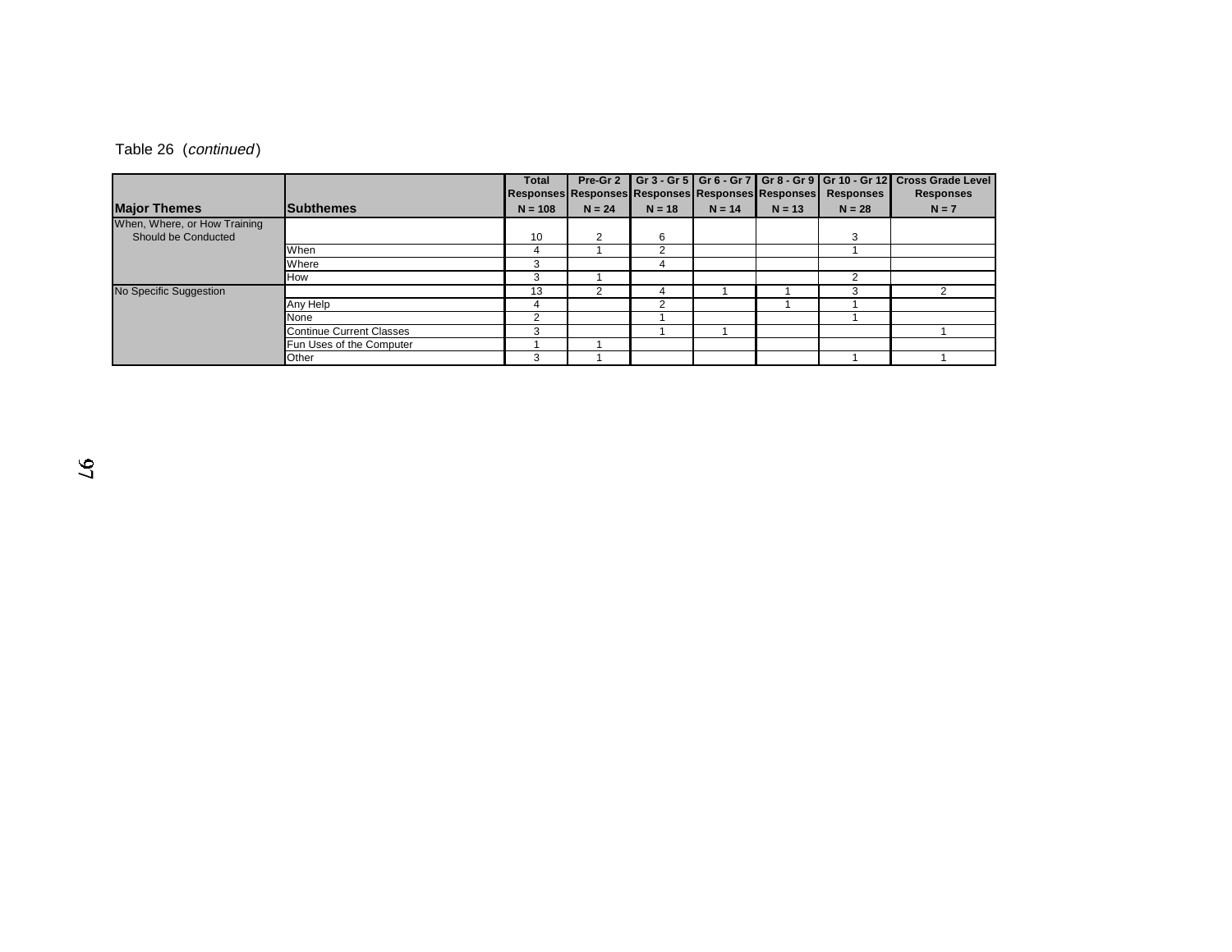Table 26 (*continued*)

| Major Themes | Subthemes | Total Responses N = 108 | Pre-Gr 2 Responses N = 24 | Gr 3 - Gr 5 Responses N = 18 | Gr 6 - Gr 7 Responses N = 14 | Gr 8 - Gr 9 Responses N = 13 | Gr 10 - Gr 12 Responses N = 28 | Cross Grade Level Responses N = 7 |
|---|---|---|---|---|---|---|---|---|
| When, Where, or How Training Should be Conducted | | 10 | 2 | 6 | | | 3 | |
| | When | 4 | 1 | 2 | | | 1 | |
| | Where | 3 | | 4 | | | | |
| | How | 3 | 1 | | | | 2 | |
| No Specific Suggestion | | 13 | 2 | 4 | 1 | 1 | 3 | 2 |
| | Any Help | 4 | | 2 | | 1 | 1 | |
| | None | 2 | | 1 | | | 1 | |
| | Continue Current Classes | 3 | | 1 | 1 | | | 1 |
| | Fun Uses of the Computer | 1 | 1 | | | | | |
| | Other | 3 | 1 | | | | 1 | 1 |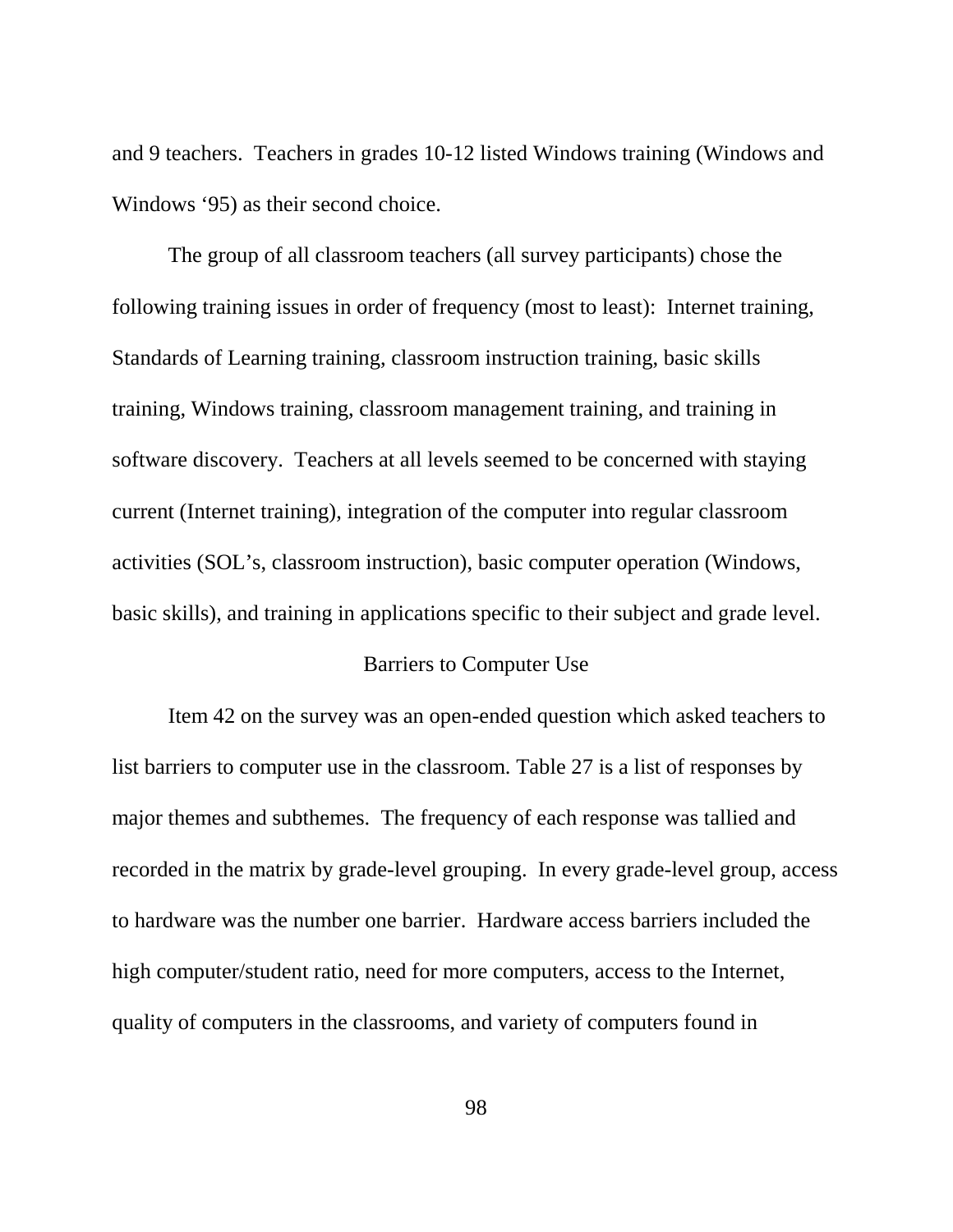and 9 teachers. Teachers in grades 10-12 listed Windows training (Windows and Windows '95) as their second choice.

The group of all classroom teachers (all survey participants) chose the following training issues in order of frequency (most to least): Internet training, Standards of Learning training, classroom instruction training, basic skills training, Windows training, classroom management training, and training in software discovery. Teachers at all levels seemed to be concerned with staying current (Internet training), integration of the computer into regular classroom activities (SOL's, classroom instruction), basic computer operation (Windows, basic skills), and training in applications specific to their subject and grade level.

## Barriers to Computer Use

Item 42 on the survey was an open-ended question which asked teachers to list barriers to computer use in the classroom. Table 27 is a list of responses by major themes and subthemes. The frequency of each response was tallied and recorded in the matrix by grade-level grouping. In every grade-level group, access to hardware was the number one barrier. Hardware access barriers included the high computer/student ratio, need for more computers, access to the Internet, quality of computers in the classrooms, and variety of computers found in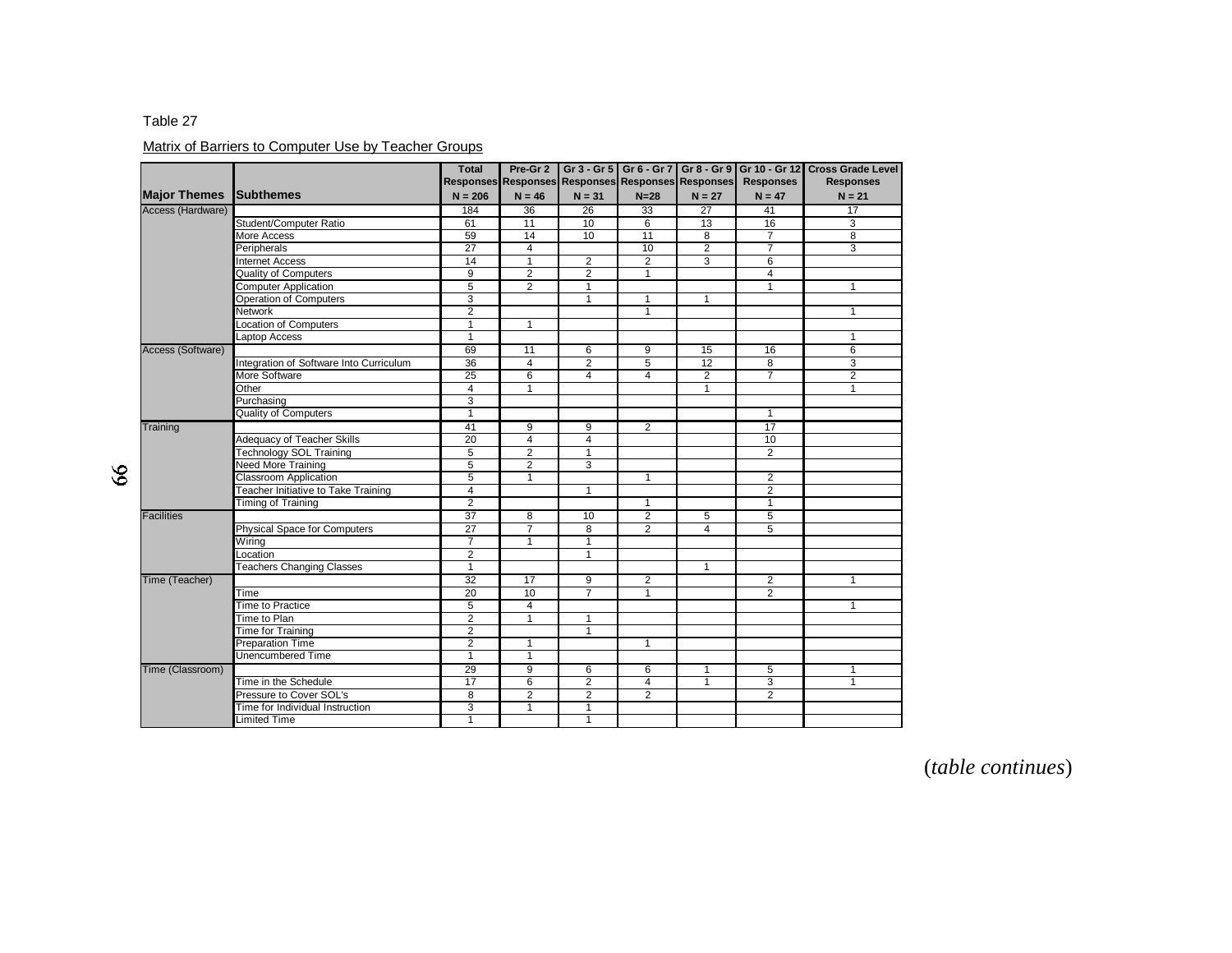Table 27

Matrix of Barriers to Computer Use by Teacher Groups

| Major Themes | Subthemes | Total Responses N = 206 | Pre-Gr 2 Responses N = 46 | Gr 3 - Gr 5 Responses N = 31 | Gr 6 - Gr 7 Responses N=28 | Gr 8 - Gr 9 Responses N = 27 | Gr 10 - Gr 12 Responses N = 47 | Cross Grade Level Responses N = 21 |
|---|---|---|---|---|---|---|---|---|
| Access (Hardware) | | 184 | 36 | 26 | 33 | 27 | 41 | 17 |
| | Student/Computer Ratio | 61 | 11 | 10 | 6 | 13 | 16 | 3 |
| | More Access | 59 | 14 | 10 | 11 | 8 | 7 | 8 |
| | Peripherals | 27 | 4 | | 10 | 2 | 7 | 3 |
| | Internet Access | 14 | 1 | 2 | 2 | 3 | 6 | |
| | Quality of Computers | 9 | 2 | 2 | 1 | | 4 | |
| | Computer Application | 5 | 2 | 1 | | | 1 | 1 |
| | Operation of Computers | 3 | | 1 | 1 | 1 | | |
| | Network | 2 | | | 1 | | | 1 |
| | Location of Computers | 1 | 1 | | | | | |
| | Laptop Access | 1 | | | | | | 1 |
| Access (Software) | | 69 | 11 | 6 | 9 | 15 | 16 | 6 |
| | Integration of Software Into Curriculum | 36 | 4 | 2 | 5 | 12 | 8 | 3 |
| | More Software | 25 | 6 | 4 | 4 | 2 | 7 | 2 |
| | Other | 4 | 1 | | | 1 | | 1 |
| | Purchasing | 3 | | | | | | |
| | Quality of Computers | 1 | | | | | 1 | |
| Training | | 41 | 9 | 9 | 2 | | 17 | |
| | Adequacy of Teacher Skills | 20 | 4 | 4 | | | 10 | |
| | Technology SOL Training | 5 | 2 | 1 | | | 2 | |
| | Need More Training | 5 | 2 | 3 | | | | |
| | Classroom Application | 5 | 1 | | 1 | | 2 | |
| | Teacher Initiative to Take Training | 4 | | 1 | | | 2 | |
| | Timing of Training | 2 | | | 1 | | 1 | |
| Facilities | | 37 | 8 | 10 | 2 | 5 | 5 | |
| | Physical Space for Computers | 27 | 7 | 8 | 2 | 4 | 5 | |
| | Wiring | 7 | 1 | 1 | | | | |
| | Location | 2 | | 1 | | | | |
| | Teachers Changing Classes | 1 | | | | 1 | | |
| Time (Teacher) | | 32 | 17 | 9 | 2 | | 2 | 1 |
| | Time | 20 | 10 | 7 | 1 | | 2 | |
| | Time to Practice | 5 | 4 | | | | | 1 |
| | Time to Plan | 2 | 1 | 1 | | | | |
| | Time for Training | 2 | | 1 | | | | |
| | Preparation Time | 2 | 1 | | 1 | | | |
| | Unencumbered Time | 1 | 1 | | | | | |
| Time (Classroom) | | 29 | 9 | 6 | 6 | 1 | 5 | 1 |
| | Time in the Schedule | 17 | 6 | 2 | 4 | 1 | 3 | 1 |
| | Pressure to Cover SOL's | 8 | 2 | 2 | 2 | | 2 | |
| | Time for Individual Instruction | 3 | 1 | 1 | | | | |
| | Limited Time | 1 | | 1 | | | | |

(*table continues*)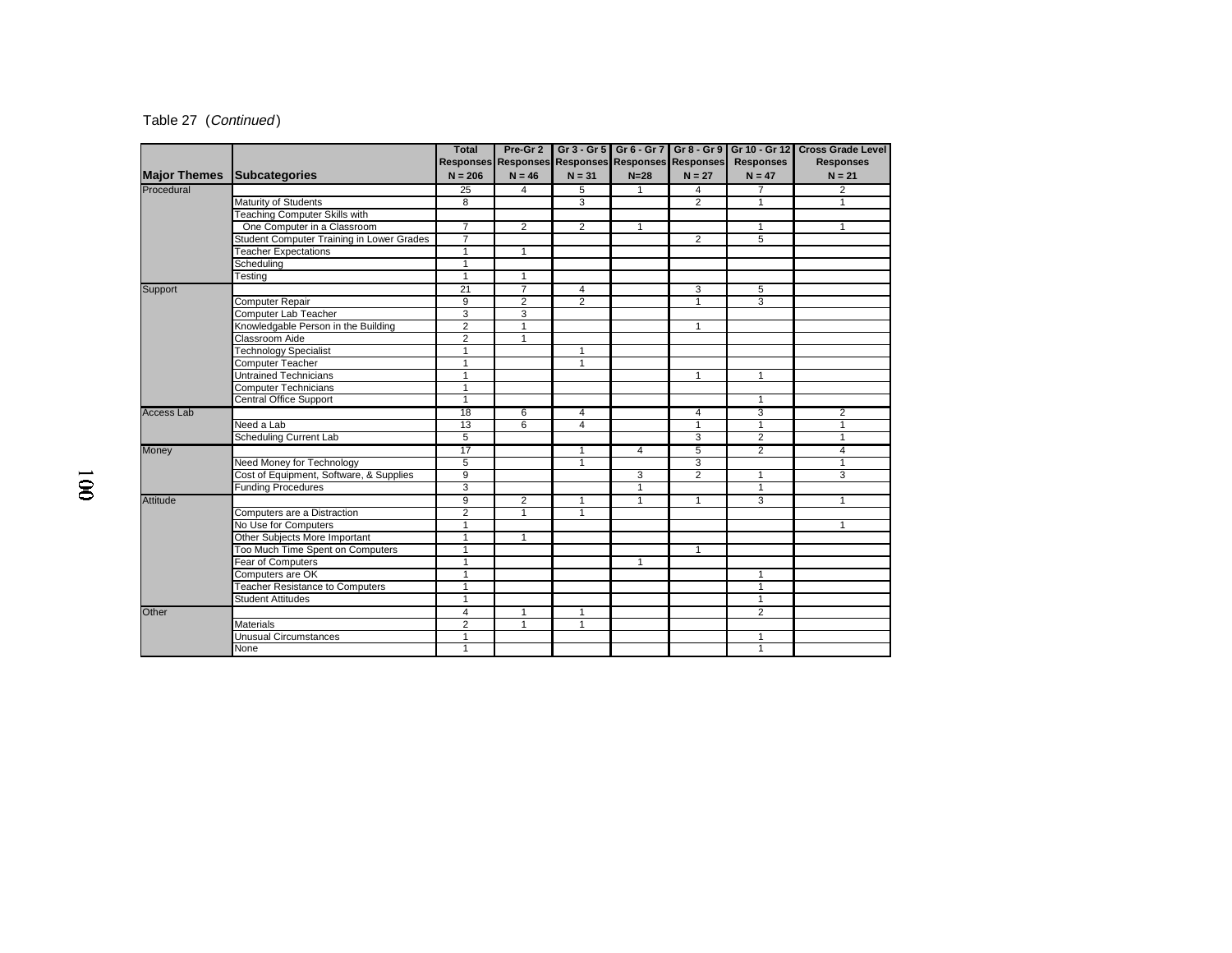Table 27 (*Continued*)

| Major Themes | Subcategories | Total Responses N = 206 | Pre-Gr 2 Responses N = 46 | Gr 3 - Gr 5 Responses N = 31 | Gr 6 - Gr 7 Responses N=28 | Gr 8 - Gr 9 Responses N = 27 | Gr 10 - Gr 12 Responses N = 47 | Cross Grade Level Responses N = 21 |
|---|---|---|---|---|---|---|---|---|
| Procedural | | 25 | 4 | 5 | 1 | 4 | 7 | 2 |
| | Maturity of Students | 8 | | 3 | | 2 | 1 | 1 |
| | Teaching Computer Skills with One Computer in a Classroom | 7 | 2 | 2 | 1 | | 1 | 1 |
| | Student Computer Training in Lower Grades | 7 | | | | 2 | 5 | |
| | Teacher Expectations | 1 | 1 | | | | | |
| | Scheduling | 1 | | | | | | |
| | Testing | 1 | 1 | | | | | |
| Support | | 21 | 7 | 4 | | 3 | 5 | |
| | Computer Repair | 9 | 2 | 2 | | 1 | 3 | |
| | Computer Lab Teacher | 3 | 3 | | | | | |
| | Knowledgable Person in the Building | 2 | 1 | | | 1 | | |
| | Classroom Aide | 2 | 1 | | | | | |
| | Technology Specialist | 1 | | 1 | | | | |
| | Computer Teacher | 1 | | 1 | | | | |
| | Untrained Technicians | 1 | | | | 1 | 1 | |
| | Computer Technicians | 1 | | | | | | |
| | Central Office Support | 1 | | | | | 1 | |
| Access Lab | | 18 | 6 | 4 | | 4 | 3 | 2 |
| | Need a Lab | 13 | 6 | 4 | | 1 | 1 | 1 |
| | Scheduling Current Lab | 5 | | | | 3 | 2 | 1 |
| Money | | 17 | | 1 | 4 | 5 | 2 | 4 |
| | Need Money for Technology | 5 | | 1 | | 3 | | 1 |
| | Cost of Equipment, Software, & Supplies | 9 | | | 3 | 2 | 1 | 3 |
| | Funding Procedures | 3 | | | 1 | | 1 | |
| Attitude | | 9 | 2 | 1 | 1 | 1 | 3 | 1 |
| | Computers are a Distraction | 2 | 1 | 1 | | | | |
| | No Use for Computers | 1 | | | | | | 1 |
| | Other Subjects More Important | 1 | 1 | | | | | |
| | Too Much Time Spent on Computers | 1 | | | | 1 | | |
| | Fear of Computers | 1 | | | 1 | | | |
| | Computers are OK | 1 | | | | | 1 | |
| | Teacher Resistance to Computers | 1 | | | | | 1 | |
| | Student Attitudes | 1 | | | | | 1 | |
| Other | | 4 | 1 | 1 | | | 2 | |
| | Materials | 2 | 1 | 1 | | | | |
| | Unusual Circumstances | 1 | | | | | 1 | |
| | None | 1 | | | | | 1 | |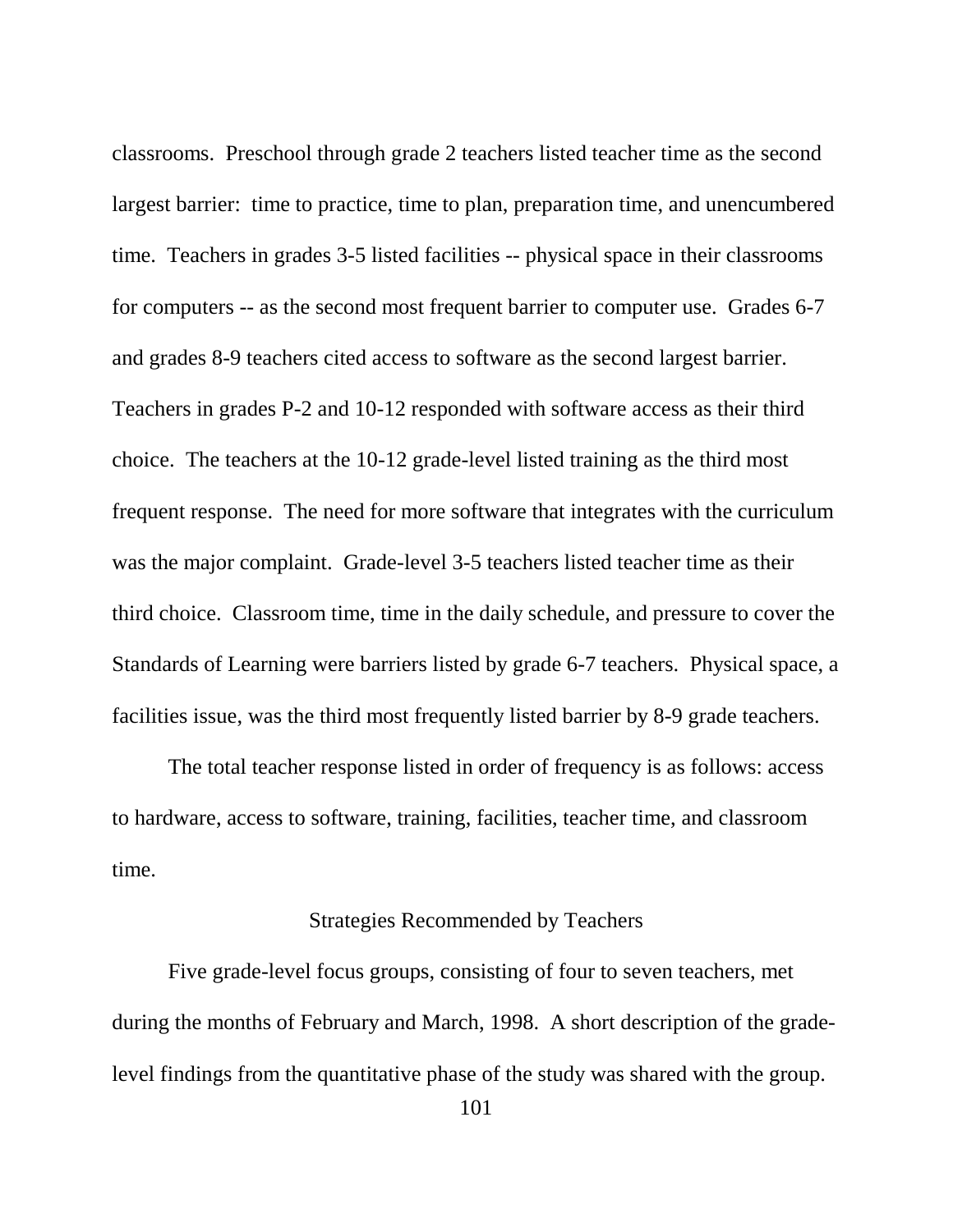classrooms. Preschool through grade 2 teachers listed teacher time as the second largest barrier: time to practice, time to plan, preparation time, and unencumbered time. Teachers in grades 3-5 listed facilities -- physical space in their classrooms for computers -- as the second most frequent barrier to computer use. Grades 6-7 and grades 8-9 teachers cited access to software as the second largest barrier. Teachers in grades P-2 and 10-12 responded with software access as their third choice. The teachers at the 10-12 grade-level listed training as the third most frequent response. The need for more software that integrates with the curriculum was the major complaint. Grade-level 3-5 teachers listed teacher time as their third choice. Classroom time, time in the daily schedule, and pressure to cover the Standards of Learning were barriers listed by grade 6-7 teachers. Physical space, a facilities issue, was the third most frequently listed barrier by 8-9 grade teachers.

The total teacher response listed in order of frequency is as follows: access to hardware, access to software, training, facilities, teacher time, and classroom time.

## Strategies Recommended by Teachers

Five grade-level focus groups, consisting of four to seven teachers, met during the months of February and March, 1998. A short description of the grade-level findings from the quantitative phase of the study was shared with the group.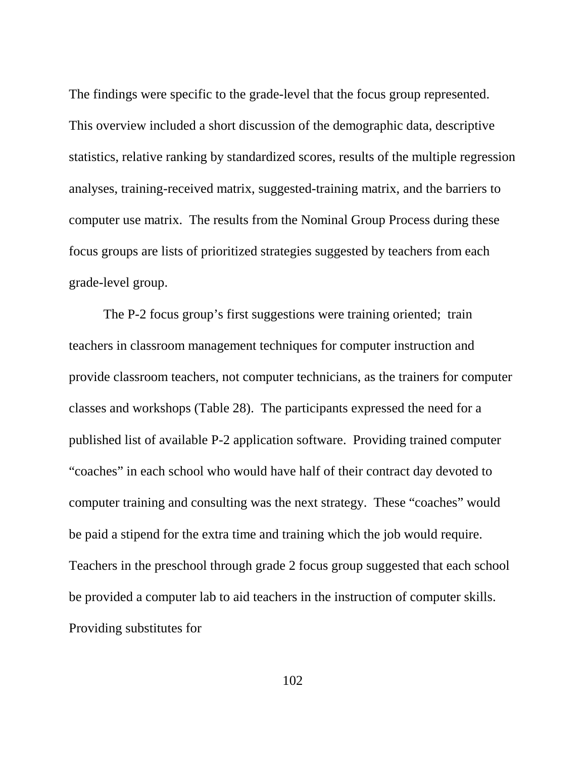The findings were specific to the grade-level that the focus group represented. This overview included a short discussion of the demographic data, descriptive statistics, relative ranking by standardized scores, results of the multiple regression analyses, training-received matrix, suggested-training matrix, and the barriers to computer use matrix. The results from the Nominal Group Process during these focus groups are lists of prioritized strategies suggested by teachers from each grade-level group.

The P-2 focus group's first suggestions were training oriented; train teachers in classroom management techniques for computer instruction and provide classroom teachers, not computer technicians, as the trainers for computer classes and workshops (Table 28). The participants expressed the need for a published list of available P-2 application software. Providing trained computer "coaches" in each school who would have half of their contract day devoted to computer training and consulting was the next strategy. These "coaches" would be paid a stipend for the extra time and training which the job would require. Teachers in the preschool through grade 2 focus group suggested that each school be provided a computer lab to aid teachers in the instruction of computer skills. Providing substitutes for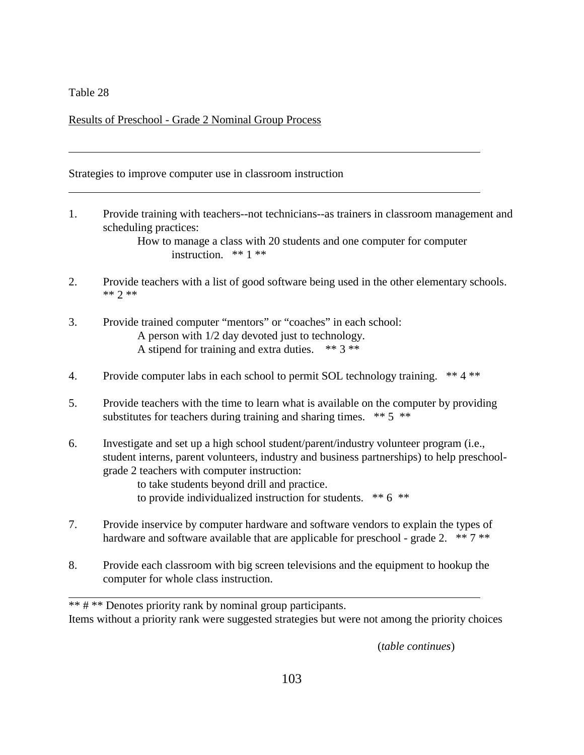Table 28

Results of Preschool - Grade 2 Nominal Group Process

---

Strategies to improve computer use in classroom instruction

---

1. Provide training with teachers--not technicians--as trainers in classroom management and scheduling practices:
   How to manage a class with 20 students and one computer for computer instruction. ** 1 **

2. Provide teachers with a list of good software being used in the other elementary schools. ** 2 **

3. Provide trained computer "mentors" or "coaches" in each school:
   A person with 1/2 day devoted just to technology.
   A stipend for training and extra duties. ** 3 **

4. Provide computer labs in each school to permit SOL technology training. ** 4 **

5. Provide teachers with the time to learn what is available on the computer by providing substitutes for teachers during training and sharing times. ** 5 **

6. Investigate and set up a high school student/parent/industry volunteer program (i.e., student interns, parent volunteers, industry and business partnerships) to help preschool-grade 2 teachers with computer instruction:
   to take students beyond drill and practice.
   to provide individualized instruction for students. ** 6 **

7. Provide inservice by computer hardware and software vendors to explain the types of hardware and software available that are applicable for preschool - grade 2. ** 7 **

8. Provide each classroom with big screen televisions and the equipment to hookup the computer for whole class instruction.

---

** # ** Denotes priority rank by nominal group participants.
Items without a priority rank were suggested strategies but were not among the priority choices

(*table continues*)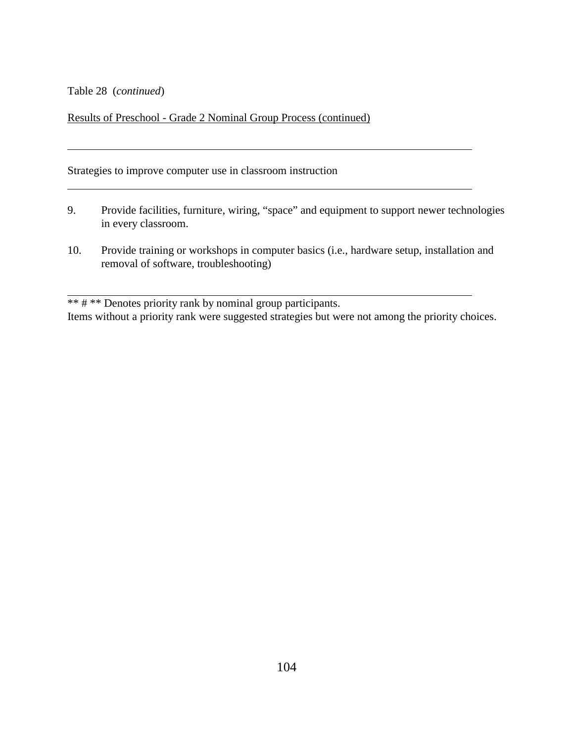Table 28 (*continued*)

Results of Preschool - Grade 2 Nominal Group Process (continued)

| Strategies to improve computer use in classroom instruction |
| --- |

9. Provide facilities, furniture, wiring, “space” and equipment to support newer technologies in every classroom.

10. Provide training or workshops in computer basics (i.e., hardware setup, installation and removal of software, troubleshooting)

---

** # ** Denotes priority rank by nominal group participants.
Items without a priority rank were suggested strategies but were not among the priority choices.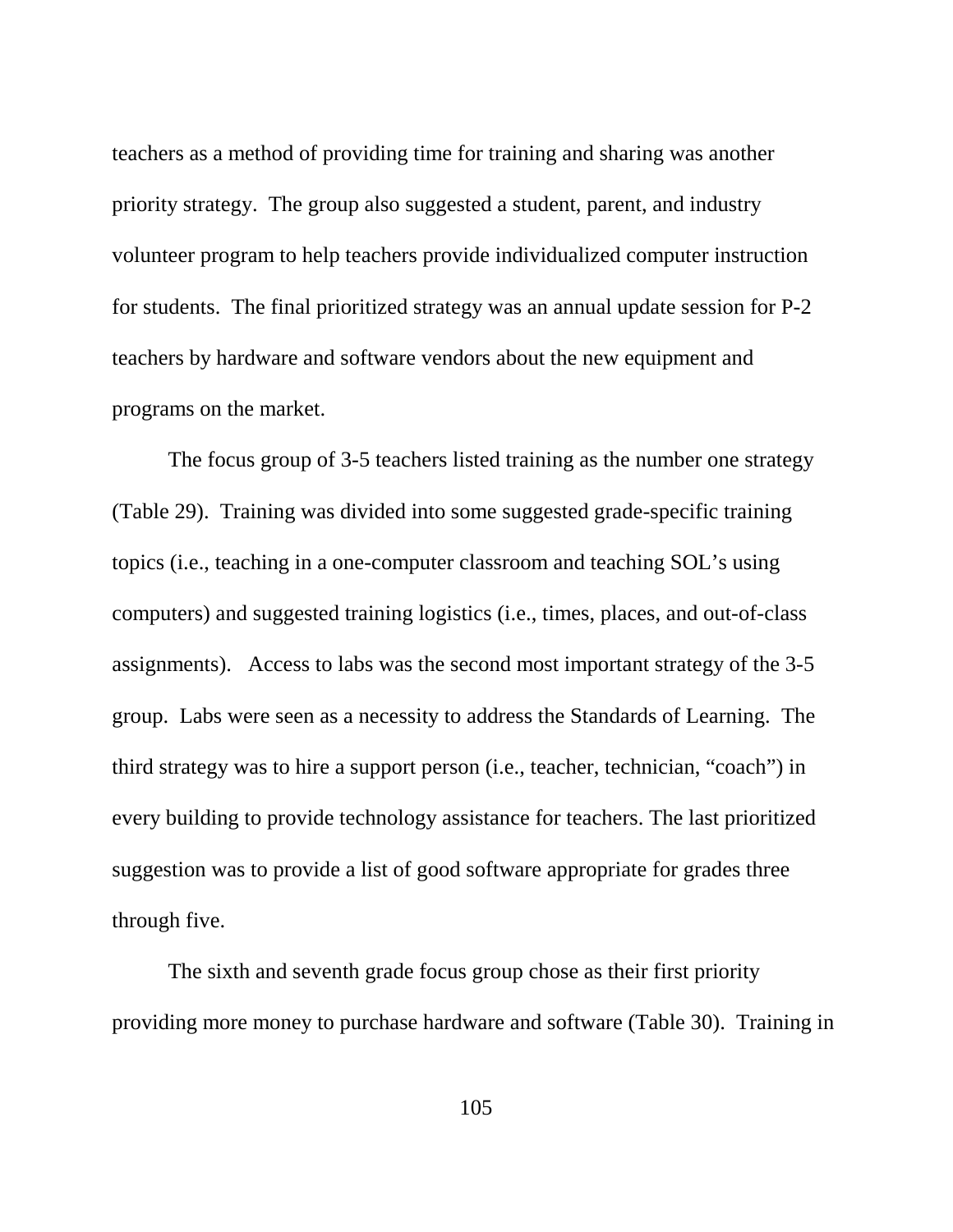teachers as a method of providing time for training and sharing was another priority strategy. The group also suggested a student, parent, and industry volunteer program to help teachers provide individualized computer instruction for students. The final prioritized strategy was an annual update session for P-2 teachers by hardware and software vendors about the new equipment and programs on the market.

The focus group of 3-5 teachers listed training as the number one strategy (Table 29). Training was divided into some suggested grade-specific training topics (i.e., teaching in a one-computer classroom and teaching SOL's using computers) and suggested training logistics (i.e., times, places, and out-of-class assignments). Access to labs was the second most important strategy of the 3-5 group. Labs were seen as a necessity to address the Standards of Learning. The third strategy was to hire a support person (i.e., teacher, technician, "coach") in every building to provide technology assistance for teachers. The last prioritized suggestion was to provide a list of good software appropriate for grades three through five.

The sixth and seventh grade focus group chose as their first priority providing more money to purchase hardware and software (Table 30). Training in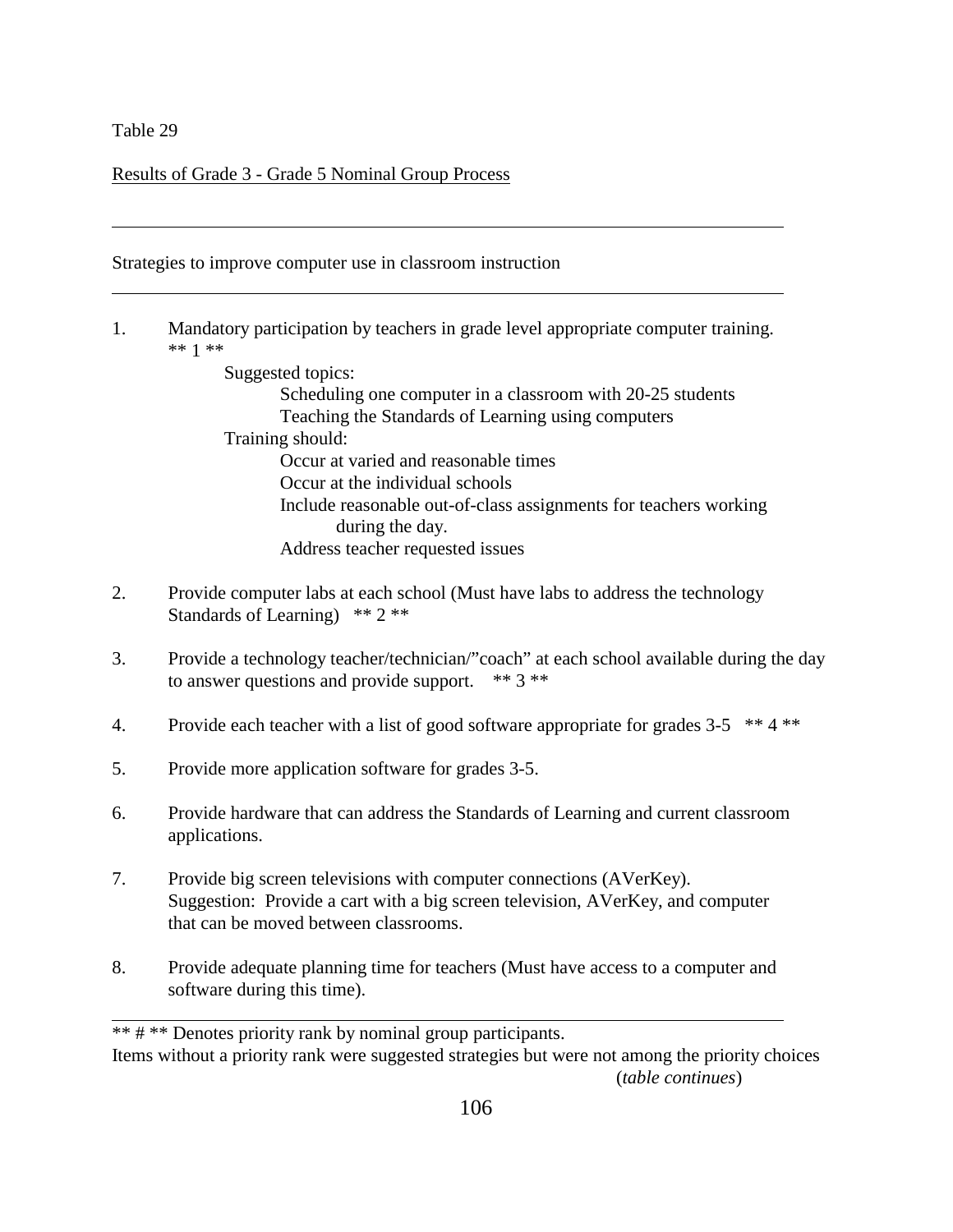Table 29

Results of Grade 3 - Grade 5 Nominal Group Process

---

Strategies to improve computer use in classroom instruction

---

1. Mandatory participation by teachers in grade level appropriate computer training. ** 1 **
    - Suggested topics:
        - Scheduling one computer in a classroom with 20-25 students
        - Teaching the Standards of Learning using computers
    - Training should:
        - Occur at varied and reasonable times
        - Occur at the individual schools
        - Include reasonable out-of-class assignments for teachers working during the day.
        - Address teacher requested issues

2. Provide computer labs at each school (Must have labs to address the technology Standards of Learning) ** 2 **

3. Provide a technology teacher/technician/"coach" at each school available during the day to answer questions and provide support. ** 3 **

4. Provide each teacher with a list of good software appropriate for grades 3-5 ** 4 **

5. Provide more application software for grades 3-5.

6. Provide hardware that can address the Standards of Learning and current classroom applications.

7. Provide big screen televisions with computer connections (AVerKey).
   Suggestion: Provide a cart with a big screen television, AVerKey, and computer that can be moved between classrooms.

8. Provide adequate planning time for teachers (Must have access to a computer and software during this time).

---

** # ** Denotes priority rank by nominal group participants.
Items without a priority rank were suggested strategies but were not among the priority choices

(*table continues*)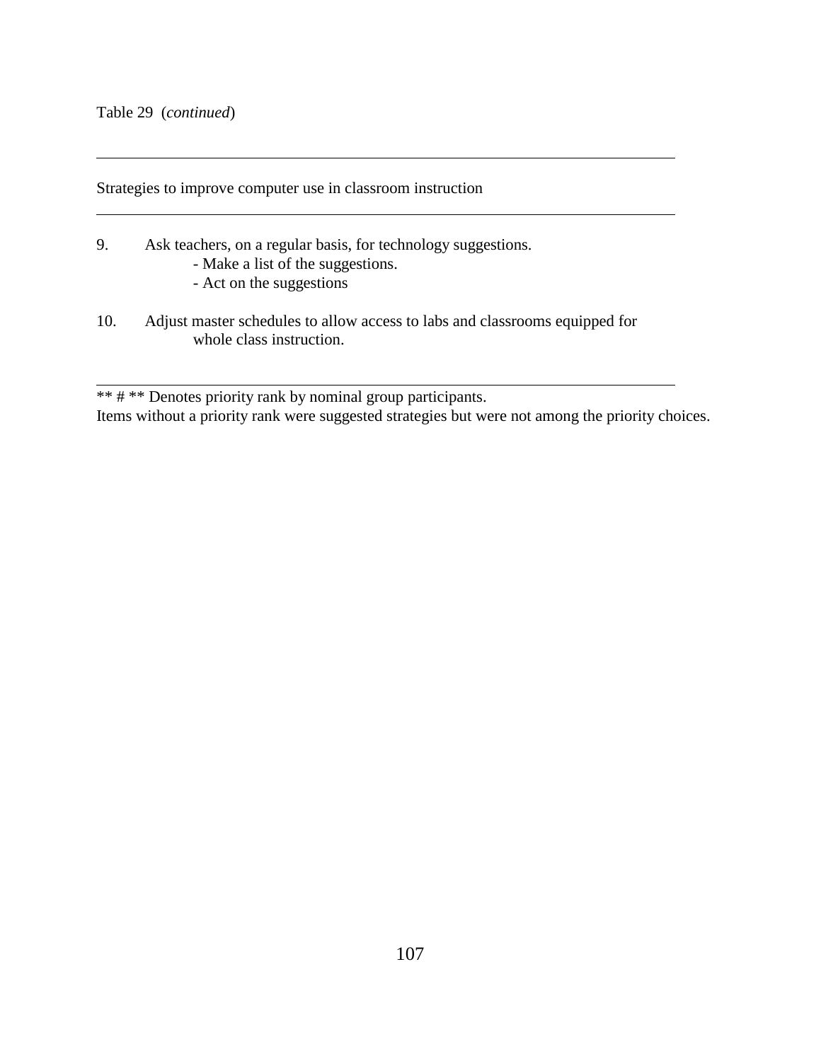Table 29 (*continued*)

---

Strategies to improve computer use in classroom instruction

---

9. Ask teachers, on a regular basis, for technology suggestions.
   - Make a list of the suggestions.
   - Act on the suggestions

10. Adjust master schedules to allow access to labs and classrooms equipped for whole class instruction.

---

** # ** Denotes priority rank by nominal group participants.
Items without a priority rank were suggested strategies but were not among the priority choices.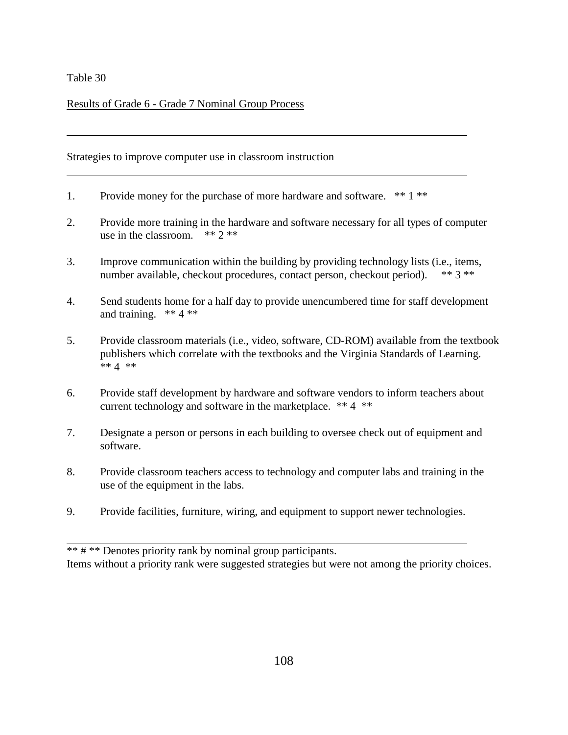Table 30

Results of Grade 6 - Grade 7 Nominal Group Process

---

Strategies to improve computer use in classroom instruction

---

1. Provide money for the purchase of more hardware and software. ** 1 **

2. Provide more training in the hardware and software necessary for all types of computer use in the classroom. ** 2 **

3. Improve communication within the building by providing technology lists (i.e., items, number available, checkout procedures, contact person, checkout period). ** 3 **

4. Send students home for a half day to provide unencumbered time for staff development and training. ** 4 **

5. Provide classroom materials (i.e., video, software, CD-ROM) available from the textbook publishers which correlate with the textbooks and the Virginia Standards of Learning. ** 4 **

6. Provide staff development by hardware and software vendors to inform teachers about current technology and software in the marketplace. ** 4 **

7. Designate a person or persons in each building to oversee check out of equipment and software.

8. Provide classroom teachers access to technology and computer labs and training in the use of the equipment in the labs.

9. Provide facilities, furniture, wiring, and equipment to support newer technologies.

---

** # ** Denotes priority rank by nominal group participants.
Items without a priority rank were suggested strategies but were not among the priority choices.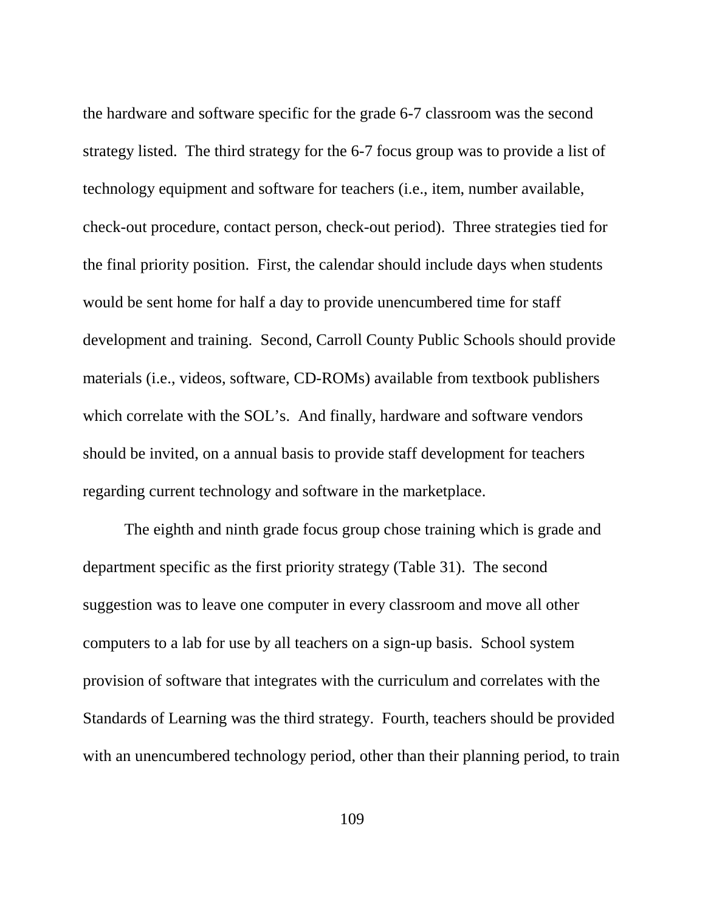the hardware and software specific for the grade 6-7 classroom was the second strategy listed. The third strategy for the 6-7 focus group was to provide a list of technology equipment and software for teachers (i.e., item, number available, check-out procedure, contact person, check-out period). Three strategies tied for the final priority position. First, the calendar should include days when students would be sent home for half a day to provide unencumbered time for staff development and training. Second, Carroll County Public Schools should provide materials (i.e., videos, software, CD-ROMs) available from textbook publishers which correlate with the SOL's. And finally, hardware and software vendors should be invited, on a annual basis to provide staff development for teachers regarding current technology and software in the marketplace.

The eighth and ninth grade focus group chose training which is grade and department specific as the first priority strategy (Table 31). The second suggestion was to leave one computer in every classroom and move all other computers to a lab for use by all teachers on a sign-up basis. School system provision of software that integrates with the curriculum and correlates with the Standards of Learning was the third strategy. Fourth, teachers should be provided with an unencumbered technology period, other than their planning period, to train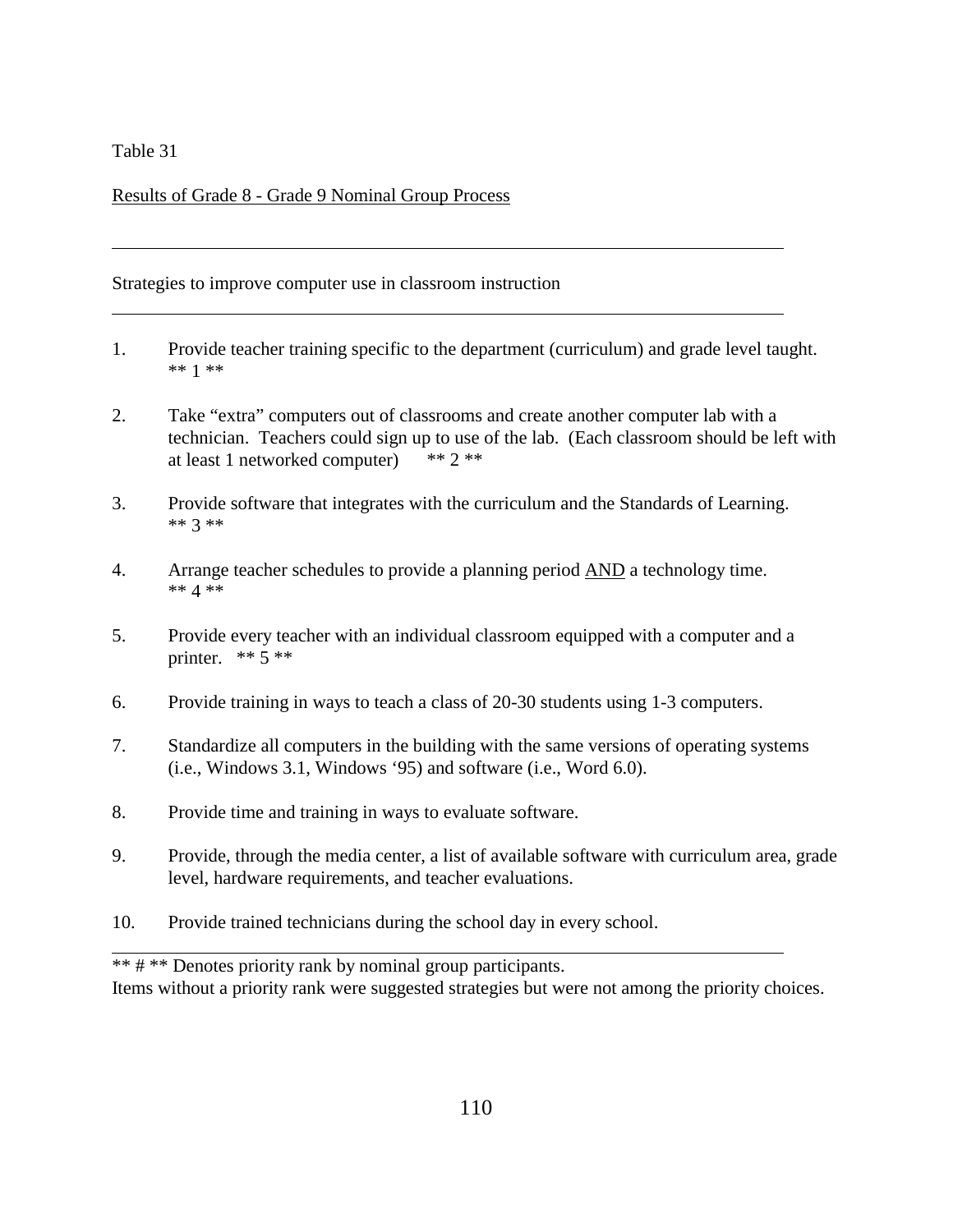Table 31

Results of Grade 8 - Grade 9 Nominal Group Process

---

Strategies to improve computer use in classroom instruction

---

1. Provide teacher training specific to the department (curriculum) and grade level taught. ** 1 **

2. Take “extra” computers out of classrooms and create another computer lab with a technician. Teachers could sign up to use of the lab. (Each classroom should be left with at least 1 networked computer) ** 2 **

3. Provide software that integrates with the curriculum and the Standards of Learning. ** 3 **

4. Arrange teacher schedules to provide a planning period AND a technology time. ** 4 **

5. Provide every teacher with an individual classroom equipped with a computer and a printer. ** 5 **

6. Provide training in ways to teach a class of 20-30 students using 1-3 computers.

7. Standardize all computers in the building with the same versions of operating systems (i.e., Windows 3.1, Windows ‘95) and software (i.e., Word 6.0).

8. Provide time and training in ways to evaluate software.

9. Provide, through the media center, a list of available software with curriculum area, grade level, hardware requirements, and teacher evaluations.

10. Provide trained technicians during the school day in every school.

---

** # ** Denotes priority rank by nominal group participants.
Items without a priority rank were suggested strategies but were not among the priority choices.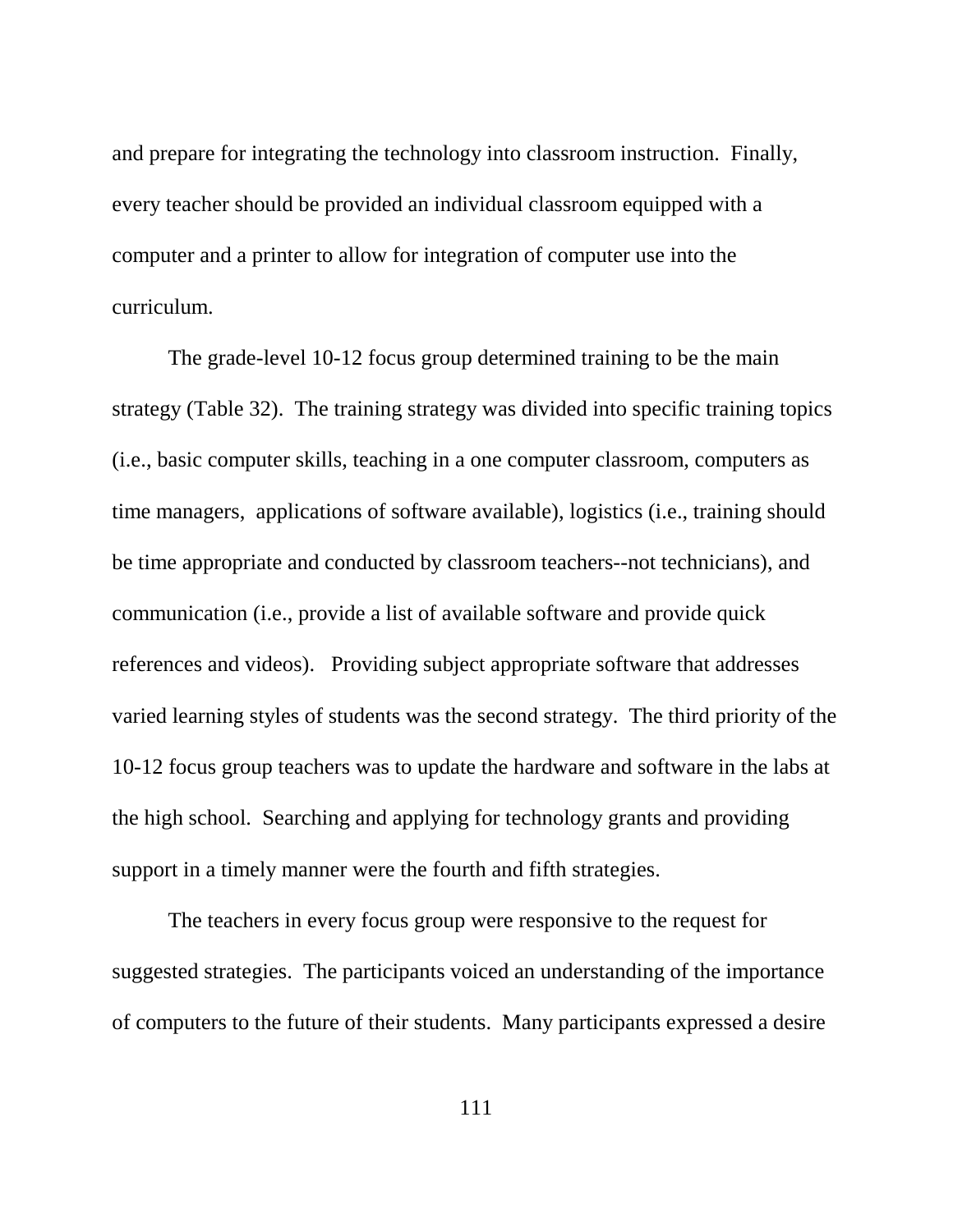and prepare for integrating the technology into classroom instruction. Finally, every teacher should be provided an individual classroom equipped with a computer and a printer to allow for integration of computer use into the curriculum.

The grade-level 10-12 focus group determined training to be the main strategy (Table 32). The training strategy was divided into specific training topics (i.e., basic computer skills, teaching in a one computer classroom, computers as time managers, applications of software available), logistics (i.e., training should be time appropriate and conducted by classroom teachers--not technicians), and communication (i.e., provide a list of available software and provide quick references and videos). Providing subject appropriate software that addresses varied learning styles of students was the second strategy. The third priority of the 10-12 focus group teachers was to update the hardware and software in the labs at the high school. Searching and applying for technology grants and providing support in a timely manner were the fourth and fifth strategies.

The teachers in every focus group were responsive to the request for suggested strategies. The participants voiced an understanding of the importance of computers to the future of their students. Many participants expressed a desire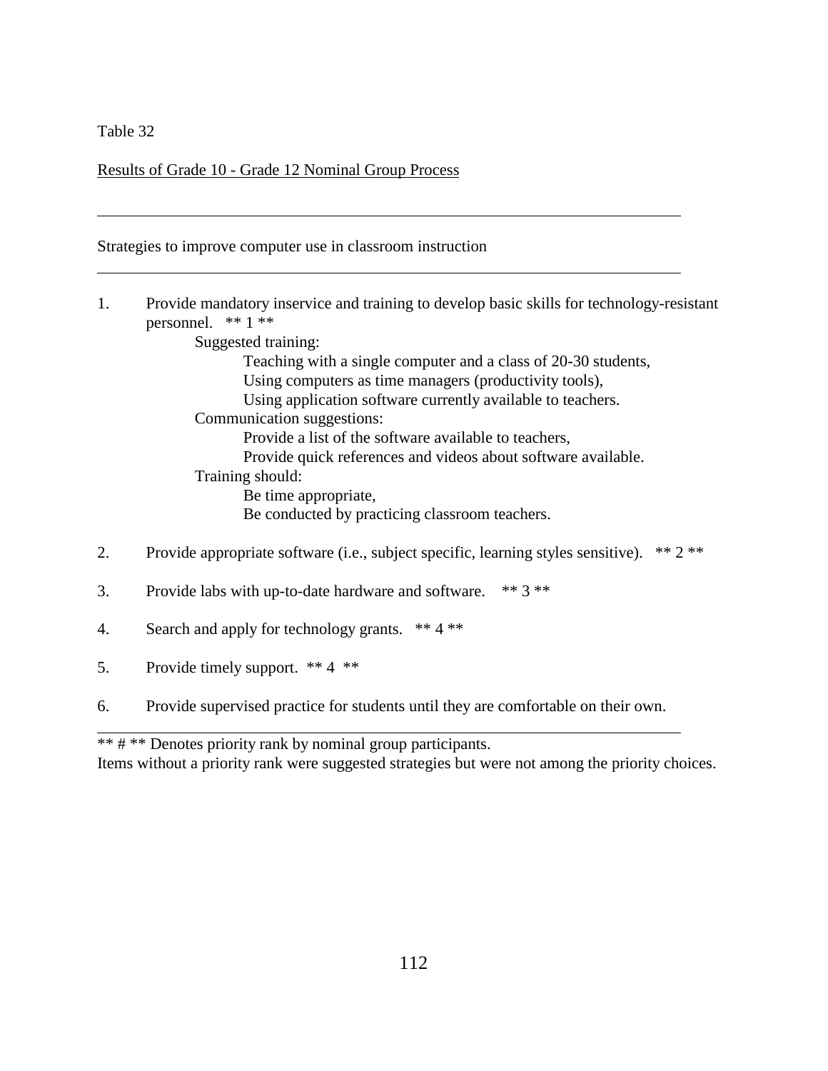Table 32

Results of Grade 10 - Grade 12 Nominal Group Process

---

Strategies to improve computer use in classroom instruction

---

1. Provide mandatory inservice and training to develop basic skills for technology-resistant personnel. ** 1 **
   - Suggested training:
     - Teaching with a single computer and a class of 20-30 students,
     - Using computers as time managers (productivity tools),
     - Using application software currently available to teachers.
   - Communication suggestions:
     - Provide a list of the software available to teachers,
     - Provide quick references and videos about software available.
   - Training should:
     - Be time appropriate,
     - Be conducted by practicing classroom teachers.

2. Provide appropriate software (i.e., subject specific, learning styles sensitive). ** 2 **

3. Provide labs with up-to-date hardware and software. ** 3 **

4. Search and apply for technology grants. ** 4 **

5. Provide timely support. ** 4 **

6. Provide supervised practice for students until they are comfortable on their own.

---

** # ** Denotes priority rank by nominal group participants.
Items without a priority rank were suggested strategies but were not among the priority choices.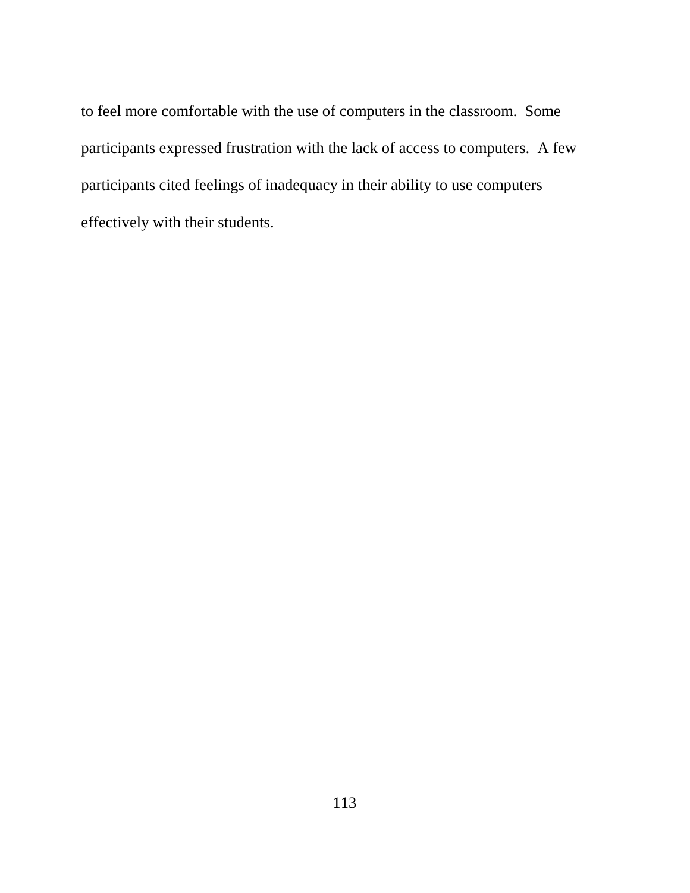to feel more comfortable with the use of computers in the classroom. Some participants expressed frustration with the lack of access to computers. A few participants cited feelings of inadequacy in their ability to use computers effectively with their students.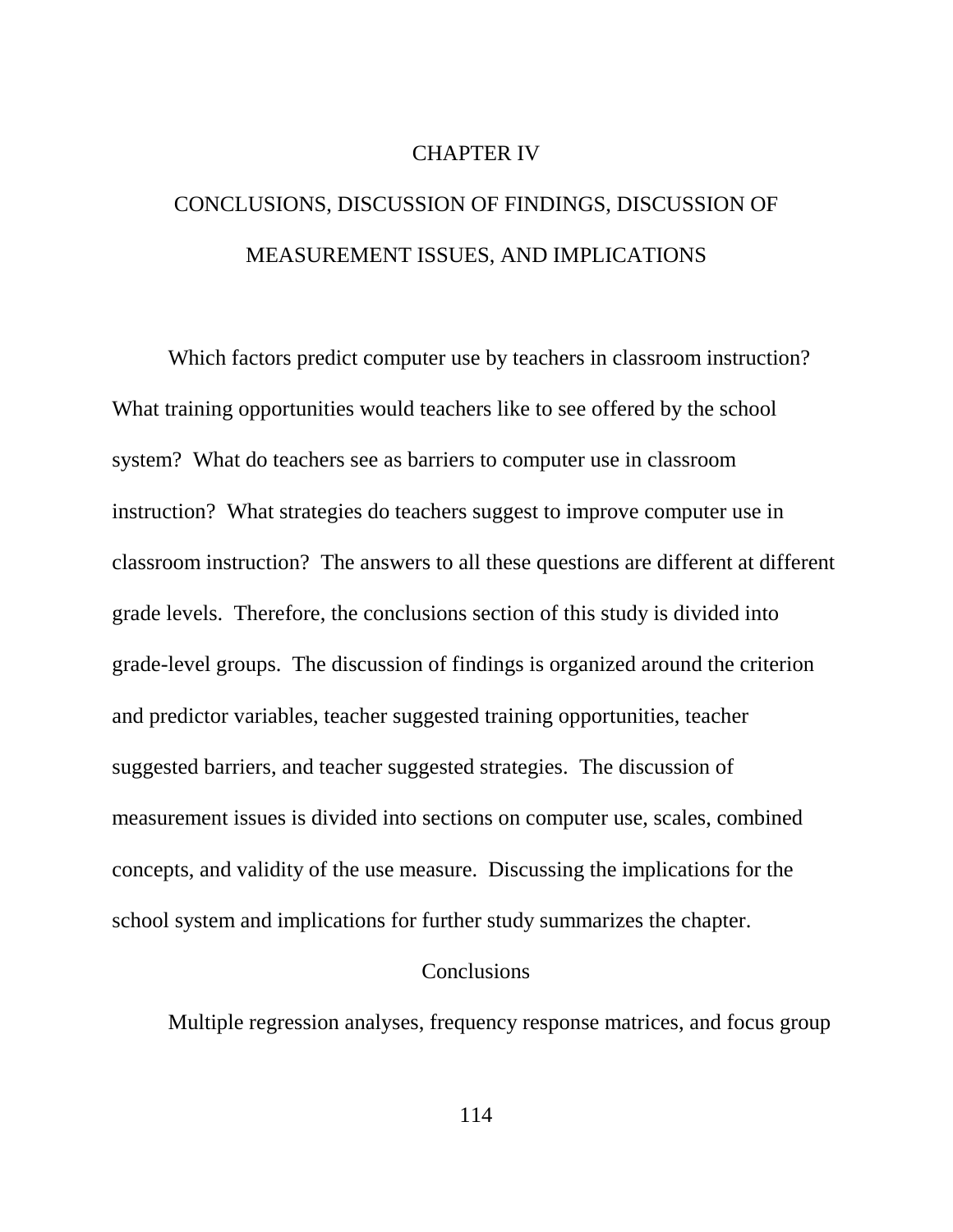# CHAPTER IV

# CONCLUSIONS, DISCUSSION OF FINDINGS, DISCUSSION OF MEASUREMENT ISSUES, AND IMPLICATIONS

Which factors predict computer use by teachers in classroom instruction? What training opportunities would teachers like to see offered by the school system? What do teachers see as barriers to computer use in classroom instruction? What strategies do teachers suggest to improve computer use in classroom instruction? The answers to all these questions are different at different grade levels. Therefore, the conclusions section of this study is divided into grade-level groups. The discussion of findings is organized around the criterion and predictor variables, teacher suggested training opportunities, teacher suggested barriers, and teacher suggested strategies. The discussion of measurement issues is divided into sections on computer use, scales, combined concepts, and validity of the use measure. Discussing the implications for the school system and implications for further study summarizes the chapter.

## Conclusions

Multiple regression analyses, frequency response matrices, and focus group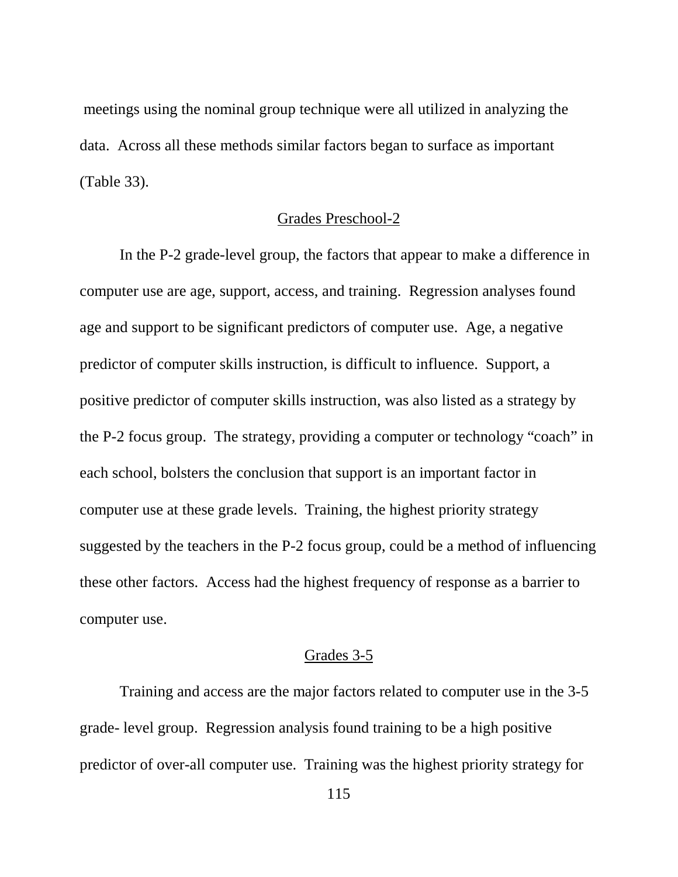meetings using the nominal group technique were all utilized in analyzing the data. Across all these methods similar factors began to surface as important (Table 33).

## Grades Preschool-2

In the P-2 grade-level group, the factors that appear to make a difference in computer use are age, support, access, and training. Regression analyses found age and support to be significant predictors of computer use. Age, a negative predictor of computer skills instruction, is difficult to influence. Support, a positive predictor of computer skills instruction, was also listed as a strategy by the P-2 focus group. The strategy, providing a computer or technology “coach” in each school, bolsters the conclusion that support is an important factor in computer use at these grade levels. Training, the highest priority strategy suggested by the teachers in the P-2 focus group, could be a method of influencing these other factors. Access had the highest frequency of response as a barrier to computer use.

## Grades 3-5

Training and access are the major factors related to computer use in the 3-5 grade- level group. Regression analysis found training to be a high positive predictor of over-all computer use. Training was the highest priority strategy for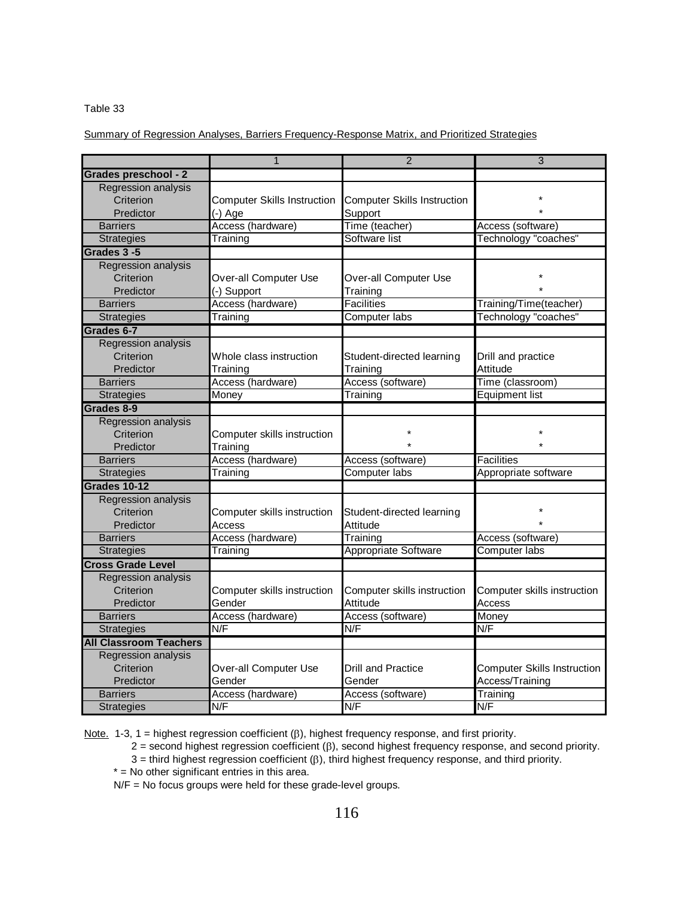Table 33

Summary of Regression Analyses, Barriers Frequency-Response Matrix, and Prioritized Strategies

| | 1 | 2 | 3 |
|---|---|---|---|
| **Grades preschool - 2** | | | |
| Regression analysis | | | |
| Criterion | Computer Skills Instruction | Computer Skills Instruction | * |
| Predictor | (-) Age | Support | * |
| Barriers | Access (hardware) | Time (teacher) | Access (software) |
| Strategies | Training | Software list | Technology "coaches" |
| **Grades 3 -5** | | | |
| Regression analysis | | | |
| Criterion | Over-all Computer Use | Over-all Computer Use | * |
| Predictor | (-) Support | Training | * |
| Barriers | Access (hardware) | Facilities | Training/Time(teacher) |
| Strategies | Training | Computer labs | Technology "coaches" |
| **Grades 6-7** | | | |
| Regression analysis | | | |
| Criterion | Whole class instruction | Student-directed learning | Drill and practice |
| Predictor | Training | Training | Attitude |
| Barriers | Access (hardware) | Access (software) | Time (classroom) |
| Strategies | Money | Training | Equipment list |
| **Grades 8-9** | | | |
| Regression analysis | | | |
| Criterion | Computer skills instruction | * | * |
| Predictor | Training | * | * |
| Barriers | Access (hardware) | Access (software) | Facilities |
| Strategies | Training | Computer labs | Appropriate software |
| **Grades 10-12** | | | |
| Regression analysis | | | |
| Criterion | Computer skills instruction | Student-directed learning | * |
| Predictor | Access | Attitude | * |
| Barriers | Access (hardware) | Training | Access (software) |
| Strategies | Training | Appropriate Software | Computer labs |
| **Cross Grade Level** | | | |
| Regression analysis | | | |
| Criterion | Computer skills instruction | Computer skills instruction | Computer skills instruction |
| Predictor | Gender | Attitude | Access |
| Barriers | Access (hardware) | Access (software) | Money |
| Strategies | N/F | N/F | N/F |
| **All Classroom Teachers** | | | |
| Regression analysis | | | |
| Criterion | Over-all Computer Use | Drill and Practice | Computer Skills Instruction |
| Predictor | Gender | Gender | Access/Training |
| Barriers | Access (hardware) | Access (software) | Training |
| Strategies | N/F | N/F | N/F |

Note. 1-3, 1 = highest regression coefficient ($\beta$), highest frequency response, and first priority.
2 = second highest regression coefficient ($\beta$), second highest frequency response, and second priority.
3 = third highest regression coefficient ($\beta$), third highest frequency response, and third priority.
* = No other significant entries in this area.
N/F = No focus groups were held for these grade-level groups.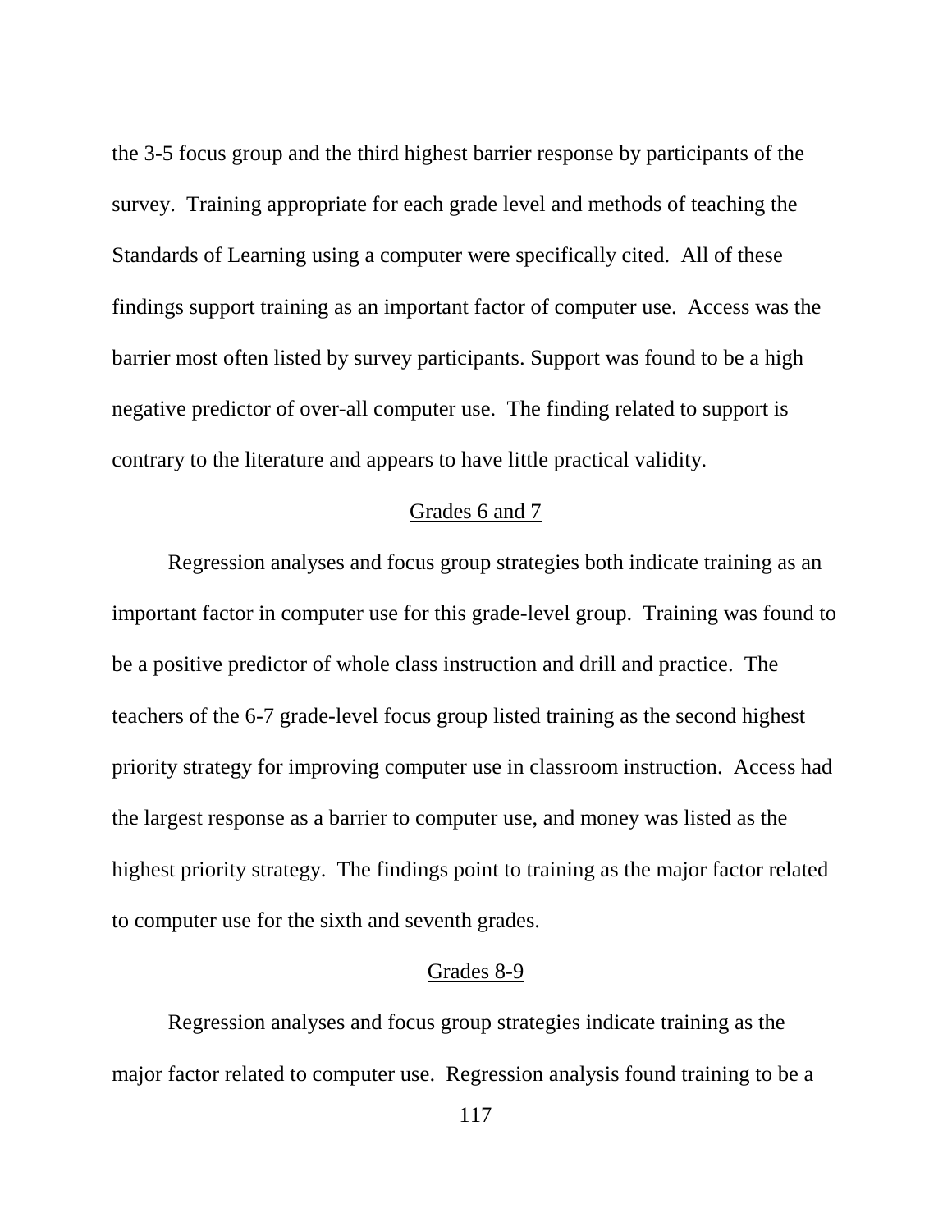the 3-5 focus group and the third highest barrier response by participants of the survey. Training appropriate for each grade level and methods of teaching the Standards of Learning using a computer were specifically cited. All of these findings support training as an important factor of computer use. Access was the barrier most often listed by survey participants. Support was found to be a high negative predictor of over-all computer use. The finding related to support is contrary to the literature and appears to have little practical validity.

### Grades 6 and 7

Regression analyses and focus group strategies both indicate training as an important factor in computer use for this grade-level group. Training was found to be a positive predictor of whole class instruction and drill and practice. The teachers of the 6-7 grade-level focus group listed training as the second highest priority strategy for improving computer use in classroom instruction. Access had the largest response as a barrier to computer use, and money was listed as the highest priority strategy. The findings point to training as the major factor related to computer use for the sixth and seventh grades.

### Grades 8-9

Regression analyses and focus group strategies indicate training as the major factor related to computer use. Regression analysis found training to be a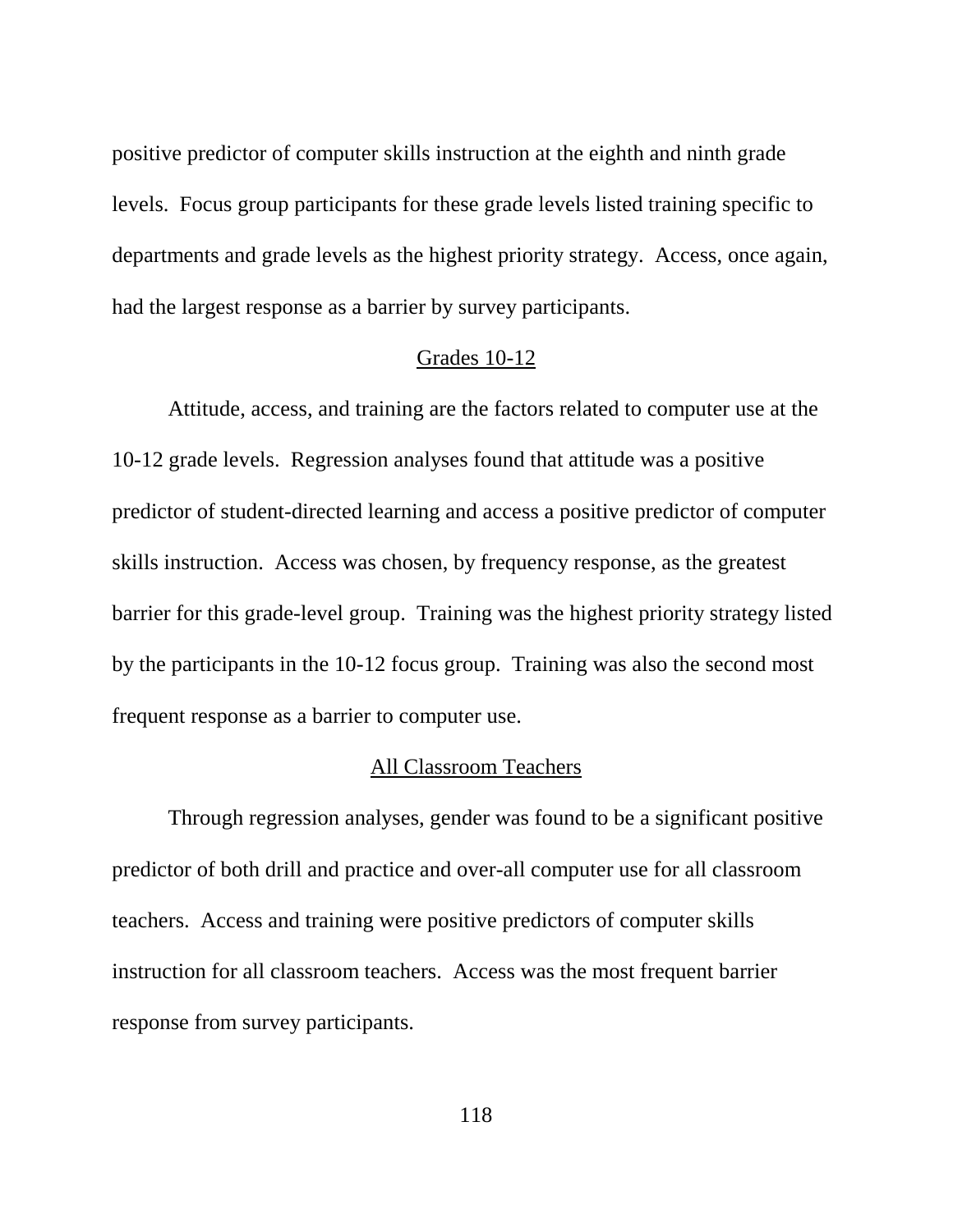positive predictor of computer skills instruction at the eighth and ninth grade levels. Focus group participants for these grade levels listed training specific to departments and grade levels as the highest priority strategy. Access, once again, had the largest response as a barrier by survey participants.

### Grades 10-12

Attitude, access, and training are the factors related to computer use at the 10-12 grade levels. Regression analyses found that attitude was a positive predictor of student-directed learning and access a positive predictor of computer skills instruction. Access was chosen, by frequency response, as the greatest barrier for this grade-level group. Training was the highest priority strategy listed by the participants in the 10-12 focus group. Training was also the second most frequent response as a barrier to computer use.

### All Classroom Teachers

Through regression analyses, gender was found to be a significant positive predictor of both drill and practice and over-all computer use for all classroom teachers. Access and training were positive predictors of computer skills instruction for all classroom teachers. Access was the most frequent barrier response from survey participants.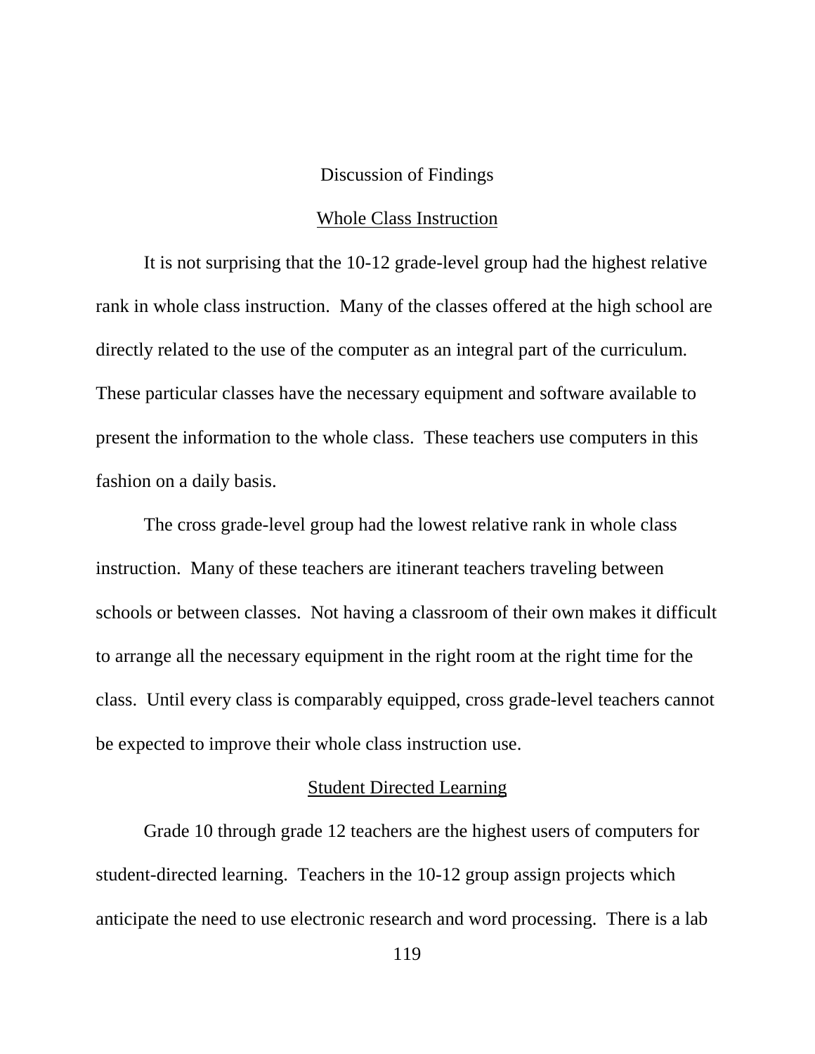## Discussion of Findings

### Whole Class Instruction

It is not surprising that the 10-12 grade-level group had the highest relative rank in whole class instruction. Many of the classes offered at the high school are directly related to the use of the computer as an integral part of the curriculum. These particular classes have the necessary equipment and software available to present the information to the whole class. These teachers use computers in this fashion on a daily basis.

The cross grade-level group had the lowest relative rank in whole class instruction. Many of these teachers are itinerant teachers traveling between schools or between classes. Not having a classroom of their own makes it difficult to arrange all the necessary equipment in the right room at the right time for the class. Until every class is comparably equipped, cross grade-level teachers cannot be expected to improve their whole class instruction use.

### Student Directed Learning

Grade 10 through grade 12 teachers are the highest users of computers for student-directed learning. Teachers in the 10-12 group assign projects which anticipate the need to use electronic research and word processing. There is a lab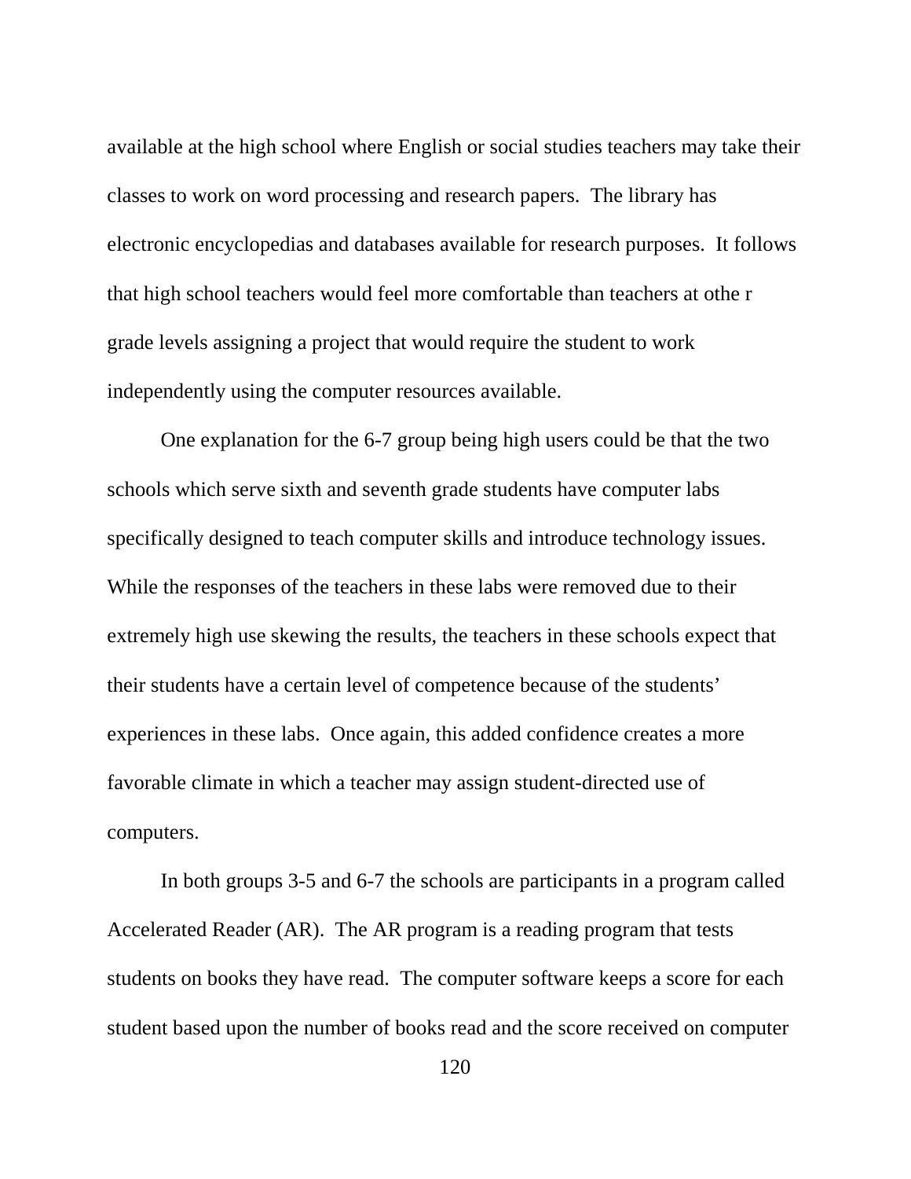available at the high school where English or social studies teachers may take their classes to work on word processing and research papers.  The library has electronic encyclopedias and databases available for research purposes.  It follows that high school teachers would feel more comfortable than teachers at othe r grade levels assigning a project that would require the student to work independently using the computer resources available.

One explanation for the 6-7 group being high users could be that the two schools which serve sixth and seventh grade students have computer labs specifically designed to teach computer skills and introduce technology issues. While the responses of the teachers in these labs were removed due to their extremely high use skewing the results, the teachers in these schools expect that their students have a certain level of competence because of the students' experiences in these labs.  Once again, this added confidence creates a more favorable climate in which a teacher may assign student-directed use of computers.

In both groups 3-5 and 6-7 the schools are participants in a program called Accelerated Reader (AR).  The AR program is a reading program that tests students on books they have read.  The computer software keeps a score for each student based upon the number of books read and the score received on computer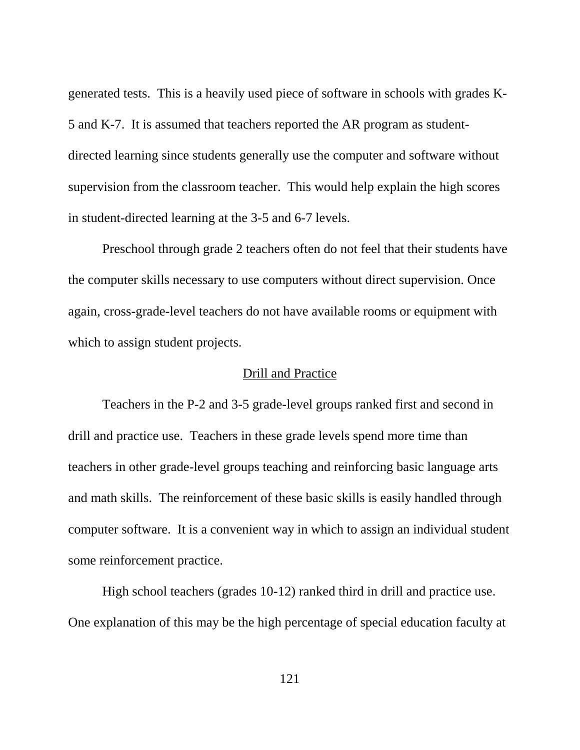generated tests. This is a heavily used piece of software in schools with grades K-5 and K-7. It is assumed that teachers reported the AR program as student-directed learning since students generally use the computer and software without supervision from the classroom teacher. This would help explain the high scores in student-directed learning at the 3-5 and 6-7 levels.

Preschool through grade 2 teachers often do not feel that their students have the computer skills necessary to use computers without direct supervision. Once again, cross-grade-level teachers do not have available rooms or equipment with which to assign student projects.

### Drill and Practice

Teachers in the P-2 and 3-5 grade-level groups ranked first and second in drill and practice use. Teachers in these grade levels spend more time than teachers in other grade-level groups teaching and reinforcing basic language arts and math skills. The reinforcement of these basic skills is easily handled through computer software. It is a convenient way in which to assign an individual student some reinforcement practice.

High school teachers (grades 10-12) ranked third in drill and practice use. One explanation of this may be the high percentage of special education faculty at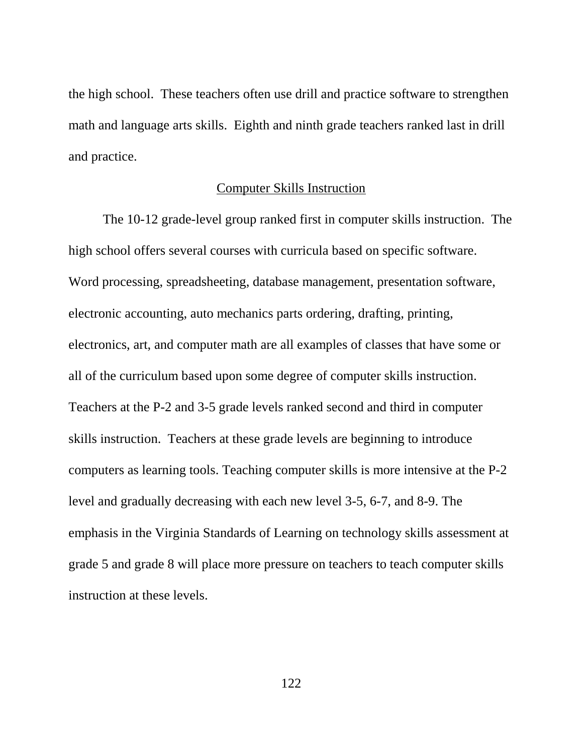the high school. These teachers often use drill and practice software to strengthen math and language arts skills. Eighth and ninth grade teachers ranked last in drill and practice.

## Computer Skills Instruction

The 10-12 grade-level group ranked first in computer skills instruction. The high school offers several courses with curricula based on specific software. Word processing, spreadsheeting, database management, presentation software, electronic accounting, auto mechanics parts ordering, drafting, printing, electronics, art, and computer math are all examples of classes that have some or all of the curriculum based upon some degree of computer skills instruction. Teachers at the P-2 and 3-5 grade levels ranked second and third in computer skills instruction. Teachers at these grade levels are beginning to introduce computers as learning tools. Teaching computer skills is more intensive at the P-2 level and gradually decreasing with each new level 3-5, 6-7, and 8-9. The emphasis in the Virginia Standards of Learning on technology skills assessment at grade 5 and grade 8 will place more pressure on teachers to teach computer skills instruction at these levels.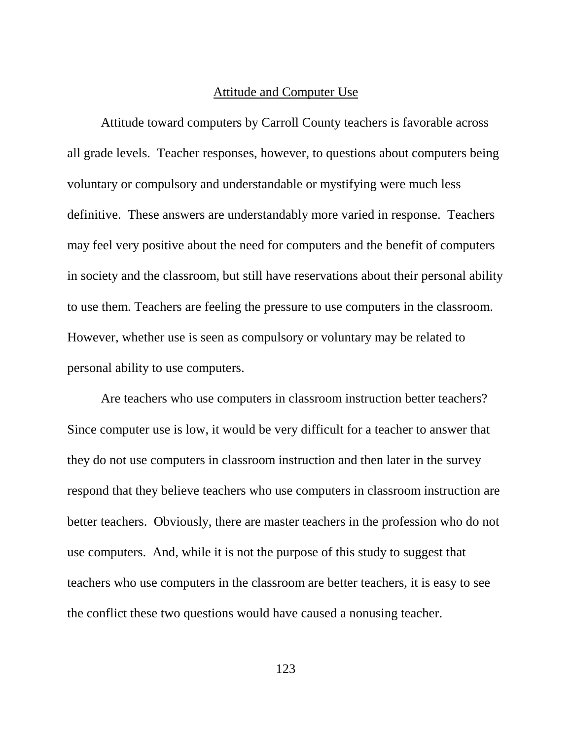## Attitude and Computer Use

Attitude toward computers by Carroll County teachers is favorable across all grade levels. Teacher responses, however, to questions about computers being voluntary or compulsory and understandable or mystifying were much less definitive. These answers are understandably more varied in response. Teachers may feel very positive about the need for computers and the benefit of computers in society and the classroom, but still have reservations about their personal ability to use them. Teachers are feeling the pressure to use computers in the classroom. However, whether use is seen as compulsory or voluntary may be related to personal ability to use computers.

Are teachers who use computers in classroom instruction better teachers? Since computer use is low, it would be very difficult for a teacher to answer that they do not use computers in classroom instruction and then later in the survey respond that they believe teachers who use computers in classroom instruction are better teachers. Obviously, there are master teachers in the profession who do not use computers. And, while it is not the purpose of this study to suggest that teachers who use computers in the classroom are better teachers, it is easy to see the conflict these two questions would have caused a nonusing teacher.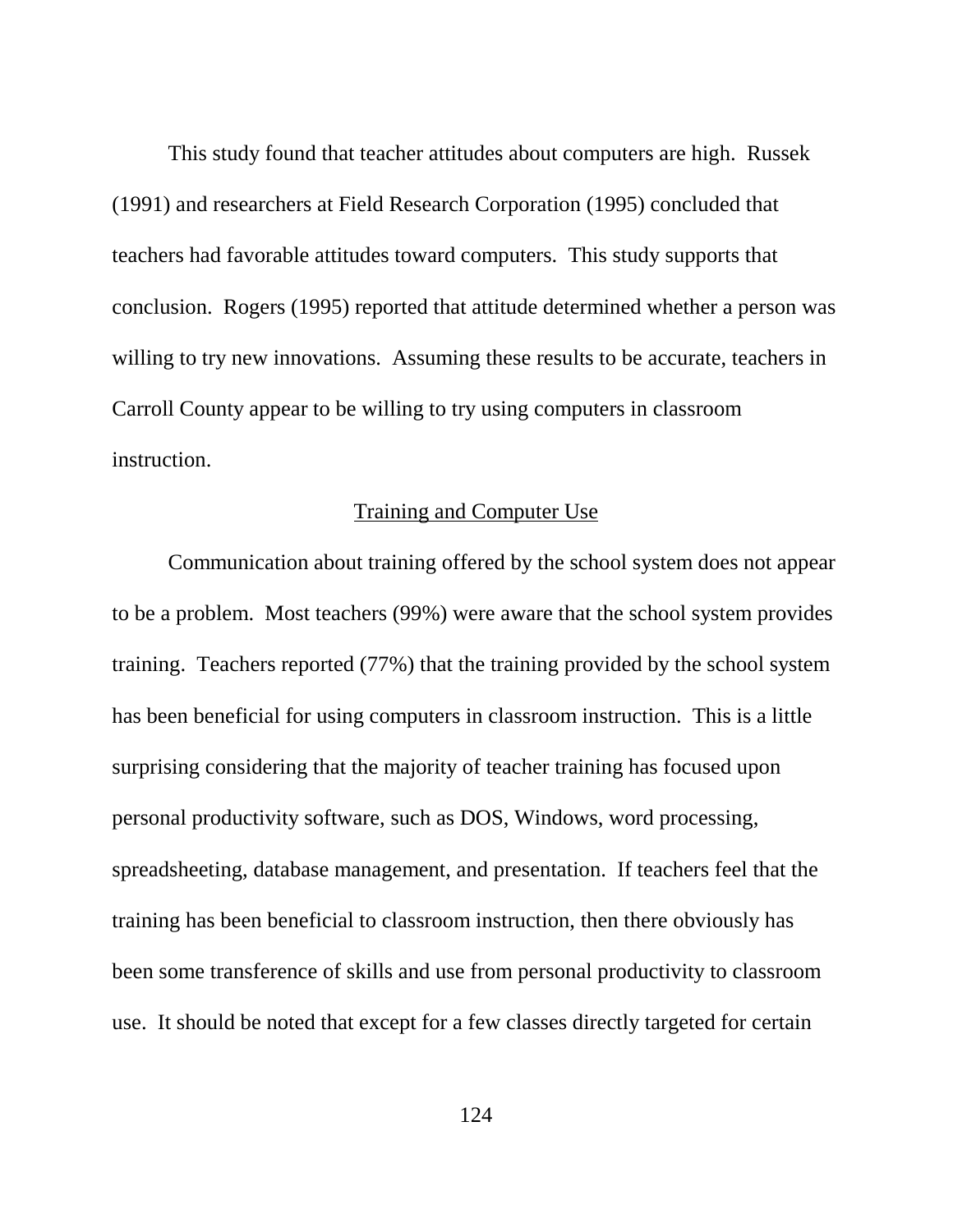This study found that teacher attitudes about computers are high. Russek (1991) and researchers at Field Research Corporation (1995) concluded that teachers had favorable attitudes toward computers. This study supports that conclusion. Rogers (1995) reported that attitude determined whether a person was willing to try new innovations. Assuming these results to be accurate, teachers in Carroll County appear to be willing to try using computers in classroom instruction.

## Training and Computer Use

Communication about training offered by the school system does not appear to be a problem. Most teachers (99%) were aware that the school system provides training. Teachers reported (77%) that the training provided by the school system has been beneficial for using computers in classroom instruction. This is a little surprising considering that the majority of teacher training has focused upon personal productivity software, such as DOS, Windows, word processing, spreadsheeting, database management, and presentation. If teachers feel that the training has been beneficial to classroom instruction, then there obviously has been some transference of skills and use from personal productivity to classroom use. It should be noted that except for a few classes directly targeted for certain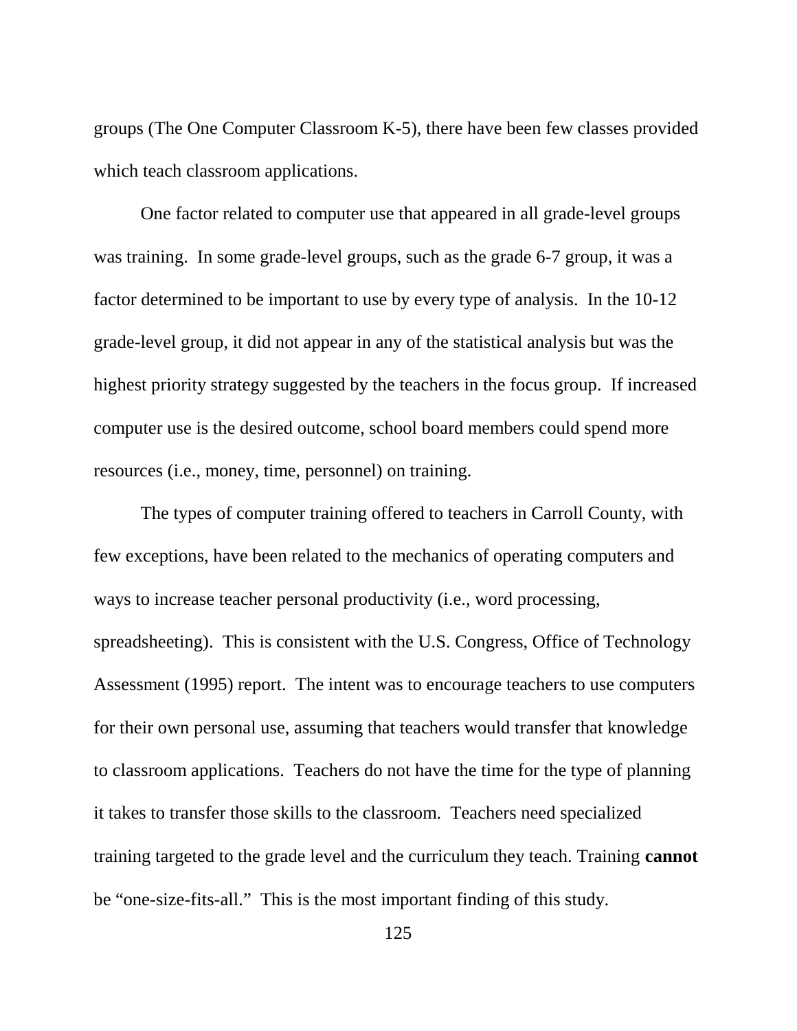groups (The One Computer Classroom K-5), there have been few classes provided which teach classroom applications.

One factor related to computer use that appeared in all grade-level groups was training. In some grade-level groups, such as the grade 6-7 group, it was a factor determined to be important to use by every type of analysis. In the 10-12 grade-level group, it did not appear in any of the statistical analysis but was the highest priority strategy suggested by the teachers in the focus group. If increased computer use is the desired outcome, school board members could spend more resources (i.e., money, time, personnel) on training.

The types of computer training offered to teachers in Carroll County, with few exceptions, have been related to the mechanics of operating computers and ways to increase teacher personal productivity (i.e., word processing, spreadsheeting). This is consistent with the U.S. Congress, Office of Technology Assessment (1995) report. The intent was to encourage teachers to use computers for their own personal use, assuming that teachers would transfer that knowledge to classroom applications. Teachers do not have the time for the type of planning it takes to transfer those skills to the classroom. Teachers need specialized training targeted to the grade level and the curriculum they teach. Training **cannot** be "one-size-fits-all." This is the most important finding of this study.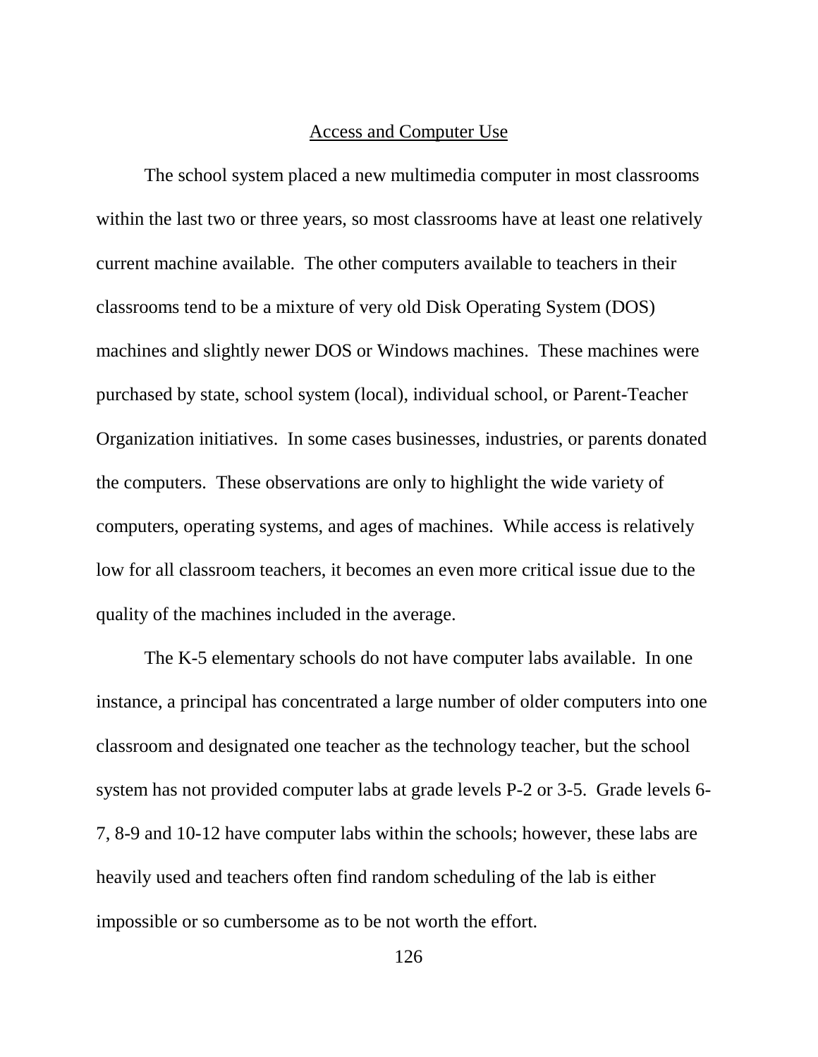## Access and Computer Use

The school system placed a new multimedia computer in most classrooms within the last two or three years, so most classrooms have at least one relatively current machine available. The other computers available to teachers in their classrooms tend to be a mixture of very old Disk Operating System (DOS) machines and slightly newer DOS or Windows machines. These machines were purchased by state, school system (local), individual school, or Parent-Teacher Organization initiatives. In some cases businesses, industries, or parents donated the computers. These observations are only to highlight the wide variety of computers, operating systems, and ages of machines. While access is relatively low for all classroom teachers, it becomes an even more critical issue due to the quality of the machines included in the average.

The K-5 elementary schools do not have computer labs available. In one instance, a principal has concentrated a large number of older computers into one classroom and designated one teacher as the technology teacher, but the school system has not provided computer labs at grade levels P-2 or 3-5. Grade levels 6-7, 8-9 and 10-12 have computer labs within the schools; however, these labs are heavily used and teachers often find random scheduling of the lab is either impossible or so cumbersome as to be not worth the effort.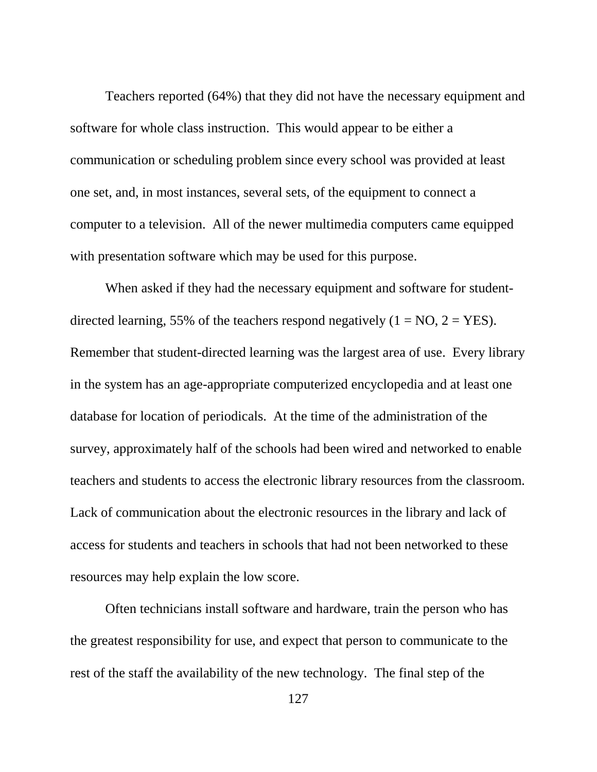Teachers reported (64%) that they did not have the necessary equipment and software for whole class instruction. This would appear to be either a communication or scheduling problem since every school was provided at least one set, and, in most instances, several sets, of the equipment to connect a computer to a television. All of the newer multimedia computers came equipped with presentation software which may be used for this purpose.

When asked if they had the necessary equipment and software for student-directed learning, 55% of the teachers respond negatively (1 = NO, 2 = YES). Remember that student-directed learning was the largest area of use. Every library in the system has an age-appropriate computerized encyclopedia and at least one database for location of periodicals. At the time of the administration of the survey, approximately half of the schools had been wired and networked to enable teachers and students to access the electronic library resources from the classroom. Lack of communication about the electronic resources in the library and lack of access for students and teachers in schools that had not been networked to these resources may help explain the low score.

Often technicians install software and hardware, train the person who has the greatest responsibility for use, and expect that person to communicate to the rest of the staff the availability of the new technology. The final step of the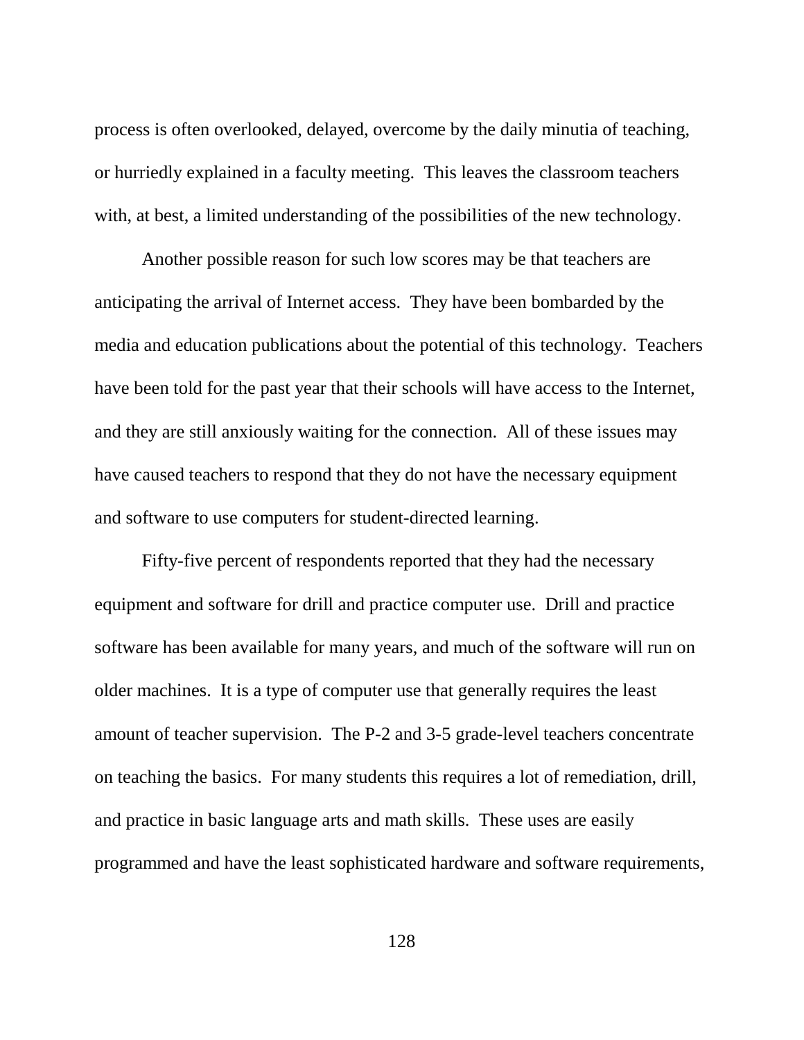process is often overlooked, delayed, overcome by the daily minutia of teaching, or hurriedly explained in a faculty meeting. This leaves the classroom teachers with, at best, a limited understanding of the possibilities of the new technology.

Another possible reason for such low scores may be that teachers are anticipating the arrival of Internet access. They have been bombarded by the media and education publications about the potential of this technology. Teachers have been told for the past year that their schools will have access to the Internet, and they are still anxiously waiting for the connection. All of these issues may have caused teachers to respond that they do not have the necessary equipment and software to use computers for student-directed learning.

Fifty-five percent of respondents reported that they had the necessary equipment and software for drill and practice computer use. Drill and practice software has been available for many years, and much of the software will run on older machines. It is a type of computer use that generally requires the least amount of teacher supervision. The P-2 and 3-5 grade-level teachers concentrate on teaching the basics. For many students this requires a lot of remediation, drill, and practice in basic language arts and math skills. These uses are easily programmed and have the least sophisticated hardware and software requirements,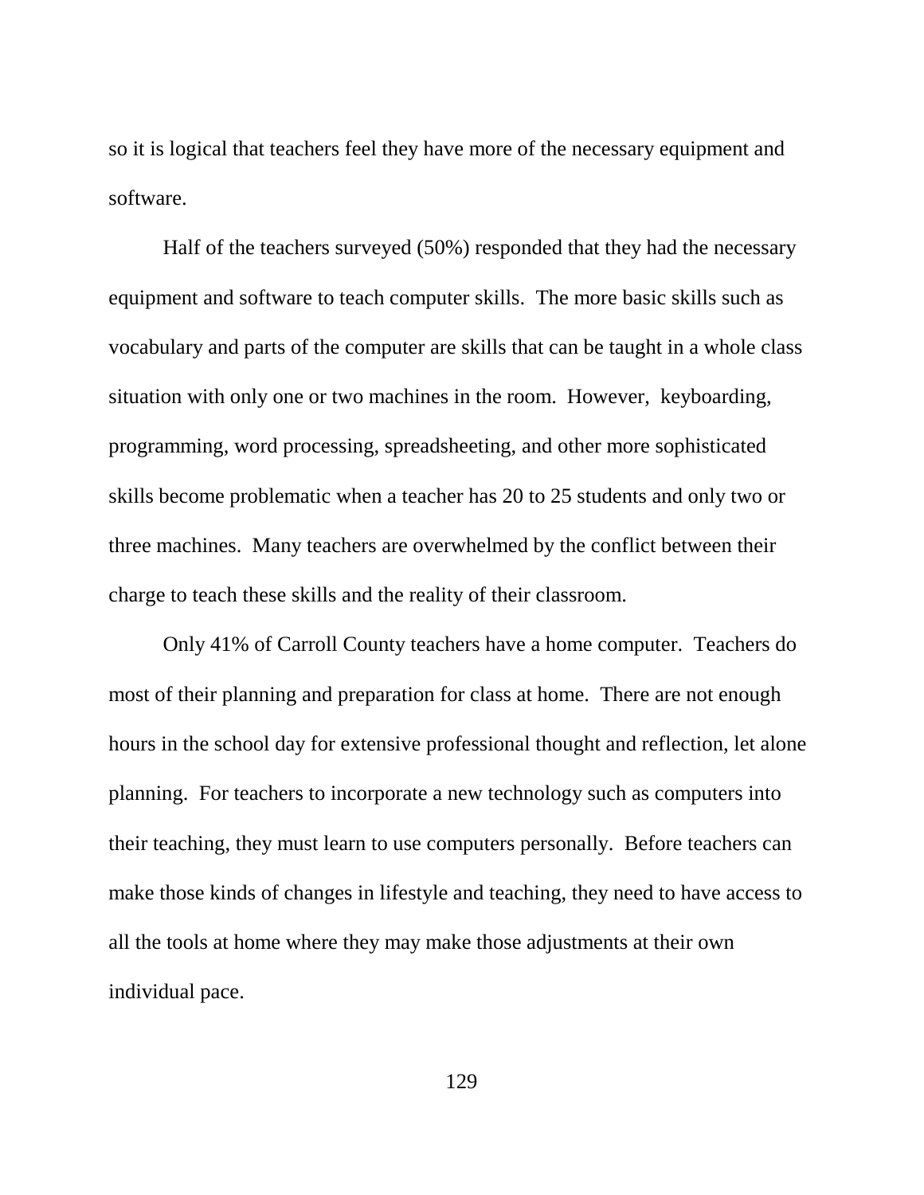so it is logical that teachers feel they have more of the necessary equipment and software.

Half of the teachers surveyed (50%) responded that they had the necessary equipment and software to teach computer skills. The more basic skills such as vocabulary and parts of the computer are skills that can be taught in a whole class situation with only one or two machines in the room. However, keyboarding, programming, word processing, spreadsheeting, and other more sophisticated skills become problematic when a teacher has 20 to 25 students and only two or three machines. Many teachers are overwhelmed by the conflict between their charge to teach these skills and the reality of their classroom.

Only 41% of Carroll County teachers have a home computer. Teachers do most of their planning and preparation for class at home. There are not enough hours in the school day for extensive professional thought and reflection, let alone planning. For teachers to incorporate a new technology such as computers into their teaching, they must learn to use computers personally. Before teachers can make those kinds of changes in lifestyle and teaching, they need to have access to all the tools at home where they may make those adjustments at their own individual pace.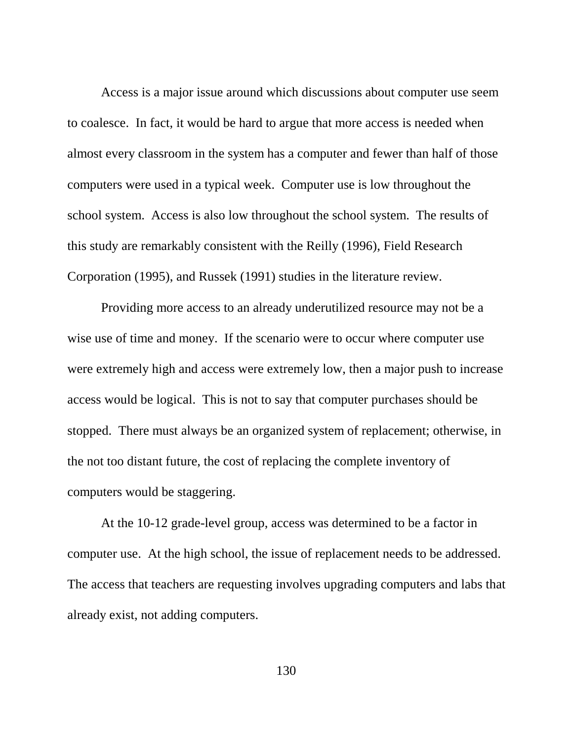Access is a major issue around which discussions about computer use seem to coalesce. In fact, it would be hard to argue that more access is needed when almost every classroom in the system has a computer and fewer than half of those computers were used in a typical week. Computer use is low throughout the school system. Access is also low throughout the school system. The results of this study are remarkably consistent with the Reilly (1996), Field Research Corporation (1995), and Russek (1991) studies in the literature review.

Providing more access to an already underutilized resource may not be a wise use of time and money. If the scenario were to occur where computer use were extremely high and access were extremely low, then a major push to increase access would be logical. This is not to say that computer purchases should be stopped. There must always be an organized system of replacement; otherwise, in the not too distant future, the cost of replacing the complete inventory of computers would be staggering.

At the 10-12 grade-level group, access was determined to be a factor in computer use. At the high school, the issue of replacement needs to be addressed. The access that teachers are requesting involves upgrading computers and labs that already exist, not adding computers.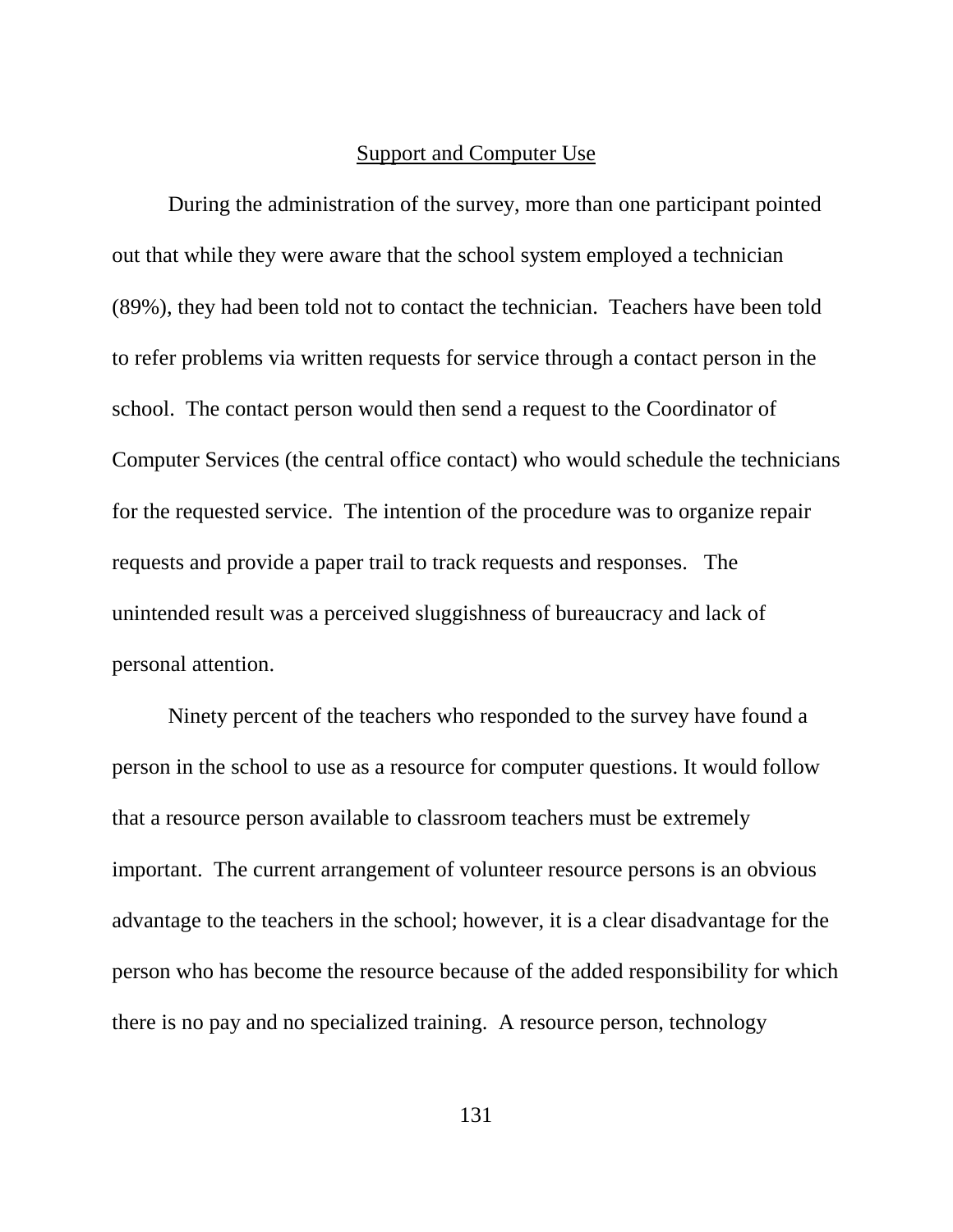## Support and Computer Use

During the administration of the survey, more than one participant pointed out that while they were aware that the school system employed a technician (89%), they had been told not to contact the technician. Teachers have been told to refer problems via written requests for service through a contact person in the school. The contact person would then send a request to the Coordinator of Computer Services (the central office contact) who would schedule the technicians for the requested service. The intention of the procedure was to organize repair requests and provide a paper trail to track requests and responses. The unintended result was a perceived sluggishness of bureaucracy and lack of personal attention.

Ninety percent of the teachers who responded to the survey have found a person in the school to use as a resource for computer questions. It would follow that a resource person available to classroom teachers must be extremely important. The current arrangement of volunteer resource persons is an obvious advantage to the teachers in the school; however, it is a clear disadvantage for the person who has become the resource because of the added responsibility for which there is no pay and no specialized training. A resource person, technology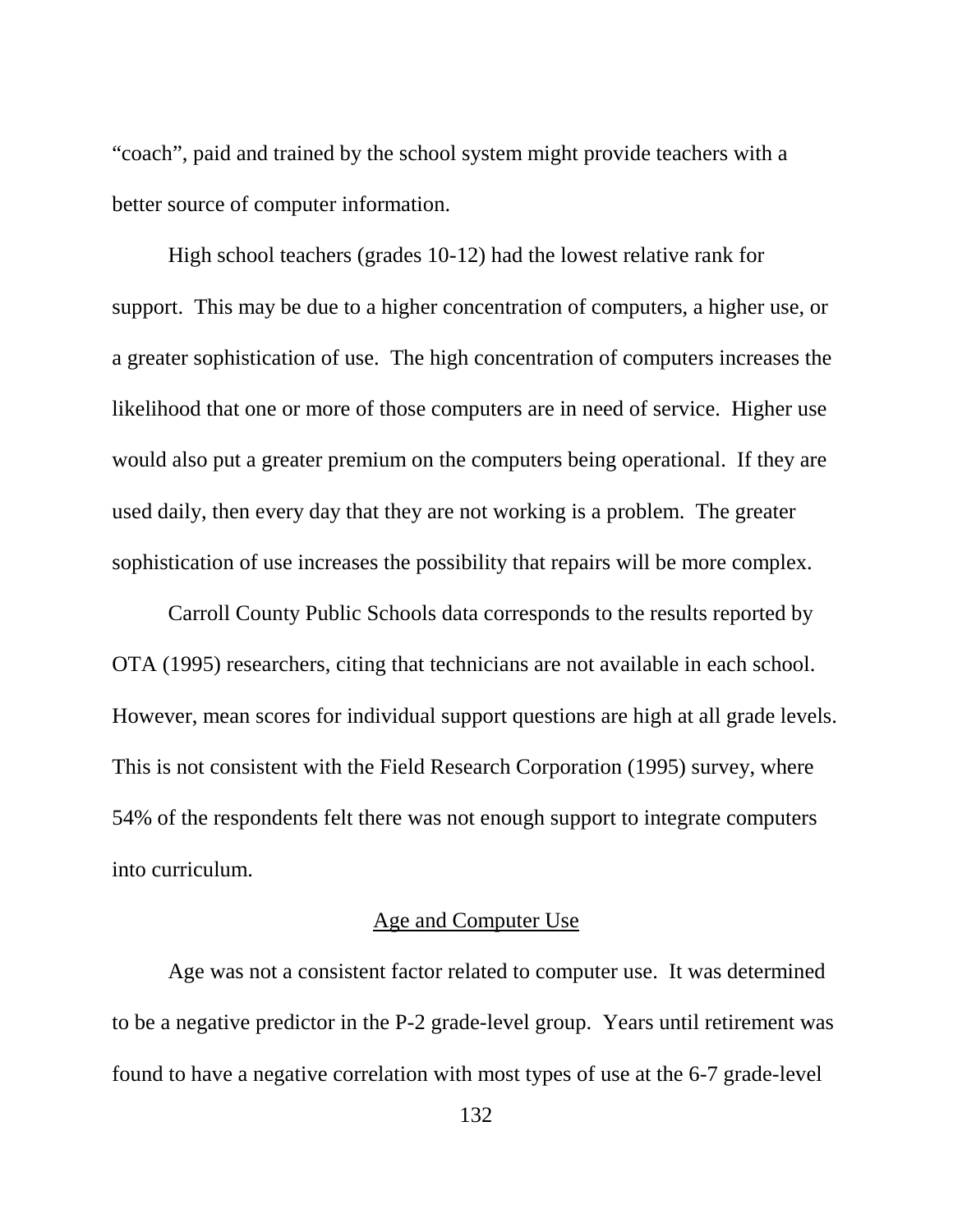"coach", paid and trained by the school system might provide teachers with a better source of computer information.

High school teachers (grades 10-12) had the lowest relative rank for support. This may be due to a higher concentration of computers, a higher use, or a greater sophistication of use. The high concentration of computers increases the likelihood that one or more of those computers are in need of service. Higher use would also put a greater premium on the computers being operational. If they are used daily, then every day that they are not working is a problem. The greater sophistication of use increases the possibility that repairs will be more complex.

Carroll County Public Schools data corresponds to the results reported by OTA (1995) researchers, citing that technicians are not available in each school. However, mean scores for individual support questions are high at all grade levels. This is not consistent with the Field Research Corporation (1995) survey, where 54% of the respondents felt there was not enough support to integrate computers into curriculum.

## Age and Computer Use

Age was not a consistent factor related to computer use. It was determined to be a negative predictor in the P-2 grade-level group. Years until retirement was found to have a negative correlation with most types of use at the 6-7 grade-level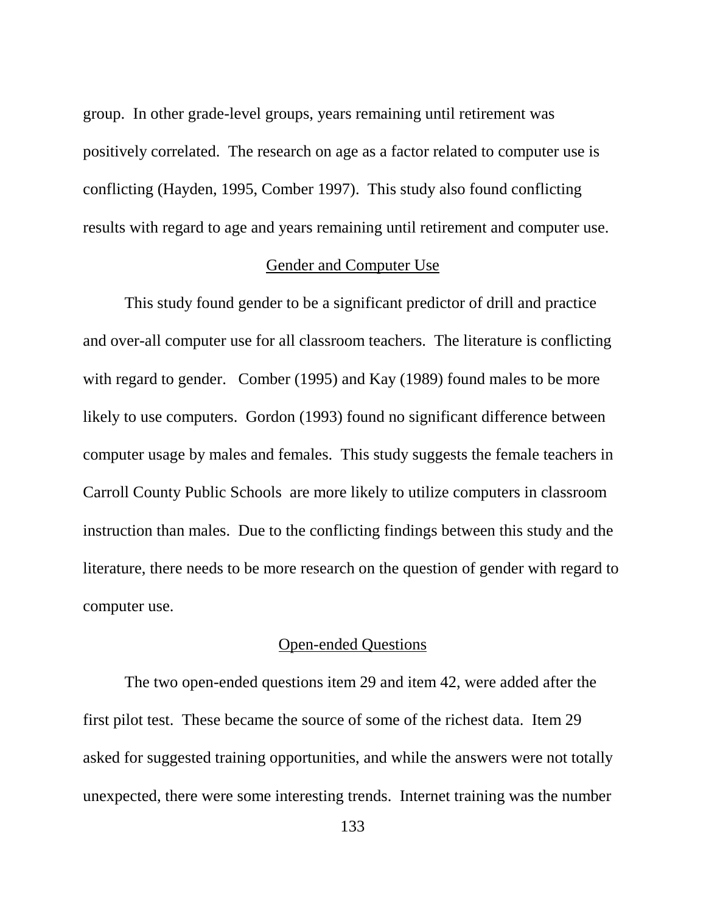group. In other grade-level groups, years remaining until retirement was positively correlated. The research on age as a factor related to computer use is conflicting (Hayden, 1995, Comber 1997). This study also found conflicting results with regard to age and years remaining until retirement and computer use.

## Gender and Computer Use

This study found gender to be a significant predictor of drill and practice and over-all computer use for all classroom teachers. The literature is conflicting with regard to gender. Comber (1995) and Kay (1989) found males to be more likely to use computers. Gordon (1993) found no significant difference between computer usage by males and females. This study suggests the female teachers in Carroll County Public Schools are more likely to utilize computers in classroom instruction than males. Due to the conflicting findings between this study and the literature, there needs to be more research on the question of gender with regard to computer use.

## Open-ended Questions

The two open-ended questions item 29 and item 42, were added after the first pilot test. These became the source of some of the richest data. Item 29 asked for suggested training opportunities, and while the answers were not totally unexpected, there were some interesting trends. Internet training was the number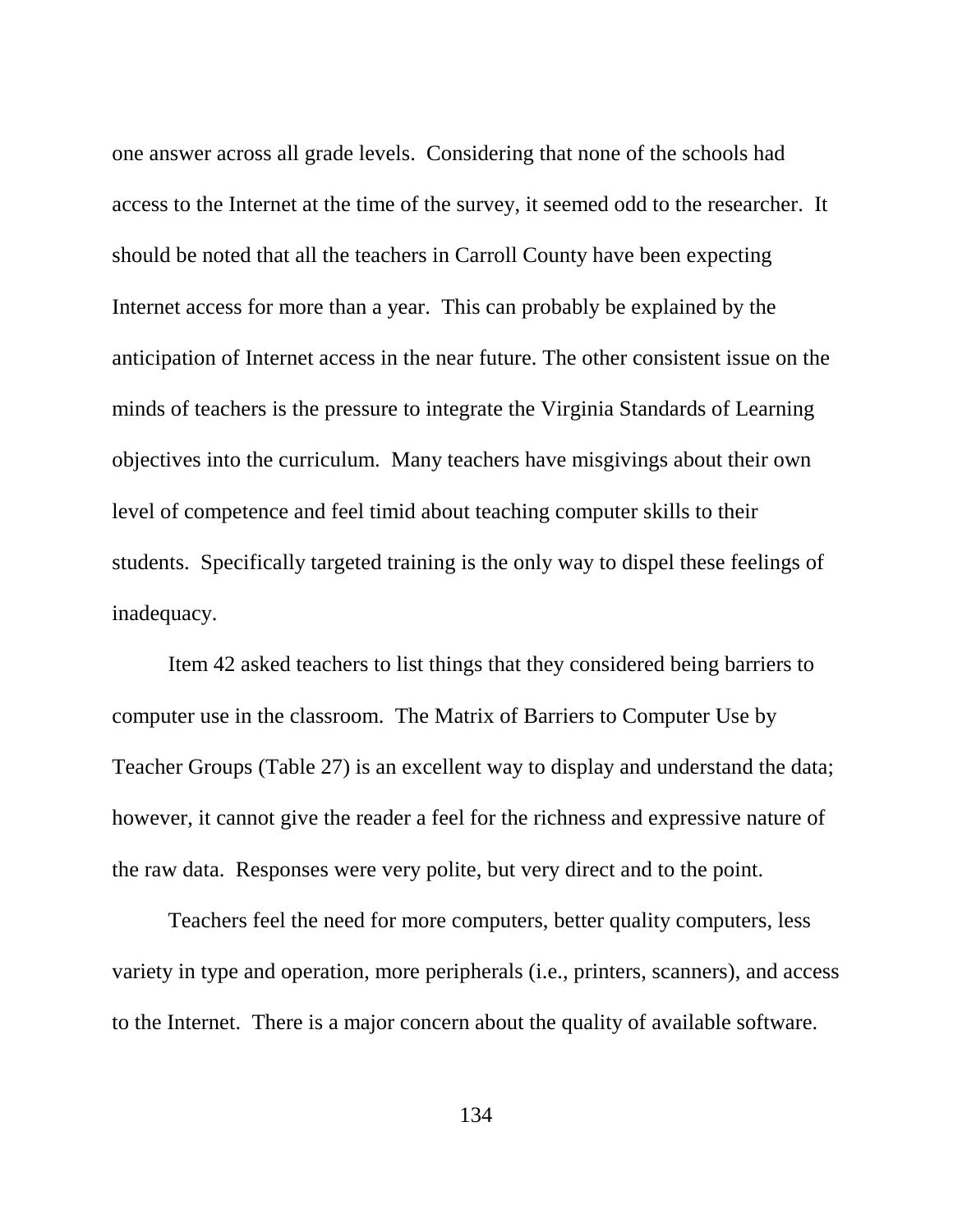one answer across all grade levels. Considering that none of the schools had access to the Internet at the time of the survey, it seemed odd to the researcher. It should be noted that all the teachers in Carroll County have been expecting Internet access for more than a year. This can probably be explained by the anticipation of Internet access in the near future. The other consistent issue on the minds of teachers is the pressure to integrate the Virginia Standards of Learning objectives into the curriculum. Many teachers have misgivings about their own level of competence and feel timid about teaching computer skills to their students. Specifically targeted training is the only way to dispel these feelings of inadequacy.

Item 42 asked teachers to list things that they considered being barriers to computer use in the classroom. The Matrix of Barriers to Computer Use by Teacher Groups (Table 27) is an excellent way to display and understand the data; however, it cannot give the reader a feel for the richness and expressive nature of the raw data. Responses were very polite, but very direct and to the point.

Teachers feel the need for more computers, better quality computers, less variety in type and operation, more peripherals (i.e., printers, scanners), and access to the Internet. There is a major concern about the quality of available software.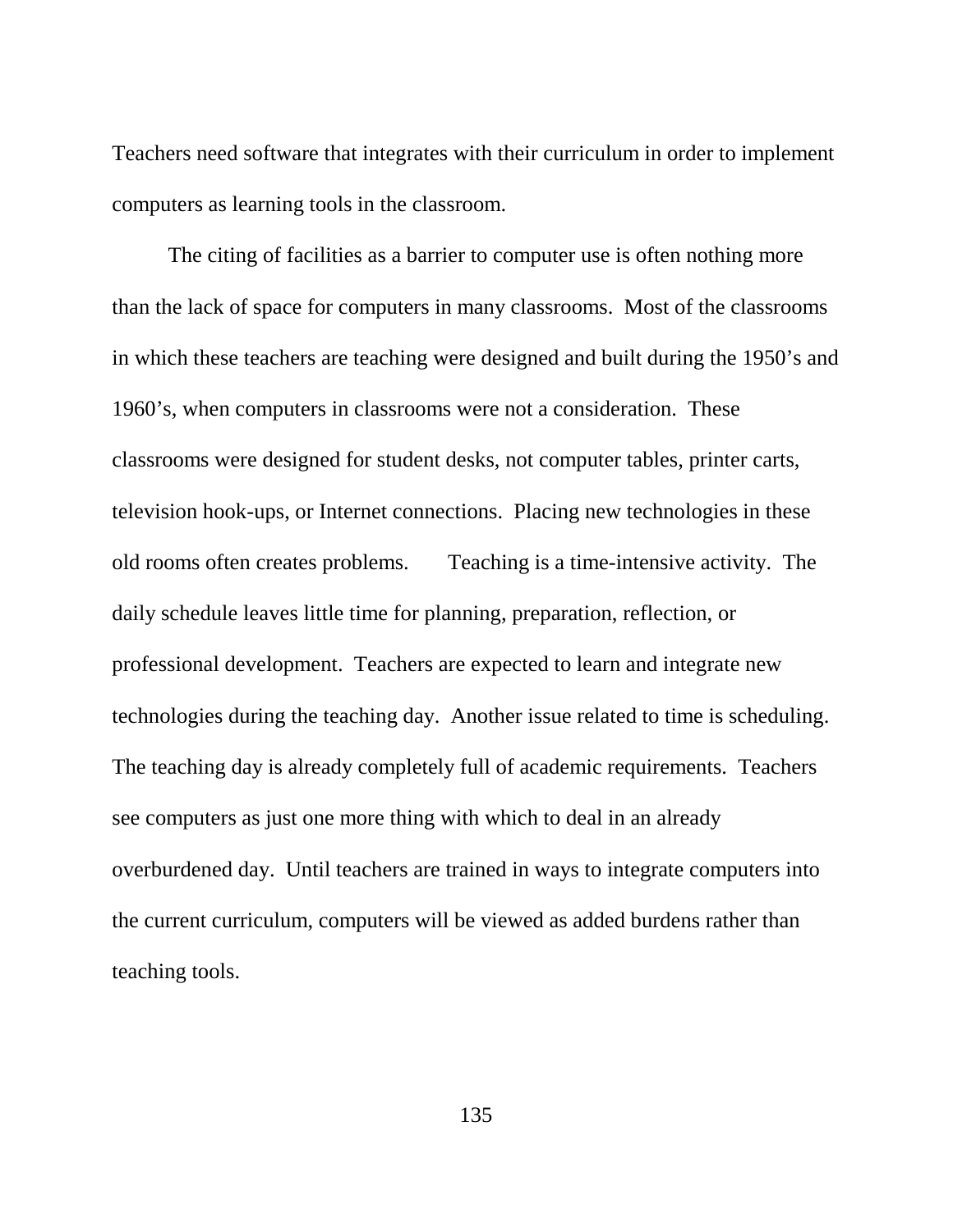Teachers need software that integrates with their curriculum in order to implement computers as learning tools in the classroom.

The citing of facilities as a barrier to computer use is often nothing more than the lack of space for computers in many classrooms. Most of the classrooms in which these teachers are teaching were designed and built during the 1950's and 1960's, when computers in classrooms were not a consideration. These classrooms were designed for student desks, not computer tables, printer carts, television hook-ups, or Internet connections. Placing new technologies in these old rooms often creates problems. Teaching is a time-intensive activity. The daily schedule leaves little time for planning, preparation, reflection, or professional development. Teachers are expected to learn and integrate new technologies during the teaching day. Another issue related to time is scheduling. The teaching day is already completely full of academic requirements. Teachers see computers as just one more thing with which to deal in an already overburdened day. Until teachers are trained in ways to integrate computers into the current curriculum, computers will be viewed as added burdens rather than teaching tools.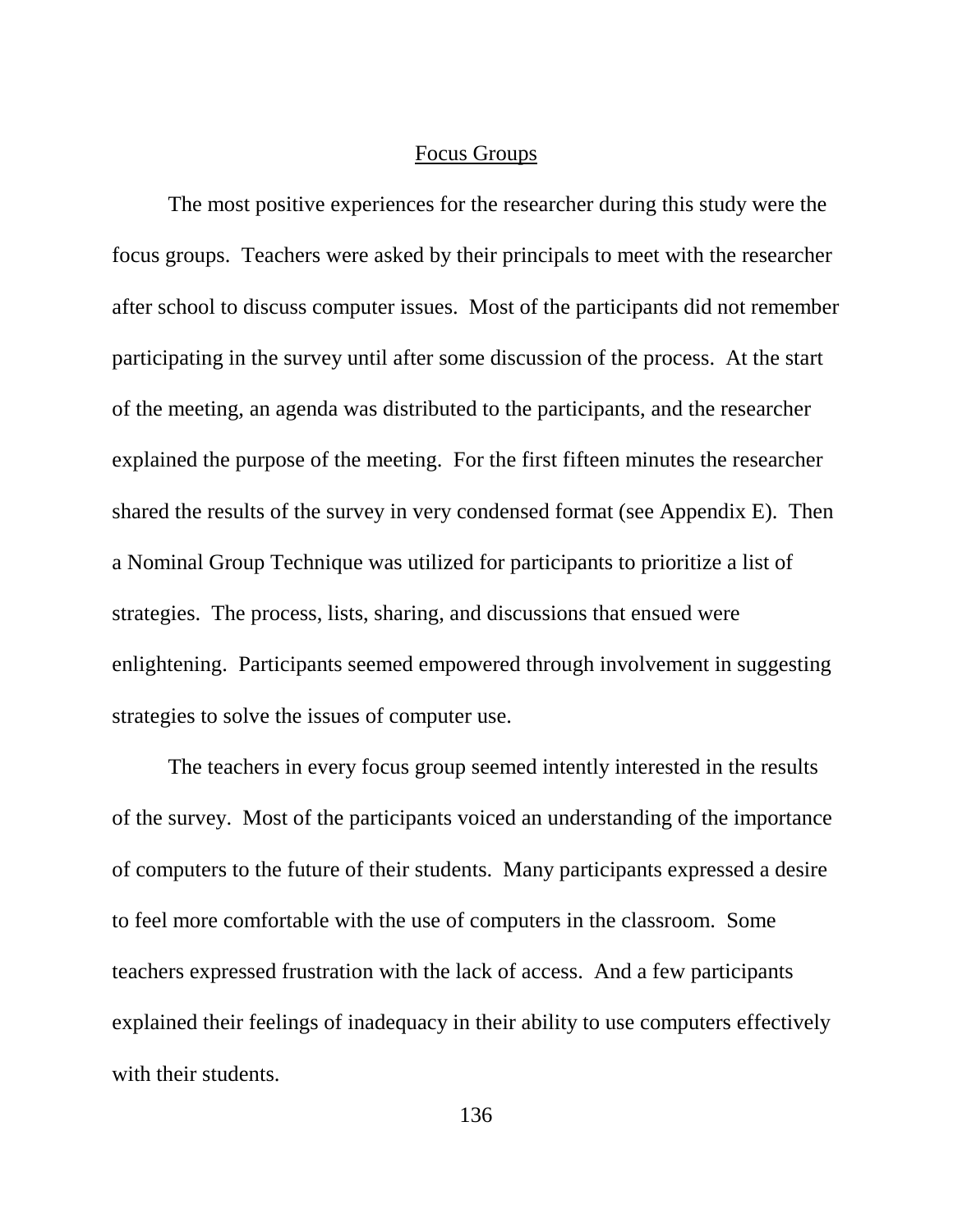## Focus Groups

The most positive experiences for the researcher during this study were the focus groups. Teachers were asked by their principals to meet with the researcher after school to discuss computer issues. Most of the participants did not remember participating in the survey until after some discussion of the process. At the start of the meeting, an agenda was distributed to the participants, and the researcher explained the purpose of the meeting. For the first fifteen minutes the researcher shared the results of the survey in very condensed format (see Appendix E). Then a Nominal Group Technique was utilized for participants to prioritize a list of strategies. The process, lists, sharing, and discussions that ensued were enlightening. Participants seemed empowered through involvement in suggesting strategies to solve the issues of computer use.

The teachers in every focus group seemed intently interested in the results of the survey. Most of the participants voiced an understanding of the importance of computers to the future of their students. Many participants expressed a desire to feel more comfortable with the use of computers in the classroom. Some teachers expressed frustration with the lack of access. And a few participants explained their feelings of inadequacy in their ability to use computers effectively with their students.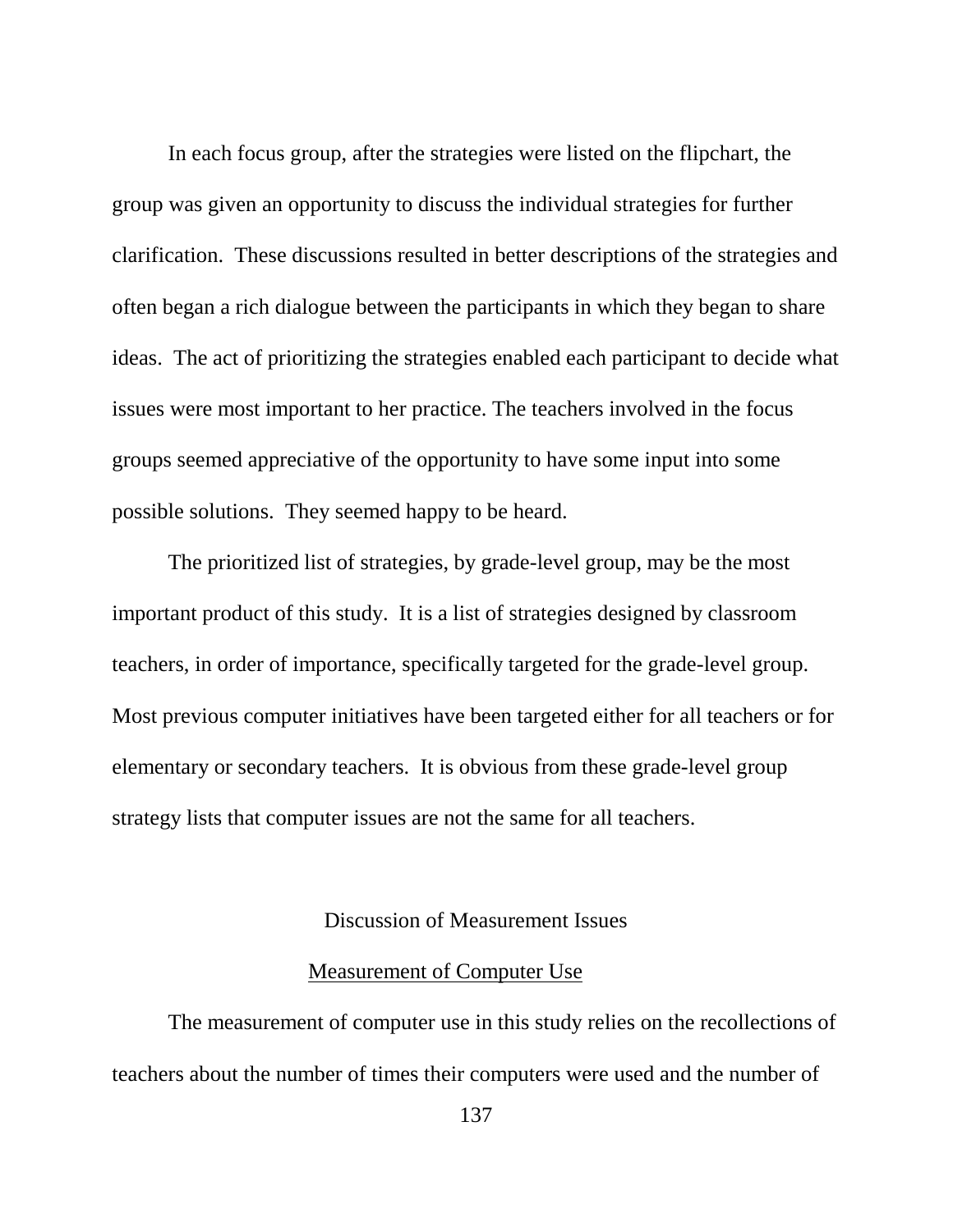In each focus group, after the strategies were listed on the flipchart, the group was given an opportunity to discuss the individual strategies for further clarification. These discussions resulted in better descriptions of the strategies and often began a rich dialogue between the participants in which they began to share ideas. The act of prioritizing the strategies enabled each participant to decide what issues were most important to her practice. The teachers involved in the focus groups seemed appreciative of the opportunity to have some input into some possible solutions. They seemed happy to be heard.

The prioritized list of strategies, by grade-level group, may be the most important product of this study. It is a list of strategies designed by classroom teachers, in order of importance, specifically targeted for the grade-level group. Most previous computer initiatives have been targeted either for all teachers or for elementary or secondary teachers. It is obvious from these grade-level group strategy lists that computer issues are not the same for all teachers.

## Discussion of Measurement Issues

### Measurement of Computer Use

The measurement of computer use in this study relies on the recollections of teachers about the number of times their computers were used and the number of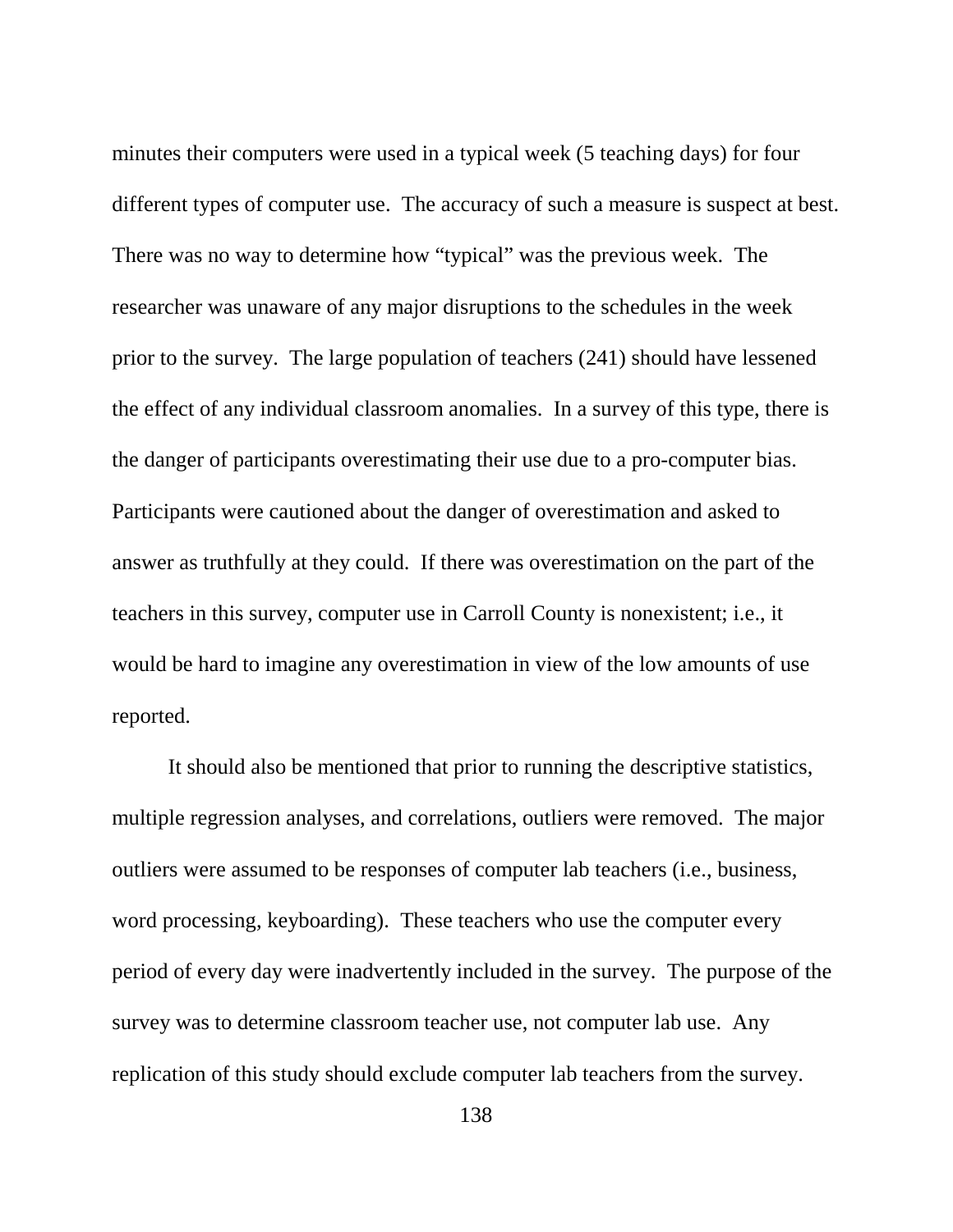minutes their computers were used in a typical week (5 teaching days) for four different types of computer use. The accuracy of such a measure is suspect at best. There was no way to determine how "typical" was the previous week. The researcher was unaware of any major disruptions to the schedules in the week prior to the survey. The large population of teachers (241) should have lessened the effect of any individual classroom anomalies. In a survey of this type, there is the danger of participants overestimating their use due to a pro-computer bias. Participants were cautioned about the danger of overestimation and asked to answer as truthfully at they could. If there was overestimation on the part of the teachers in this survey, computer use in Carroll County is nonexistent; i.e., it would be hard to imagine any overestimation in view of the low amounts of use reported.

It should also be mentioned that prior to running the descriptive statistics, multiple regression analyses, and correlations, outliers were removed. The major outliers were assumed to be responses of computer lab teachers (i.e., business, word processing, keyboarding). These teachers who use the computer every period of every day were inadvertently included in the survey. The purpose of the survey was to determine classroom teacher use, not computer lab use. Any replication of this study should exclude computer lab teachers from the survey.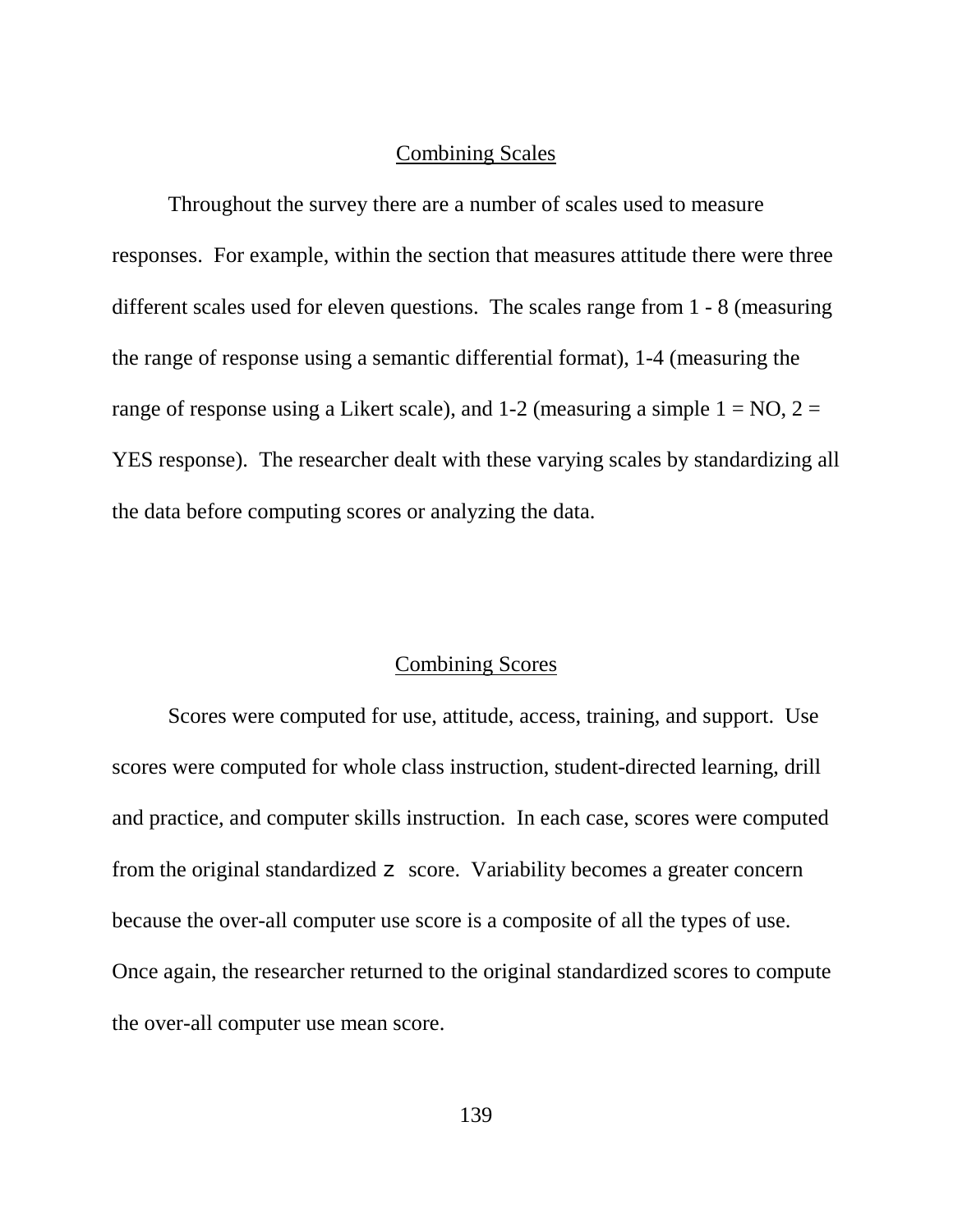## Combining Scales

Throughout the survey there are a number of scales used to measure responses. For example, within the section that measures attitude there were three different scales used for eleven questions. The scales range from 1 - 8 (measuring the range of response using a semantic differential format), 1-4 (measuring the range of response using a Likert scale), and 1-2 (measuring a simple 1 = NO, 2 = YES response). The researcher dealt with these varying scales by standardizing all the data before computing scores or analyzing the data.

## Combining Scores

Scores were computed for use, attitude, access, training, and support. Use scores were computed for whole class instruction, student-directed learning, drill and practice, and computer skills instruction. In each case, scores were computed from the original standardized $z$ score. Variability becomes a greater concern because the over-all computer use score is a composite of all the types of use. Once again, the researcher returned to the original standardized scores to compute the over-all computer use mean score.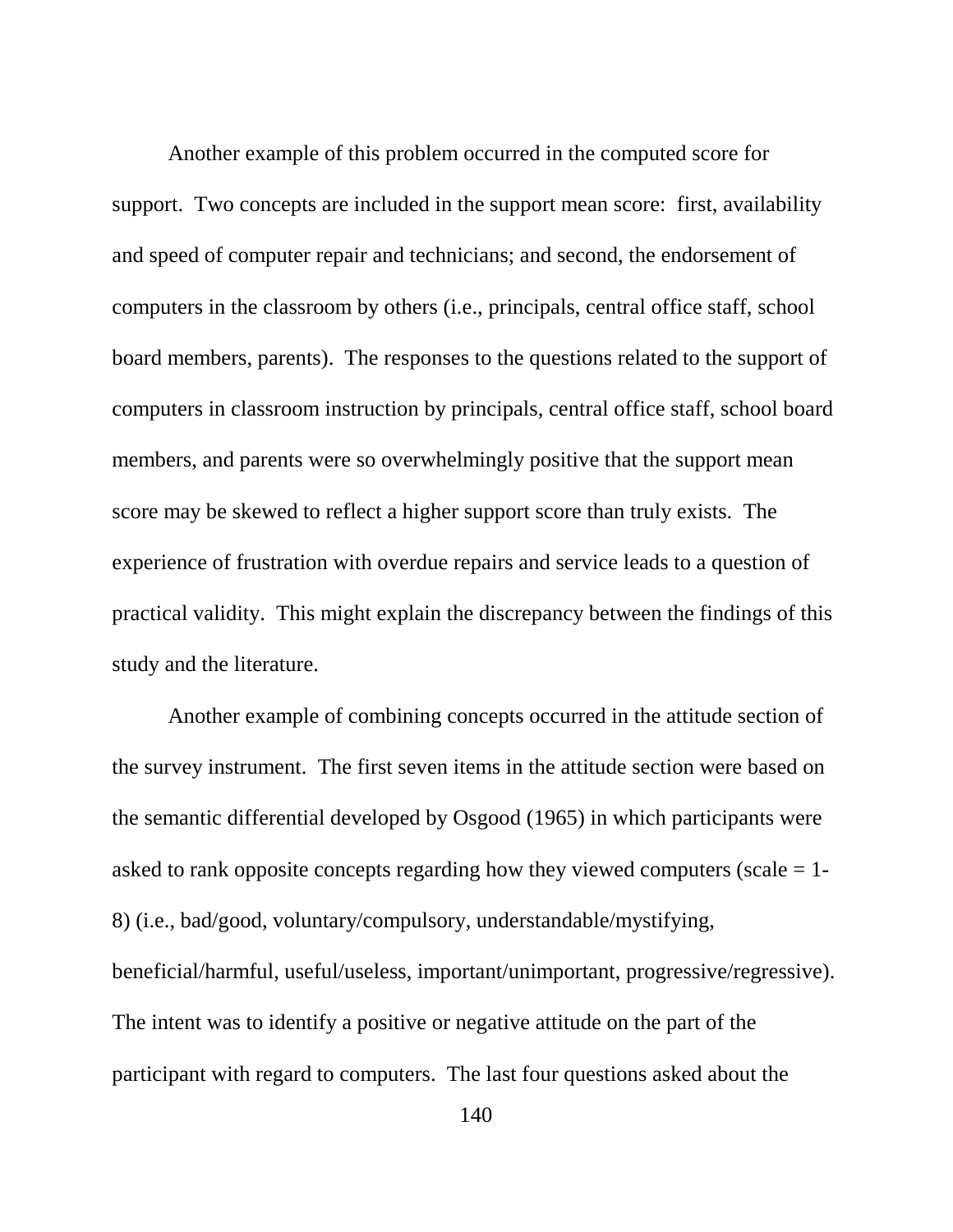Another example of this problem occurred in the computed score for support. Two concepts are included in the support mean score: first, availability and speed of computer repair and technicians; and second, the endorsement of computers in the classroom by others (i.e., principals, central office staff, school board members, parents). The responses to the questions related to the support of computers in classroom instruction by principals, central office staff, school board members, and parents were so overwhelmingly positive that the support mean score may be skewed to reflect a higher support score than truly exists. The experience of frustration with overdue repairs and service leads to a question of practical validity. This might explain the discrepancy between the findings of this study and the literature.

Another example of combining concepts occurred in the attitude section of the survey instrument. The first seven items in the attitude section were based on the semantic differential developed by Osgood (1965) in which participants were asked to rank opposite concepts regarding how they viewed computers (scale = 1-8) (i.e., bad/good, voluntary/compulsory, understandable/mystifying, beneficial/harmful, useful/useless, important/unimportant, progressive/regressive). The intent was to identify a positive or negative attitude on the part of the participant with regard to computers. The last four questions asked about the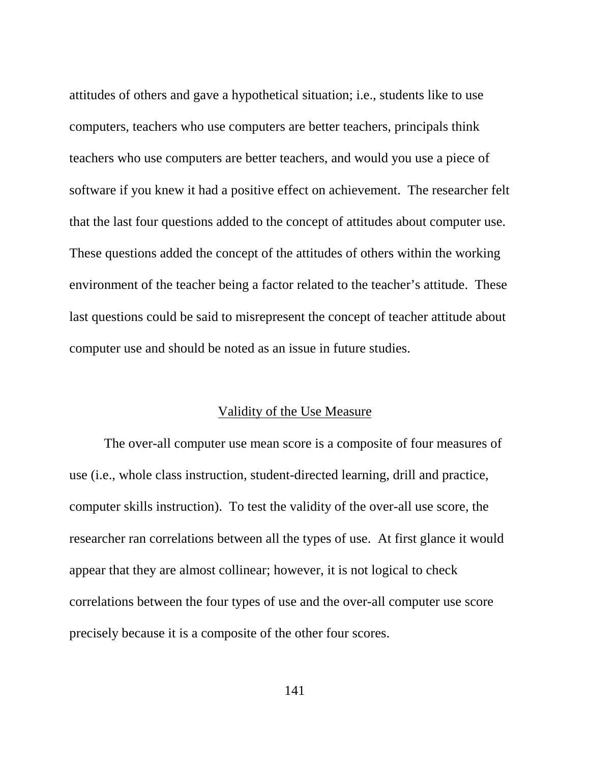attitudes of others and gave a hypothetical situation; i.e., students like to use computers, teachers who use computers are better teachers, principals think teachers who use computers are better teachers, and would you use a piece of software if you knew it had a positive effect on achievement. The researcher felt that the last four questions added to the concept of attitudes about computer use. These questions added the concept of the attitudes of others within the working environment of the teacher being a factor related to the teacher's attitude. These last questions could be said to misrepresent the concept of teacher attitude about computer use and should be noted as an issue in future studies.

## Validity of the Use Measure

The over-all computer use mean score is a composite of four measures of use (i.e., whole class instruction, student-directed learning, drill and practice, computer skills instruction). To test the validity of the over-all use score, the researcher ran correlations between all the types of use. At first glance it would appear that they are almost collinear; however, it is not logical to check correlations between the four types of use and the over-all computer use score precisely because it is a composite of the other four scores.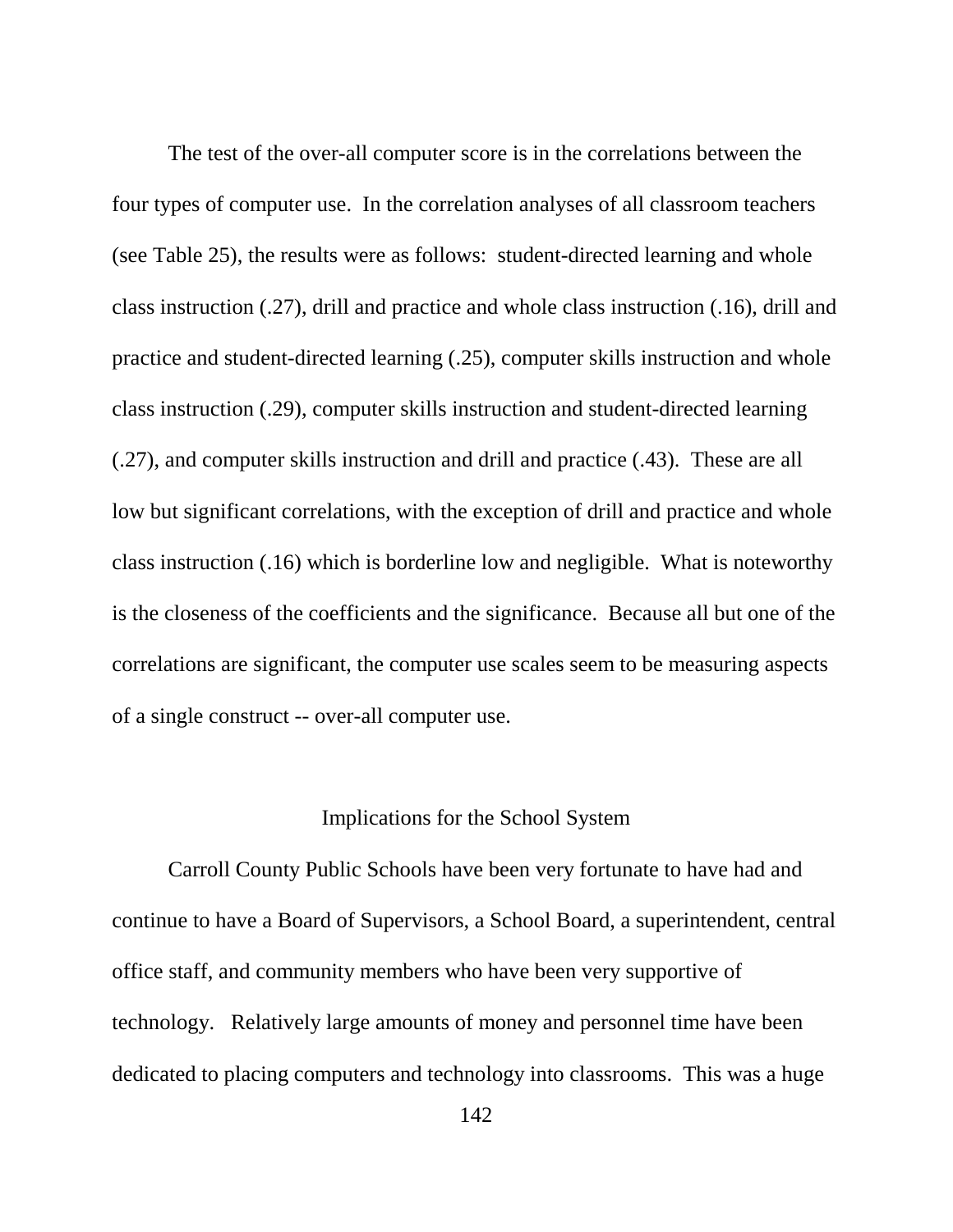The test of the over-all computer score is in the correlations between the four types of computer use. In the correlation analyses of all classroom teachers (see Table 25), the results were as follows: student-directed learning and whole class instruction (.27), drill and practice and whole class instruction (.16), drill and practice and student-directed learning (.25), computer skills instruction and whole class instruction (.29), computer skills instruction and student-directed learning (.27), and computer skills instruction and drill and practice (.43). These are all low but significant correlations, with the exception of drill and practice and whole class instruction (.16) which is borderline low and negligible. What is noteworthy is the closeness of the coefficients and the significance. Because all but one of the correlations are significant, the computer use scales seem to be measuring aspects of a single construct -- over-all computer use.

## Implications for the School System

Carroll County Public Schools have been very fortunate to have had and continue to have a Board of Supervisors, a School Board, a superintendent, central office staff, and community members who have been very supportive of technology. Relatively large amounts of money and personnel time have been dedicated to placing computers and technology into classrooms. This was a huge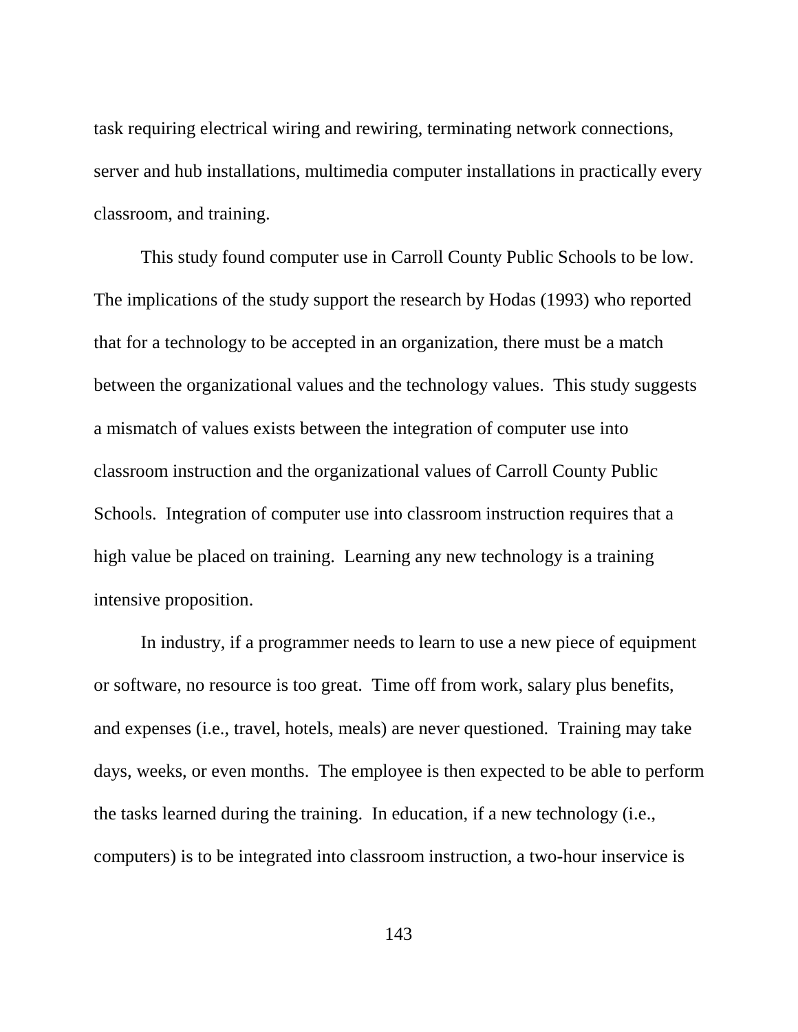task requiring electrical wiring and rewiring, terminating network connections, server and hub installations, multimedia computer installations in practically every classroom, and training.

This study found computer use in Carroll County Public Schools to be low. The implications of the study support the research by Hodas (1993) who reported that for a technology to be accepted in an organization, there must be a match between the organizational values and the technology values. This study suggests a mismatch of values exists between the integration of computer use into classroom instruction and the organizational values of Carroll County Public Schools. Integration of computer use into classroom instruction requires that a high value be placed on training. Learning any new technology is a training intensive proposition.

In industry, if a programmer needs to learn to use a new piece of equipment or software, no resource is too great. Time off from work, salary plus benefits, and expenses (i.e., travel, hotels, meals) are never questioned. Training may take days, weeks, or even months. The employee is then expected to be able to perform the tasks learned during the training. In education, if a new technology (i.e., computers) is to be integrated into classroom instruction, a two-hour inservice is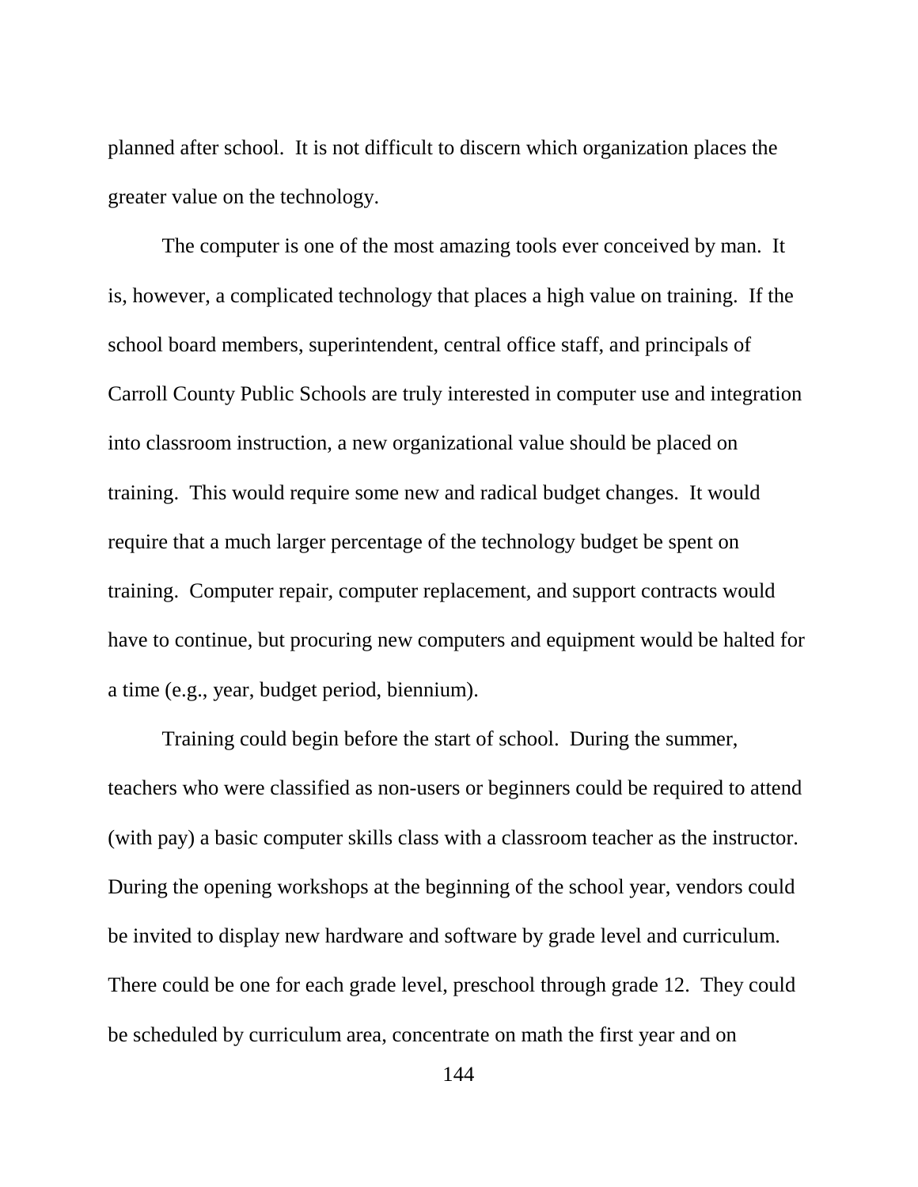planned after school. It is not difficult to discern which organization places the greater value on the technology.

The computer is one of the most amazing tools ever conceived by man. It is, however, a complicated technology that places a high value on training. If the school board members, superintendent, central office staff, and principals of Carroll County Public Schools are truly interested in computer use and integration into classroom instruction, a new organizational value should be placed on training. This would require some new and radical budget changes. It would require that a much larger percentage of the technology budget be spent on training. Computer repair, computer replacement, and support contracts would have to continue, but procuring new computers and equipment would be halted for a time (e.g., year, budget period, biennium).

Training could begin before the start of school. During the summer, teachers who were classified as non-users or beginners could be required to attend (with pay) a basic computer skills class with a classroom teacher as the instructor. During the opening workshops at the beginning of the school year, vendors could be invited to display new hardware and software by grade level and curriculum. There could be one for each grade level, preschool through grade 12. They could be scheduled by curriculum area, concentrate on math the first year and on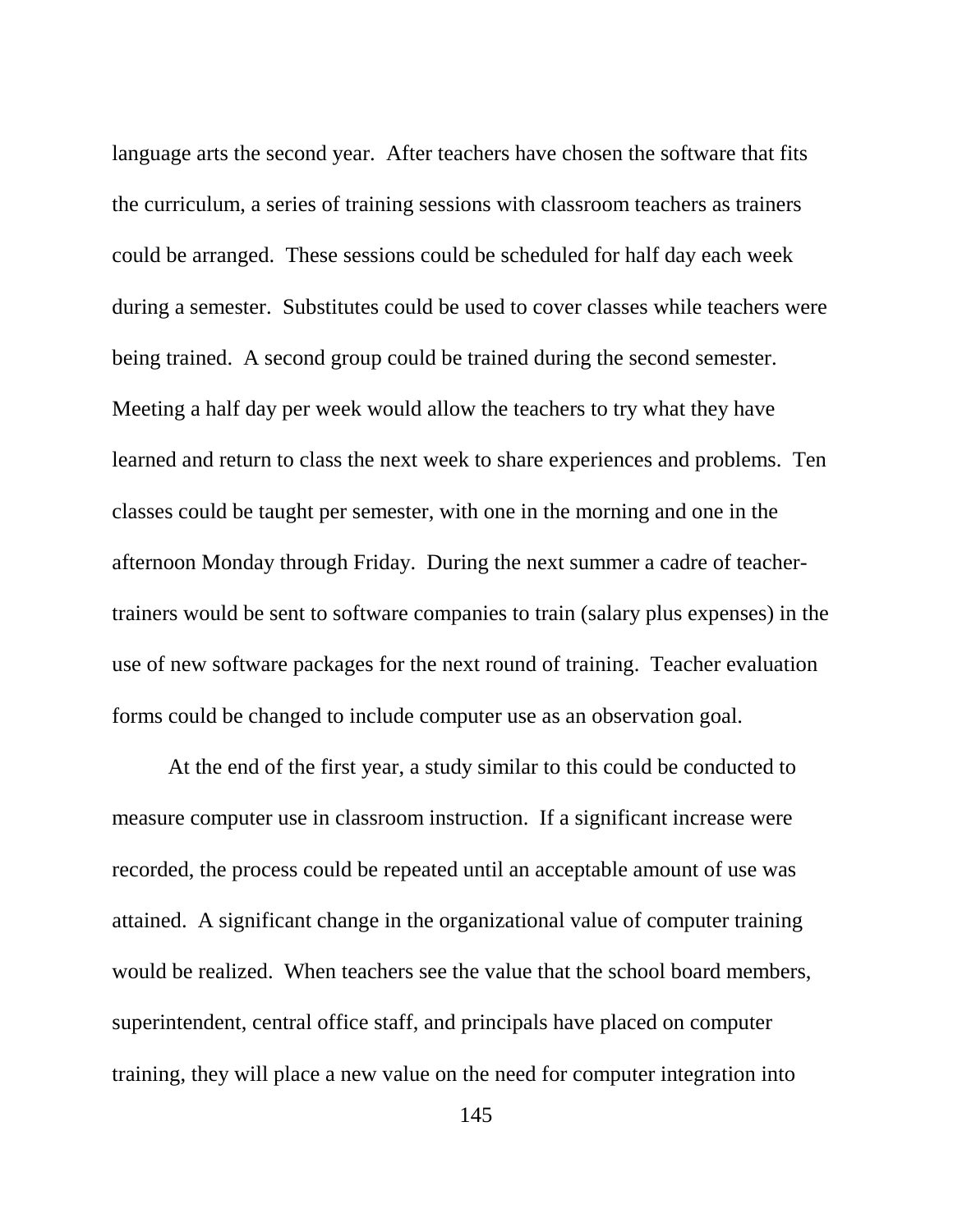language arts the second year. After teachers have chosen the software that fits the curriculum, a series of training sessions with classroom teachers as trainers could be arranged. These sessions could be scheduled for half day each week during a semester. Substitutes could be used to cover classes while teachers were being trained. A second group could be trained during the second semester. Meeting a half day per week would allow the teachers to try what they have learned and return to class the next week to share experiences and problems. Ten classes could be taught per semester, with one in the morning and one in the afternoon Monday through Friday. During the next summer a cadre of teacher-trainers would be sent to software companies to train (salary plus expenses) in the use of new software packages for the next round of training. Teacher evaluation forms could be changed to include computer use as an observation goal.

At the end of the first year, a study similar to this could be conducted to measure computer use in classroom instruction. If a significant increase were recorded, the process could be repeated until an acceptable amount of use was attained. A significant change in the organizational value of computer training would be realized. When teachers see the value that the school board members, superintendent, central office staff, and principals have placed on computer training, they will place a new value on the need for computer integration into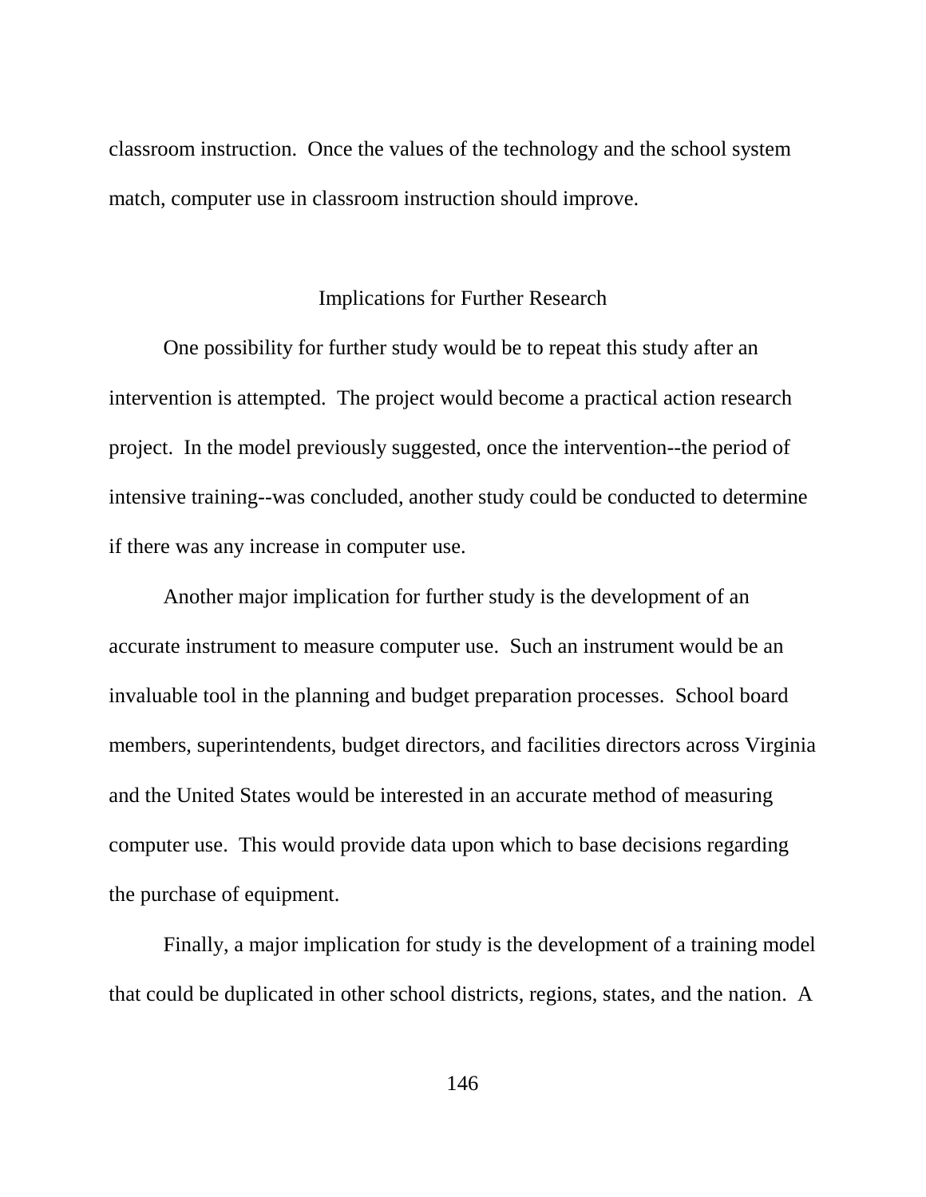classroom instruction. Once the values of the technology and the school system match, computer use in classroom instruction should improve.

## Implications for Further Research

One possibility for further study would be to repeat this study after an intervention is attempted. The project would become a practical action research project. In the model previously suggested, once the intervention--the period of intensive training--was concluded, another study could be conducted to determine if there was any increase in computer use.

Another major implication for further study is the development of an accurate instrument to measure computer use. Such an instrument would be an invaluable tool in the planning and budget preparation processes. School board members, superintendents, budget directors, and facilities directors across Virginia and the United States would be interested in an accurate method of measuring computer use. This would provide data upon which to base decisions regarding the purchase of equipment.

Finally, a major implication for study is the development of a training model that could be duplicated in other school districts, regions, states, and the nation. A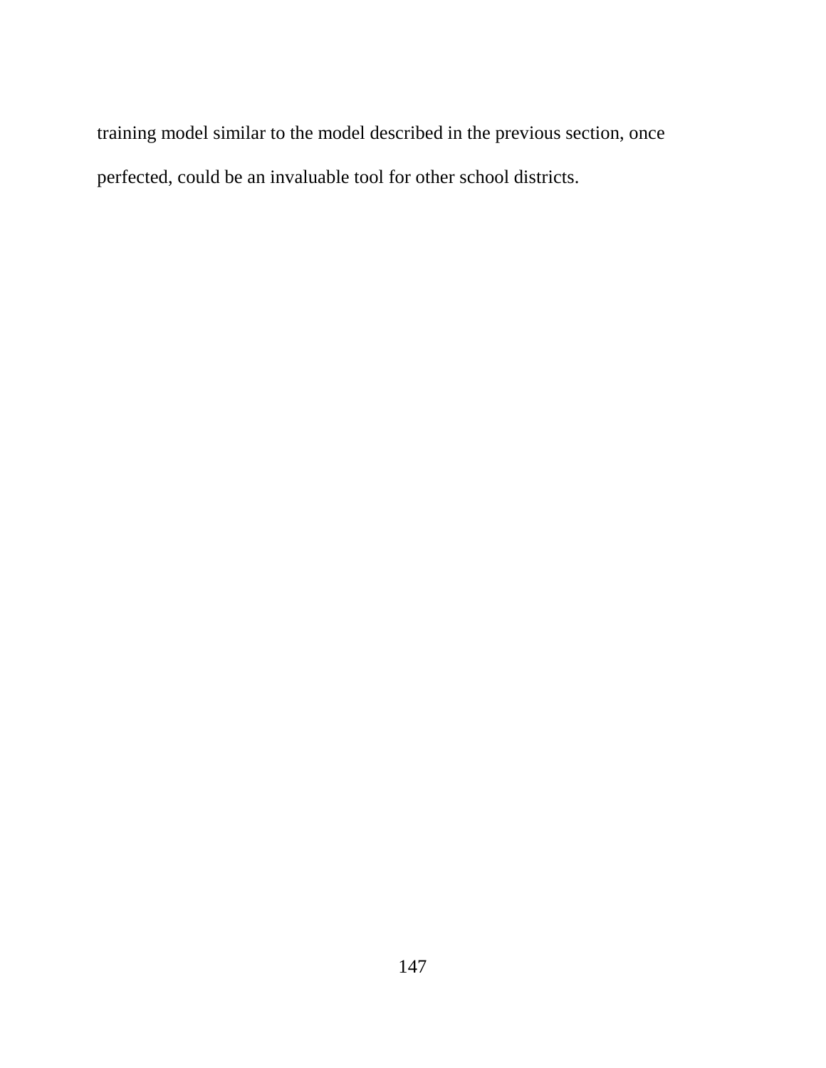training model similar to the model described in the previous section, once perfected, could be an invaluable tool for other school districts.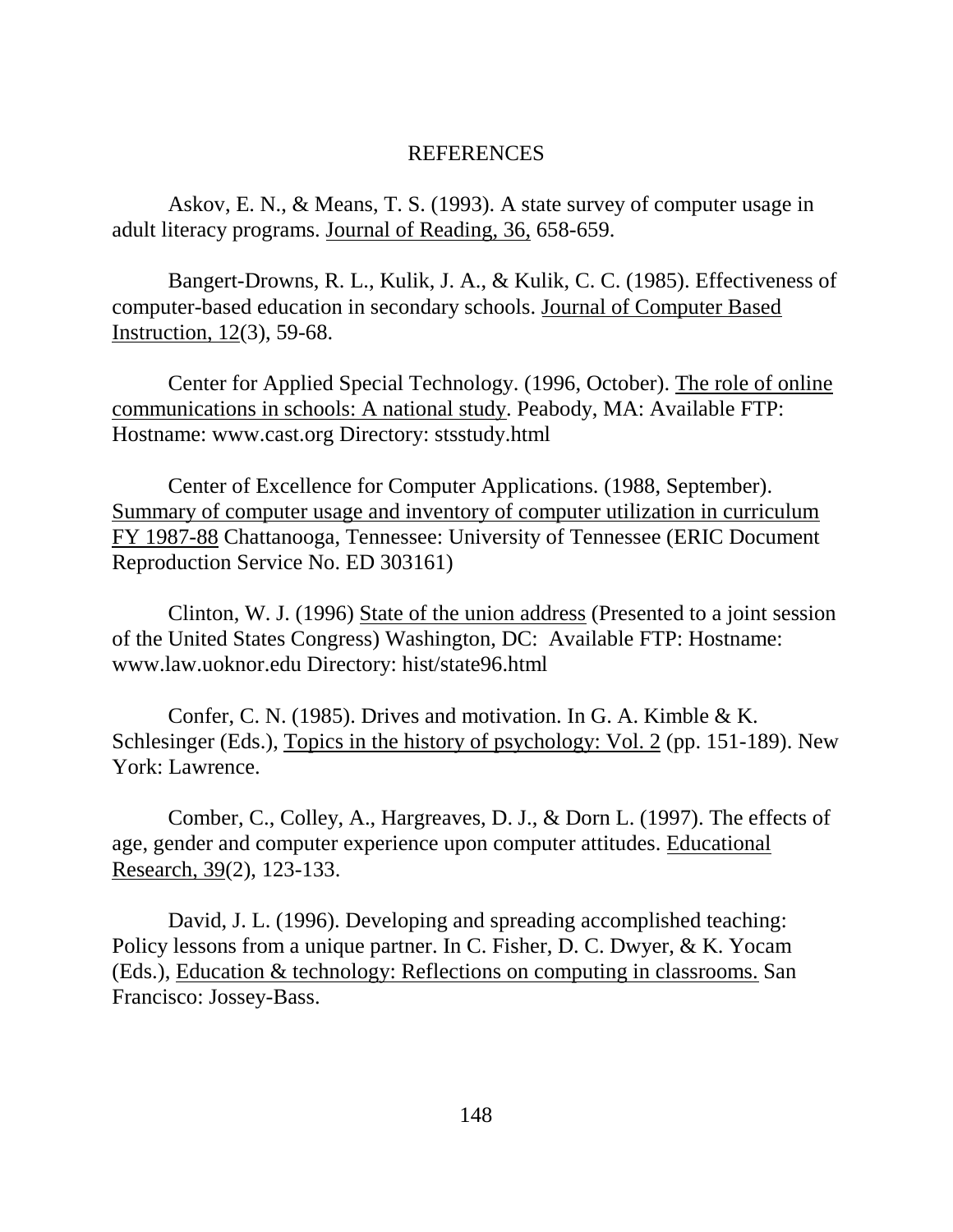# REFERENCES

Askov, E. N., & Means, T. S. (1993). A state survey of computer usage in adult literacy programs. Journal of Reading, 36, 658-659.

Bangert-Drowns, R. L., Kulik, J. A., & Kulik, C. C. (1985). Effectiveness of computer-based education in secondary schools. Journal of Computer Based Instruction, 12(3), 59-68.

Center for Applied Special Technology. (1996, October). The role of online communications in schools: A national study. Peabody, MA: Available FTP: Hostname: www.cast.org Directory: stsstudy.html

Center of Excellence for Computer Applications. (1988, September). Summary of computer usage and inventory of computer utilization in curriculum FY 1987-88 Chattanooga, Tennessee: University of Tennessee (ERIC Document Reproduction Service No. ED 303161)

Clinton, W. J. (1996) State of the union address (Presented to a joint session of the United States Congress) Washington, DC: Available FTP: Hostname: www.law.uoknor.edu Directory: hist/state96.html

Confer, C. N. (1985). Drives and motivation. In G. A. Kimble & K. Schlesinger (Eds.), Topics in the history of psychology: Vol. 2 (pp. 151-189). New York: Lawrence.

Comber, C., Colley, A., Hargreaves, D. J., & Dorn L. (1997). The effects of age, gender and computer experience upon computer attitudes. Educational Research, 39(2), 123-133.

David, J. L. (1996). Developing and spreading accomplished teaching: Policy lessons from a unique partner. In C. Fisher, D. C. Dwyer, & K. Yocam (Eds.), Education & technology: Reflections on computing in classrooms. San Francisco: Jossey-Bass.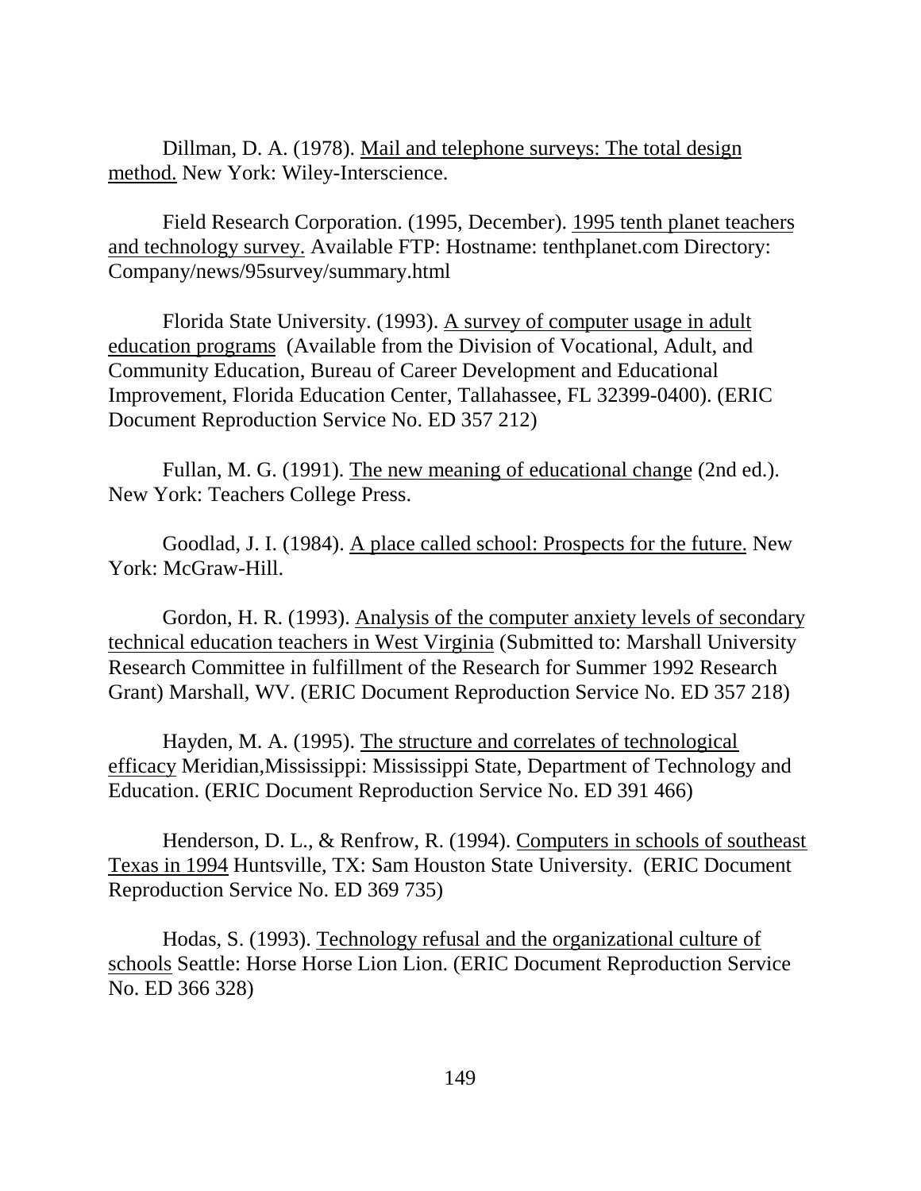Dillman, D. A. (1978). Mail and telephone surveys: The total design method. New York: Wiley-Interscience.

Field Research Corporation. (1995, December). 1995 tenth planet teachers and technology survey. Available FTP: Hostname: tenthplanet.com Directory: Company/news/95survey/summary.html

Florida State University. (1993). A survey of computer usage in adult education programs (Available from the Division of Vocational, Adult, and Community Education, Bureau of Career Development and Educational Improvement, Florida Education Center, Tallahassee, FL 32399-0400). (ERIC Document Reproduction Service No. ED 357 212)

Fullan, M. G. (1991). The new meaning of educational change (2nd ed.). New York: Teachers College Press.

Goodlad, J. I. (1984). A place called school: Prospects for the future. New York: McGraw-Hill.

Gordon, H. R. (1993). Analysis of the computer anxiety levels of secondary technical education teachers in West Virginia (Submitted to: Marshall University Research Committee in fulfillment of the Research for Summer 1992 Research Grant) Marshall, WV. (ERIC Document Reproduction Service No. ED 357 218)

Hayden, M. A. (1995). The structure and correlates of technological efficacy Meridian,Mississippi: Mississippi State, Department of Technology and Education. (ERIC Document Reproduction Service No. ED 391 466)

Henderson, D. L., & Renfrow, R. (1994). Computers in schools of southeast Texas in 1994 Huntsville, TX: Sam Houston State University. (ERIC Document Reproduction Service No. ED 369 735)

Hodas, S. (1993). Technology refusal and the organizational culture of schools Seattle: Horse Horse Lion Lion. (ERIC Document Reproduction Service No. ED 366 328)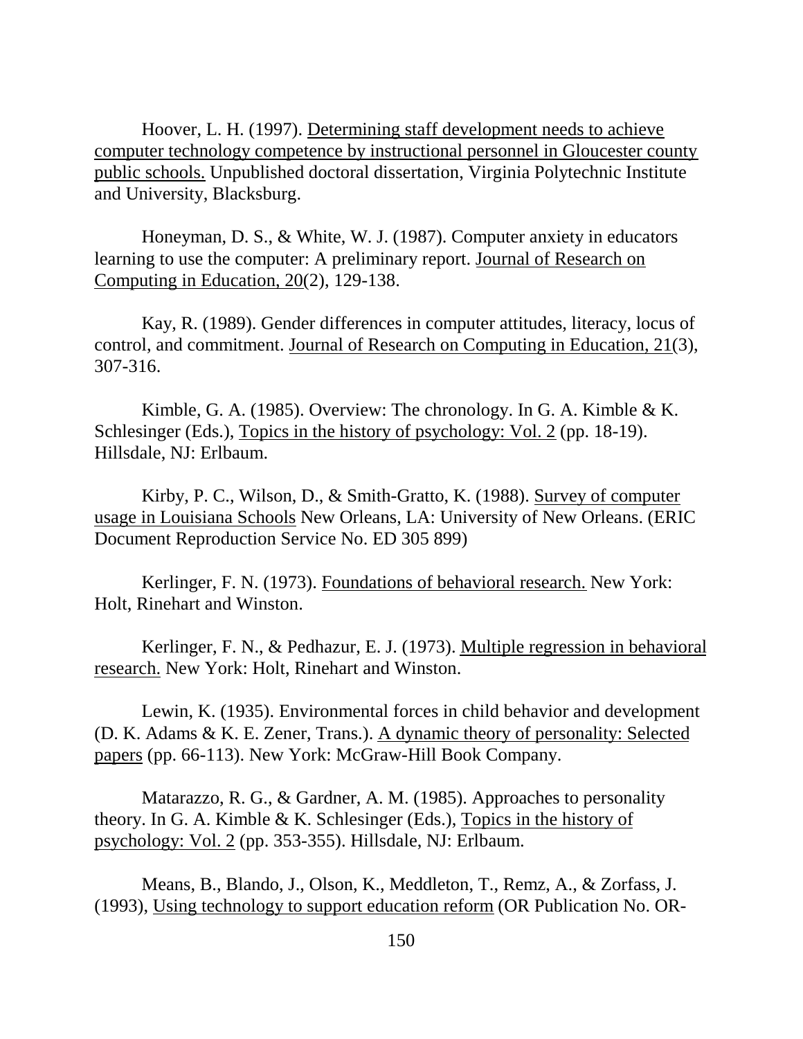Hoover, L. H. (1997). Determining staff development needs to achieve computer technology competence by instructional personnel in Gloucester county public schools. Unpublished doctoral dissertation, Virginia Polytechnic Institute and University, Blacksburg.

Honeyman, D. S., & White, W. J. (1987). Computer anxiety in educators learning to use the computer: A preliminary report. Journal of Research on Computing in Education, 20(2), 129-138.

Kay, R. (1989). Gender differences in computer attitudes, literacy, locus of control, and commitment. Journal of Research on Computing in Education, 21(3), 307-316.

Kimble, G. A. (1985). Overview: The chronology. In G. A. Kimble & K. Schlesinger (Eds.), Topics in the history of psychology: Vol. 2 (pp. 18-19). Hillsdale, NJ: Erlbaum.

Kirby, P. C., Wilson, D., & Smith-Gratto, K. (1988). Survey of computer usage in Louisiana Schools New Orleans, LA: University of New Orleans. (ERIC Document Reproduction Service No. ED 305 899)

Kerlinger, F. N. (1973). Foundations of behavioral research. New York: Holt, Rinehart and Winston.

Kerlinger, F. N., & Pedhazur, E. J. (1973). Multiple regression in behavioral research. New York: Holt, Rinehart and Winston.

Lewin, K. (1935). Environmental forces in child behavior and development (D. K. Adams & K. E. Zener, Trans.). A dynamic theory of personality: Selected papers (pp. 66-113). New York: McGraw-Hill Book Company.

Matarazzo, R. G., & Gardner, A. M. (1985). Approaches to personality theory. In G. A. Kimble & K. Schlesinger (Eds.), Topics in the history of psychology: Vol. 2 (pp. 353-355). Hillsdale, NJ: Erlbaum.

Means, B., Blando, J., Olson, K., Meddleton, T., Remz, A., & Zorfass, J. (1993), Using technology to support education reform (OR Publication No. OR-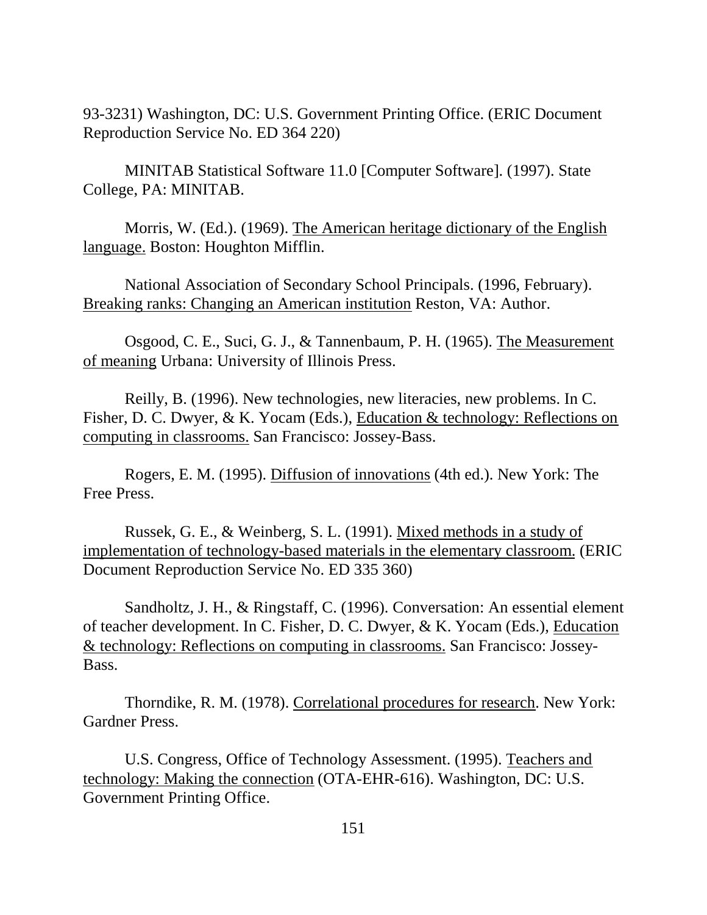93-3231) Washington, DC: U.S. Government Printing Office. (ERIC Document Reproduction Service No. ED 364 220)

MINITAB Statistical Software 11.0 [Computer Software]. (1997). State College, PA: MINITAB.

Morris, W. (Ed.). (1969). The American heritage dictionary of the English language. Boston: Houghton Mifflin.

National Association of Secondary School Principals. (1996, February). Breaking ranks: Changing an American institution Reston, VA: Author.

Osgood, C. E., Suci, G. J., & Tannenbaum, P. H. (1965). The Measurement of meaning Urbana: University of Illinois Press.

Reilly, B. (1996). New technologies, new literacies, new problems. In C. Fisher, D. C. Dwyer, & K. Yocam (Eds.), Education & technology: Reflections on computing in classrooms. San Francisco: Jossey-Bass.

Rogers, E. M. (1995). Diffusion of innovations (4th ed.). New York: The Free Press.

Russek, G. E., & Weinberg, S. L. (1991). Mixed methods in a study of implementation of technology-based materials in the elementary classroom. (ERIC Document Reproduction Service No. ED 335 360)

Sandholtz, J. H., & Ringstaff, C. (1996). Conversation: An essential element of teacher development. In C. Fisher, D. C. Dwyer, & K. Yocam (Eds.), Education & technology: Reflections on computing in classrooms. San Francisco: Jossey-Bass.

Thorndike, R. M. (1978). Correlational procedures for research. New York: Gardner Press.

U.S. Congress, Office of Technology Assessment. (1995). Teachers and technology: Making the connection (OTA-EHR-616). Washington, DC: U.S. Government Printing Office.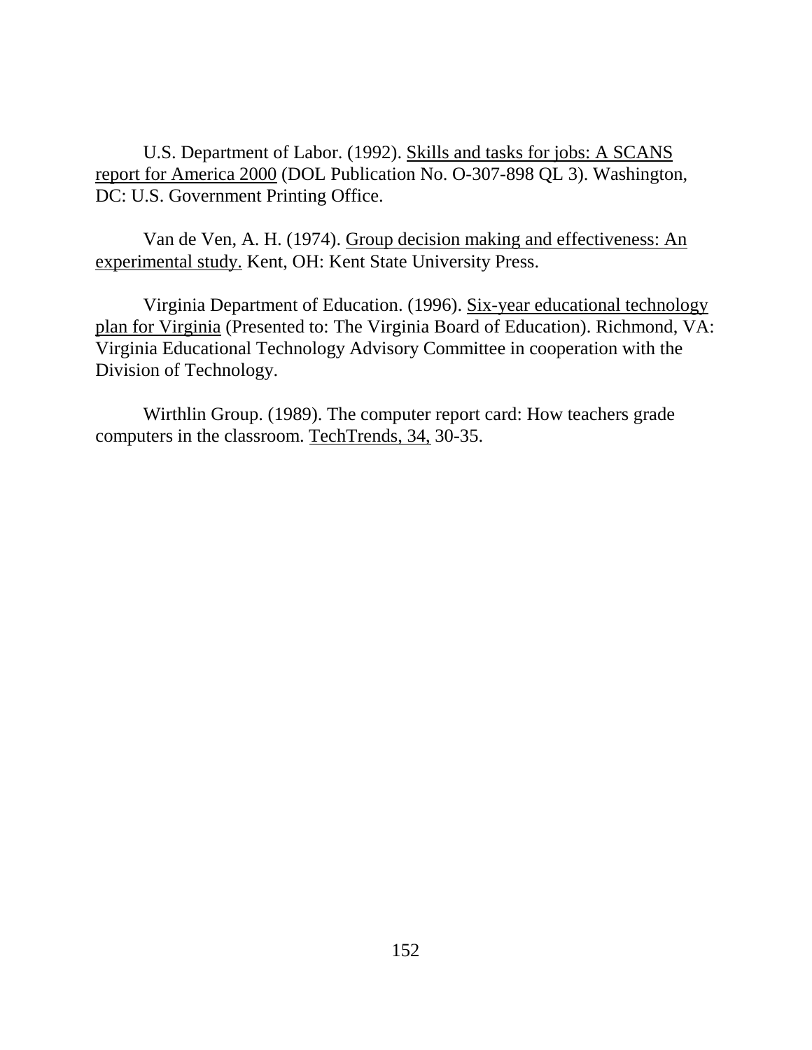U.S. Department of Labor. (1992). Skills and tasks for jobs: A SCANS report for America 2000 (DOL Publication No. O-307-898 QL 3). Washington, DC: U.S. Government Printing Office.

Van de Ven, A. H. (1974). Group decision making and effectiveness: An experimental study. Kent, OH: Kent State University Press.

Virginia Department of Education. (1996). Six-year educational technology plan for Virginia (Presented to: The Virginia Board of Education). Richmond, VA: Virginia Educational Technology Advisory Committee in cooperation with the Division of Technology.

Wirthlin Group. (1989). The computer report card: How teachers grade computers in the classroom. TechTrends, 34, 30-35.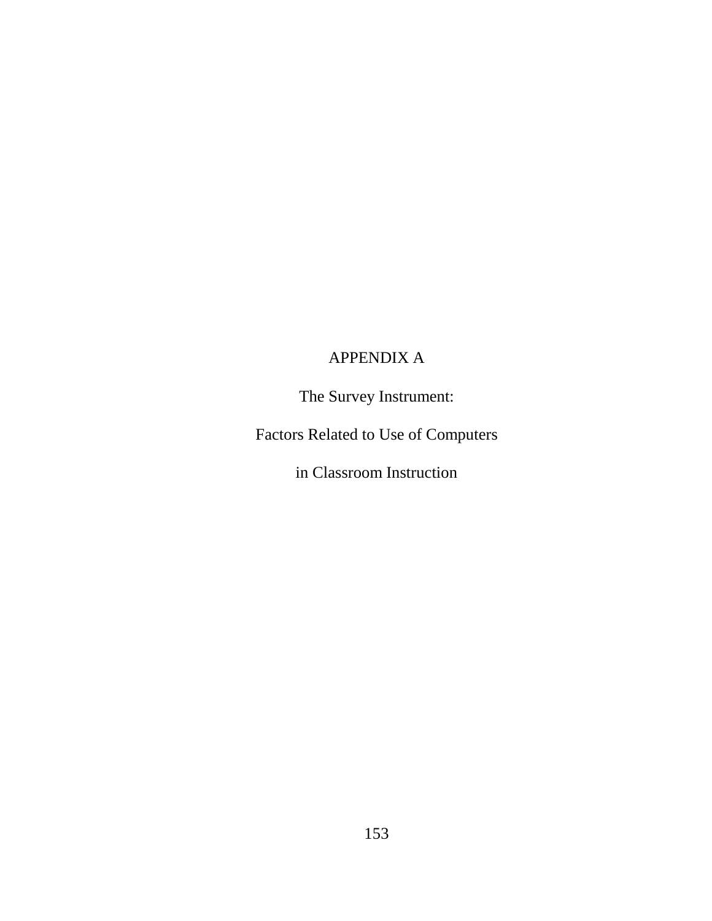# APPENDIX A

## The Survey Instrument:

## Factors Related to Use of Computers

## in Classroom Instruction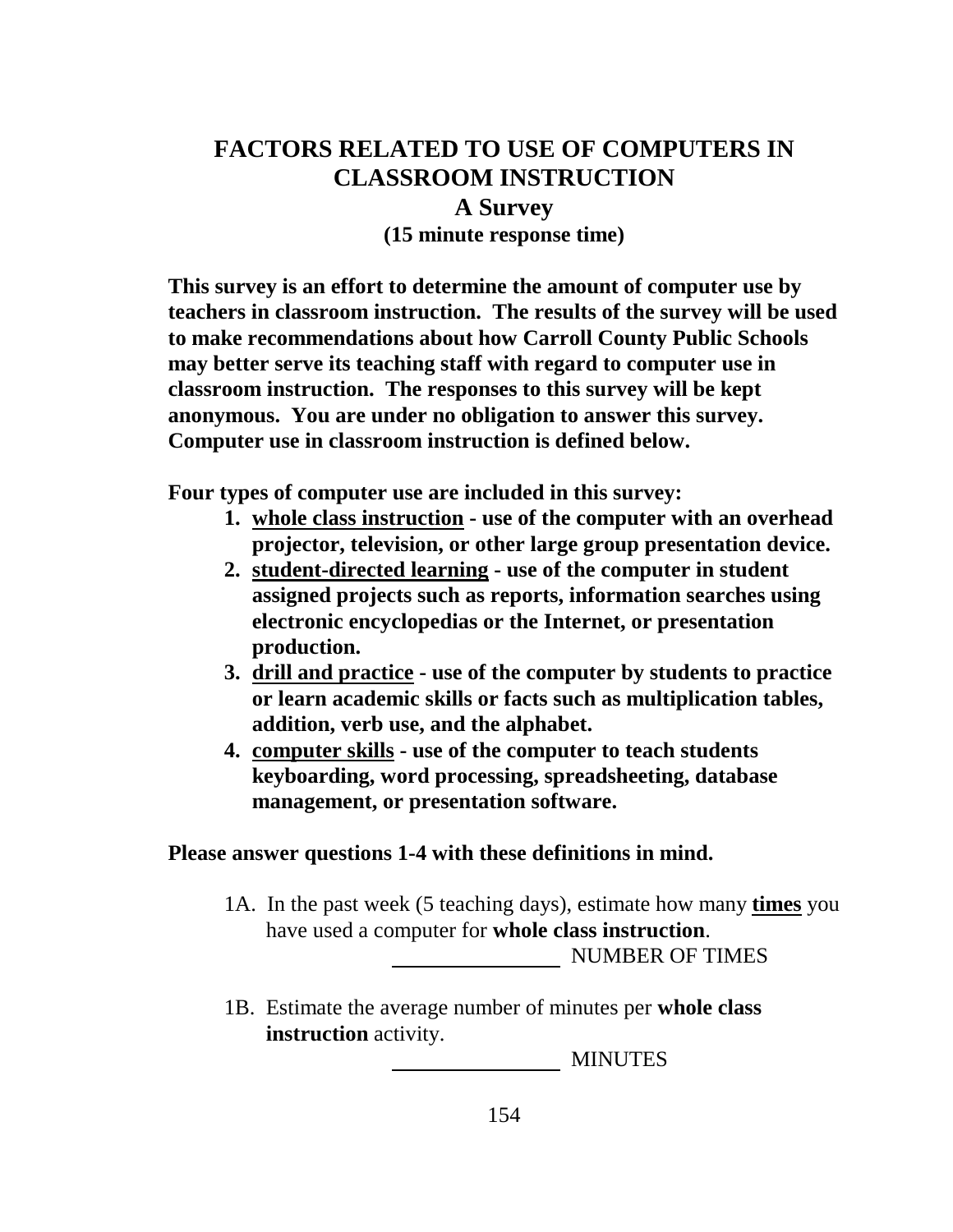# FACTORS RELATED TO USE OF COMPUTERS IN CLASSROOM INSTRUCTION

## A Survey

**(15 minute response time)**

**This survey is an effort to determine the amount of computer use by teachers in classroom instruction. The results of the survey will be used to make recommendations about how Carroll County Public Schools may better serve its teaching staff with regard to computer use in classroom instruction. The responses to this survey will be kept anonymous. You are under no obligation to answer this survey. Computer use in classroom instruction is defined below.**

**Four types of computer use are included in this survey:**

1. **<u>whole class instruction</u> - use of the computer with an overhead projector, television, or other large group presentation device.**
2. **<u>student-directed learning</u> - use of the computer in student assigned projects such as reports, information searches using electronic encyclopedias or the Internet, or presentation production.**
3. **<u>drill and practice</u> - use of the computer by students to practice or learn academic skills or facts such as multiplication tables, addition, verb use, and the alphabet.**
4. **<u>computer skills</u> - use of the computer to teach students keyboarding, word processing, spreadsheeting, database management, or presentation software.**

**Please answer questions 1-4 with these definitions in mind.**

1A. In the past week (5 teaching days), estimate how many **<u>times</u>** you have used a computer for **whole class instruction**.

_______________ NUMBER OF TIMES

1B. Estimate the average number of minutes per **whole class instruction** activity.

_______________ MINUTES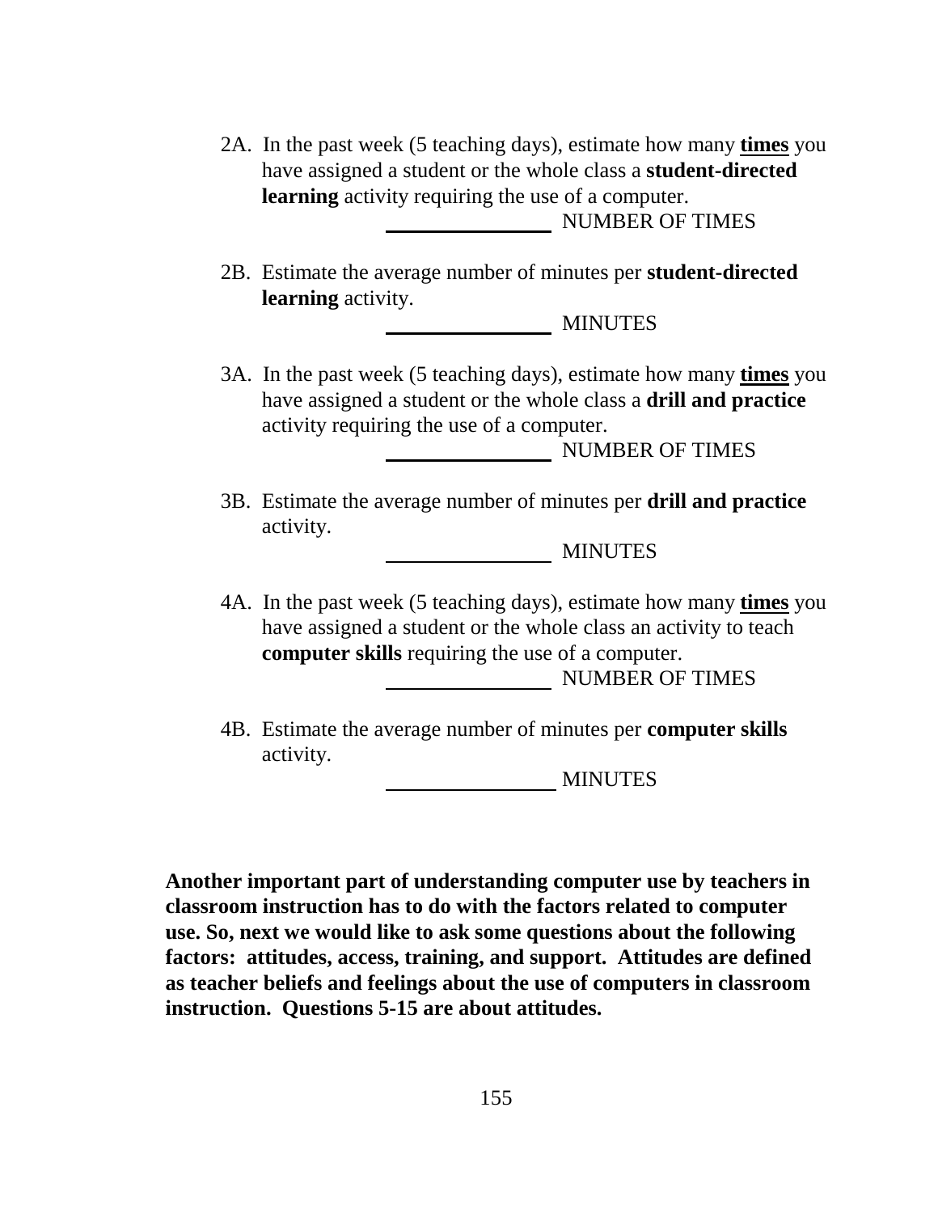2A. In the past week (5 teaching days), estimate how many **times** you have assigned a student or the whole class a **student-directed learning** activity requiring the use of a computer.

_______________ NUMBER OF TIMES

2B. Estimate the average number of minutes per **student-directed learning** activity.

_______________ MINUTES

3A. In the past week (5 teaching days), estimate how many **times** you have assigned a student or the whole class a **drill and practice** activity requiring the use of a computer.

_______________ NUMBER OF TIMES

3B. Estimate the average number of minutes per **drill and practice** activity.

_______________ MINUTES

4A. In the past week (5 teaching days), estimate how many **times** you have assigned a student or the whole class an activity to teach **computer skills** requiring the use of a computer.

_______________ NUMBER OF TIMES

4B. Estimate the average number of minutes per **computer skills** activity.

_______________ MINUTES

**Another important part of understanding computer use by teachers in classroom instruction has to do with the factors related to computer use. So, next we would like to ask some questions about the following factors: attitudes, access, training, and support. Attitudes are defined as teacher beliefs and feelings about the use of computers in classroom instruction. Questions 5-15 are about attitudes.**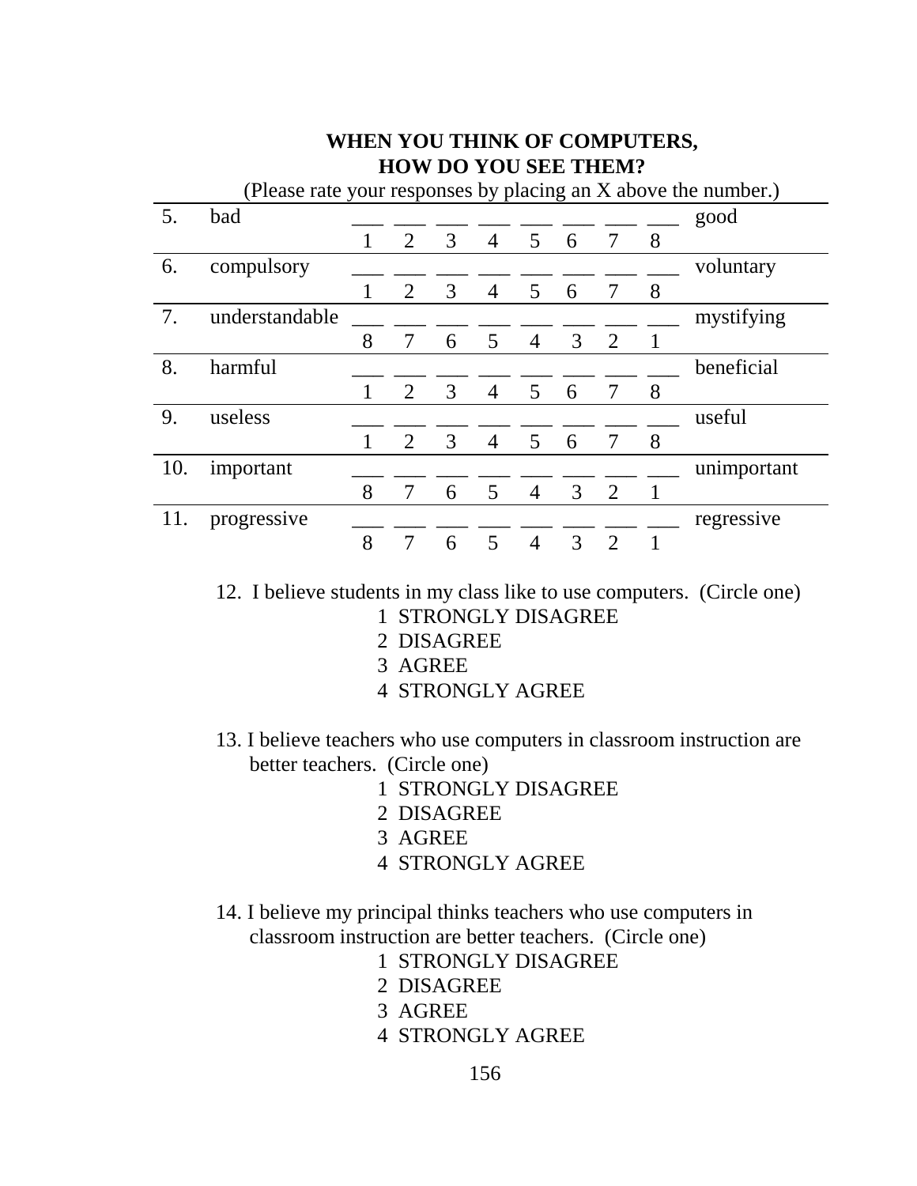**WHEN YOU THINK OF COMPUTERS,**
**HOW DO YOU SEE THEM?**

(Please rate your responses by placing an X above the number.)

| | | | | | | | | | | |
|---|---|---|---|---|---|---|---|---|---|---|
| 5. | bad | ___ 1 | ___ 2 | ___ 3 | ___ 4 | ___ 5 | ___ 6 | ___ 7 | ___ 8 | good |
| 6. | compulsory | ___ 1 | ___ 2 | ___ 3 | ___ 4 | ___ 5 | ___ 6 | ___ 7 | ___ 8 | voluntary |
| 7. | understandable | ___ 8 | ___ 7 | ___ 6 | ___ 5 | ___ 4 | ___ 3 | ___ 2 | ___ 1 | mystifying |
| 8. | harmful | ___ 1 | ___ 2 | ___ 3 | ___ 4 | ___ 5 | ___ 6 | ___ 7 | ___ 8 | beneficial |
| 9. | useless | ___ 1 | ___ 2 | ___ 3 | ___ 4 | ___ 5 | ___ 6 | ___ 7 | ___ 8 | useful |
| 10. | important | ___ 8 | ___ 7 | ___ 6 | ___ 5 | ___ 4 | ___ 3 | ___ 2 | ___ 1 | unimportant |
| 11. | progressive | ___ 8 | ___ 7 | ___ 6 | ___ 5 | ___ 4 | ___ 3 | ___ 2 | ___ 1 | regressive |

12. I believe students in my class like to use computers. (Circle one)
    1 STRONGLY DISAGREE
    2 DISAGREE
    3 AGREE
    4 STRONGLY AGREE

13. I believe teachers who use computers in classroom instruction are better teachers. (Circle one)
    1 STRONGLY DISAGREE
    2 DISAGREE
    3 AGREE
    4 STRONGLY AGREE

14. I believe my principal thinks teachers who use computers in classroom instruction are better teachers. (Circle one)
    1 STRONGLY DISAGREE
    2 DISAGREE
    3 AGREE
    4 STRONGLY AGREE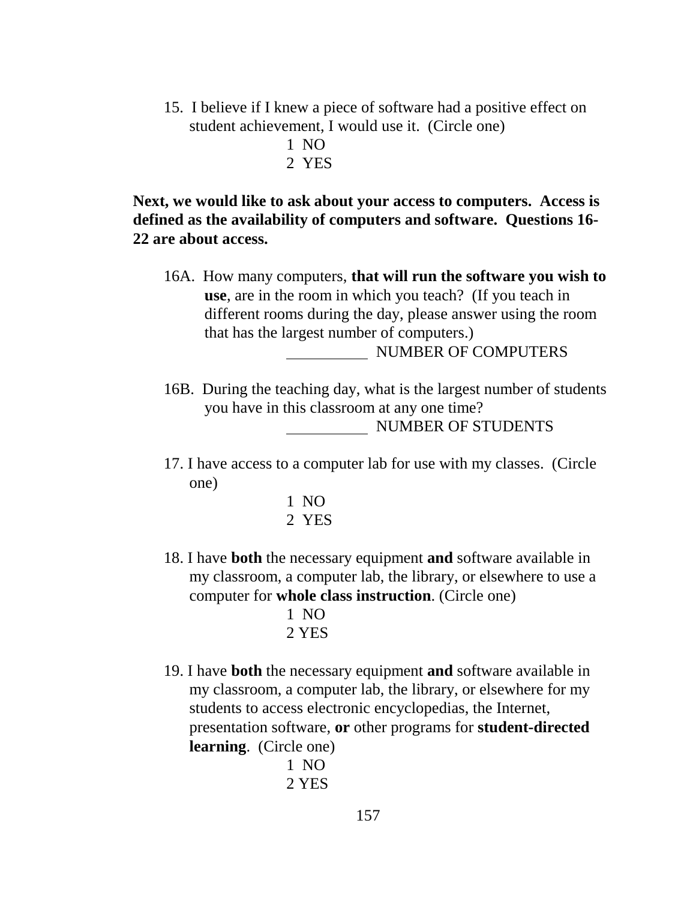15. I believe if I knew a piece of software had a positive effect on student achievement, I would use it. (Circle one)

    1 NO
    2 YES

**Next, we would like to ask about your access to computers. Access is defined as the availability of computers and software. Questions 16-22 are about access.**

16A. How many computers, **that will run the software you wish to use**, are in the room in which you teach? (If you teach in different rooms during the day, please answer using the room that has the largest number of computers.)

    __________ NUMBER OF COMPUTERS

16B. During the teaching day, what is the largest number of students you have in this classroom at any one time?

    __________ NUMBER OF STUDENTS

17. I have access to a computer lab for use with my classes. (Circle one)

    1 NO
    2 YES

18. I have **both** the necessary equipment **and** software available in my classroom, a computer lab, the library, or elsewhere to use a computer for **whole class instruction**. (Circle one)

    1 NO
    2 YES

19. I have **both** the necessary equipment **and** software available in my classroom, a computer lab, the library, or elsewhere for my students to access electronic encyclopedias, the Internet, presentation software, **or** other programs for **student-directed learning**. (Circle one)

    1 NO
    2 YES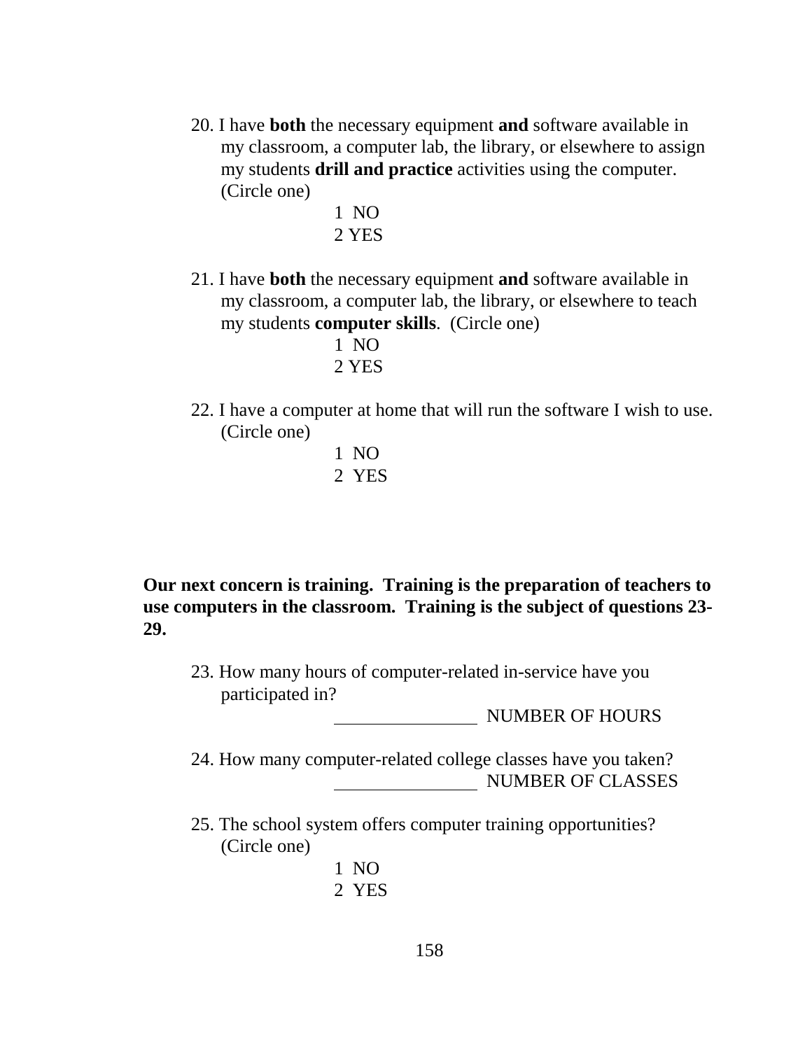20. I have **both** the necessary equipment **and** software available in my classroom, a computer lab, the library, or elsewhere to assign my students **drill and practice** activities using the computer. (Circle one)

    1 NO
    2 YES

21. I have **both** the necessary equipment **and** software available in my classroom, a computer lab, the library, or elsewhere to teach my students **computer skills**. (Circle one)

    1 NO
    2 YES

22. I have a computer at home that will run the software I wish to use. (Circle one)

    1 NO
    2 YES

**Our next concern is training. Training is the preparation of teachers to use computers in the classroom. Training is the subject of questions 23-29.**

23. How many hours of computer-related in-service have you participated in?

    ________________ NUMBER OF HOURS

24. How many computer-related college classes have you taken?

    ________________ NUMBER OF CLASSES

25. The school system offers computer training opportunities? (Circle one)

    1 NO
    2 YES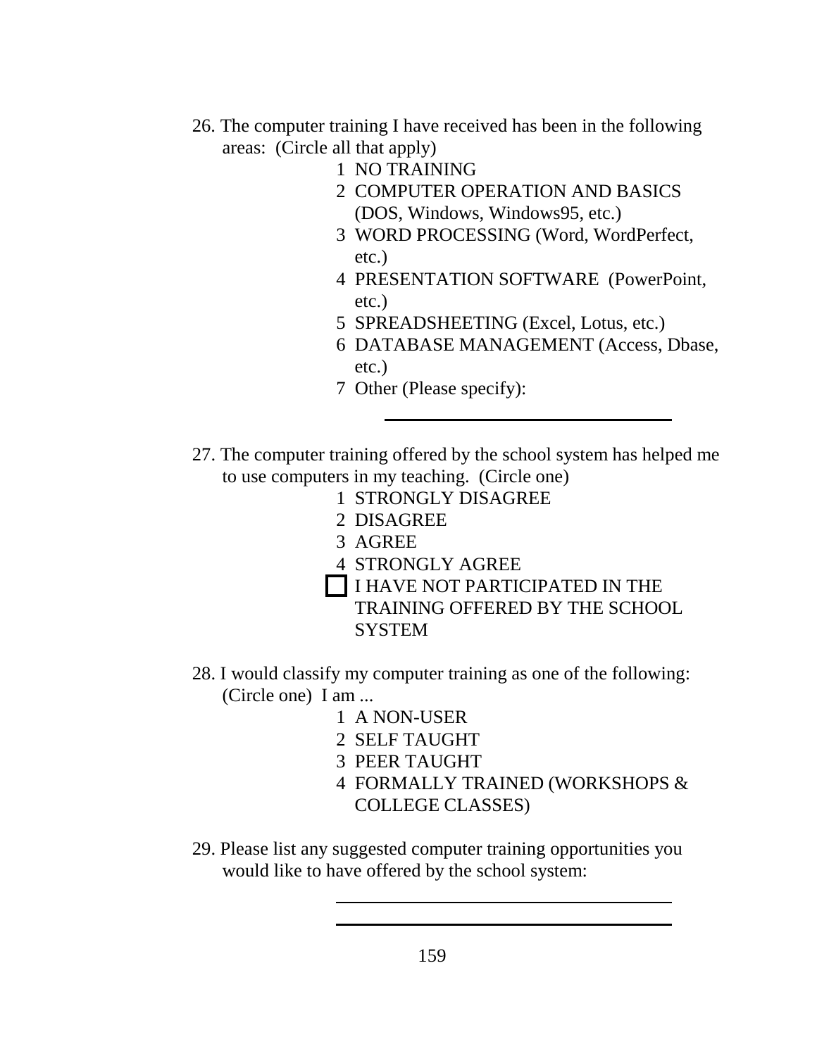26. The computer training I have received has been in the following areas: (Circle all that apply)

    1 NO TRAINING
    2 COMPUTER OPERATION AND BASICS (DOS, Windows, Windows95, etc.)
    3 WORD PROCESSING (Word, WordPerfect, etc.)
    4 PRESENTATION SOFTWARE (PowerPoint, etc.)
    5 SPREADSHEETING (Excel, Lotus, etc.)
    6 DATABASE MANAGEMENT (Access, Dbase, etc.)
    7 Other (Please specify): ______________________________

27. The computer training offered by the school system has helped me to use computers in my teaching. (Circle one)

    1 STRONGLY DISAGREE
    2 DISAGREE
    3 AGREE
    4 STRONGLY AGREE
    ☐ I HAVE NOT PARTICIPATED IN THE TRAINING OFFERED BY THE SCHOOL SYSTEM

28. I would classify my computer training as one of the following: (Circle one) I am ...

    1 A NON-USER
    2 SELF TAUGHT
    3 PEER TAUGHT
    4 FORMALLY TRAINED (WORKSHOPS & COLLEGE CLASSES)

29. Please list any suggested computer training opportunities you would like to have offered by the school system:

    ______________________________

    ______________________________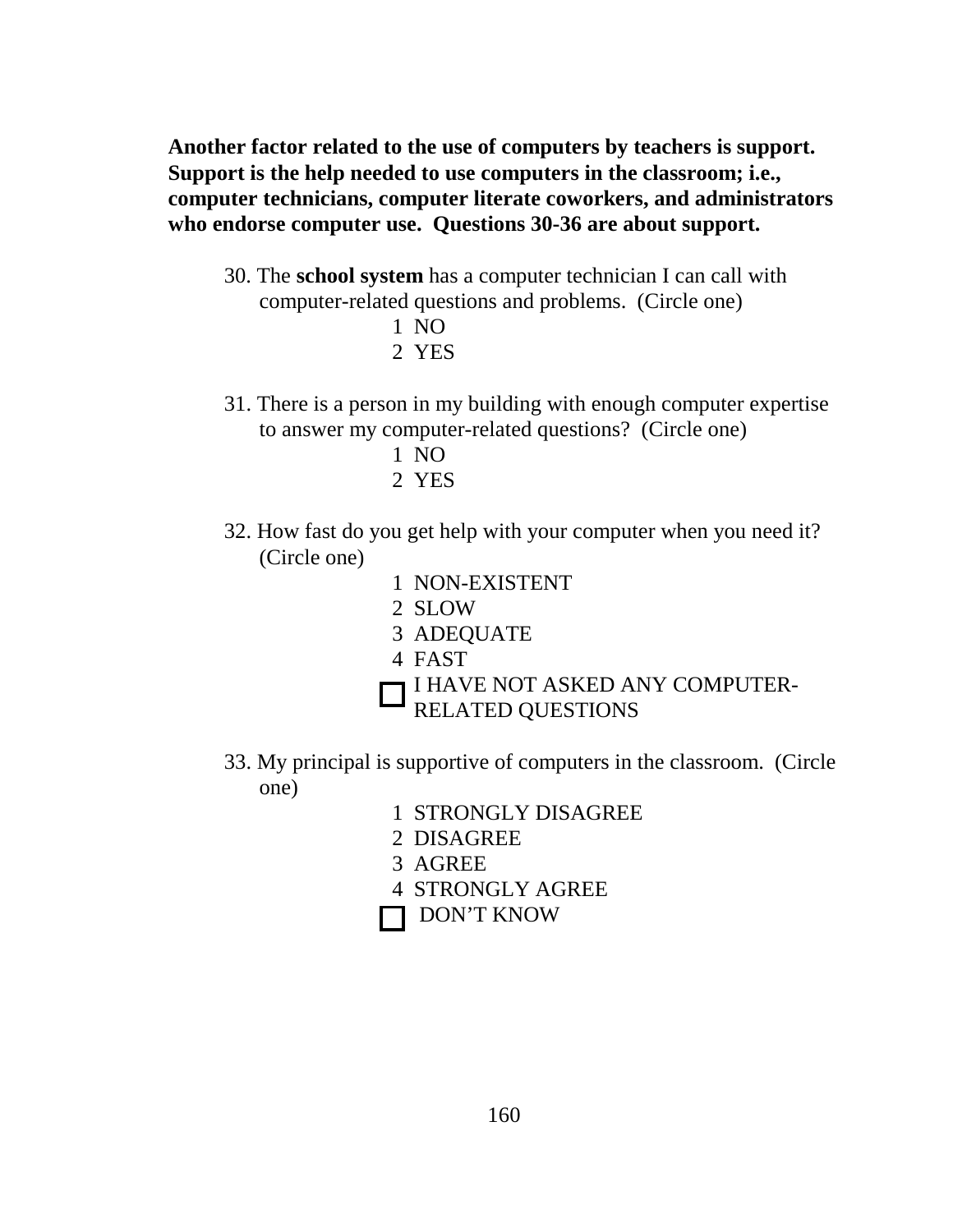**Another factor related to the use of computers by teachers is support. Support is the help needed to use computers in the classroom; i.e., computer technicians, computer literate coworkers, and administrators who endorse computer use. Questions 30-36 are about support.**

30. The **school system** has a computer technician I can call with computer-related questions and problems. (Circle one)

    1 NO
    2 YES

31. There is a person in my building with enough computer expertise to answer my computer-related questions? (Circle one)

    1 NO
    2 YES

32. How fast do you get help with your computer when you need it? (Circle one)

    1 NON-EXISTENT
    2 SLOW
    3 ADEQUATE
    4 FAST
    ☐ I HAVE NOT ASKED ANY COMPUTER-RELATED QUESTIONS

33. My principal is supportive of computers in the classroom. (Circle one)

    1 STRONGLY DISAGREE
    2 DISAGREE
    3 AGREE
    4 STRONGLY AGREE
    ☐ DON'T KNOW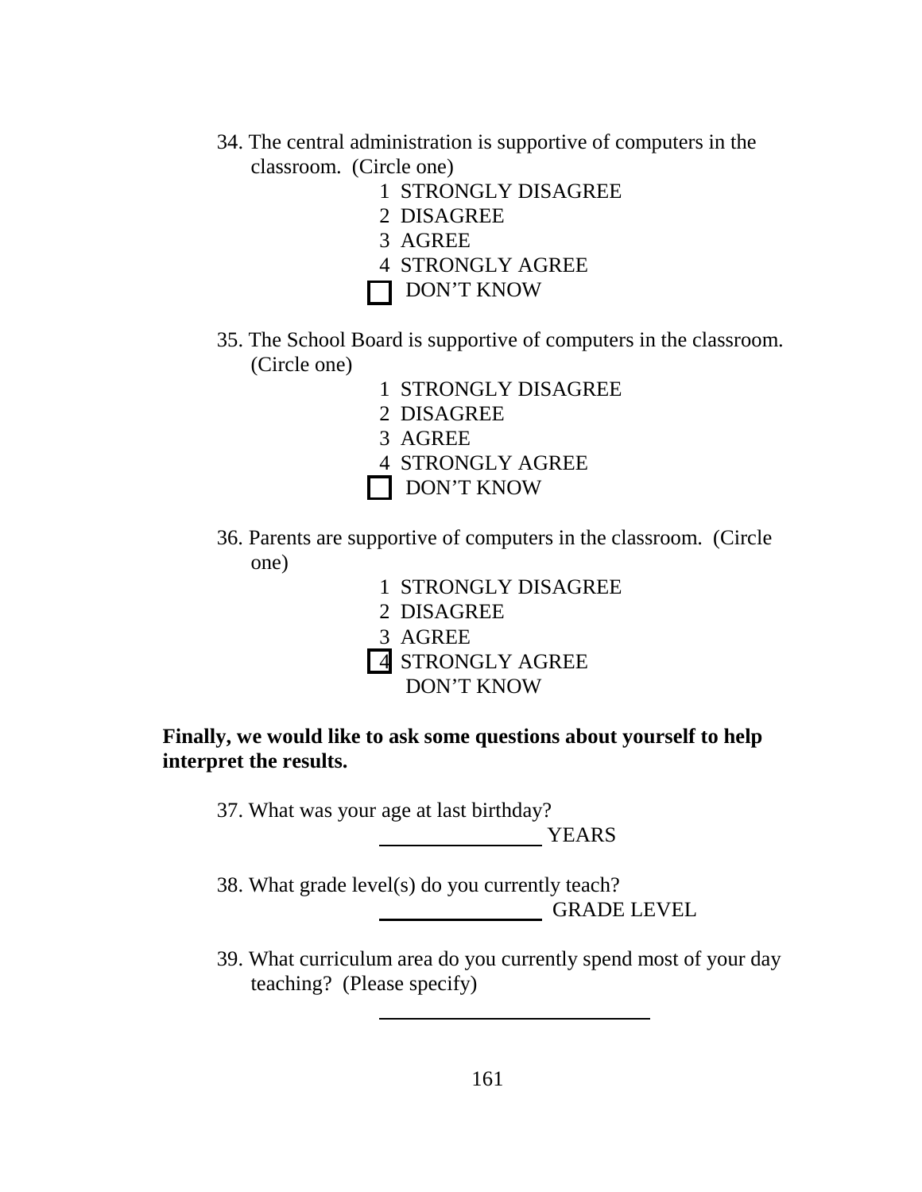34. The central administration is supportive of computers in the classroom. (Circle one)

   1 STRONGLY DISAGREE
   2 DISAGREE
   3 AGREE
   4 STRONGLY AGREE
   ☐ DON'T KNOW

35. The School Board is supportive of computers in the classroom. (Circle one)

   1 STRONGLY DISAGREE
   2 DISAGREE
   3 AGREE
   4 STRONGLY AGREE
   ☐ DON'T KNOW

36. Parents are supportive of computers in the classroom. (Circle one)

   1 STRONGLY DISAGREE
   2 DISAGREE
   3 AGREE
   4 STRONGLY AGREE
   DON'T KNOW

**Finally, we would like to ask some questions about yourself to help interpret the results.**

37. What was your age at last birthday?

   ____________ YEARS

38. What grade level(s) do you currently teach?

   ____________ GRADE LEVEL

39. What curriculum area do you currently spend most of your day teaching? (Please specify)

   ____________________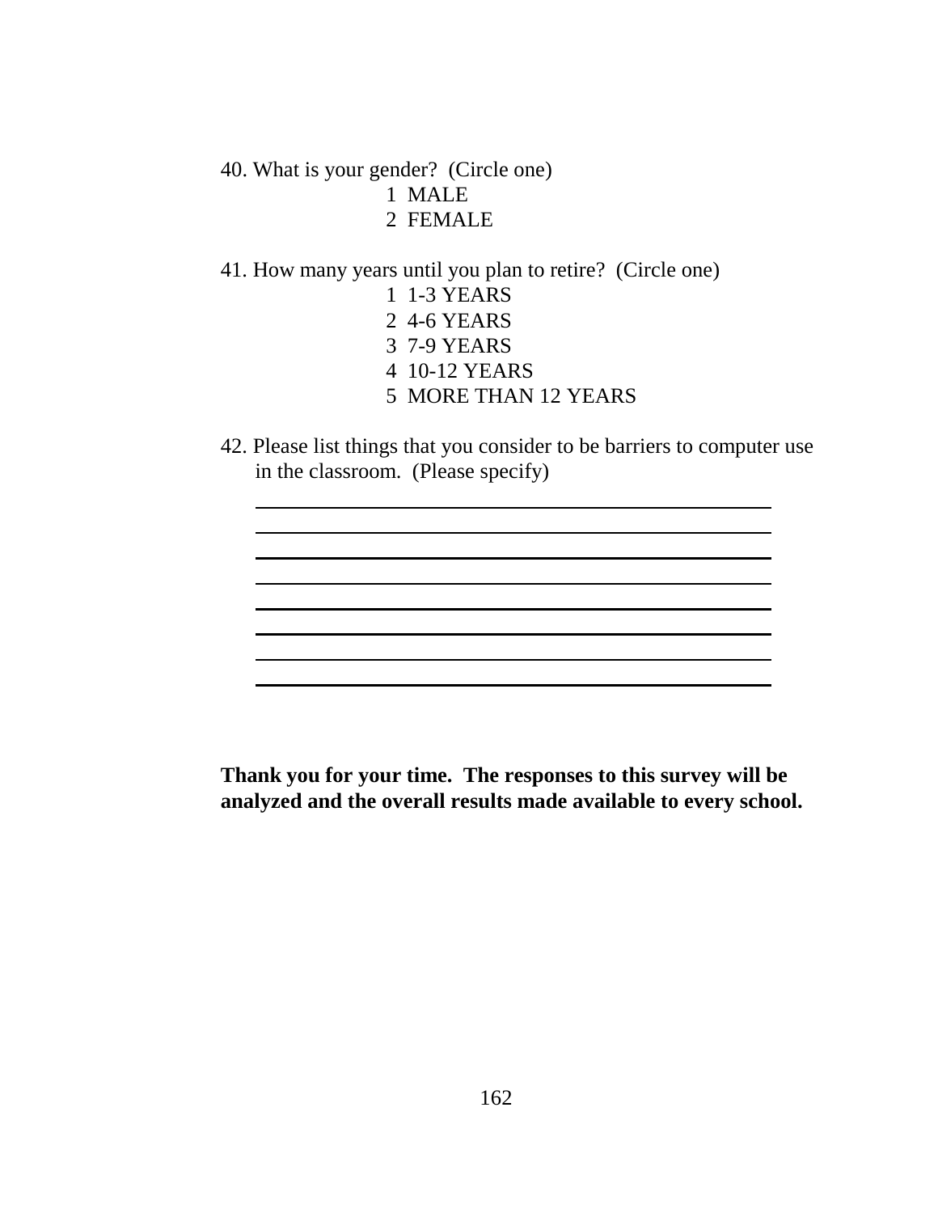40. What is your gender? (Circle one)

    1 MALE
    2 FEMALE

41. How many years until you plan to retire? (Circle one)

    1 1-3 YEARS
    2 4-6 YEARS
    3 7-9 YEARS
    4 10-12 YEARS
    5 MORE THAN 12 YEARS

42. Please list things that you consider to be barriers to computer use in the classroom. (Please specify)

\_\_\_\_\_\_\_\_\_\_\_\_\_\_\_\_\_\_\_\_\_\_\_\_\_\_\_\_\_\_\_\_\_\_\_\_\_\_\_\_\_\_\_\_

\_\_\_\_\_\_\_\_\_\_\_\_\_\_\_\_\_\_\_\_\_\_\_\_\_\_\_\_\_\_\_\_\_\_\_\_\_\_\_\_\_\_\_\_

\_\_\_\_\_\_\_\_\_\_\_\_\_\_\_\_\_\_\_\_\_\_\_\_\_\_\_\_\_\_\_\_\_\_\_\_\_\_\_\_\_\_\_\_

\_\_\_\_\_\_\_\_\_\_\_\_\_\_\_\_\_\_\_\_\_\_\_\_\_\_\_\_\_\_\_\_\_\_\_\_\_\_\_\_\_\_\_\_

\_\_\_\_\_\_\_\_\_\_\_\_\_\_\_\_\_\_\_\_\_\_\_\_\_\_\_\_\_\_\_\_\_\_\_\_\_\_\_\_\_\_\_\_

\_\_\_\_\_\_\_\_\_\_\_\_\_\_\_\_\_\_\_\_\_\_\_\_\_\_\_\_\_\_\_\_\_\_\_\_\_\_\_\_\_\_\_\_

\_\_\_\_\_\_\_\_\_\_\_\_\_\_\_\_\_\_\_\_\_\_\_\_\_\_\_\_\_\_\_\_\_\_\_\_\_\_\_\_\_\_\_\_

\_\_\_\_\_\_\_\_\_\_\_\_\_\_\_\_\_\_\_\_\_\_\_\_\_\_\_\_\_\_\_\_\_\_\_\_\_\_\_\_\_\_\_\_

**Thank you for your time. The responses to this survey will be analyzed and the overall results made available to every school.**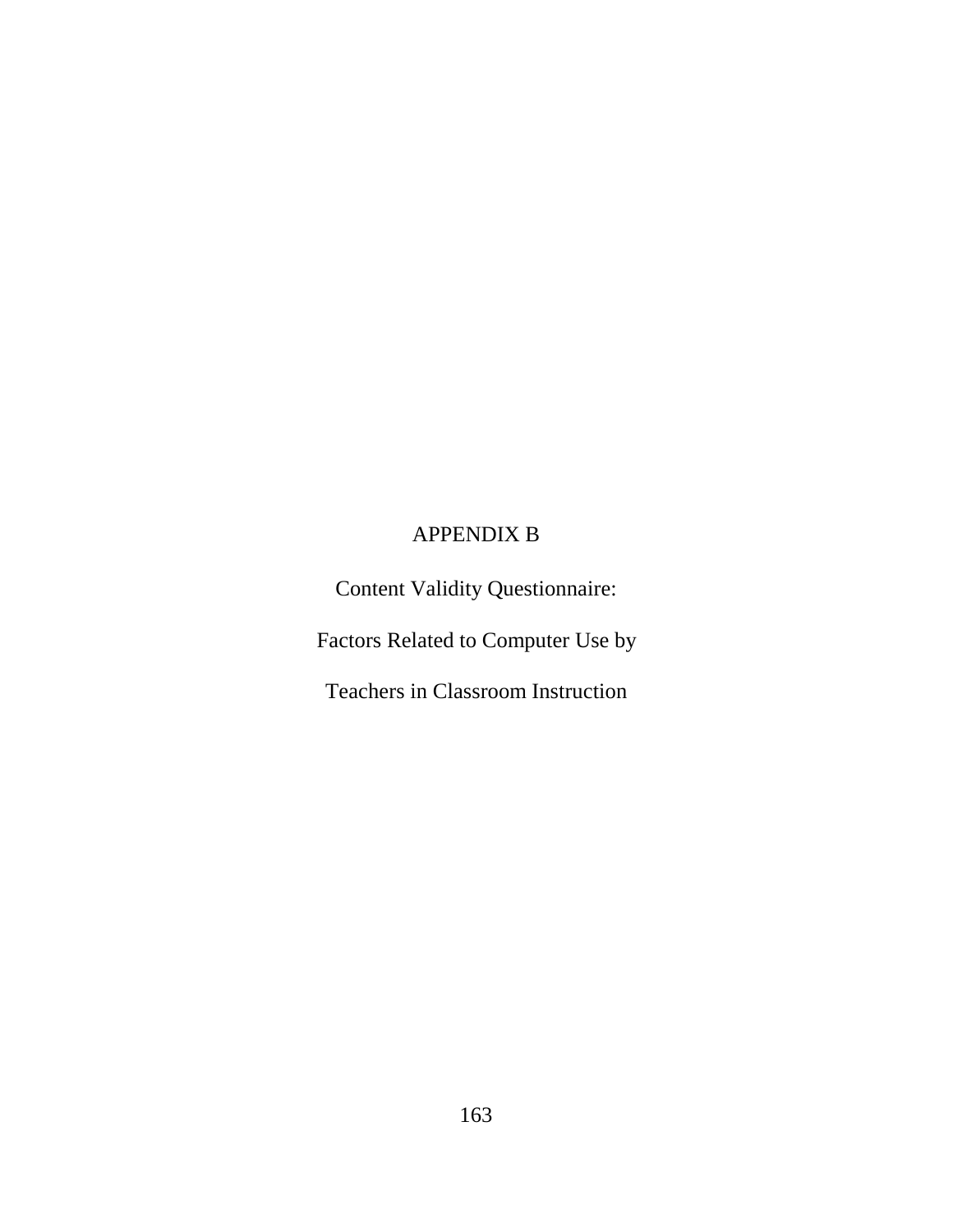# APPENDIX B

## Content Validity Questionnaire:

## Factors Related to Computer Use by

## Teachers in Classroom Instruction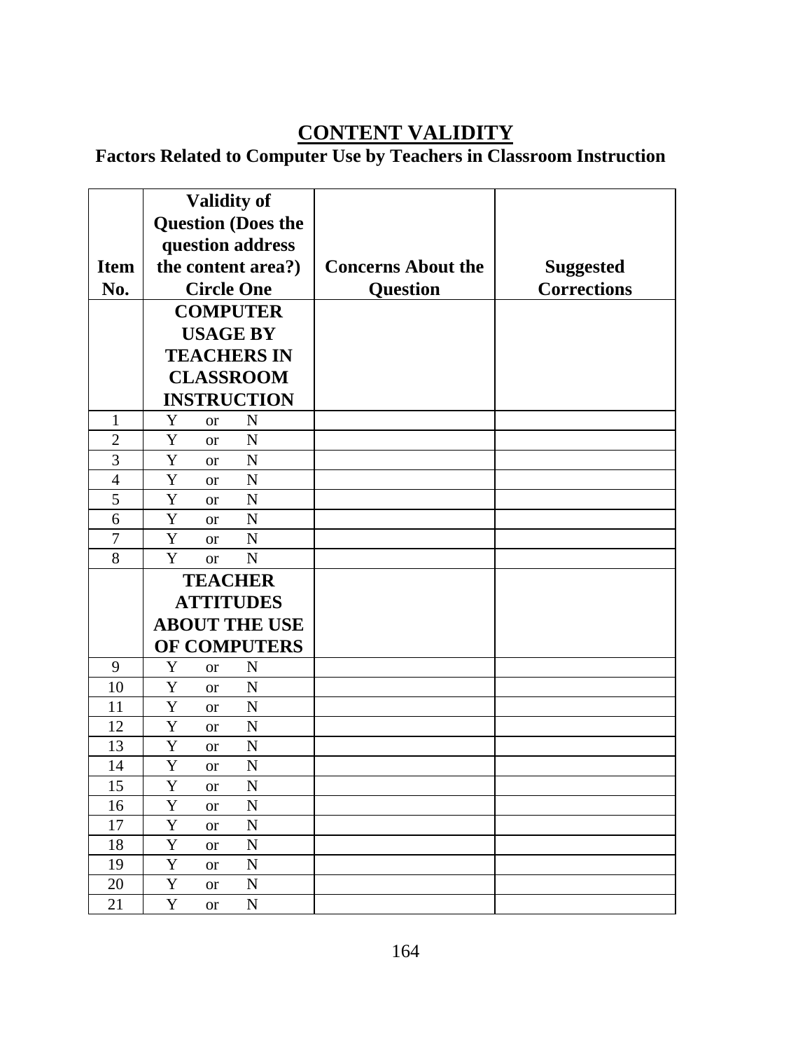# CONTENT VALIDITY

## Factors Related to Computer Use by Teachers in Classroom Instruction

| Item No. | Validity of Question (Does the question address the content area?) Circle One | Concerns About the Question | Suggested Corrections |
|---|---|---|---|
| | **COMPUTER USAGE BY TEACHERS IN CLASSROOM INSTRUCTION** | | |
| 1 | Y or N | | |
| 2 | Y or N | | |
| 3 | Y or N | | |
| 4 | Y or N | | |
| 5 | Y or N | | |
| 6 | Y or N | | |
| 7 | Y or N | | |
| 8 | Y or N | | |
| | **TEACHER ATTITUDES ABOUT THE USE OF COMPUTERS** | | |
| 9 | Y or N | | |
| 10 | Y or N | | |
| 11 | Y or N | | |
| 12 | Y or N | | |
| 13 | Y or N | | |
| 14 | Y or N | | |
| 15 | Y or N | | |
| 16 | Y or N | | |
| 17 | Y or N | | |
| 18 | Y or N | | |
| 19 | Y or N | | |
| 20 | Y or N | | |
| 21 | Y or N | | |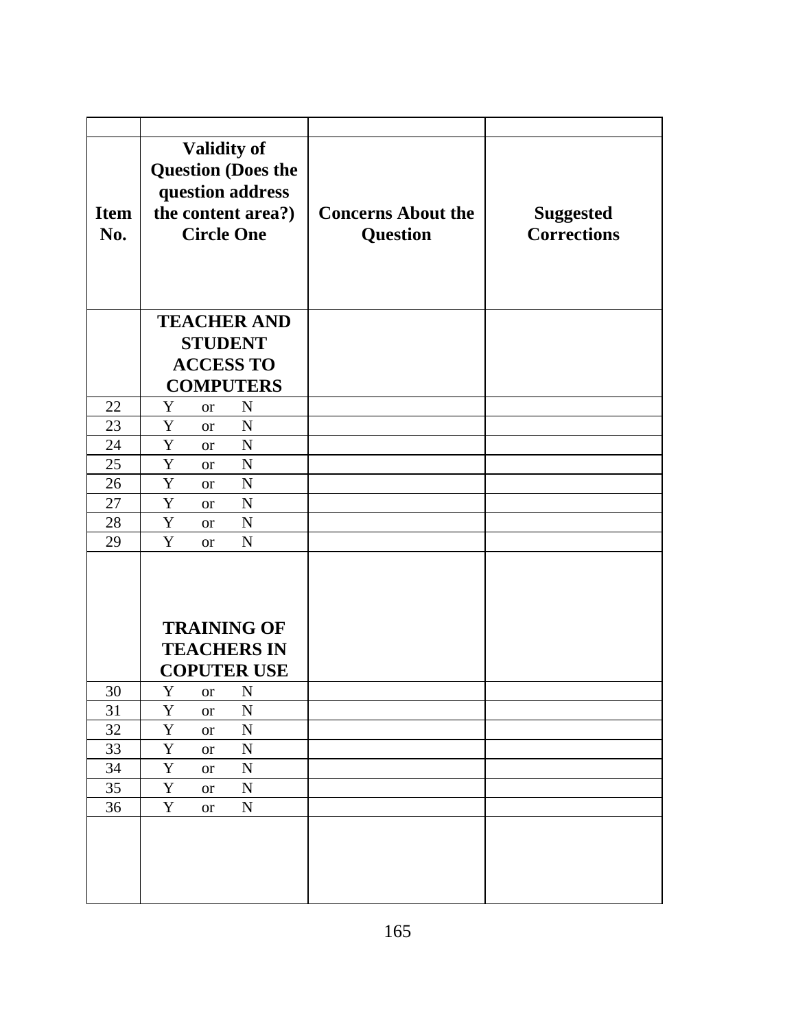| | | | |
|---|---|---|---|
| **Item No.** | **Validity of Question (Does the question address the content area?) Circle One** | **Concerns About the Question** | **Suggested Corrections** |
| | **TEACHER AND STUDENT ACCESS TO COMPUTERS** | | |
| 22 | Y or N | | |
| 23 | Y or N | | |
| 24 | Y or N | | |
| 25 | Y or N | | |
| 26 | Y or N | | |
| 27 | Y or N | | |
| 28 | Y or N | | |
| 29 | Y or N | | |
| | **TRAINING OF TEACHERS IN COPUTER USE** | | |
| 30 | Y or N | | |
| 31 | Y or N | | |
| 32 | Y or N | | |
| 33 | Y or N | | |
| 34 | Y or N | | |
| 35 | Y or N | | |
| 36 | Y or N | | |
| | | | |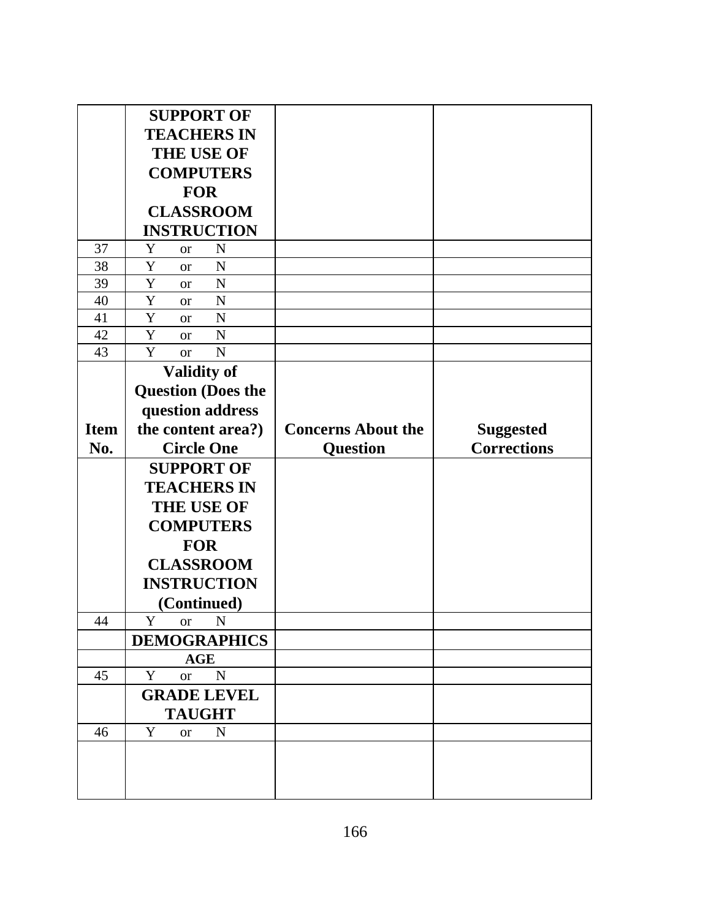| | **SUPPORT OF TEACHERS IN THE USE OF COMPUTERS FOR CLASSROOM INSTRUCTION** | | |
|---|---|---|---|
| 37 | Y or N | | |
| 38 | Y or N | | |
| 39 | Y or N | | |
| 40 | Y or N | | |
| 41 | Y or N | | |
| 42 | Y or N | | |
| 43 | Y or N | | |
| **Item No.** | **Validity of Question (Does the question address the content area?) Circle One** | **Concerns About the Question** | **Suggested Corrections** |
| | **SUPPORT OF TEACHERS IN THE USE OF COMPUTERS FOR CLASSROOM INSTRUCTION (Continued)** | | |
| 44 | Y or N | | |
| | **DEMOGRAPHICS** | | |
| | **AGE** | | |
| 45 | Y or N | | |
| | **GRADE LEVEL TAUGHT** | | |
| 46 | Y or N | | |
| | | | |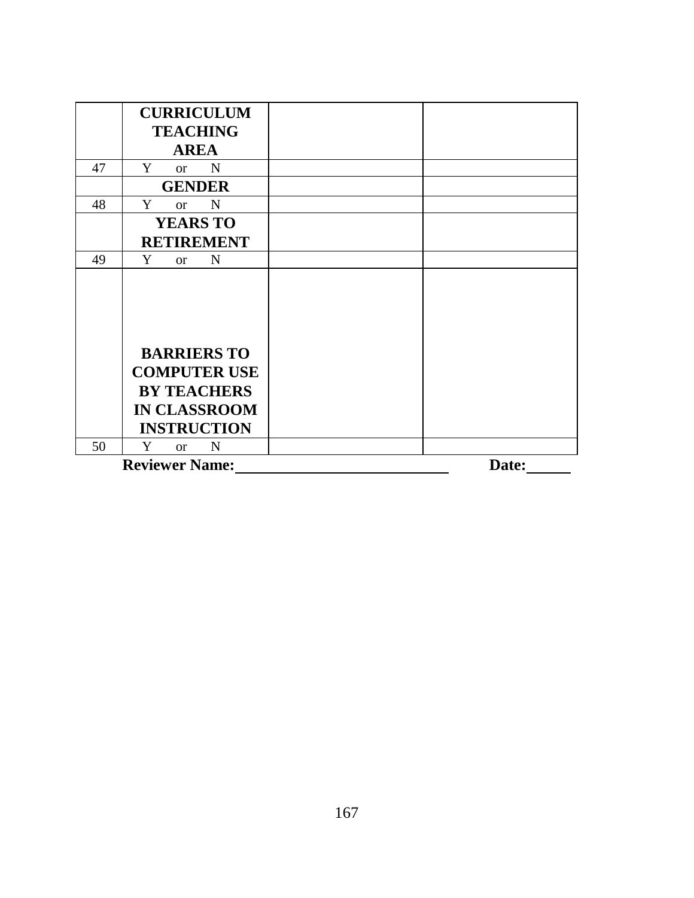| | **CURRICULUM TEACHING AREA** | | |
|---|---|---|---|
| 47 | Y or N | | |
| | **GENDER** | | |
| 48 | Y or N | | |
| | **YEARS TO RETIREMENT** | | |
| 49 | Y or N | | |
| | **BARRIERS TO COMPUTER USE BY TEACHERS IN CLASSROOM INSTRUCTION** | | |
| 50 | Y or N | | |

**Reviewer Name:**\_\_\_\_\_\_\_\_\_\_\_\_\_\_\_\_\_\_\_\_\_\_\_\_\_\_\_\_ **Date:**\_\_\_\_\_\_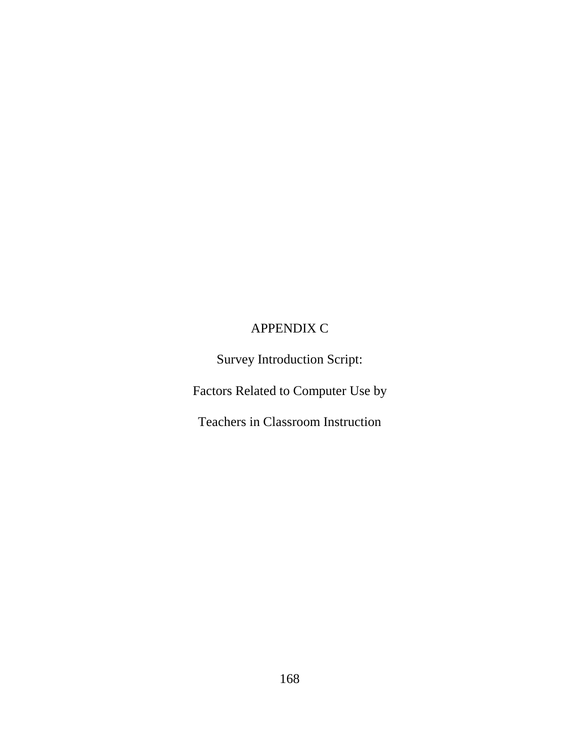# APPENDIX C

Survey Introduction Script:

Factors Related to Computer Use by

Teachers in Classroom Instruction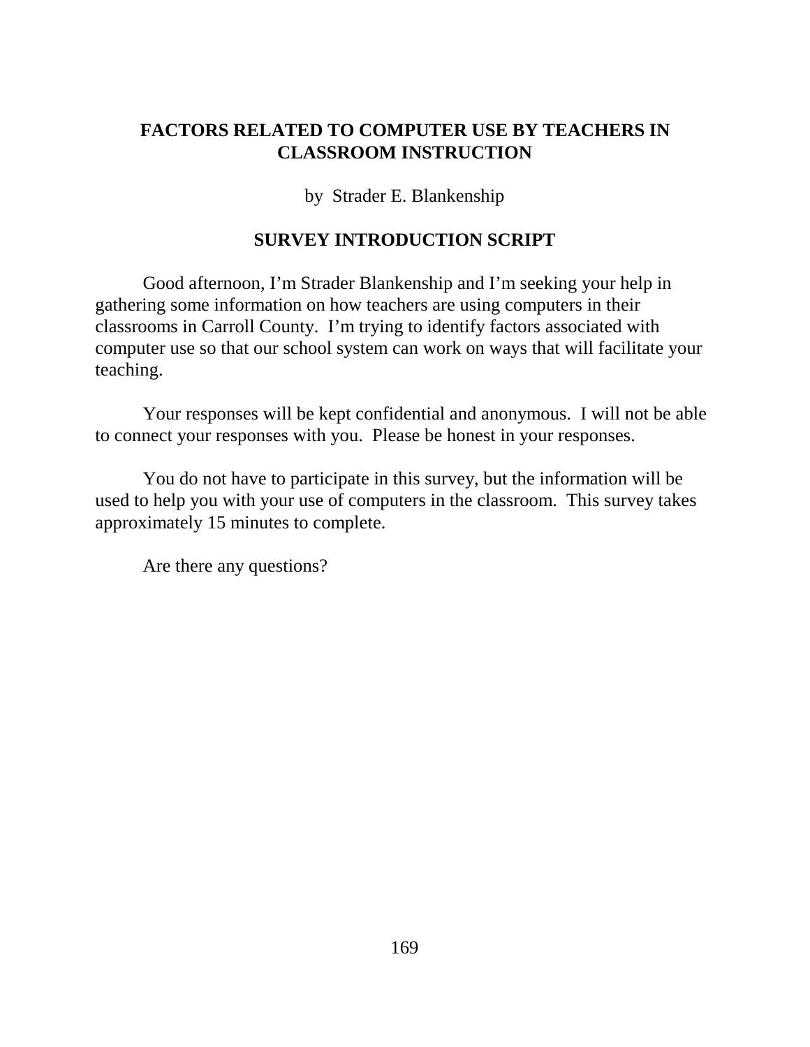# FACTORS RELATED TO COMPUTER USE BY TEACHERS IN CLASSROOM INSTRUCTION

by Strader E. Blankenship

## SURVEY INTRODUCTION SCRIPT

Good afternoon, I'm Strader Blankenship and I'm seeking your help in gathering some information on how teachers are using computers in their classrooms in Carroll County. I'm trying to identify factors associated with computer use so that our school system can work on ways that will facilitate your teaching.

Your responses will be kept confidential and anonymous. I will not be able to connect your responses with you. Please be honest in your responses.

You do not have to participate in this survey, but the information will be used to help you with your use of computers in the classroom. This survey takes approximately 15 minutes to complete.

Are there any questions?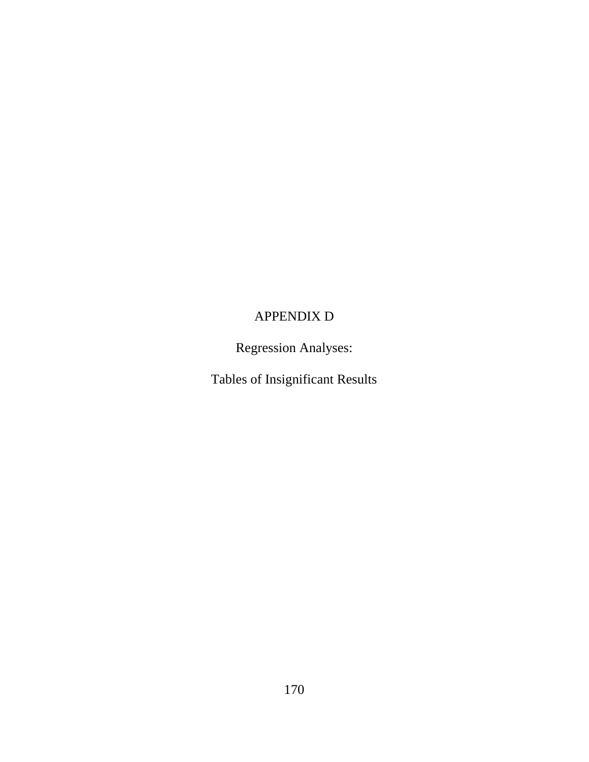# APPENDIX D

## Regression Analyses:

## Tables of Insignificant Results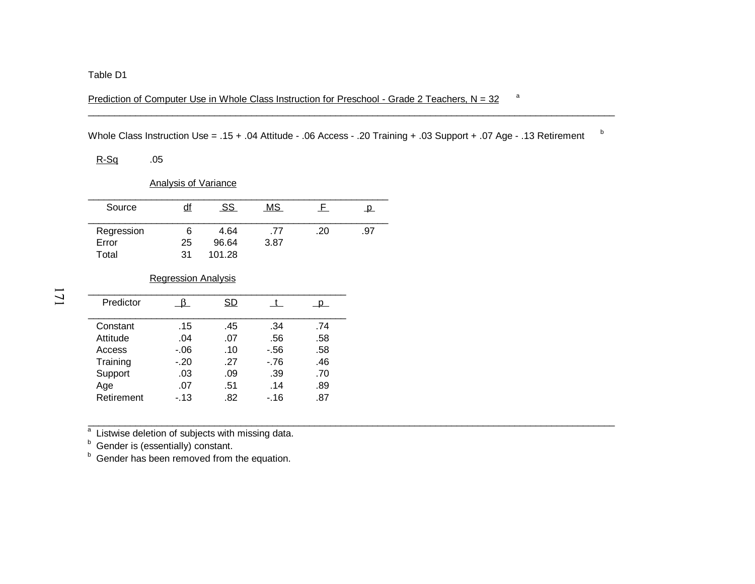Table D1

Prediction of Computer Use in Whole Class Instruction for Preschool - Grade 2 Teachers, N = 32 [a]

Whole Class Instruction Use = .15 + .04 Attitude - .06 Access - .20 Training + .03 Support + .07 Age - .13 Retirement [b]

R-Sq .05

Analysis of Variance

| Source | df | SS | MS | F | p |
|---|---|---|---|---|---|
| Regression | 6 | 4.64 | .77 | .20 | .97 |
| Error | 25 | 96.64 | 3.87 | | |
| Total | 31 | 101.28 | | | |

Regression Analysis

| Predictor | β | SD | t | p |
|---|---|---|---|---|
| Constant | .15 | .45 | .34 | .74 |
| Attitude | .04 | .07 | .56 | .58 |
| Access | -.06 | .10 | -.56 | .58 |
| Training | -.20 | .27 | -.76 | .46 |
| Support | .03 | .09 | .39 | .70 |
| Age | .07 | .51 | .14 | .89 |
| Retirement | -.13 | .82 | -.16 | .87 |

[a] Listwise deletion of subjects with missing data.
[b] Gender is (essentially) constant.
[b] Gender has been removed from the equation.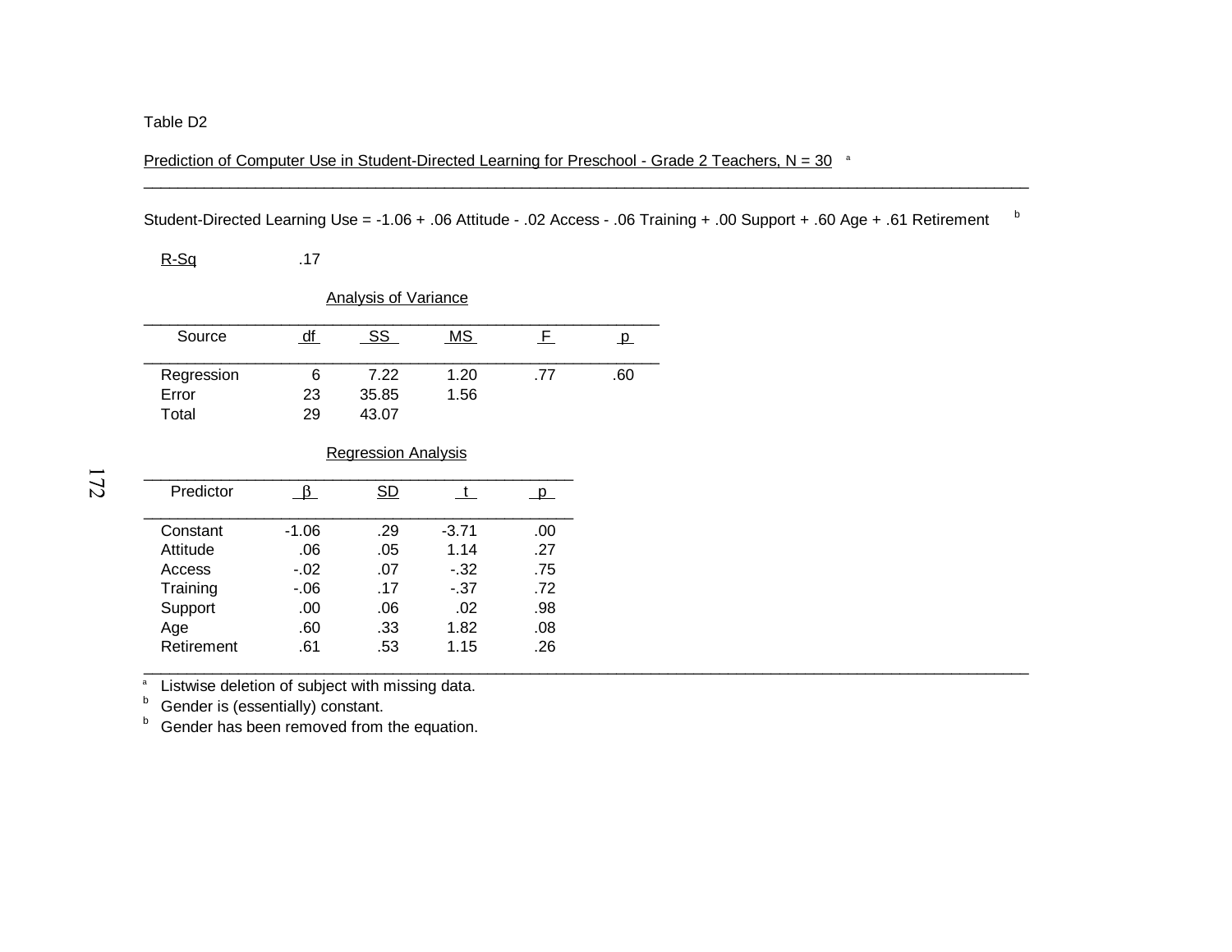Table D2

Prediction of Computer Use in Student-Directed Learning for Preschool - Grade 2 Teachers, N = 30 [a]

Student-Directed Learning Use = -1.06 + .06 Attitude - .02 Access - .06 Training + .00 Support + .60 Age + .61 Retirement [b]

R-Sq .17

Analysis of Variance

| Source | df | SS | MS | F | p |
|---|---|---|---|---|---|
| Regression | 6 | 7.22 | 1.20 | .77 | .60 |
| Error | 23 | 35.85 | 1.56 | | |
| Total | 29 | 43.07 | | | |

Regression Analysis

| Predictor | β | SD | t | p |
|---|---|---|---|---|
| Constant | -1.06 | .29 | -3.71 | .00 |
| Attitude | .06 | .05 | 1.14 | .27 |
| Access | -.02 | .07 | -.32 | .75 |
| Training | -.06 | .17 | -.37 | .72 |
| Support | .00 | .06 | .02 | .98 |
| Age | .60 | .33 | 1.82 | .08 |
| Retirement | .61 | .53 | 1.15 | .26 |

[a] Listwise deletion of subject with missing data.
[b] Gender is (essentially) constant.
[b] Gender has been removed from the equation.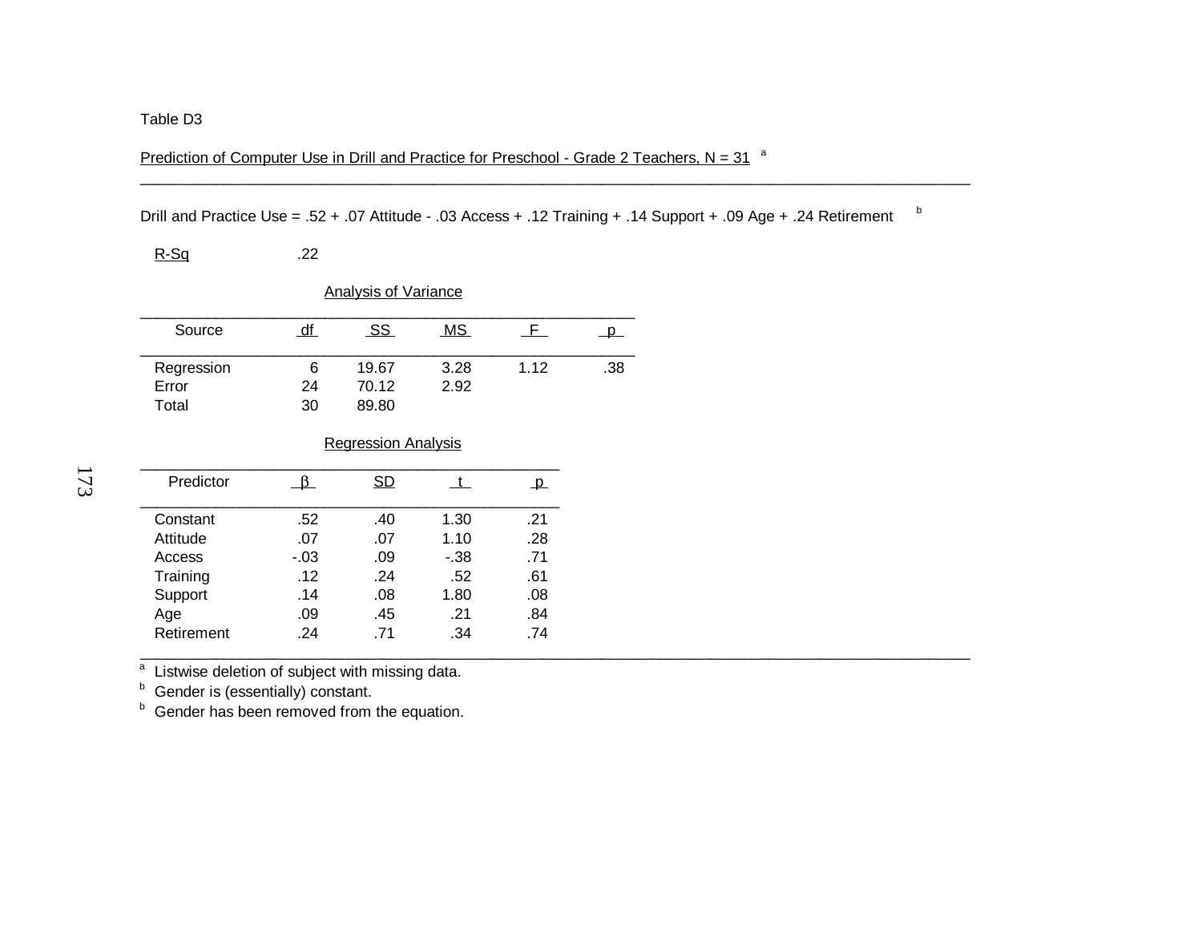Table D3

Prediction of Computer Use in Drill and Practice for Preschool - Grade 2 Teachers, N = 31 [a]

Drill and Practice Use = .52 + .07 Attitude - .03 Access + .12 Training + .14 Support + .09 Age + .24 Retirement [b]

R-Sq .22

Analysis of Variance

| Source | df | SS | MS | F | p |
|---|---|---|---|---|---|
| Regression | 6 | 19.67 | 3.28 | 1.12 | .38 |
| Error | 24 | 70.12 | 2.92 | | |
| Total | 30 | 89.80 | | | |

Regression Analysis

| Predictor | β | SD | t | p |
|---|---|---|---|---|
| Constant | .52 | .40 | 1.30 | .21 |
| Attitude | .07 | .07 | 1.10 | .28 |
| Access | -.03 | .09 | -.38 | .71 |
| Training | .12 | .24 | .52 | .61 |
| Support | .14 | .08 | 1.80 | .08 |
| Age | .09 | .45 | .21 | .84 |
| Retirement | .24 | .71 | .34 | .74 |

[a] Listwise deletion of subject with missing data.
[b] Gender is (essentially) constant.
[b] Gender has been removed from the equation.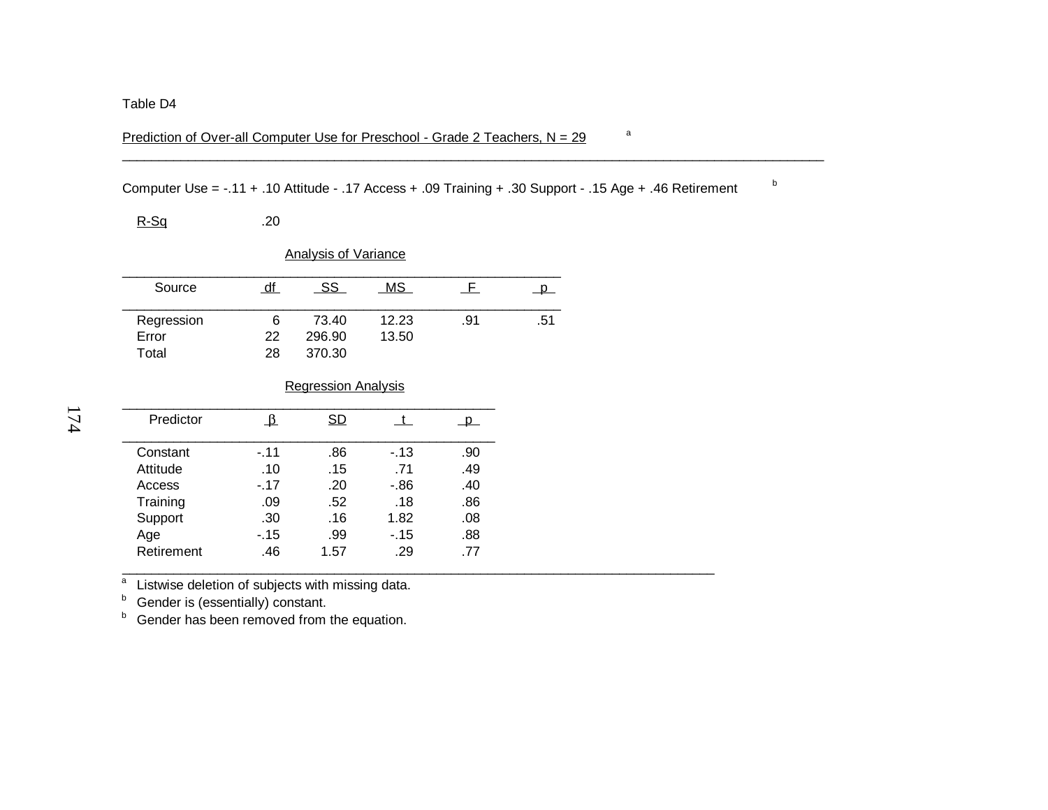Table D4

Prediction of Over-all Computer Use for Preschool - Grade 2 Teachers, N = 29 [a]

Computer Use = -.11 + .10 Attitude - .17 Access + .09 Training + .30 Support - .15 Age + .46 Retirement [b]

R-Sq .20

Analysis of Variance

| Source | df | SS | MS | F | p |
|---|---|---|---|---|---|
| Regression | 6 | 73.40 | 12.23 | .91 | .51 |
| Error | 22 | 296.90 | 13.50 | | |
| Total | 28 | 370.30 | | | |

Regression Analysis

| Predictor | β | SD | t | p |
|---|---|---|---|---|
| Constant | -.11 | .86 | -.13 | .90 |
| Attitude | .10 | .15 | .71 | .49 |
| Access | -.17 | .20 | -.86 | .40 |
| Training | .09 | .52 | .18 | .86 |
| Support | .30 | .16 | 1.82 | .08 |
| Age | -.15 | .99 | -.15 | .88 |
| Retirement | .46 | 1.57 | .29 | .77 |

[a] Listwise deletion of subjects with missing data.
[b] Gender is (essentially) constant.
[b] Gender has been removed from the equation.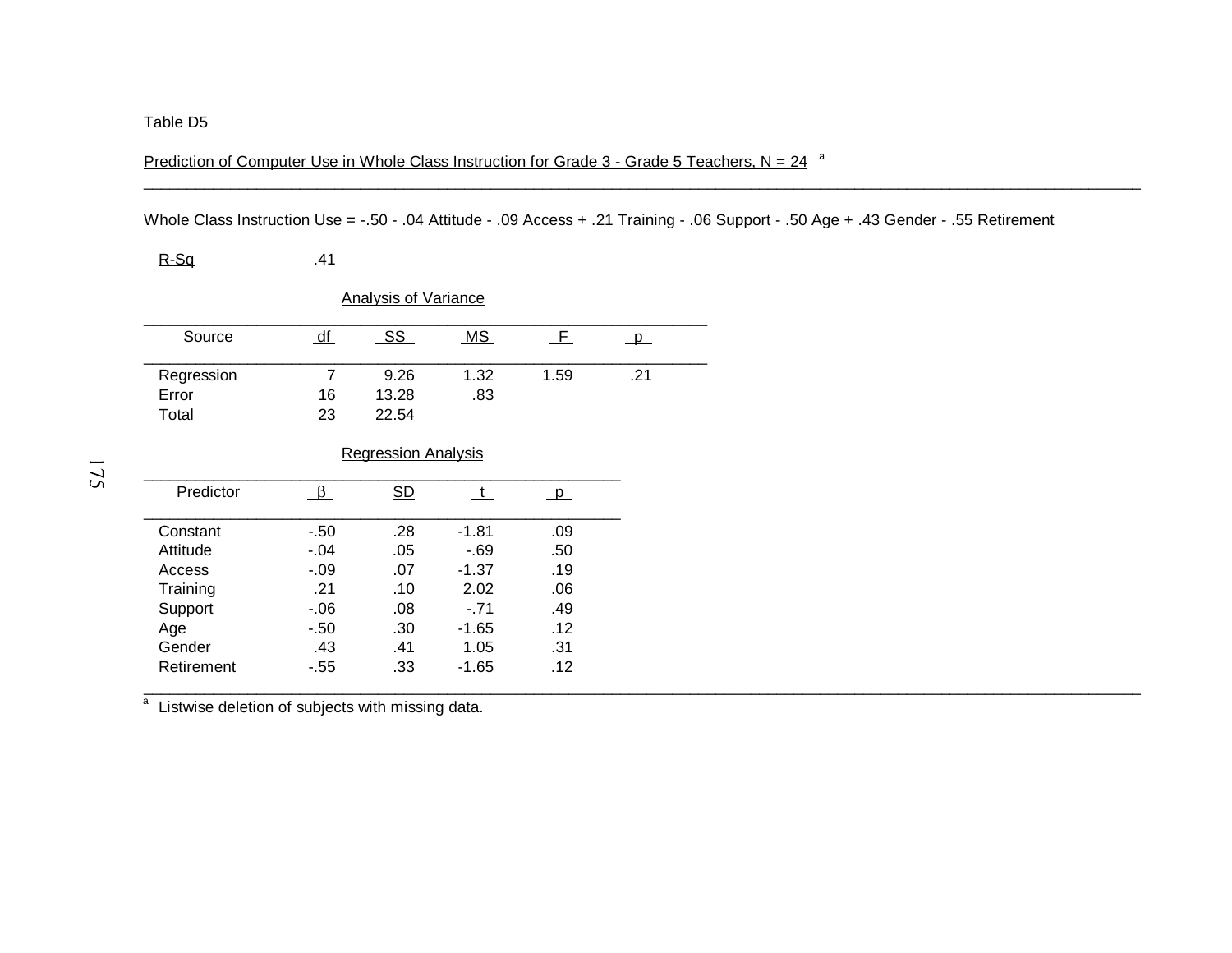Table D5

Prediction of Computer Use in Whole Class Instruction for Grade 3 - Grade 5 Teachers, N = 24 [a]

Whole Class Instruction Use = -.50 - .04 Attitude - .09 Access + .21 Training - .06 Support - .50 Age + .43 Gender - .55 Retirement

R-Sq .41

Analysis of Variance

| Source | df | SS | MS | F | p |
|---|---|---|---|---|---|
| Regression | 7 | 9.26 | 1.32 | 1.59 | .21 |
| Error | 16 | 13.28 | .83 | | |
| Total | 23 | 22.54 | | | |

Regression Analysis

| Predictor | β | SD | t | p |
|---|---|---|---|---|
| Constant | -.50 | .28 | -1.81 | .09 |
| Attitude | -.04 | .05 | -.69 | .50 |
| Access | -.09 | .07 | -1.37 | .19 |
| Training | .21 | .10 | 2.02 | .06 |
| Support | -.06 | .08 | -.71 | .49 |
| Age | -.50 | .30 | -1.65 | .12 |
| Gender | .43 | .41 | 1.05 | .31 |
| Retirement | -.55 | .33 | -1.65 | .12 |

[a] Listwise deletion of subjects with missing data.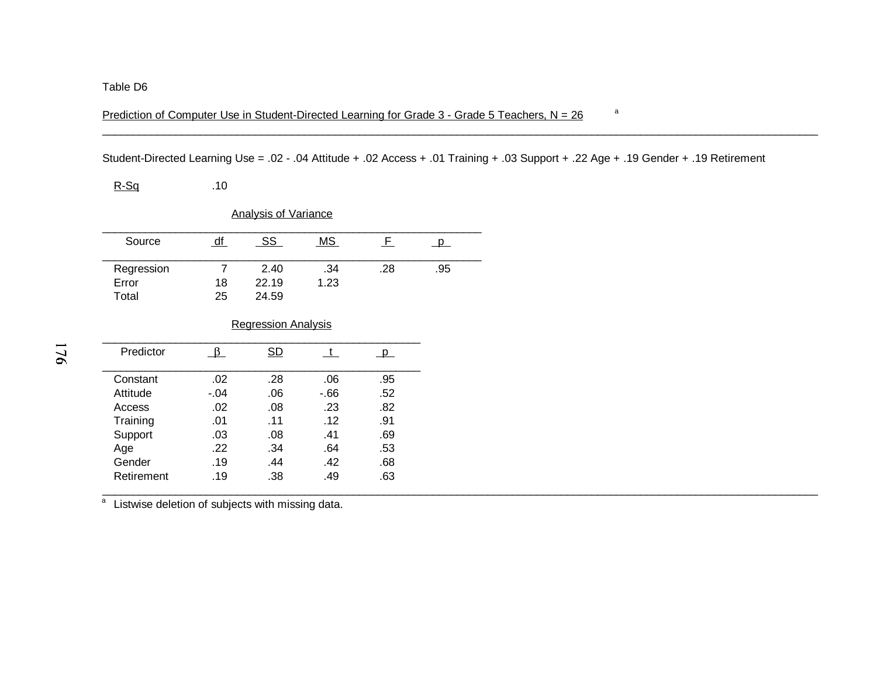Table D6

Prediction of Computer Use in Student-Directed Learning for Grade 3 - Grade 5 Teachers, N = 26 [a]

Student-Directed Learning Use = .02 - .04 Attitude + .02 Access + .01 Training + .03 Support + .22 Age + .19 Gender + .19 Retirement

R-Sq .10

Analysis of Variance

| Source | df | SS | MS | F | p |
|---|---|---|---|---|---|
| Regression | 7 | 2.40 | .34 | .28 | .95 |
| Error | 18 | 22.19 | 1.23 | | |
| Total | 25 | 24.59 | | | |

Regression Analysis

| Predictor | β | SD | t | p |
|---|---|---|---|---|
| Constant | .02 | .28 | .06 | .95 |
| Attitude | -.04 | .06 | -.66 | .52 |
| Access | .02 | .08 | .23 | .82 |
| Training | .01 | .11 | .12 | .91 |
| Support | .03 | .08 | .41 | .69 |
| Age | .22 | .34 | .64 | .53 |
| Gender | .19 | .44 | .42 | .68 |
| Retirement | .19 | .38 | .49 | .63 |

[a] Listwise deletion of subjects with missing data.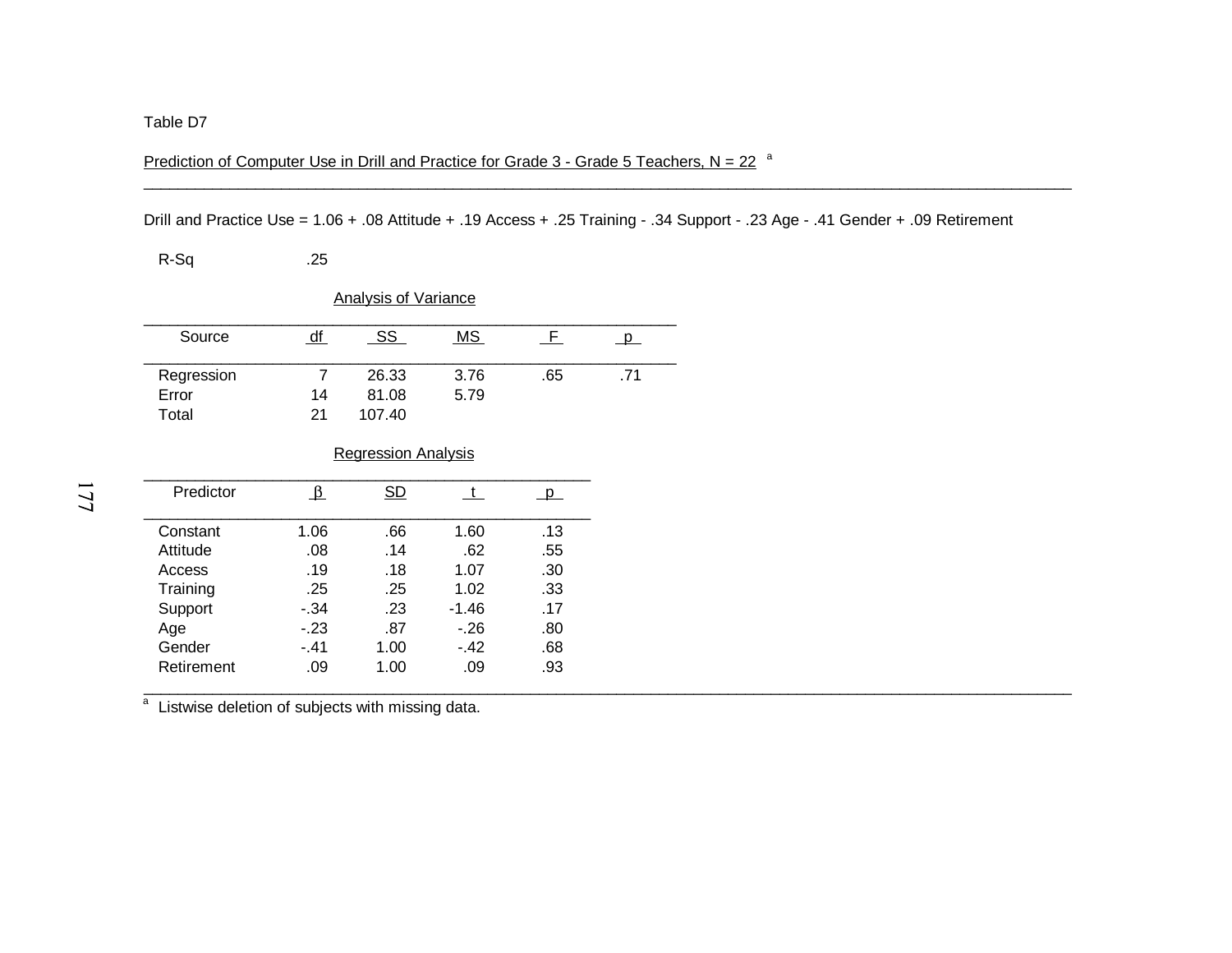Table D7

Prediction of Computer Use in Drill and Practice for Grade 3 - Grade 5 Teachers, N = 22 [a]

Drill and Practice Use = 1.06 + .08 Attitude + .19 Access + .25 Training - .34 Support - .23 Age - .41 Gender + .09 Retirement

R-Sq .25

Analysis of Variance

| Source | df | SS | MS | F | p |
|---|---|---|---|---|---|
| Regression | 7 | 26.33 | 3.76 | .65 | .71 |
| Error | 14 | 81.08 | 5.79 | | |
| Total | 21 | 107.40 | | | |

Regression Analysis

| Predictor | β | SD | t | p |
|---|---|---|---|---|
| Constant | 1.06 | .66 | 1.60 | .13 |
| Attitude | .08 | .14 | .62 | .55 |
| Access | .19 | .18 | 1.07 | .30 |
| Training | .25 | .25 | 1.02 | .33 |
| Support | -.34 | .23 | -1.46 | .17 |
| Age | -.23 | .87 | -.26 | .80 |
| Gender | -.41 | 1.00 | -.42 | .68 |
| Retirement | .09 | 1.00 | .09 | .93 |

[a] Listwise deletion of subjects with missing data.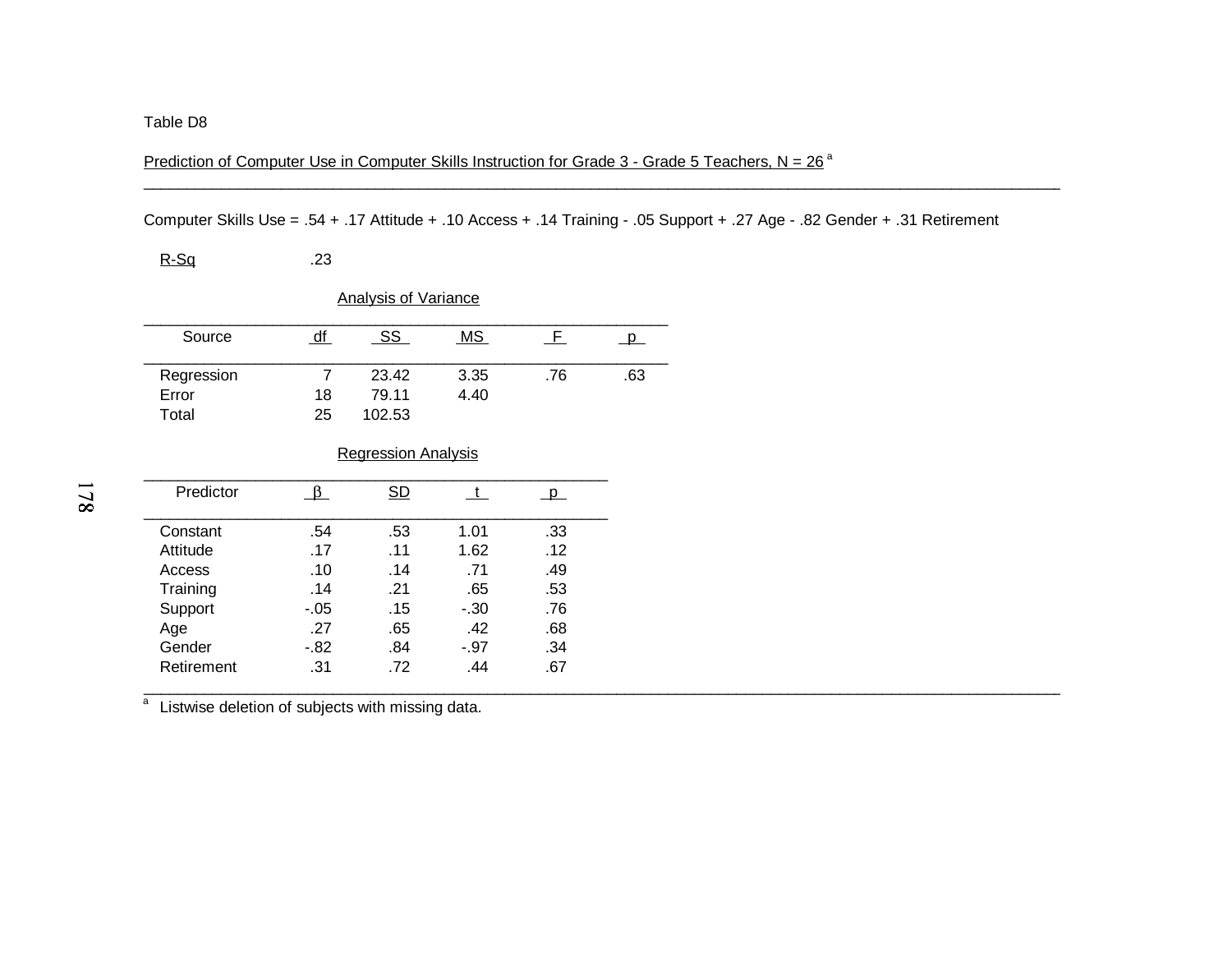Table D8

Prediction of Computer Use in Computer Skills Instruction for Grade 3 - Grade 5 Teachers, N = 26 [a]

Computer Skills Use = .54 + .17 Attitude + .10 Access + .14 Training - .05 Support + .27 Age - .82 Gender + .31 Retirement

R-Sq .23

Analysis of Variance

| Source | df | SS | MS | F | p |
|---|---|---|---|---|---|
| Regression | 7 | 23.42 | 3.35 | .76 | .63 |
| Error | 18 | 79.11 | 4.40 | | |
| Total | 25 | 102.53 | | | |

Regression Analysis

| Predictor | β | SD | t | p |
|---|---|---|---|---|
| Constant | .54 | .53 | 1.01 | .33 |
| Attitude | .17 | .11 | 1.62 | .12 |
| Access | .10 | .14 | .71 | .49 |
| Training | .14 | .21 | .65 | .53 |
| Support | -.05 | .15 | -.30 | .76 |
| Age | .27 | .65 | .42 | .68 |
| Gender | -.82 | .84 | -.97 | .34 |
| Retirement | .31 | .72 | .44 | .67 |

[a] Listwise deletion of subjects with missing data.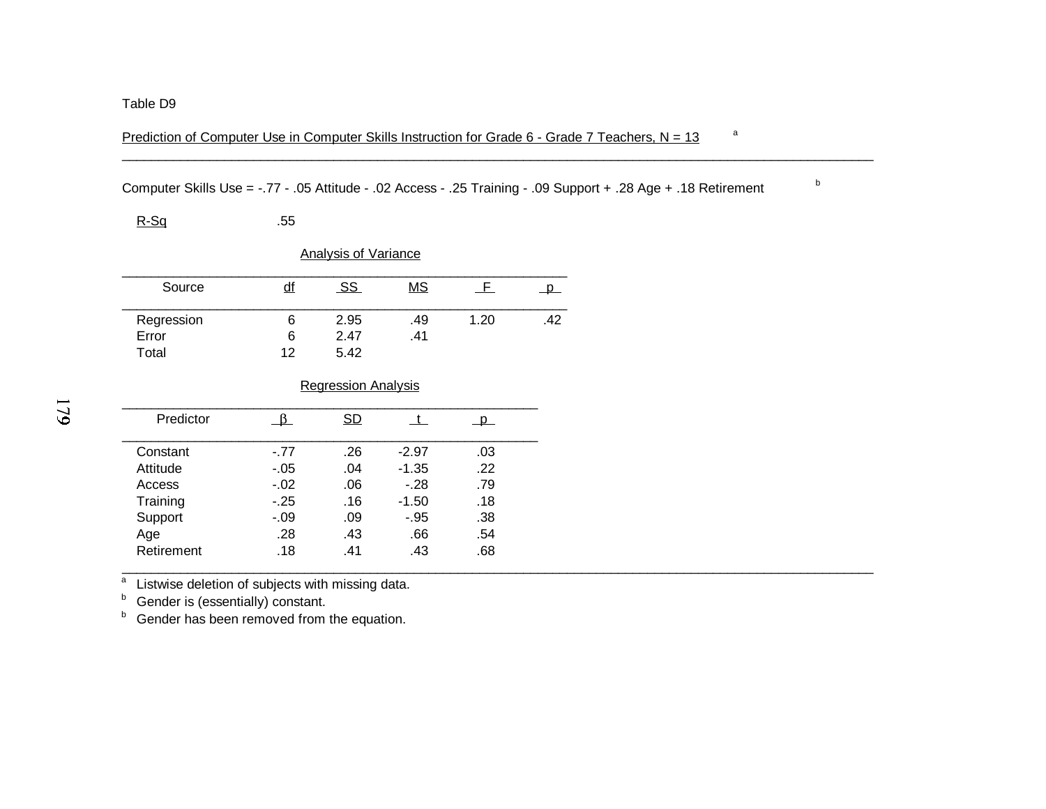Table D9

Prediction of Computer Use in Computer Skills Instruction for Grade 6 - Grade 7 Teachers, N = 13 [a]

Computer Skills Use = -.77 - .05 Attitude - .02 Access - .25 Training - .09 Support + .28 Age + .18 Retirement [b]

R-Sq .55

Analysis of Variance

| Source | df | SS | MS | F | p |
|---|---|---|---|---|---|
| Regression | 6 | 2.95 | .49 | 1.20 | .42 |
| Error | 6 | 2.47 | .41 | | |
| Total | 12 | 5.42 | | | |

Regression Analysis

| Predictor | β | SD | t | p |
|---|---|---|---|---|
| Constant | -.77 | .26 | -2.97 | .03 |
| Attitude | -.05 | .04 | -1.35 | .22 |
| Access | -.02 | .06 | -.28 | .79 |
| Training | -.25 | .16 | -1.50 | .18 |
| Support | -.09 | .09 | -.95 | .38 |
| Age | .28 | .43 | .66 | .54 |
| Retirement | .18 | .41 | .43 | .68 |

[a] Listwise deletion of subjects with missing data.
[b] Gender is (essentially) constant.
[b] Gender has been removed from the equation.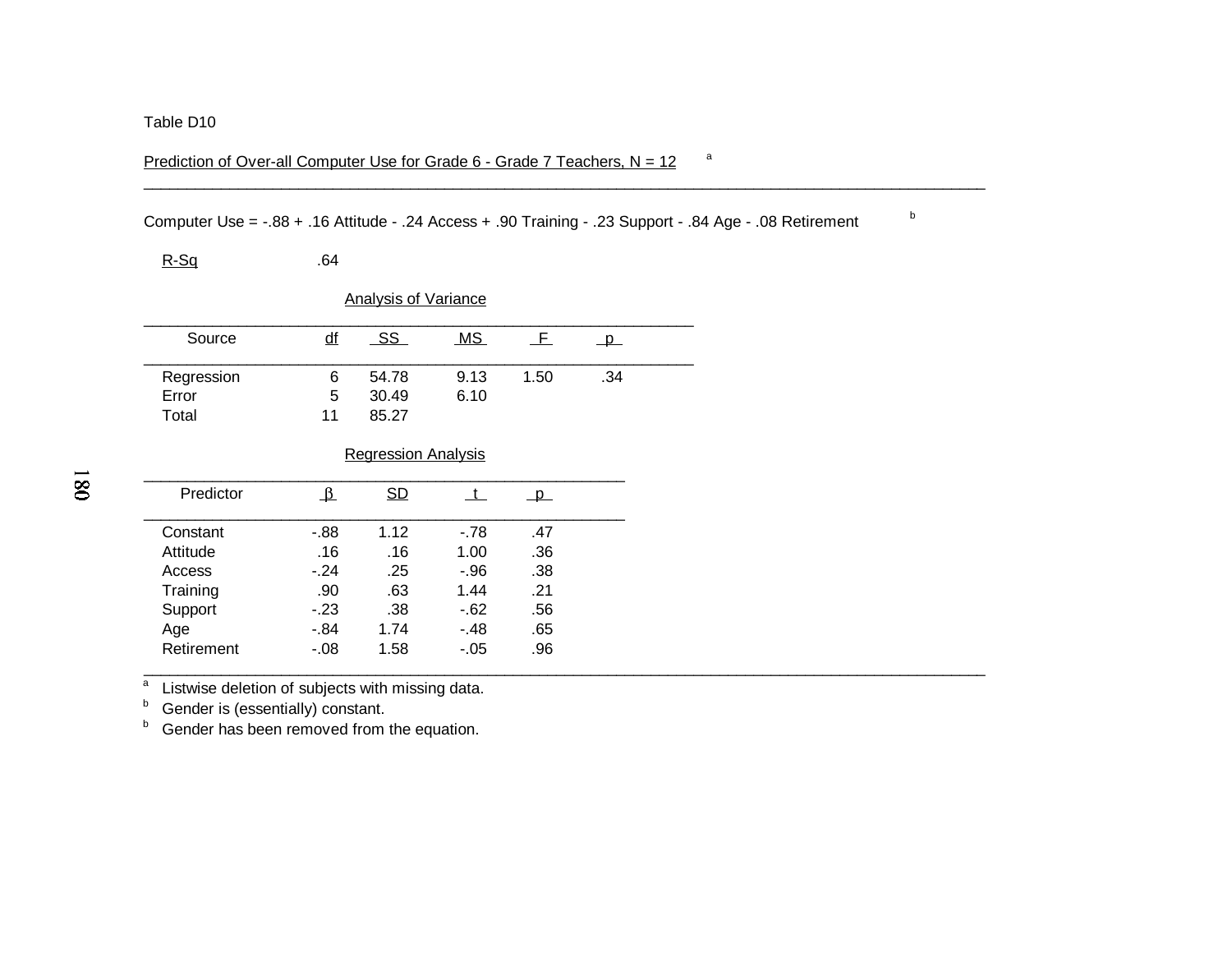Table D10

Prediction of Over-all Computer Use for Grade 6 - Grade 7 Teachers, N = 12 [a]

Computer Use = -.88 + .16 Attitude - .24 Access + .90 Training - .23 Support - .84 Age - .08 Retirement [b]

R-Sq .64

Analysis of Variance

| Source | df | SS | MS | F | p |
|---|---|---|---|---|---|
| Regression | 6 | 54.78 | 9.13 | 1.50 | .34 |
| Error | 5 | 30.49 | 6.10 | | |
| Total | 11 | 85.27 | | | |

Regression Analysis

| Predictor | β | SD | t | p |
|---|---|---|---|---|
| Constant | -.88 | 1.12 | -.78 | .47 |
| Attitude | .16 | .16 | 1.00 | .36 |
| Access | -.24 | .25 | -.96 | .38 |
| Training | .90 | .63 | 1.44 | .21 |
| Support | -.23 | .38 | -.62 | .56 |
| Age | -.84 | 1.74 | -.48 | .65 |
| Retirement | -.08 | 1.58 | -.05 | .96 |

[a] Listwise deletion of subjects with missing data.
[b] Gender is (essentially) constant.
[b] Gender has been removed from the equation.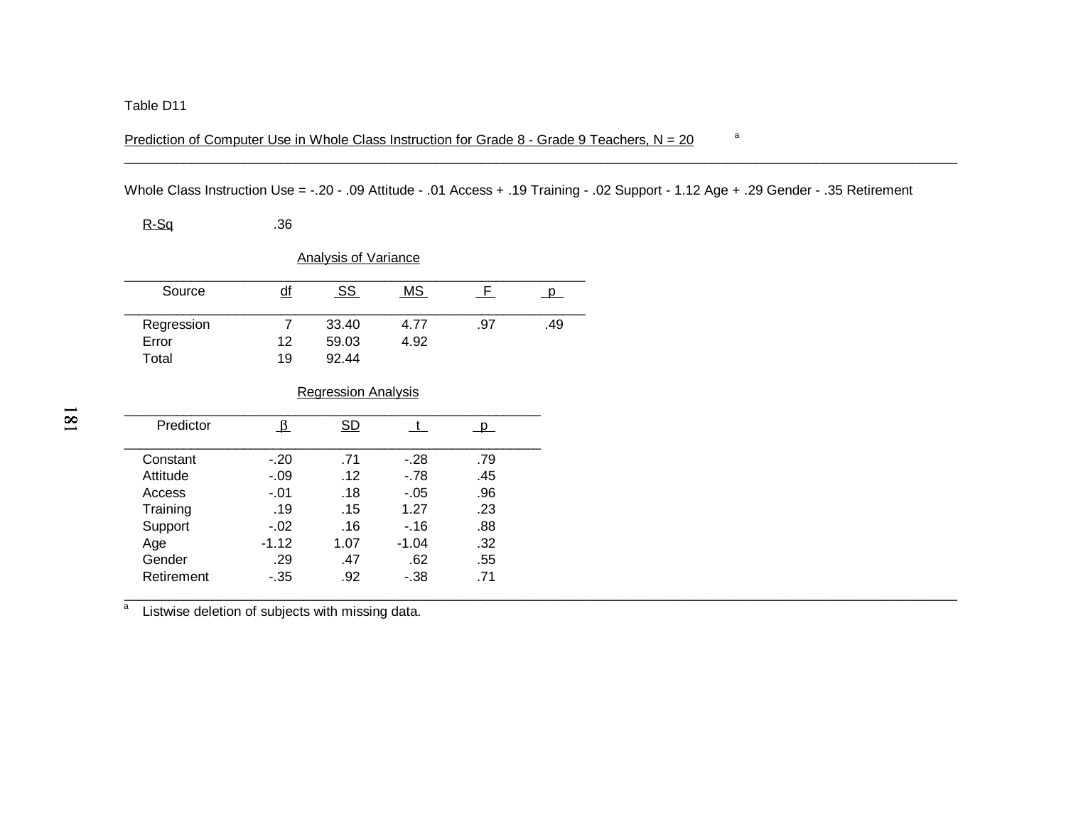Table D11

Prediction of Computer Use in Whole Class Instruction for Grade 8 - Grade 9 Teachers, N = 20 [a]

Whole Class Instruction Use = -.20 - .09 Attitude - .01 Access + .19 Training - .02 Support - 1.12 Age + .29 Gender - .35 Retirement

R-Sq .36

Analysis of Variance

| Source | df | SS | MS | F | p |
|---|---|---|---|---|---|
| Regression | 7 | 33.40 | 4.77 | .97 | .49 |
| Error | 12 | 59.03 | 4.92 | | |
| Total | 19 | 92.44 | | | |

Regression Analysis

| Predictor | β | SD | t | p |
|---|---|---|---|---|
| Constant | -.20 | .71 | -.28 | .79 |
| Attitude | -.09 | .12 | -.78 | .45 |
| Access | -.01 | .18 | -.05 | .96 |
| Training | .19 | .15 | 1.27 | .23 |
| Support | -.02 | .16 | -.16 | .88 |
| Age | -1.12 | 1.07 | -1.04 | .32 |
| Gender | .29 | .47 | .62 | .55 |
| Retirement | -.35 | .92 | -.38 | .71 |

[a] Listwise deletion of subjects with missing data.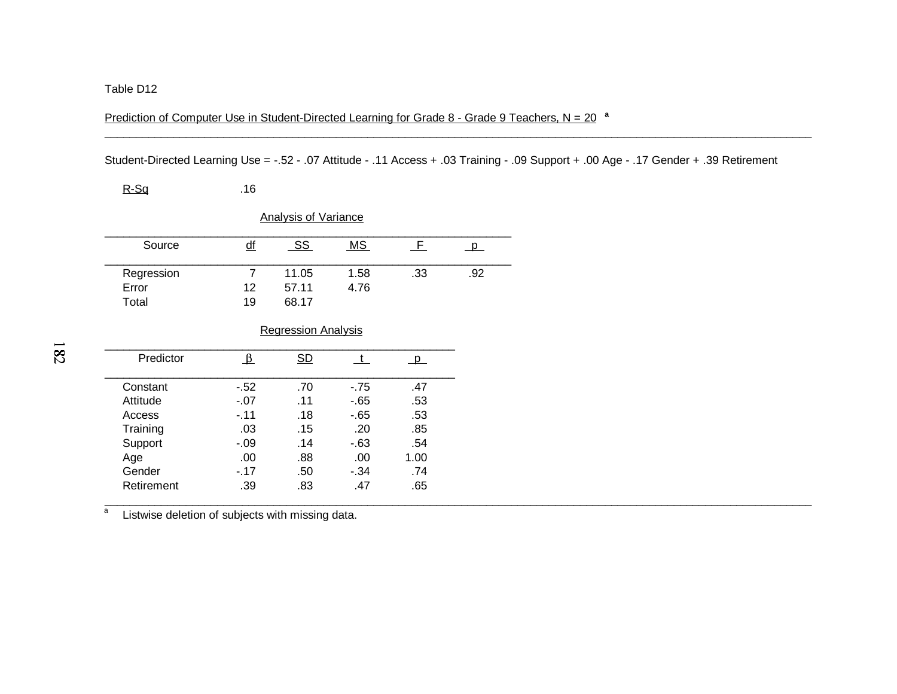Table D12

Prediction of Computer Use in Student-Directed Learning for Grade 8 - Grade 9 Teachers, N = 20 [a]

Student-Directed Learning Use = -.52 - .07 Attitude - .11 Access + .03 Training - .09 Support + .00 Age - .17 Gender + .39 Retirement

R-Sq .16

Analysis of Variance

| Source | df | SS | MS | F | p |
|---|---|---|---|---|---|
| Regression | 7 | 11.05 | 1.58 | .33 | .92 |
| Error | 12 | 57.11 | 4.76 | | |
| Total | 19 | 68.17 | | | |

Regression Analysis

| Predictor | β | SD | t | p |
|---|---|---|---|---|
| Constant | -.52 | .70 | -.75 | .47 |
| Attitude | -.07 | .11 | -.65 | .53 |
| Access | -.11 | .18 | -.65 | .53 |
| Training | .03 | .15 | .20 | .85 |
| Support | -.09 | .14 | -.63 | .54 |
| Age | .00 | .88 | .00 | 1.00 |
| Gender | -.17 | .50 | -.34 | .74 |
| Retirement | .39 | .83 | .47 | .65 |

[a] Listwise deletion of subjects with missing data.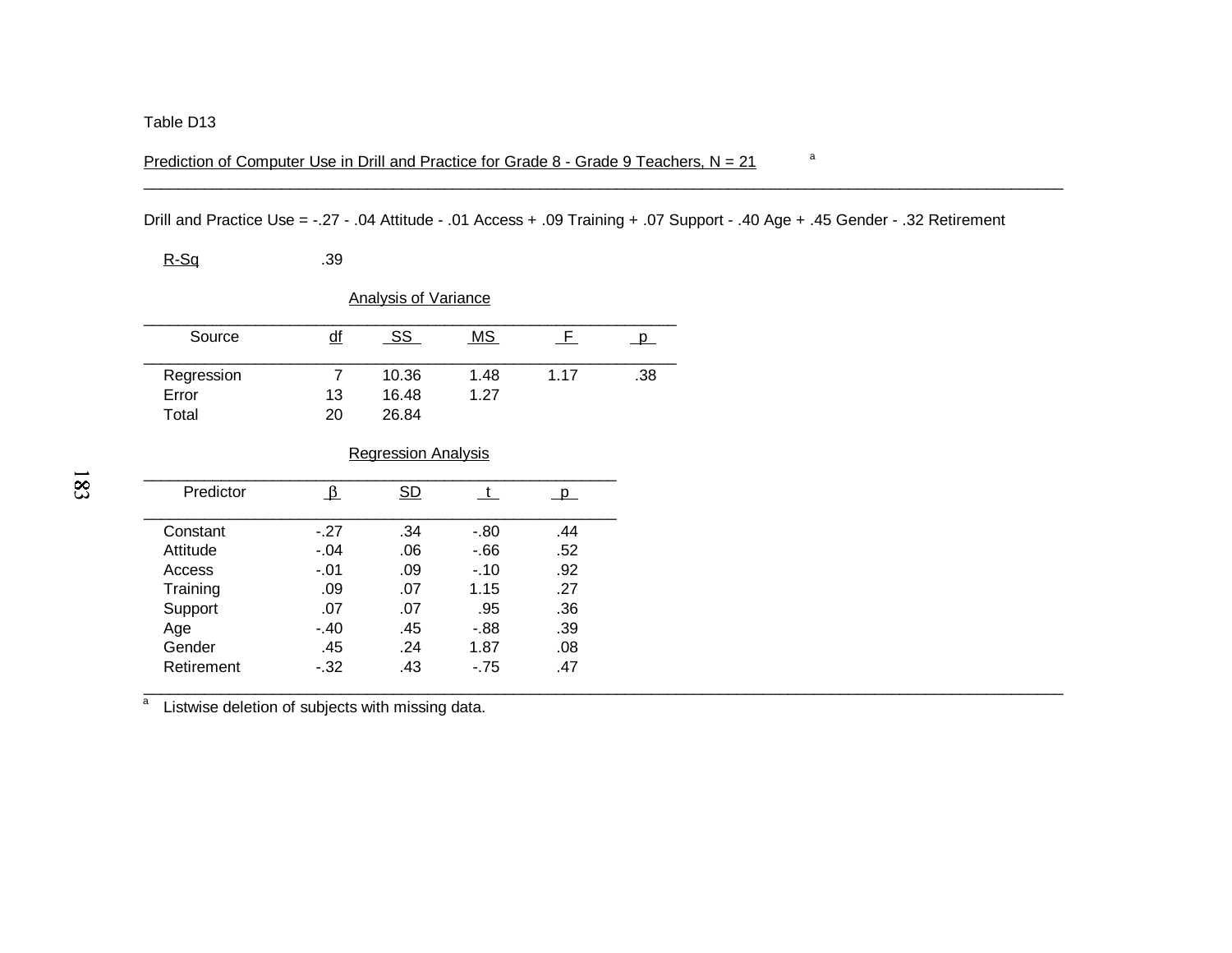Table D13

Prediction of Computer Use in Drill and Practice for Grade 8 - Grade 9 Teachers, N = 21 [a]

Drill and Practice Use = -.27 - .04 Attitude - .01 Access + .09 Training + .07 Support - .40 Age + .45 Gender - .32 Retirement

R-Sq .39

Analysis of Variance

| Source | df | SS | MS | F | p |
|---|---|---|---|---|---|
| Regression | 7 | 10.36 | 1.48 | 1.17 | .38 |
| Error | 13 | 16.48 | 1.27 | | |
| Total | 20 | 26.84 | | | |

Regression Analysis

| Predictor | $\beta$ | SD | t | p |
|---|---|---|---|---|
| Constant | -.27 | .34 | -.80 | .44 |
| Attitude | -.04 | .06 | -.66 | .52 |
| Access | -.01 | .09 | -.10 | .92 |
| Training | .09 | .07 | 1.15 | .27 |
| Support | .07 | .07 | .95 | .36 |
| Age | -.40 | .45 | -.88 | .39 |
| Gender | .45 | .24 | 1.87 | .08 |
| Retirement | -.32 | .43 | -.75 | .47 |

[a] Listwise deletion of subjects with missing data.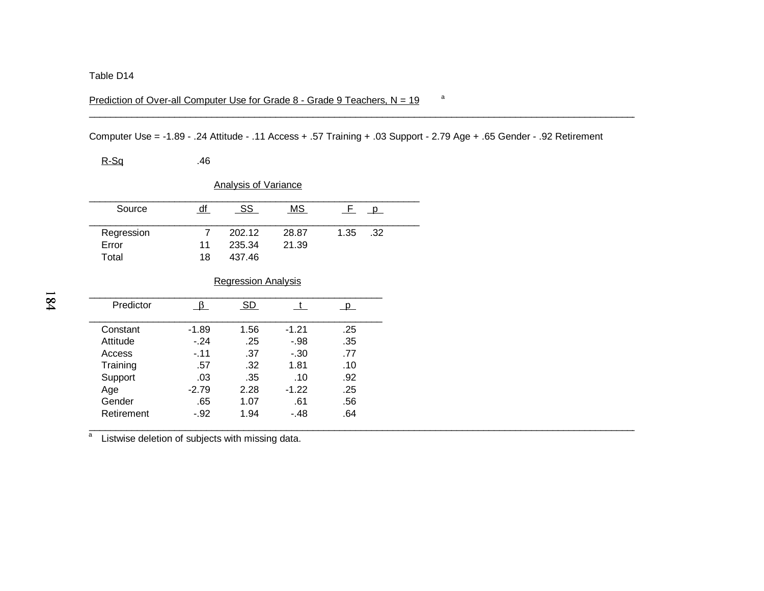Table D14

Prediction of Over-all Computer Use for Grade 8 - Grade 9 Teachers, N = 19 [a]

Computer Use = -1.89 - .24 Attitude - .11 Access + .57 Training + .03 Support - 2.79 Age + .65 Gender - .92 Retirement

R-Sq .46

Analysis of Variance

| Source | df | SS | MS | F | p |
|---|---|---|---|---|---|
| Regression | 7 | 202.12 | 28.87 | 1.35 | .32 |
| Error | 11 | 235.34 | 21.39 | | |
| Total | 18 | 437.46 | | | |

Regression Analysis

| Predictor | β | SD | t | p |
|---|---|---|---|---|
| Constant | -1.89 | 1.56 | -1.21 | .25 |
| Attitude | -.24 | .25 | -.98 | .35 |
| Access | -.11 | .37 | -.30 | .77 |
| Training | .57 | .32 | 1.81 | .10 |
| Support | .03 | .35 | .10 | .92 |
| Age | -2.79 | 2.28 | -1.22 | .25 |
| Gender | .65 | 1.07 | .61 | .56 |
| Retirement | -.92 | 1.94 | -.48 | .64 |

[a] Listwise deletion of subjects with missing data.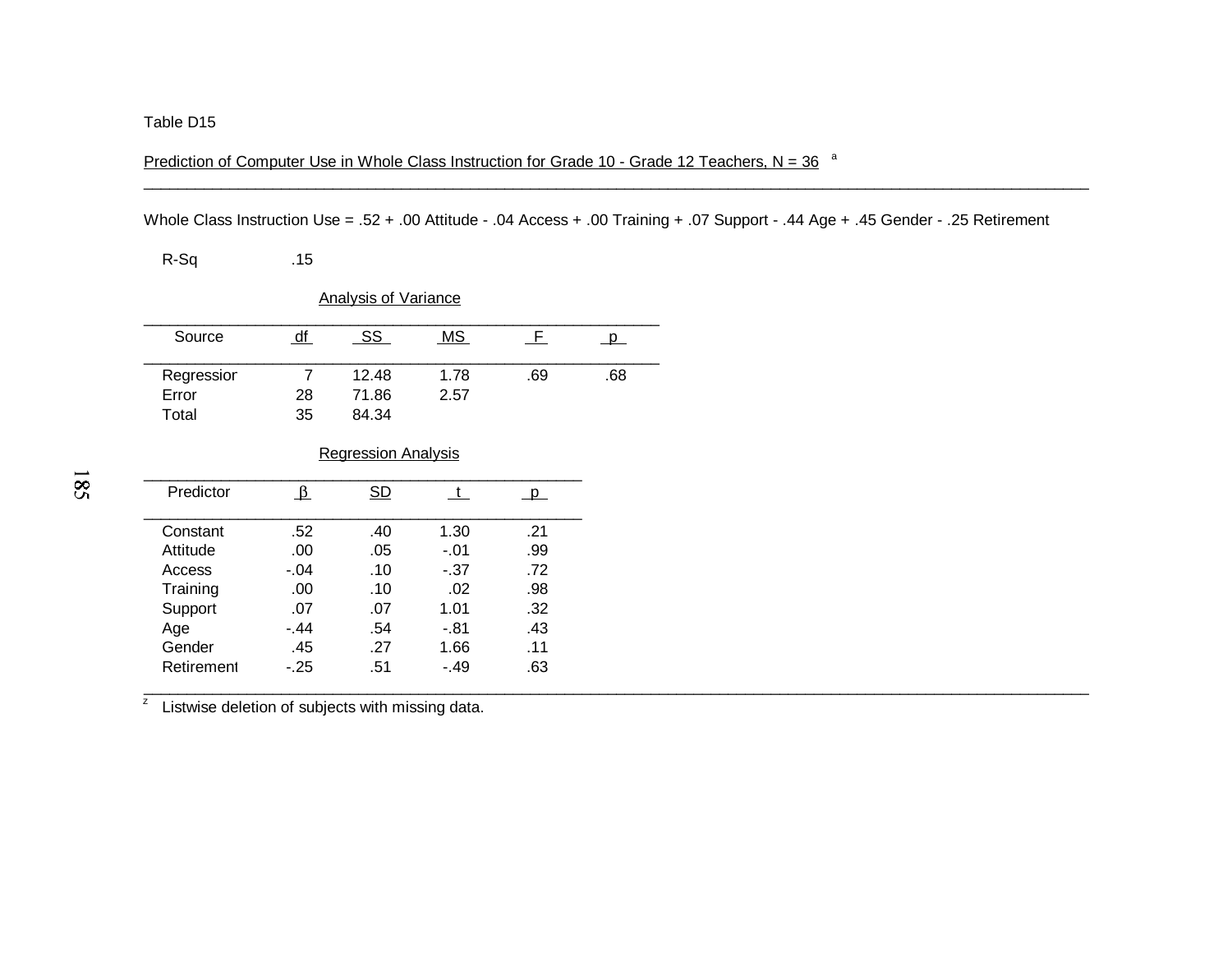Table D15

Prediction of Computer Use in Whole Class Instruction for Grade 10 - Grade 12 Teachers, N = 36 [a]

Whole Class Instruction Use = .52 + .00 Attitude - .04 Access + .00 Training + .07 Support - .44 Age + .45 Gender - .25 Retirement

R-Sq .15

Analysis of Variance

| Source | df | SS | MS | F | p |
|---|---|---|---|---|---|
| Regression | 7 | 12.48 | 1.78 | .69 | .68 |
| Error | 28 | 71.86 | 2.57 | | |
| Total | 35 | 84.34 | | | |

Regression Analysis

| Predictor | β | SD | t | p |
|---|---|---|---|---|
| Constant | .52 | .40 | 1.30 | .21 |
| Attitude | .00 | .05 | -.01 | .99 |
| Access | -.04 | .10 | -.37 | .72 |
| Training | .00 | .10 | .02 | .98 |
| Support | .07 | .07 | 1.01 | .32 |
| Age | -.44 | .54 | -.81 | .43 |
| Gender | .45 | .27 | 1.66 | .11 |
| Retirement | -.25 | .51 | -.49 | .63 |

[z] Listwise deletion of subjects with missing data.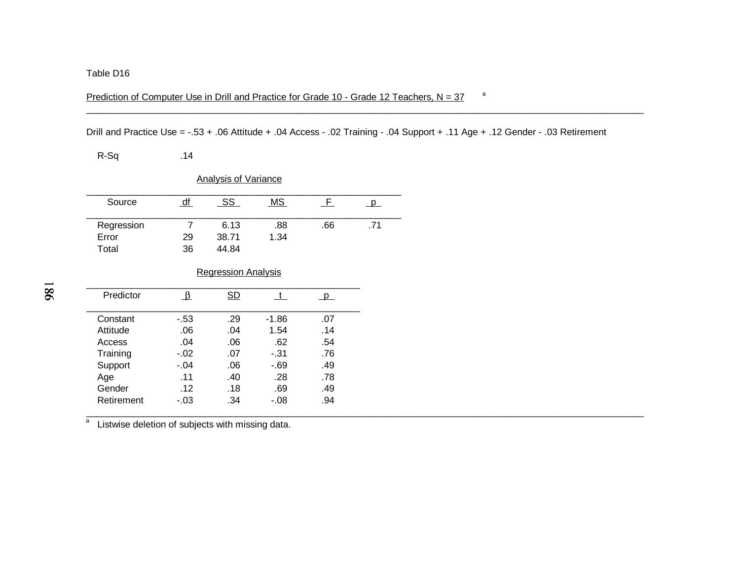Table D16

Prediction of Computer Use in Drill and Practice for Grade 10 - Grade 12 Teachers, N = 37 [a]

Drill and Practice Use = -.53 + .06 Attitude + .04 Access - .02 Training - .04 Support + .11 Age + .12 Gender - .03 Retirement

R-Sq .14

Analysis of Variance

| Source | df | SS | MS | F | p |
|---|---|---|---|---|---|
| Regression | 7 | 6.13 | .88 | .66 | .71 |
| Error | 29 | 38.71 | 1.34 | | |
| Total | 36 | 44.84 | | | |

Regression Analysis

| Predictor | β | SD | t | p |
|---|---|---|---|---|
| Constant | -.53 | .29 | -1.86 | .07 |
| Attitude | .06 | .04 | 1.54 | .14 |
| Access | .04 | .06 | .62 | .54 |
| Training | -.02 | .07 | -.31 | .76 |
| Support | -.04 | .06 | -.69 | .49 |
| Age | .11 | .40 | .28 | .78 |
| Gender | .12 | .18 | .69 | .49 |
| Retirement | -.03 | .34 | -.08 | .94 |

[a] Listwise deletion of subjects with missing data.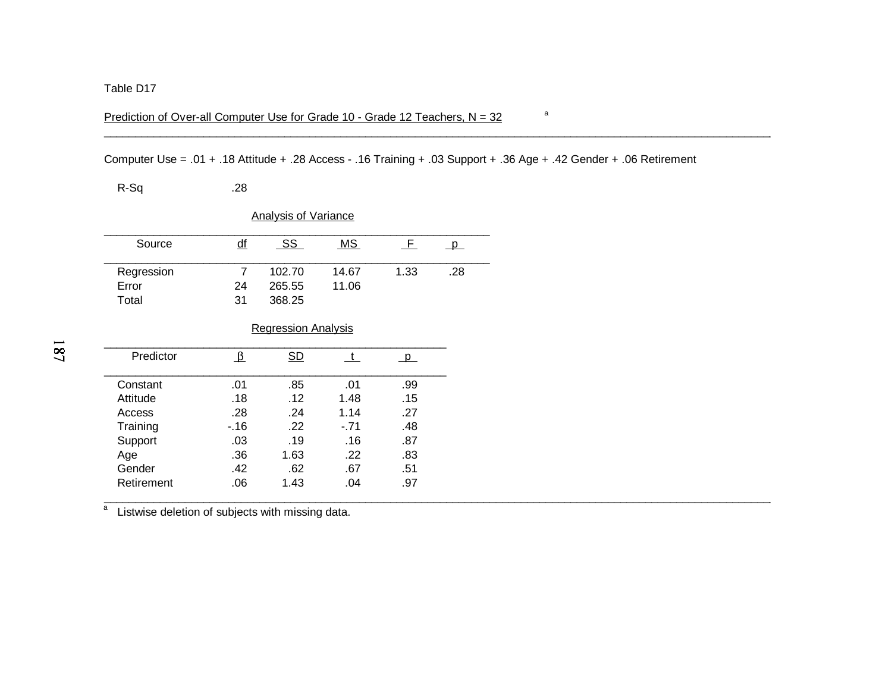Table D17

Prediction of Over-all Computer Use for Grade 10 - Grade 12 Teachers, N = 32 [a]

Computer Use = .01 + .18 Attitude + .28 Access - .16 Training + .03 Support + .36 Age + .42 Gender + .06 Retirement

R-Sq .28

Analysis of Variance

| Source | df | SS | MS | F | p |
|---|---|---|---|---|---|
| Regression | 7 | 102.70 | 14.67 | 1.33 | .28 |
| Error | 24 | 265.55 | 11.06 | | |
| Total | 31 | 368.25 | | | |

Regression Analysis

| Predictor | $\beta$ | SD | t | p |
|---|---|---|---|---|
| Constant | .01 | .85 | .01 | .99 |
| Attitude | .18 | .12 | 1.48 | .15 |
| Access | .28 | .24 | 1.14 | .27 |
| Training | -.16 | .22 | -.71 | .48 |
| Support | .03 | .19 | .16 | .87 |
| Age | .36 | 1.63 | .22 | .83 |
| Gender | .42 | .62 | .67 | .51 |
| Retirement | .06 | 1.43 | .04 | .97 |

[a] Listwise deletion of subjects with missing data.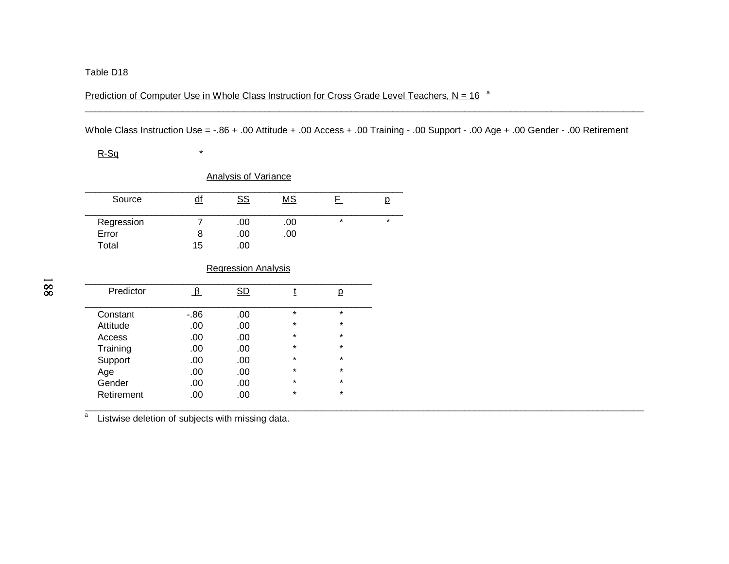Table D18

Prediction of Computer Use in Whole Class Instruction for Cross Grade Level Teachers, N = 16 [a]

Whole Class Instruction Use = -.86 + .00 Attitude + .00 Access + .00 Training - .00 Support - .00 Age + .00 Gender - .00 Retirement

R-Sq *

Analysis of Variance

| Source | df | SS | MS | F | p |
|---|---|---|---|---|---|
| Regression | 7 | .00 | .00 | * | * |
| Error | 8 | .00 | .00 | | |
| Total | 15 | .00 | | | |

Regression Analysis

| Predictor | β | SD | t | p |
|---|---|---|---|---|
| Constant | -.86 | .00 | * | * |
| Attitude | .00 | .00 | * | * |
| Access | .00 | .00 | * | * |
| Training | .00 | .00 | * | * |
| Support | .00 | .00 | * | * |
| Age | .00 | .00 | * | * |
| Gender | .00 | .00 | * | * |
| Retirement | .00 | .00 | * | * |

[a] Listwise deletion of subjects with missing data.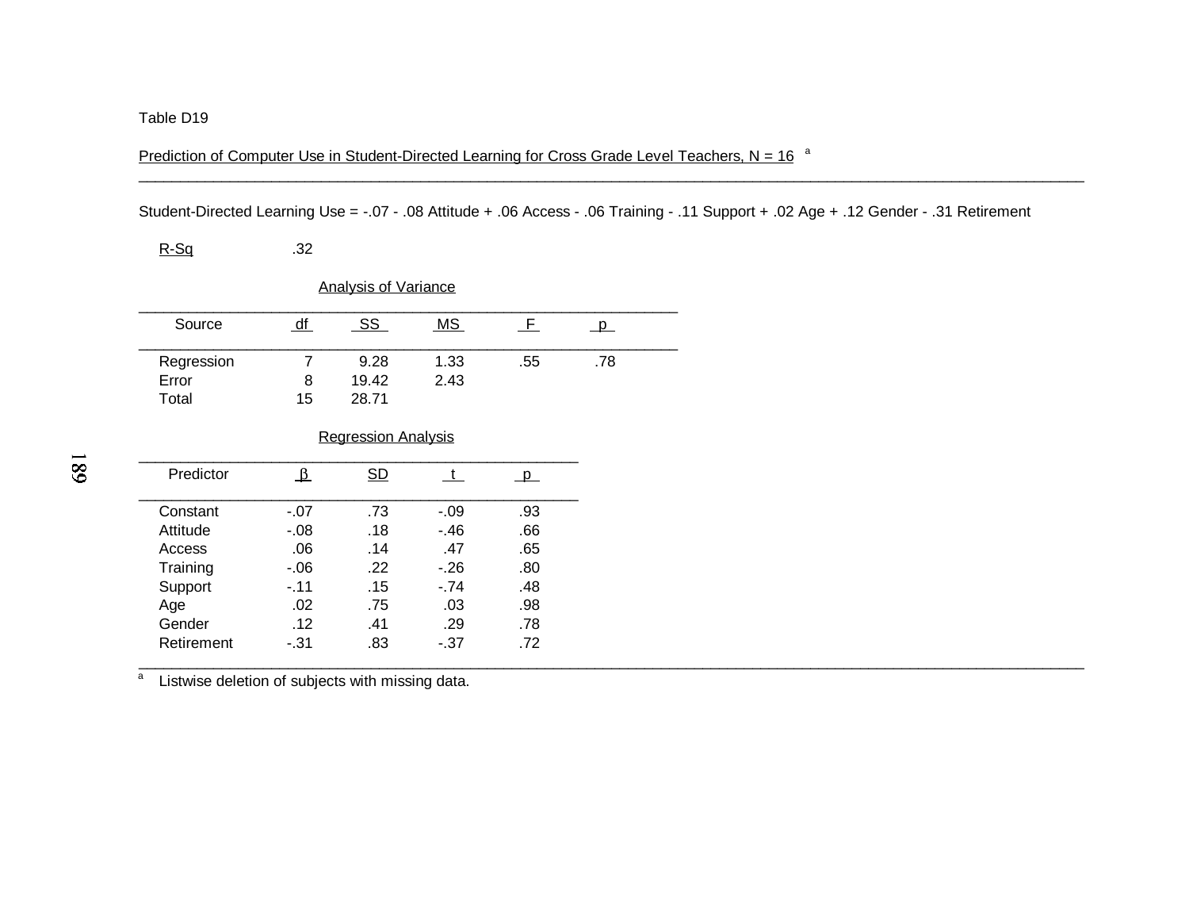Table D19

Prediction of Computer Use in Student-Directed Learning for Cross Grade Level Teachers, N = 16 [a]

Student-Directed Learning Use = -.07 - .08 Attitude + .06 Access - .06 Training - .11 Support + .02 Age + .12 Gender - .31 Retirement

R-Sq .32

Analysis of Variance

| Source | df | SS | MS | F | p |
|---|---|---|---|---|---|
| Regression | 7 | 9.28 | 1.33 | .55 | .78 |
| Error | 8 | 19.42 | 2.43 | | |
| Total | 15 | 28.71 | | | |

Regression Analysis

| Predictor | β | SD | t | p |
|---|---|---|---|---|
| Constant | -.07 | .73 | -.09 | .93 |
| Attitude | -.08 | .18 | -.46 | .66 |
| Access | .06 | .14 | .47 | .65 |
| Training | -.06 | .22 | -.26 | .80 |
| Support | -.11 | .15 | -.74 | .48 |
| Age | .02 | .75 | .03 | .98 |
| Gender | .12 | .41 | .29 | .78 |
| Retirement | -.31 | .83 | -.37 | .72 |

[a] Listwise deletion of subjects with missing data.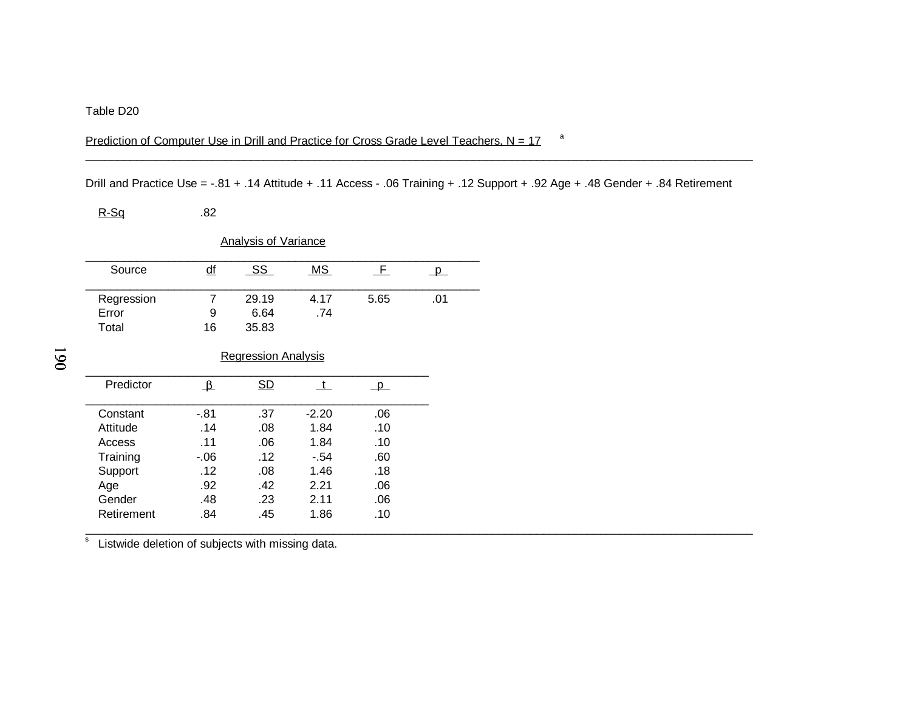Table D20

Prediction of Computer Use in Drill and Practice for Cross Grade Level Teachers, N = 17 [a]

Drill and Practice Use = -.81 + .14 Attitude + .11 Access - .06 Training + .12 Support + .92 Age + .48 Gender + .84 Retirement

R-Sq .82

Analysis of Variance

| Source | df | SS | MS | F | p |
|---|---|---|---|---|---|
| Regression | 7 | 29.19 | 4.17 | 5.65 | .01 |
| Error | 9 | 6.64 | .74 | | |
| Total | 16 | 35.83 | | | |

Regression Analysis

| Predictor | β | SD | t | p |
|---|---|---|---|---|
| Constant | -.81 | .37 | -2.20 | .06 |
| Attitude | .14 | .08 | 1.84 | .10 |
| Access | .11 | .06 | 1.84 | .10 |
| Training | -.06 | .12 | -.54 | .60 |
| Support | .12 | .08 | 1.46 | .18 |
| Age | .92 | .42 | 2.21 | .06 |
| Gender | .48 | .23 | 2.11 | .06 |
| Retirement | .84 | .45 | 1.86 | .10 |

[s] Listwide deletion of subjects with missing data.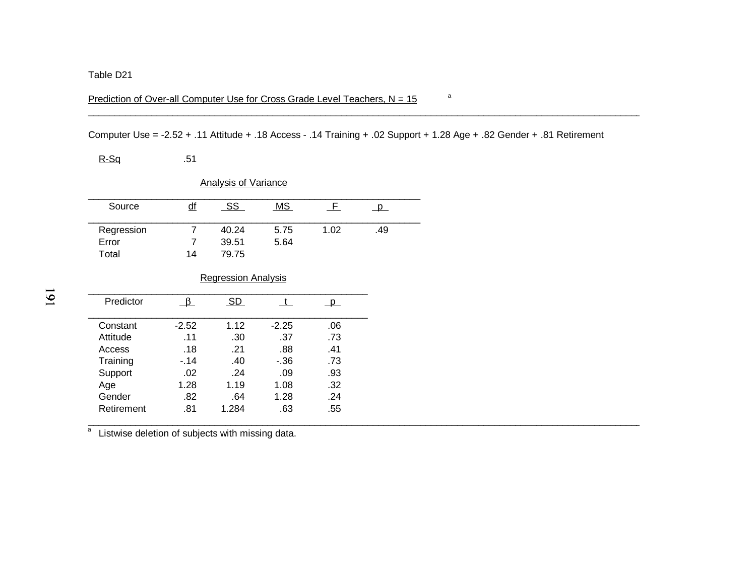Table D21

Prediction of Over-all Computer Use for Cross Grade Level Teachers, N = 15 [a]

Computer Use = -2.52 + .11 Attitude + .18 Access - .14 Training + .02 Support + 1.28 Age + .82 Gender + .81 Retirement

R-Sq .51

Analysis of Variance

| Source | df | SS | MS | F | p |
|---|---|---|---|---|---|
| Regression | 7 | 40.24 | 5.75 | 1.02 | .49 |
| Error | 7 | 39.51 | 5.64 | | |
| Total | 14 | 79.75 | | | |

Regression Analysis

| Predictor | β | SD | t | p |
|---|---|---|---|---|
| Constant | -2.52 | 1.12 | -2.25 | .06 |
| Attitude | .11 | .30 | .37 | .73 |
| Access | .18 | .21 | .88 | .41 |
| Training | -.14 | .40 | -.36 | .73 |
| Support | .02 | .24 | .09 | .93 |
| Age | 1.28 | 1.19 | 1.08 | .32 |
| Gender | .82 | .64 | 1.28 | .24 |
| Retirement | .81 | 1.284 | .63 | .55 |

[a] Listwise deletion of subjects with missing data.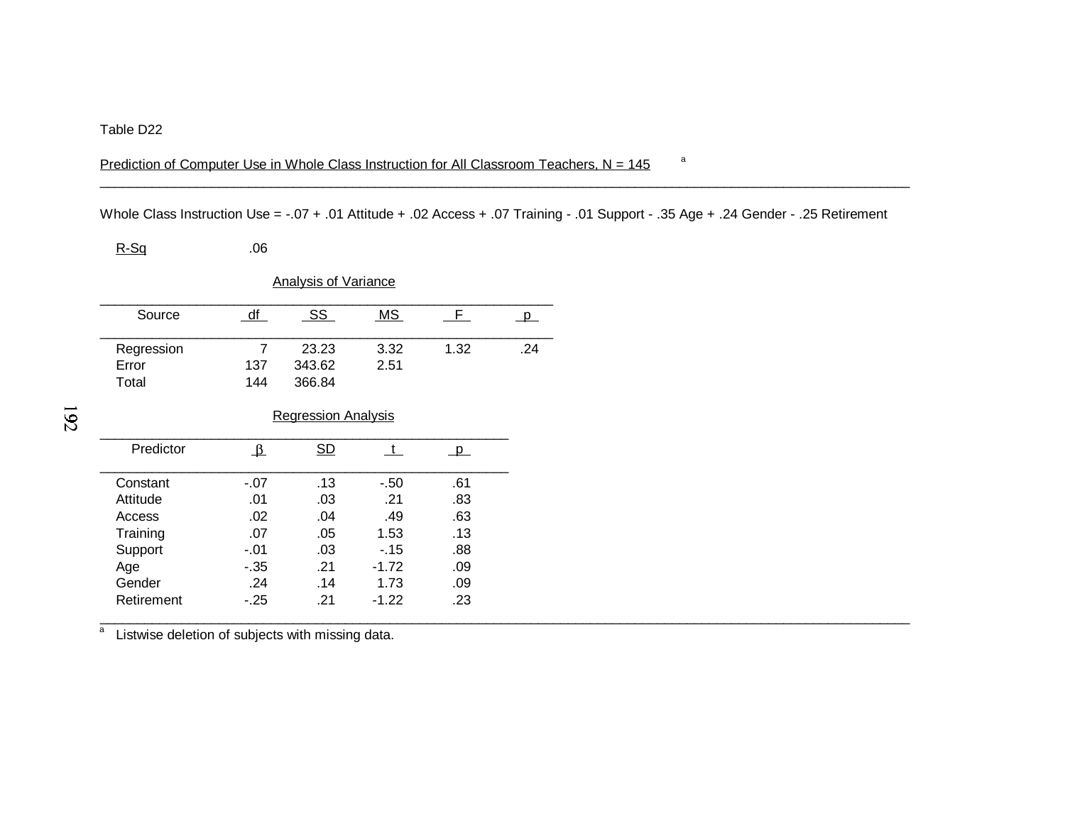Table D22

Prediction of Computer Use in Whole Class Instruction for All Classroom Teachers, N = 145 [a]

Whole Class Instruction Use = -.07 + .01 Attitude + .02 Access + .07 Training - .01 Support - .35 Age + .24 Gender - .25 Retirement

R-Sq .06

Analysis of Variance

| Source | df | SS | MS | F | p |
|---|---|---|---|---|---|
| Regression | 7 | 23.23 | 3.32 | 1.32 | .24 |
| Error | 137 | 343.62 | 2.51 | | |
| Total | 144 | 366.84 | | | |

Regression Analysis

| Predictor | β | SD | t | p |
|---|---|---|---|---|
| Constant | -.07 | .13 | -.50 | .61 |
| Attitude | .01 | .03 | .21 | .83 |
| Access | .02 | .04 | .49 | .63 |
| Training | .07 | .05 | 1.53 | .13 |
| Support | -.01 | .03 | -.15 | .88 |
| Age | -.35 | .21 | -1.72 | .09 |
| Gender | .24 | .14 | 1.73 | .09 |
| Retirement | -.25 | .21 | -1.22 | .23 |

[a] Listwise deletion of subjects with missing data.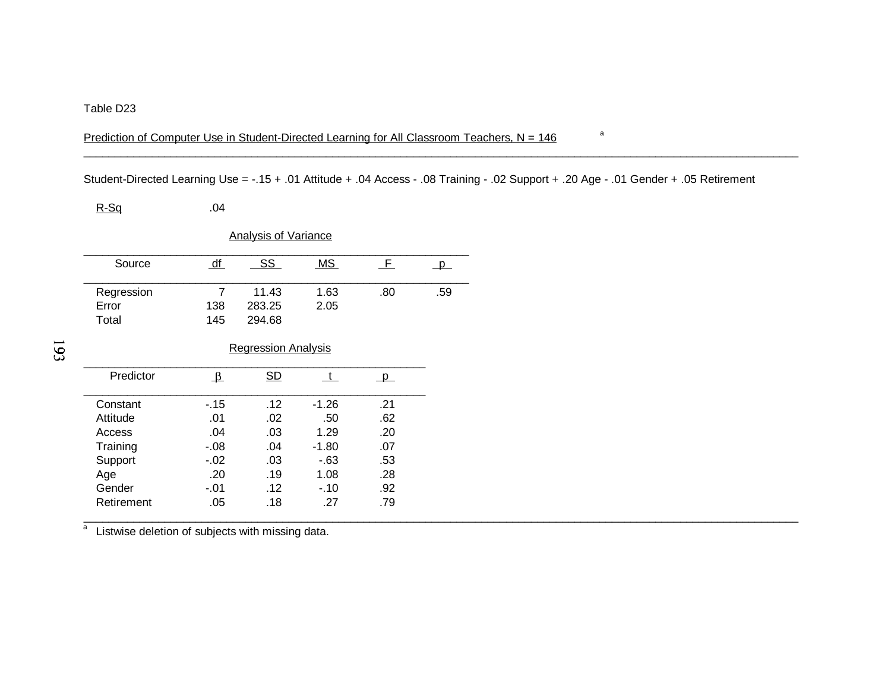Table D23

Prediction of Computer Use in Student-Directed Learning for All Classroom Teachers, N = 146 [a]

Student-Directed Learning Use = -.15 + .01 Attitude + .04 Access - .08 Training - .02 Support + .20 Age - .01 Gender + .05 Retirement

R-Sq .04

Analysis of Variance

| Source | df | SS | MS | F | p |
|---|---|---|---|---|---|
| Regression | 7 | 11.43 | 1.63 | .80 | .59 |
| Error | 138 | 283.25 | 2.05 | | |
| Total | 145 | 294.68 | | | |

Regression Analysis

| Predictor | β | SD | t | p |
|---|---|---|---|---|
| Constant | -.15 | .12 | -1.26 | .21 |
| Attitude | .01 | .02 | .50 | .62 |
| Access | .04 | .03 | 1.29 | .20 |
| Training | -.08 | .04 | -1.80 | .07 |
| Support | -.02 | .03 | -.63 | .53 |
| Age | .20 | .19 | 1.08 | .28 |
| Gender | -.01 | .12 | -.10 | .92 |
| Retirement | .05 | .18 | .27 | .79 |

[a] Listwise deletion of subjects with missing data.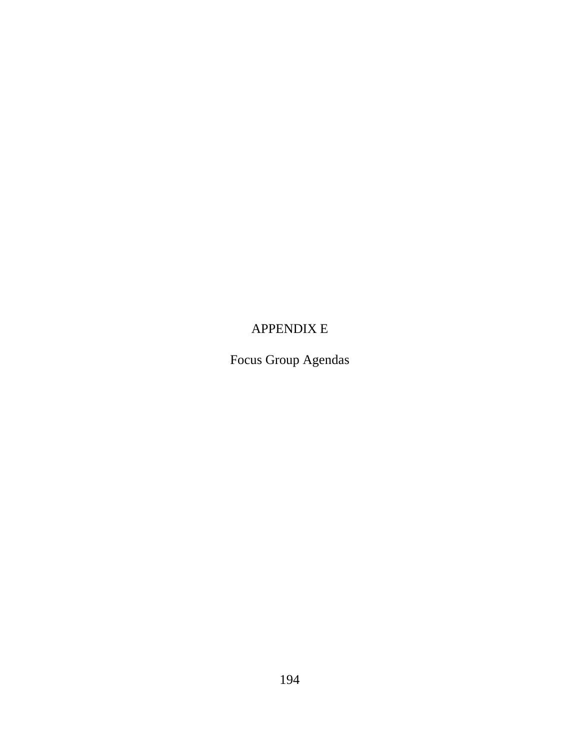# APPENDIX E

## Focus Group Agendas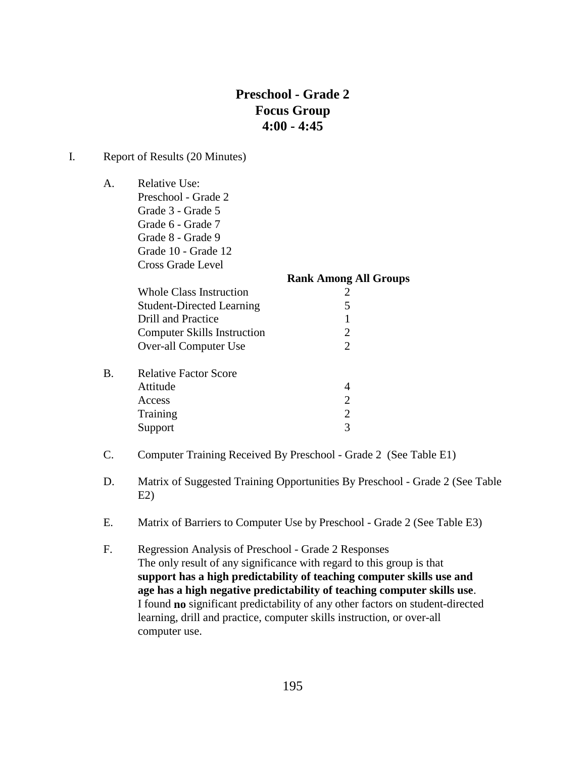## Preschool - Grade 2
## Focus Group
## 4:00 - 4:45

I. Report of Results (20 Minutes)

A. Relative Use:
Preschool - Grade 2
Grade 3 - Grade 5
Grade 6 - Grade 7
Grade 8 - Grade 9
Grade 10 - Grade 12
Cross Grade Level

| | **Rank Among All Groups** |
|---|---|
| Whole Class Instruction | 2 |
| Student-Directed Learning | 5 |
| Drill and Practice | 1 |
| Computer Skills Instruction | 2 |
| Over-all Computer Use | 2 |

B. Relative Factor Score

| | |
|---|---|
| Attitude | 4 |
| Access | 2 |
| Training | 2 |
| Support | 3 |

C. Computer Training Received By Preschool - Grade 2 (See Table E1)

D. Matrix of Suggested Training Opportunities By Preschool - Grade 2 (See Table E2)

E. Matrix of Barriers to Computer Use by Preschool - Grade 2 (See Table E3)

F. Regression Analysis of Preschool - Grade 2 Responses
The only result of any significance with regard to this group is that **support has a high predictability of teaching computer skills use and age has a high negative predictability of teaching computer skills use**. I found **no** significant predictability of any other factors on student-directed learning, drill and practice, computer skills instruction, or over-all computer use.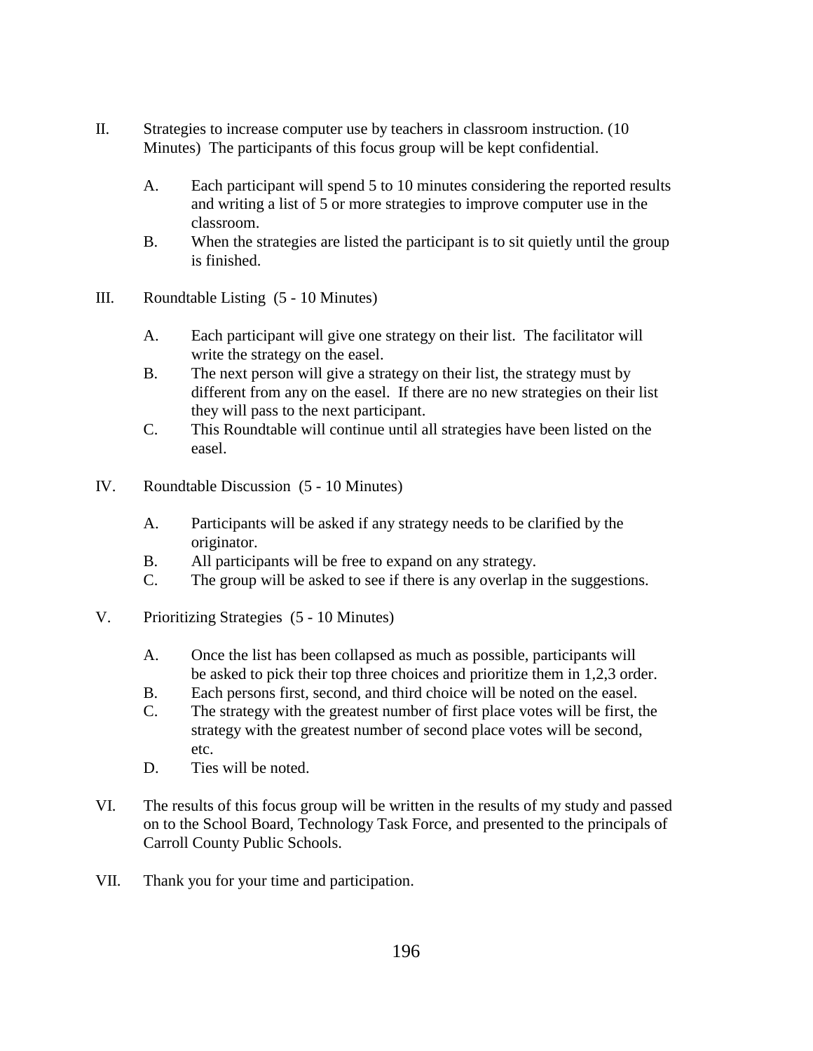II. Strategies to increase computer use by teachers in classroom instruction. (10 Minutes) The participants of this focus group will be kept confidential.

   A. Each participant will spend 5 to 10 minutes considering the reported results and writing a list of 5 or more strategies to improve computer use in the classroom.
   B. When the strategies are listed the participant is to sit quietly until the group is finished.

III. Roundtable Listing (5 - 10 Minutes)

   A. Each participant will give one strategy on their list. The facilitator will write the strategy on the easel.
   B. The next person will give a strategy on their list, the strategy must by different from any on the easel. If there are no new strategies on their list they will pass to the next participant.
   C. This Roundtable will continue until all strategies have been listed on the easel.

IV. Roundtable Discussion (5 - 10 Minutes)

   A. Participants will be asked if any strategy needs to be clarified by the originator.
   B. All participants will be free to expand on any strategy.
   C. The group will be asked to see if there is any overlap in the suggestions.

V. Prioritizing Strategies (5 - 10 Minutes)

   A. Once the list has been collapsed as much as possible, participants will be asked to pick their top three choices and prioritize them in 1,2,3 order.
   B. Each persons first, second, and third choice will be noted on the easel.
   C. The strategy with the greatest number of first place votes will be first, the strategy with the greatest number of second place votes will be second, etc.
   D. Ties will be noted.

VI. The results of this focus group will be written in the results of my study and passed on to the School Board, Technology Task Force, and presented to the principals of Carroll County Public Schools.

VII. Thank you for your time and participation.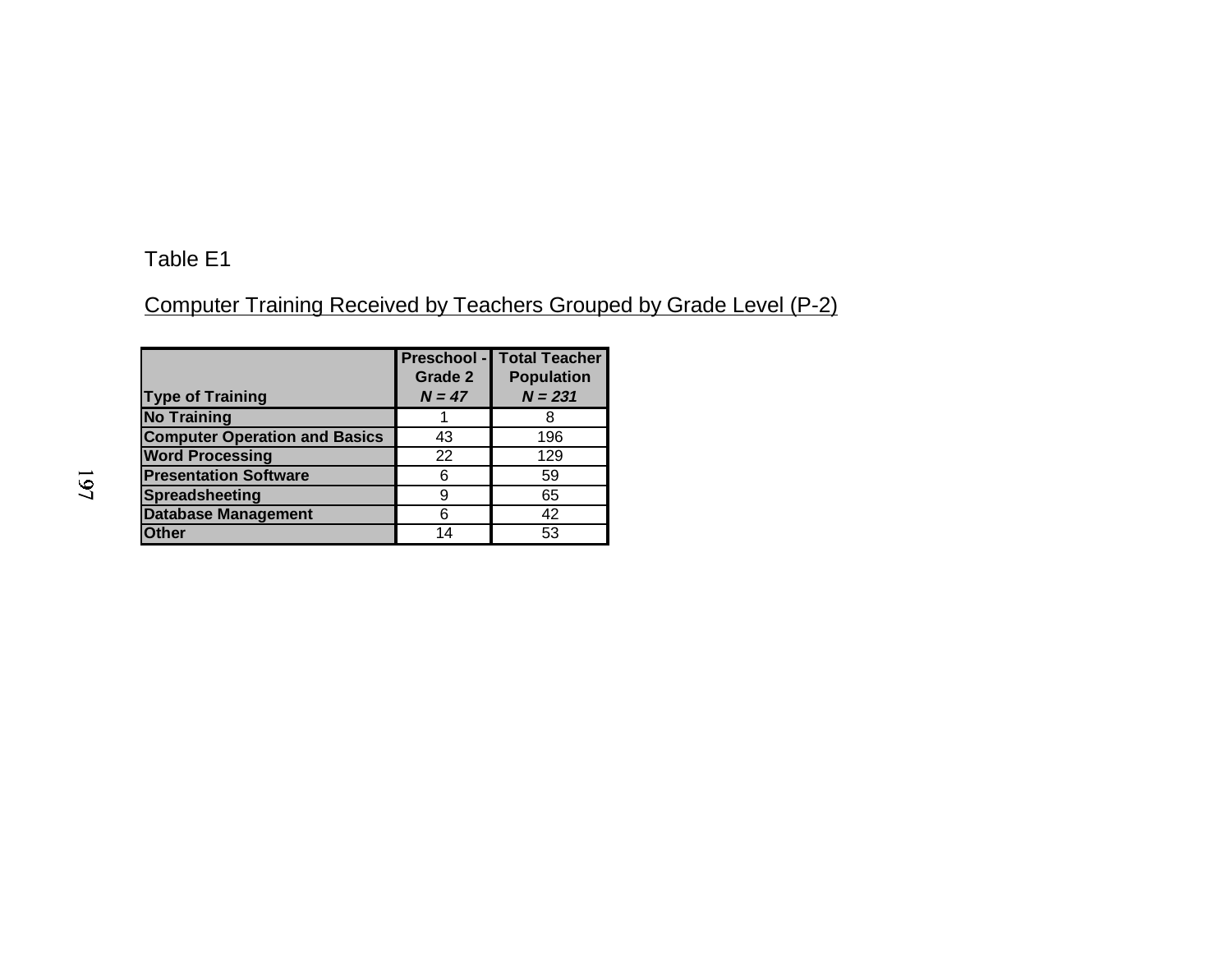Table E1

Computer Training Received by Teachers Grouped by Grade Level (P-2)

| Type of Training | Preschool - Grade 2 *N = 47* | Total Teacher Population *N = 231* |
|---|---|---|
| **No Training** | 1 | 8 |
| **Computer Operation and Basics** | 43 | 196 |
| **Word Processing** | 22 | 129 |
| **Presentation Software** | 6 | 59 |
| **Spreadsheeting** | 9 | 65 |
| **Database Management** | 6 | 42 |
| **Other** | 14 | 53 |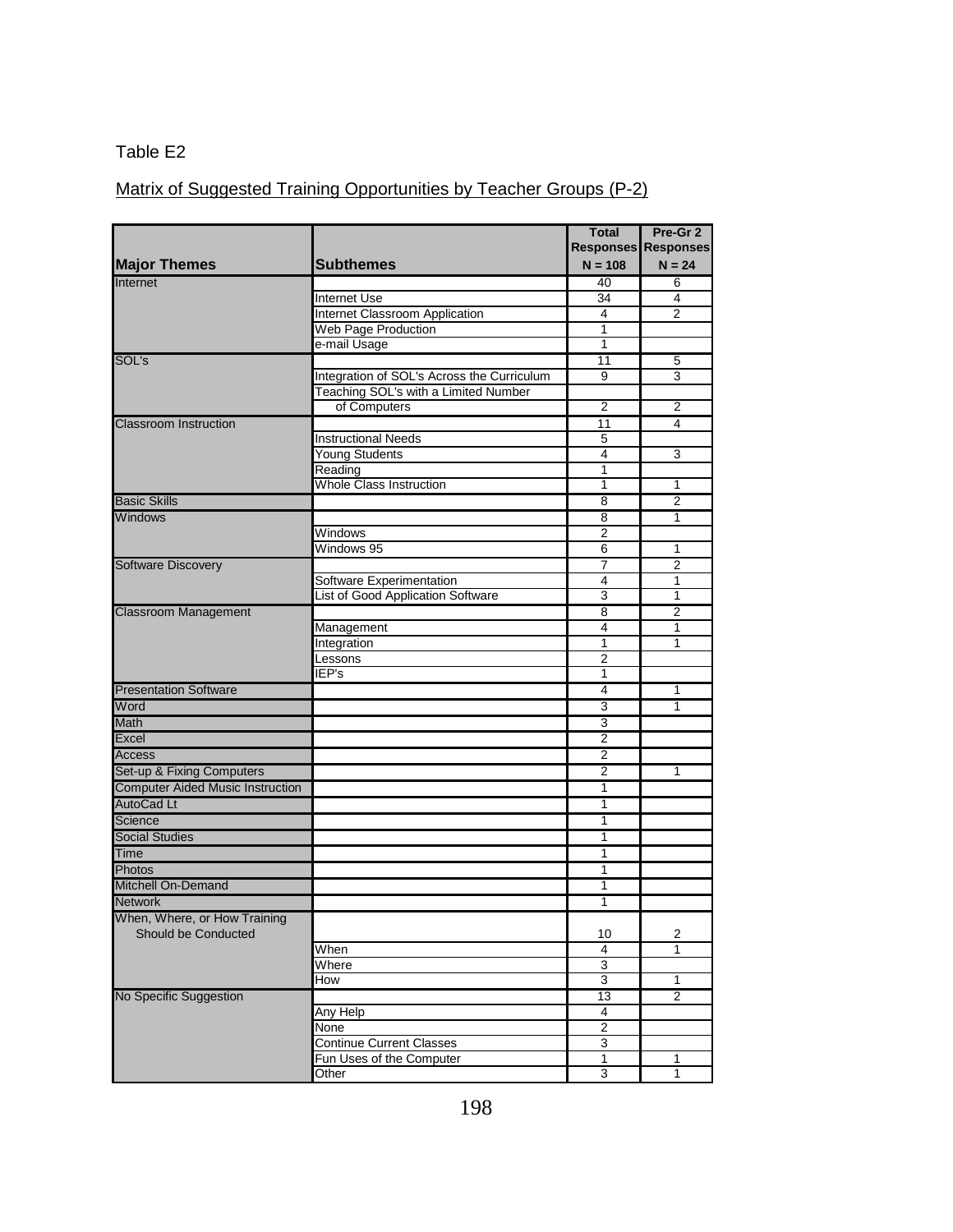Table E2

Matrix of Suggested Training Opportunities by Teacher Groups (P-2)

| Major Themes | Subthemes | Total Responses N = 108 | Pre-Gr 2 Responses N = 24 |
|---|---|---|---|
| Internet | | 40 | 6 |
| | Internet Use | 34 | 4 |
| | Internet Classroom Application | 4 | 2 |
| | Web Page Production | 1 | |
| | e-mail Usage | 1 | |
| SOL's | | 11 | 5 |
| | Integration of SOL's Across the Curriculum | 9 | 3 |
| | Teaching SOL's with a Limited Number of Computers | 2 | 2 |
| Classroom Instruction | | 11 | 4 |
| | Instructional Needs | 5 | |
| | Young Students | 4 | 3 |
| | Reading | 1 | |
| | Whole Class Instruction | 1 | 1 |
| Basic Skills | | 8 | 2 |
| Windows | | 8 | 1 |
| | Windows | 2 | |
| | Windows 95 | 6 | 1 |
| Software Discovery | | 7 | 2 |
| | Software Experimentation | 4 | 1 |
| | List of Good Application Software | 3 | 1 |
| Classroom Management | | 8 | 2 |
| | Management | 4 | 1 |
| | Integration | 1 | 1 |
| | Lessons | 2 | |
| | IEP's | 1 | |
| Presentation Software | | 4 | 1 |
| Word | | 3 | 1 |
| Math | | 3 | |
| Excel | | 2 | |
| Access | | 2 | |
| Set-up & Fixing Computers | | 2 | 1 |
| Computer Aided Music Instruction | | 1 | |
| AutoCad Lt | | 1 | |
| Science | | 1 | |
| Social Studies | | 1 | |
| Time | | 1 | |
| Photos | | 1 | |
| Mitchell On-Demand | | 1 | |
| Network | | 1 | |
| When, Where, or How Training Should be Conducted | | 10 | 2 |
| | When | 4 | 1 |
| | Where | 3 | |
| | How | 3 | 1 |
| No Specific Suggestion | | 13 | 2 |
| | Any Help | 4 | |
| | None | 2 | |
| | Continue Current Classes | 3 | |
| | Fun Uses of the Computer | 1 | 1 |
| | Other | 3 | 1 |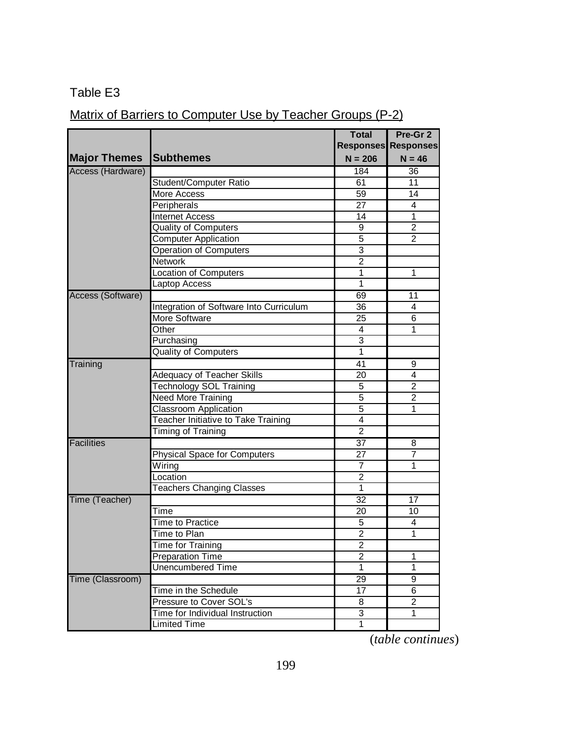Table E3

Matrix of Barriers to Computer Use by Teacher Groups (P-2)

| Major Themes | Subthemes | Total Responses N = 206 | Pre-Gr 2 Responses N = 46 |
|---|---|---|---|
| Access (Hardware) | | 184 | 36 |
| | Student/Computer Ratio | 61 | 11 |
| | More Access | 59 | 14 |
| | Peripherals | 27 | 4 |
| | Internet Access | 14 | 1 |
| | Quality of Computers | 9 | 2 |
| | Computer Application | 5 | 2 |
| | Operation of Computers | 3 | |
| | Network | 2 | |
| | Location of Computers | 1 | 1 |
| | Laptop Access | 1 | |
| Access (Software) | | 69 | 11 |
| | Integration of Software Into Curriculum | 36 | 4 |
| | More Software | 25 | 6 |
| | Other | 4 | 1 |
| | Purchasing | 3 | |
| | Quality of Computers | 1 | |
| Training | | 41 | 9 |
| | Adequacy of Teacher Skills | 20 | 4 |
| | Technology SOL Training | 5 | 2 |
| | Need More Training | 5 | 2 |
| | Classroom Application | 5 | 1 |
| | Teacher Initiative to Take Training | 4 | |
| | Timing of Training | 2 | |
| Facilities | | 37 | 8 |
| | Physical Space for Computers | 27 | 7 |
| | Wiring | 7 | 1 |
| | Location | 2 | |
| | Teachers Changing Classes | 1 | |
| Time (Teacher) | | 32 | 17 |
| | Time | 20 | 10 |
| | Time to Practice | 5 | 4 |
| | Time to Plan | 2 | 1 |
| | Time for Training | 2 | |
| | Preparation Time | 2 | 1 |
| | Unencumbered Time | 1 | 1 |
| Time (Classroom) | | 29 | 9 |
| | Time in the Schedule | 17 | 6 |
| | Pressure to Cover SOL's | 8 | 2 |
| | Time for Individual Instruction | 3 | 1 |
| | Limited Time | 1 | |

(*table continues*)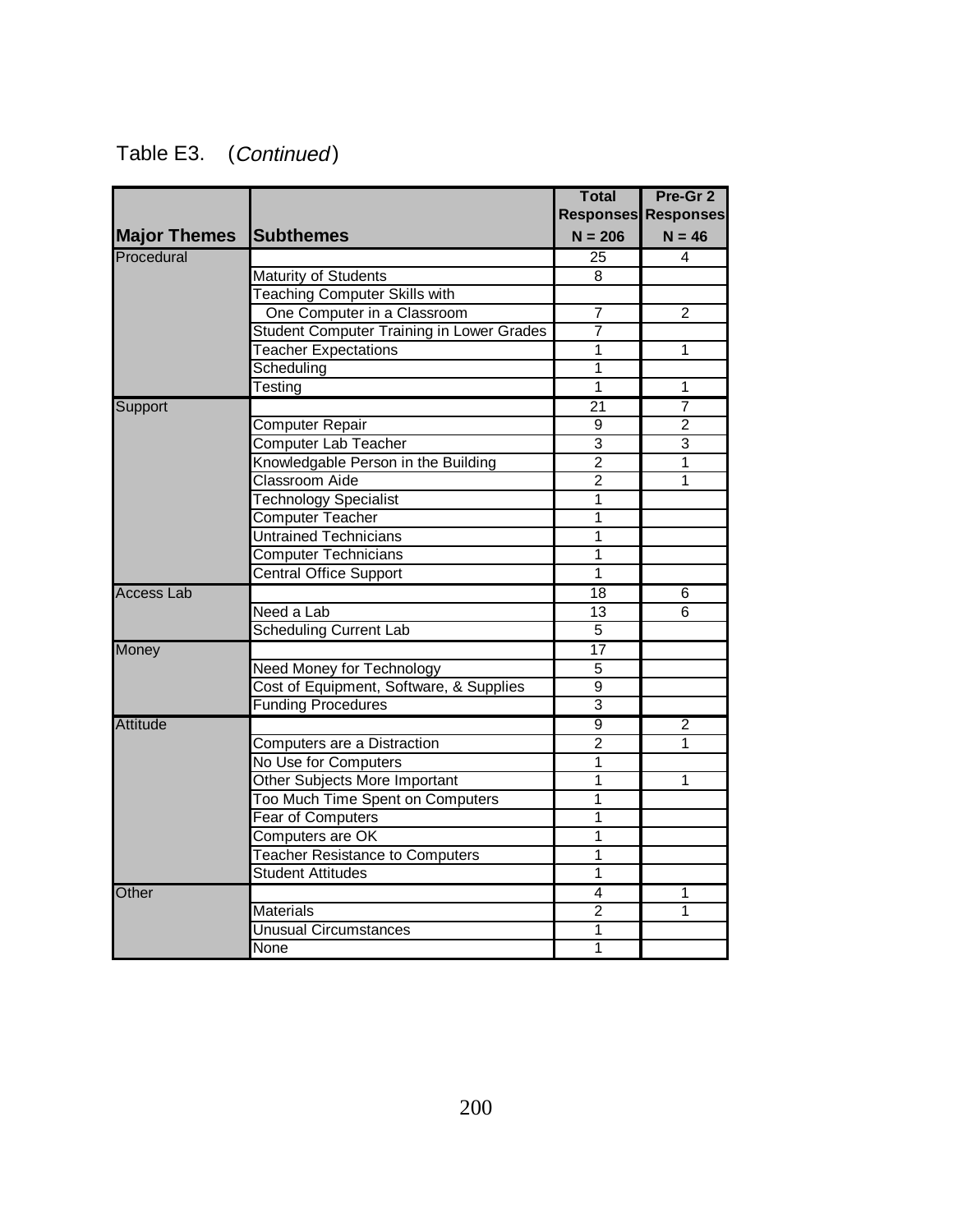Table E3. (*Continued*)

| Major Themes | Subthemes | Total Responses N = 206 | Pre-Gr 2 Responses N = 46 |
|---|---|---|---|
| Procedural | | 25 | 4 |
| | Maturity of Students | 8 | |
| | Teaching Computer Skills with One Computer in a Classroom | 7 | 2 |
| | Student Computer Training in Lower Grades | 7 | |
| | Teacher Expectations | 1 | 1 |
| | Scheduling | 1 | |
| | Testing | 1 | 1 |
| Support | | 21 | 7 |
| | Computer Repair | 9 | 2 |
| | Computer Lab Teacher | 3 | 3 |
| | Knowledgable Person in the Building | 2 | 1 |
| | Classroom Aide | 2 | 1 |
| | Technology Specialist | 1 | |
| | Computer Teacher | 1 | |
| | Untrained Technicians | 1 | |
| | Computer Technicians | 1 | |
| | Central Office Support | 1 | |
| Access Lab | | 18 | 6 |
| | Need a Lab | 13 | 6 |
| | Scheduling Current Lab | 5 | |
| Money | | 17 | |
| | Need Money for Technology | 5 | |
| | Cost of Equipment, Software, & Supplies | 9 | |
| | Funding Procedures | 3 | |
| Attitude | | 9 | 2 |
| | Computers are a Distraction | 2 | 1 |
| | No Use for Computers | 1 | |
| | Other Subjects More Important | 1 | 1 |
| | Too Much Time Spent on Computers | 1 | |
| | Fear of Computers | 1 | |
| | Computers are OK | 1 | |
| | Teacher Resistance to Computers | 1 | |
| | Student Attitudes | 1 | |
| Other | | 4 | 1 |
| | Materials | 2 | 1 |
| | Unusual Circumstances | 1 | |
| | None | 1 | |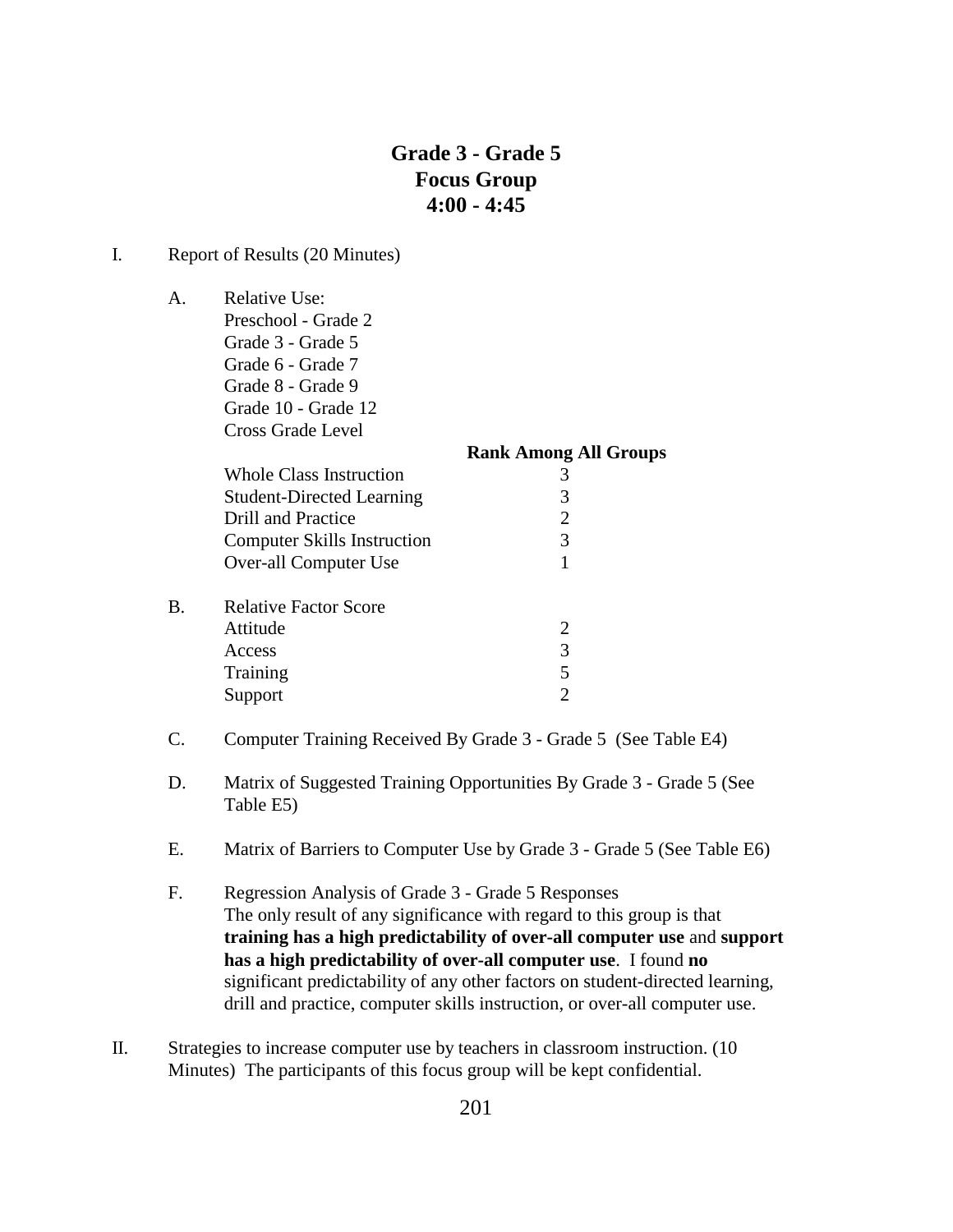# Grade 3 - Grade 5
# Focus Group
# 4:00 - 4:45

I. Report of Results (20 Minutes)

A. Relative Use:
Preschool - Grade 2
Grade 3 - Grade 5
Grade 6 - Grade 7
Grade 8 - Grade 9
Grade 10 - Grade 12
Cross Grade Level

| | **Rank Among All Groups** |
|---|---|
| Whole Class Instruction | 3 |
| Student-Directed Learning | 3 |
| Drill and Practice | 2 |
| Computer Skills Instruction | 3 |
| Over-all Computer Use | 1 |

B. Relative Factor Score

| | |
|---|---|
| Attitude | 2 |
| Access | 3 |
| Training | 5 |
| Support | 2 |

C. Computer Training Received By Grade 3 - Grade 5 (See Table E4)

D. Matrix of Suggested Training Opportunities By Grade 3 - Grade 5 (See Table E5)

E. Matrix of Barriers to Computer Use by Grade 3 - Grade 5 (See Table E6)

F. Regression Analysis of Grade 3 - Grade 5 Responses
The only result of any significance with regard to this group is that **training has a high predictability of over-all computer use** and **support has a high predictability of over-all computer use**. I found **no** significant predictability of any other factors on student-directed learning, drill and practice, computer skills instruction, or over-all computer use.

II. Strategies to increase computer use by teachers in classroom instruction. (10 Minutes) The participants of this focus group will be kept confidential.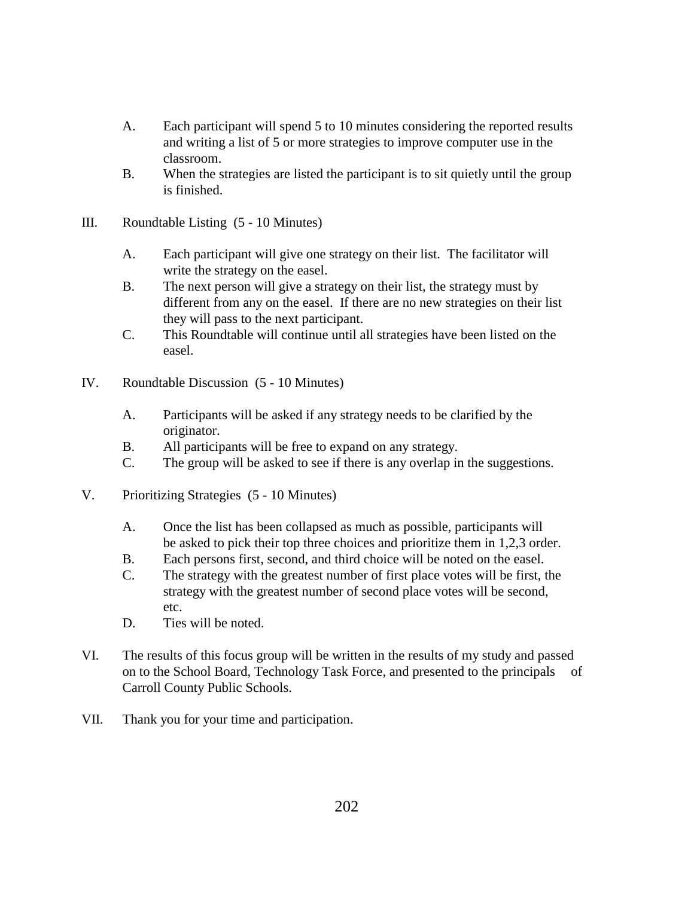A. Each participant will spend 5 to 10 minutes considering the reported results and writing a list of 5 or more strategies to improve computer use in the classroom.

B. When the strategies are listed the participant is to sit quietly until the group is finished.

III. Roundtable Listing (5 - 10 Minutes)

A. Each participant will give one strategy on their list. The facilitator will write the strategy on the easel.

B. The next person will give a strategy on their list, the strategy must by different from any on the easel. If there are no new strategies on their list they will pass to the next participant.

C. This Roundtable will continue until all strategies have been listed on the easel.

IV. Roundtable Discussion (5 - 10 Minutes)

A. Participants will be asked if any strategy needs to be clarified by the originator.

B. All participants will be free to expand on any strategy.

C. The group will be asked to see if there is any overlap in the suggestions.

V. Prioritizing Strategies (5 - 10 Minutes)

A. Once the list has been collapsed as much as possible, participants will be asked to pick their top three choices and prioritize them in 1,2,3 order.

B. Each persons first, second, and third choice will be noted on the easel.

C. The strategy with the greatest number of first place votes will be first, the strategy with the greatest number of second place votes will be second, etc.

D. Ties will be noted.

VI. The results of this focus group will be written in the results of my study and passed on to the School Board, Technology Task Force, and presented to the principals of Carroll County Public Schools.

VII. Thank you for your time and participation.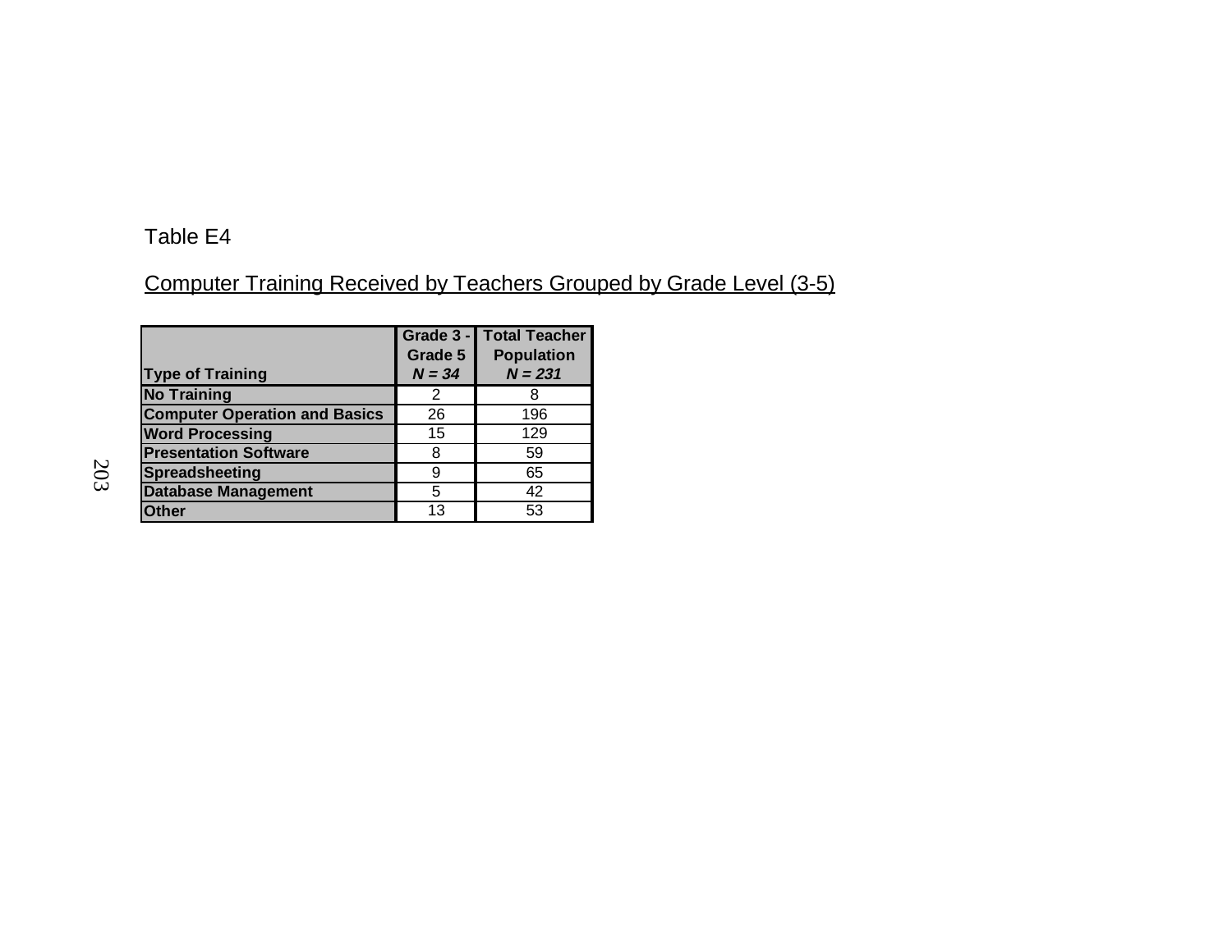Table E4

Computer Training Received by Teachers Grouped by Grade Level (3-5)

| Type of Training | Grade 3 - Grade 5 *N = 34* | Total Teacher Population *N = 231* |
|---|---|---|
| **No Training** | 2 | 8 |
| **Computer Operation and Basics** | 26 | 196 |
| **Word Processing** | 15 | 129 |
| **Presentation Software** | 8 | 59 |
| **Spreadsheeting** | 9 | 65 |
| **Database Management** | 5 | 42 |
| **Other** | 13 | 53 |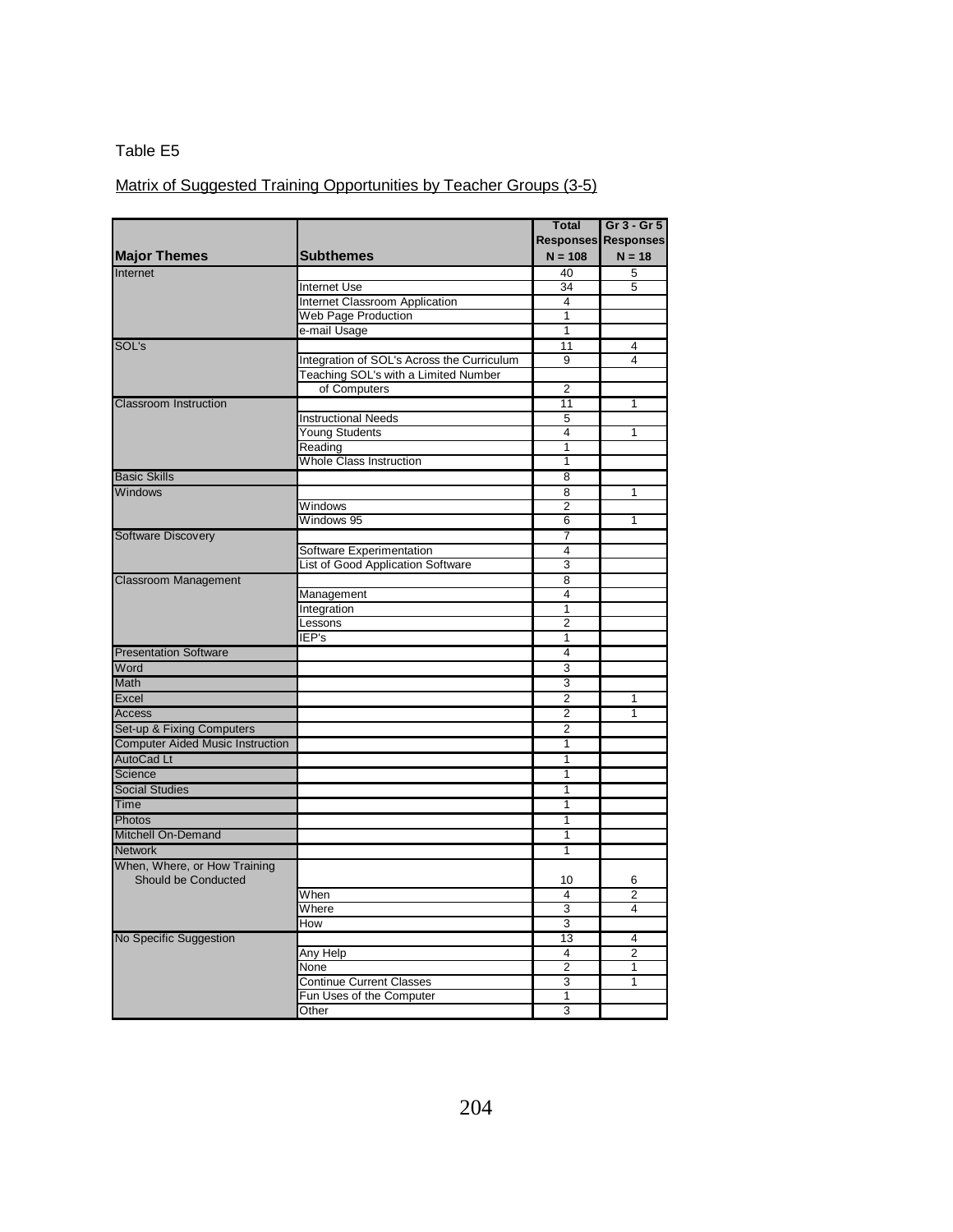Table E5

Matrix of Suggested Training Opportunities by Teacher Groups (3-5)

| Major Themes | Subthemes | Total Responses N = 108 | Gr 3 - Gr 5 Responses N = 18 |
|---|---|---|---|
| Internet | | 40 | 5 |
| | Internet Use | 34 | 5 |
| | Internet Classroom Application | 4 | |
| | Web Page Production | 1 | |
| | e-mail Usage | 1 | |
| SOL's | | 11 | 4 |
| | Integration of SOL's Across the Curriculum | 9 | 4 |
| | Teaching SOL's with a Limited Number of Computers | 2 | |
| Classroom Instruction | | 11 | 1 |
| | Instructional Needs | 5 | |
| | Young Students | 4 | 1 |
| | Reading | 1 | |
| | Whole Class Instruction | 1 | |
| Basic Skills | | 8 | |
| Windows | | 8 | 1 |
| | Windows | 2 | |
| | Windows 95 | 6 | 1 |
| Software Discovery | | 7 | |
| | Software Experimentation | 4 | |
| | List of Good Application Software | 3 | |
| Classroom Management | | 8 | |
| | Management | 4 | |
| | Integration | 1 | |
| | Lessons | 2 | |
| | IEP's | 1 | |
| Presentation Software | | 4 | |
| Word | | 3 | |
| Math | | 3 | |
| Excel | | 2 | 1 |
| Access | | 2 | 1 |
| Set-up & Fixing Computers | | 2 | |
| Computer Aided Music Instruction | | 1 | |
| AutoCad Lt | | 1 | |
| Science | | 1 | |
| Social Studies | | 1 | |
| Time | | 1 | |
| Photos | | 1 | |
| Mitchell On-Demand | | 1 | |
| Network | | 1 | |
| When, Where, or How Training Should be Conducted | | 10 | 6 |
| | When | 4 | 2 |
| | Where | 3 | 4 |
| | How | 3 | |
| No Specific Suggestion | | 13 | 4 |
| | Any Help | 4 | 2 |
| | None | 2 | 1 |
| | Continue Current Classes | 3 | 1 |
| | Fun Uses of the Computer | 1 | |
| | Other | 3 | |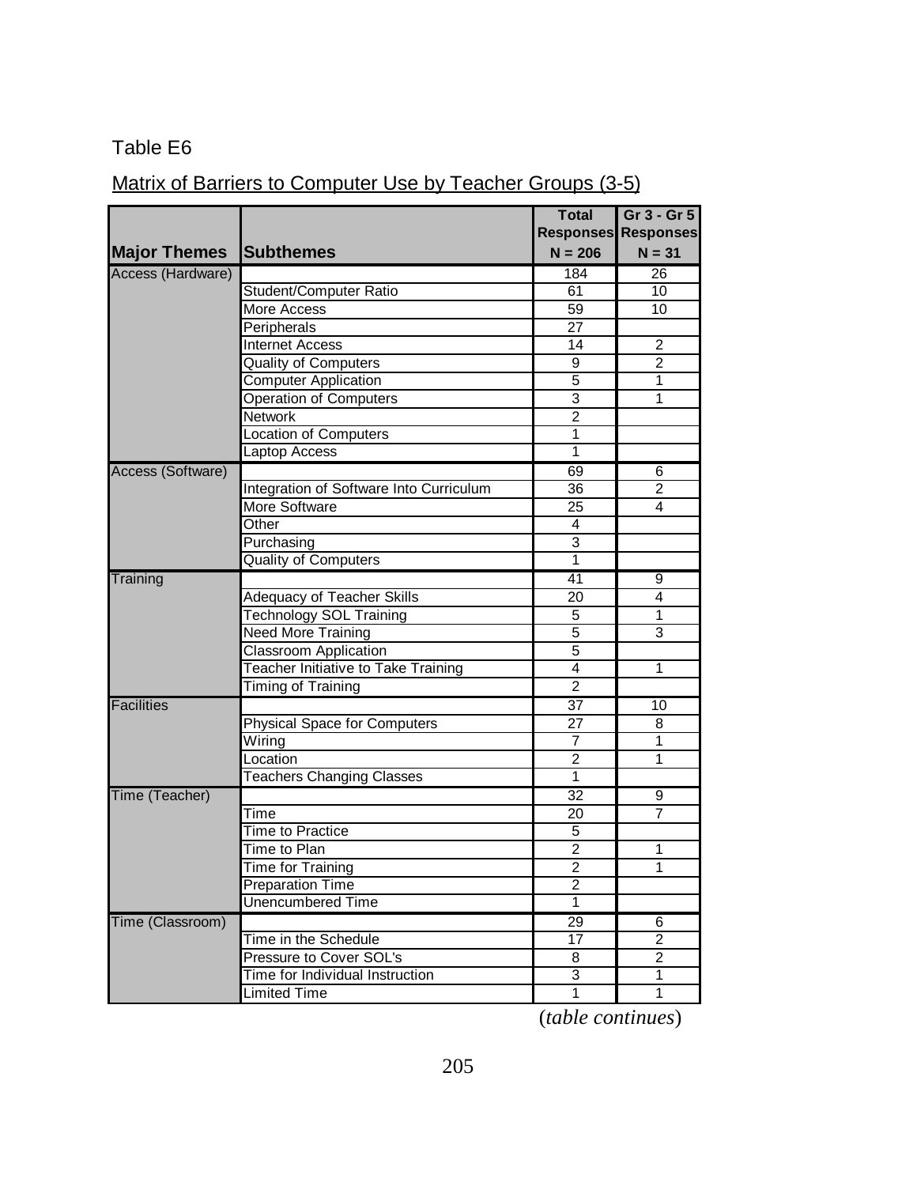Table E6

Matrix of Barriers to Computer Use by Teacher Groups (3-5)

| Major Themes | Subthemes | Total Responses N = 206 | Gr 3 - Gr 5 Responses N = 31 |
|---|---|---|---|
| Access (Hardware) | | 184 | 26 |
| | Student/Computer Ratio | 61 | 10 |
| | More Access | 59 | 10 |
| | Peripherals | 27 | |
| | Internet Access | 14 | 2 |
| | Quality of Computers | 9 | 2 |
| | Computer Application | 5 | 1 |
| | Operation of Computers | 3 | 1 |
| | Network | 2 | |
| | Location of Computers | 1 | |
| | Laptop Access | 1 | |
| Access (Software) | | 69 | 6 |
| | Integration of Software Into Curriculum | 36 | 2 |
| | More Software | 25 | 4 |
| | Other | 4 | |
| | Purchasing | 3 | |
| | Quality of Computers | 1 | |
| Training | | 41 | 9 |
| | Adequacy of Teacher Skills | 20 | 4 |
| | Technology SOL Training | 5 | 1 |
| | Need More Training | 5 | 3 |
| | Classroom Application | 5 | |
| | Teacher Initiative to Take Training | 4 | 1 |
| | Timing of Training | 2 | |
| Facilities | | 37 | 10 |
| | Physical Space for Computers | 27 | 8 |
| | Wiring | 7 | 1 |
| | Location | 2 | 1 |
| | Teachers Changing Classes | 1 | |
| Time (Teacher) | | 32 | 9 |
| | Time | 20 | 7 |
| | Time to Practice | 5 | |
| | Time to Plan | 2 | 1 |
| | Time for Training | 2 | 1 |
| | Preparation Time | 2 | |
| | Unencumbered Time | 1 | |
| Time (Classroom) | | 29 | 6 |
| | Time in the Schedule | 17 | 2 |
| | Pressure to Cover SOL's | 8 | 2 |
| | Time for Individual Instruction | 3 | 1 |
| | Limited Time | 1 | 1 |

(*table continues*)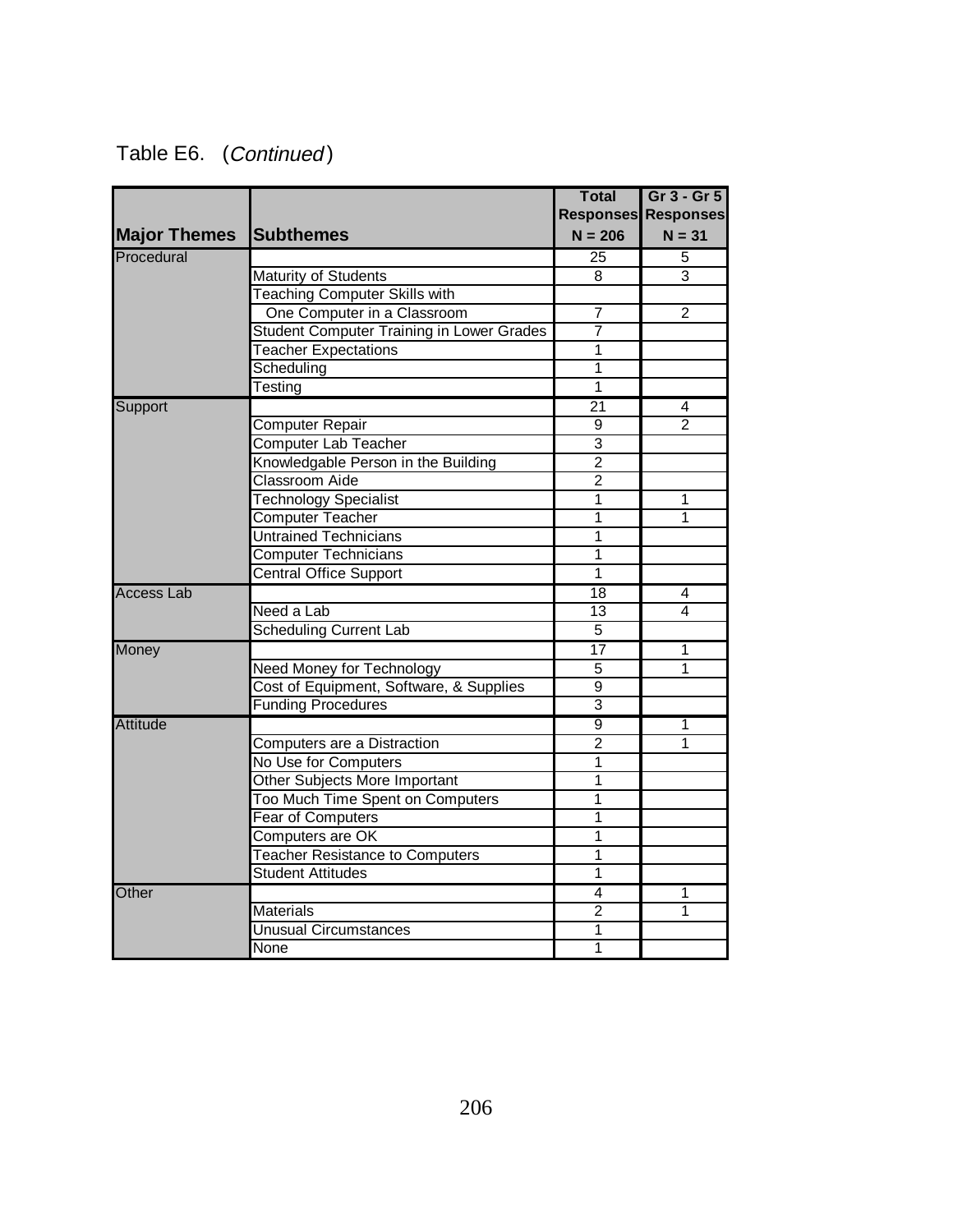Table E6. (*Continued*)

| Major Themes | Subthemes | Total Responses N = 206 | Gr 3 - Gr 5 Responses N = 31 |
|---|---|---|---|
| Procedural | | 25 | 5 |
| | Maturity of Students | 8 | 3 |
| | Teaching Computer Skills with | | |
| | One Computer in a Classroom | 7 | 2 |
| | Student Computer Training in Lower Grades | 7 | |
| | Teacher Expectations | 1 | |
| | Scheduling | 1 | |
| | Testing | 1 | |
| Support | | 21 | 4 |
| | Computer Repair | 9 | 2 |
| | Computer Lab Teacher | 3 | |
| | Knowledgable Person in the Building | 2 | |
| | Classroom Aide | 2 | |
| | Technology Specialist | 1 | 1 |
| | Computer Teacher | 1 | 1 |
| | Untrained Technicians | 1 | |
| | Computer Technicians | 1 | |
| | Central Office Support | 1 | |
| Access Lab | | 18 | 4 |
| | Need a Lab | 13 | 4 |
| | Scheduling Current Lab | 5 | |
| Money | | 17 | 1 |
| | Need Money for Technology | 5 | 1 |
| | Cost of Equipment, Software, & Supplies | 9 | |
| | Funding Procedures | 3 | |
| Attitude | | 9 | 1 |
| | Computers are a Distraction | 2 | 1 |
| | No Use for Computers | 1 | |
| | Other Subjects More Important | 1 | |
| | Too Much Time Spent on Computers | 1 | |
| | Fear of Computers | 1 | |
| | Computers are OK | 1 | |
| | Teacher Resistance to Computers | 1 | |
| | Student Attitudes | 1 | |
| Other | | 4 | 1 |
| | Materials | 2 | 1 |
| | Unusual Circumstances | 1 | |
| | None | 1 | |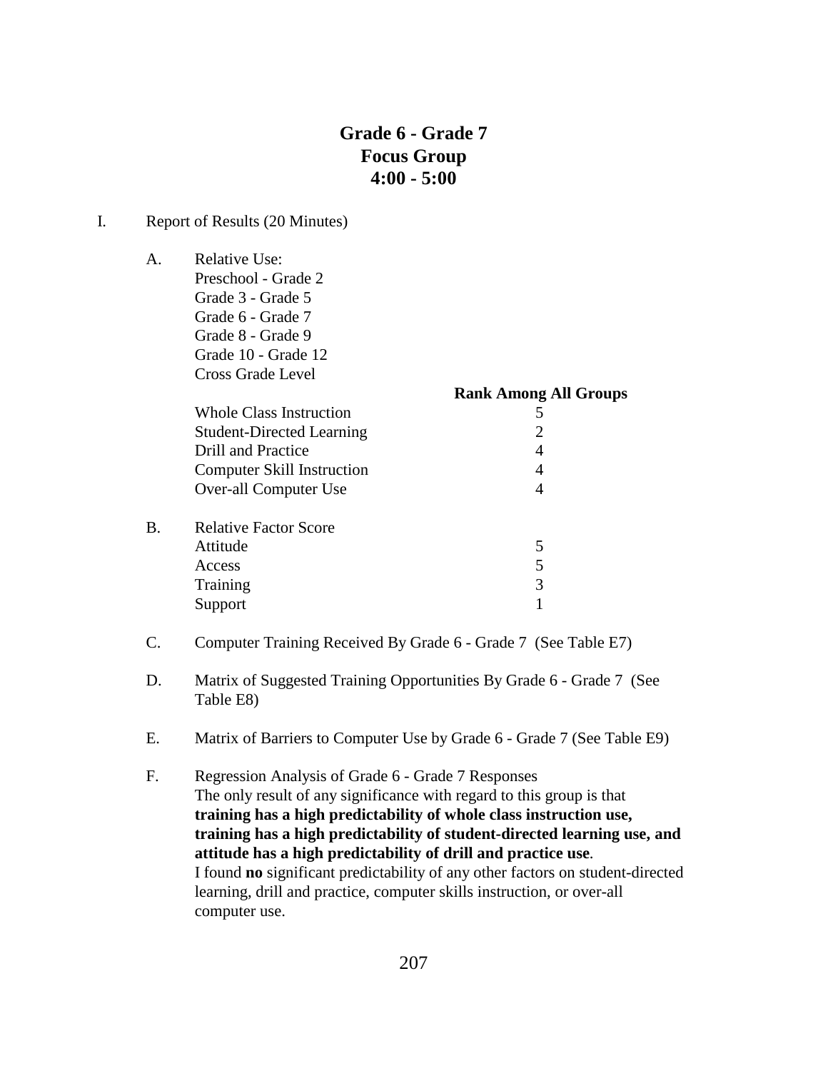# Grade 6 - Grade 7
# Focus Group
# 4:00 - 5:00

I. Report of Results (20 Minutes)

A. Relative Use:
Preschool - Grade 2
Grade 3 - Grade 5
Grade 6 - Grade 7
Grade 8 - Grade 9
Grade 10 - Grade 12
Cross Grade Level

| | Rank Among All Groups |
|---|---|
| Whole Class Instruction | 5 |
| Student-Directed Learning | 2 |
| Drill and Practice | 4 |
| Computer Skill Instruction | 4 |
| Over-all Computer Use | 4 |

B. Relative Factor Score

| | |
|---|---|
| Attitude | 5 |
| Access | 5 |
| Training | 3 |
| Support | 1 |

C. Computer Training Received By Grade 6 - Grade 7 (See Table E7)

D. Matrix of Suggested Training Opportunities By Grade 6 - Grade 7 (See Table E8)

E. Matrix of Barriers to Computer Use by Grade 6 - Grade 7 (See Table E9)

F. Regression Analysis of Grade 6 - Grade 7 Responses
The only result of any significance with regard to this group is that **training has a high predictability of whole class instruction use, training has a high predictability of student-directed learning use, and attitude has a high predictability of drill and practice use**.
I found **no** significant predictability of any other factors on student-directed learning, drill and practice, computer skills instruction, or over-all computer use.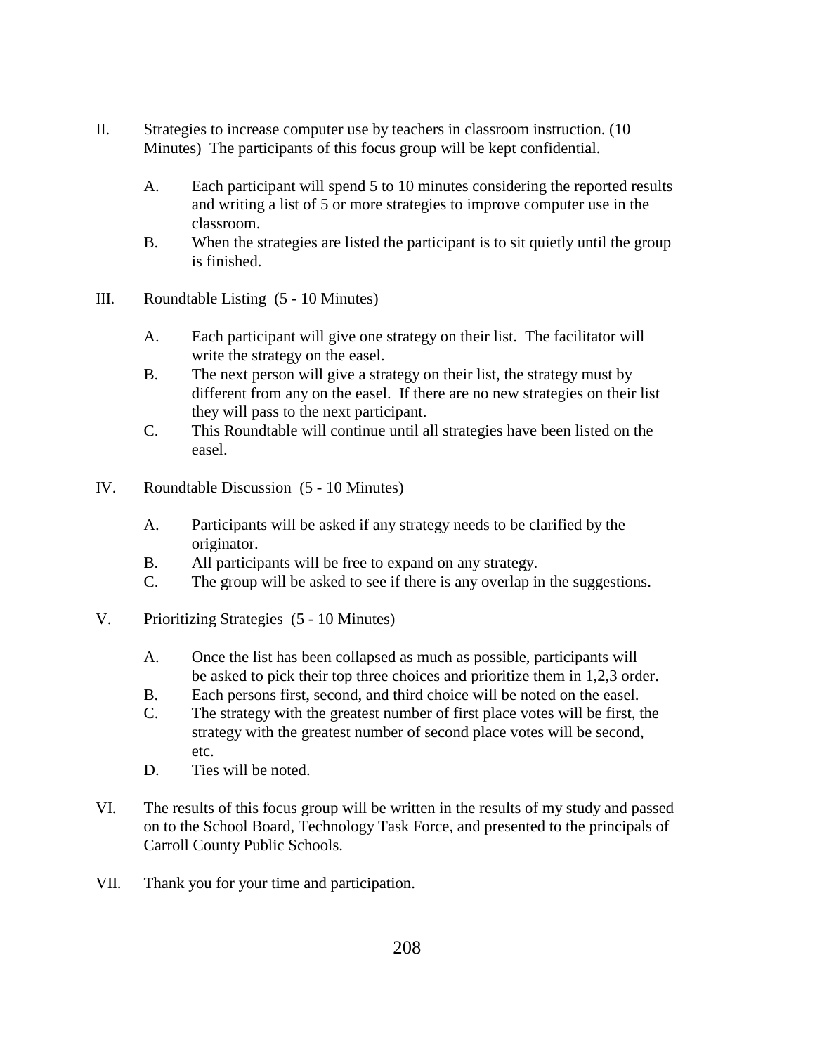II. Strategies to increase computer use by teachers in classroom instruction. (10 Minutes) The participants of this focus group will be kept confidential.

   A. Each participant will spend 5 to 10 minutes considering the reported results and writing a list of 5 or more strategies to improve computer use in the classroom.
   B. When the strategies are listed the participant is to sit quietly until the group is finished.

III. Roundtable Listing (5 - 10 Minutes)

   A. Each participant will give one strategy on their list. The facilitator will write the strategy on the easel.
   B. The next person will give a strategy on their list, the strategy must by different from any on the easel. If there are no new strategies on their list they will pass to the next participant.
   C. This Roundtable will continue until all strategies have been listed on the easel.

IV. Roundtable Discussion (5 - 10 Minutes)

   A. Participants will be asked if any strategy needs to be clarified by the originator.
   B. All participants will be free to expand on any strategy.
   C. The group will be asked to see if there is any overlap in the suggestions.

V. Prioritizing Strategies (5 - 10 Minutes)

   A. Once the list has been collapsed as much as possible, participants will be asked to pick their top three choices and prioritize them in 1,2,3 order.
   B. Each persons first, second, and third choice will be noted on the easel.
   C. The strategy with the greatest number of first place votes will be first, the strategy with the greatest number of second place votes will be second, etc.
   D. Ties will be noted.

VI. The results of this focus group will be written in the results of my study and passed on to the School Board, Technology Task Force, and presented to the principals of Carroll County Public Schools.

VII. Thank you for your time and participation.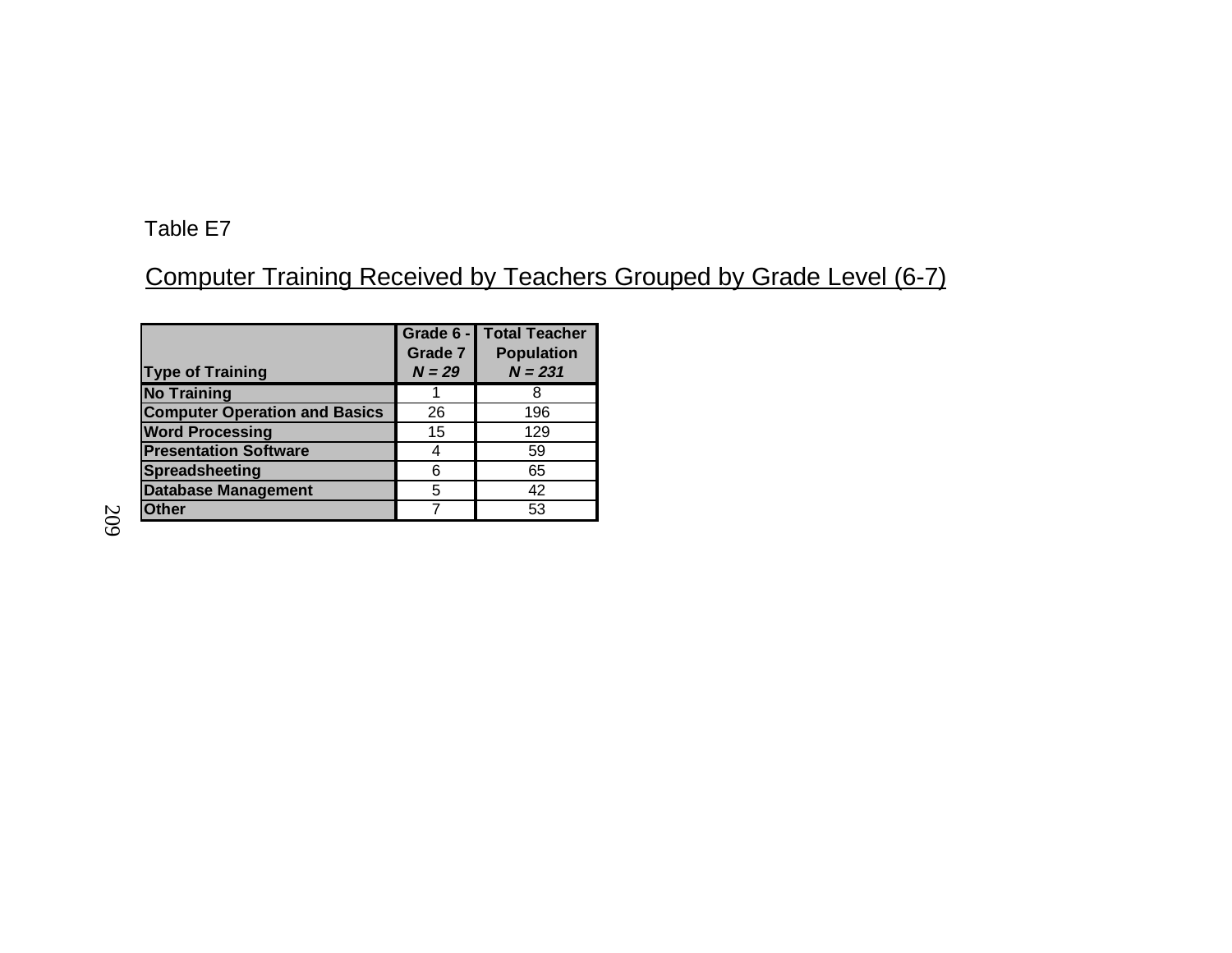Table E7

Computer Training Received by Teachers Grouped by Grade Level (6-7)

| Type of Training | Grade 6 - Grade 7 *N = 29* | Total Teacher Population *N = 231* |
|---|---|---|
| **No Training** | 1 | 8 |
| **Computer Operation and Basics** | 26 | 196 |
| **Word Processing** | 15 | 129 |
| **Presentation Software** | 4 | 59 |
| **Spreadsheeting** | 6 | 65 |
| **Database Management** | 5 | 42 |
| **Other** | 7 | 53 |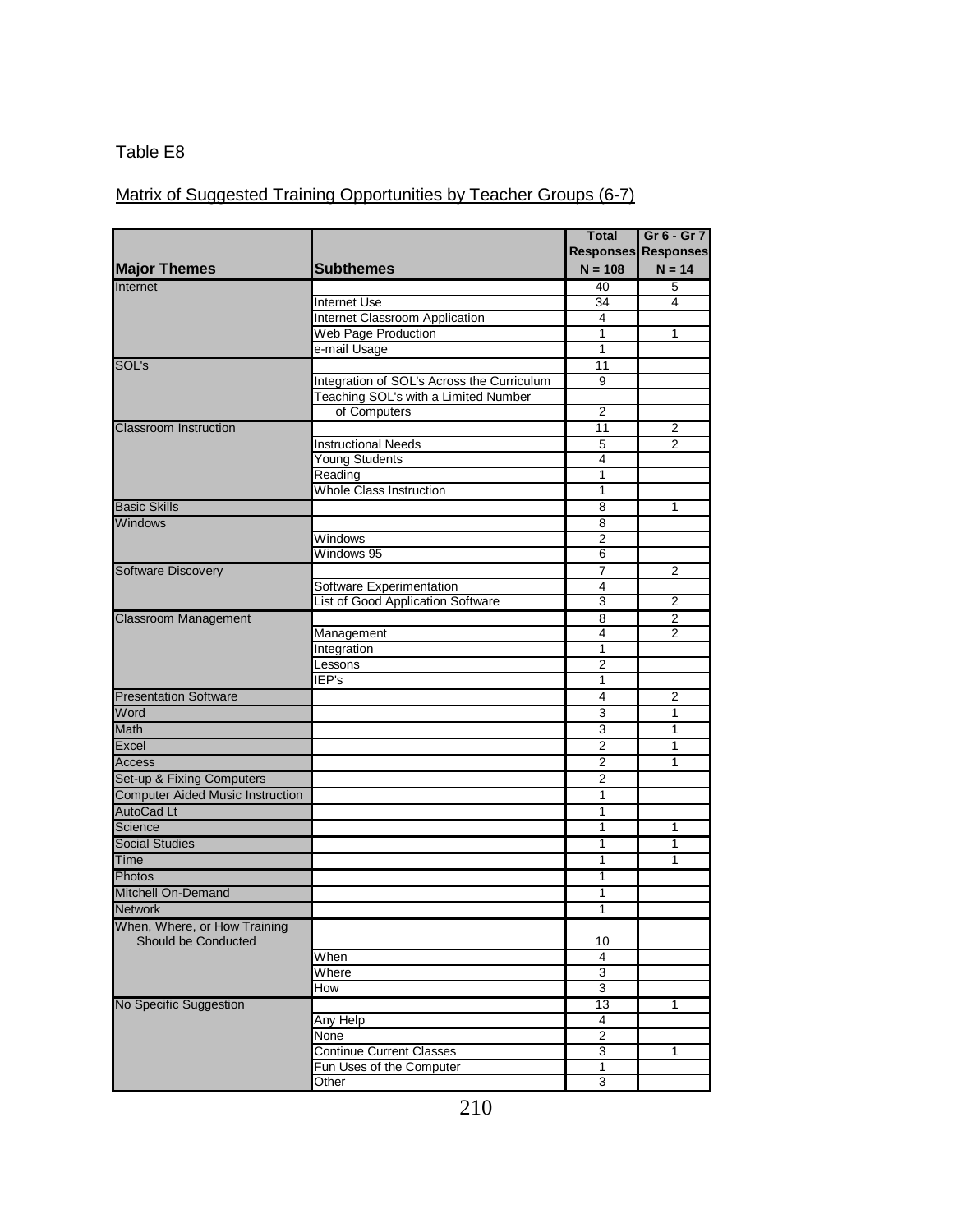Table E8

Matrix of Suggested Training Opportunities by Teacher Groups (6-7)

| Major Themes | Subthemes | Total Responses N = 108 | Gr 6 - Gr 7 Responses N = 14 |
|---|---|---|---|
| Internet | | 40 | 5 |
| | Internet Use | 34 | 4 |
| | Internet Classroom Application | 4 | |
| | Web Page Production | 1 | 1 |
| | e-mail Usage | 1 | |
| SOL's | | 11 | |
| | Integration of SOL's Across the Curriculum | 9 | |
| | Teaching SOL's with a Limited Number of Computers | 2 | |
| Classroom Instruction | | 11 | 2 |
| | Instructional Needs | 5 | 2 |
| | Young Students | 4 | |
| | Reading | 1 | |
| | Whole Class Instruction | 1 | |
| Basic Skills | | 8 | 1 |
| Windows | | 8 | |
| | Windows | 2 | |
| | Windows 95 | 6 | |
| Software Discovery | | 7 | 2 |
| | Software Experimentation | 4 | |
| | List of Good Application Software | 3 | 2 |
| Classroom Management | | 8 | 2 |
| | Management | 4 | 2 |
| | Integration | 1 | |
| | Lessons | 2 | |
| | IEP's | 1 | |
| Presentation Software | | 4 | 2 |
| Word | | 3 | 1 |
| Math | | 3 | 1 |
| Excel | | 2 | 1 |
| Access | | 2 | 1 |
| Set-up & Fixing Computers | | 2 | |
| Computer Aided Music Instruction | | 1 | |
| AutoCad Lt | | 1 | |
| Science | | 1 | 1 |
| Social Studies | | 1 | 1 |
| Time | | 1 | 1 |
| Photos | | 1 | |
| Mitchell On-Demand | | 1 | |
| Network | | 1 | |
| When, Where, or How Training Should be Conducted | | 10 | |
| | When | 4 | |
| | Where | 3 | |
| | How | 3 | |
| No Specific Suggestion | | 13 | 1 |
| | Any Help | 4 | |
| | None | 2 | |
| | Continue Current Classes | 3 | 1 |
| | Fun Uses of the Computer | 1 | |
| | Other | 3 | |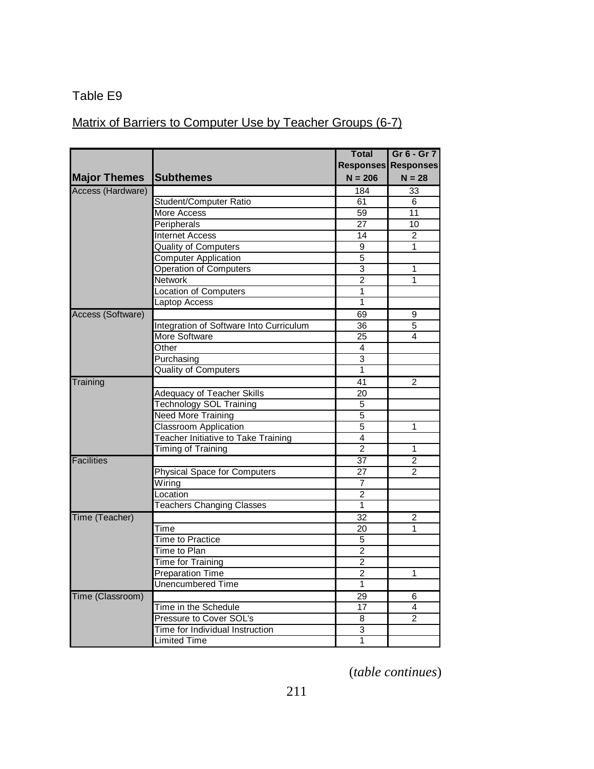Table E9

Matrix of Barriers to Computer Use by Teacher Groups (6-7)

| Major Themes | Subthemes | Total Responses N = 206 | Gr 6 - Gr 7 Responses N = 28 |
|---|---|---|---|
| Access (Hardware) | | 184 | 33 |
| | Student/Computer Ratio | 61 | 6 |
| | More Access | 59 | 11 |
| | Peripherals | 27 | 10 |
| | Internet Access | 14 | 2 |
| | Quality of Computers | 9 | 1 |
| | Computer Application | 5 | |
| | Operation of Computers | 3 | 1 |
| | Network | 2 | 1 |
| | Location of Computers | 1 | |
| | Laptop Access | 1 | |
| Access (Software) | | 69 | 9 |
| | Integration of Software Into Curriculum | 36 | 5 |
| | More Software | 25 | 4 |
| | Other | 4 | |
| | Purchasing | 3 | |
| | Quality of Computers | 1 | |
| Training | | 41 | 2 |
| | Adequacy of Teacher Skills | 20 | |
| | Technology SOL Training | 5 | |
| | Need More Training | 5 | |
| | Classroom Application | 5 | 1 |
| | Teacher Initiative to Take Training | 4 | |
| | Timing of Training | 2 | 1 |
| Facilities | | 37 | 2 |
| | Physical Space for Computers | 27 | 2 |
| | Wiring | 7 | |
| | Location | 2 | |
| | Teachers Changing Classes | 1 | |
| Time (Teacher) | | 32 | 2 |
| | Time | 20 | 1 |
| | Time to Practice | 5 | |
| | Time to Plan | 2 | |
| | Time for Training | 2 | |
| | Preparation Time | 2 | 1 |
| | Unencumbered Time | 1 | |
| Time (Classroom) | | 29 | 6 |
| | Time in the Schedule | 17 | 4 |
| | Pressure to Cover SOL's | 8 | 2 |
| | Time for Individual Instruction | 3 | |
| | Limited Time | 1 | |

(*table continues*)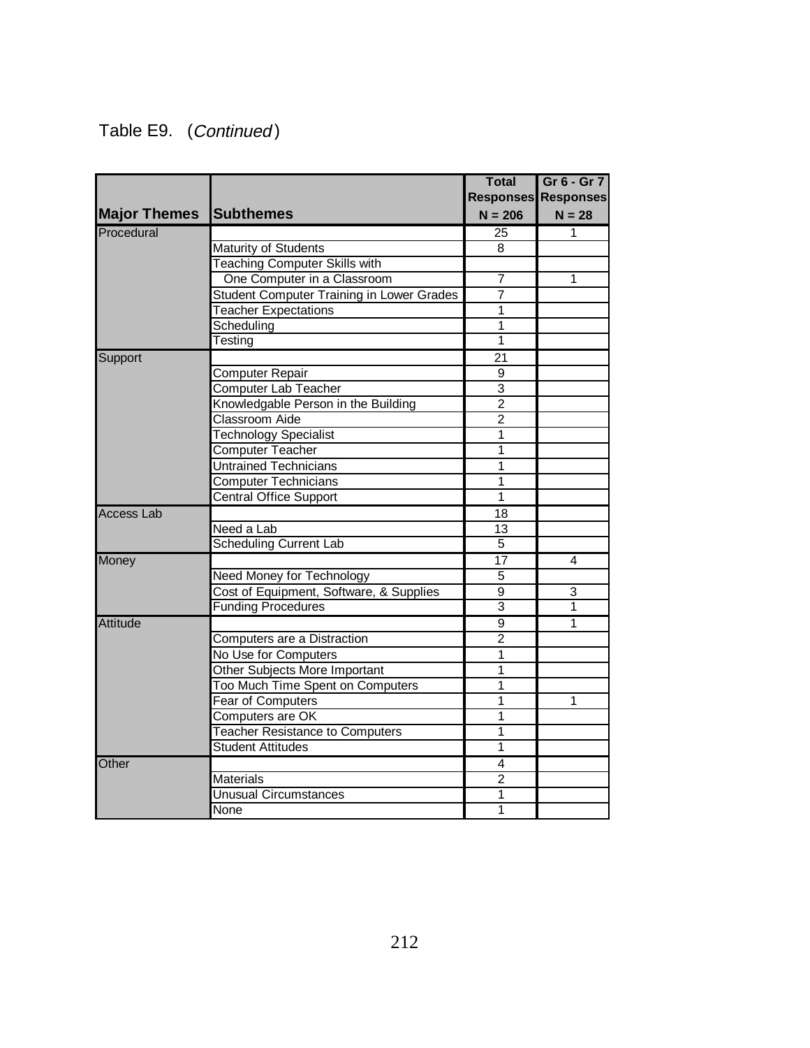Table E9. (*Continued*)

| Major Themes | Subthemes | Total Responses N = 206 | Gr 6 - Gr 7 Responses N = 28 |
|---|---|---|---|
| Procedural | | 25 | 1 |
| | Maturity of Students | 8 | |
| | Teaching Computer Skills with One Computer in a Classroom | 7 | 1 |
| | Student Computer Training in Lower Grades | 7 | |
| | Teacher Expectations | 1 | |
| | Scheduling | 1 | |
| | Testing | 1 | |
| Support | | 21 | |
| | Computer Repair | 9 | |
| | Computer Lab Teacher | 3 | |
| | Knowledgable Person in the Building | 2 | |
| | Classroom Aide | 2 | |
| | Technology Specialist | 1 | |
| | Computer Teacher | 1 | |
| | Untrained Technicians | 1 | |
| | Computer Technicians | 1 | |
| | Central Office Support | 1 | |
| Access Lab | | 18 | |
| | Need a Lab | 13 | |
| | Scheduling Current Lab | 5 | |
| Money | | 17 | 4 |
| | Need Money for Technology | 5 | |
| | Cost of Equipment, Software, & Supplies | 9 | 3 |
| | Funding Procedures | 3 | 1 |
| Attitude | | 9 | 1 |
| | Computers are a Distraction | 2 | |
| | No Use for Computers | 1 | |
| | Other Subjects More Important | 1 | |
| | Too Much Time Spent on Computers | 1 | |
| | Fear of Computers | 1 | 1 |
| | Computers are OK | 1 | |
| | Teacher Resistance to Computers | 1 | |
| | Student Attitudes | 1 | |
| Other | | 4 | |
| | Materials | 2 | |
| | Unusual Circumstances | 1 | |
| | None | 1 | |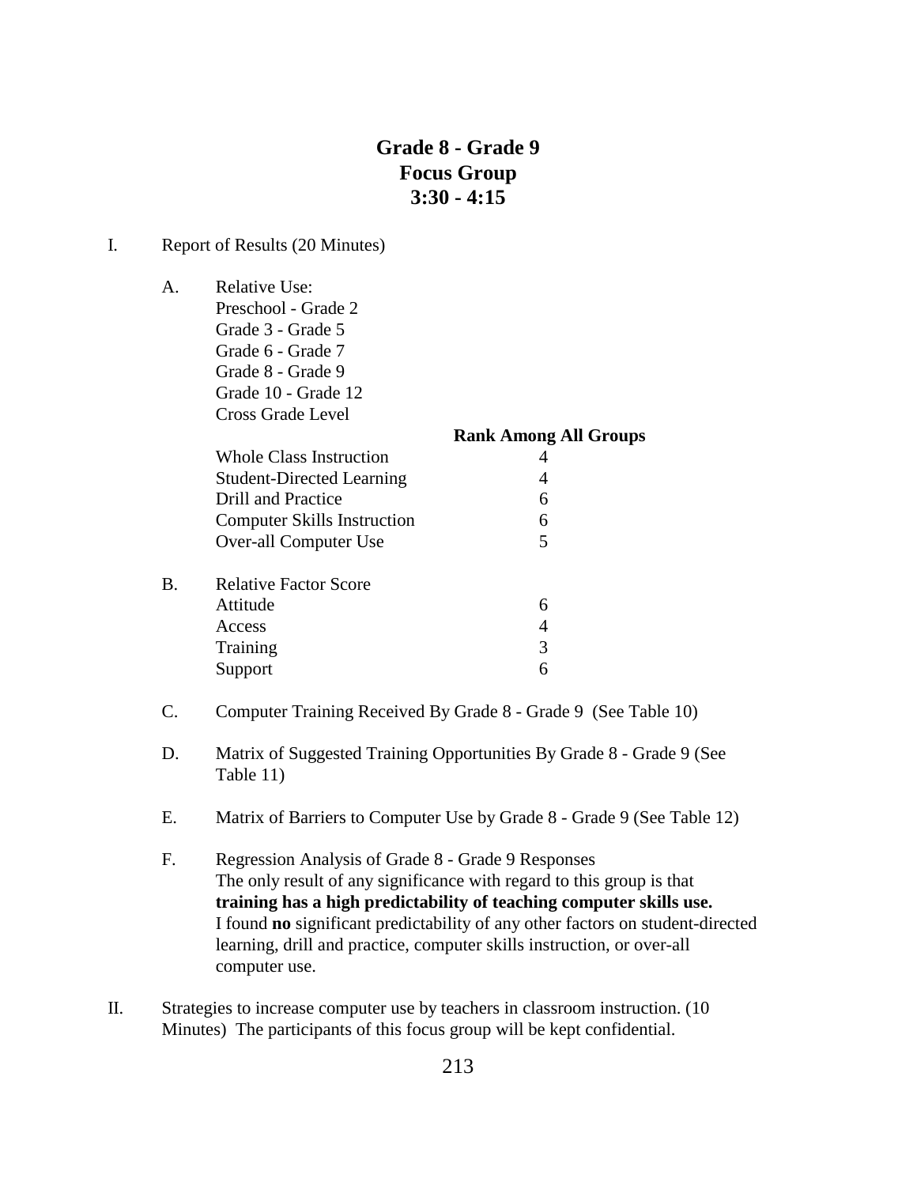# Grade 8 - Grade 9
# Focus Group
# 3:30 - 4:15

I. Report of Results (20 Minutes)

A. Relative Use:
Preschool - Grade 2
Grade 3 - Grade 5
Grade 6 - Grade 7
Grade 8 - Grade 9
Grade 10 - Grade 12
Cross Grade Level

| | **Rank Among All Groups** |
|---|---|
| Whole Class Instruction | 4 |
| Student-Directed Learning | 4 |
| Drill and Practice | 6 |
| Computer Skills Instruction | 6 |
| Over-all Computer Use | 5 |

B. Relative Factor Score

| | |
|---|---|
| Attitude | 6 |
| Access | 4 |
| Training | 3 |
| Support | 6 |

C. Computer Training Received By Grade 8 - Grade 9 (See Table 10)

D. Matrix of Suggested Training Opportunities By Grade 8 - Grade 9 (See Table 11)

E. Matrix of Barriers to Computer Use by Grade 8 - Grade 9 (See Table 12)

F. Regression Analysis of Grade 8 - Grade 9 Responses
The only result of any significance with regard to this group is that **training has a high predictability of teaching computer skills use.** I found **no** significant predictability of any other factors on student-directed learning, drill and practice, computer skills instruction, or over-all computer use.

II. Strategies to increase computer use by teachers in classroom instruction. (10 Minutes) The participants of this focus group will be kept confidential.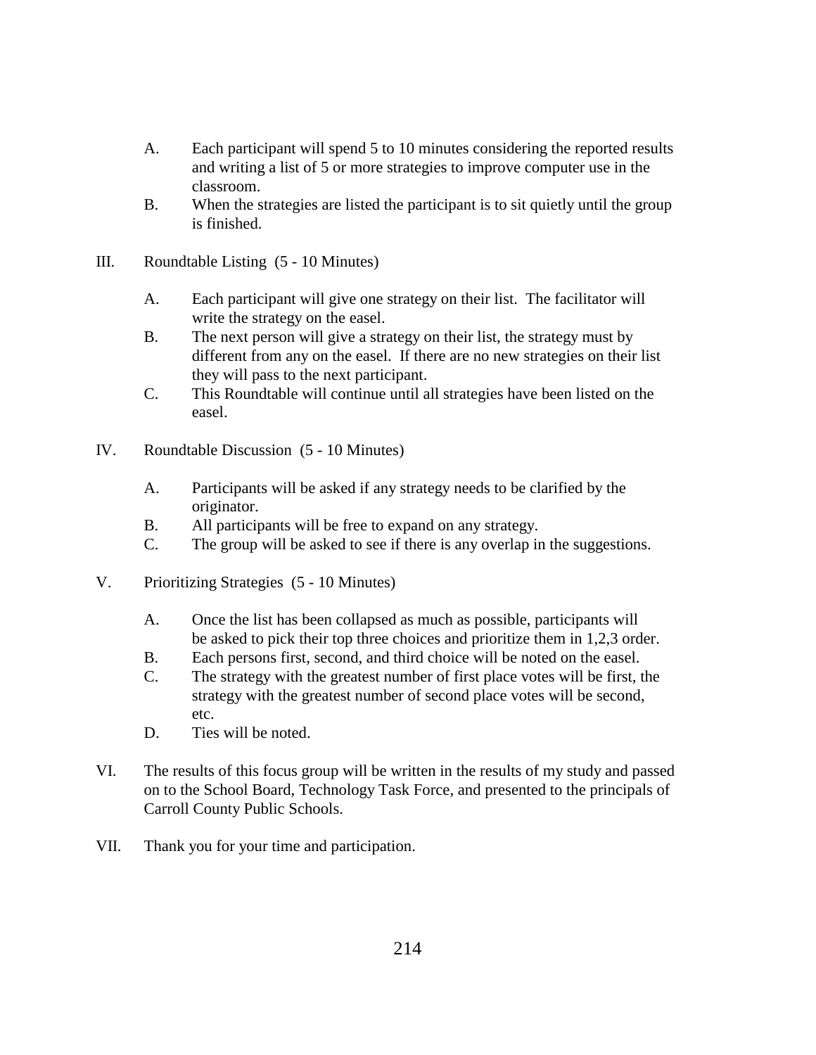A. Each participant will spend 5 to 10 minutes considering the reported results and writing a list of 5 or more strategies to improve computer use in the classroom.

B. When the strategies are listed the participant is to sit quietly until the group is finished.

III. Roundtable Listing (5 - 10 Minutes)

A. Each participant will give one strategy on their list. The facilitator will write the strategy on the easel.

B. The next person will give a strategy on their list, the strategy must by different from any on the easel. If there are no new strategies on their list they will pass to the next participant.

C. This Roundtable will continue until all strategies have been listed on the easel.

IV. Roundtable Discussion (5 - 10 Minutes)

A. Participants will be asked if any strategy needs to be clarified by the originator.

B. All participants will be free to expand on any strategy.

C. The group will be asked to see if there is any overlap in the suggestions.

V. Prioritizing Strategies (5 - 10 Minutes)

A. Once the list has been collapsed as much as possible, participants will be asked to pick their top three choices and prioritize them in 1,2,3 order.

B. Each persons first, second, and third choice will be noted on the easel.

C. The strategy with the greatest number of first place votes will be first, the strategy with the greatest number of second place votes will be second, etc.

D. Ties will be noted.

VI. The results of this focus group will be written in the results of my study and passed on to the School Board, Technology Task Force, and presented to the principals of Carroll County Public Schools.

VII. Thank you for your time and participation.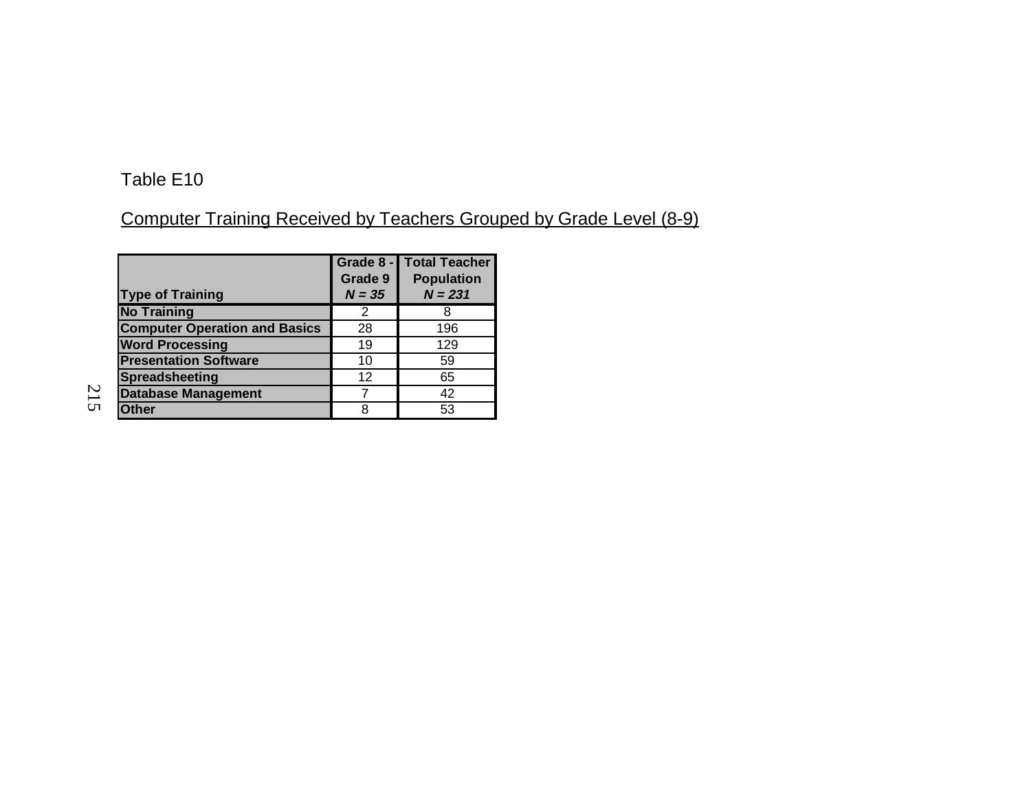Table E10

Computer Training Received by Teachers Grouped by Grade Level (8-9)

| Type of Training | Grade 8 - Grade 9 *N = 35* | Total Teacher Population *N = 231* |
|---|---|---|
| **No Training** | 2 | 8 |
| **Computer Operation and Basics** | 28 | 196 |
| **Word Processing** | 19 | 129 |
| **Presentation Software** | 10 | 59 |
| **Spreadsheeting** | 12 | 65 |
| **Database Management** | 7 | 42 |
| **Other** | 8 | 53 |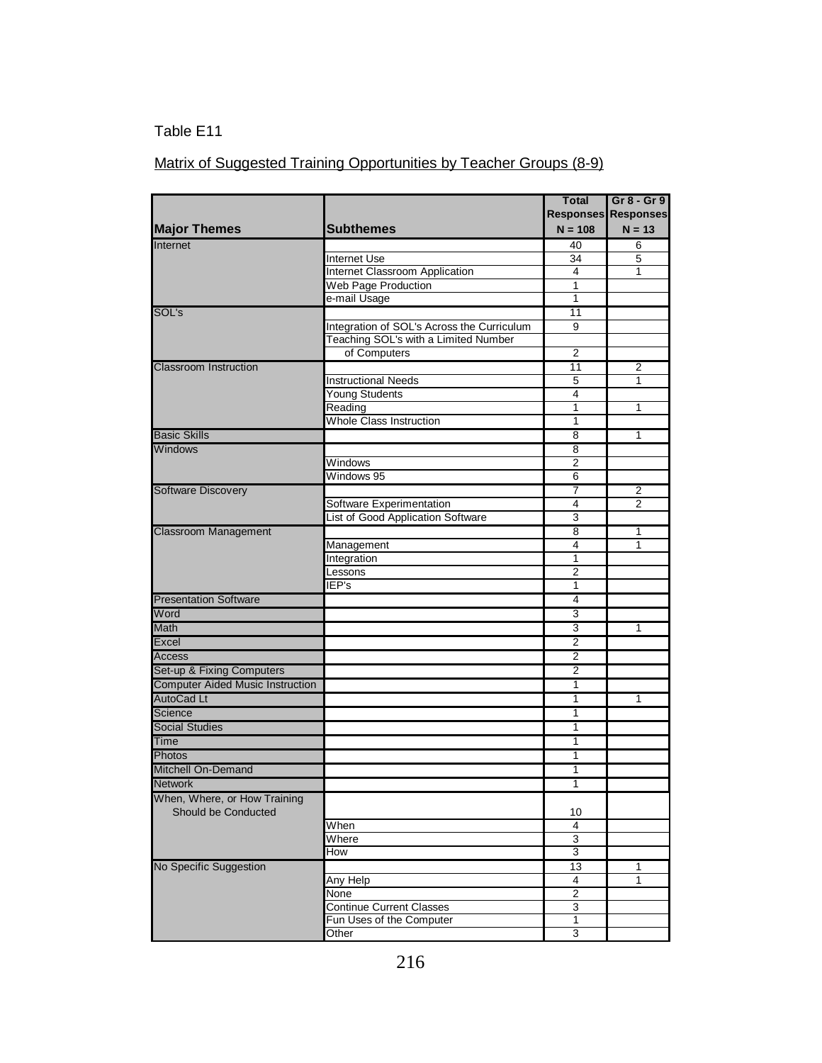Table E11

Matrix of Suggested Training Opportunities by Teacher Groups (8-9)

| Major Themes | Subthemes | Total Responses N = 108 | Gr 8 - Gr 9 Responses N = 13 |
|---|---|---|---|
| Internet | | 40 | 6 |
| | Internet Use | 34 | 5 |
| | Internet Classroom Application | 4 | 1 |
| | Web Page Production | 1 | |
| | e-mail Usage | 1 | |
| SOL's | | 11 | |
| | Integration of SOL's Across the Curriculum | 9 | |
| | Teaching SOL's with a Limited Number of Computers | 2 | |
| Classroom Instruction | | 11 | 2 |
| | Instructional Needs | 5 | 1 |
| | Young Students | 4 | |
| | Reading | 1 | 1 |
| | Whole Class Instruction | 1 | |
| Basic Skills | | 8 | 1 |
| Windows | | 8 | |
| | Windows | 2 | |
| | Windows 95 | 6 | |
| Software Discovery | | 7 | 2 |
| | Software Experimentation | 4 | 2 |
| | List of Good Application Software | 3 | |
| Classroom Management | | 8 | 1 |
| | Management | 4 | 1 |
| | Integration | 1 | |
| | Lessons | 2 | |
| | IEP's | 1 | |
| Presentation Software | | 4 | |
| Word | | 3 | |
| Math | | 3 | 1 |
| Excel | | 2 | |
| Access | | 2 | |
| Set-up & Fixing Computers | | 2 | |
| Computer Aided Music Instruction | | 1 | |
| AutoCad Lt | | 1 | 1 |
| Science | | 1 | |
| Social Studies | | 1 | |
| Time | | 1 | |
| Photos | | 1 | |
| Mitchell On-Demand | | 1 | |
| Network | | 1 | |
| When, Where, or How Training Should be Conducted | | 10 | |
| | When | 4 | |
| | Where | 3 | |
| | How | 3 | |
| No Specific Suggestion | | 13 | 1 |
| | Any Help | 4 | 1 |
| | None | 2 | |
| | Continue Current Classes | 3 | |
| | Fun Uses of the Computer | 1 | |
| | Other | 3 | |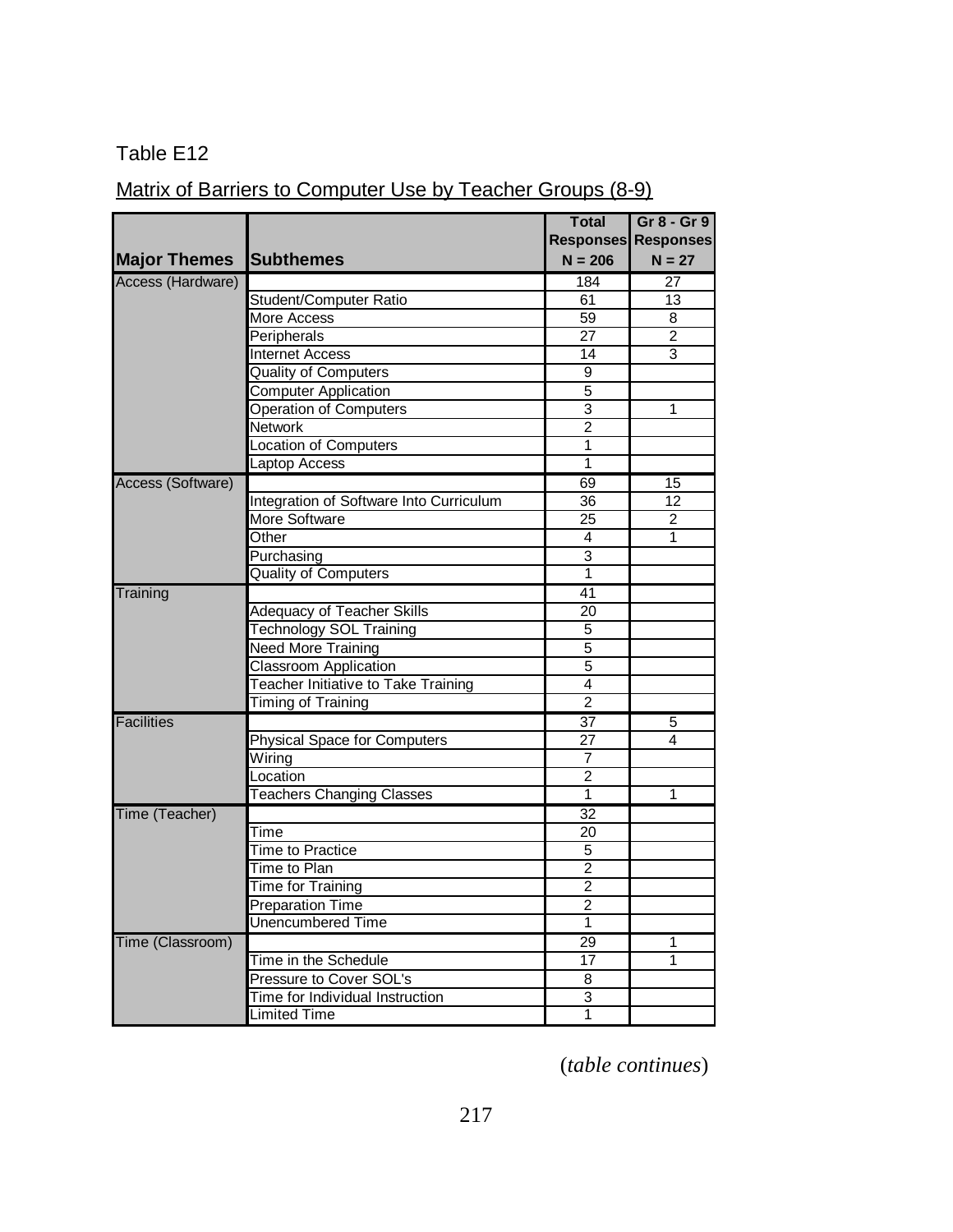Table E12

Matrix of Barriers to Computer Use by Teacher Groups (8-9)

| Major Themes | Subthemes | Total Responses N = 206 | Gr 8 - Gr 9 Responses N = 27 |
|---|---|---|---|
| Access (Hardware) | | 184 | 27 |
| | Student/Computer Ratio | 61 | 13 |
| | More Access | 59 | 8 |
| | Peripherals | 27 | 2 |
| | Internet Access | 14 | 3 |
| | Quality of Computers | 9 | |
| | Computer Application | 5 | |
| | Operation of Computers | 3 | 1 |
| | Network | 2 | |
| | Location of Computers | 1 | |
| | Laptop Access | 1 | |
| Access (Software) | | 69 | 15 |
| | Integration of Software Into Curriculum | 36 | 12 |
| | More Software | 25 | 2 |
| | Other | 4 | 1 |
| | Purchasing | 3 | |
| | Quality of Computers | 1 | |
| Training | | 41 | |
| | Adequacy of Teacher Skills | 20 | |
| | Technology SOL Training | 5 | |
| | Need More Training | 5 | |
| | Classroom Application | 5 | |
| | Teacher Initiative to Take Training | 4 | |
| | Timing of Training | 2 | |
| Facilities | | 37 | 5 |
| | Physical Space for Computers | 27 | 4 |
| | Wiring | 7 | |
| | Location | 2 | |
| | Teachers Changing Classes | 1 | 1 |
| Time (Teacher) | | 32 | |
| | Time | 20 | |
| | Time to Practice | 5 | |
| | Time to Plan | 2 | |
| | Time for Training | 2 | |
| | Preparation Time | 2 | |
| | Unencumbered Time | 1 | |
| Time (Classroom) | | 29 | 1 |
| | Time in the Schedule | 17 | 1 |
| | Pressure to Cover SOL's | 8 | |
| | Time for Individual Instruction | 3 | |
| | Limited Time | 1 | |

(*table continues*)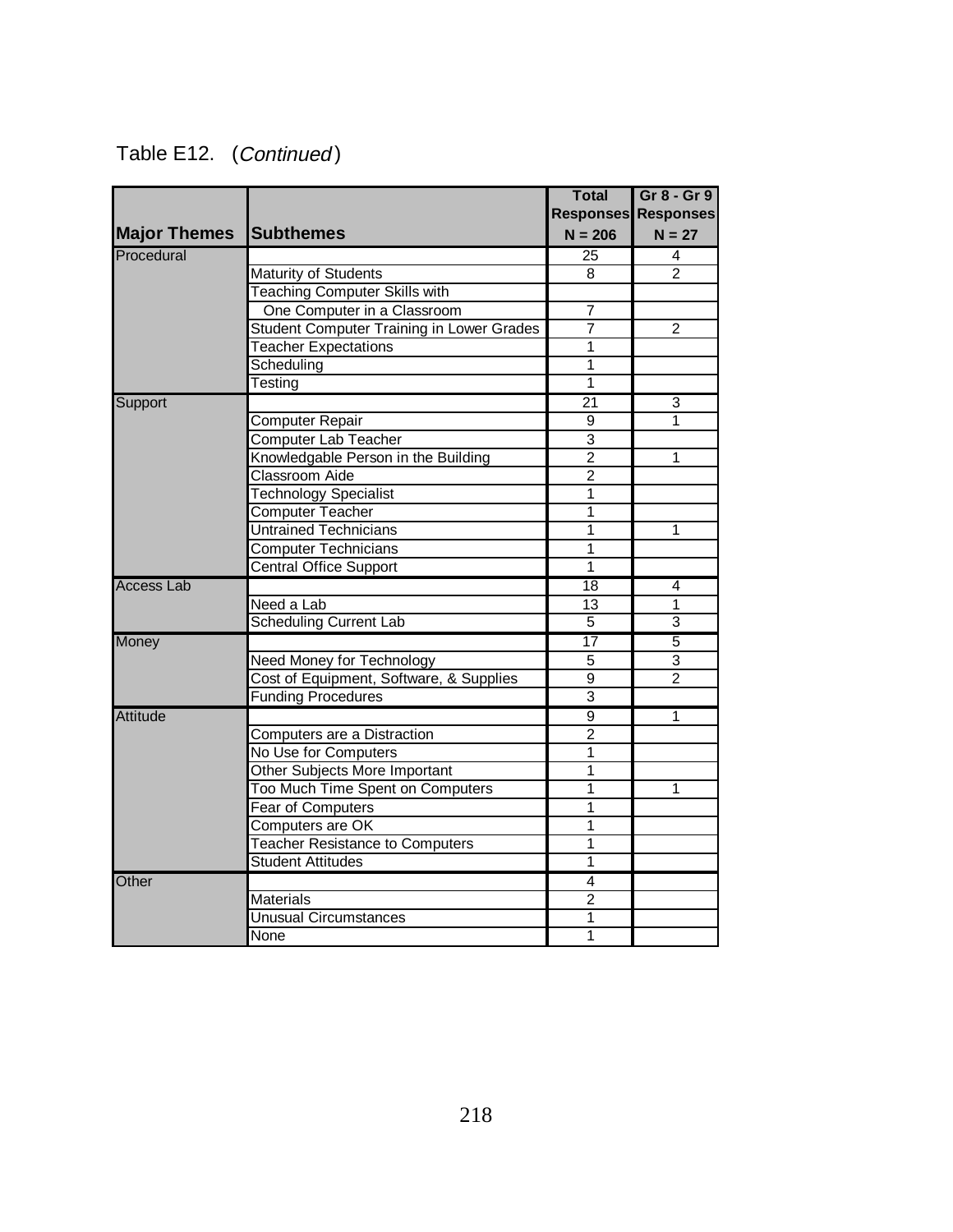Table E12. (*Continued*)

| Major Themes | Subthemes | Total Responses N = 206 | Gr 8 - Gr 9 Responses N = 27 |
|---|---|---|---|
| Procedural | | 25 | 4 |
| | Maturity of Students | 8 | 2 |
| | Teaching Computer Skills with One Computer in a Classroom | 7 | |
| | Student Computer Training in Lower Grades | 7 | 2 |
| | Teacher Expectations | 1 | |
| | Scheduling | 1 | |
| | Testing | 1 | |
| Support | | 21 | 3 |
| | Computer Repair | 9 | 1 |
| | Computer Lab Teacher | 3 | |
| | Knowledgable Person in the Building | 2 | 1 |
| | Classroom Aide | 2 | |
| | Technology Specialist | 1 | |
| | Computer Teacher | 1 | |
| | Untrained Technicians | 1 | 1 |
| | Computer Technicians | 1 | |
| | Central Office Support | 1 | |
| Access Lab | | 18 | 4 |
| | Need a Lab | 13 | 1 |
| | Scheduling Current Lab | 5 | 3 |
| Money | | 17 | 5 |
| | Need Money for Technology | 5 | 3 |
| | Cost of Equipment, Software, & Supplies | 9 | 2 |
| | Funding Procedures | 3 | |
| Attitude | | 9 | 1 |
| | Computers are a Distraction | 2 | |
| | No Use for Computers | 1 | |
| | Other Subjects More Important | 1 | |
| | Too Much Time Spent on Computers | 1 | 1 |
| | Fear of Computers | 1 | |
| | Computers are OK | 1 | |
| | Teacher Resistance to Computers | 1 | |
| | Student Attitudes | 1 | |
| Other | | 4 | |
| | Materials | 2 | |
| | Unusual Circumstances | 1 | |
| | None | 1 | |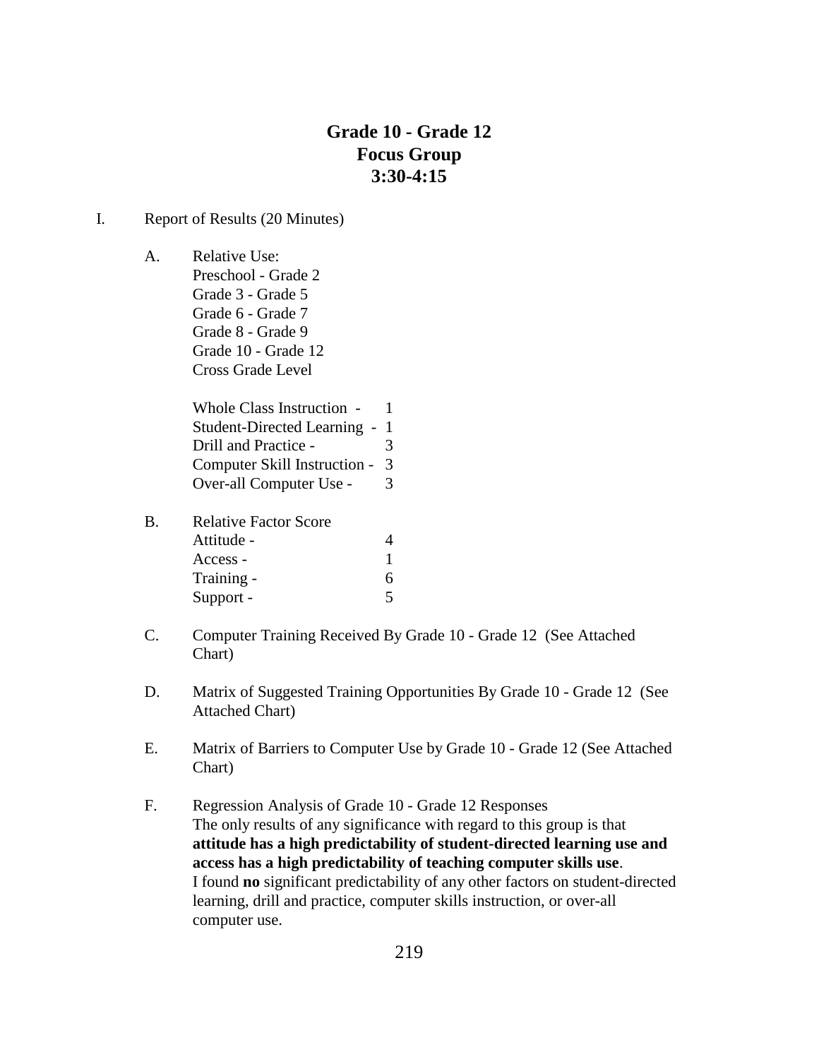# Grade 10 - Grade 12
# Focus Group
# 3:30-4:15

I. Report of Results (20 Minutes)

A. Relative Use:
Preschool - Grade 2
Grade 3 - Grade 5
Grade 6 - Grade 7
Grade 8 - Grade 9
Grade 10 - Grade 12
Cross Grade Level

| | |
|---|---|
| Whole Class Instruction - | 1 |
| Student-Directed Learning - | 1 |
| Drill and Practice - | 3 |
| Computer Skill Instruction - | 3 |
| Over-all Computer Use - | 3 |

B. Relative Factor Score

| | |
|---|---|
| Attitude - | 4 |
| Access - | 1 |
| Training - | 6 |
| Support - | 5 |

C. Computer Training Received By Grade 10 - Grade 12 (See Attached Chart)

D. Matrix of Suggested Training Opportunities By Grade 10 - Grade 12 (See Attached Chart)

E. Matrix of Barriers to Computer Use by Grade 10 - Grade 12 (See Attached Chart)

F. Regression Analysis of Grade 10 - Grade 12 Responses
The only results of any significance with regard to this group is that **attitude has a high predictability of student-directed learning use and access has a high predictability of teaching computer skills use**. I found **no** significant predictability of any other factors on student-directed learning, drill and practice, computer skills instruction, or over-all computer use.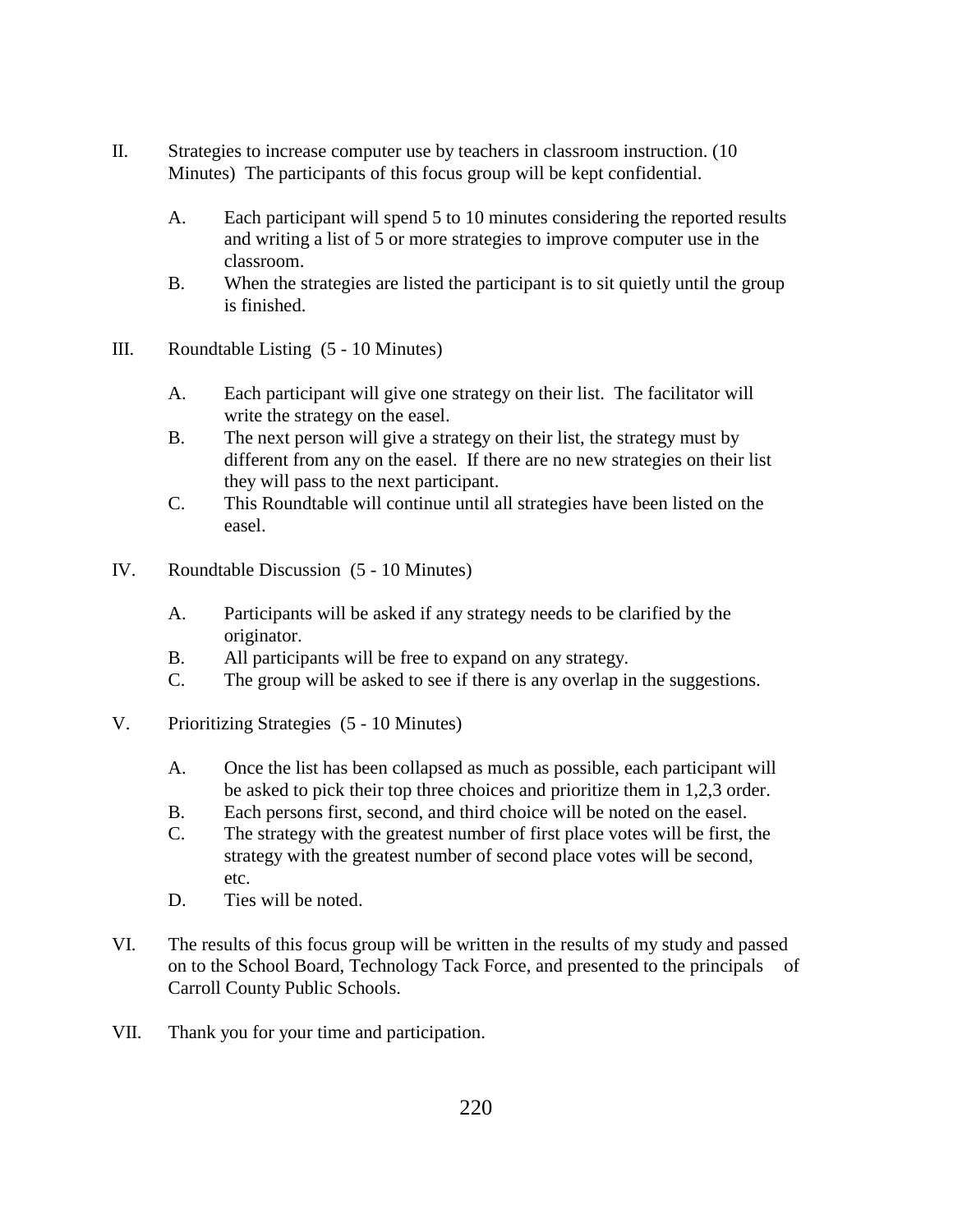II. Strategies to increase computer use by teachers in classroom instruction. (10 Minutes) The participants of this focus group will be kept confidential.

   A. Each participant will spend 5 to 10 minutes considering the reported results and writing a list of 5 or more strategies to improve computer use in the classroom.
   B. When the strategies are listed the participant is to sit quietly until the group is finished.

III. Roundtable Listing (5 - 10 Minutes)

   A. Each participant will give one strategy on their list. The facilitator will write the strategy on the easel.
   B. The next person will give a strategy on their list, the strategy must by different from any on the easel. If there are no new strategies on their list they will pass to the next participant.
   C. This Roundtable will continue until all strategies have been listed on the easel.

IV. Roundtable Discussion (5 - 10 Minutes)

   A. Participants will be asked if any strategy needs to be clarified by the originator.
   B. All participants will be free to expand on any strategy.
   C. The group will be asked to see if there is any overlap in the suggestions.

V. Prioritizing Strategies (5 - 10 Minutes)

   A. Once the list has been collapsed as much as possible, each participant will be asked to pick their top three choices and prioritize them in 1,2,3 order.
   B. Each persons first, second, and third choice will be noted on the easel.
   C. The strategy with the greatest number of first place votes will be first, the strategy with the greatest number of second place votes will be second, etc.
   D. Ties will be noted.

VI. The results of this focus group will be written in the results of my study and passed on to the School Board, Technology Tack Force, and presented to the principals of Carroll County Public Schools.

VII. Thank you for your time and participation.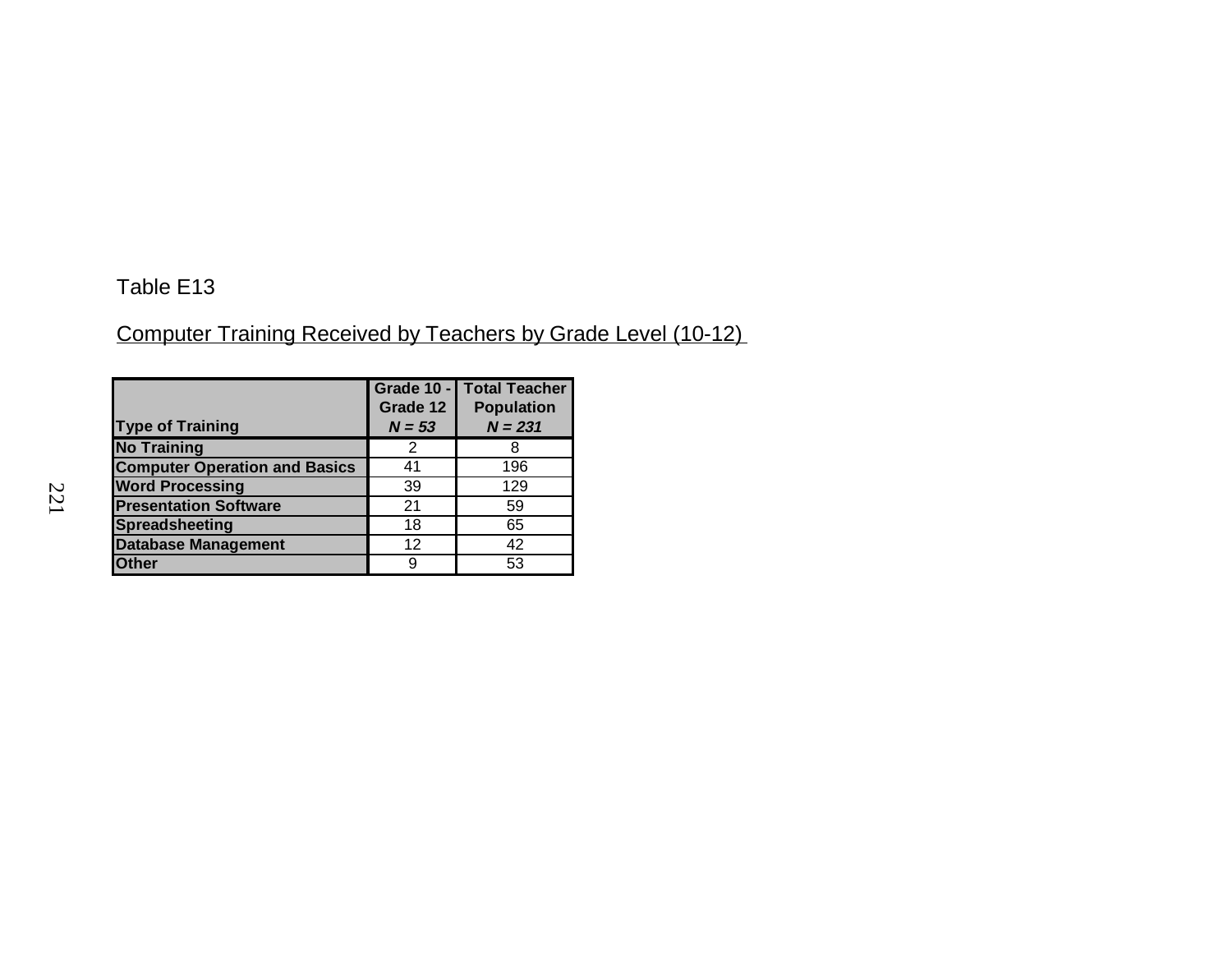Table E13

Computer Training Received by Teachers by Grade Level (10-12)

| Type of Training | Grade 10 - Grade 12 *N = 53* | Total Teacher Population *N = 231* |
|---|---|---|
| **No Training** | 2 | 8 |
| **Computer Operation and Basics** | 41 | 196 |
| **Word Processing** | 39 | 129 |
| **Presentation Software** | 21 | 59 |
| **Spreadsheeting** | 18 | 65 |
| **Database Management** | 12 | 42 |
| **Other** | 9 | 53 |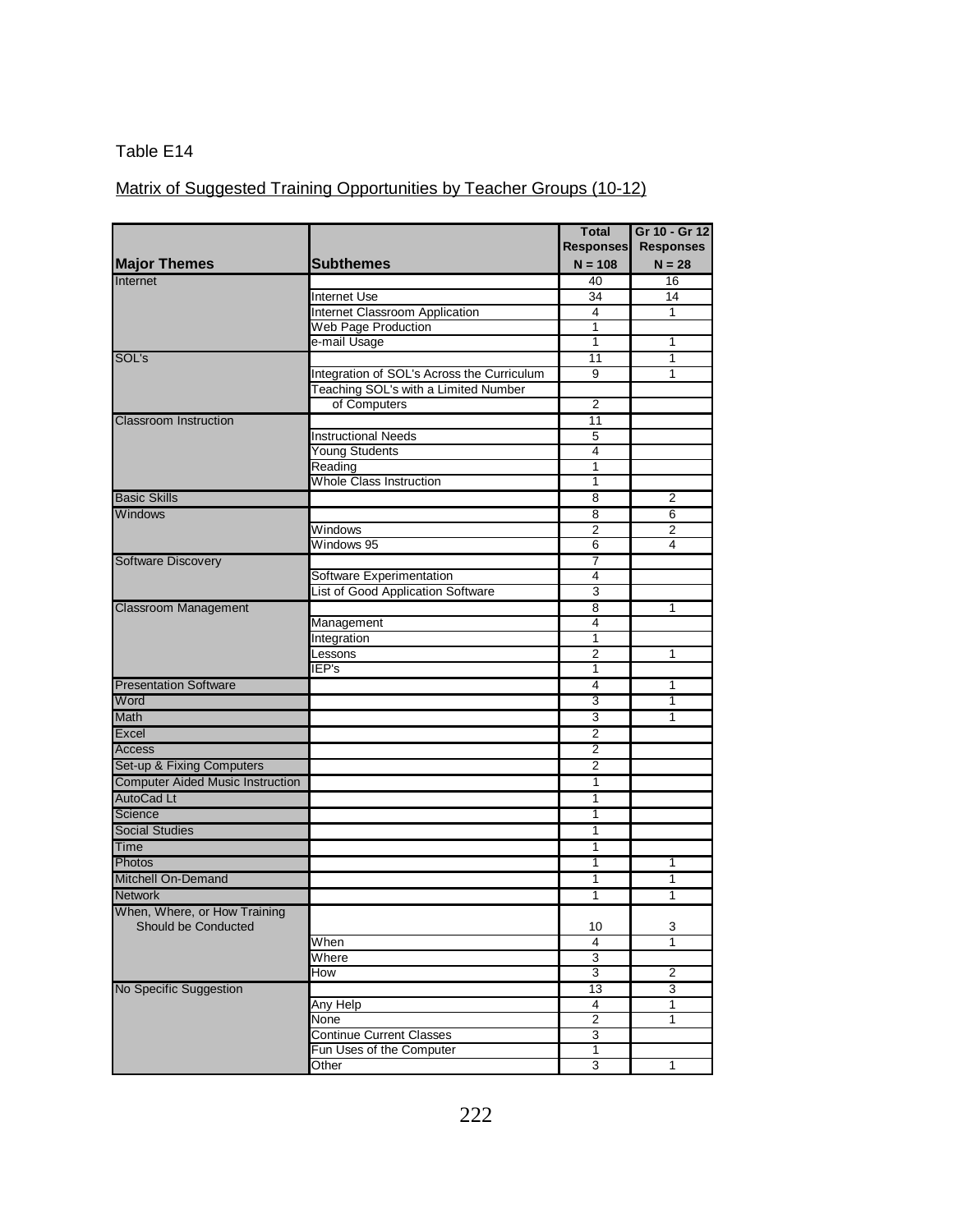Table E14

Matrix of Suggested Training Opportunities by Teacher Groups (10-12)

| Major Themes | Subthemes | Total Responses N = 108 | Gr 10 - Gr 12 Responses N = 28 |
|---|---|---|---|
| Internet | | 40 | 16 |
| | Internet Use | 34 | 14 |
| | Internet Classroom Application | 4 | 1 |
| | Web Page Production | 1 | |
| | e-mail Usage | 1 | 1 |
| SOL's | | 11 | 1 |
| | Integration of SOL's Across the Curriculum | 9 | 1 |
| | Teaching SOL's with a Limited Number of Computers | 2 | |
| Classroom Instruction | | 11 | |
| | Instructional Needs | 5 | |
| | Young Students | 4 | |
| | Reading | 1 | |
| | Whole Class Instruction | 1 | |
| Basic Skills | | 8 | 2 |
| Windows | | 8 | 6 |
| | Windows | 2 | 2 |
| | Windows 95 | 6 | 4 |
| Software Discovery | | 7 | |
| | Software Experimentation | 4 | |
| | List of Good Application Software | 3 | |
| Classroom Management | | 8 | 1 |
| | Management | 4 | |
| | Integration | 1 | |
| | Lessons | 2 | 1 |
| | IEP's | 1 | |
| Presentation Software | | 4 | 1 |
| Word | | 3 | 1 |
| Math | | 3 | 1 |
| Excel | | 2 | |
| Access | | 2 | |
| Set-up & Fixing Computers | | 2 | |
| Computer Aided Music Instruction | | 1 | |
| AutoCad Lt | | 1 | |
| Science | | 1 | |
| Social Studies | | 1 | |
| Time | | 1 | |
| Photos | | 1 | 1 |
| Mitchell On-Demand | | 1 | 1 |
| Network | | 1 | 1 |
| When, Where, or How Training Should be Conducted | | 10 | 3 |
| | When | 4 | 1 |
| | Where | 3 | |
| | How | 3 | 2 |
| No Specific Suggestion | | 13 | 3 |
| | Any Help | 4 | 1 |
| | None | 2 | 1 |
| | Continue Current Classes | 3 | |
| | Fun Uses of the Computer | 1 | |
| | Other | 3 | 1 |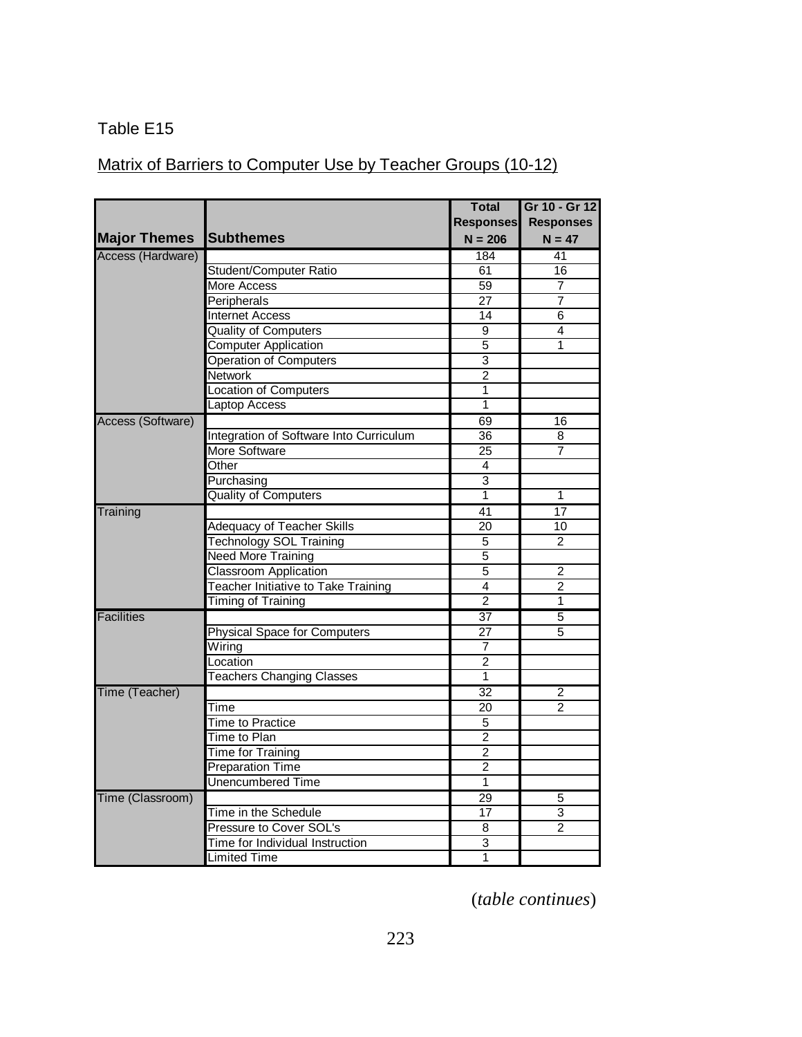Table E15

Matrix of Barriers to Computer Use by Teacher Groups (10-12)

| Major Themes | Subthemes | Total Responses N = 206 | Gr 10 - Gr 12 Responses N = 47 |
|---|---|---|---|
| Access (Hardware) | | 184 | 41 |
| | Student/Computer Ratio | 61 | 16 |
| | More Access | 59 | 7 |
| | Peripherals | 27 | 7 |
| | Internet Access | 14 | 6 |
| | Quality of Computers | 9 | 4 |
| | Computer Application | 5 | 1 |
| | Operation of Computers | 3 | |
| | Network | 2 | |
| | Location of Computers | 1 | |
| | Laptop Access | 1 | |
| Access (Software) | | 69 | 16 |
| | Integration of Software Into Curriculum | 36 | 8 |
| | More Software | 25 | 7 |
| | Other | 4 | |
| | Purchasing | 3 | |
| | Quality of Computers | 1 | 1 |
| Training | | 41 | 17 |
| | Adequacy of Teacher Skills | 20 | 10 |
| | Technology SOL Training | 5 | 2 |
| | Need More Training | 5 | |
| | Classroom Application | 5 | 2 |
| | Teacher Initiative to Take Training | 4 | 2 |
| | Timing of Training | 2 | 1 |
| Facilities | | 37 | 5 |
| | Physical Space for Computers | 27 | 5 |
| | Wiring | 7 | |
| | Location | 2 | |
| | Teachers Changing Classes | 1 | |
| Time (Teacher) | | 32 | 2 |
| | Time | 20 | 2 |
| | Time to Practice | 5 | |
| | Time to Plan | 2 | |
| | Time for Training | 2 | |
| | Preparation Time | 2 | |
| | Unencumbered Time | 1 | |
| Time (Classroom) | | 29 | 5 |
| | Time in the Schedule | 17 | 3 |
| | Pressure to Cover SOL's | 8 | 2 |
| | Time for Individual Instruction | 3 | |
| | Limited Time | 1 | |

(*table continues*)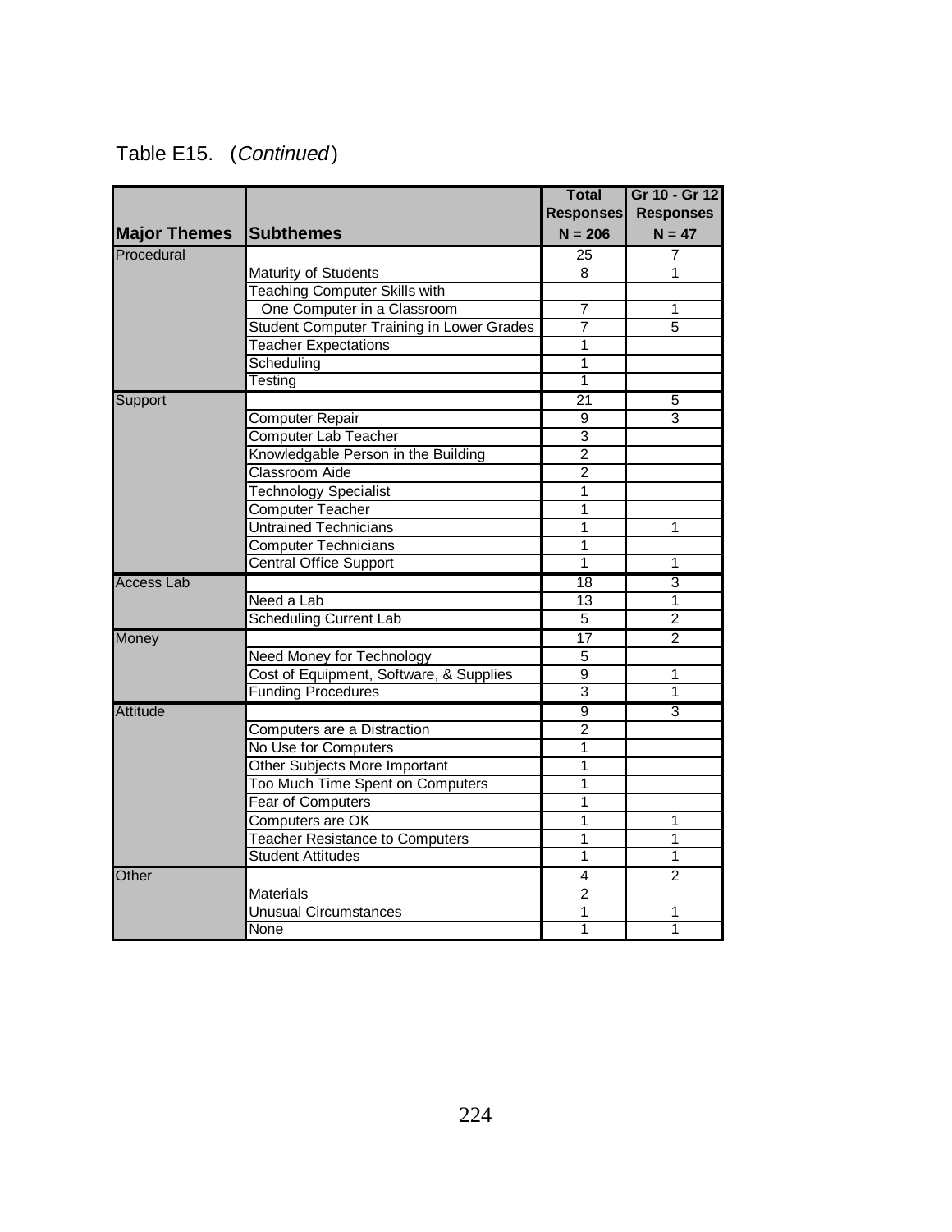Table E15. (*Continued*)

| Major Themes | Subthemes | Total Responses N = 206 | Gr 10 - Gr 12 Responses N = 47 |
|---|---|---|---|
| Procedural | | 25 | 7 |
| | Maturity of Students | 8 | 1 |
| | Teaching Computer Skills with One Computer in a Classroom | 7 | 1 |
| | Student Computer Training in Lower Grades | 7 | 5 |
| | Teacher Expectations | 1 | |
| | Scheduling | 1 | |
| | Testing | 1 | |
| Support | | 21 | 5 |
| | Computer Repair | 9 | 3 |
| | Computer Lab Teacher | 3 | |
| | Knowledgable Person in the Building | 2 | |
| | Classroom Aide | 2 | |
| | Technology Specialist | 1 | |
| | Computer Teacher | 1 | |
| | Untrained Technicians | 1 | 1 |
| | Computer Technicians | 1 | |
| | Central Office Support | 1 | 1 |
| Access Lab | | 18 | 3 |
| | Need a Lab | 13 | 1 |
| | Scheduling Current Lab | 5 | 2 |
| Money | | 17 | 2 |
| | Need Money for Technology | 5 | |
| | Cost of Equipment, Software, & Supplies | 9 | 1 |
| | Funding Procedures | 3 | 1 |
| Attitude | | 9 | 3 |
| | Computers are a Distraction | 2 | |
| | No Use for Computers | 1 | |
| | Other Subjects More Important | 1 | |
| | Too Much Time Spent on Computers | 1 | |
| | Fear of Computers | 1 | |
| | Computers are OK | 1 | 1 |
| | Teacher Resistance to Computers | 1 | 1 |
| | Student Attitudes | 1 | 1 |
| Other | | 4 | 2 |
| | Materials | 2 | |
| | Unusual Circumstances | 1 | 1 |
| | None | 1 | 1 |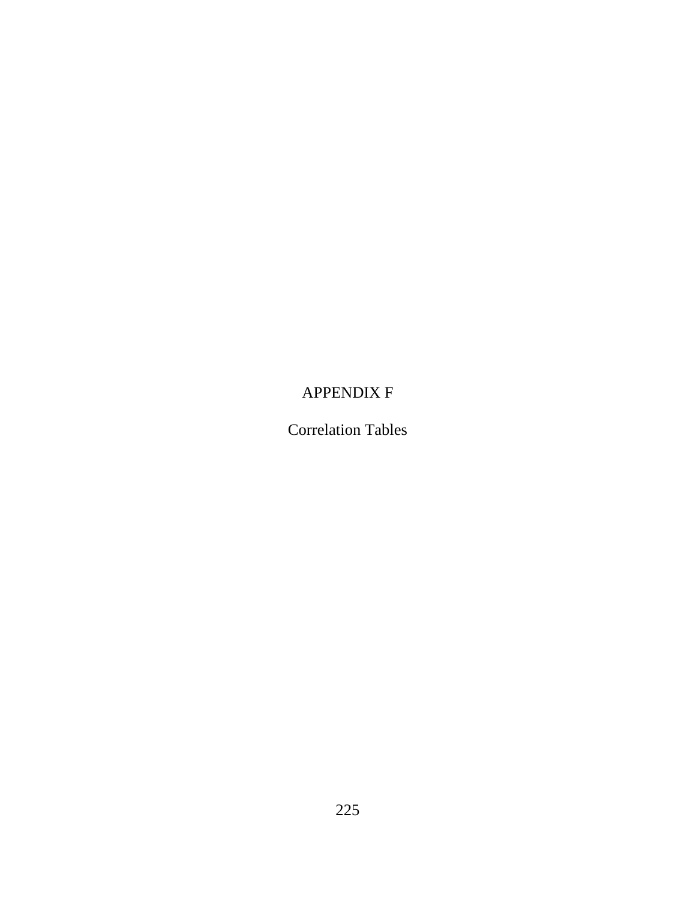# APPENDIX F

Correlation Tables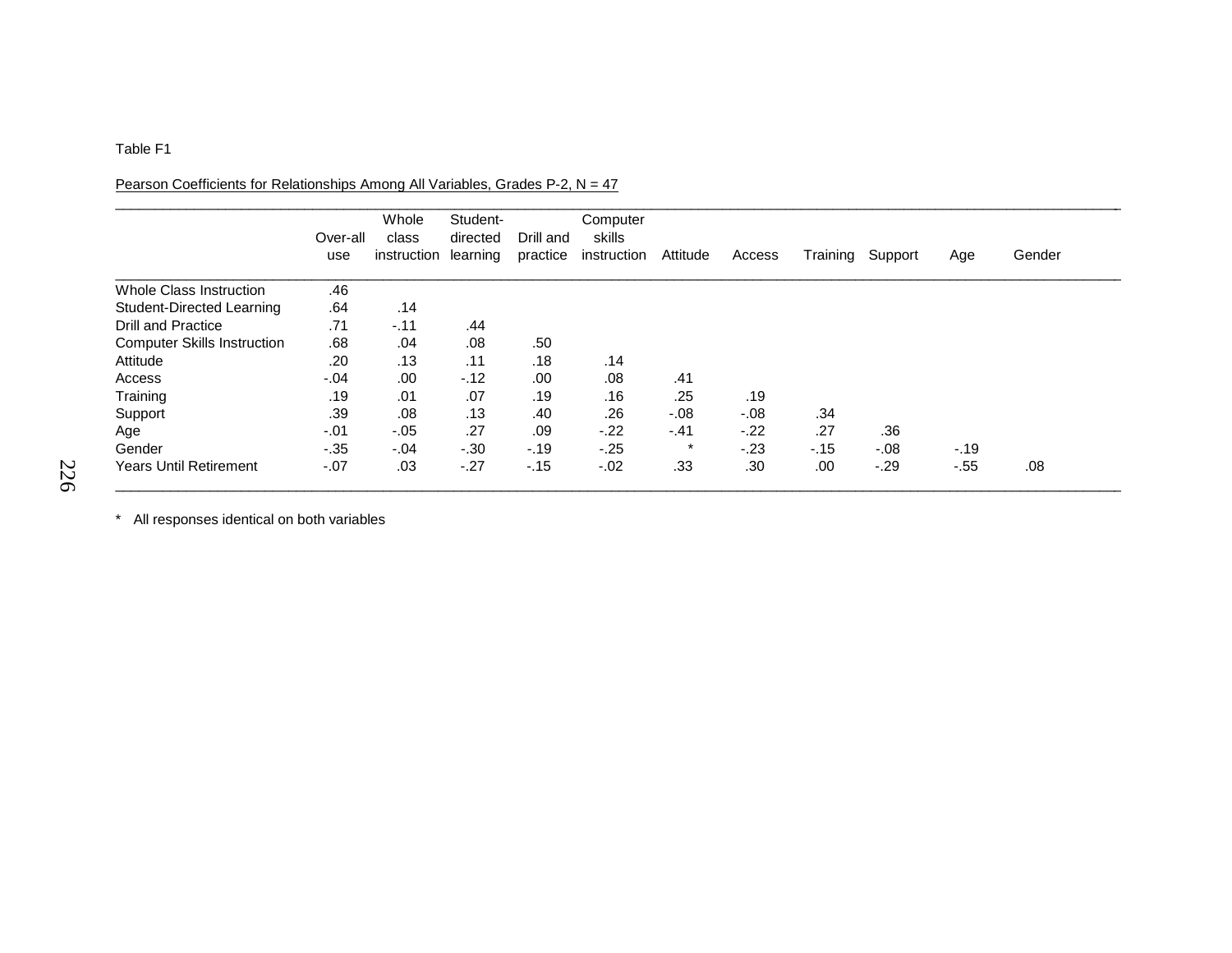Table F1

Pearson Coefficients for Relationships Among All Variables, Grades P-2, N = 47

| | Over-all use | Whole class instruction | Student-directed learning | Drill and practice | Computer skills instruction | Attitude | Access | Training | Support | Age | Gender |
|---|---|---|---|---|---|---|---|---|---|---|---|
| Whole Class Instruction | .46 | | | | | | | | | | |
| Student-Directed Learning | .64 | .14 | | | | | | | | | |
| Drill and Practice | .71 | -.11 | .44 | | | | | | | | |
| Computer Skills Instruction | .68 | .04 | .08 | .50 | | | | | | | |
| Attitude | .20 | .13 | .11 | .18 | .14 | | | | | | |
| Access | -.04 | .00 | -.12 | .00 | .08 | .41 | | | | | |
| Training | .19 | .01 | .07 | .19 | .16 | .25 | .19 | | | | |
| Support | .39 | .08 | .13 | .40 | .26 | -.08 | -.08 | .34 | | | |
| Age | -.01 | -.05 | .27 | .09 | -.22 | -.41 | -.22 | .27 | .36 | | |
| Gender | -.35 | -.04 | -.30 | -.19 | -.25 | * | -.23 | -.15 | -.08 | -.19 | |
| Years Until Retirement | -.07 | .03 | -.27 | -.15 | -.02 | .33 | .30 | .00 | -.29 | -.55 | .08 |

* All responses identical on both variables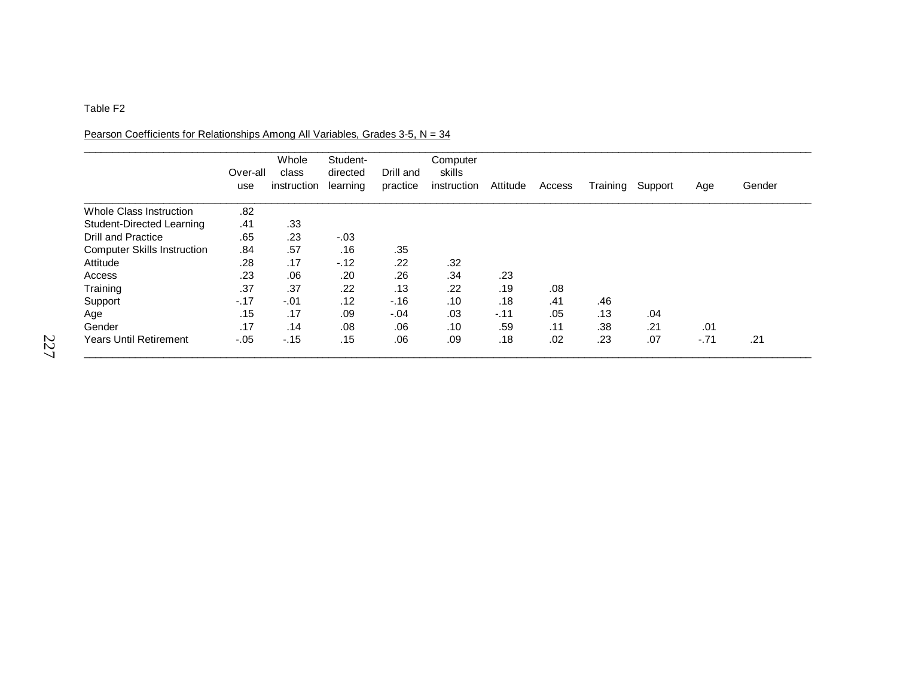Table F2

Pearson Coefficients for Relationships Among All Variables, Grades 3-5, N = 34

| | Over-all use | Whole class instruction | Student-directed learning | Drill and practice | Computer skills instruction | Attitude | Access | Training | Support | Age | Gender |
|---|---|---|---|---|---|---|---|---|---|---|---|
| Whole Class Instruction | .82 | | | | | | | | | | |
| Student-Directed Learning | .41 | .33 | | | | | | | | | |
| Drill and Practice | .65 | .23 | -.03 | | | | | | | | |
| Computer Skills Instruction | .84 | .57 | .16 | .35 | | | | | | | |
| Attitude | .28 | .17 | -.12 | .22 | .32 | | | | | | |
| Access | .23 | .06 | .20 | .26 | .34 | .23 | | | | | |
| Training | .37 | .37 | .22 | .13 | .22 | .19 | .08 | | | | |
| Support | -.17 | -.01 | .12 | -.16 | .10 | .18 | .41 | .46 | | | |
| Age | .15 | .17 | .09 | -.04 | .03 | -.11 | .05 | .13 | .04 | | |
| Gender | .17 | .14 | .08 | .06 | .10 | .59 | .11 | .38 | .21 | .01 | |
| Years Until Retirement | -.05 | -.15 | .15 | .06 | .09 | .18 | .02 | .23 | .07 | -.71 | .21 |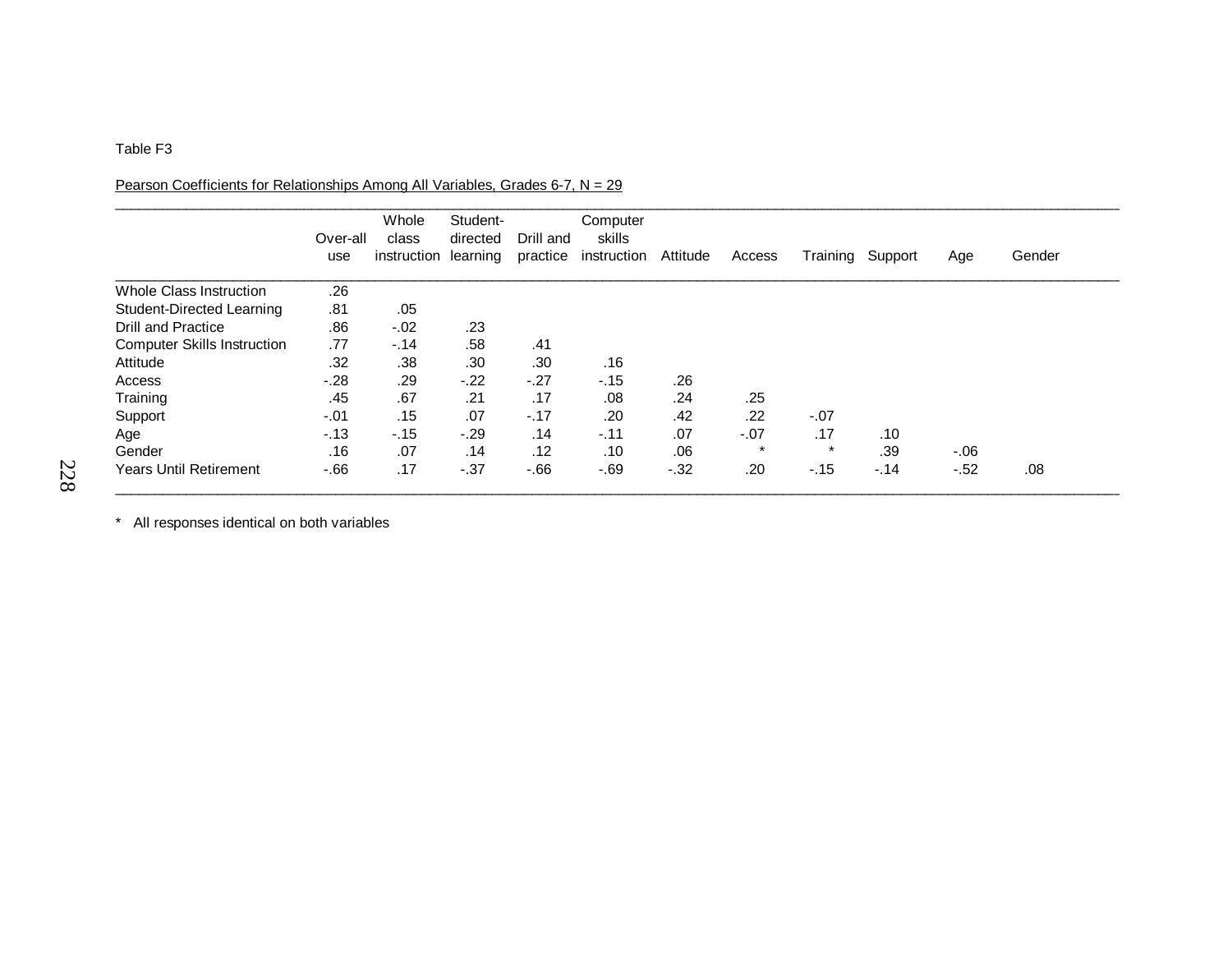Table F3

Pearson Coefficients for Relationships Among All Variables, Grades 6-7, N = 29

| | Over-all use | Whole class instruction | Student-directed learning | Drill and practice | Computer skills instruction | Attitude | Access | Training | Support | Age | Gender |
|---|---|---|---|---|---|---|---|---|---|---|---|
| Whole Class Instruction | .26 | | | | | | | | | | |
| Student-Directed Learning | .81 | .05 | | | | | | | | | |
| Drill and Practice | .86 | -.02 | .23 | | | | | | | | |
| Computer Skills Instruction | .77 | -.14 | .58 | .41 | | | | | | | |
| Attitude | .32 | .38 | .30 | .30 | .16 | | | | | | |
| Access | -.28 | .29 | -.22 | -.27 | -.15 | .26 | | | | | |
| Training | .45 | .67 | .21 | .17 | .08 | .24 | .25 | | | | |
| Support | -.01 | .15 | .07 | -.17 | .20 | .42 | .22 | -.07 | | | |
| Age | -.13 | -.15 | -.29 | .14 | -.11 | .07 | -.07 | .17 | .10 | | |
| Gender | .16 | .07 | .14 | .12 | .10 | .06 | * | * | .39 | -.06 | |
| Years Until Retirement | -.66 | .17 | -.37 | -.66 | -.69 | -.32 | .20 | -.15 | -.14 | -.52 | .08 |

* All responses identical on both variables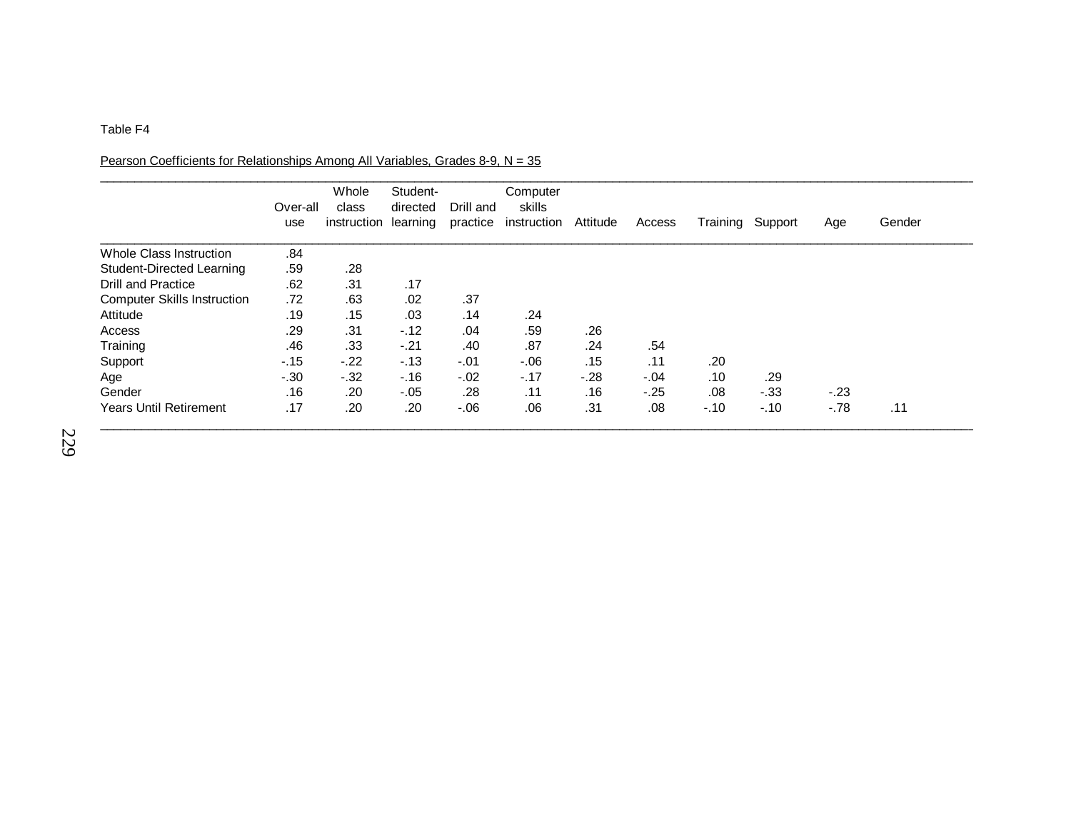Table F4

Pearson Coefficients for Relationships Among All Variables, Grades 8-9, N = 35

| | Over-all use | Whole class instruction | Student-directed learning | Drill and practice | Computer skills instruction | Attitude | Access | Training | Support | Age | Gender |
|---|---|---|---|---|---|---|---|---|---|---|---|
| Whole Class Instruction | .84 | | | | | | | | | | |
| Student-Directed Learning | .59 | .28 | | | | | | | | | |
| Drill and Practice | .62 | .31 | .17 | | | | | | | | |
| Computer Skills Instruction | .72 | .63 | .02 | .37 | | | | | | | |
| Attitude | .19 | .15 | .03 | .14 | .24 | | | | | | |
| Access | .29 | .31 | -.12 | .04 | .59 | .26 | | | | | |
| Training | .46 | .33 | -.21 | .40 | .87 | .24 | .54 | | | | |
| Support | -.15 | -.22 | -.13 | -.01 | -.06 | .15 | .11 | .20 | | | |
| Age | -.30 | -.32 | -.16 | -.02 | -.17 | -.28 | -.04 | .10 | .29 | | |
| Gender | .16 | .20 | -.05 | .28 | .11 | .16 | -.25 | .08 | -.33 | -.23 | |
| Years Until Retirement | .17 | .20 | .20 | -.06 | .06 | .31 | .08 | -.10 | -.10 | -.78 | .11 |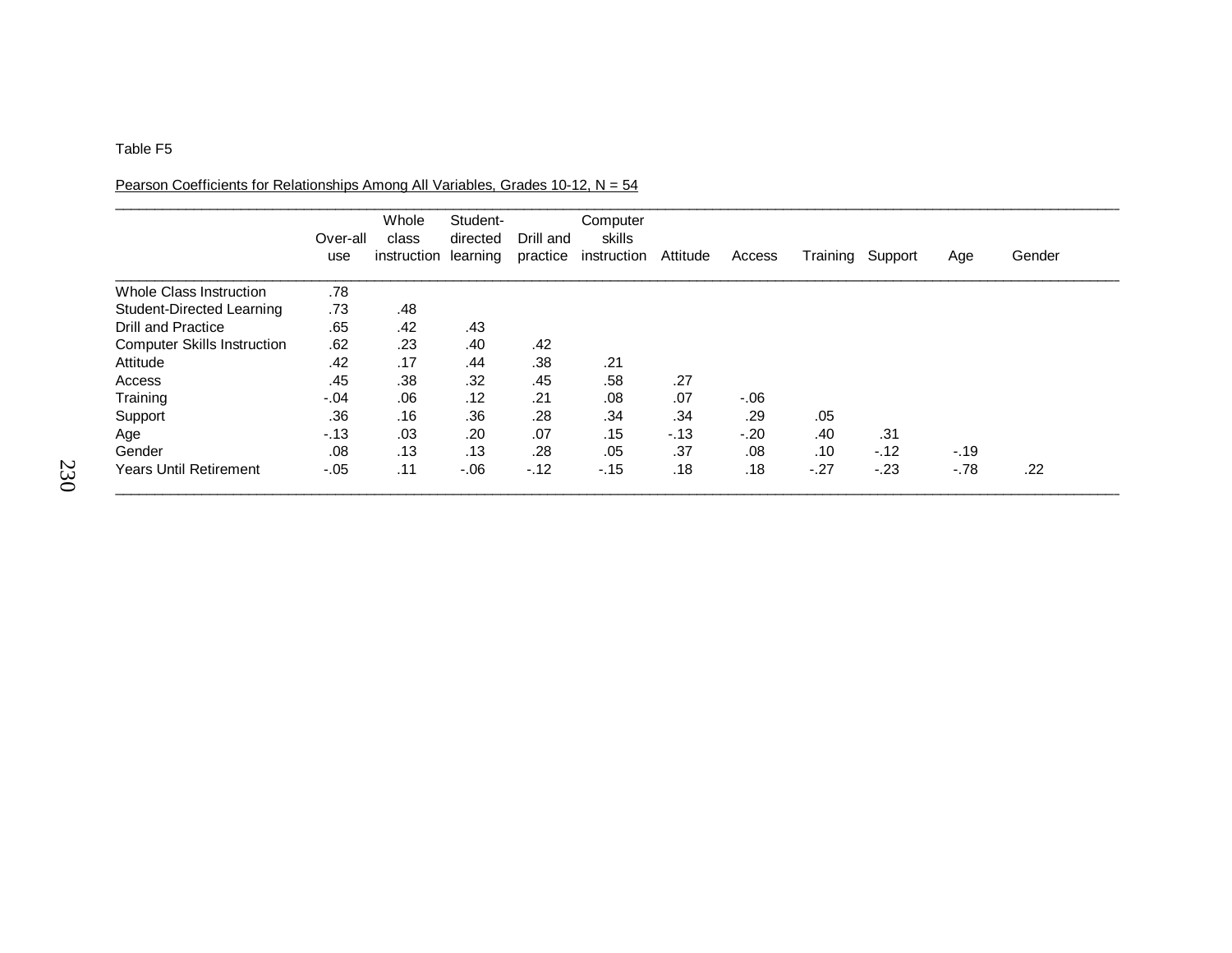Table F5

Pearson Coefficients for Relationships Among All Variables, Grades 10-12, N = 54

| | Over-all use | Whole class instruction | Student-directed learning | Drill and practice | Computer skills instruction | Attitude | Access | Training | Support | Age | Gender |
|---|---|---|---|---|---|---|---|---|---|---|---|
| Whole Class Instruction | .78 | | | | | | | | | | |
| Student-Directed Learning | .73 | .48 | | | | | | | | | |
| Drill and Practice | .65 | .42 | .43 | | | | | | | | |
| Computer Skills Instruction | .62 | .23 | .40 | .42 | | | | | | | |
| Attitude | .42 | .17 | .44 | .38 | .21 | | | | | | |
| Access | .45 | .38 | .32 | .45 | .58 | .27 | | | | | |
| Training | -.04 | .06 | .12 | .21 | .08 | .07 | -.06 | | | | |
| Support | .36 | .16 | .36 | .28 | .34 | .34 | .29 | .05 | | | |
| Age | -.13 | .03 | .20 | .07 | .15 | -.13 | -.20 | .40 | .31 | | |
| Gender | .08 | .13 | .13 | .28 | .05 | .37 | .08 | .10 | -.12 | -.19 | |
| Years Until Retirement | -.05 | .11 | -.06 | -.12 | -.15 | .18 | .18 | -.27 | -.23 | -.78 | .22 |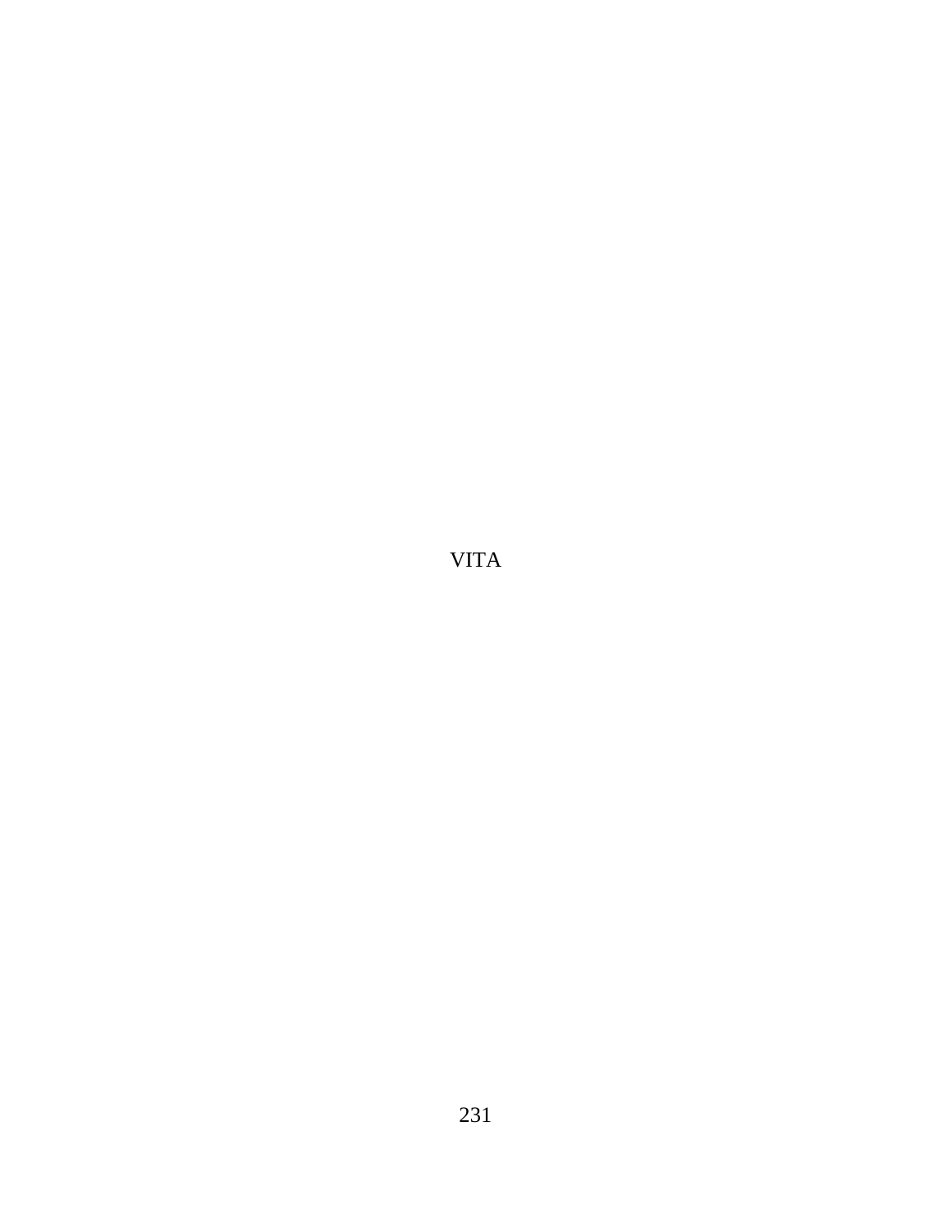# VITA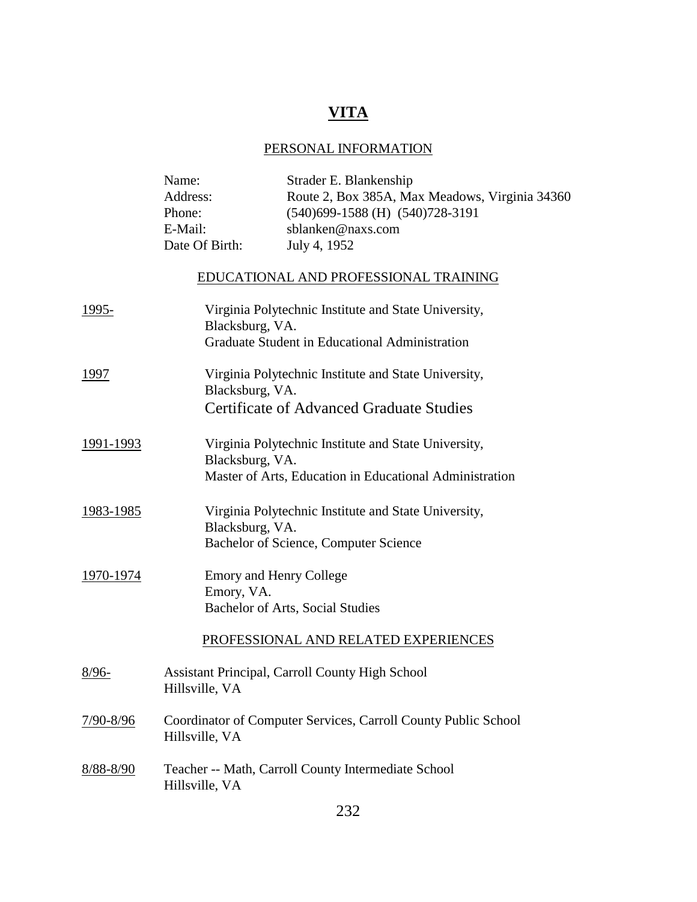# VITA

## PERSONAL INFORMATION

| | |
|---|---|
| Name: | Strader E. Blankenship |
| Address: | Route 2, Box 385A, Max Meadows, Virginia 34360 |
| Phone: | (540)699-1588 (H) (540)728-3191 |
| E-Mail: | sblanken@naxs.com |
| Date Of Birth: | July 4, 1952 |

## EDUCATIONAL AND PROFESSIONAL TRAINING

1995- Virginia Polytechnic Institute and State University,
Blacksburg, VA.
Graduate Student in Educational Administration

1997 Virginia Polytechnic Institute and State University,
Blacksburg, VA.
Certificate of Advanced Graduate Studies

1991-1993 Virginia Polytechnic Institute and State University,
Blacksburg, VA.
Master of Arts, Education in Educational Administration

1983-1985 Virginia Polytechnic Institute and State University,
Blacksburg, VA.
Bachelor of Science, Computer Science

1970-1974 Emory and Henry College
Emory, VA.
Bachelor of Arts, Social Studies

## PROFESSIONAL AND RELATED EXPERIENCES

8/96- Assistant Principal, Carroll County High School
Hillsville, VA

7/90-8/96 Coordinator of Computer Services, Carroll County Public School
Hillsville, VA

8/88-8/90 Teacher -- Math, Carroll County Intermediate School
Hillsville, VA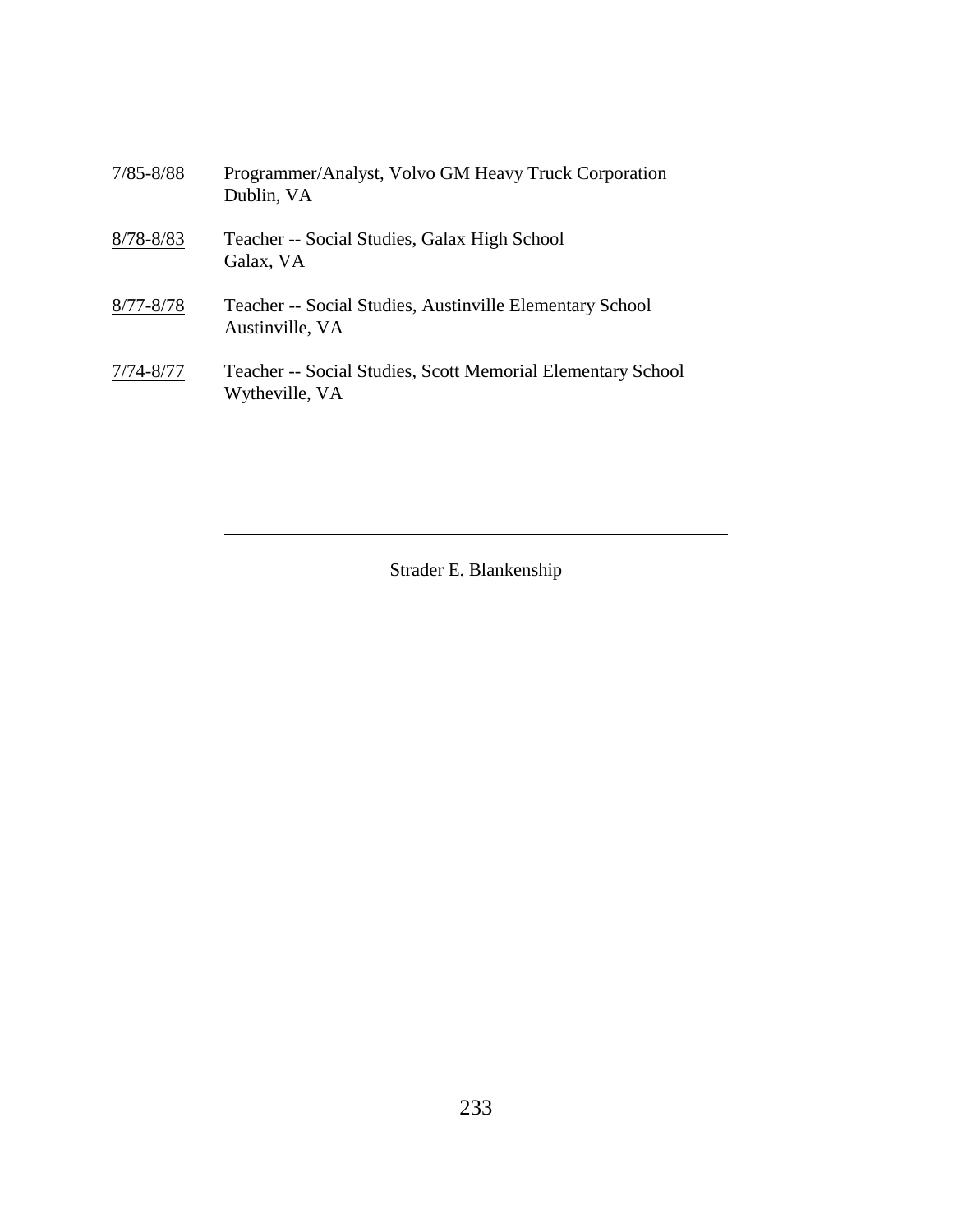<u>7/85-8/88</u> Programmer/Analyst, Volvo GM Heavy Truck Corporation
Dublin, VA

<u>8/78-8/83</u> Teacher -- Social Studies, Galax High School
Galax, VA

<u>8/77-8/78</u> Teacher -- Social Studies, Austinville Elementary School
Austinville, VA

<u>7/74-8/77</u> Teacher -- Social Studies, Scott Memorial Elementary School
Wytheville, VA

---

Strader E. Blankenship